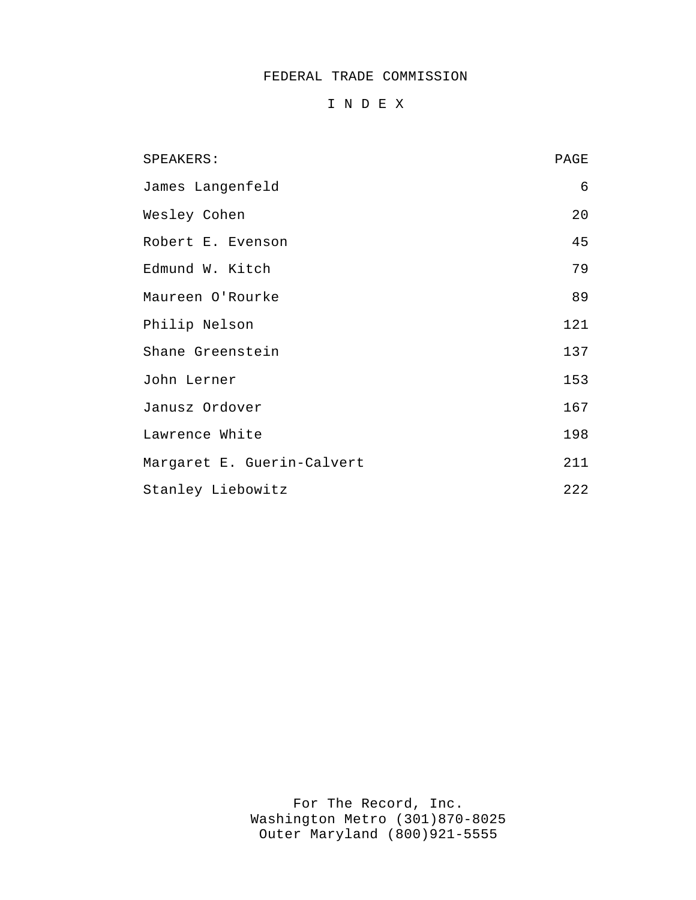FEDERAL TRADE COMMISSION

I N D E X

| SPEAKERS: | PAGE |
| --- | --- |
| James Langenfeld | 6 |
| Wesley Cohen | 20 |
| Robert E. Evenson | 45 |
| Edmund W. Kitch | 79 |
| Maureen O'Rourke | 89 |
| Philip Nelson | 121 |
| Shane Greenstein | 137 |
| John Lerner | 153 |
| Janusz Ordover | 167 |
| Lawrence White | 198 |
| Margaret E. Guerin-Calvert | 211 |
| Stanley Liebowitz | 222 |

For The Record, Inc.
Washington Metro (301)870-8025
Outer Maryland (800)921-5555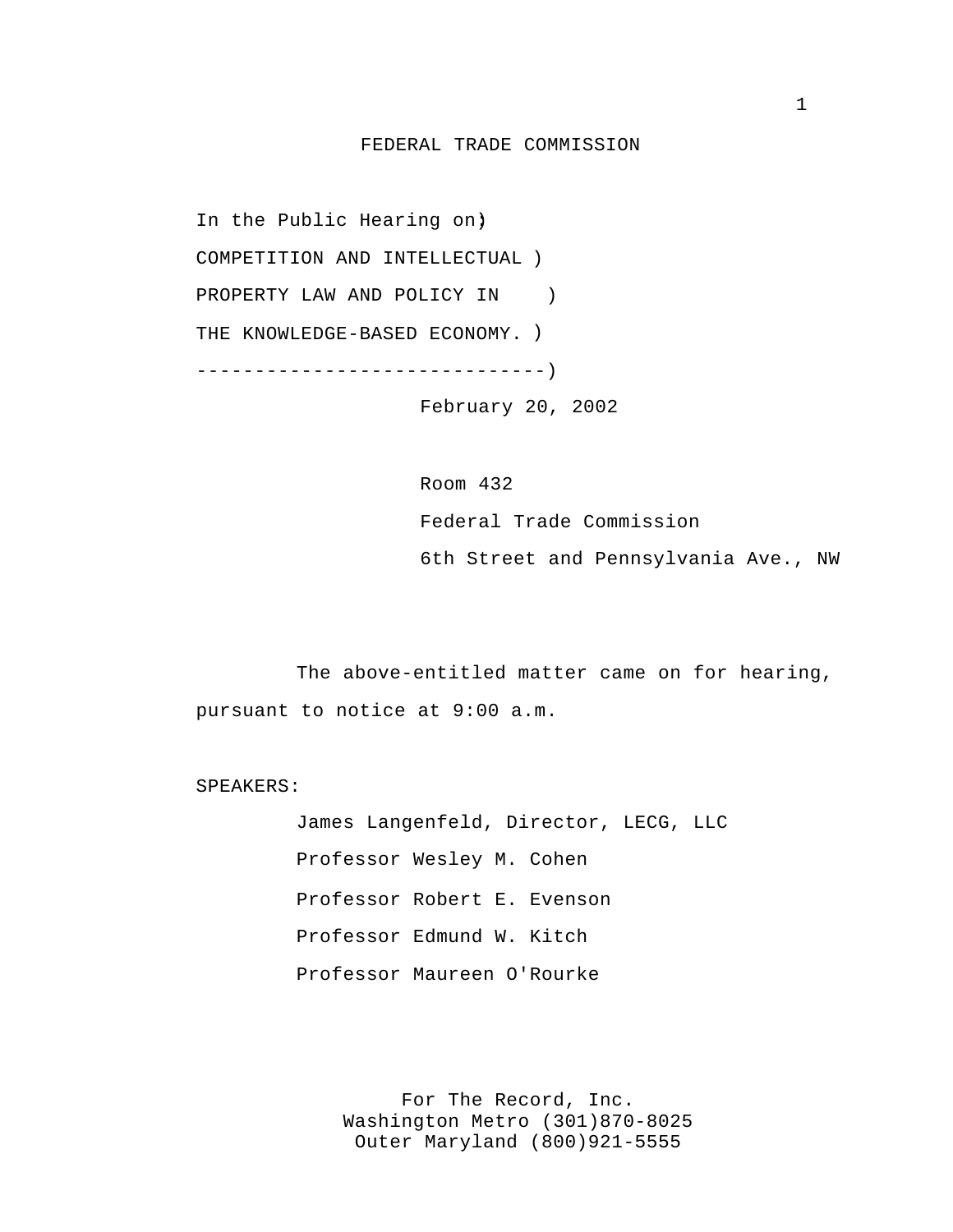FEDERAL TRADE COMMISSION

In the Public Hearing on)
COMPETITION AND INTELLECTUAL )
PROPERTY LAW AND POLICY IN )
THE KNOWLEDGE-BASED ECONOMY. )
-----------------------------)

February 20, 2002

Room 432
Federal Trade Commission
6th Street and Pennsylvania Ave., NW

The above-entitled matter came on for hearing, pursuant to notice at 9:00 a.m.

SPEAKERS:

James Langenfeld, Director, LECG, LLC
Professor Wesley M. Cohen
Professor Robert E. Evenson
Professor Edmund W. Kitch
Professor Maureen O'Rourke

For The Record, Inc.
Washington Metro (301)870-8025
Outer Maryland (800)921-5555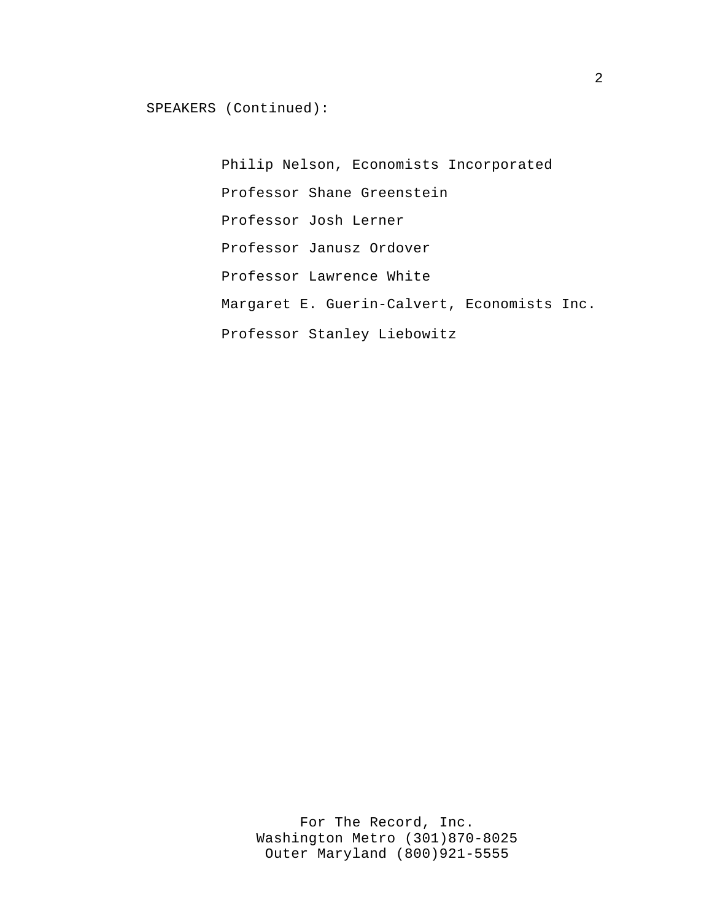SPEAKERS (Continued):

Philip Nelson, Economists Incorporated

Professor Shane Greenstein

Professor Josh Lerner

Professor Janusz Ordover

Professor Lawrence White

Margaret E. Guerin-Calvert, Economists Inc.

Professor Stanley Liebowitz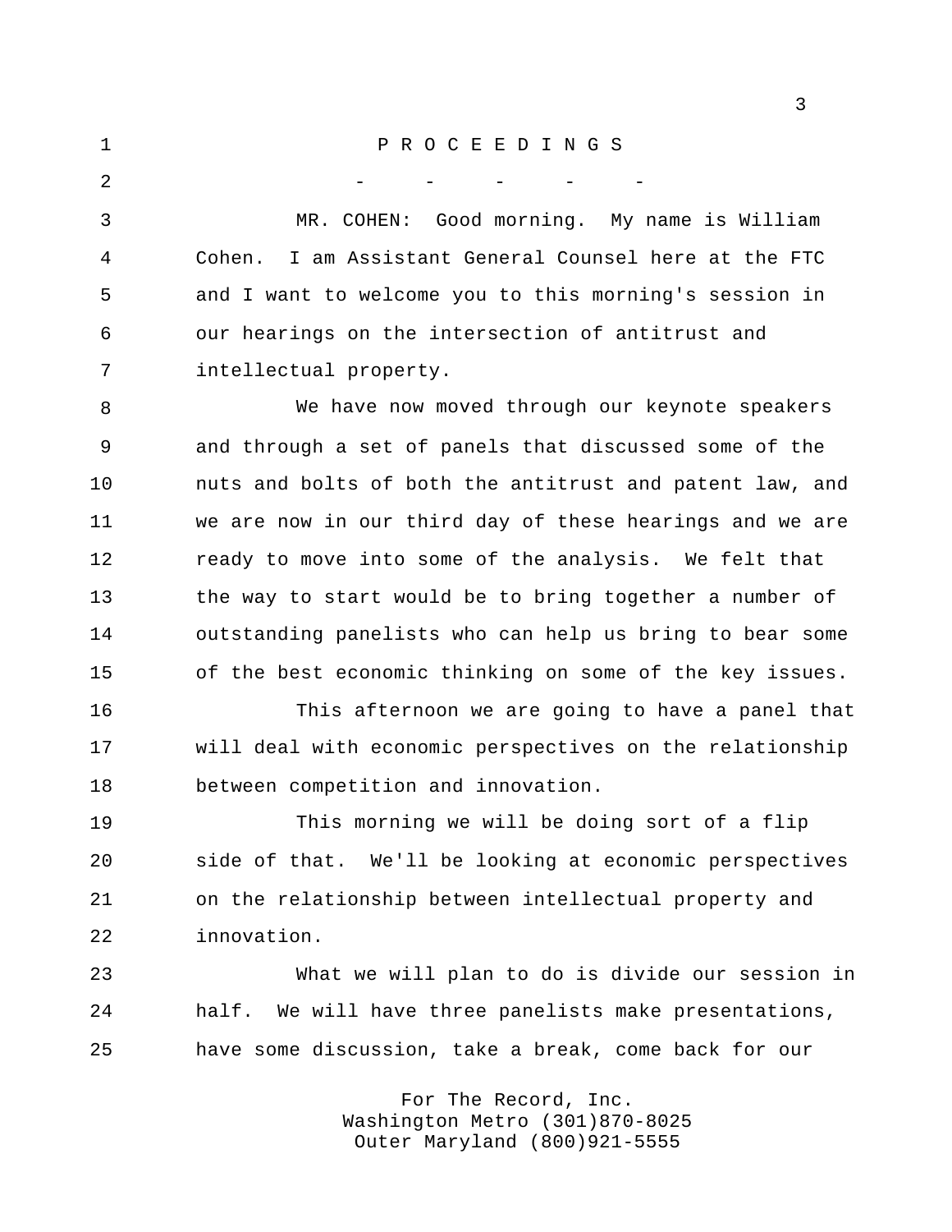P R O C E E D I N G S

\- - - - -

MR. COHEN: Good morning. My name is William Cohen. I am Assistant General Counsel here at the FTC and I want to welcome you to this morning's session in our hearings on the intersection of antitrust and intellectual property.

We have now moved through our keynote speakers and through a set of panels that discussed some of the nuts and bolts of both the antitrust and patent law, and we are now in our third day of these hearings and we are ready to move into some of the analysis. We felt that the way to start would be to bring together a number of outstanding panelists who can help us bring to bear some of the best economic thinking on some of the key issues.

This afternoon we are going to have a panel that will deal with economic perspectives on the relationship between competition and innovation.

This morning we will be doing sort of a flip side of that. We'll be looking at economic perspectives on the relationship between intellectual property and innovation.

What we will plan to do is divide our session in half. We will have three panelists make presentations, have some discussion, take a break, come back for our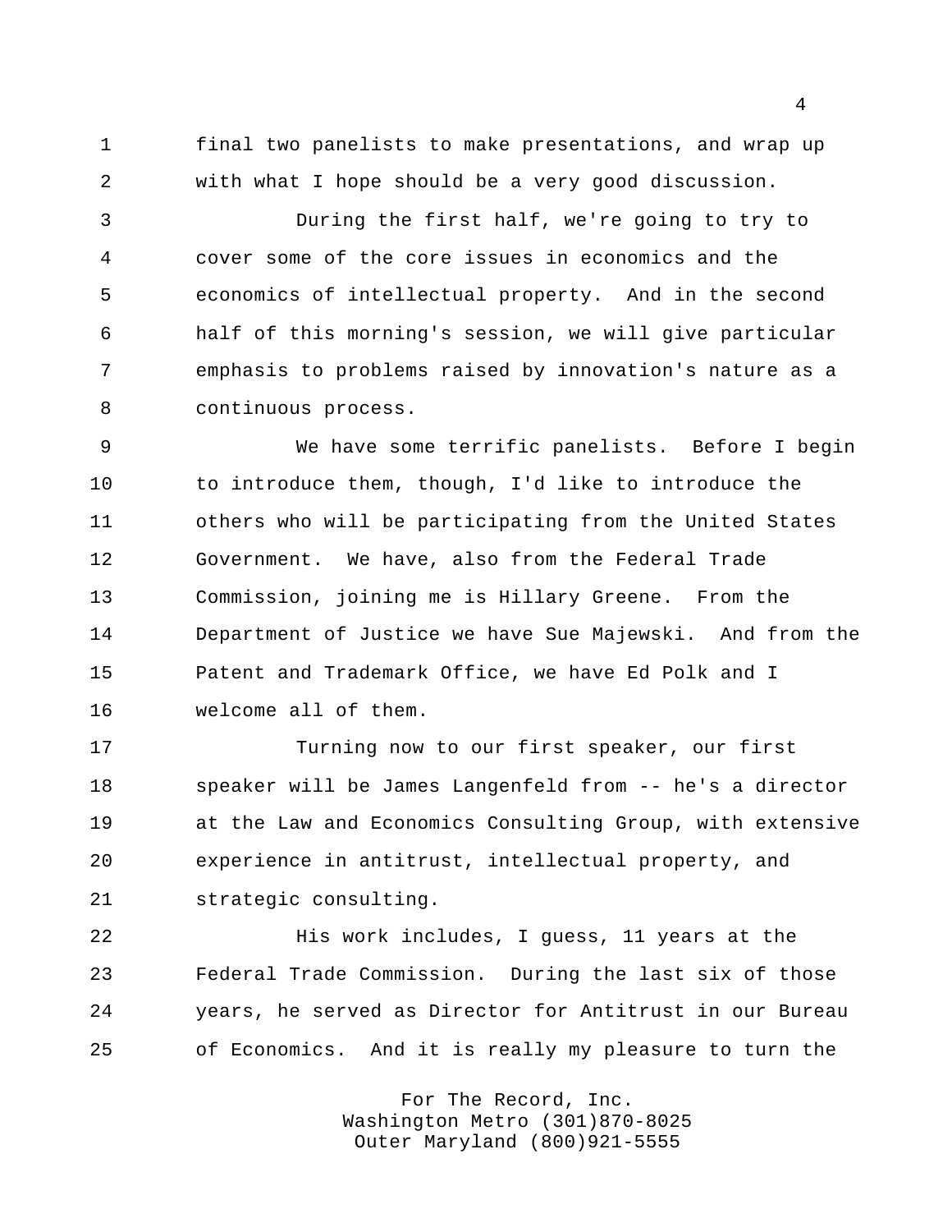final two panelists to make presentations, and wrap up with what I hope should be a very good discussion.

During the first half, we're going to try to cover some of the core issues in economics and the economics of intellectual property. And in the second half of this morning's session, we will give particular emphasis to problems raised by innovation's nature as a continuous process.

We have some terrific panelists. Before I begin to introduce them, though, I'd like to introduce the others who will be participating from the United States Government. We have, also from the Federal Trade Commission, joining me is Hillary Greene. From the Department of Justice we have Sue Majewski. And from the Patent and Trademark Office, we have Ed Polk and I welcome all of them.

Turning now to our first speaker, our first speaker will be James Langenfeld from -- he's a director at the Law and Economics Consulting Group, with extensive experience in antitrust, intellectual property, and strategic consulting.

His work includes, I guess, 11 years at the Federal Trade Commission. During the last six of those years, he served as Director for Antitrust in our Bureau of Economics. And it is really my pleasure to turn the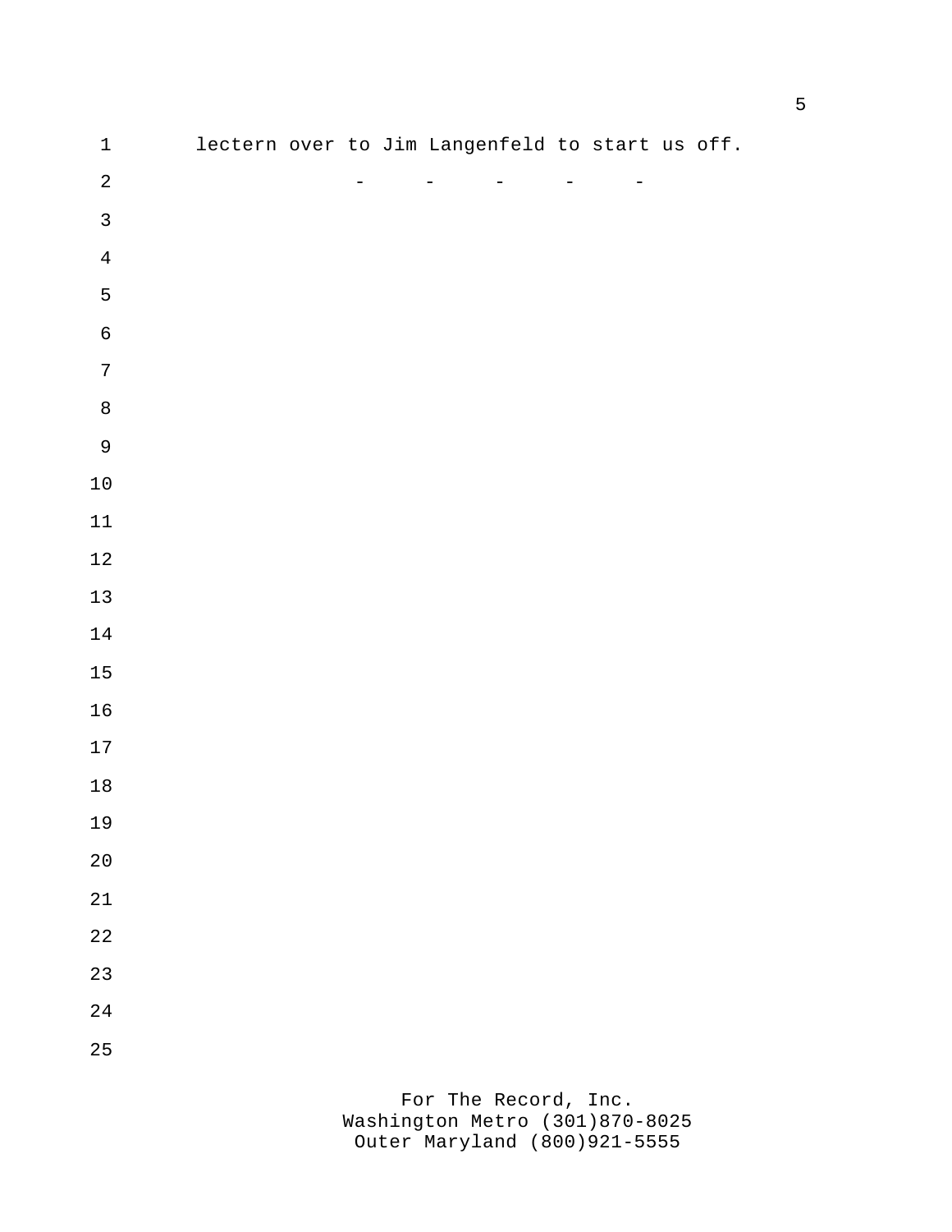lectern over to Jim Langenfeld to start us off.

- - - - -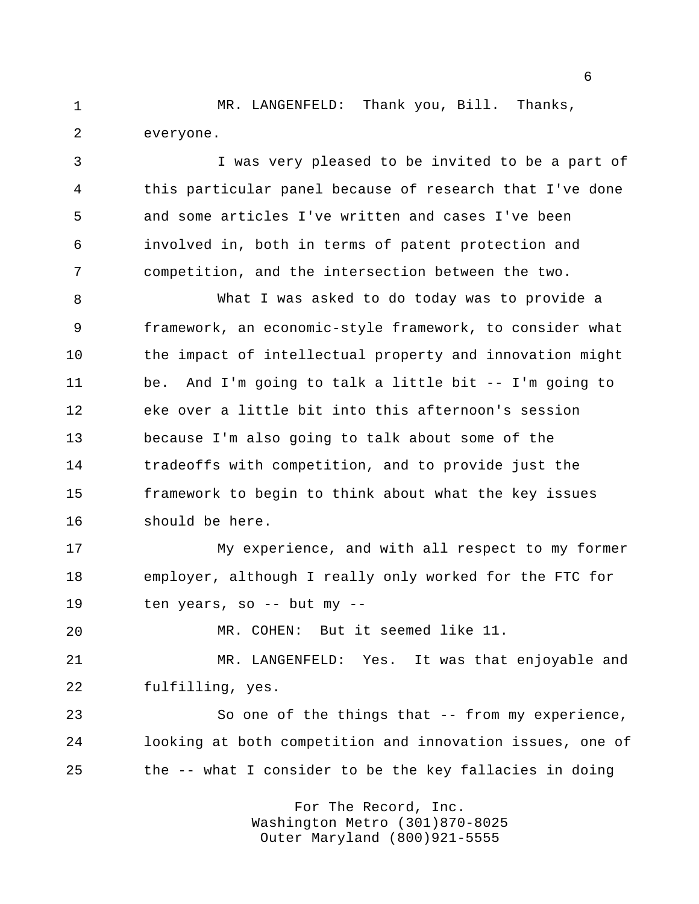MR. LANGENFELD: Thank you, Bill. Thanks, everyone.

I was very pleased to be invited to be a part of this particular panel because of research that I've done and some articles I've written and cases I've been involved in, both in terms of patent protection and competition, and the intersection between the two.

What I was asked to do today was to provide a framework, an economic-style framework, to consider what the impact of intellectual property and innovation might be. And I'm going to talk a little bit -- I'm going to eke over a little bit into this afternoon's session because I'm also going to talk about some of the tradeoffs with competition, and to provide just the framework to begin to think about what the key issues should be here.

My experience, and with all respect to my former employer, although I really only worked for the FTC for ten years, so -- but my --

MR. COHEN: But it seemed like 11.

MR. LANGENFELD: Yes. It was that enjoyable and fulfilling, yes.

So one of the things that -- from my experience, looking at both competition and innovation issues, one of the -- what I consider to be the key fallacies in doing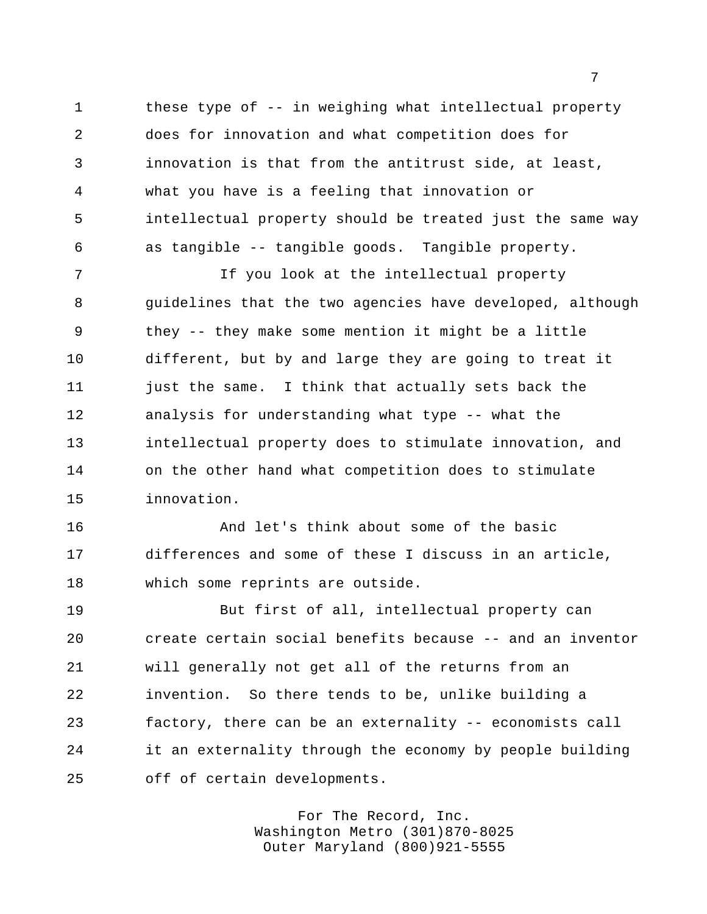these type of -- in weighing what intellectual property does for innovation and what competition does for innovation is that from the antitrust side, at least, what you have is a feeling that innovation or intellectual property should be treated just the same way as tangible -- tangible goods. Tangible property.

If you look at the intellectual property guidelines that the two agencies have developed, although they -- they make some mention it might be a little different, but by and large they are going to treat it just the same. I think that actually sets back the analysis for understanding what type -- what the intellectual property does to stimulate innovation, and on the other hand what competition does to stimulate innovation.

And let's think about some of the basic differences and some of these I discuss in an article, which some reprints are outside.

But first of all, intellectual property can create certain social benefits because -- and an inventor will generally not get all of the returns from an invention. So there tends to be, unlike building a factory, there can be an externality -- economists call it an externality through the economy by people building off of certain developments.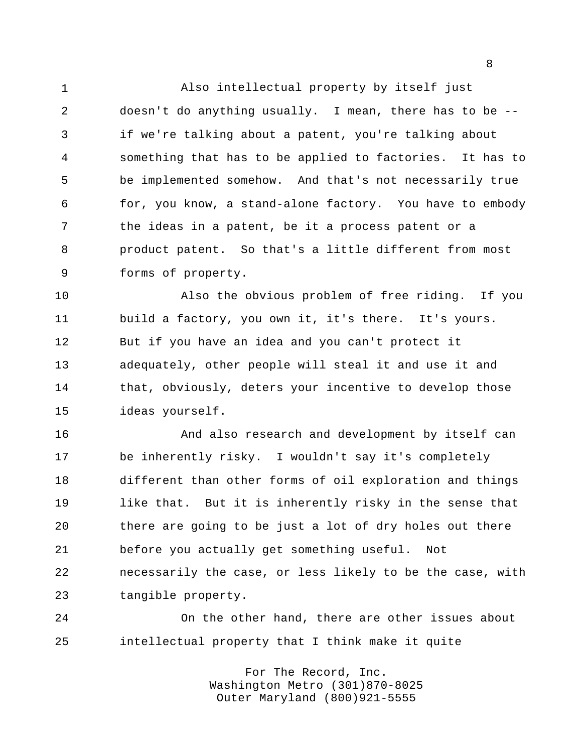Also intellectual property by itself just doesn't do anything usually. I mean, there has to be -- if we're talking about a patent, you're talking about something that has to be applied to factories. It has to be implemented somehow. And that's not necessarily true for, you know, a stand-alone factory. You have to embody the ideas in a patent, be it a process patent or a product patent. So that's a little different from most forms of property.

Also the obvious problem of free riding. If you build a factory, you own it, it's there. It's yours. But if you have an idea and you can't protect it adequately, other people will steal it and use it and that, obviously, deters your incentive to develop those ideas yourself.

And also research and development by itself can be inherently risky. I wouldn't say it's completely different than other forms of oil exploration and things like that. But it is inherently risky in the sense that there are going to be just a lot of dry holes out there before you actually get something useful. Not necessarily the case, or less likely to be the case, with tangible property.

On the other hand, there are other issues about intellectual property that I think make it quite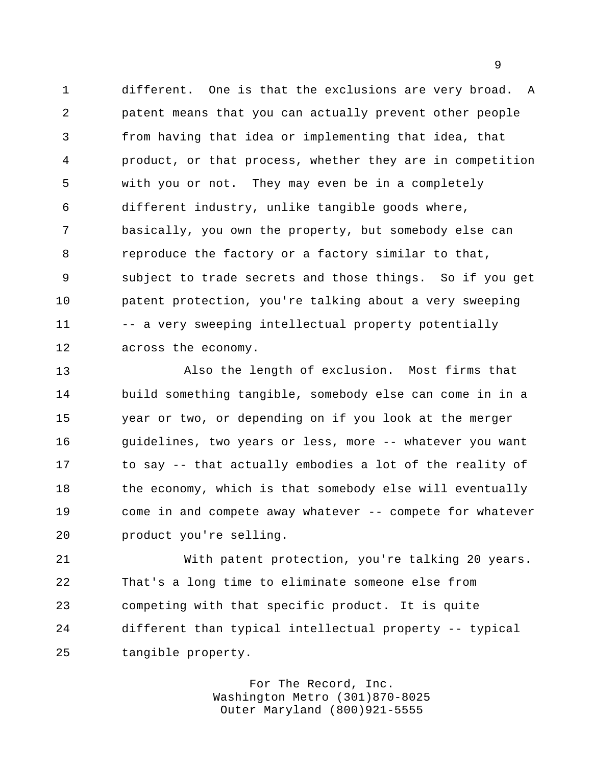different. One is that the exclusions are very broad. A patent means that you can actually prevent other people from having that idea or implementing that idea, that product, or that process, whether they are in competition with you or not. They may even be in a completely different industry, unlike tangible goods where, basically, you own the property, but somebody else can reproduce the factory or a factory similar to that, subject to trade secrets and those things. So if you get patent protection, you're talking about a very sweeping -- a very sweeping intellectual property potentially across the economy.

Also the length of exclusion. Most firms that build something tangible, somebody else can come in in a year or two, or depending on if you look at the merger guidelines, two years or less, more -- whatever you want to say -- that actually embodies a lot of the reality of the economy, which is that somebody else will eventually come in and compete away whatever -- compete for whatever product you're selling.

With patent protection, you're talking 20 years. That's a long time to eliminate someone else from competing with that specific product. It is quite different than typical intellectual property -- typical tangible property.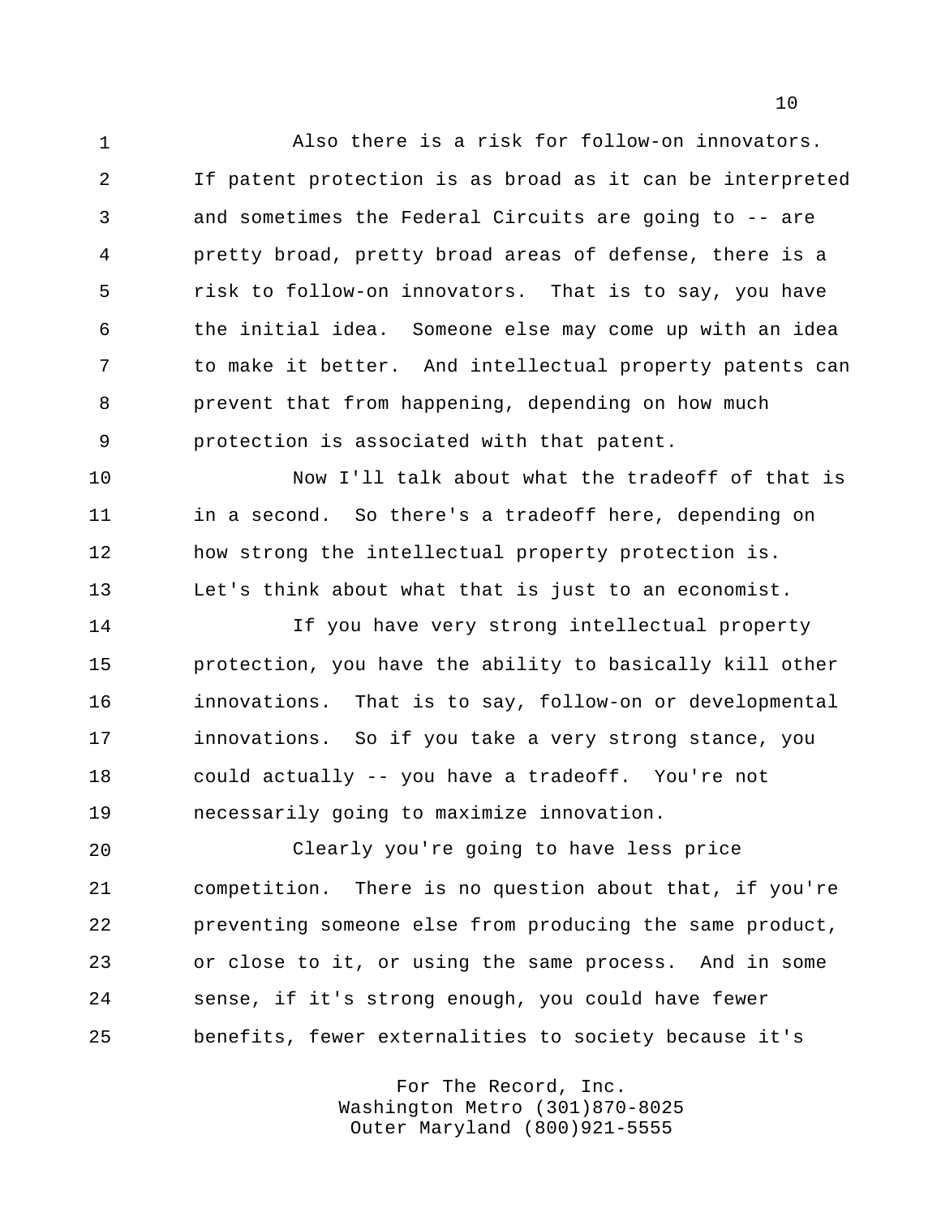Also there is a risk for follow-on innovators. If patent protection is as broad as it can be interpreted and sometimes the Federal Circuits are going to -- are pretty broad, pretty broad areas of defense, there is a risk to follow-on innovators. That is to say, you have the initial idea. Someone else may come up with an idea to make it better. And intellectual property patents can prevent that from happening, depending on how much protection is associated with that patent.

Now I'll talk about what the tradeoff of that is in a second. So there's a tradeoff here, depending on how strong the intellectual property protection is. Let's think about what that is just to an economist.

If you have very strong intellectual property protection, you have the ability to basically kill other innovations. That is to say, follow-on or developmental innovations. So if you take a very strong stance, you could actually -- you have a tradeoff. You're not necessarily going to maximize innovation.

Clearly you're going to have less price competition. There is no question about that, if you're preventing someone else from producing the same product, or close to it, or using the same process. And in some sense, if it's strong enough, you could have fewer benefits, fewer externalities to society because it's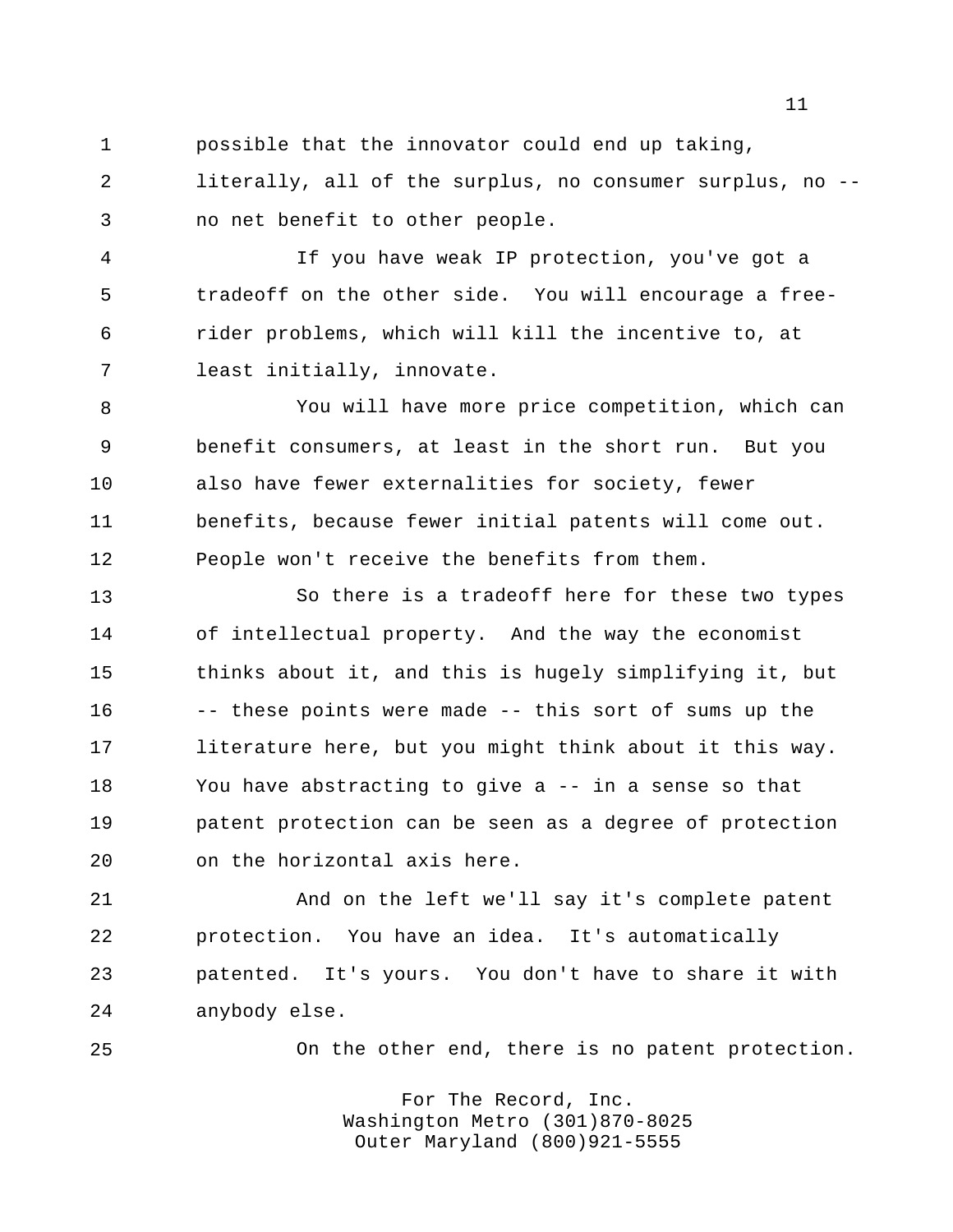possible that the innovator could end up taking, literally, all of the surplus, no consumer surplus, no -- no net benefit to other people.

If you have weak IP protection, you've got a tradeoff on the other side. You will encourage a free-rider problems, which will kill the incentive to, at least initially, innovate.

You will have more price competition, which can benefit consumers, at least in the short run. But you also have fewer externalities for society, fewer benefits, because fewer initial patents will come out. People won't receive the benefits from them.

So there is a tradeoff here for these two types of intellectual property. And the way the economist thinks about it, and this is hugely simplifying it, but -- these points were made -- this sort of sums up the literature here, but you might think about it this way. You have abstracting to give a -- in a sense so that patent protection can be seen as a degree of protection on the horizontal axis here.

And on the left we'll say it's complete patent protection. You have an idea. It's automatically patented. It's yours. You don't have to share it with anybody else.

On the other end, there is no patent protection.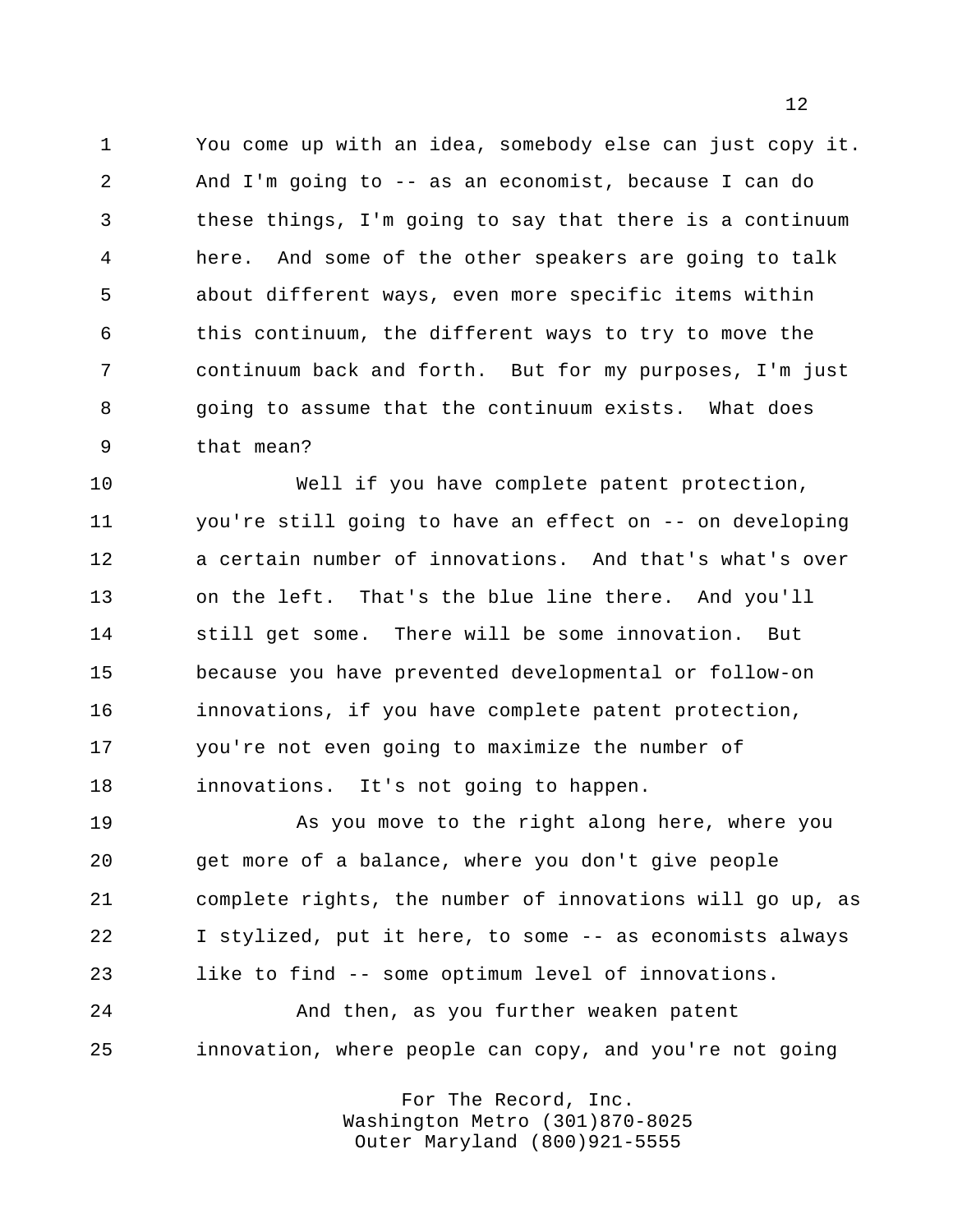You come up with an idea, somebody else can just copy it. And I'm going to -- as an economist, because I can do these things, I'm going to say that there is a continuum here. And some of the other speakers are going to talk about different ways, even more specific items within this continuum, the different ways to try to move the continuum back and forth. But for my purposes, I'm just going to assume that the continuum exists. What does that mean?

Well if you have complete patent protection, you're still going to have an effect on -- on developing a certain number of innovations. And that's what's over on the left. That's the blue line there. And you'll still get some. There will be some innovation. But because you have prevented developmental or follow-on innovations, if you have complete patent protection, you're not even going to maximize the number of innovations. It's not going to happen.

As you move to the right along here, where you get more of a balance, where you don't give people complete rights, the number of innovations will go up, as I stylized, put it here, to some -- as economists always like to find -- some optimum level of innovations.

And then, as you further weaken patent innovation, where people can copy, and you're not going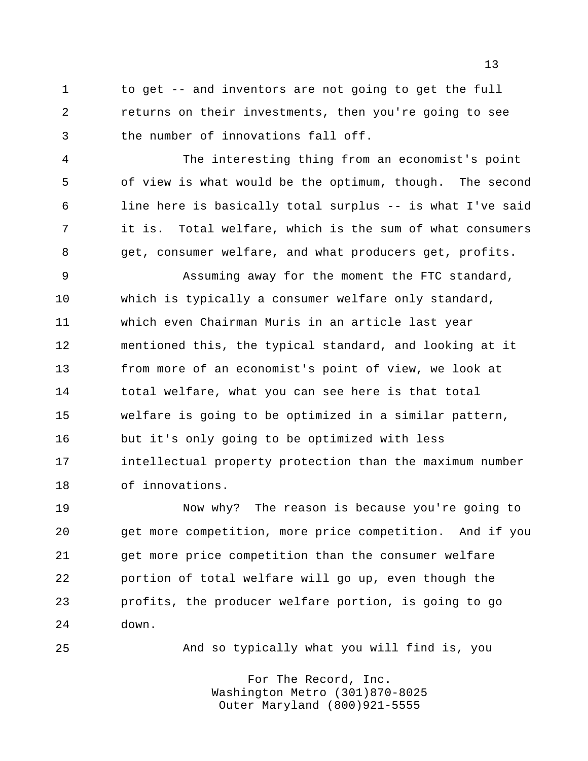to get -- and inventors are not going to get the full returns on their investments, then you're going to see the number of innovations fall off.

The interesting thing from an economist's point of view is what would be the optimum, though. The second line here is basically total surplus -- is what I've said it is. Total welfare, which is the sum of what consumers get, consumer welfare, and what producers get, profits.

Assuming away for the moment the FTC standard, which is typically a consumer welfare only standard, which even Chairman Muris in an article last year mentioned this, the typical standard, and looking at it from more of an economist's point of view, we look at total welfare, what you can see here is that total welfare is going to be optimized in a similar pattern, but it's only going to be optimized with less intellectual property protection than the maximum number of innovations.

Now why? The reason is because you're going to get more competition, more price competition. And if you get more price competition than the consumer welfare portion of total welfare will go up, even though the profits, the producer welfare portion, is going to go down.

And so typically what you will find is, you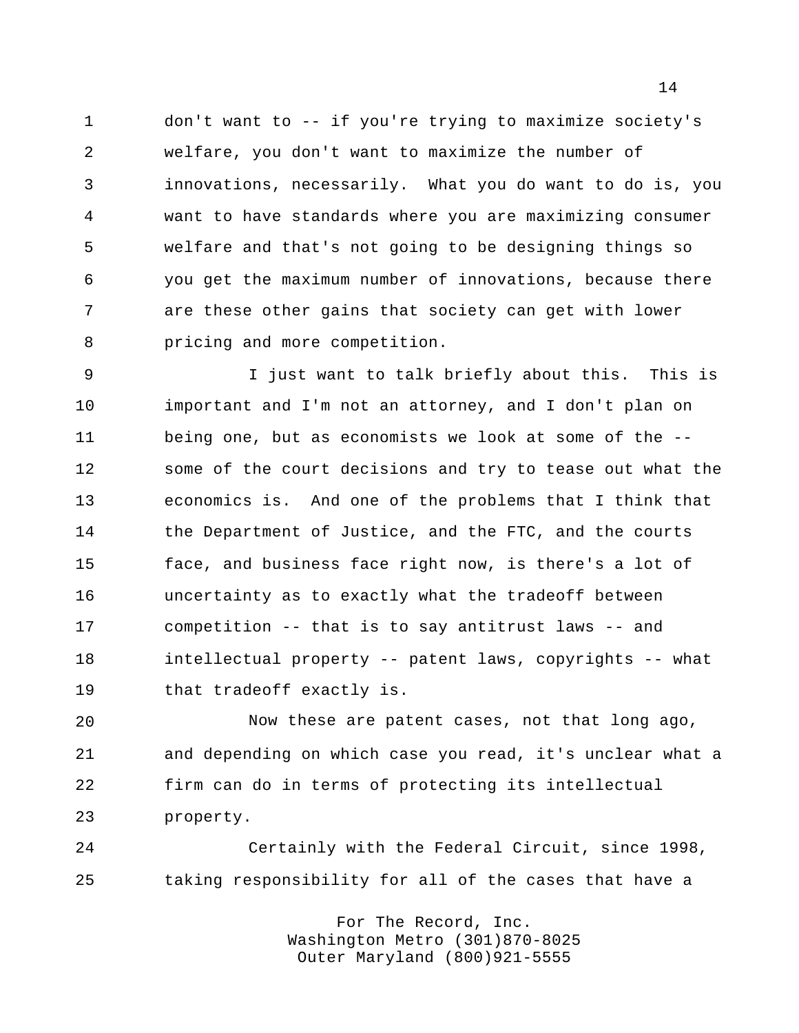don't want to -- if you're trying to maximize society's welfare, you don't want to maximize the number of innovations, necessarily. What you do want to do is, you want to have standards where you are maximizing consumer welfare and that's not going to be designing things so you get the maximum number of innovations, because there are these other gains that society can get with lower pricing and more competition.

I just want to talk briefly about this. This is important and I'm not an attorney, and I don't plan on being one, but as economists we look at some of the -- some of the court decisions and try to tease out what the economics is. And one of the problems that I think that the Department of Justice, and the FTC, and the courts face, and business face right now, is there's a lot of uncertainty as to exactly what the tradeoff between competition -- that is to say antitrust laws -- and intellectual property -- patent laws, copyrights -- what that tradeoff exactly is.

Now these are patent cases, not that long ago, and depending on which case you read, it's unclear what a firm can do in terms of protecting its intellectual property.

Certainly with the Federal Circuit, since 1998, taking responsibility for all of the cases that have a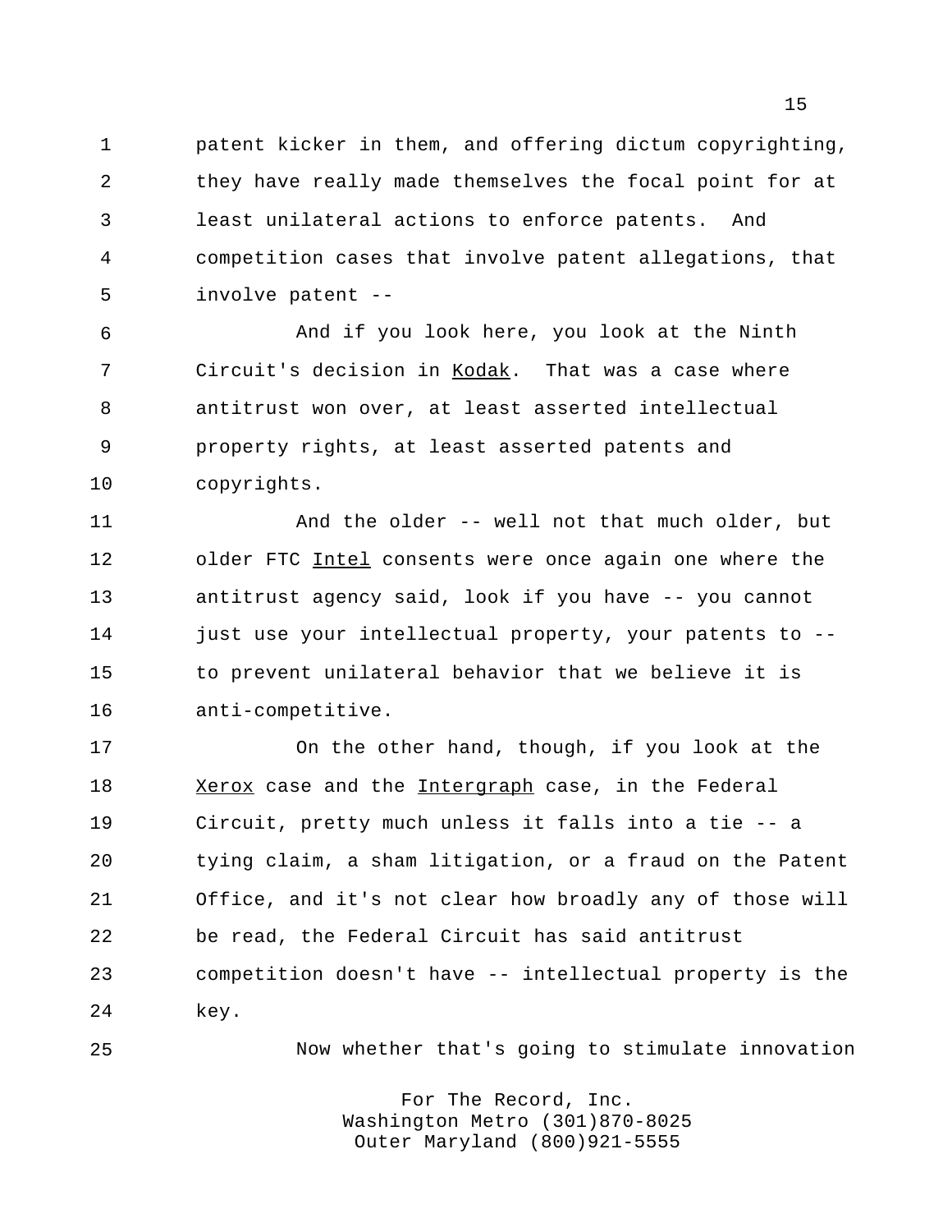patent kicker in them, and offering dictum copyrighting, they have really made themselves the focal point for at least unilateral actions to enforce patents. And competition cases that involve patent allegations, that involve patent --

And if you look here, you look at the Ninth Circuit's decision in Kodak. That was a case where antitrust won over, at least asserted intellectual property rights, at least asserted patents and copyrights.

And the older -- well not that much older, but older FTC Intel consents were once again one where the antitrust agency said, look if you have -- you cannot just use your intellectual property, your patents to -- to prevent unilateral behavior that we believe it is anti-competitive.

On the other hand, though, if you look at the Xerox case and the Intergraph case, in the Federal Circuit, pretty much unless it falls into a tie -- a tying claim, a sham litigation, or a fraud on the Patent Office, and it's not clear how broadly any of those will be read, the Federal Circuit has said antitrust competition doesn't have -- intellectual property is the key.

Now whether that's going to stimulate innovation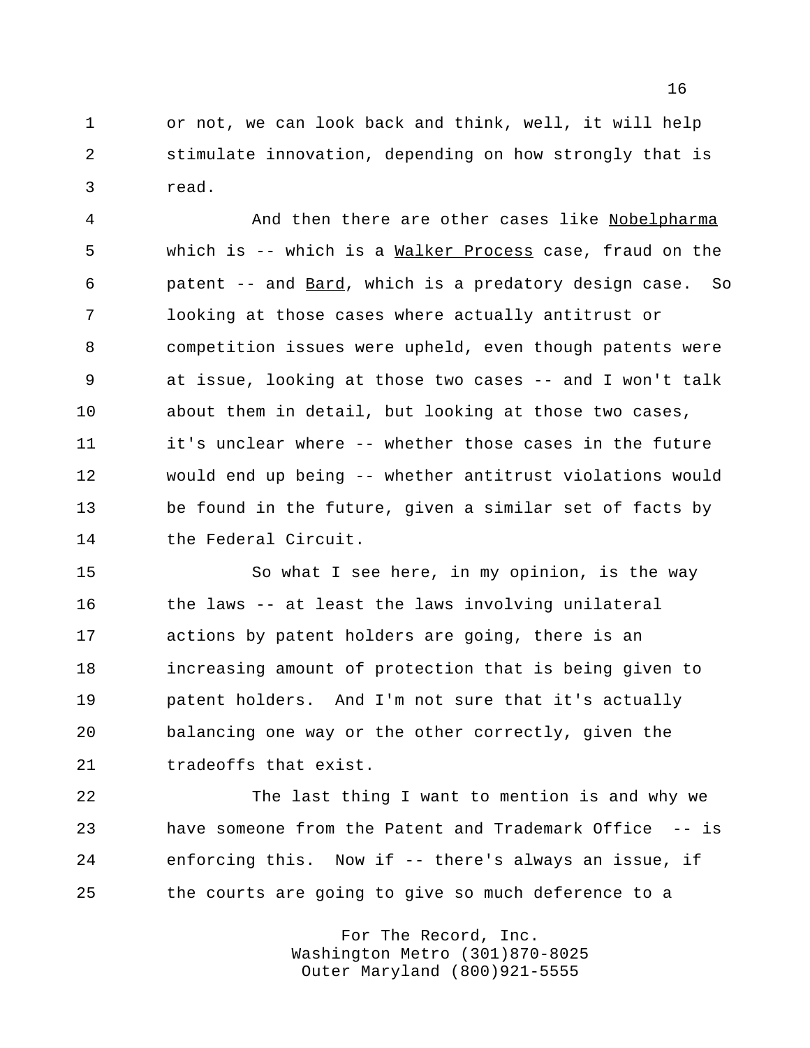or not, we can look back and think, well, it will help stimulate innovation, depending on how strongly that is read.

And then there are other cases like Nobelpharma which is -- which is a Walker Process case, fraud on the patent -- and Bard, which is a predatory design case. So looking at those cases where actually antitrust or competition issues were upheld, even though patents were at issue, looking at those two cases -- and I won't talk about them in detail, but looking at those two cases, it's unclear where -- whether those cases in the future would end up being -- whether antitrust violations would be found in the future, given a similar set of facts by the Federal Circuit.

So what I see here, in my opinion, is the way the laws -- at least the laws involving unilateral actions by patent holders are going, there is an increasing amount of protection that is being given to patent holders. And I'm not sure that it's actually balancing one way or the other correctly, given the tradeoffs that exist.

The last thing I want to mention is and why we have someone from the Patent and Trademark Office -- is enforcing this. Now if -- there's always an issue, if the courts are going to give so much deference to a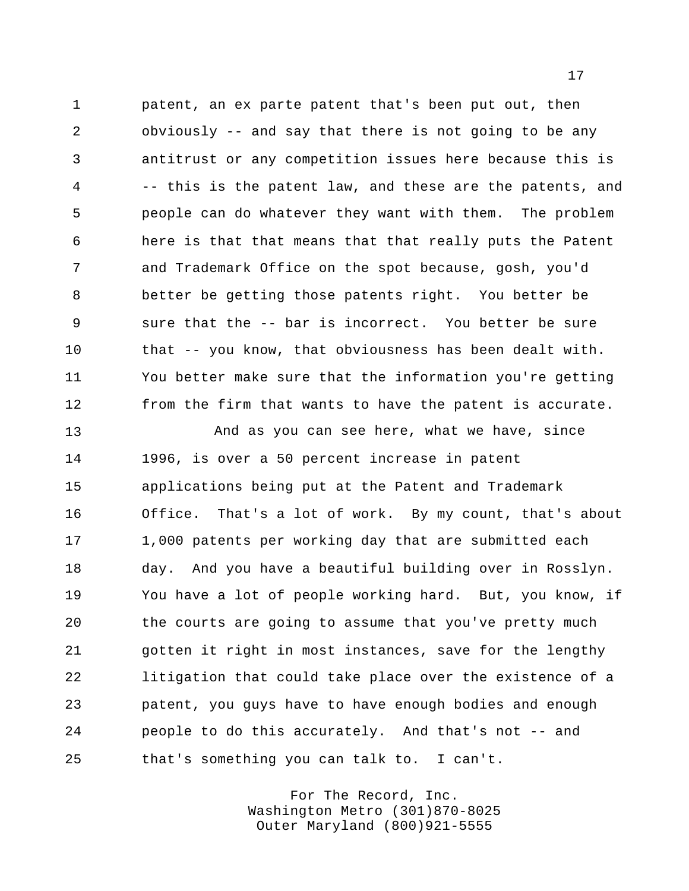patent, an ex parte patent that's been put out, then obviously -- and say that there is not going to be any antitrust or any competition issues here because this is -- this is the patent law, and these are the patents, and people can do whatever they want with them. The problem here is that that means that that really puts the Patent and Trademark Office on the spot because, gosh, you'd better be getting those patents right. You better be sure that the -- bar is incorrect. You better be sure that -- you know, that obviousness has been dealt with. You better make sure that the information you're getting from the firm that wants to have the patent is accurate.

And as you can see here, what we have, since 1996, is over a 50 percent increase in patent applications being put at the Patent and Trademark Office. That's a lot of work. By my count, that's about 1,000 patents per working day that are submitted each day. And you have a beautiful building over in Rosslyn. You have a lot of people working hard. But, you know, if the courts are going to assume that you've pretty much gotten it right in most instances, save for the lengthy litigation that could take place over the existence of a patent, you guys have to have enough bodies and enough people to do this accurately. And that's not -- and that's something you can talk to. I can't.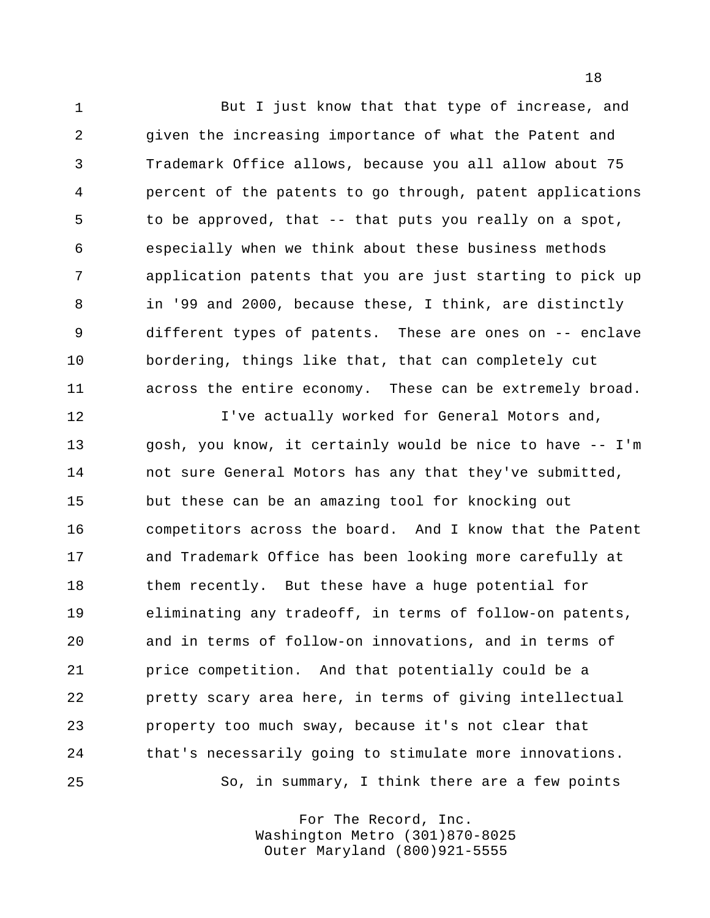But I just know that that type of increase, and given the increasing importance of what the Patent and Trademark Office allows, because you all allow about 75 percent of the patents to go through, patent applications to be approved, that -- that puts you really on a spot, especially when we think about these business methods application patents that you are just starting to pick up in '99 and 2000, because these, I think, are distinctly different types of patents. These are ones on -- enclave bordering, things like that, that can completely cut across the entire economy. These can be extremely broad.

I've actually worked for General Motors and, gosh, you know, it certainly would be nice to have -- I'm not sure General Motors has any that they've submitted, but these can be an amazing tool for knocking out competitors across the board. And I know that the Patent and Trademark Office has been looking more carefully at them recently. But these have a huge potential for eliminating any tradeoff, in terms of follow-on patents, and in terms of follow-on innovations, and in terms of price competition. And that potentially could be a pretty scary area here, in terms of giving intellectual property too much sway, because it's not clear that that's necessarily going to stimulate more innovations.

So, in summary, I think there are a few points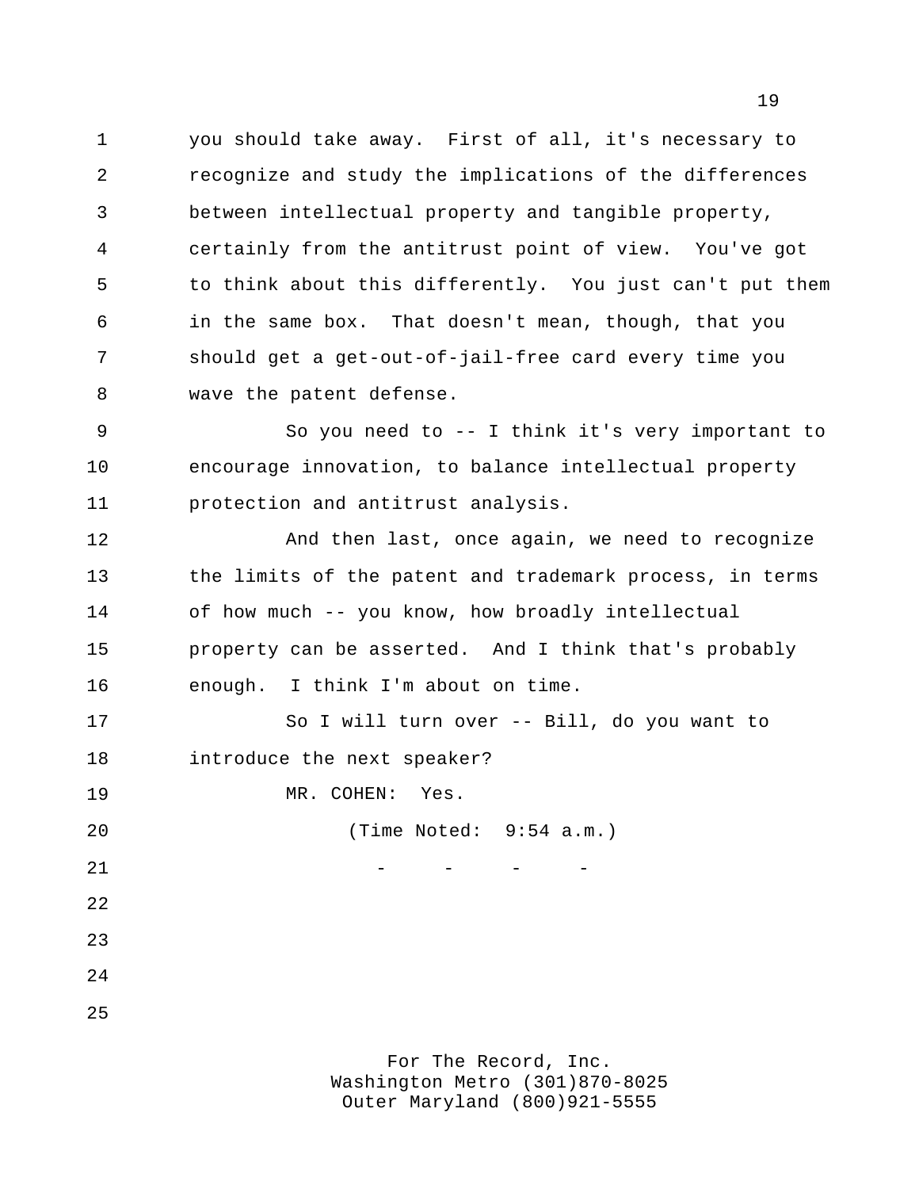you should take away. First of all, it's necessary to recognize and study the implications of the differences between intellectual property and tangible property, certainly from the antitrust point of view. You've got to think about this differently. You just can't put them in the same box. That doesn't mean, though, that you should get a get-out-of-jail-free card every time you wave the patent defense.

So you need to -- I think it's very important to encourage innovation, to balance intellectual property protection and antitrust analysis.

And then last, once again, we need to recognize the limits of the patent and trademark process, in terms of how much -- you know, how broadly intellectual property can be asserted. And I think that's probably enough. I think I'm about on time.

So I will turn over -- Bill, do you want to introduce the next speaker?

MR. COHEN: Yes.

(Time Noted: 9:54 a.m.)

\- - - -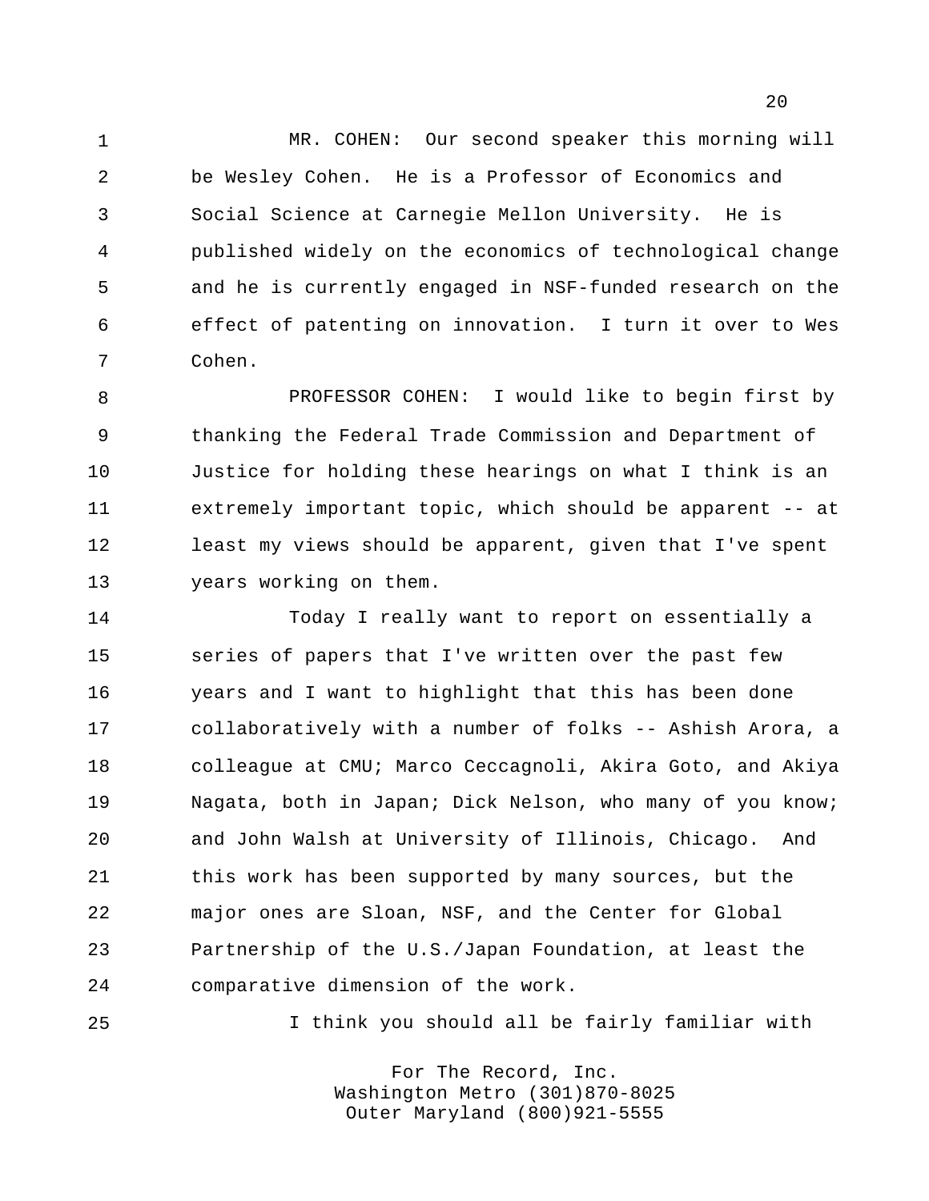MR. COHEN: Our second speaker this morning will be Wesley Cohen. He is a Professor of Economics and Social Science at Carnegie Mellon University. He is published widely on the economics of technological change and he is currently engaged in NSF-funded research on the effect of patenting on innovation. I turn it over to Wes Cohen.

PROFESSOR COHEN: I would like to begin first by thanking the Federal Trade Commission and Department of Justice for holding these hearings on what I think is an extremely important topic, which should be apparent -- at least my views should be apparent, given that I've spent years working on them.

Today I really want to report on essentially a series of papers that I've written over the past few years and I want to highlight that this has been done collaboratively with a number of folks -- Ashish Arora, a colleague at CMU; Marco Ceccagnoli, Akira Goto, and Akiya Nagata, both in Japan; Dick Nelson, who many of you know; and John Walsh at University of Illinois, Chicago. And this work has been supported by many sources, but the major ones are Sloan, NSF, and the Center for Global Partnership of the U.S./Japan Foundation, at least the comparative dimension of the work.

I think you should all be fairly familiar with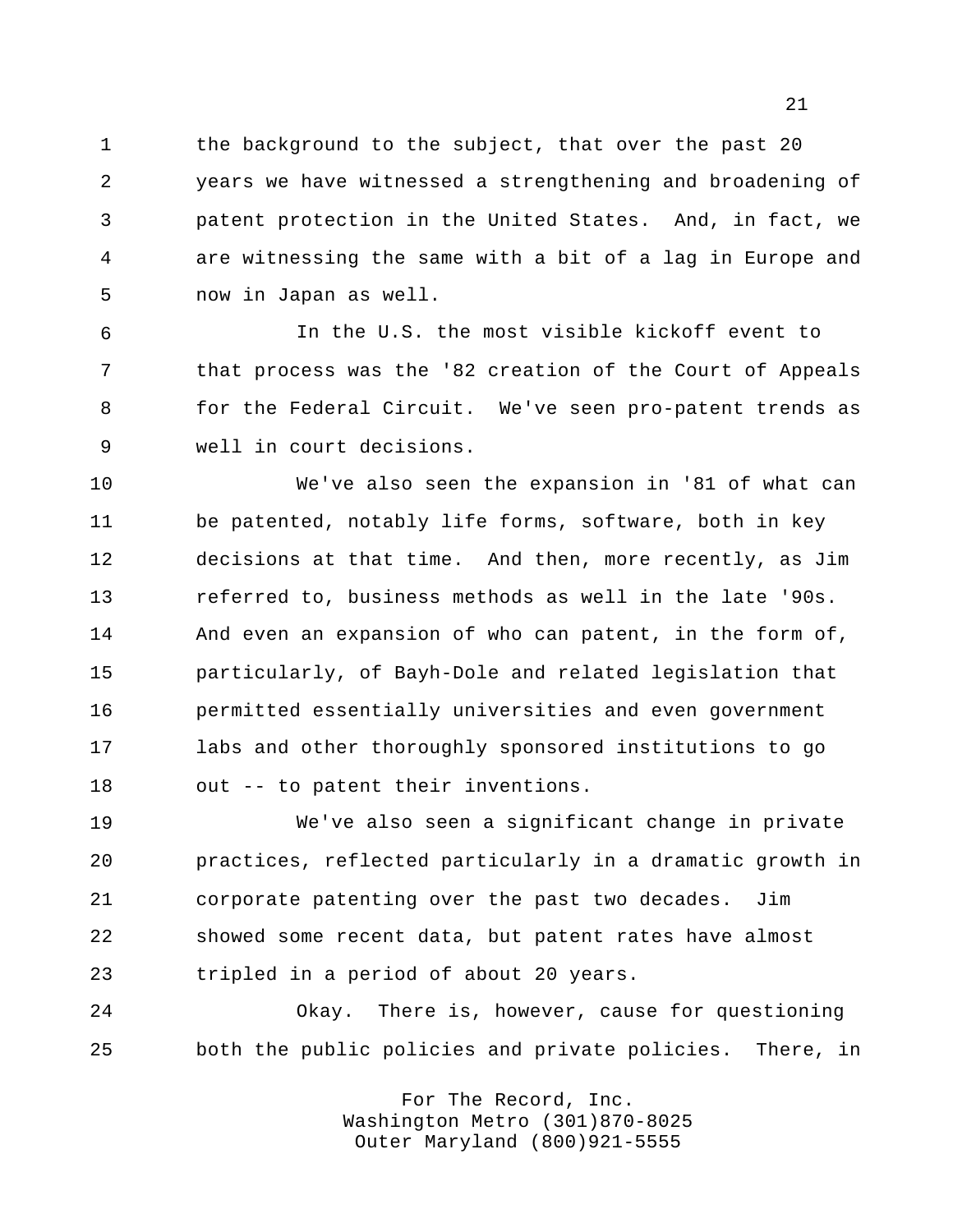the background to the subject, that over the past 20 years we have witnessed a strengthening and broadening of patent protection in the United States. And, in fact, we are witnessing the same with a bit of a lag in Europe and now in Japan as well.

In the U.S. the most visible kickoff event to that process was the '82 creation of the Court of Appeals for the Federal Circuit. We've seen pro-patent trends as well in court decisions.

We've also seen the expansion in '81 of what can be patented, notably life forms, software, both in key decisions at that time. And then, more recently, as Jim referred to, business methods as well in the late '90s. And even an expansion of who can patent, in the form of, particularly, of Bayh-Dole and related legislation that permitted essentially universities and even government labs and other thoroughly sponsored institutions to go out -- to patent their inventions.

We've also seen a significant change in private practices, reflected particularly in a dramatic growth in corporate patenting over the past two decades. Jim showed some recent data, but patent rates have almost tripled in a period of about 20 years.

Okay. There is, however, cause for questioning both the public policies and private policies. There, in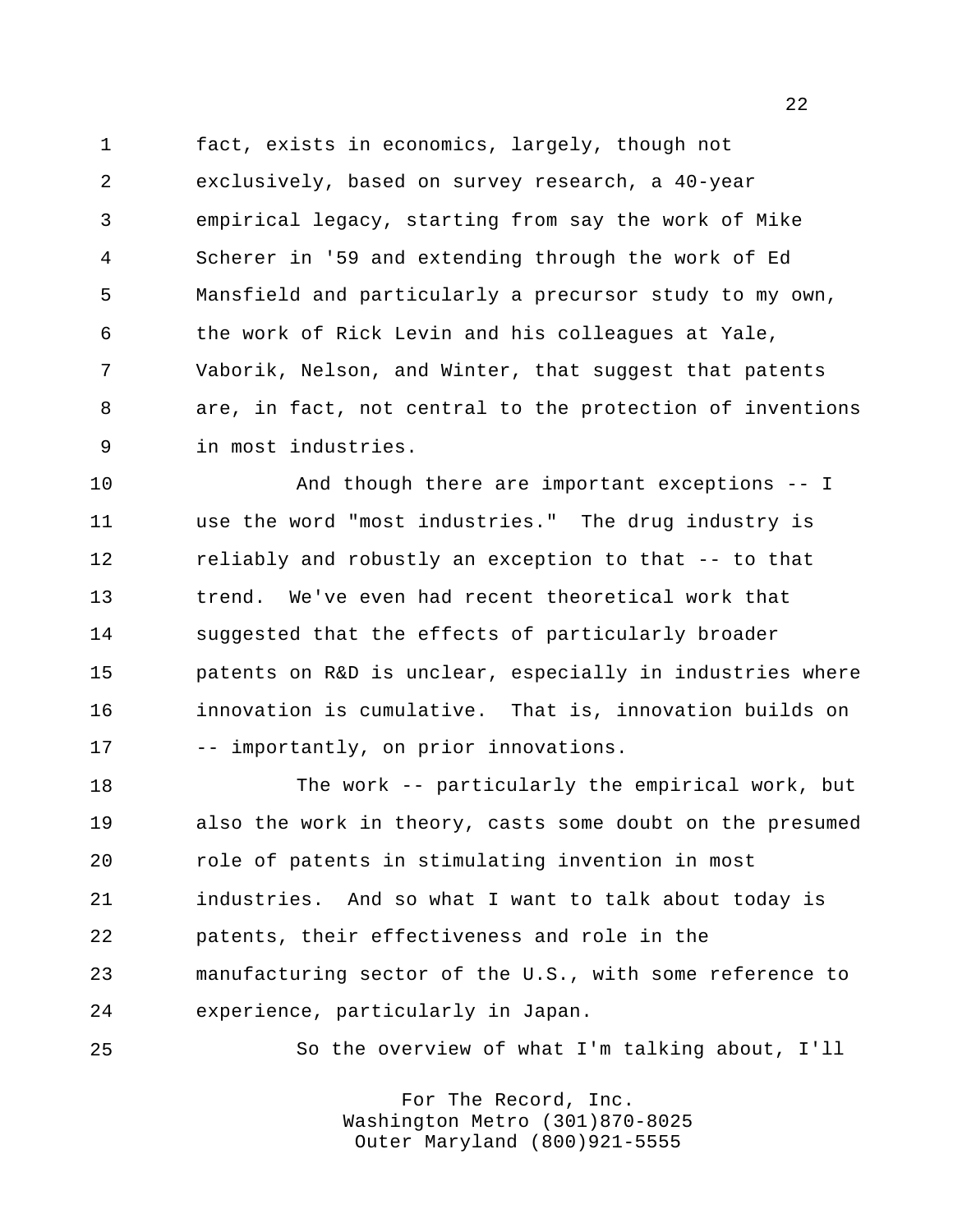fact, exists in economics, largely, though not exclusively, based on survey research, a 40-year empirical legacy, starting from say the work of Mike Scherer in '59 and extending through the work of Ed Mansfield and particularly a precursor study to my own, the work of Rick Levin and his colleagues at Yale, Vaborik, Nelson, and Winter, that suggest that patents are, in fact, not central to the protection of inventions in most industries.

And though there are important exceptions -- I use the word "most industries." The drug industry is reliably and robustly an exception to that -- to that trend. We've even had recent theoretical work that suggested that the effects of particularly broader patents on R&D is unclear, especially in industries where innovation is cumulative. That is, innovation builds on -- importantly, on prior innovations.

The work -- particularly the empirical work, but also the work in theory, casts some doubt on the presumed role of patents in stimulating invention in most industries. And so what I want to talk about today is patents, their effectiveness and role in the manufacturing sector of the U.S., with some reference to experience, particularly in Japan.

So the overview of what I'm talking about, I'll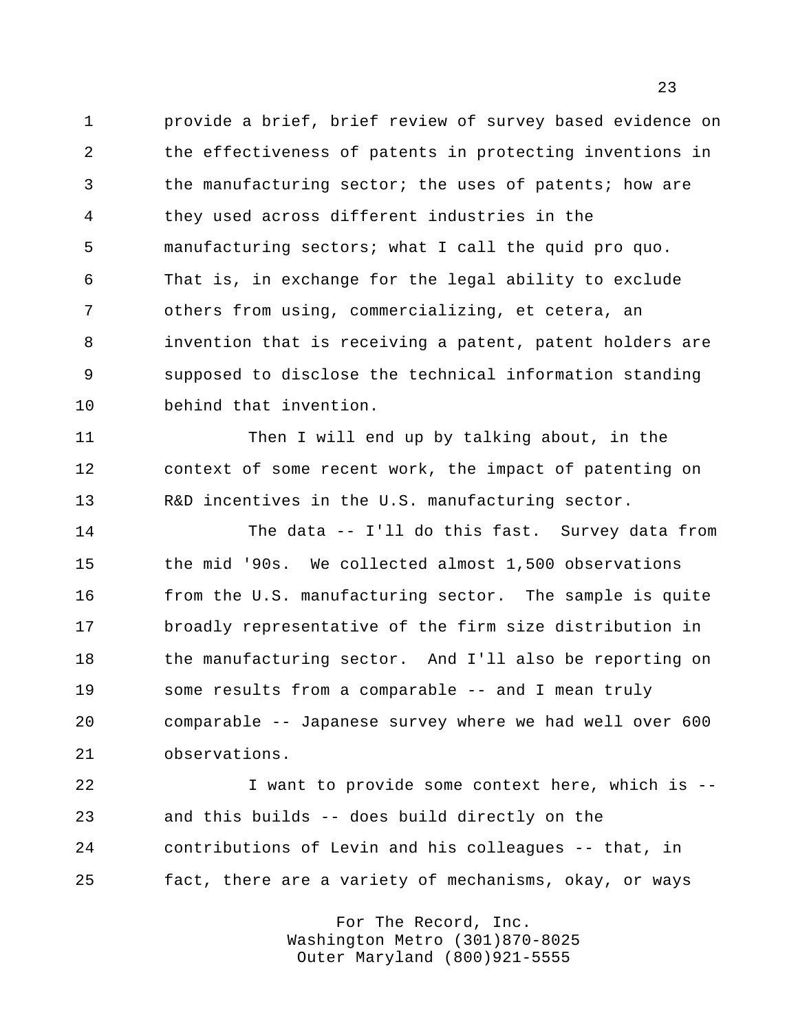provide a brief, brief review of survey based evidence on the effectiveness of patents in protecting inventions in the manufacturing sector; the uses of patents; how are they used across different industries in the manufacturing sectors; what I call the quid pro quo. That is, in exchange for the legal ability to exclude others from using, commercializing, et cetera, an invention that is receiving a patent, patent holders are supposed to disclose the technical information standing behind that invention.

Then I will end up by talking about, in the context of some recent work, the impact of patenting on R&D incentives in the U.S. manufacturing sector.

The data -- I'll do this fast. Survey data from the mid '90s. We collected almost 1,500 observations from the U.S. manufacturing sector. The sample is quite broadly representative of the firm size distribution in the manufacturing sector. And I'll also be reporting on some results from a comparable -- and I mean truly comparable -- Japanese survey where we had well over 600 observations.

I want to provide some context here, which is -- and this builds -- does build directly on the contributions of Levin and his colleagues -- that, in fact, there are a variety of mechanisms, okay, or ways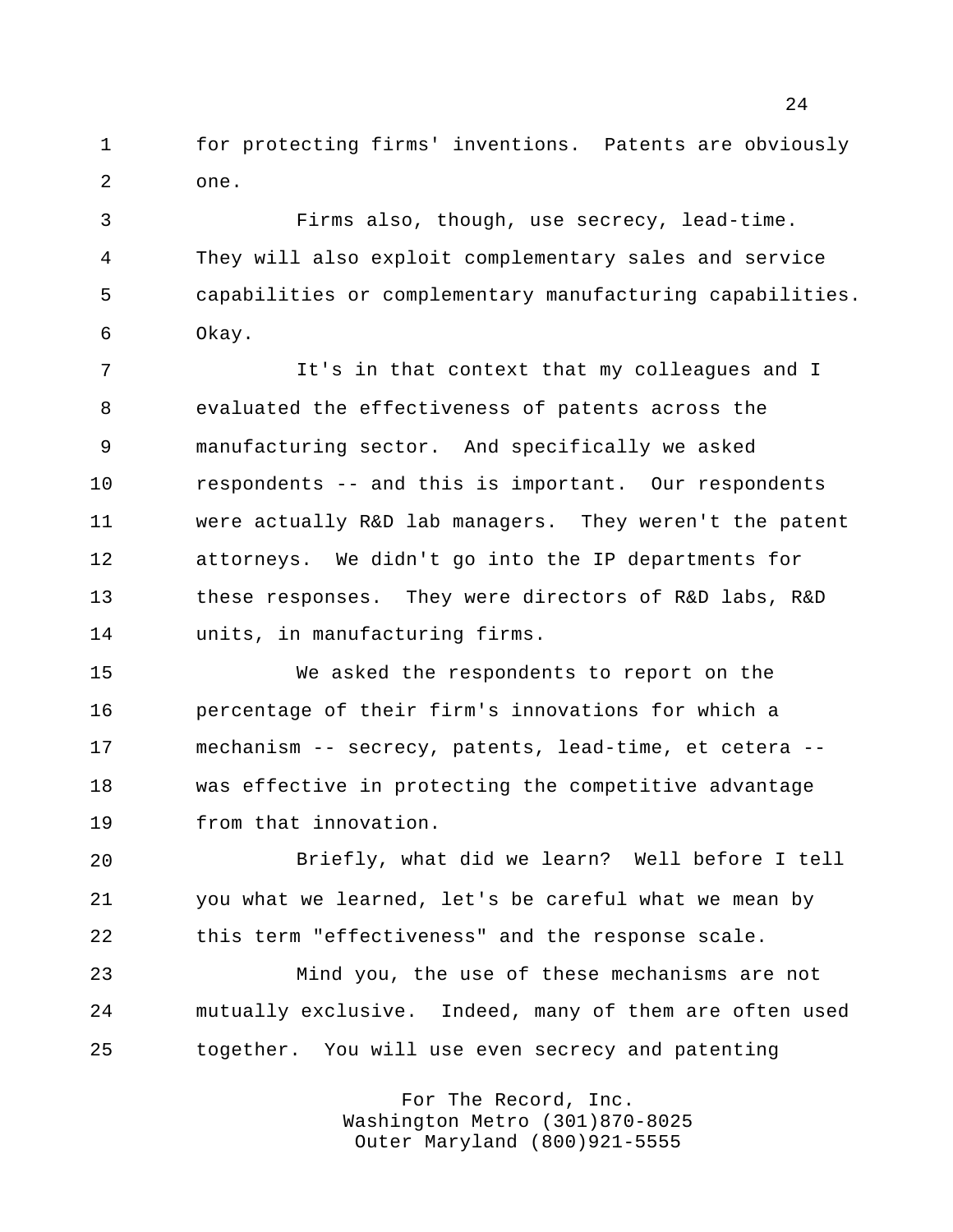for protecting firms' inventions. Patents are obviously one.

Firms also, though, use secrecy, lead-time. They will also exploit complementary sales and service capabilities or complementary manufacturing capabilities. Okay.

It's in that context that my colleagues and I evaluated the effectiveness of patents across the manufacturing sector. And specifically we asked respondents -- and this is important. Our respondents were actually R&D lab managers. They weren't the patent attorneys. We didn't go into the IP departments for these responses. They were directors of R&D labs, R&D units, in manufacturing firms.

We asked the respondents to report on the percentage of their firm's innovations for which a mechanism -- secrecy, patents, lead-time, et cetera -- was effective in protecting the competitive advantage from that innovation.

Briefly, what did we learn? Well before I tell you what we learned, let's be careful what we mean by this term "effectiveness" and the response scale.

Mind you, the use of these mechanisms are not mutually exclusive. Indeed, many of them are often used together. You will use even secrecy and patenting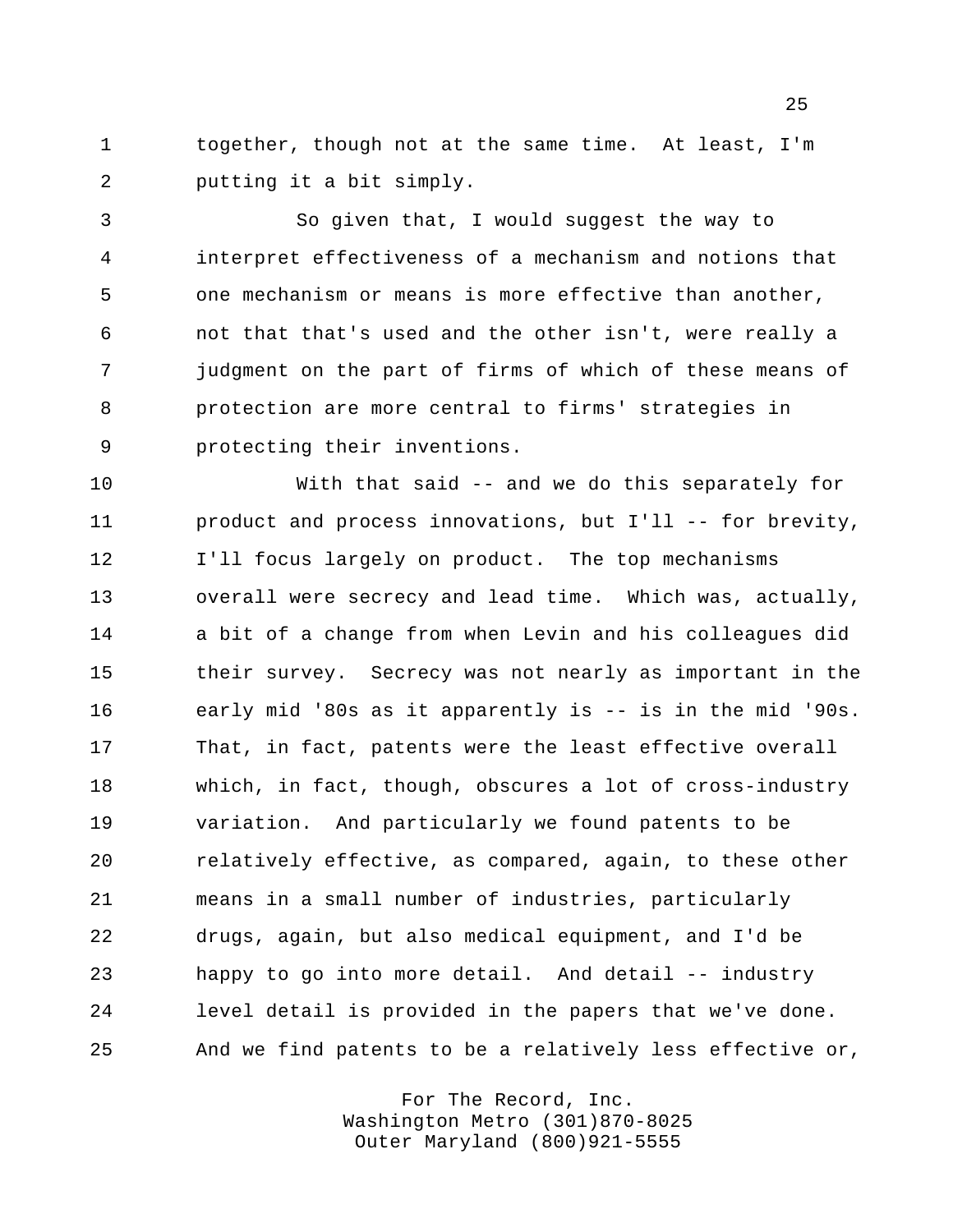together, though not at the same time. At least, I'm putting it a bit simply.

So given that, I would suggest the way to interpret effectiveness of a mechanism and notions that one mechanism or means is more effective than another, not that that's used and the other isn't, were really a judgment on the part of firms of which of these means of protection are more central to firms' strategies in protecting their inventions.

With that said -- and we do this separately for product and process innovations, but I'll -- for brevity, I'll focus largely on product. The top mechanisms overall were secrecy and lead time. Which was, actually, a bit of a change from when Levin and his colleagues did their survey. Secrecy was not nearly as important in the early mid '80s as it apparently is -- is in the mid '90s. That, in fact, patents were the least effective overall which, in fact, though, obscures a lot of cross-industry variation. And particularly we found patents to be relatively effective, as compared, again, to these other means in a small number of industries, particularly drugs, again, but also medical equipment, and I'd be happy to go into more detail. And detail -- industry level detail is provided in the papers that we've done. And we find patents to be a relatively less effective or,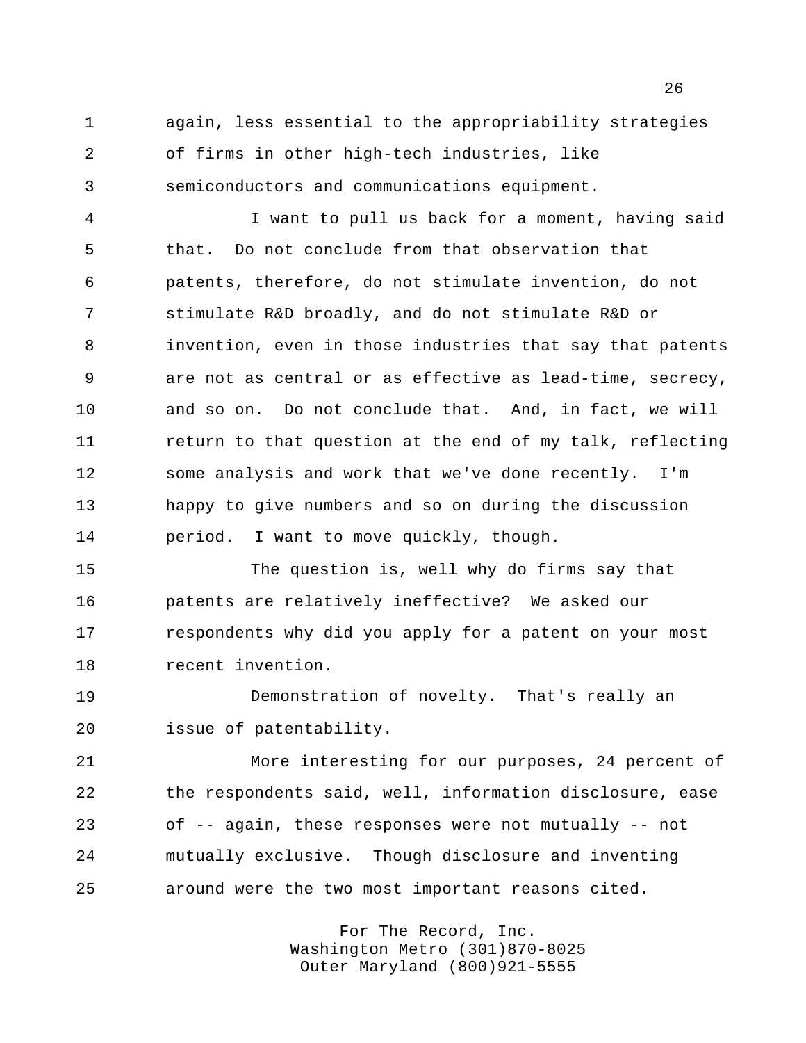again, less essential to the appropriability strategies of firms in other high-tech industries, like semiconductors and communications equipment.

I want to pull us back for a moment, having said that. Do not conclude from that observation that patents, therefore, do not stimulate invention, do not stimulate R&D broadly, and do not stimulate R&D or invention, even in those industries that say that patents are not as central or as effective as lead-time, secrecy, and so on. Do not conclude that. And, in fact, we will return to that question at the end of my talk, reflecting some analysis and work that we've done recently. I'm happy to give numbers and so on during the discussion period. I want to move quickly, though.

The question is, well why do firms say that patents are relatively ineffective? We asked our respondents why did you apply for a patent on your most recent invention.

Demonstration of novelty. That's really an issue of patentability.

More interesting for our purposes, 24 percent of the respondents said, well, information disclosure, ease of -- again, these responses were not mutually -- not mutually exclusive. Though disclosure and inventing around were the two most important reasons cited.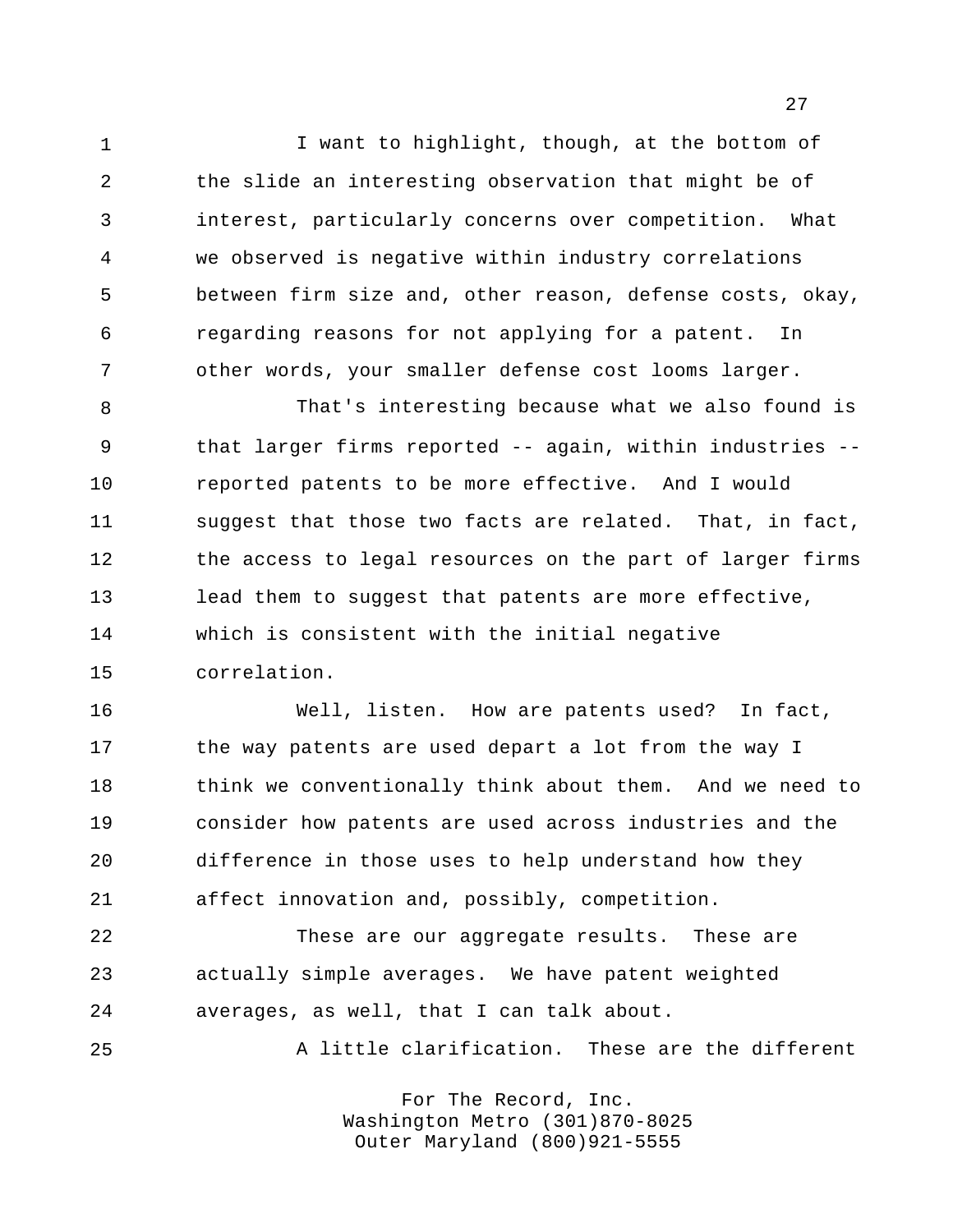I want to highlight, though, at the bottom of the slide an interesting observation that might be of interest, particularly concerns over competition. What we observed is negative within industry correlations between firm size and, other reason, defense costs, okay, regarding reasons for not applying for a patent. In other words, your smaller defense cost looms larger.

That's interesting because what we also found is that larger firms reported -- again, within industries -- reported patents to be more effective. And I would suggest that those two facts are related. That, in fact, the access to legal resources on the part of larger firms lead them to suggest that patents are more effective, which is consistent with the initial negative correlation.

Well, listen. How are patents used? In fact, the way patents are used depart a lot from the way I think we conventionally think about them. And we need to consider how patents are used across industries and the difference in those uses to help understand how they affect innovation and, possibly, competition.

These are our aggregate results. These are actually simple averages. We have patent weighted averages, as well, that I can talk about.

A little clarification. These are the different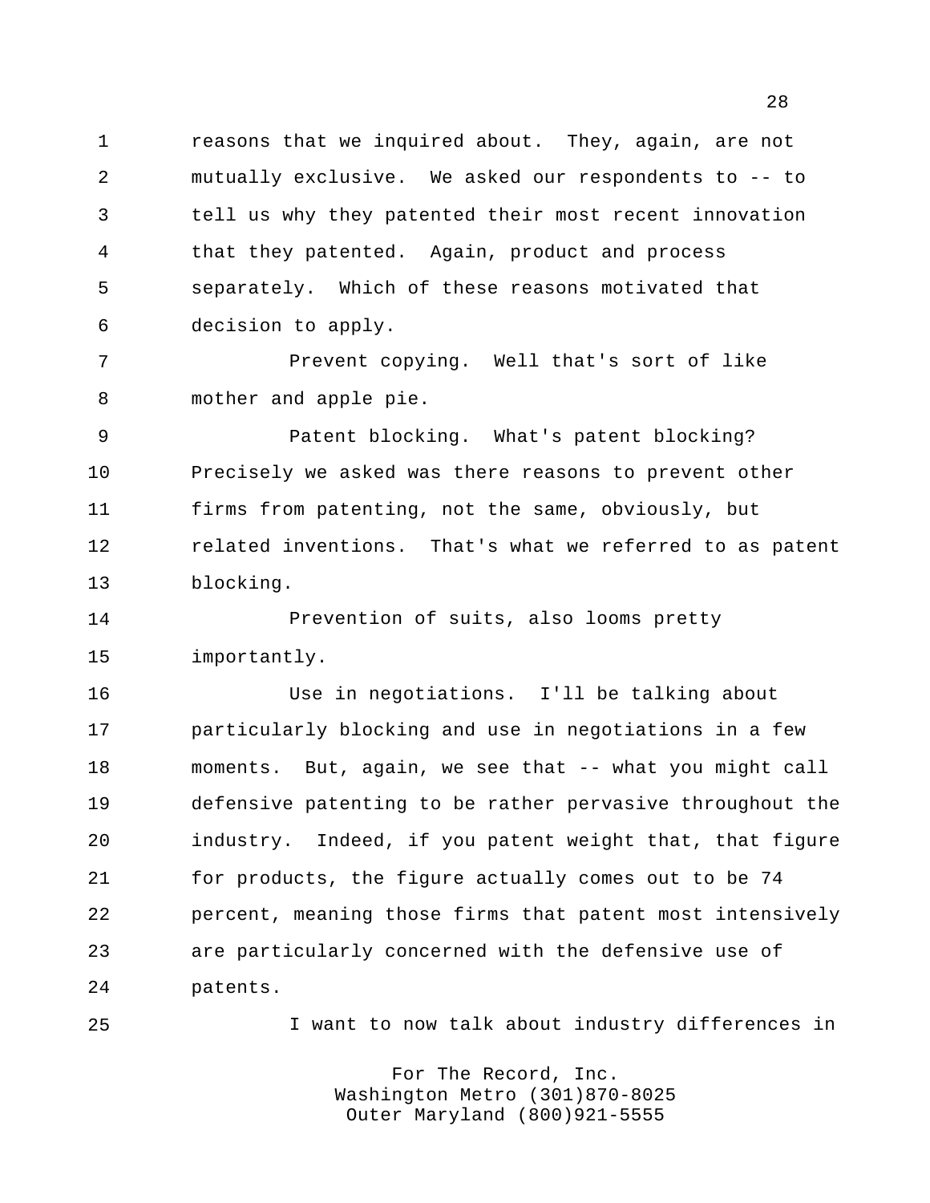reasons that we inquired about. They, again, are not mutually exclusive. We asked our respondents to -- to tell us why they patented their most recent innovation that they patented. Again, product and process separately. Which of these reasons motivated that decision to apply.

Prevent copying. Well that's sort of like mother and apple pie.

Patent blocking. What's patent blocking? Precisely we asked was there reasons to prevent other firms from patenting, not the same, obviously, but related inventions. That's what we referred to as patent blocking.

Prevention of suits, also looms pretty importantly.

Use in negotiations. I'll be talking about particularly blocking and use in negotiations in a few moments. But, again, we see that -- what you might call defensive patenting to be rather pervasive throughout the industry. Indeed, if you patent weight that, that figure for products, the figure actually comes out to be 74 percent, meaning those firms that patent most intensively are particularly concerned with the defensive use of patents.

I want to now talk about industry differences in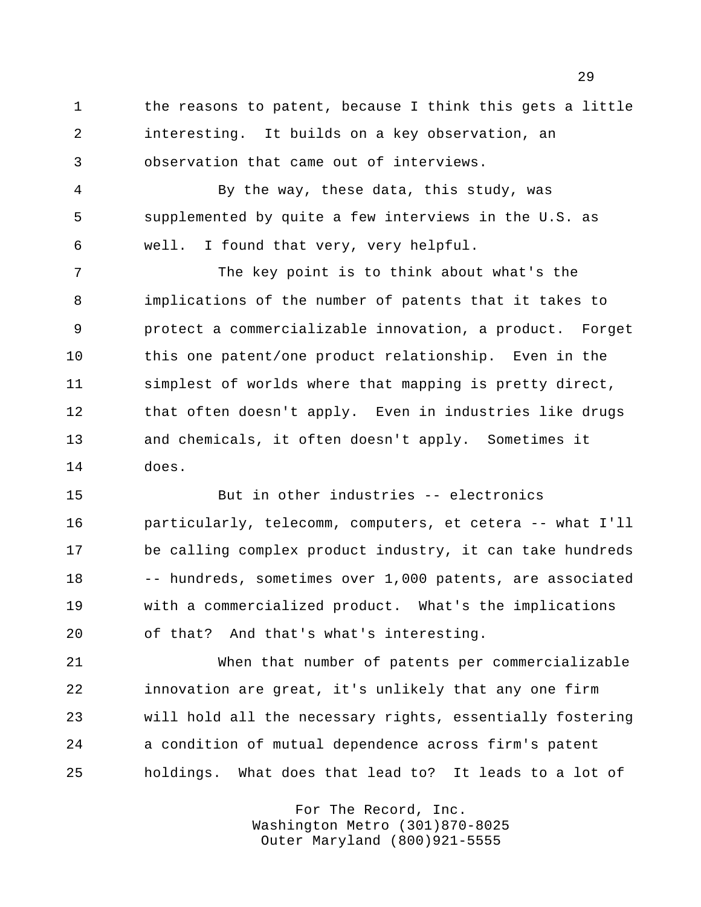the reasons to patent, because I think this gets a little interesting. It builds on a key observation, an observation that came out of interviews.

By the way, these data, this study, was supplemented by quite a few interviews in the U.S. as well. I found that very, very helpful.

The key point is to think about what's the implications of the number of patents that it takes to protect a commercializable innovation, a product. Forget this one patent/one product relationship. Even in the simplest of worlds where that mapping is pretty direct, that often doesn't apply. Even in industries like drugs and chemicals, it often doesn't apply. Sometimes it does.

But in other industries -- electronics particularly, telecomm, computers, et cetera -- what I'll be calling complex product industry, it can take hundreds -- hundreds, sometimes over 1,000 patents, are associated with a commercialized product. What's the implications of that? And that's what's interesting.

When that number of patents per commercializable innovation are great, it's unlikely that any one firm will hold all the necessary rights, essentially fostering a condition of mutual dependence across firm's patent holdings. What does that lead to? It leads to a lot of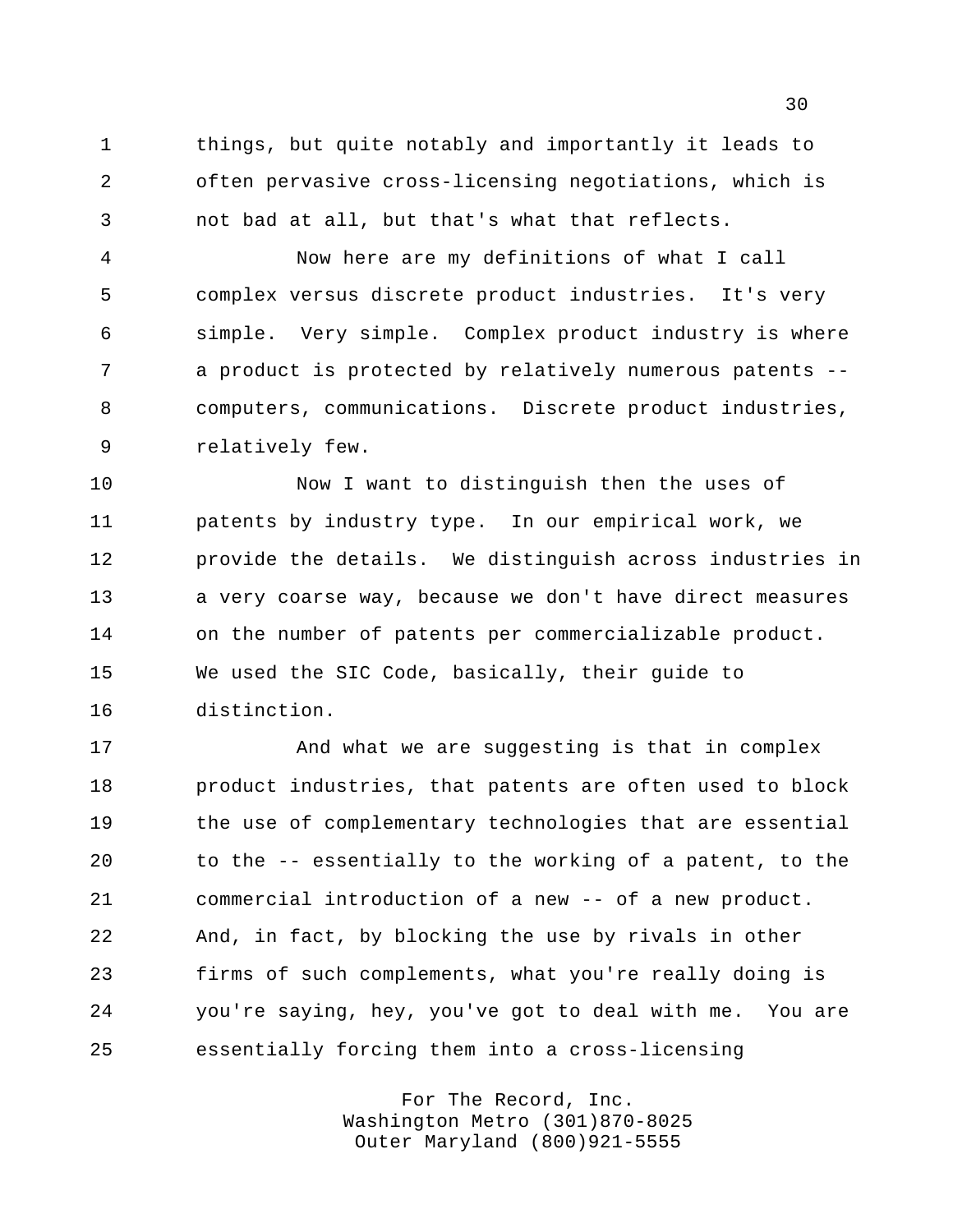things, but quite notably and importantly it leads to often pervasive cross-licensing negotiations, which is not bad at all, but that's what that reflects.

Now here are my definitions of what I call complex versus discrete product industries. It's very simple. Very simple. Complex product industry is where a product is protected by relatively numerous patents -- computers, communications. Discrete product industries, relatively few.

Now I want to distinguish then the uses of patents by industry type. In our empirical work, we provide the details. We distinguish across industries in a very coarse way, because we don't have direct measures on the number of patents per commercializable product. We used the SIC Code, basically, their guide to distinction.

And what we are suggesting is that in complex product industries, that patents are often used to block the use of complementary technologies that are essential to the -- essentially to the working of a patent, to the commercial introduction of a new -- of a new product. And, in fact, by blocking the use by rivals in other firms of such complements, what you're really doing is you're saying, hey, you've got to deal with me. You are essentially forcing them into a cross-licensing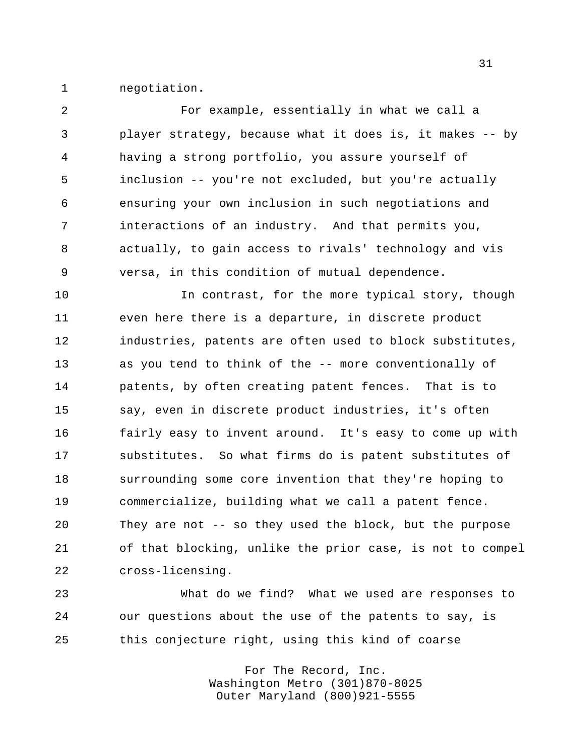negotiation.

For example, essentially in what we call a player strategy, because what it does is, it makes -- by having a strong portfolio, you assure yourself of inclusion -- you're not excluded, but you're actually ensuring your own inclusion in such negotiations and interactions of an industry. And that permits you, actually, to gain access to rivals' technology and vis versa, in this condition of mutual dependence.

In contrast, for the more typical story, though even here there is a departure, in discrete product industries, patents are often used to block substitutes, as you tend to think of the -- more conventionally of patents, by often creating patent fences. That is to say, even in discrete product industries, it's often fairly easy to invent around. It's easy to come up with substitutes. So what firms do is patent substitutes of surrounding some core invention that they're hoping to commercialize, building what we call a patent fence. They are not -- so they used the block, but the purpose of that blocking, unlike the prior case, is not to compel cross-licensing.

What do we find? What we used are responses to our questions about the use of the patents to say, is this conjecture right, using this kind of coarse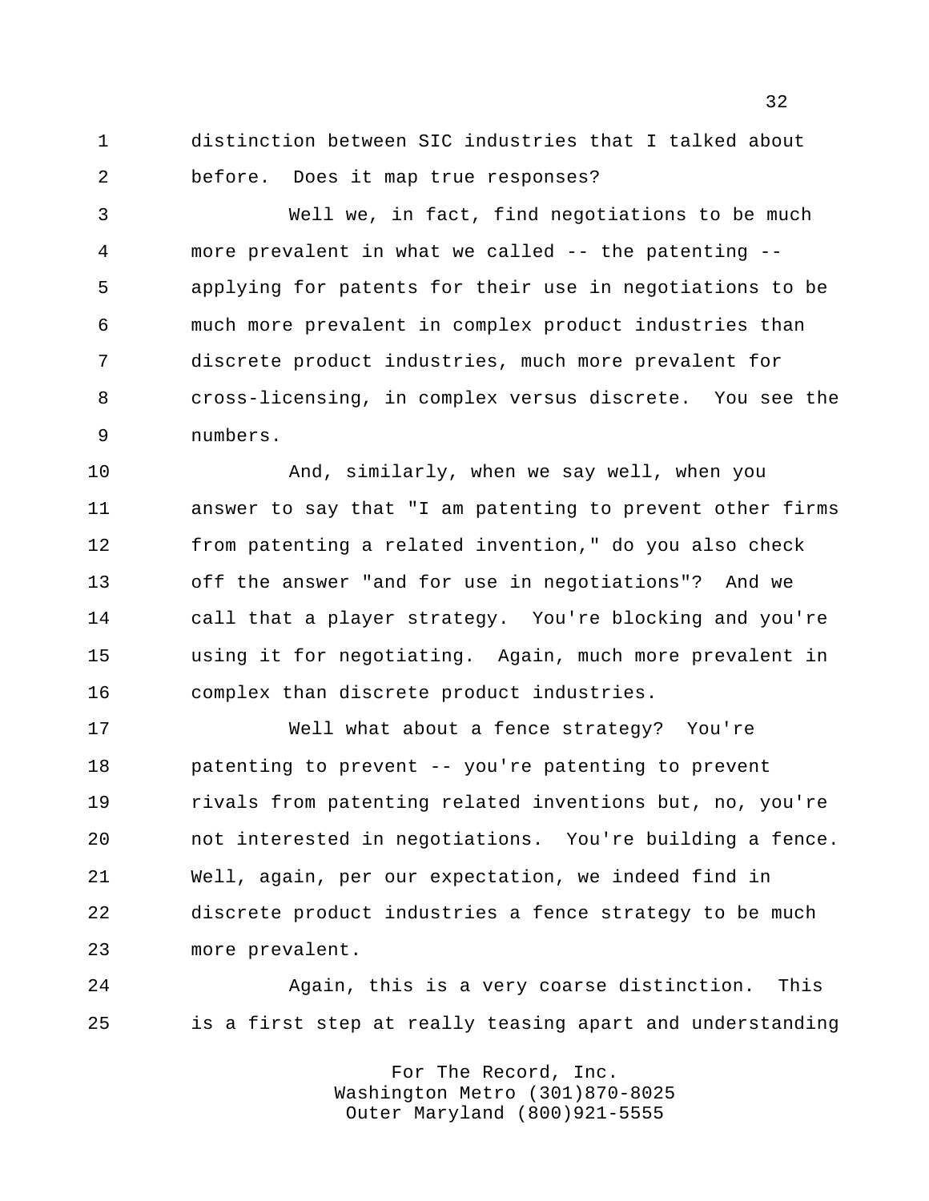distinction between SIC industries that I talked about before. Does it map true responses?

Well we, in fact, find negotiations to be much more prevalent in what we called -- the patenting -- applying for patents for their use in negotiations to be much more prevalent in complex product industries than discrete product industries, much more prevalent for cross-licensing, in complex versus discrete. You see the numbers.

And, similarly, when we say well, when you answer to say that "I am patenting to prevent other firms from patenting a related invention," do you also check off the answer "and for use in negotiations"? And we call that a player strategy. You're blocking and you're using it for negotiating. Again, much more prevalent in complex than discrete product industries.

Well what about a fence strategy? You're patenting to prevent -- you're patenting to prevent rivals from patenting related inventions but, no, you're not interested in negotiations. You're building a fence. Well, again, per our expectation, we indeed find in discrete product industries a fence strategy to be much more prevalent.

Again, this is a very coarse distinction. This is a first step at really teasing apart and understanding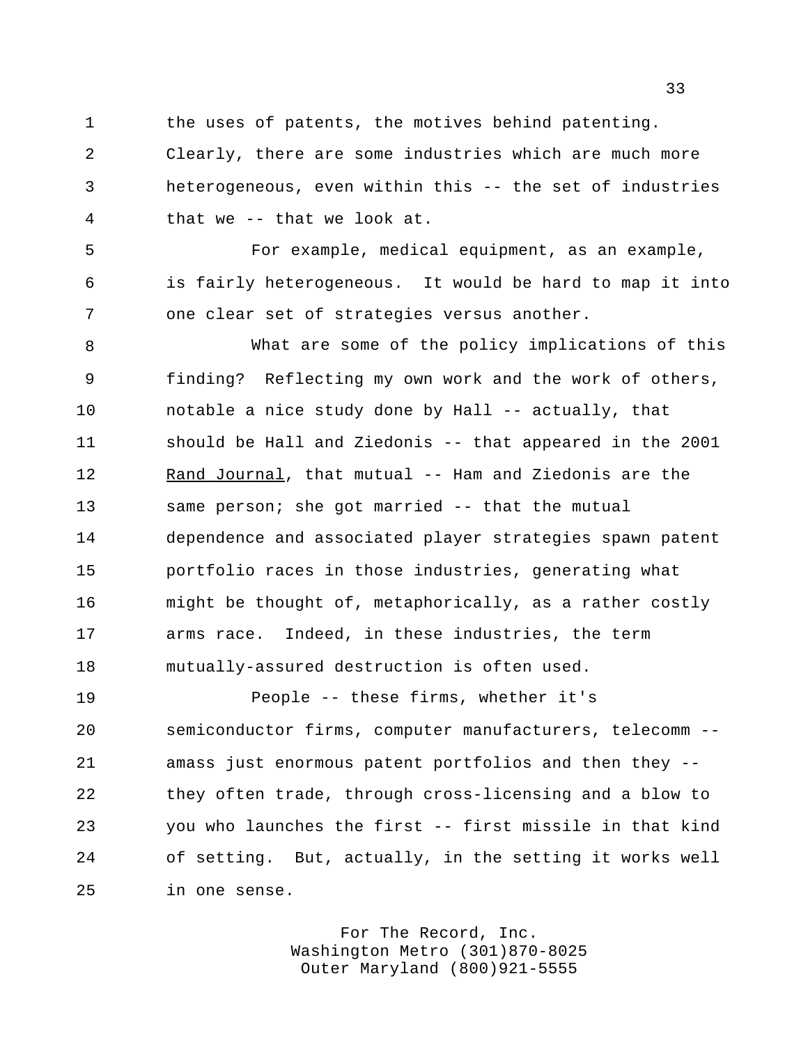the uses of patents, the motives behind patenting. Clearly, there are some industries which are much more heterogeneous, even within this -- the set of industries that we -- that we look at.

For example, medical equipment, as an example, is fairly heterogeneous. It would be hard to map it into one clear set of strategies versus another.

What are some of the policy implications of this finding? Reflecting my own work and the work of others, notable a nice study done by Hall -- actually, that should be Hall and Ziedonis -- that appeared in the 2001 Rand Journal, that mutual -- Ham and Ziedonis are the same person; she got married -- that the mutual dependence and associated player strategies spawn patent portfolio races in those industries, generating what might be thought of, metaphorically, as a rather costly arms race. Indeed, in these industries, the term mutually-assured destruction is often used.

People -- these firms, whether it's semiconductor firms, computer manufacturers, telecomm -- amass just enormous patent portfolios and then they -- they often trade, through cross-licensing and a blow to you who launches the first -- first missile in that kind of setting. But, actually, in the setting it works well in one sense.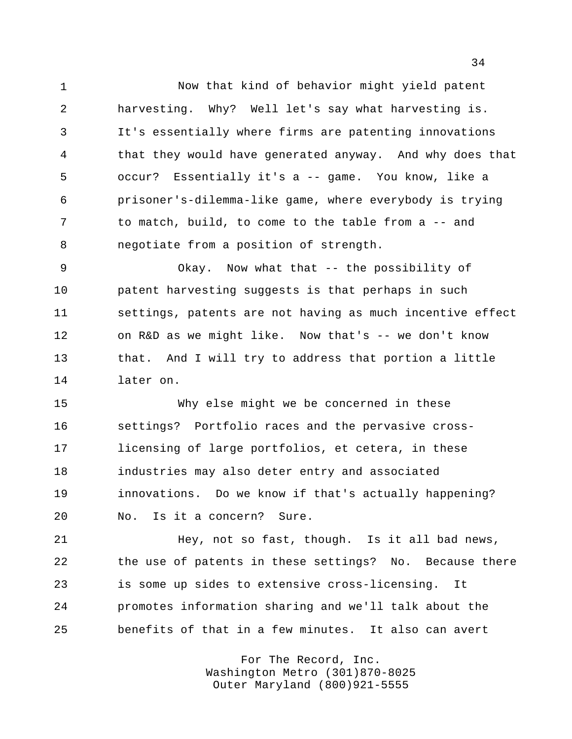Now that kind of behavior might yield patent harvesting. Why? Well let's say what harvesting is. It's essentially where firms are patenting innovations that they would have generated anyway. And why does that occur? Essentially it's a -- game. You know, like a prisoner's-dilemma-like game, where everybody is trying to match, build, to come to the table from a -- and negotiate from a position of strength.

Okay. Now what that -- the possibility of patent harvesting suggests is that perhaps in such settings, patents are not having as much incentive effect on R&D as we might like. Now that's -- we don't know that. And I will try to address that portion a little later on.

Why else might we be concerned in these settings? Portfolio races and the pervasive cross-licensing of large portfolios, et cetera, in these industries may also deter entry and associated innovations. Do we know if that's actually happening? No. Is it a concern? Sure.

Hey, not so fast, though. Is it all bad news, the use of patents in these settings? No. Because there is some up sides to extensive cross-licensing. It promotes information sharing and we'll talk about the benefits of that in a few minutes. It also can avert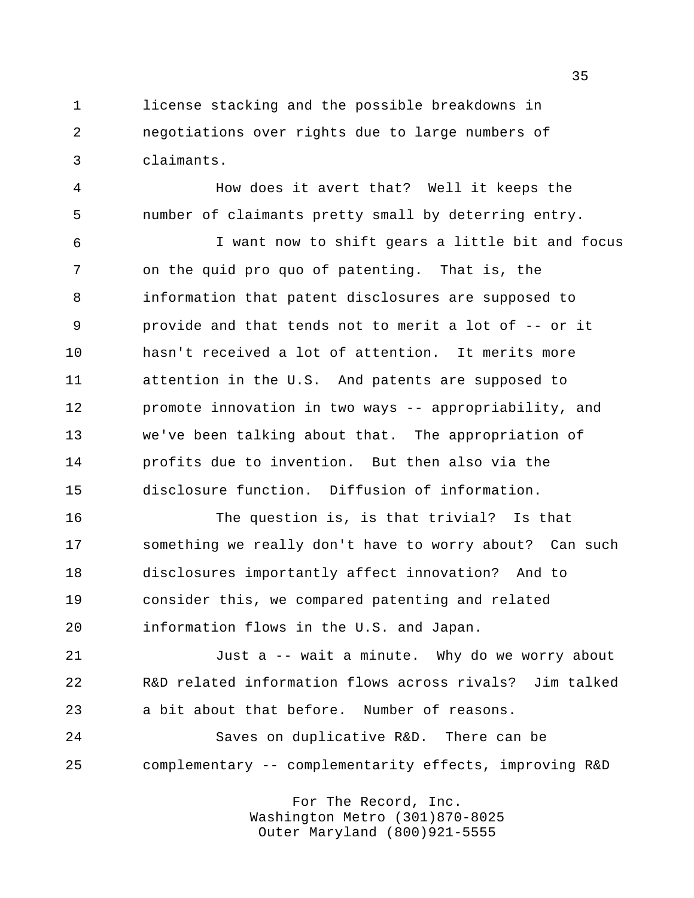license stacking and the possible breakdowns in negotiations over rights due to large numbers of claimants.

How does it avert that? Well it keeps the number of claimants pretty small by deterring entry.

I want now to shift gears a little bit and focus on the quid pro quo of patenting. That is, the information that patent disclosures are supposed to provide and that tends not to merit a lot of -- or it hasn't received a lot of attention. It merits more attention in the U.S. And patents are supposed to promote innovation in two ways -- appropriability, and we've been talking about that. The appropriation of profits due to invention. But then also via the disclosure function. Diffusion of information.

The question is, is that trivial? Is that something we really don't have to worry about? Can such disclosures importantly affect innovation? And to consider this, we compared patenting and related information flows in the U.S. and Japan.

Just a -- wait a minute. Why do we worry about R&D related information flows across rivals? Jim talked a bit about that before. Number of reasons.

Saves on duplicative R&D. There can be complementary -- complementarity effects, improving R&D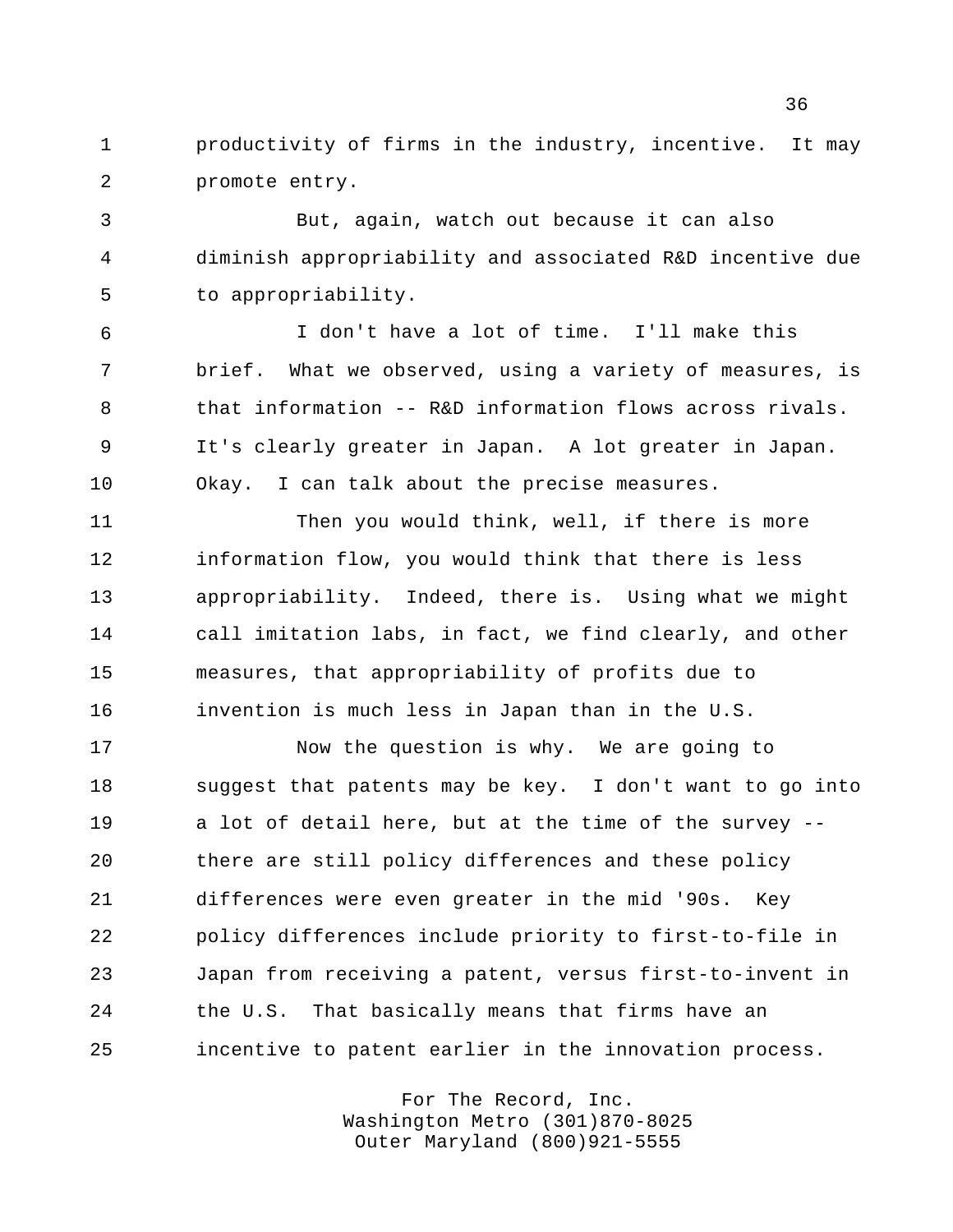productivity of firms in the industry, incentive. It may promote entry.

But, again, watch out because it can also diminish appropriability and associated R&D incentive due to appropriability.

I don't have a lot of time. I'll make this brief. What we observed, using a variety of measures, is that information -- R&D information flows across rivals. It's clearly greater in Japan. A lot greater in Japan. Okay. I can talk about the precise measures.

Then you would think, well, if there is more information flow, you would think that there is less appropriability. Indeed, there is. Using what we might call imitation labs, in fact, we find clearly, and other measures, that appropriability of profits due to invention is much less in Japan than in the U.S.

Now the question is why. We are going to suggest that patents may be key. I don't want to go into a lot of detail here, but at the time of the survey -- there are still policy differences and these policy differences were even greater in the mid '90s. Key policy differences include priority to first-to-file in Japan from receiving a patent, versus first-to-invent in the U.S. That basically means that firms have an incentive to patent earlier in the innovation process.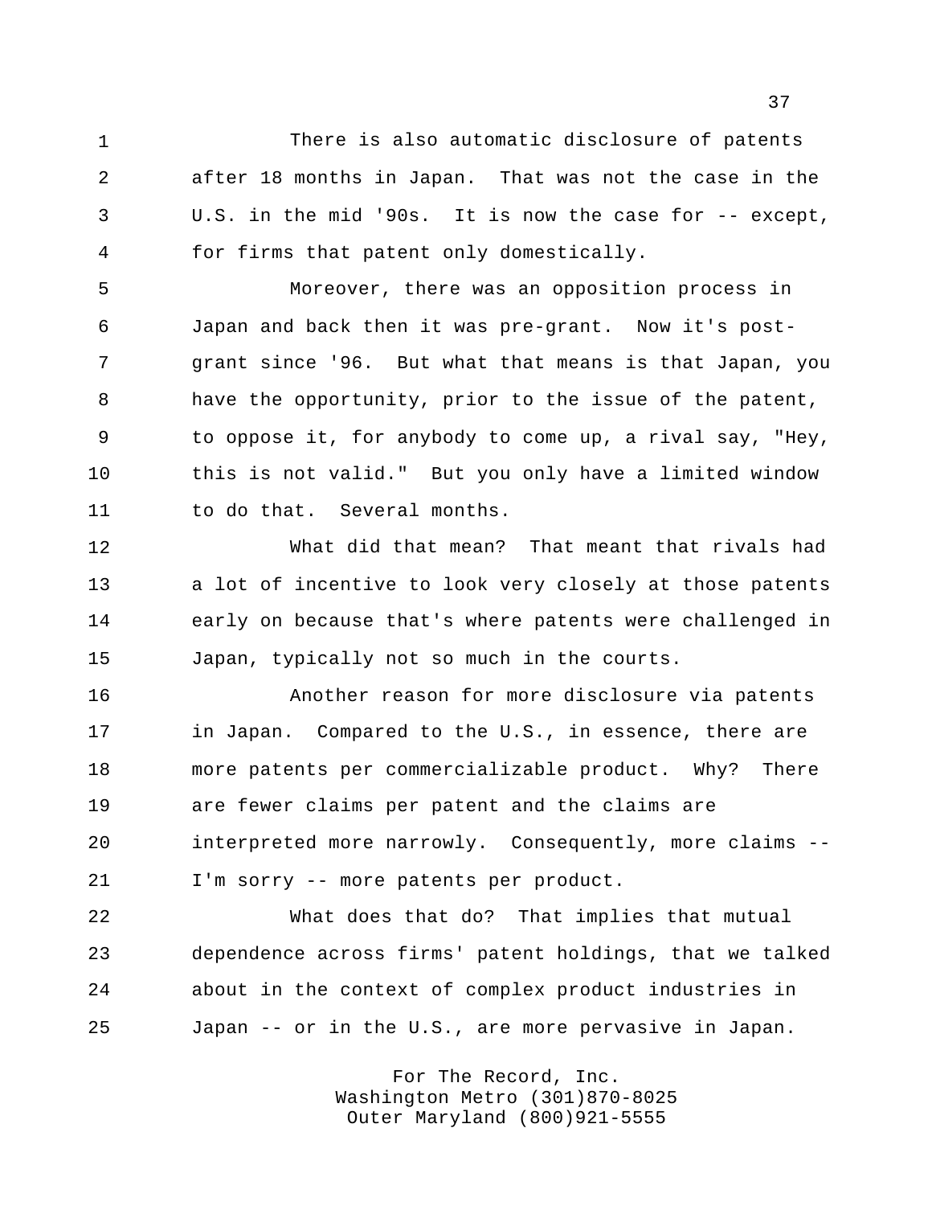There is also automatic disclosure of patents after 18 months in Japan. That was not the case in the U.S. in the mid '90s. It is now the case for -- except, for firms that patent only domestically.

Moreover, there was an opposition process in Japan and back then it was pre-grant. Now it's post-grant since '96. But what that means is that Japan, you have the opportunity, prior to the issue of the patent, to oppose it, for anybody to come up, a rival say, "Hey, this is not valid." But you only have a limited window to do that. Several months.

What did that mean? That meant that rivals had a lot of incentive to look very closely at those patents early on because that's where patents were challenged in Japan, typically not so much in the courts.

Another reason for more disclosure via patents in Japan. Compared to the U.S., in essence, there are more patents per commercializable product. Why? There are fewer claims per patent and the claims are interpreted more narrowly. Consequently, more claims -- I'm sorry -- more patents per product.

What does that do? That implies that mutual dependence across firms' patent holdings, that we talked about in the context of complex product industries in Japan -- or in the U.S., are more pervasive in Japan.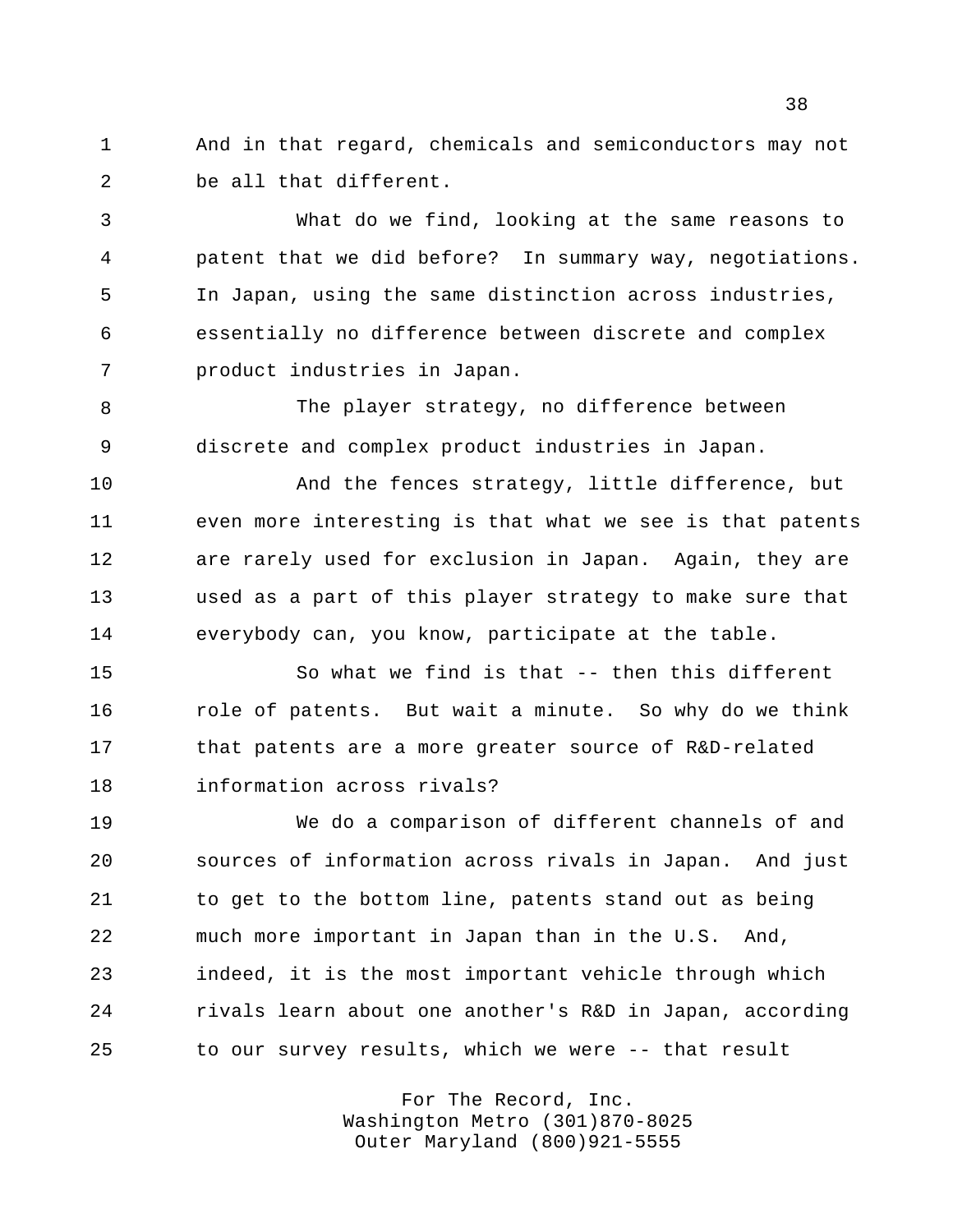And in that regard, chemicals and semiconductors may not be all that different.

What do we find, looking at the same reasons to patent that we did before? In summary way, negotiations. In Japan, using the same distinction across industries, essentially no difference between discrete and complex product industries in Japan.

The player strategy, no difference between discrete and complex product industries in Japan.

And the fences strategy, little difference, but even more interesting is that what we see is that patents are rarely used for exclusion in Japan. Again, they are used as a part of this player strategy to make sure that everybody can, you know, participate at the table.

So what we find is that -- then this different role of patents. But wait a minute. So why do we think that patents are a more greater source of R&D-related information across rivals?

We do a comparison of different channels of and sources of information across rivals in Japan. And just to get to the bottom line, patents stand out as being much more important in Japan than in the U.S. And, indeed, it is the most important vehicle through which rivals learn about one another's R&D in Japan, according to our survey results, which we were -- that result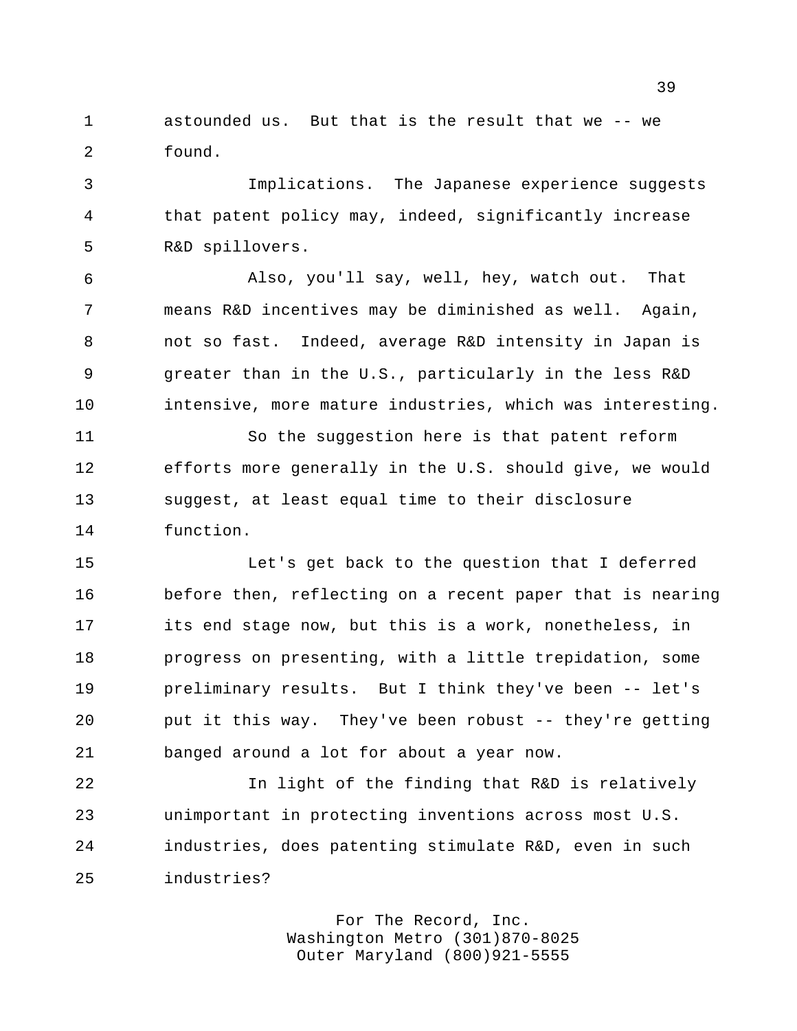astounded us. But that is the result that we -- we found.

Implications. The Japanese experience suggests that patent policy may, indeed, significantly increase R&D spillovers.

Also, you'll say, well, hey, watch out. That means R&D incentives may be diminished as well. Again, not so fast. Indeed, average R&D intensity in Japan is greater than in the U.S., particularly in the less R&D intensive, more mature industries, which was interesting.

So the suggestion here is that patent reform efforts more generally in the U.S. should give, we would suggest, at least equal time to their disclosure function.

Let's get back to the question that I deferred before then, reflecting on a recent paper that is nearing its end stage now, but this is a work, nonetheless, in progress on presenting, with a little trepidation, some preliminary results. But I think they've been -- let's put it this way. They've been robust -- they're getting banged around a lot for about a year now.

In light of the finding that R&D is relatively unimportant in protecting inventions across most U.S. industries, does patenting stimulate R&D, even in such industries?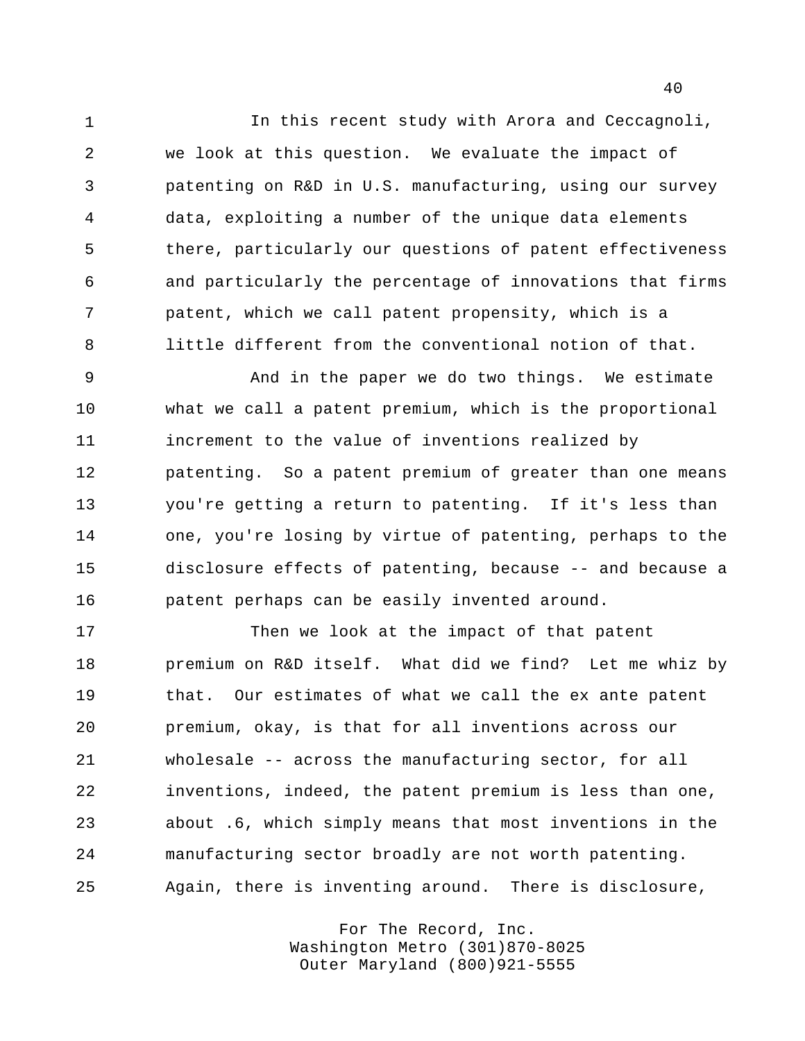In this recent study with Arora and Ceccagnoli, we look at this question. We evaluate the impact of patenting on R&D in U.S. manufacturing, using our survey data, exploiting a number of the unique data elements there, particularly our questions of patent effectiveness and particularly the percentage of innovations that firms patent, which we call patent propensity, which is a little different from the conventional notion of that.

And in the paper we do two things. We estimate what we call a patent premium, which is the proportional increment to the value of inventions realized by patenting. So a patent premium of greater than one means you're getting a return to patenting. If it's less than one, you're losing by virtue of patenting, perhaps to the disclosure effects of patenting, because -- and because a patent perhaps can be easily invented around.

Then we look at the impact of that patent premium on R&D itself. What did we find? Let me whiz by that. Our estimates of what we call the ex ante patent premium, okay, is that for all inventions across our wholesale -- across the manufacturing sector, for all inventions, indeed, the patent premium is less than one, about .6, which simply means that most inventions in the manufacturing sector broadly are not worth patenting. Again, there is inventing around. There is disclosure,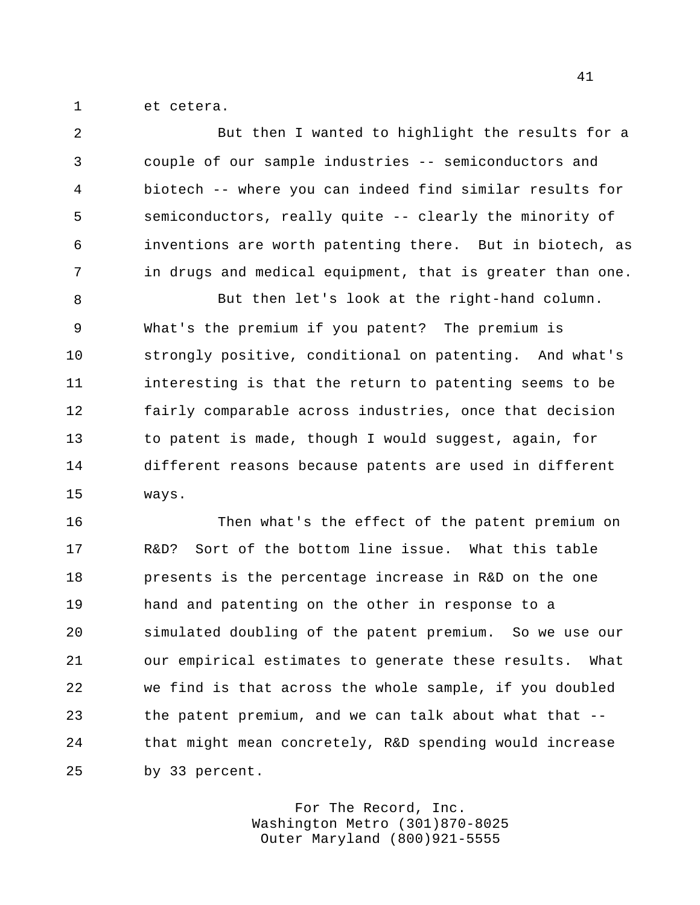et cetera.

But then I wanted to highlight the results for a couple of our sample industries -- semiconductors and biotech -- where you can indeed find similar results for semiconductors, really quite -- clearly the minority of inventions are worth patenting there. But in biotech, as in drugs and medical equipment, that is greater than one.

But then let's look at the right-hand column. What's the premium if you patent? The premium is strongly positive, conditional on patenting. And what's interesting is that the return to patenting seems to be fairly comparable across industries, once that decision to patent is made, though I would suggest, again, for different reasons because patents are used in different ways.

Then what's the effect of the patent premium on R&D? Sort of the bottom line issue. What this table presents is the percentage increase in R&D on the one hand and patenting on the other in response to a simulated doubling of the patent premium. So we use our our empirical estimates to generate these results. What we find is that across the whole sample, if you doubled the patent premium, and we can talk about what that -- that might mean concretely, R&D spending would increase by 33 percent.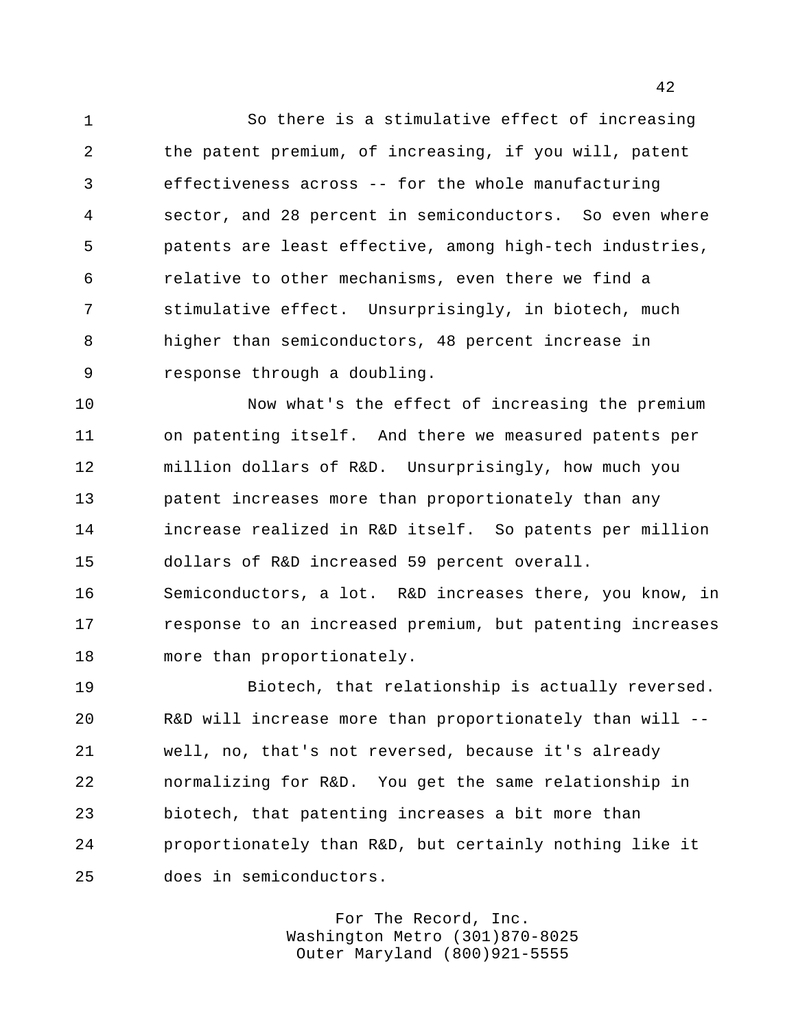So there is a stimulative effect of increasing the patent premium, of increasing, if you will, patent effectiveness across -- for the whole manufacturing sector, and 28 percent in semiconductors. So even where patents are least effective, among high-tech industries, relative to other mechanisms, even there we find a stimulative effect. Unsurprisingly, in biotech, much higher than semiconductors, 48 percent increase in response through a doubling.

Now what's the effect of increasing the premium on patenting itself. And there we measured patents per million dollars of R&D. Unsurprisingly, how much you patent increases more than proportionately than any increase realized in R&D itself. So patents per million dollars of R&D increased 59 percent overall. Semiconductors, a lot. R&D increases there, you know, in response to an increased premium, but patenting increases more than proportionately.

Biotech, that relationship is actually reversed. R&D will increase more than proportionately than will -- well, no, that's not reversed, because it's already normalizing for R&D. You get the same relationship in biotech, that patenting increases a bit more than proportionately than R&D, but certainly nothing like it does in semiconductors.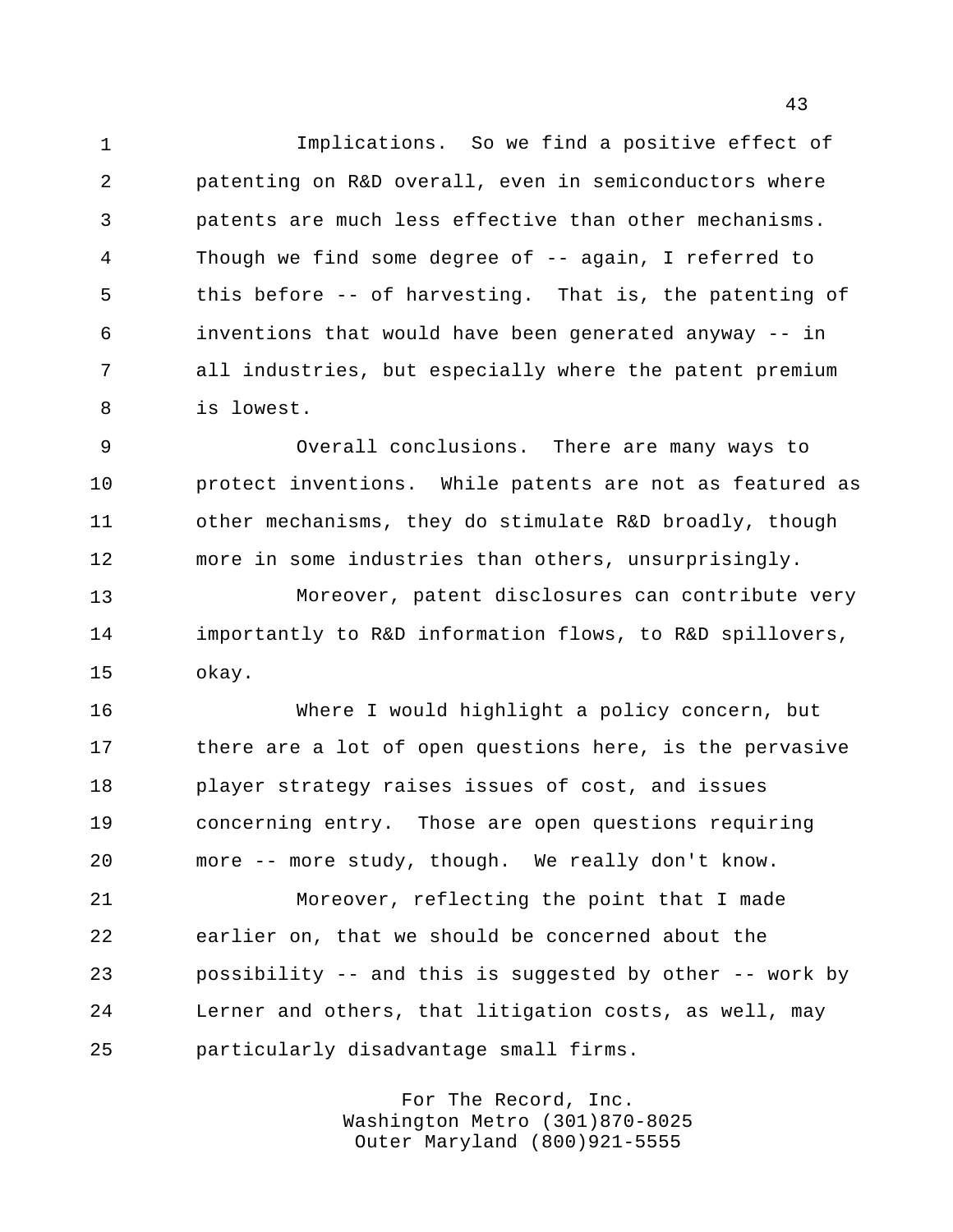Implications. So we find a positive effect of patenting on R&D overall, even in semiconductors where patents are much less effective than other mechanisms. Though we find some degree of -- again, I referred to this before -- of harvesting. That is, the patenting of inventions that would have been generated anyway -- in all industries, but especially where the patent premium is lowest.

Overall conclusions. There are many ways to protect inventions. While patents are not as featured as other mechanisms, they do stimulate R&D broadly, though more in some industries than others, unsurprisingly.

Moreover, patent disclosures can contribute very importantly to R&D information flows, to R&D spillovers, okay.

Where I would highlight a policy concern, but there are a lot of open questions here, is the pervasive player strategy raises issues of cost, and issues concerning entry. Those are open questions requiring more -- more study, though. We really don't know.

Moreover, reflecting the point that I made earlier on, that we should be concerned about the possibility -- and this is suggested by other -- work by Lerner and others, that litigation costs, as well, may particularly disadvantage small firms.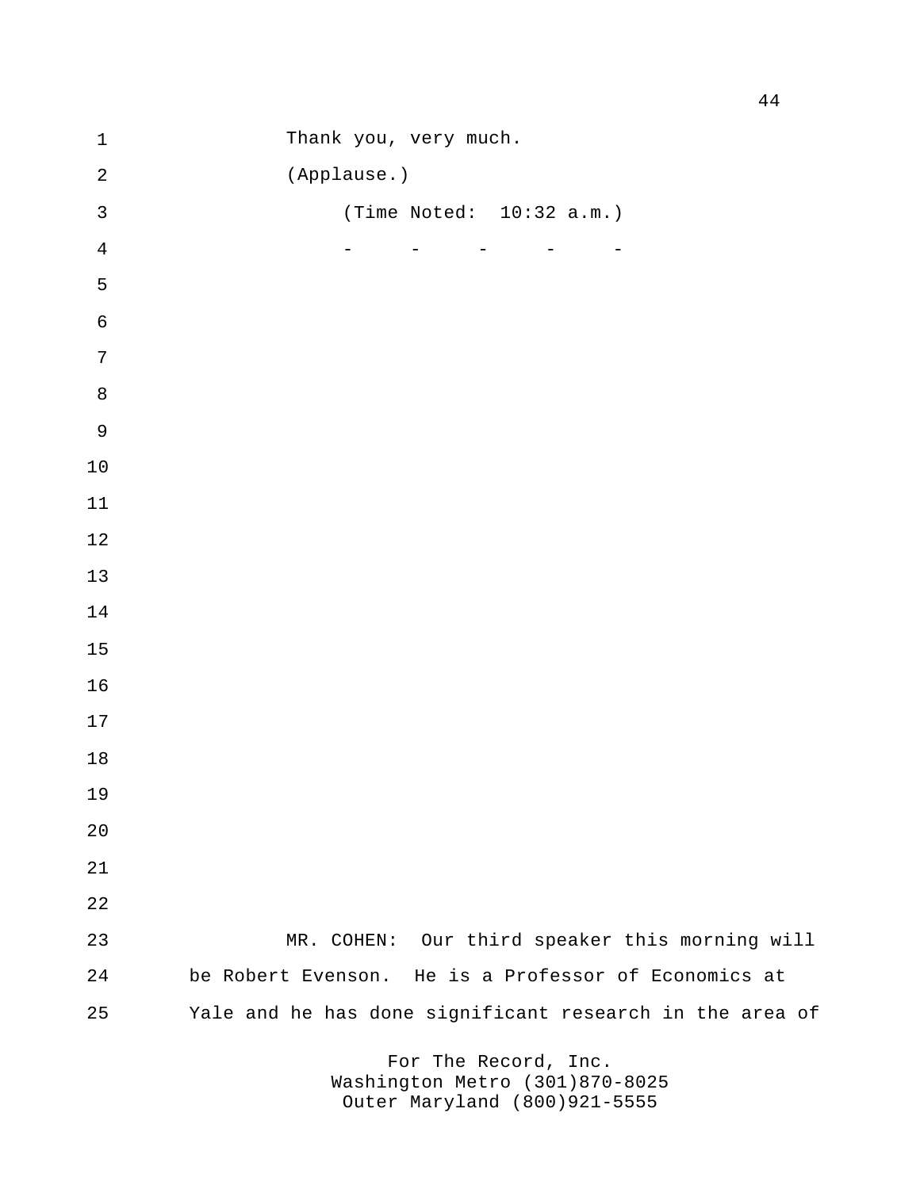Thank you, very much.

(Applause.)

(Time Noted: 10:32 a.m.)

- - - - -

MR. COHEN: Our third speaker this morning will be Robert Evenson. He is a Professor of Economics at Yale and he has done significant research in the area of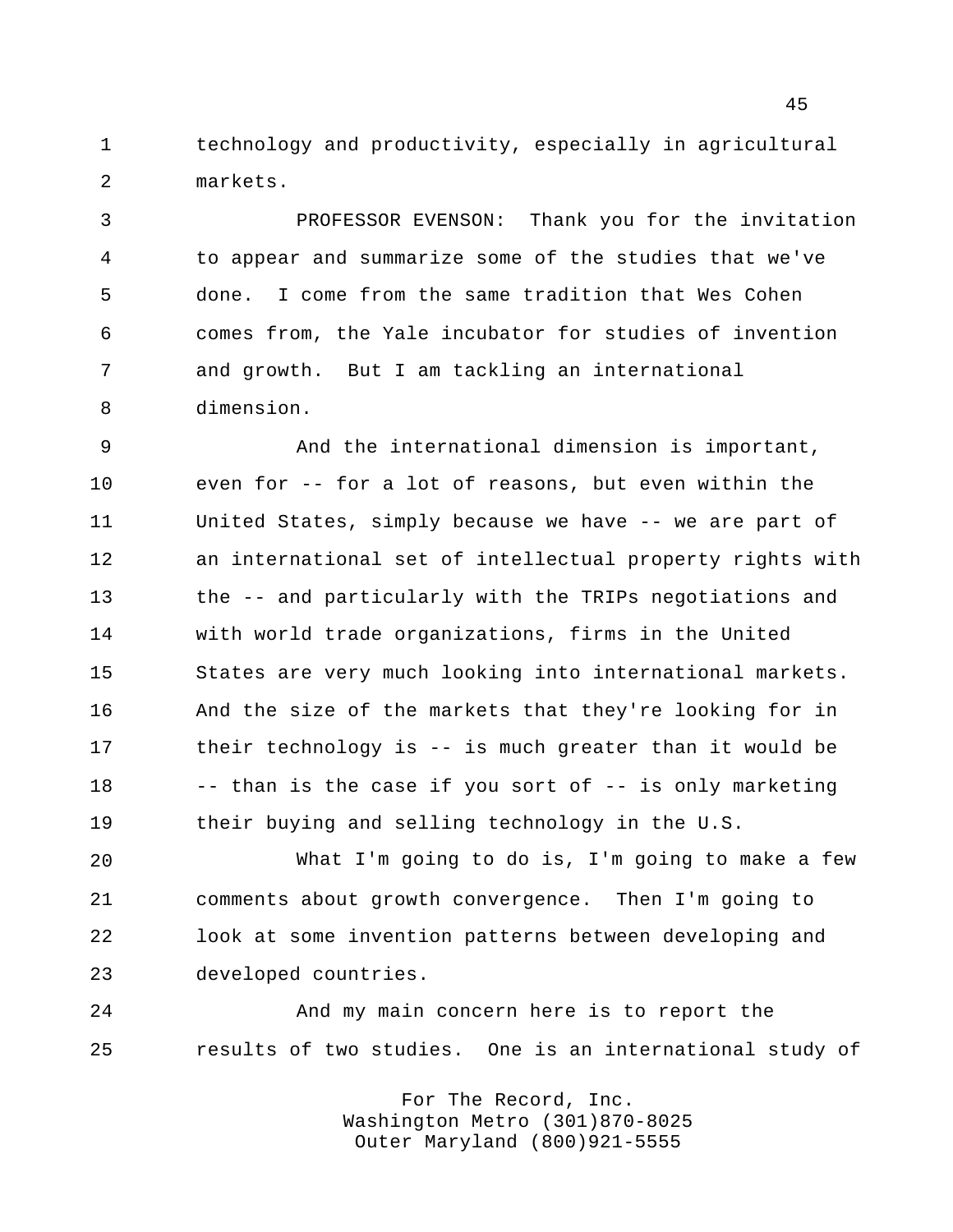technology and productivity, especially in agricultural markets.

PROFESSOR EVENSON: Thank you for the invitation to appear and summarize some of the studies that we've done. I come from the same tradition that Wes Cohen comes from, the Yale incubator for studies of invention and growth. But I am tackling an international dimension.

And the international dimension is important, even for -- for a lot of reasons, but even within the United States, simply because we have -- we are part of an international set of intellectual property rights with the -- and particularly with the TRIPs negotiations and with world trade organizations, firms in the United States are very much looking into international markets. And the size of the markets that they're looking for in their technology is -- is much greater than it would be -- than is the case if you sort of -- is only marketing their buying and selling technology in the U.S.

What I'm going to do is, I'm going to make a few comments about growth convergence. Then I'm going to look at some invention patterns between developing and developed countries.

And my main concern here is to report the results of two studies. One is an international study of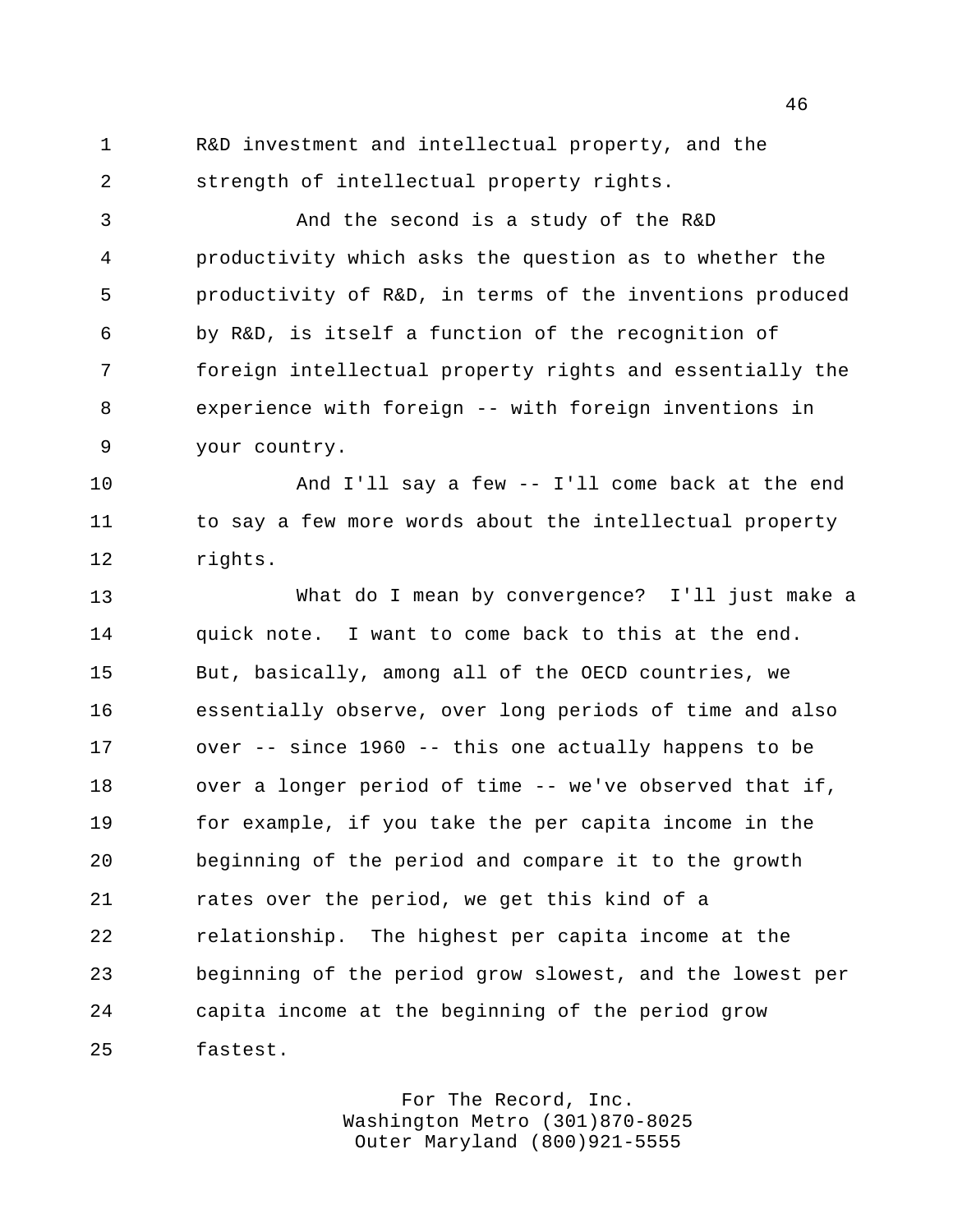R&D investment and intellectual property, and the strength of intellectual property rights.

And the second is a study of the R&D productivity which asks the question as to whether the productivity of R&D, in terms of the inventions produced by R&D, is itself a function of the recognition of foreign intellectual property rights and essentially the experience with foreign -- with foreign inventions in your country.

And I'll say a few -- I'll come back at the end to say a few more words about the intellectual property rights.

What do I mean by convergence? I'll just make a quick note. I want to come back to this at the end. But, basically, among all of the OECD countries, we essentially observe, over long periods of time and also over -- since 1960 -- this one actually happens to be over a longer period of time -- we've observed that if, for example, if you take the per capita income in the beginning of the period and compare it to the growth rates over the period, we get this kind of a relationship. The highest per capita income at the beginning of the period grow slowest, and the lowest per capita income at the beginning of the period grow fastest.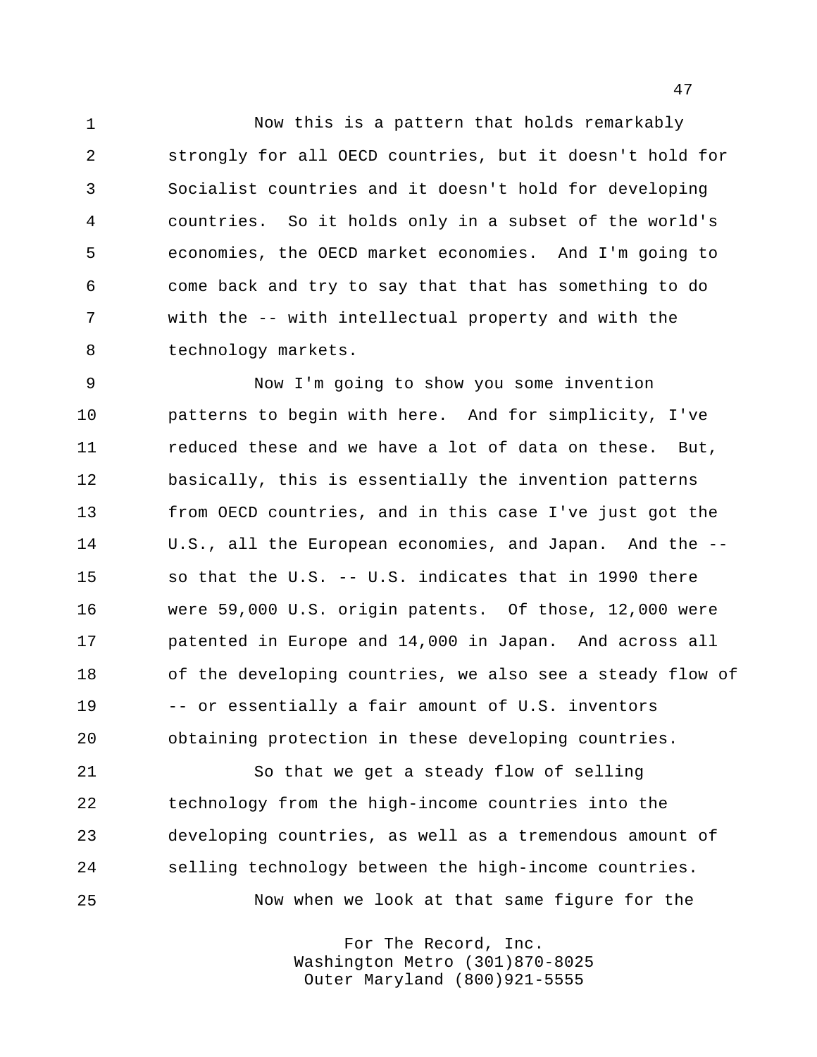Now this is a pattern that holds remarkably strongly for all OECD countries, but it doesn't hold for Socialist countries and it doesn't hold for developing countries. So it holds only in a subset of the world's economies, the OECD market economies. And I'm going to come back and try to say that that has something to do with the -- with intellectual property and with the technology markets.

Now I'm going to show you some invention patterns to begin with here. And for simplicity, I've reduced these and we have a lot of data on these. But, basically, this is essentially the invention patterns from OECD countries, and in this case I've just got the U.S., all the European economies, and Japan. And the -- so that the U.S. -- U.S. indicates that in 1990 there were 59,000 U.S. origin patents. Of those, 12,000 were patented in Europe and 14,000 in Japan. And across all of the developing countries, we also see a steady flow of -- or essentially a fair amount of U.S. inventors obtaining protection in these developing countries.

So that we get a steady flow of selling technology from the high-income countries into the developing countries, as well as a tremendous amount of selling technology between the high-income countries.

Now when we look at that same figure for the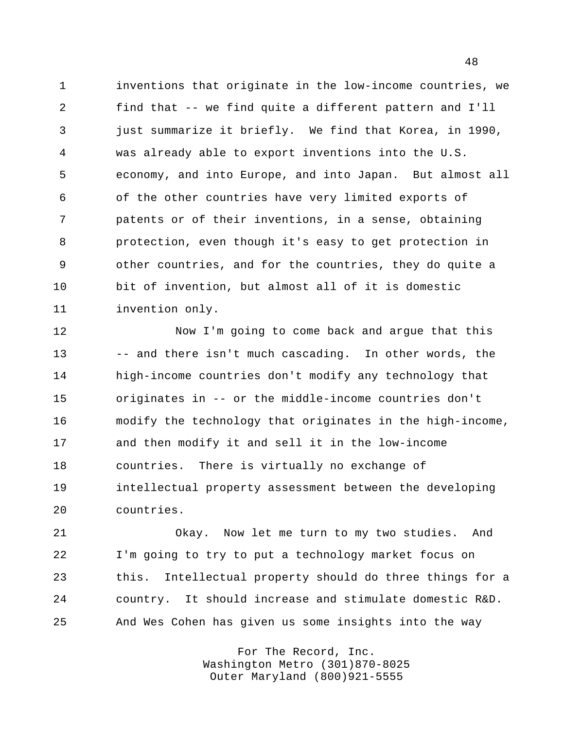inventions that originate in the low-income countries, we find that -- we find quite a different pattern and I'll just summarize it briefly. We find that Korea, in 1990, was already able to export inventions into the U.S. economy, and into Europe, and into Japan. But almost all of the other countries have very limited exports of patents or of their inventions, in a sense, obtaining protection, even though it's easy to get protection in other countries, and for the countries, they do quite a bit of invention, but almost all of it is domestic invention only.

Now I'm going to come back and argue that this -- and there isn't much cascading. In other words, the high-income countries don't modify any technology that originates in -- or the middle-income countries don't modify the technology that originates in the high-income, and then modify it and sell it in the low-income countries. There is virtually no exchange of intellectual property assessment between the developing countries.

Okay. Now let me turn to my two studies. And I'm going to try to put a technology market focus on this. Intellectual property should do three things for a country. It should increase and stimulate domestic R&D. And Wes Cohen has given us some insights into the way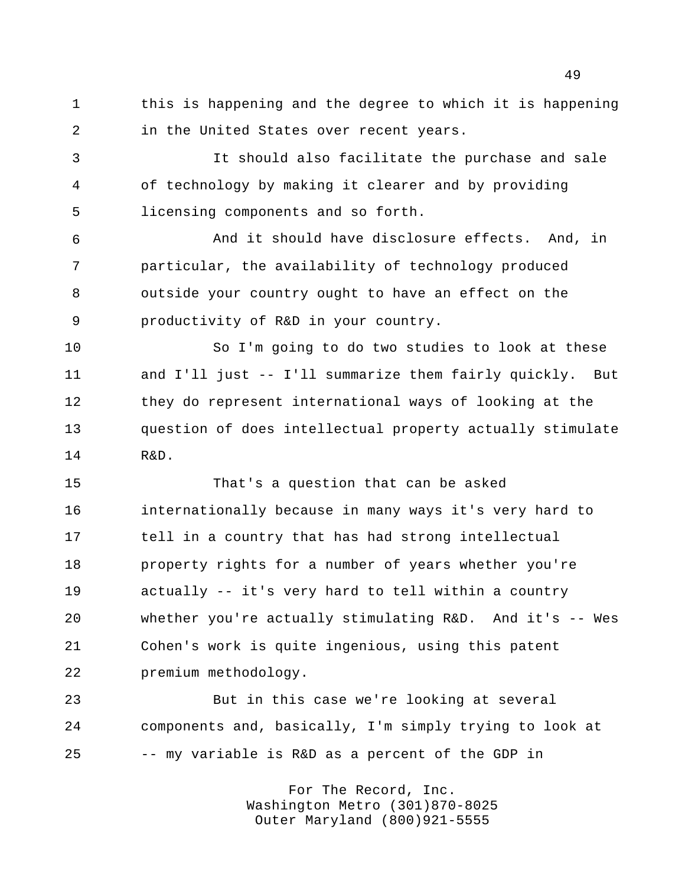this is happening and the degree to which it is happening in the United States over recent years.

It should also facilitate the purchase and sale of technology by making it clearer and by providing licensing components and so forth.

And it should have disclosure effects. And, in particular, the availability of technology produced outside your country ought to have an effect on the productivity of R&D in your country.

So I'm going to do two studies to look at these and I'll just -- I'll summarize them fairly quickly. But they do represent international ways of looking at the question of does intellectual property actually stimulate R&D.

That's a question that can be asked internationally because in many ways it's very hard to tell in a country that has had strong intellectual property rights for a number of years whether you're actually -- it's very hard to tell within a country whether you're actually stimulating R&D. And it's -- Wes Cohen's work is quite ingenious, using this patent premium methodology.

But in this case we're looking at several components and, basically, I'm simply trying to look at -- my variable is R&D as a percent of the GDP in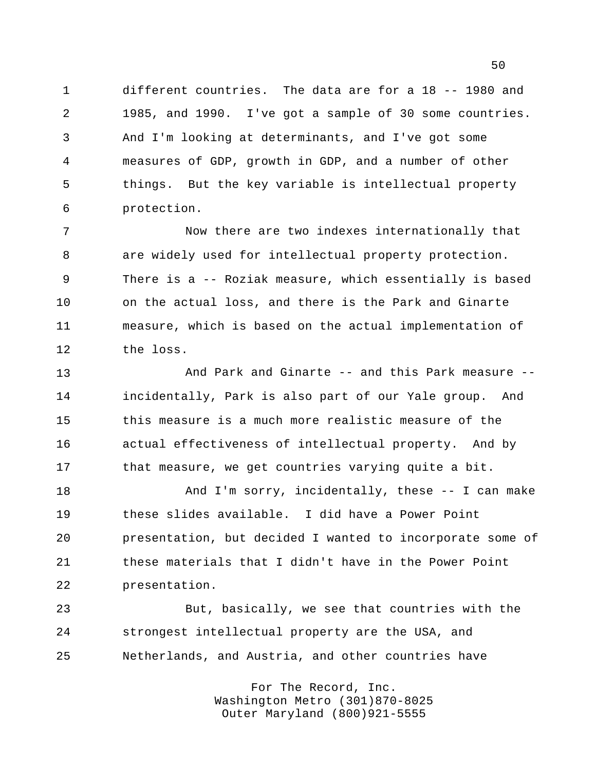different countries. The data are for a 18 -- 1980 and 1985, and 1990. I've got a sample of 30 some countries. And I'm looking at determinants, and I've got some measures of GDP, growth in GDP, and a number of other things. But the key variable is intellectual property protection.

Now there are two indexes internationally that are widely used for intellectual property protection. There is a -- Roziak measure, which essentially is based on the actual loss, and there is the Park and Ginarte measure, which is based on the actual implementation of the loss.

And Park and Ginarte -- and this Park measure -- incidentally, Park is also part of our Yale group. And this measure is a much more realistic measure of the actual effectiveness of intellectual property. And by that measure, we get countries varying quite a bit.

And I'm sorry, incidentally, these -- I can make these slides available. I did have a Power Point presentation, but decided I wanted to incorporate some of these materials that I didn't have in the Power Point presentation.

But, basically, we see that countries with the strongest intellectual property are the USA, and Netherlands, and Austria, and other countries have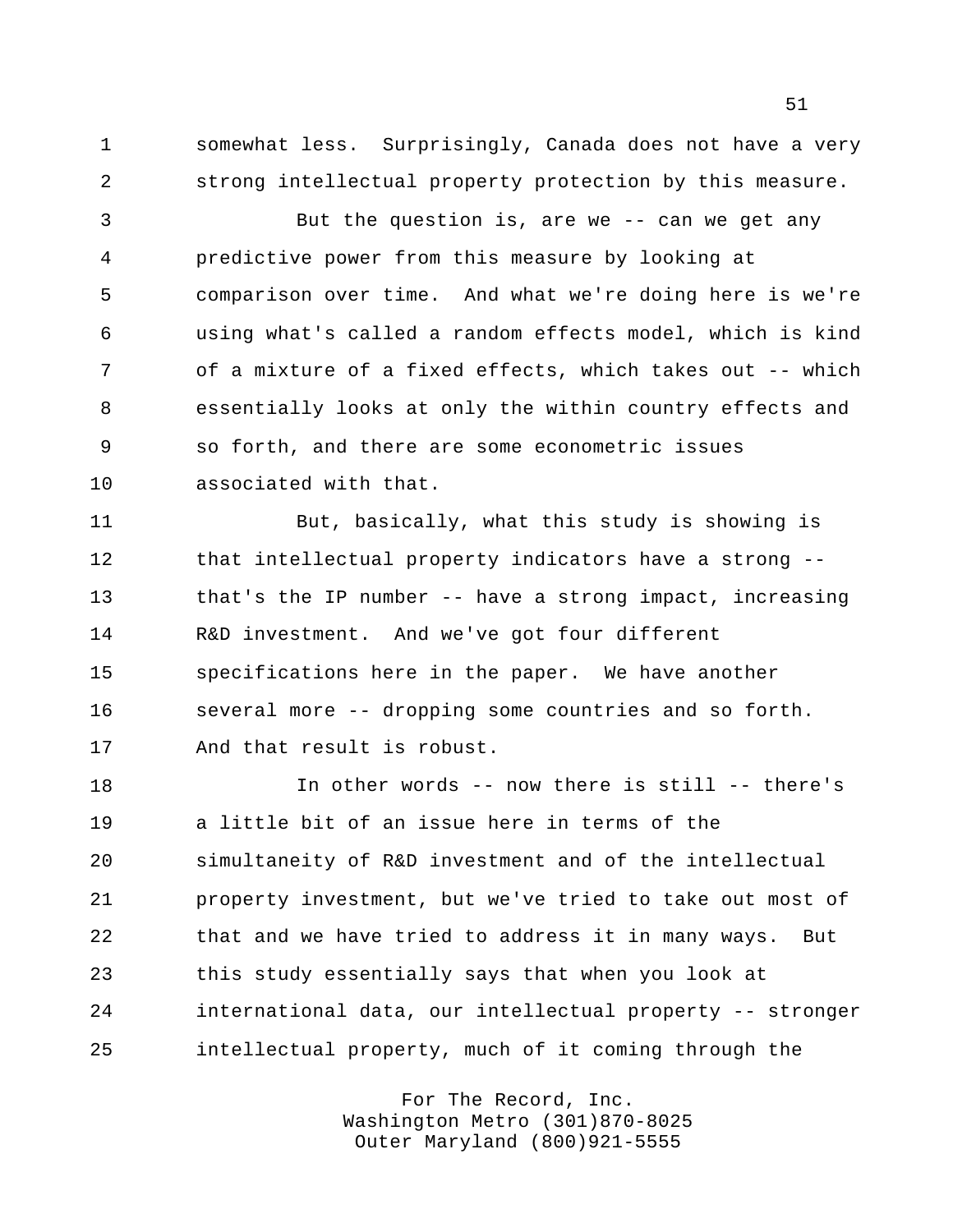somewhat less. Surprisingly, Canada does not have a very strong intellectual property protection by this measure.

But the question is, are we -- can we get any predictive power from this measure by looking at comparison over time. And what we're doing here is we're using what's called a random effects model, which is kind of a mixture of a fixed effects, which takes out -- which essentially looks at only the within country effects and so forth, and there are some econometric issues associated with that.

But, basically, what this study is showing is that intellectual property indicators have a strong -- that's the IP number -- have a strong impact, increasing R&D investment. And we've got four different specifications here in the paper. We have another several more -- dropping some countries and so forth. And that result is robust.

In other words -- now there is still -- there's a little bit of an issue here in terms of the simultaneity of R&D investment and of the intellectual property investment, but we've tried to take out most of that and we have tried to address it in many ways. But this study essentially says that when you look at international data, our intellectual property -- stronger intellectual property, much of it coming through the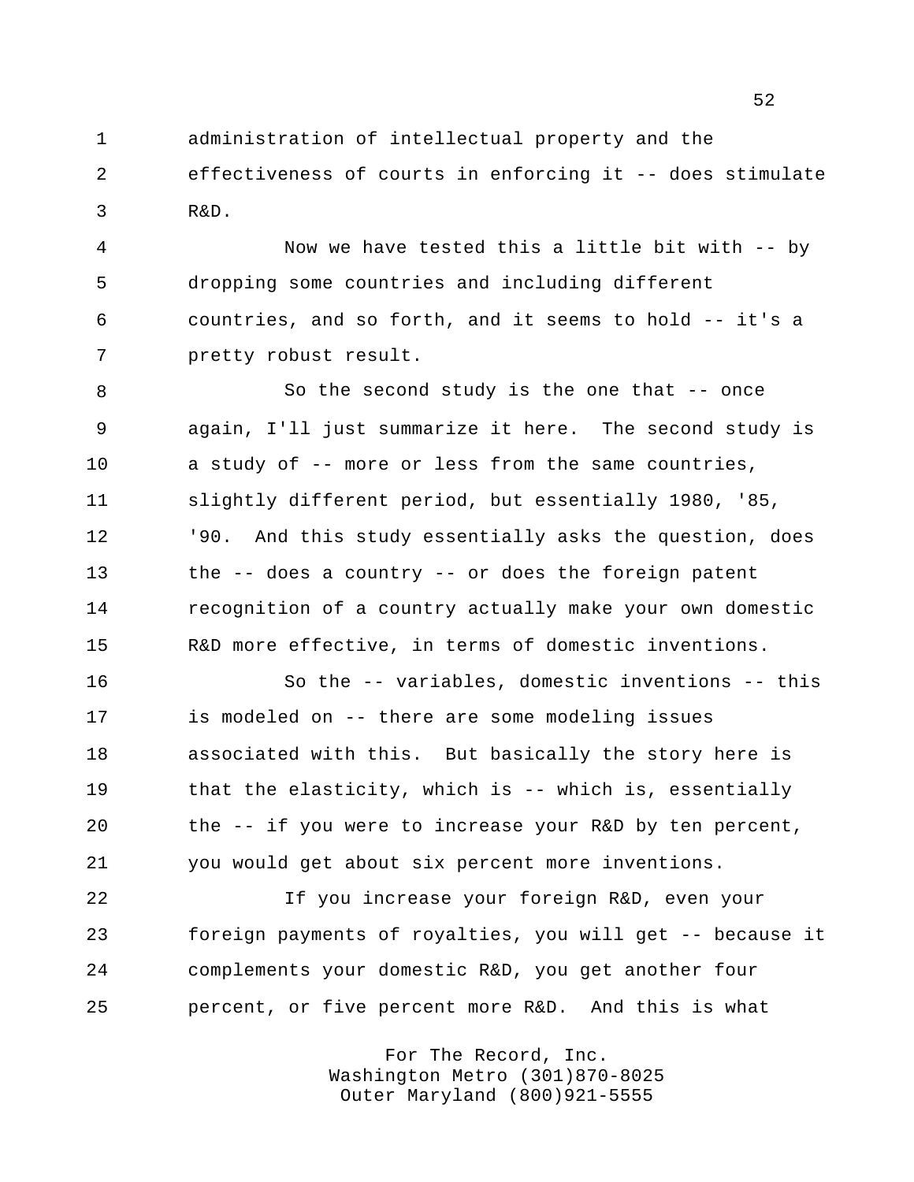administration of intellectual property and the effectiveness of courts in enforcing it -- does stimulate R&D.

Now we have tested this a little bit with -- by dropping some countries and including different countries, and so forth, and it seems to hold -- it's a pretty robust result.

So the second study is the one that -- once again, I'll just summarize it here. The second study is a study of -- more or less from the same countries, slightly different period, but essentially 1980, '85, '90. And this study essentially asks the question, does the -- does a country -- or does the foreign patent recognition of a country actually make your own domestic R&D more effective, in terms of domestic inventions.

So the -- variables, domestic inventions -- this is modeled on -- there are some modeling issues associated with this. But basically the story here is that the elasticity, which is -- which is, essentially the -- if you were to increase your R&D by ten percent, you would get about six percent more inventions.

If you increase your foreign R&D, even your foreign payments of royalties, you will get -- because it complements your domestic R&D, you get another four percent, or five percent more R&D. And this is what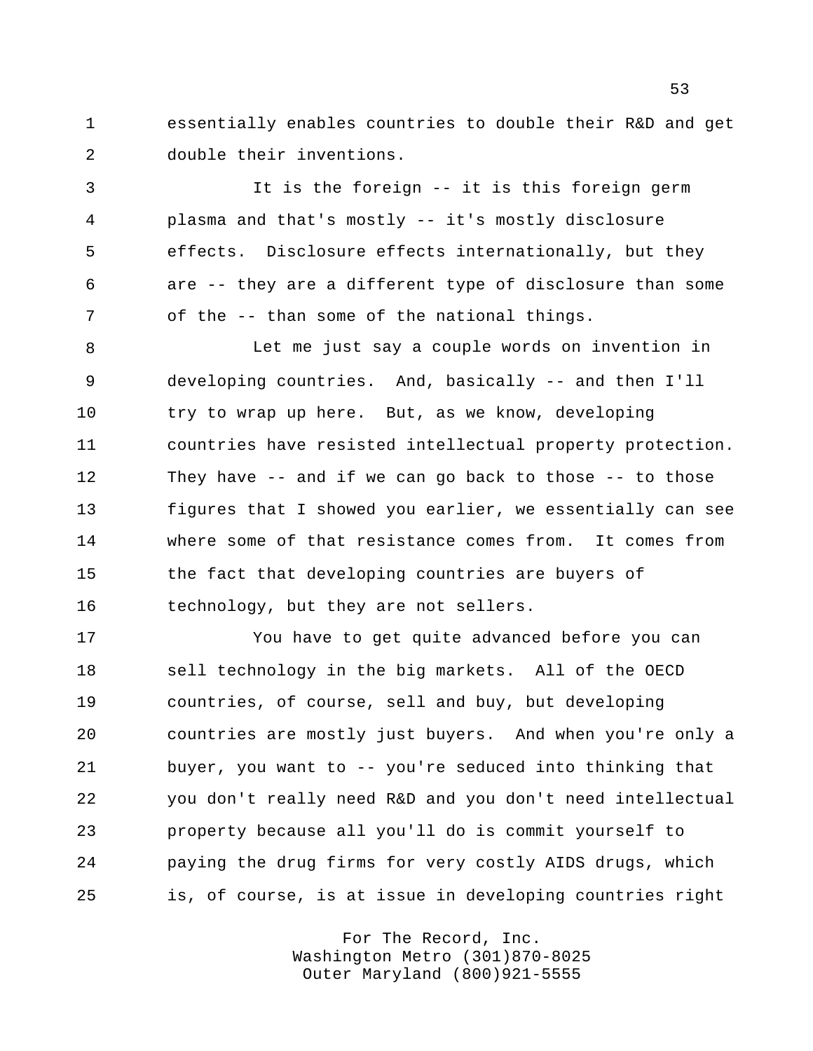essentially enables countries to double their R&D and get double their inventions.

It is the foreign -- it is this foreign germ plasma and that's mostly -- it's mostly disclosure effects. Disclosure effects internationally, but they are -- they are a different type of disclosure than some of the -- than some of the national things.

Let me just say a couple words on invention in developing countries. And, basically -- and then I'll try to wrap up here. But, as we know, developing countries have resisted intellectual property protection. They have -- and if we can go back to those -- to those figures that I showed you earlier, we essentially can see where some of that resistance comes from. It comes from the fact that developing countries are buyers of technology, but they are not sellers.

You have to get quite advanced before you can sell technology in the big markets. All of the OECD countries, of course, sell and buy, but developing countries are mostly just buyers. And when you're only a buyer, you want to -- you're seduced into thinking that you don't really need R&D and you don't need intellectual property because all you'll do is commit yourself to paying the drug firms for very costly AIDS drugs, which is, of course, is at issue in developing countries right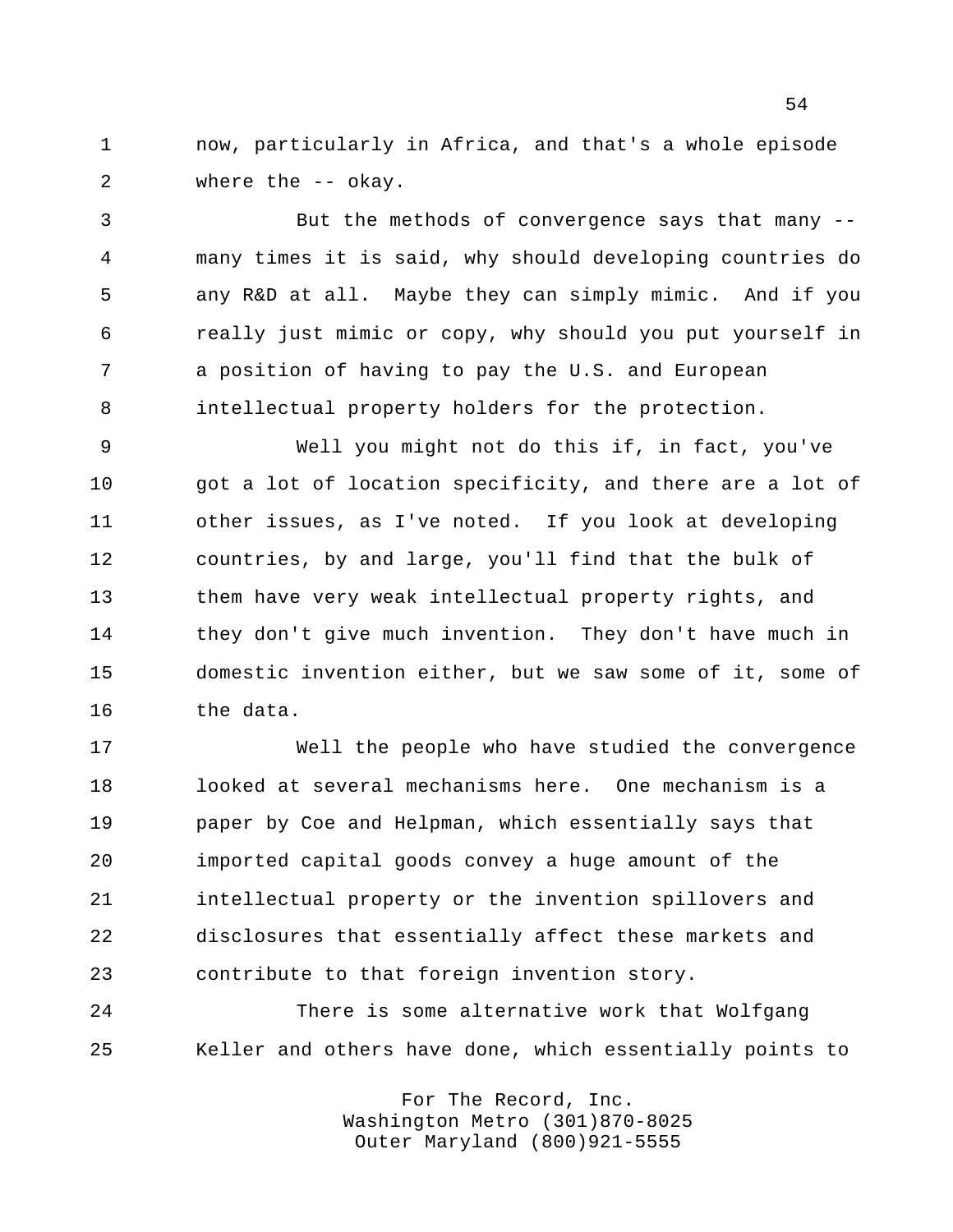now, particularly in Africa, and that's a whole episode where the -- okay.

But the methods of convergence says that many -- many times it is said, why should developing countries do any R&D at all. Maybe they can simply mimic. And if you really just mimic or copy, why should you put yourself in a position of having to pay the U.S. and European intellectual property holders for the protection.

Well you might not do this if, in fact, you've got a lot of location specificity, and there are a lot of other issues, as I've noted. If you look at developing countries, by and large, you'll find that the bulk of them have very weak intellectual property rights, and they don't give much invention. They don't have much in domestic invention either, but we saw some of it, some of the data.

Well the people who have studied the convergence looked at several mechanisms here. One mechanism is a paper by Coe and Helpman, which essentially says that imported capital goods convey a huge amount of the intellectual property or the invention spillovers and disclosures that essentially affect these markets and contribute to that foreign invention story.

There is some alternative work that Wolfgang Keller and others have done, which essentially points to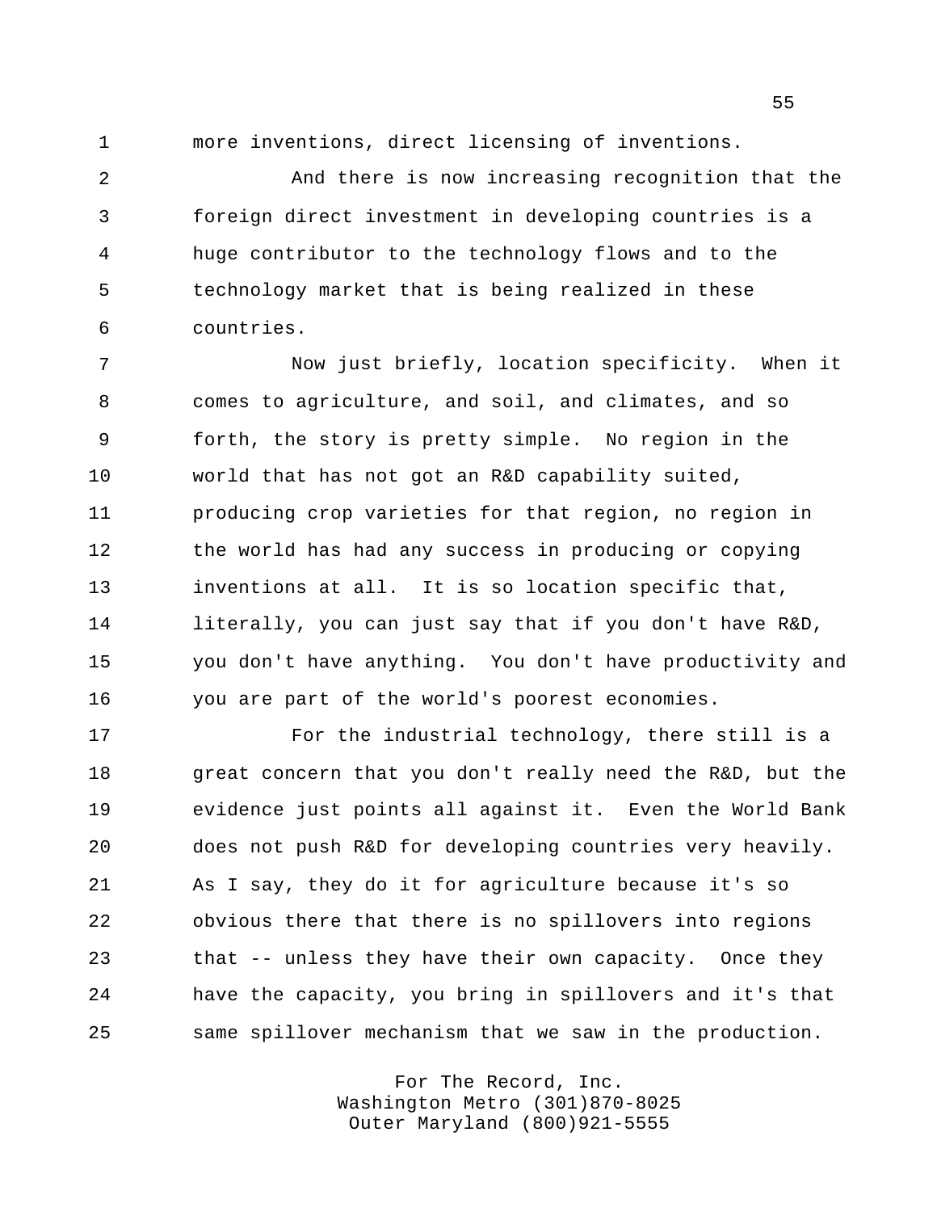more inventions, direct licensing of inventions.

And there is now increasing recognition that the foreign direct investment in developing countries is a huge contributor to the technology flows and to the technology market that is being realized in these countries.

Now just briefly, location specificity. When it comes to agriculture, and soil, and climates, and so forth, the story is pretty simple. No region in the world that has not got an R&D capability suited, producing crop varieties for that region, no region in the world has had any success in producing or copying inventions at all. It is so location specific that, literally, you can just say that if you don't have R&D, you don't have anything. You don't have productivity and you are part of the world's poorest economies.

For the industrial technology, there still is a great concern that you don't really need the R&D, but the evidence just points all against it. Even the World Bank does not push R&D for developing countries very heavily. As I say, they do it for agriculture because it's so obvious there that there is no spillovers into regions that -- unless they have their own capacity. Once they have the capacity, you bring in spillovers and it's that same spillover mechanism that we saw in the production.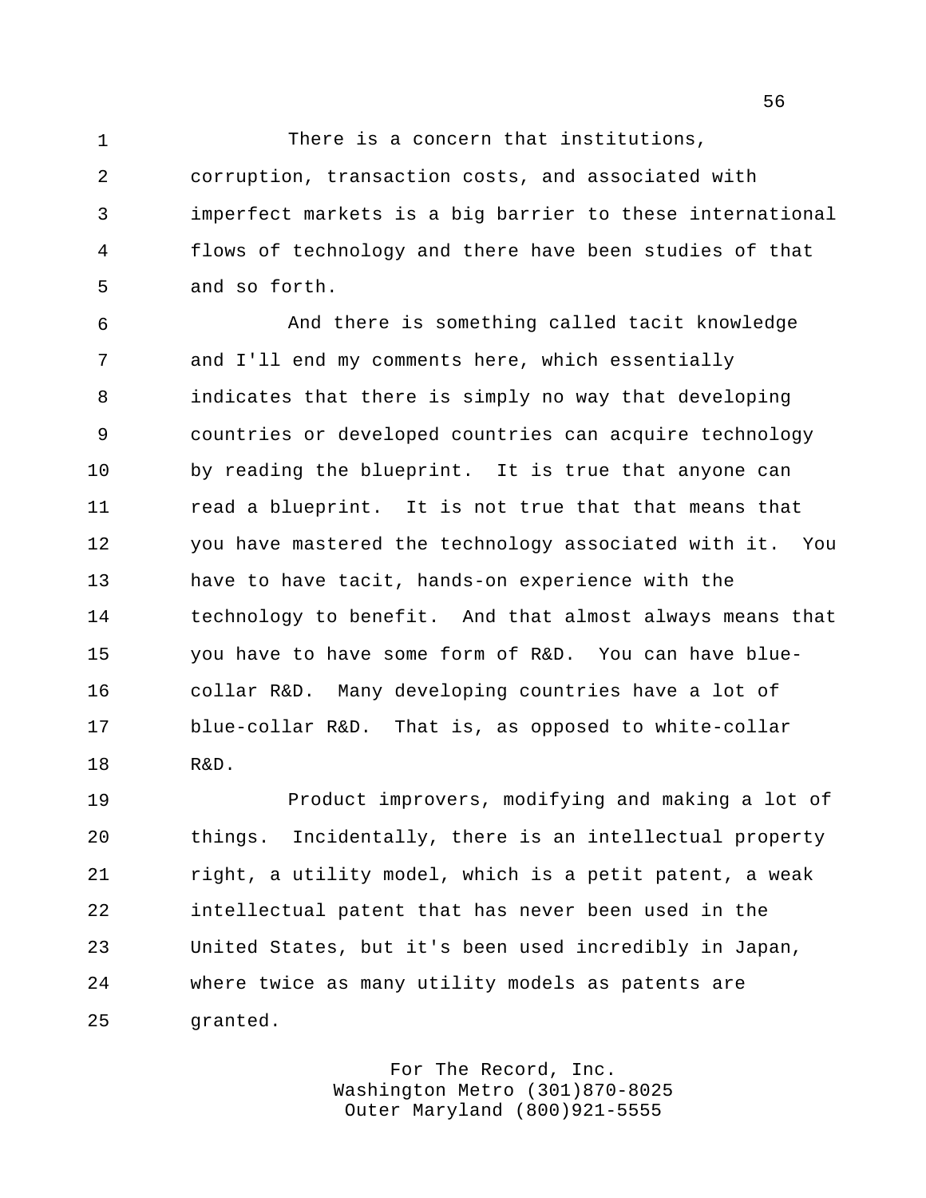There is a concern that institutions, corruption, transaction costs, and associated with imperfect markets is a big barrier to these international flows of technology and there have been studies of that and so forth.

And there is something called tacit knowledge and I'll end my comments here, which essentially indicates that there is simply no way that developing countries or developed countries can acquire technology by reading the blueprint. It is true that anyone can read a blueprint. It is not true that that means that you have mastered the technology associated with it. You have to have tacit, hands-on experience with the technology to benefit. And that almost always means that you have to have some form of R&D. You can have blue-collar R&D. Many developing countries have a lot of blue-collar R&D. That is, as opposed to white-collar R&D.

Product improvers, modifying and making a lot of things. Incidentally, there is an intellectual property right, a utility model, which is a petit patent, a weak intellectual patent that has never been used in the United States, but it's been used incredibly in Japan, where twice as many utility models as patents are granted.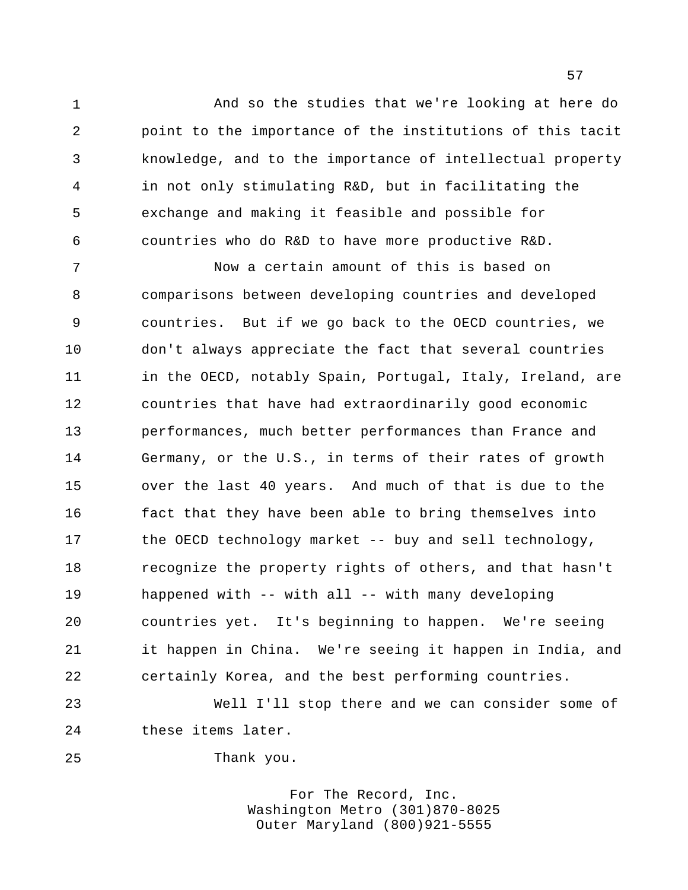And so the studies that we're looking at here do point to the importance of the institutions of this tacit knowledge, and to the importance of intellectual property in not only stimulating R&D, but in facilitating the exchange and making it feasible and possible for countries who do R&D to have more productive R&D.

Now a certain amount of this is based on comparisons between developing countries and developed countries. But if we go back to the OECD countries, we don't always appreciate the fact that several countries in the OECD, notably Spain, Portugal, Italy, Ireland, are countries that have had extraordinarily good economic performances, much better performances than France and Germany, or the U.S., in terms of their rates of growth over the last 40 years. And much of that is due to the fact that they have been able to bring themselves into the OECD technology market -- buy and sell technology, recognize the property rights of others, and that hasn't happened with -- with all -- with many developing countries yet. It's beginning to happen. We're seeing it happen in China. We're seeing it happen in India, and certainly Korea, and the best performing countries.

Well I'll stop there and we can consider some of these items later.

Thank you.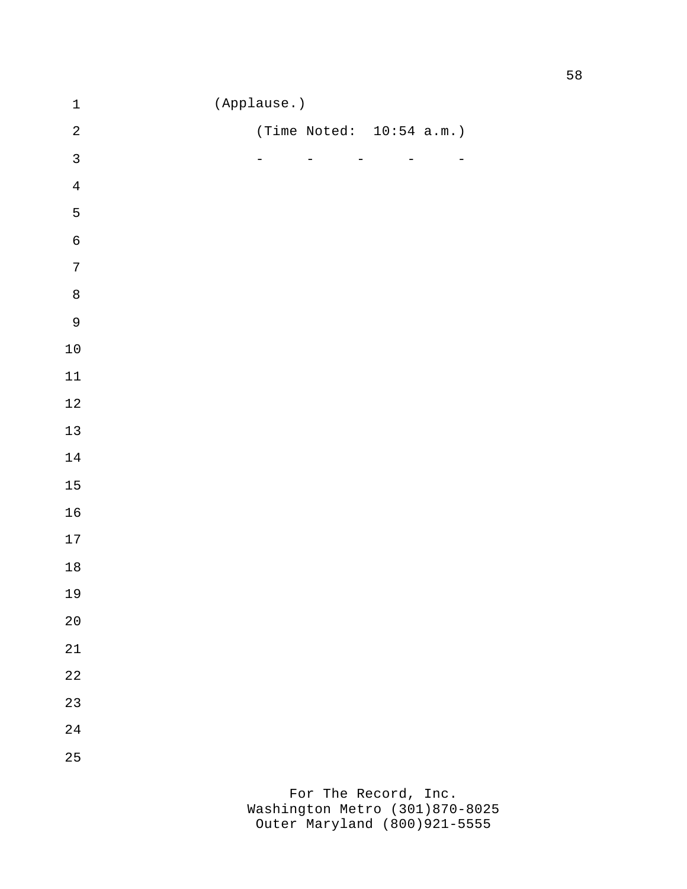(Applause.)

(Time Noted: 10:54 a.m.)

\- - - - -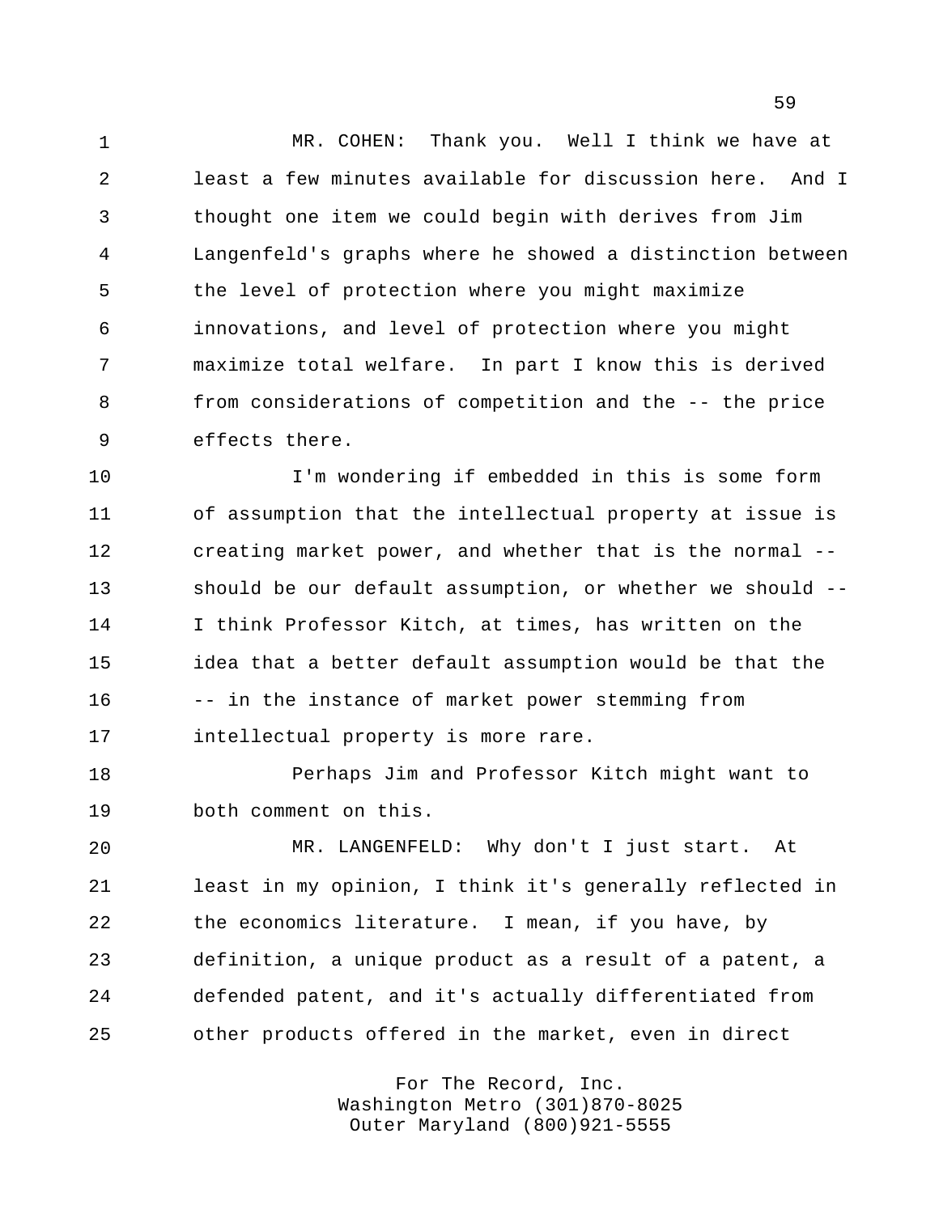MR. COHEN: Thank you. Well I think we have at least a few minutes available for discussion here. And I thought one item we could begin with derives from Jim Langenfeld's graphs where he showed a distinction between the level of protection where you might maximize innovations, and level of protection where you might maximize total welfare. In part I know this is derived from considerations of competition and the -- the price effects there.

I'm wondering if embedded in this is some form of assumption that the intellectual property at issue is creating market power, and whether that is the normal -- should be our default assumption, or whether we should -- I think Professor Kitch, at times, has written on the idea that a better default assumption would be that the -- in the instance of market power stemming from intellectual property is more rare.

Perhaps Jim and Professor Kitch might want to both comment on this.

MR. LANGENFELD: Why don't I just start. At least in my opinion, I think it's generally reflected in the economics literature. I mean, if you have, by definition, a unique product as a result of a patent, a defended patent, and it's actually differentiated from other products offered in the market, even in direct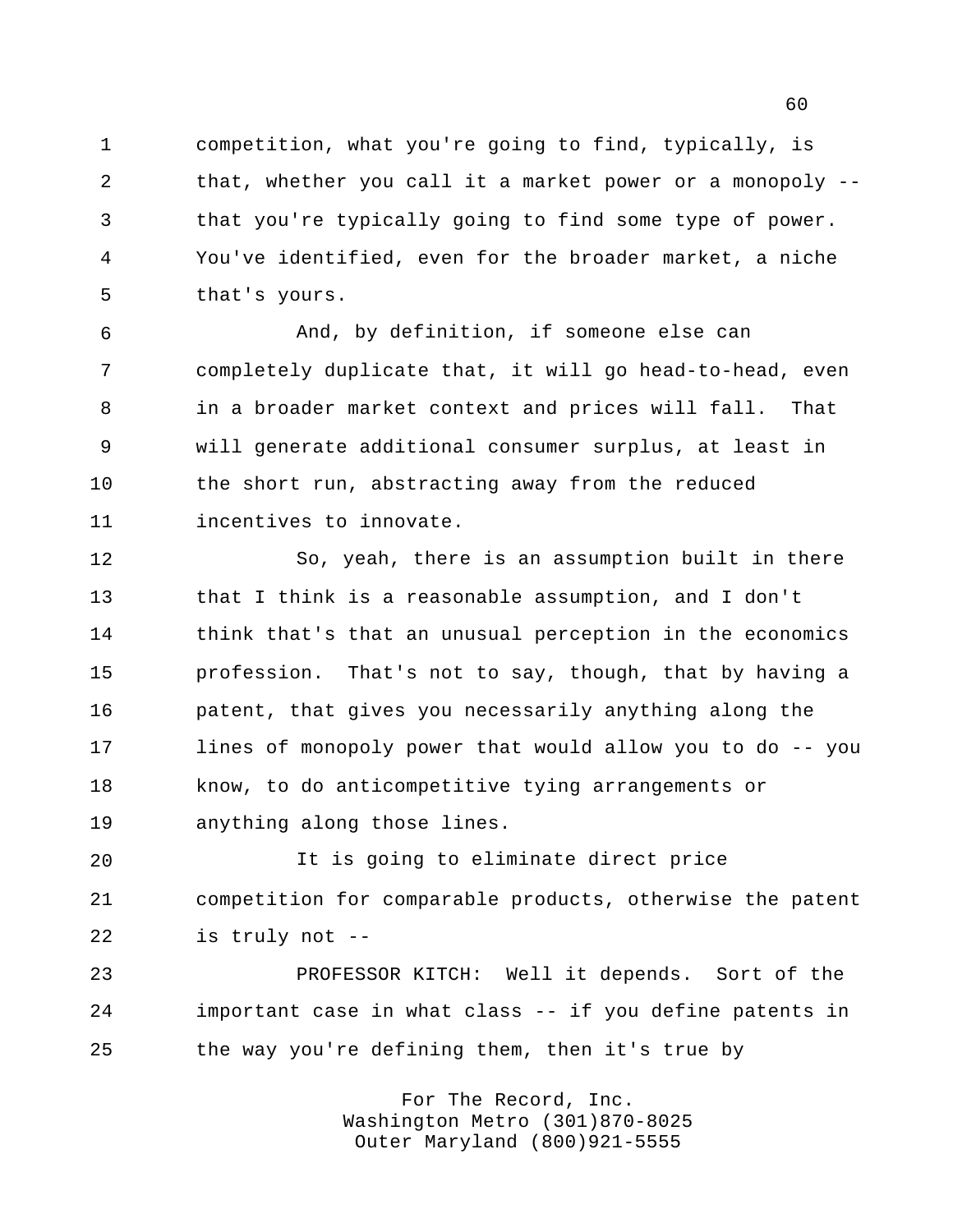competition, what you're going to find, typically, is that, whether you call it a market power or a monopoly -- that you're typically going to find some type of power. You've identified, even for the broader market, a niche that's yours.

And, by definition, if someone else can completely duplicate that, it will go head-to-head, even in a broader market context and prices will fall. That will generate additional consumer surplus, at least in the short run, abstracting away from the reduced incentives to innovate.

So, yeah, there is an assumption built in there that I think is a reasonable assumption, and I don't think that's that an unusual perception in the economics profession. That's not to say, though, that by having a patent, that gives you necessarily anything along the lines of monopoly power that would allow you to do -- you know, to do anticompetitive tying arrangements or anything along those lines.

It is going to eliminate direct price competition for comparable products, otherwise the patent is truly not --

PROFESSOR KITCH: Well it depends. Sort of the important case in what class -- if you define patents in the way you're defining them, then it's true by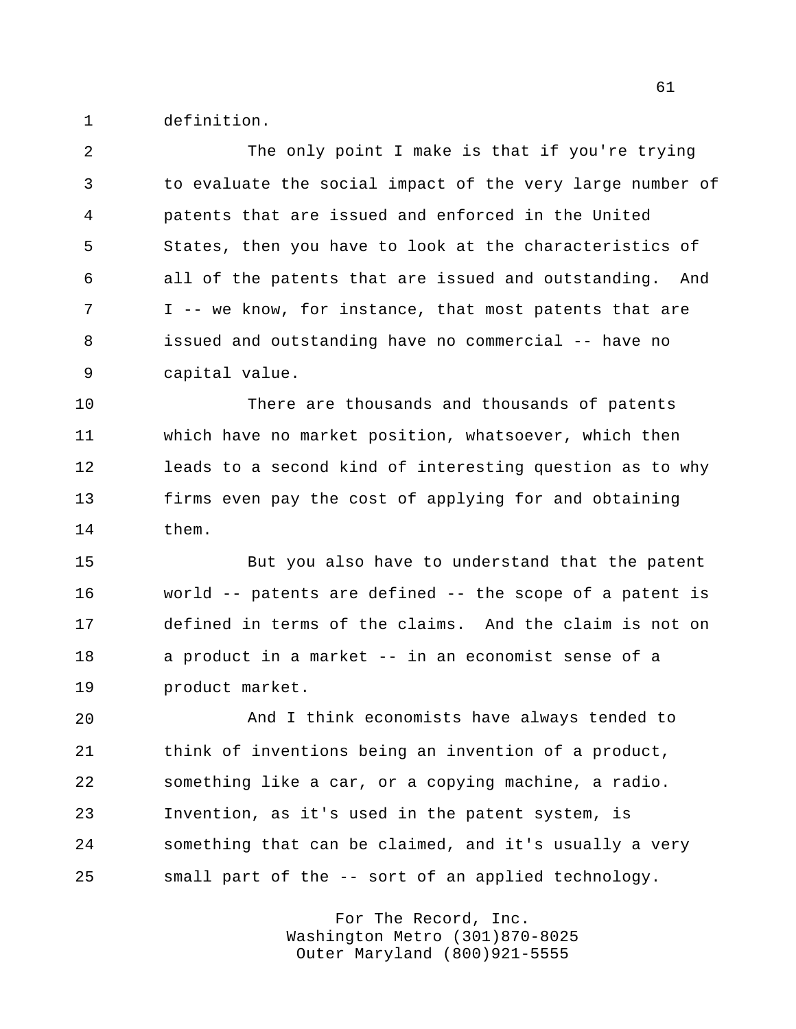definition.

The only point I make is that if you're trying to evaluate the social impact of the very large number of patents that are issued and enforced in the United States, then you have to look at the characteristics of all of the patents that are issued and outstanding. And I -- we know, for instance, that most patents that are issued and outstanding have no commercial -- have no capital value.

There are thousands and thousands of patents which have no market position, whatsoever, which then leads to a second kind of interesting question as to why firms even pay the cost of applying for and obtaining them.

But you also have to understand that the patent world -- patents are defined -- the scope of a patent is defined in terms of the claims. And the claim is not on a product in a market -- in an economist sense of a product market.

And I think economists have always tended to think of inventions being an invention of a product, something like a car, or a copying machine, a radio. Invention, as it's used in the patent system, is something that can be claimed, and it's usually a very small part of the -- sort of an applied technology.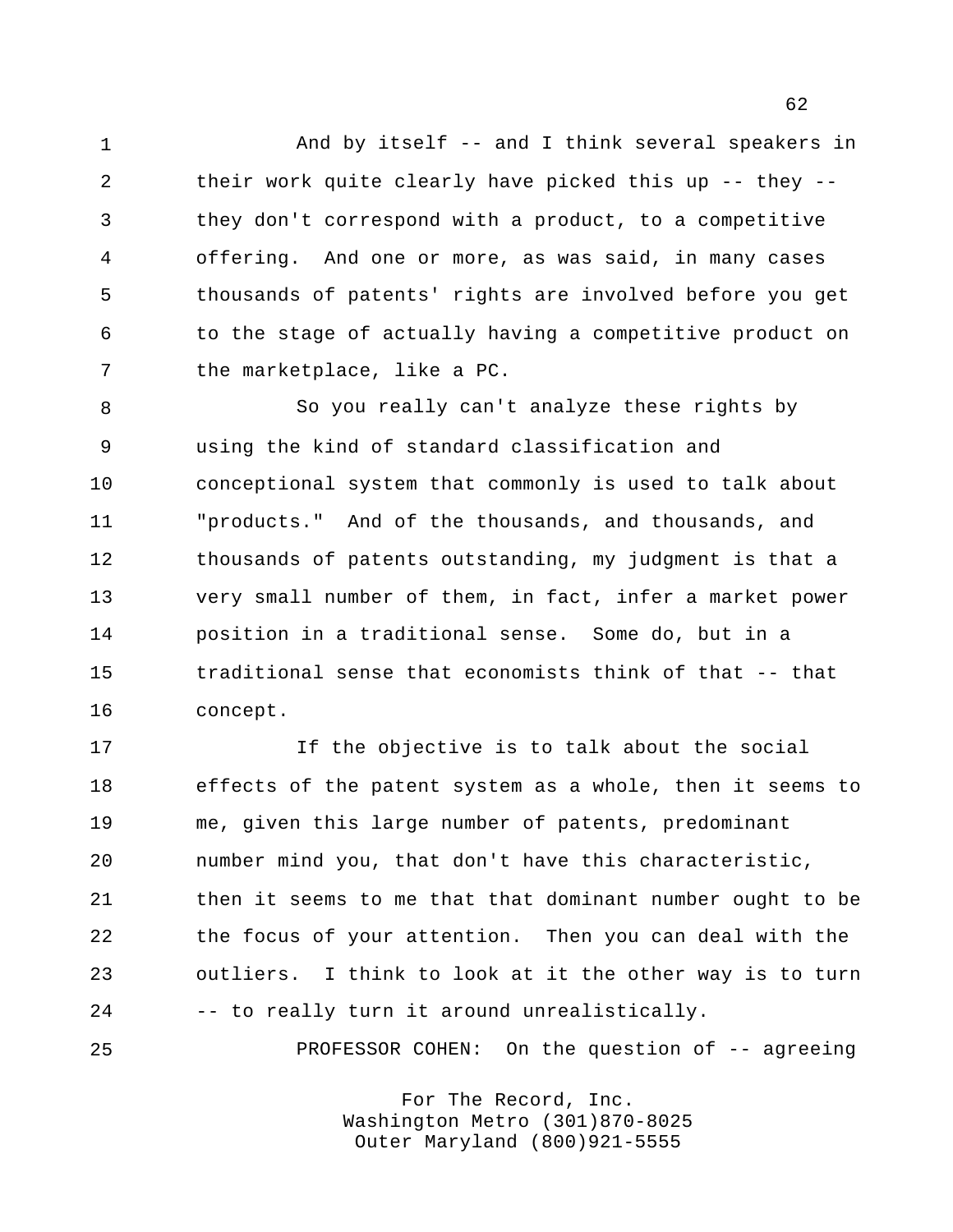And by itself -- and I think several speakers in their work quite clearly have picked this up -- they -- they don't correspond with a product, to a competitive offering. And one or more, as was said, in many cases thousands of patents' rights are involved before you get to the stage of actually having a competitive product on the marketplace, like a PC.

So you really can't analyze these rights by using the kind of standard classification and conceptional system that commonly is used to talk about "products." And of the thousands, and thousands, and thousands of patents outstanding, my judgment is that a very small number of them, in fact, infer a market power position in a traditional sense. Some do, but in a traditional sense that economists think of that -- that concept.

If the objective is to talk about the social effects of the patent system as a whole, then it seems to me, given this large number of patents, predominant number mind you, that don't have this characteristic, then it seems to me that that dominant number ought to be the focus of your attention. Then you can deal with the outliers. I think to look at it the other way is to turn -- to really turn it around unrealistically.

PROFESSOR COHEN: On the question of -- agreeing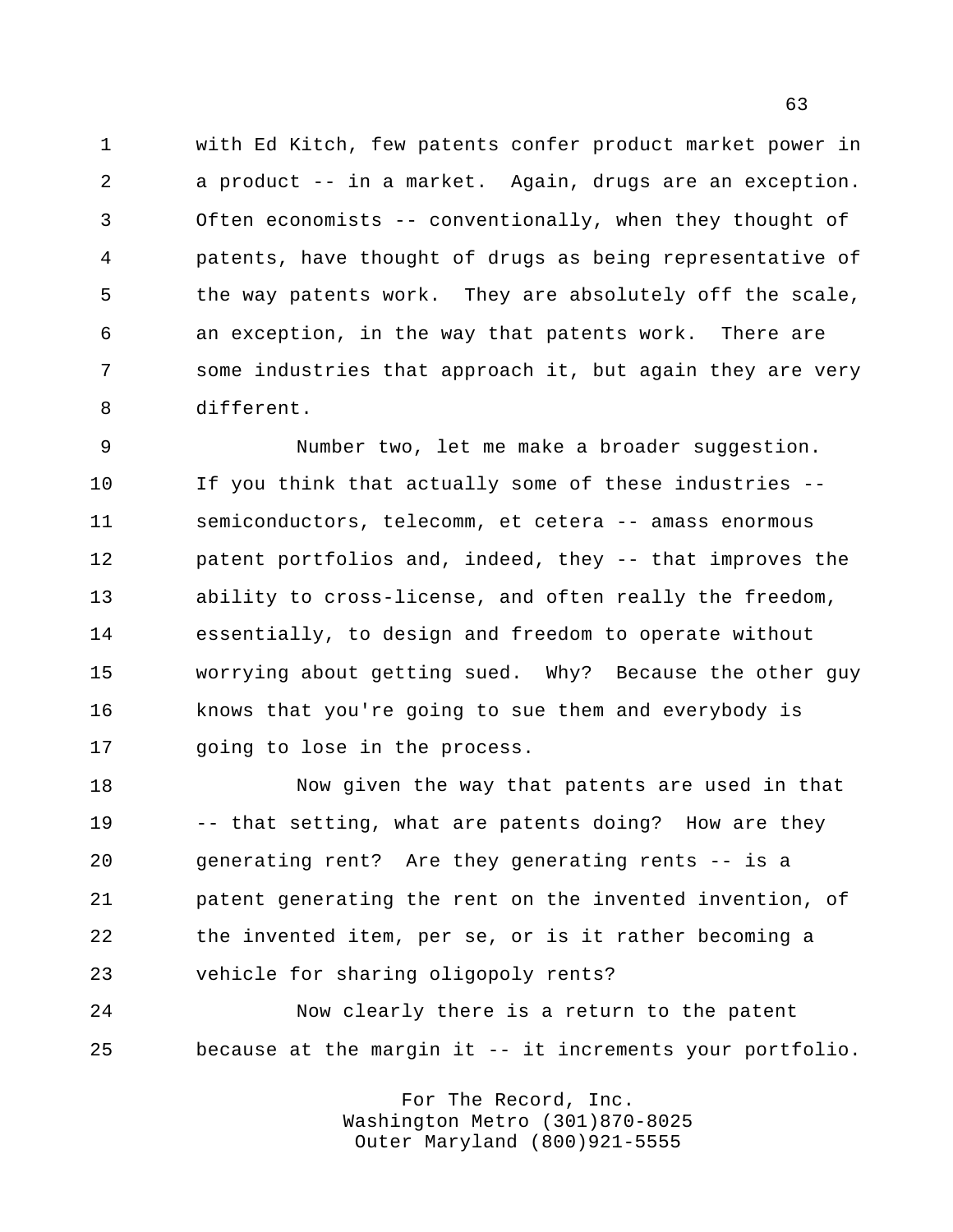with Ed Kitch, few patents confer product market power in a product -- in a market. Again, drugs are an exception. Often economists -- conventionally, when they thought of patents, have thought of drugs as being representative of the way patents work. They are absolutely off the scale, an exception, in the way that patents work. There are some industries that approach it, but again they are very different.

Number two, let me make a broader suggestion. If you think that actually some of these industries -- semiconductors, telecomm, et cetera -- amass enormous patent portfolios and, indeed, they -- that improves the ability to cross-license, and often really the freedom, essentially, to design and freedom to operate without worrying about getting sued. Why? Because the other guy knows that you're going to sue them and everybody is going to lose in the process.

Now given the way that patents are used in that -- that setting, what are patents doing? How are they generating rent? Are they generating rents -- is a patent generating the rent on the invented invention, of the invented item, per se, or is it rather becoming a vehicle for sharing oligopoly rents?

Now clearly there is a return to the patent because at the margin it -- it increments your portfolio.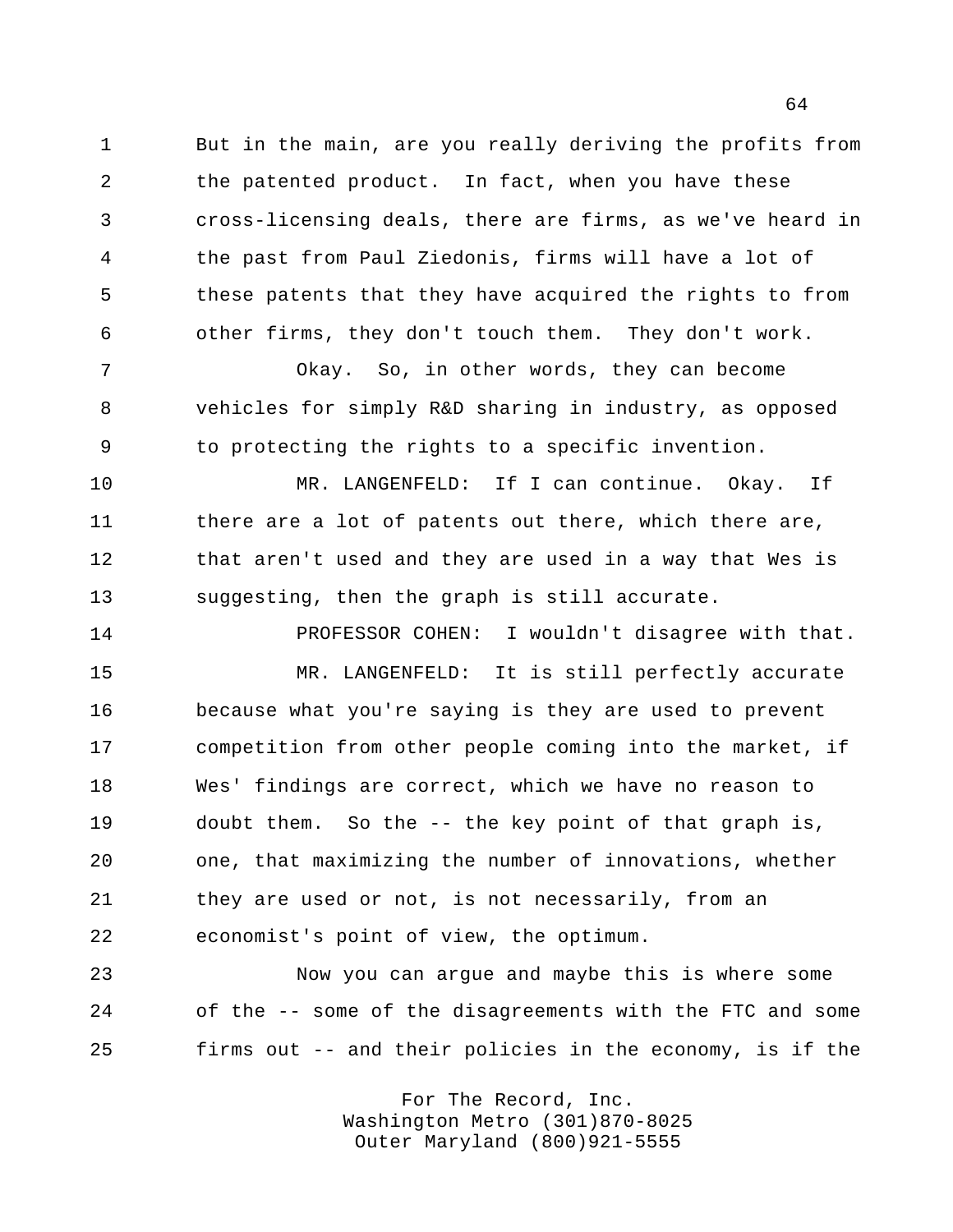But in the main, are you really deriving the profits from the patented product. In fact, when you have these cross-licensing deals, there are firms, as we've heard in the past from Paul Ziedonis, firms will have a lot of these patents that they have acquired the rights to from other firms, they don't touch them. They don't work.

Okay. So, in other words, they can become vehicles for simply R&D sharing in industry, as opposed to protecting the rights to a specific invention.

MR. LANGENFELD: If I can continue. Okay. If there are a lot of patents out there, which there are, that aren't used and they are used in a way that Wes is suggesting, then the graph is still accurate.

PROFESSOR COHEN: I wouldn't disagree with that.

MR. LANGENFELD: It is still perfectly accurate because what you're saying is they are used to prevent competition from other people coming into the market, if Wes' findings are correct, which we have no reason to doubt them. So the -- the key point of that graph is, one, that maximizing the number of innovations, whether they are used or not, is not necessarily, from an economist's point of view, the optimum.

Now you can argue and maybe this is where some of the -- some of the disagreements with the FTC and some firms out -- and their policies in the economy, is if the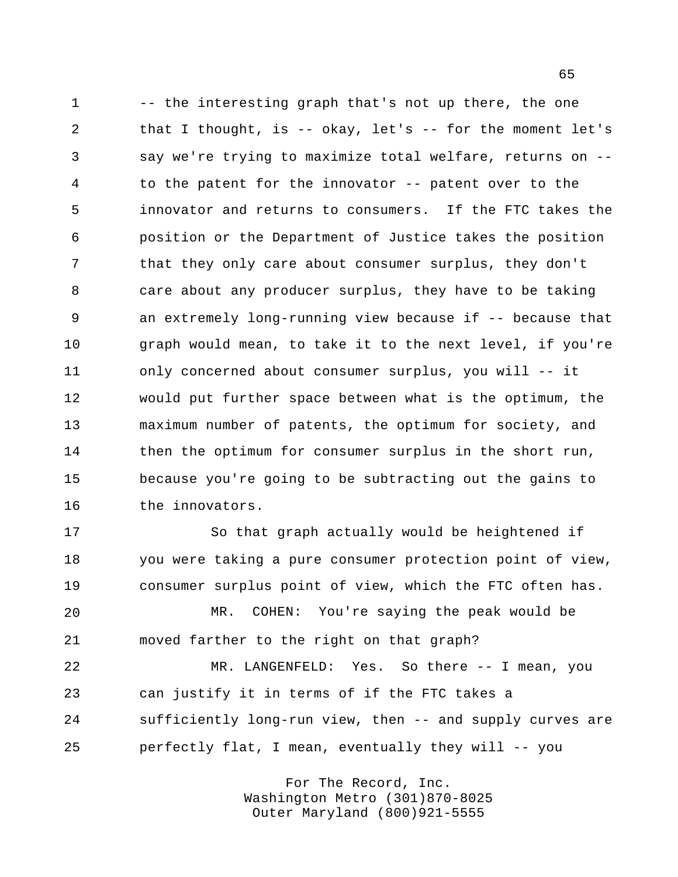-- the interesting graph that's not up there, the one that I thought, is -- okay, let's -- for the moment let's say we're trying to maximize total welfare, returns on -- to the patent for the innovator -- patent over to the innovator and returns to consumers. If the FTC takes the position or the Department of Justice takes the position that they only care about consumer surplus, they don't care about any producer surplus, they have to be taking an extremely long-running view because if -- because that graph would mean, to take it to the next level, if you're only concerned about consumer surplus, you will -- it would put further space between what is the optimum, the maximum number of patents, the optimum for society, and then the optimum for consumer surplus in the short run, because you're going to be subtracting out the gains to the innovators.

So that graph actually would be heightened if you were taking a pure consumer protection point of view, consumer surplus point of view, which the FTC often has.

MR. COHEN: You're saying the peak would be moved farther to the right on that graph?

MR. LANGENFELD: Yes. So there -- I mean, you can justify it in terms of if the FTC takes a sufficiently long-run view, then -- and supply curves are perfectly flat, I mean, eventually they will -- you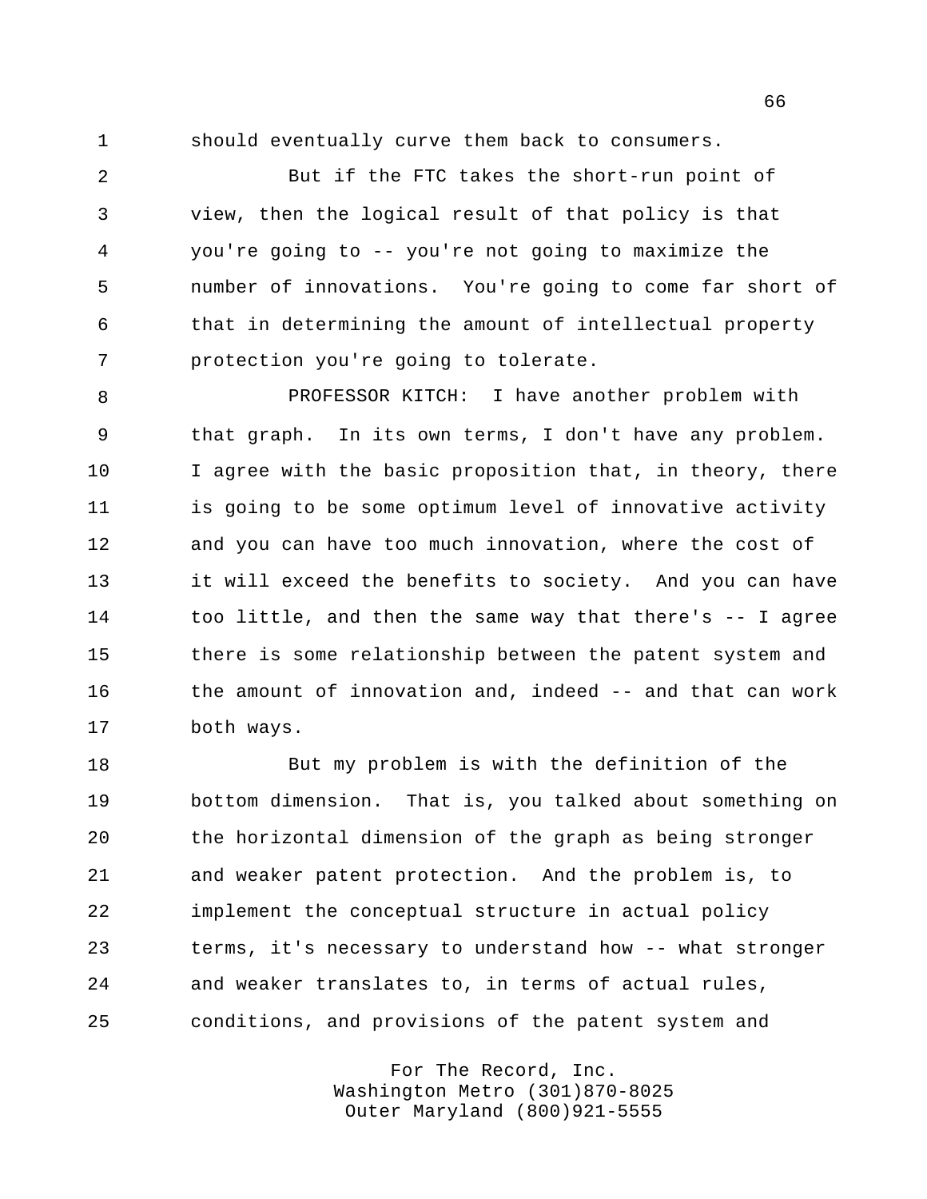should eventually curve them back to consumers.

But if the FTC takes the short-run point of view, then the logical result of that policy is that you're going to -- you're not going to maximize the number of innovations. You're going to come far short of that in determining the amount of intellectual property protection you're going to tolerate.

PROFESSOR KITCH: I have another problem with that graph. In its own terms, I don't have any problem. I agree with the basic proposition that, in theory, there is going to be some optimum level of innovative activity and you can have too much innovation, where the cost of it will exceed the benefits to society. And you can have too little, and then the same way that there's -- I agree there is some relationship between the patent system and the amount of innovation and, indeed -- and that can work both ways.

But my problem is with the definition of the bottom dimension. That is, you talked about something on the horizontal dimension of the graph as being stronger and weaker patent protection. And the problem is, to implement the conceptual structure in actual policy terms, it's necessary to understand how -- what stronger and weaker translates to, in terms of actual rules, conditions, and provisions of the patent system and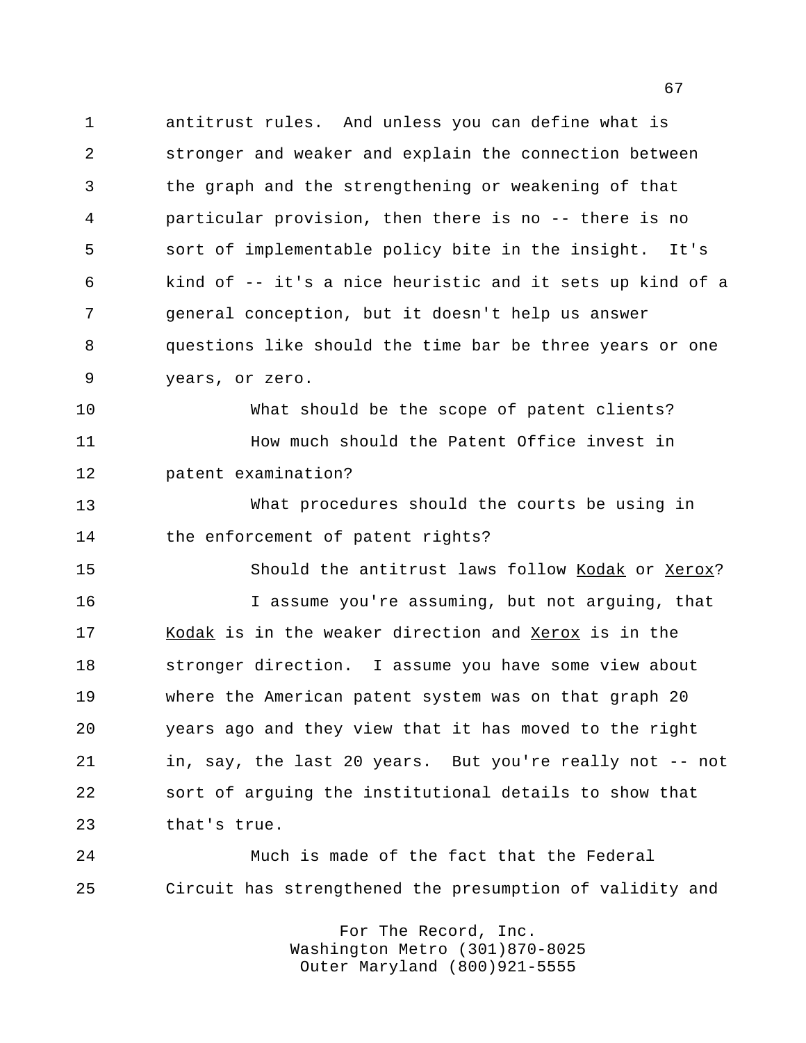antitrust rules. And unless you can define what is stronger and weaker and explain the connection between the graph and the strengthening or weakening of that particular provision, then there is no -- there is no sort of implementable policy bite in the insight. It's kind of -- it's a nice heuristic and it sets up kind of a general conception, but it doesn't help us answer questions like should the time bar be three years or one years, or zero.

What should be the scope of patent clients?

How much should the Patent Office invest in patent examination?

What procedures should the courts be using in the enforcement of patent rights?

Should the antitrust laws follow Kodak or Xerox?

I assume you're assuming, but not arguing, that Kodak is in the weaker direction and Xerox is in the stronger direction. I assume you have some view about where the American patent system was on that graph 20 years ago and they view that it has moved to the right in, say, the last 20 years. But you're really not -- not sort of arguing the institutional details to show that that's true.

Much is made of the fact that the Federal Circuit has strengthened the presumption of validity and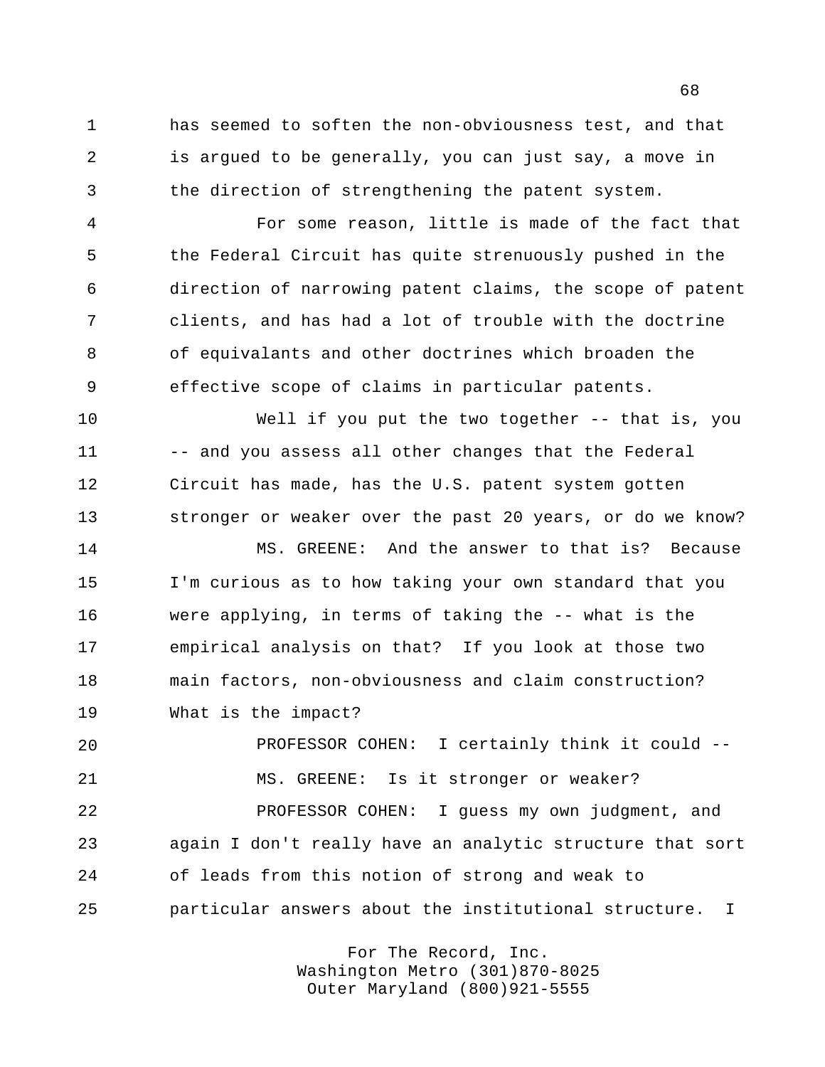has seemed to soften the non-obviousness test, and that is argued to be generally, you can just say, a move in the direction of strengthening the patent system.

For some reason, little is made of the fact that the Federal Circuit has quite strenuously pushed in the direction of narrowing patent claims, the scope of patent clients, and has had a lot of trouble with the doctrine of equivalants and other doctrines which broaden the effective scope of claims in particular patents.

Well if you put the two together -- that is, you -- and you assess all other changes that the Federal Circuit has made, has the U.S. patent system gotten stronger or weaker over the past 20 years, or do we know?

MS. GREENE: And the answer to that is? Because I'm curious as to how taking your own standard that you were applying, in terms of taking the -- what is the empirical analysis on that? If you look at those two main factors, non-obviousness and claim construction? What is the impact?

PROFESSOR COHEN: I certainly think it could --

MS. GREENE: Is it stronger or weaker?

PROFESSOR COHEN: I guess my own judgment, and again I don't really have an analytic structure that sort of leads from this notion of strong and weak to particular answers about the institutional structure. I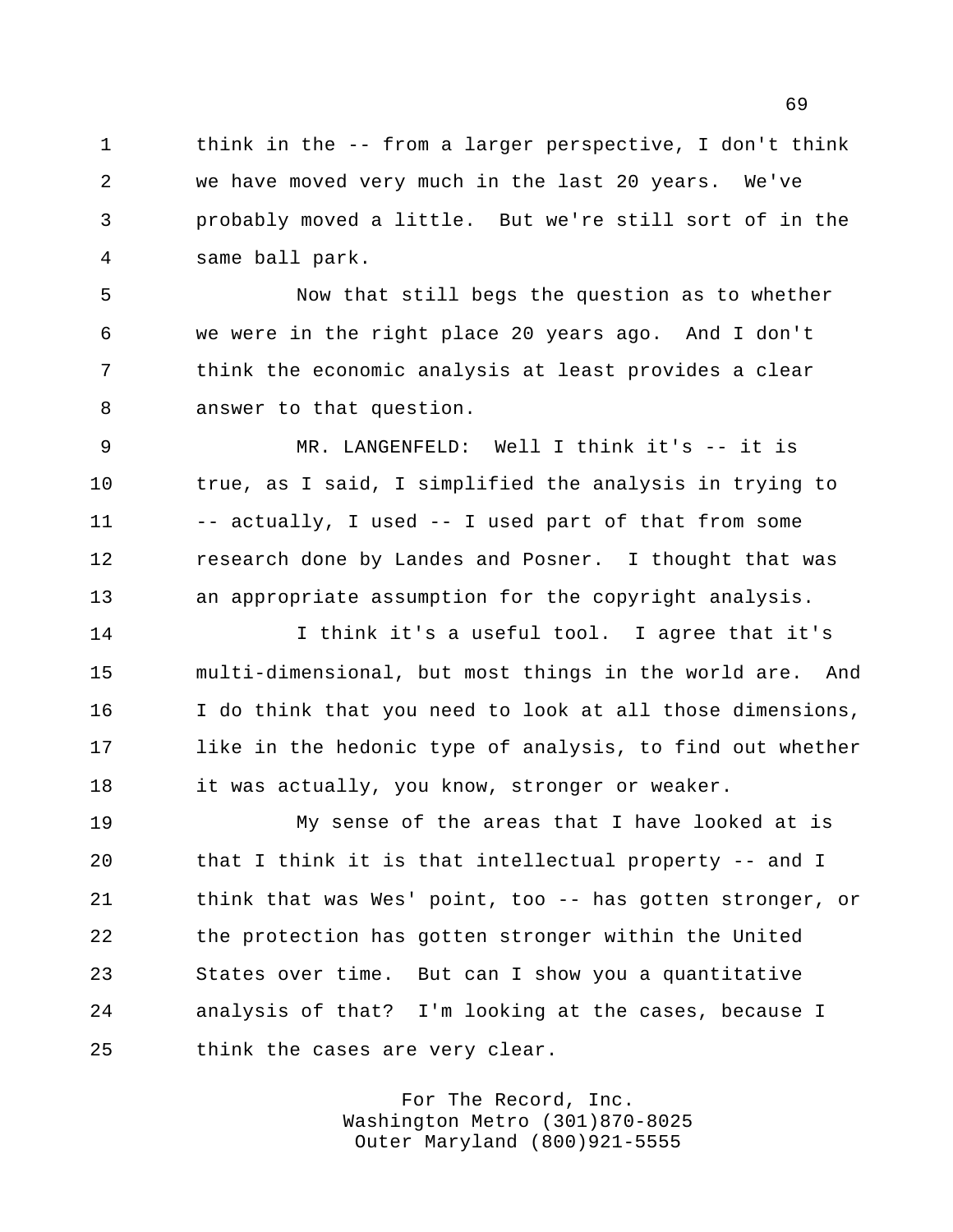think in the -- from a larger perspective, I don't think we have moved very much in the last 20 years. We've probably moved a little. But we're still sort of in the same ball park.

Now that still begs the question as to whether we were in the right place 20 years ago. And I don't think the economic analysis at least provides a clear answer to that question.

MR. LANGENFELD: Well I think it's -- it is true, as I said, I simplified the analysis in trying to -- actually, I used -- I used part of that from some research done by Landes and Posner. I thought that was an appropriate assumption for the copyright analysis.

I think it's a useful tool. I agree that it's multi-dimensional, but most things in the world are. And I do think that you need to look at all those dimensions, like in the hedonic type of analysis, to find out whether it was actually, you know, stronger or weaker.

My sense of the areas that I have looked at is that I think it is that intellectual property -- and I think that was Wes' point, too -- has gotten stronger, or the protection has gotten stronger within the United States over time. But can I show you a quantitative analysis of that? I'm looking at the cases, because I think the cases are very clear.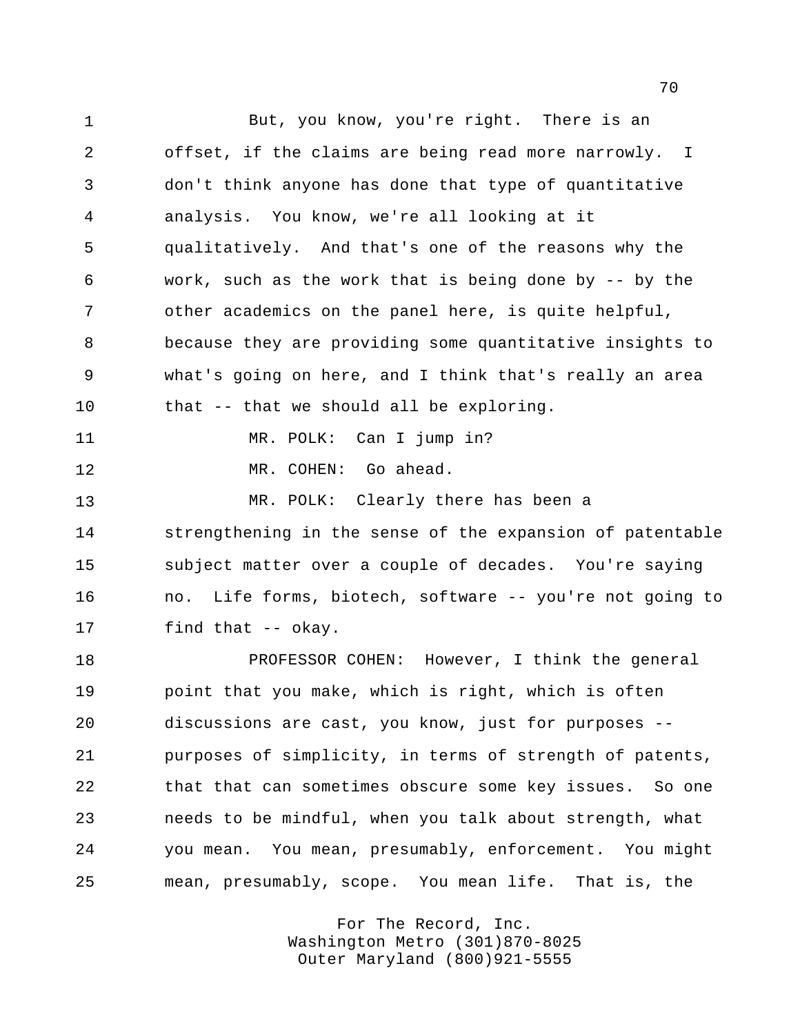But, you know, you're right. There is an offset, if the claims are being read more narrowly. I don't think anyone has done that type of quantitative analysis. You know, we're all looking at it qualitatively. And that's one of the reasons why the work, such as the work that is being done by -- by the other academics on the panel here, is quite helpful, because they are providing some quantitative insights to what's going on here, and I think that's really an area that -- that we should all be exploring.

MR. POLK: Can I jump in?

MR. COHEN: Go ahead.

MR. POLK: Clearly there has been a strengthening in the sense of the expansion of patentable subject matter over a couple of decades. You're saying no. Life forms, biotech, software -- you're not going to find that -- okay.

PROFESSOR COHEN: However, I think the general point that you make, which is right, which is often discussions are cast, you know, just for purposes -- purposes of simplicity, in terms of strength of patents, that that can sometimes obscure some key issues. So one needs to be mindful, when you talk about strength, what you mean. You mean, presumably, enforcement. You might mean, presumably, scope. You mean life. That is, the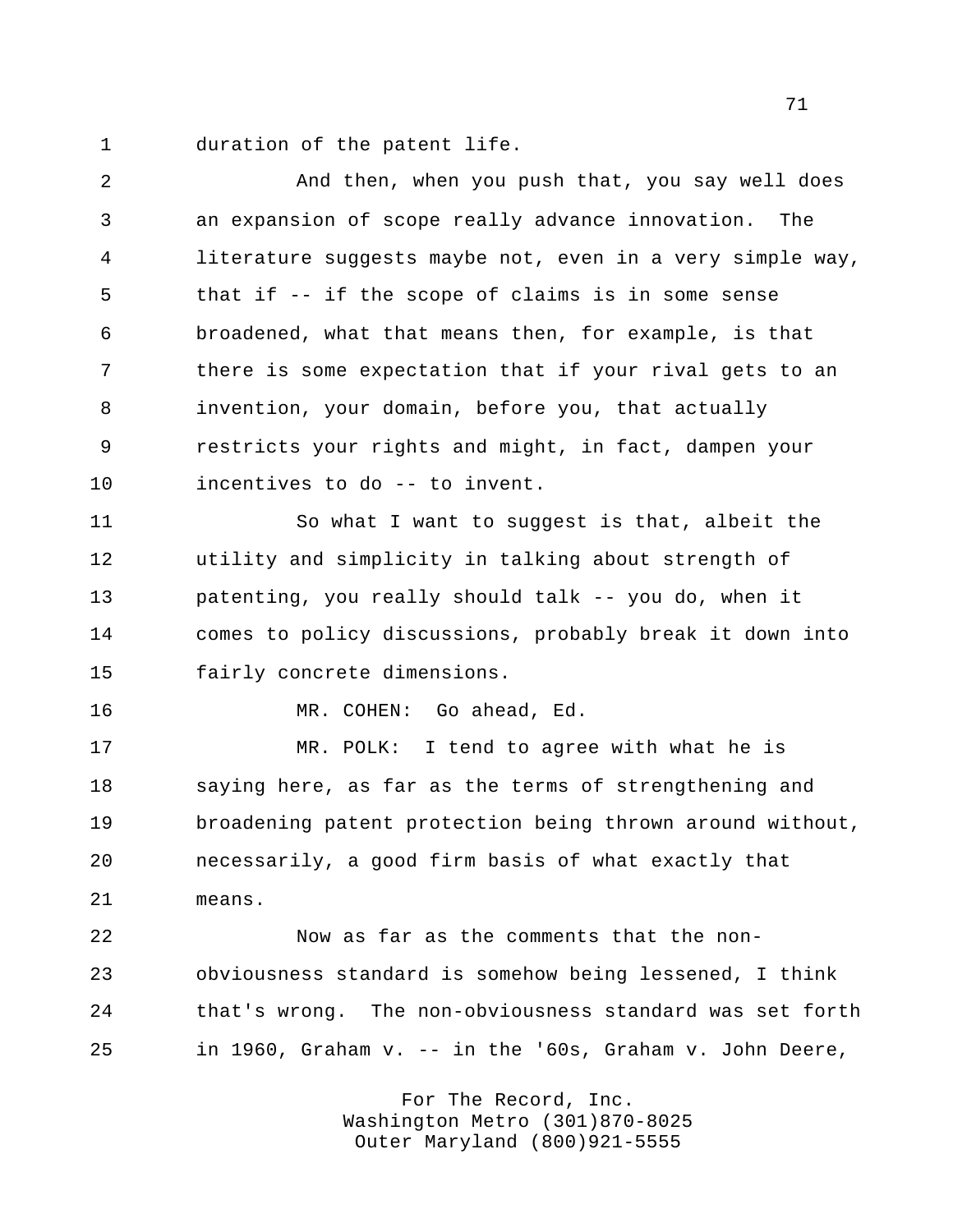duration of the patent life.

And then, when you push that, you say well does an expansion of scope really advance innovation. The literature suggests maybe not, even in a very simple way, that if -- if the scope of claims is in some sense broadened, what that means then, for example, is that there is some expectation that if your rival gets to an invention, your domain, before you, that actually restricts your rights and might, in fact, dampen your incentives to do -- to invent.

So what I want to suggest is that, albeit the utility and simplicity in talking about strength of patenting, you really should talk -- you do, when it comes to policy discussions, probably break it down into fairly concrete dimensions.

MR. COHEN: Go ahead, Ed.

MR. POLK: I tend to agree with what he is saying here, as far as the terms of strengthening and broadening patent protection being thrown around without, necessarily, a good firm basis of what exactly that means.

Now as far as the comments that the non-obviousness standard is somehow being lessened, I think that's wrong. The non-obviousness standard was set forth in 1960, Graham v. -- in the '60s, Graham v. John Deere,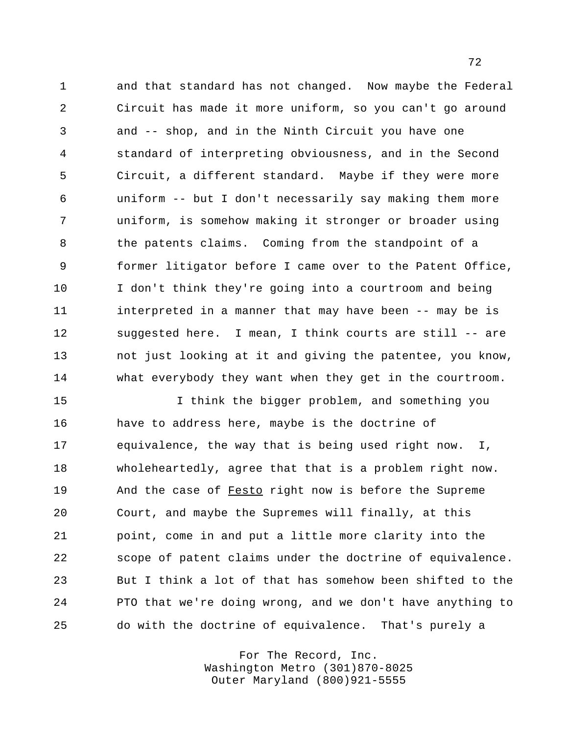and that standard has not changed. Now maybe the Federal Circuit has made it more uniform, so you can't go around and -- shop, and in the Ninth Circuit you have one standard of interpreting obviousness, and in the Second Circuit, a different standard. Maybe if they were more uniform -- but I don't necessarily say making them more uniform, is somehow making it stronger or broader using the patents claims. Coming from the standpoint of a former litigator before I came over to the Patent Office, I don't think they're going into a courtroom and being interpreted in a manner that may have been -- may be is suggested here. I mean, I think courts are still -- are not just looking at it and giving the patentee, you know, what everybody they want when they get in the courtroom.

I think the bigger problem, and something you have to address here, maybe is the doctrine of equivalence, the way that is being used right now. I, wholeheartedly, agree that that is a problem right now. And the case of Festo right now is before the Supreme Court, and maybe the Supremes will finally, at this point, come in and put a little more clarity into the scope of patent claims under the doctrine of equivalence. But I think a lot of that has somehow been shifted to the PTO that we're doing wrong, and we don't have anything to do with the doctrine of equivalence. That's purely a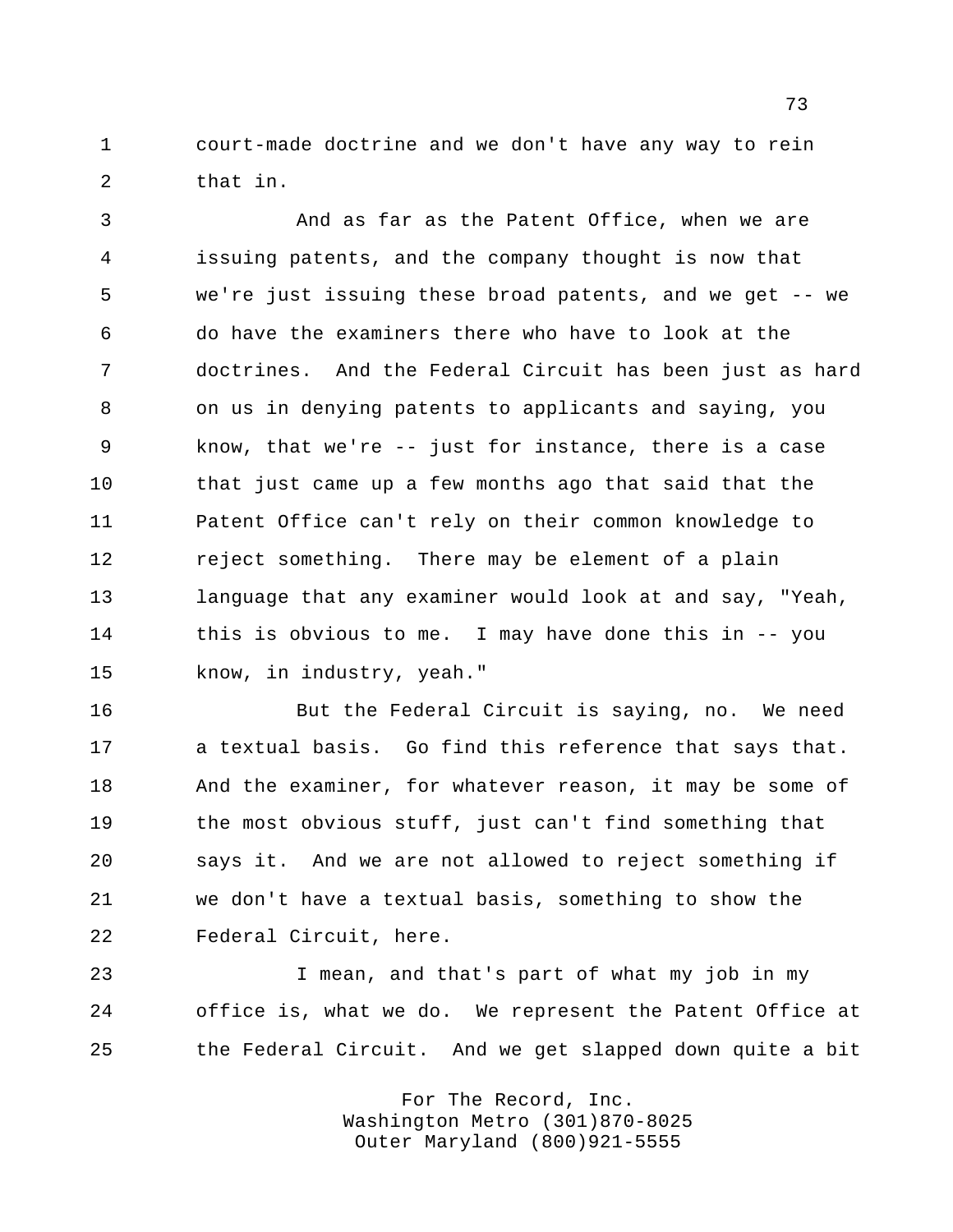court-made doctrine and we don't have any way to rein that in.

And as far as the Patent Office, when we are issuing patents, and the company thought is now that we're just issuing these broad patents, and we get -- we do have the examiners there who have to look at the doctrines. And the Federal Circuit has been just as hard on us in denying patents to applicants and saying, you know, that we're -- just for instance, there is a case that just came up a few months ago that said that the Patent Office can't rely on their common knowledge to reject something. There may be element of a plain language that any examiner would look at and say, "Yeah, this is obvious to me. I may have done this in -- you know, in industry, yeah."

But the Federal Circuit is saying, no. We need a textual basis. Go find this reference that says that. And the examiner, for whatever reason, it may be some of the most obvious stuff, just can't find something that says it. And we are not allowed to reject something if we don't have a textual basis, something to show the Federal Circuit, here.

I mean, and that's part of what my job in my office is, what we do. We represent the Patent Office at the Federal Circuit. And we get slapped down quite a bit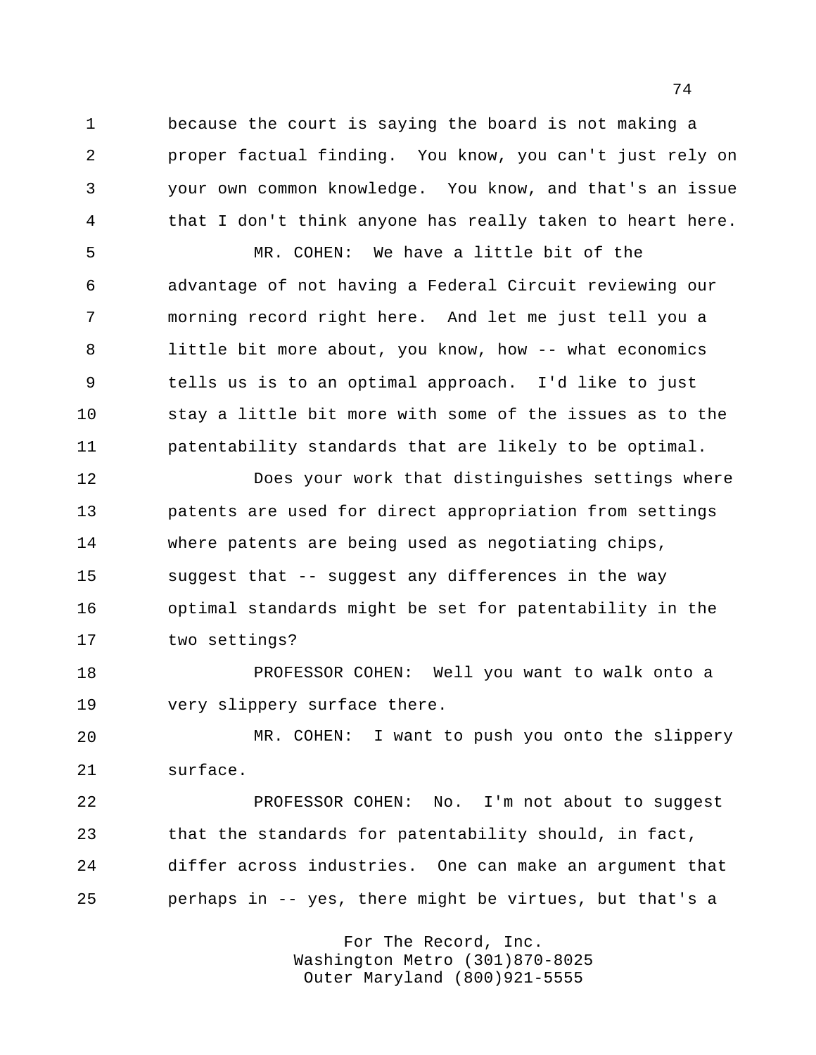because the court is saying the board is not making a proper factual finding. You know, you can't just rely on your own common knowledge. You know, and that's an issue that I don't think anyone has really taken to heart here.

MR. COHEN: We have a little bit of the advantage of not having a Federal Circuit reviewing our morning record right here. And let me just tell you a little bit more about, you know, how -- what economics tells us is to an optimal approach. I'd like to just stay a little bit more with some of the issues as to the patentability standards that are likely to be optimal.

Does your work that distinguishes settings where patents are used for direct appropriation from settings where patents are being used as negotiating chips, suggest that -- suggest any differences in the way optimal standards might be set for patentability in the two settings?

PROFESSOR COHEN: Well you want to walk onto a very slippery surface there.

MR. COHEN: I want to push you onto the slippery surface.

PROFESSOR COHEN: No. I'm not about to suggest that the standards for patentability should, in fact, differ across industries. One can make an argument that perhaps in -- yes, there might be virtues, but that's a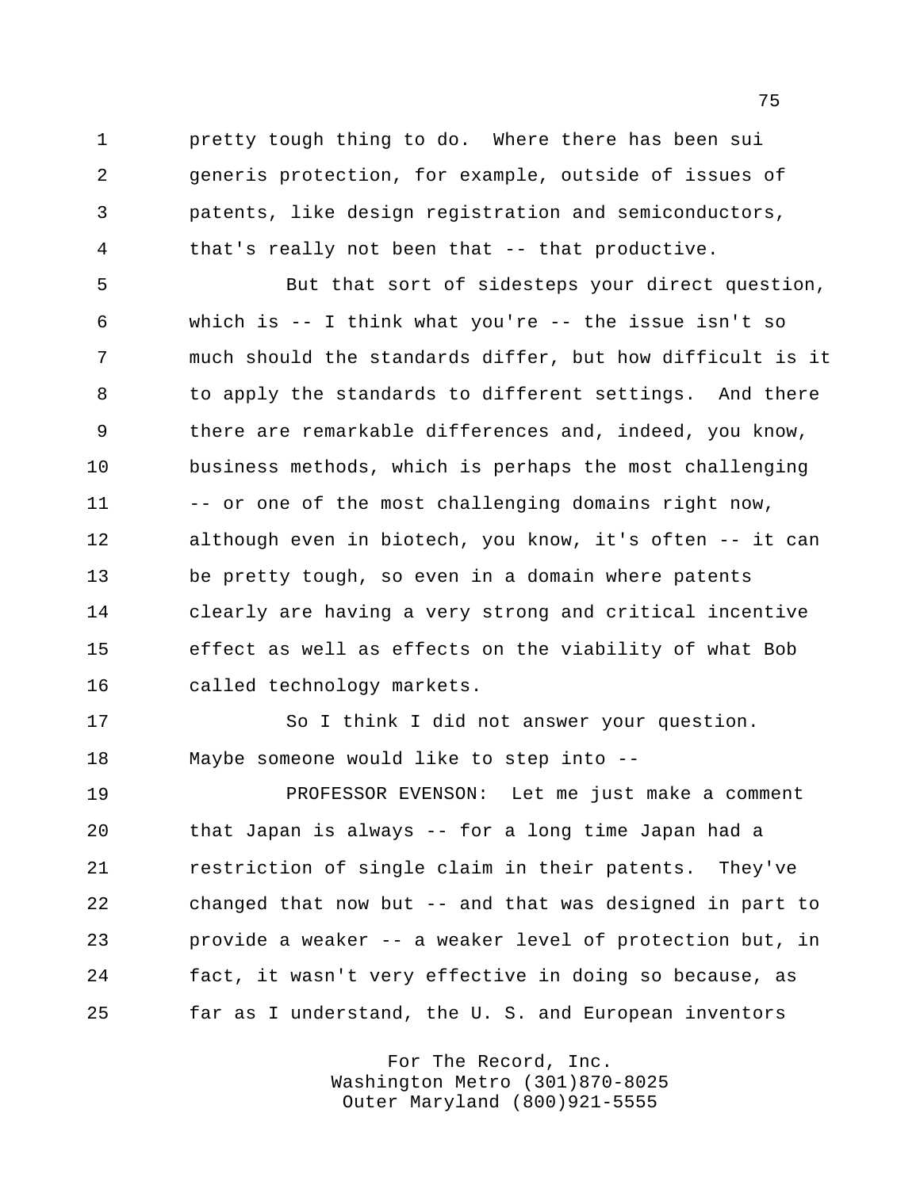pretty tough thing to do. Where there has been sui generis protection, for example, outside of issues of patents, like design registration and semiconductors, that's really not been that -- that productive.

But that sort of sidesteps your direct question, which is -- I think what you're -- the issue isn't so much should the standards differ, but how difficult is it to apply the standards to different settings. And there there are remarkable differences and, indeed, you know, business methods, which is perhaps the most challenging -- or one of the most challenging domains right now, although even in biotech, you know, it's often -- it can be pretty tough, so even in a domain where patents clearly are having a very strong and critical incentive effect as well as effects on the viability of what Bob called technology markets.

So I think I did not answer your question. Maybe someone would like to step into --

PROFESSOR EVENSON: Let me just make a comment that Japan is always -- for a long time Japan had a restriction of single claim in their patents. They've changed that now but -- and that was designed in part to provide a weaker -- a weaker level of protection but, in fact, it wasn't very effective in doing so because, as far as I understand, the U. S. and European inventors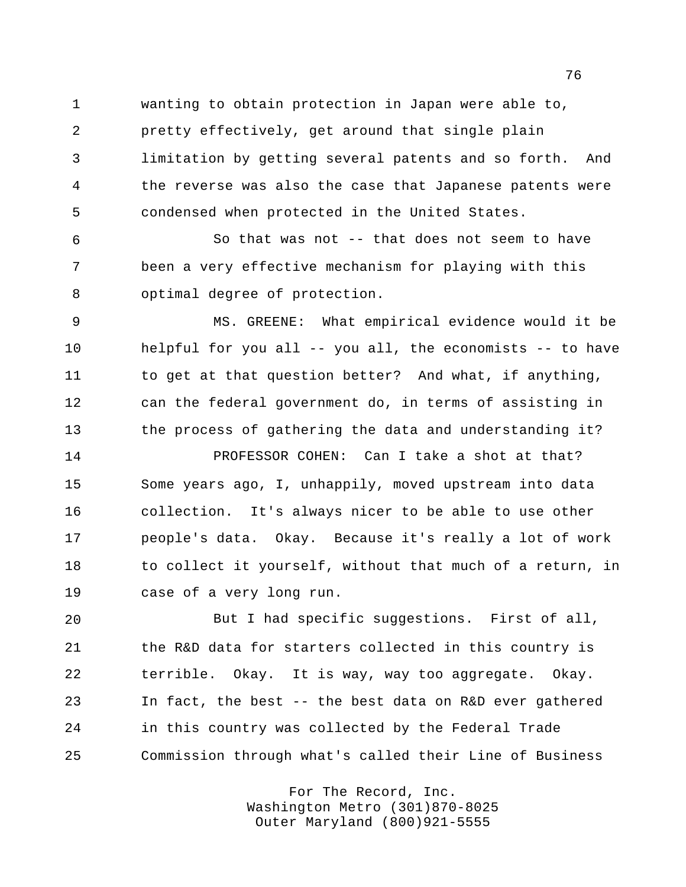wanting to obtain protection in Japan were able to, pretty effectively, get around that single plain limitation by getting several patents and so forth. And the reverse was also the case that Japanese patents were condensed when protected in the United States.

So that was not -- that does not seem to have been a very effective mechanism for playing with this optimal degree of protection.

MS. GREENE: What empirical evidence would it be helpful for you all -- you all, the economists -- to have to get at that question better? And what, if anything, can the federal government do, in terms of assisting in the process of gathering the data and understanding it?

PROFESSOR COHEN: Can I take a shot at that? Some years ago, I, unhappily, moved upstream into data collection. It's always nicer to be able to use other people's data. Okay. Because it's really a lot of work to collect it yourself, without that much of a return, in case of a very long run.

But I had specific suggestions. First of all, the R&D data for starters collected in this country is terrible. Okay. It is way, way too aggregate. Okay. In fact, the best -- the best data on R&D ever gathered in this country was collected by the Federal Trade Commission through what's called their Line of Business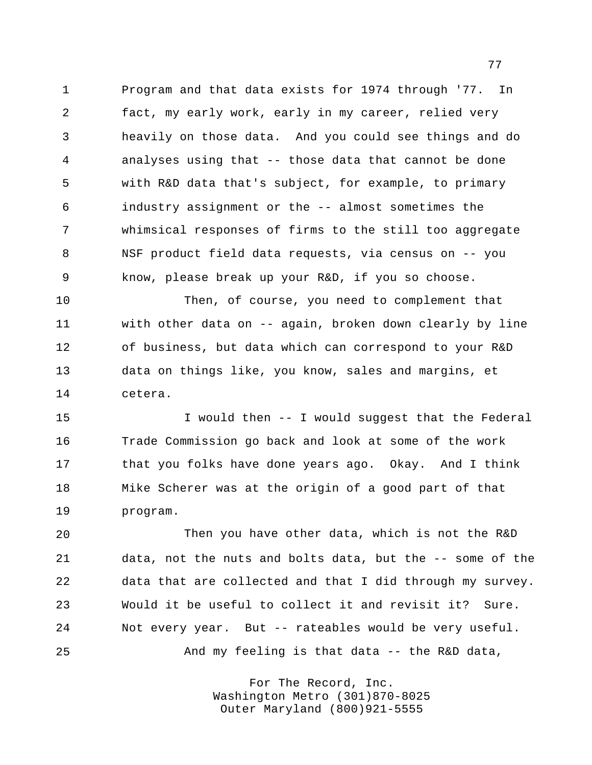Program and that data exists for 1974 through '77. In fact, my early work, early in my career, relied very heavily on those data. And you could see things and do analyses using that -- those data that cannot be done with R&D data that's subject, for example, to primary industry assignment or the -- almost sometimes the whimsical responses of firms to the still too aggregate NSF product field data requests, via census on -- you know, please break up your R&D, if you so choose.

Then, of course, you need to complement that with other data on -- again, broken down clearly by line of business, but data which can correspond to your R&D data on things like, you know, sales and margins, et cetera.

I would then -- I would suggest that the Federal Trade Commission go back and look at some of the work that you folks have done years ago. Okay. And I think Mike Scherer was at the origin of a good part of that program.

Then you have other data, which is not the R&D data, not the nuts and bolts data, but the -- some of the data that are collected and that I did through my survey. Would it be useful to collect it and revisit it? Sure. Not every year. But -- rateables would be very useful.

And my feeling is that data -- the R&D data,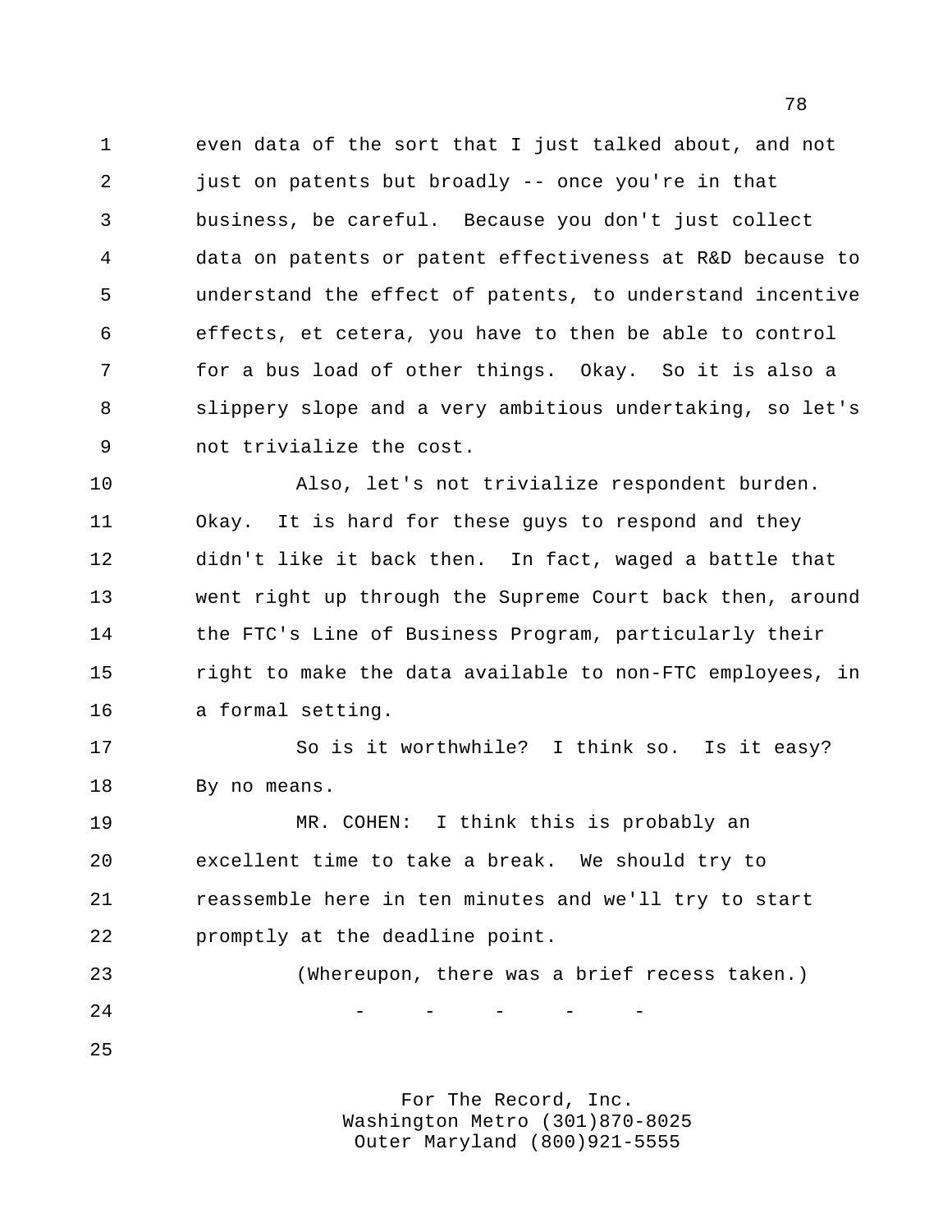even data of the sort that I just talked about, and not just on patents but broadly -- once you're in that business, be careful. Because you don't just collect data on patents or patent effectiveness at R&D because to understand the effect of patents, to understand incentive effects, et cetera, you have to then be able to control for a bus load of other things. Okay. So it is also a slippery slope and a very ambitious undertaking, so let's not trivialize the cost.

Also, let's not trivialize respondent burden. Okay. It is hard for these guys to respond and they didn't like it back then. In fact, waged a battle that went right up through the Supreme Court back then, around the FTC's Line of Business Program, particularly their right to make the data available to non-FTC employees, in a formal setting.

So is it worthwhile? I think so. Is it easy? By no means.

MR. COHEN: I think this is probably an excellent time to take a break. We should try to reassemble here in ten minutes and we'll try to start promptly at the deadline point.

(Whereupon, there was a brief recess taken.)

\- - - - -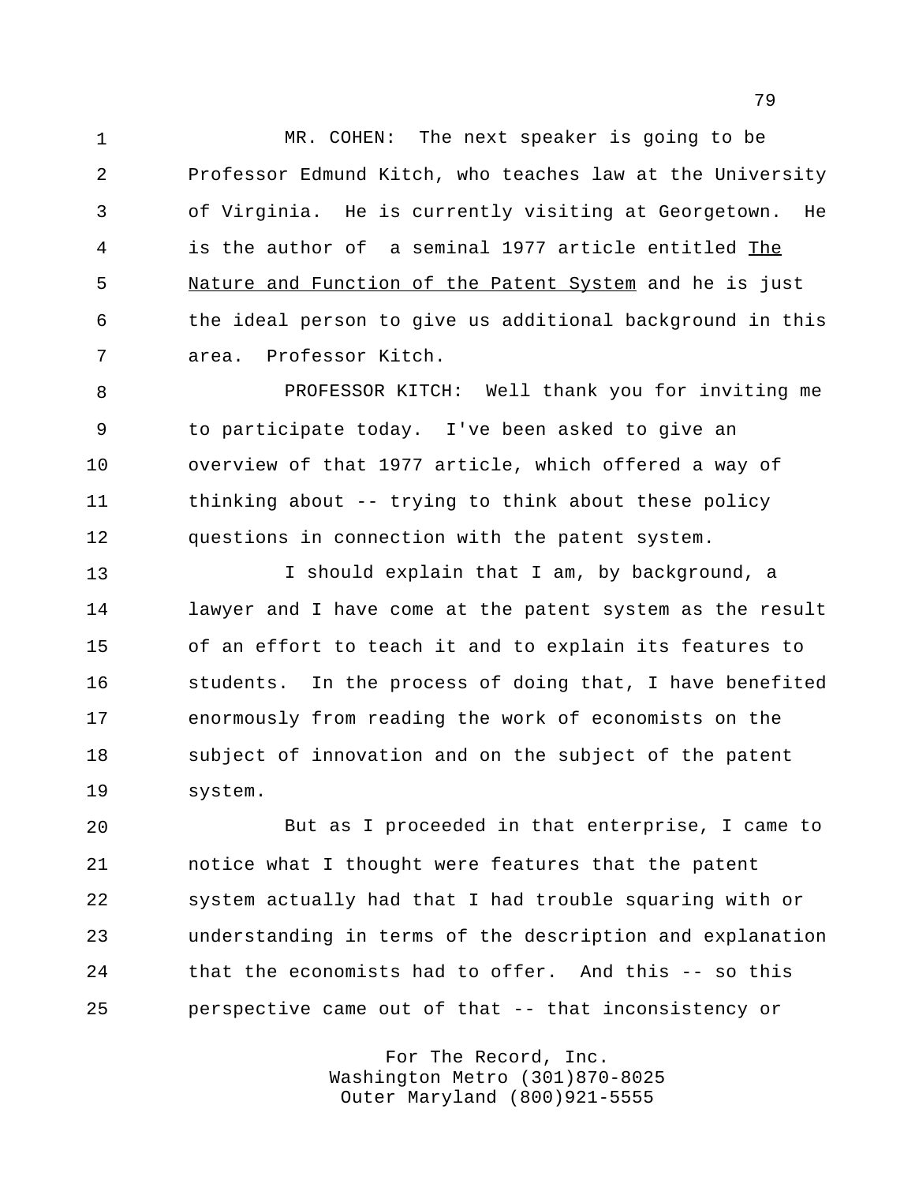MR. COHEN: The next speaker is going to be Professor Edmund Kitch, who teaches law at the University of Virginia. He is currently visiting at Georgetown. He is the author of a seminal 1977 article entitled The Nature and Function of the Patent System and he is just the ideal person to give us additional background in this area. Professor Kitch.

PROFESSOR KITCH: Well thank you for inviting me to participate today. I've been asked to give an overview of that 1977 article, which offered a way of thinking about -- trying to think about these policy questions in connection with the patent system.

I should explain that I am, by background, a lawyer and I have come at the patent system as the result of an effort to teach it and to explain its features to students. In the process of doing that, I have benefited enormously from reading the work of economists on the subject of innovation and on the subject of the patent system.

But as I proceeded in that enterprise, I came to notice what I thought were features that the patent system actually had that I had trouble squaring with or understanding in terms of the description and explanation that the economists had to offer. And this -- so this perspective came out of that -- that inconsistency or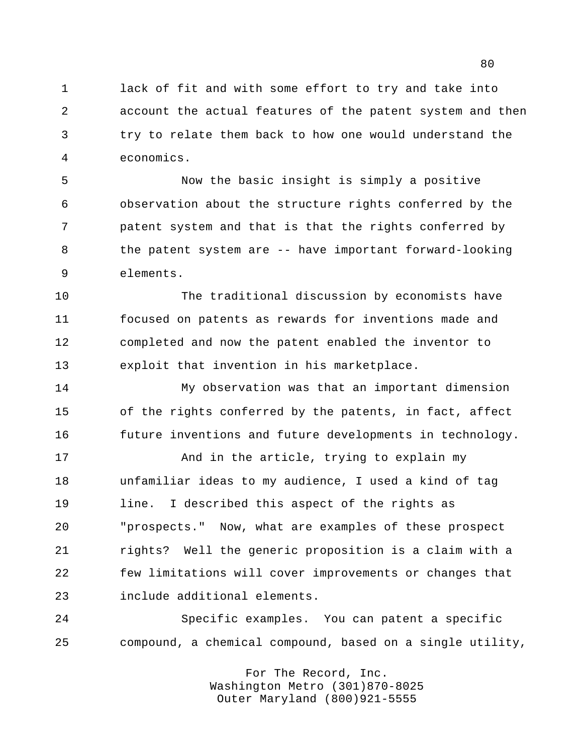lack of fit and with some effort to try and take into account the actual features of the patent system and then try to relate them back to how one would understand the economics.

Now the basic insight is simply a positive observation about the structure rights conferred by the patent system and that is that the rights conferred by the patent system are -- have important forward-looking elements.

The traditional discussion by economists have focused on patents as rewards for inventions made and completed and now the patent enabled the inventor to exploit that invention in his marketplace.

My observation was that an important dimension of the rights conferred by the patents, in fact, affect future inventions and future developments in technology.

And in the article, trying to explain my unfamiliar ideas to my audience, I used a kind of tag line. I described this aspect of the rights as "prospects." Now, what are examples of these prospect rights? Well the generic proposition is a claim with a few limitations will cover improvements or changes that include additional elements.

Specific examples. You can patent a specific compound, a chemical compound, based on a single utility,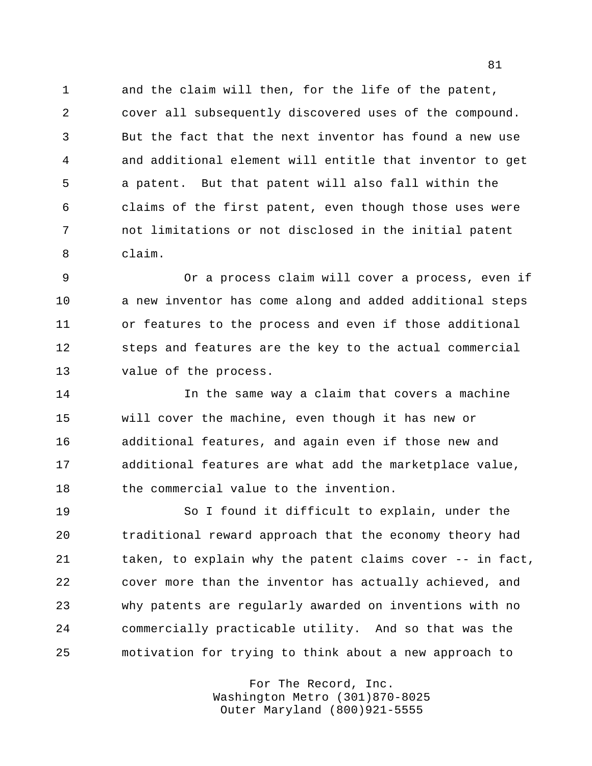and the claim will then, for the life of the patent, cover all subsequently discovered uses of the compound. But the fact that the next inventor has found a new use and additional element will entitle that inventor to get a patent. But that patent will also fall within the claims of the first patent, even though those uses were not limitations or not disclosed in the initial patent claim.

Or a process claim will cover a process, even if a new inventor has come along and added additional steps or features to the process and even if those additional steps and features are the key to the actual commercial value of the process.

In the same way a claim that covers a machine will cover the machine, even though it has new or additional features, and again even if those new and additional features are what add the marketplace value, the commercial value to the invention.

So I found it difficult to explain, under the traditional reward approach that the economy theory had taken, to explain why the patent claims cover -- in fact, cover more than the inventor has actually achieved, and why patents are regularly awarded on inventions with no commercially practicable utility. And so that was the motivation for trying to think about a new approach to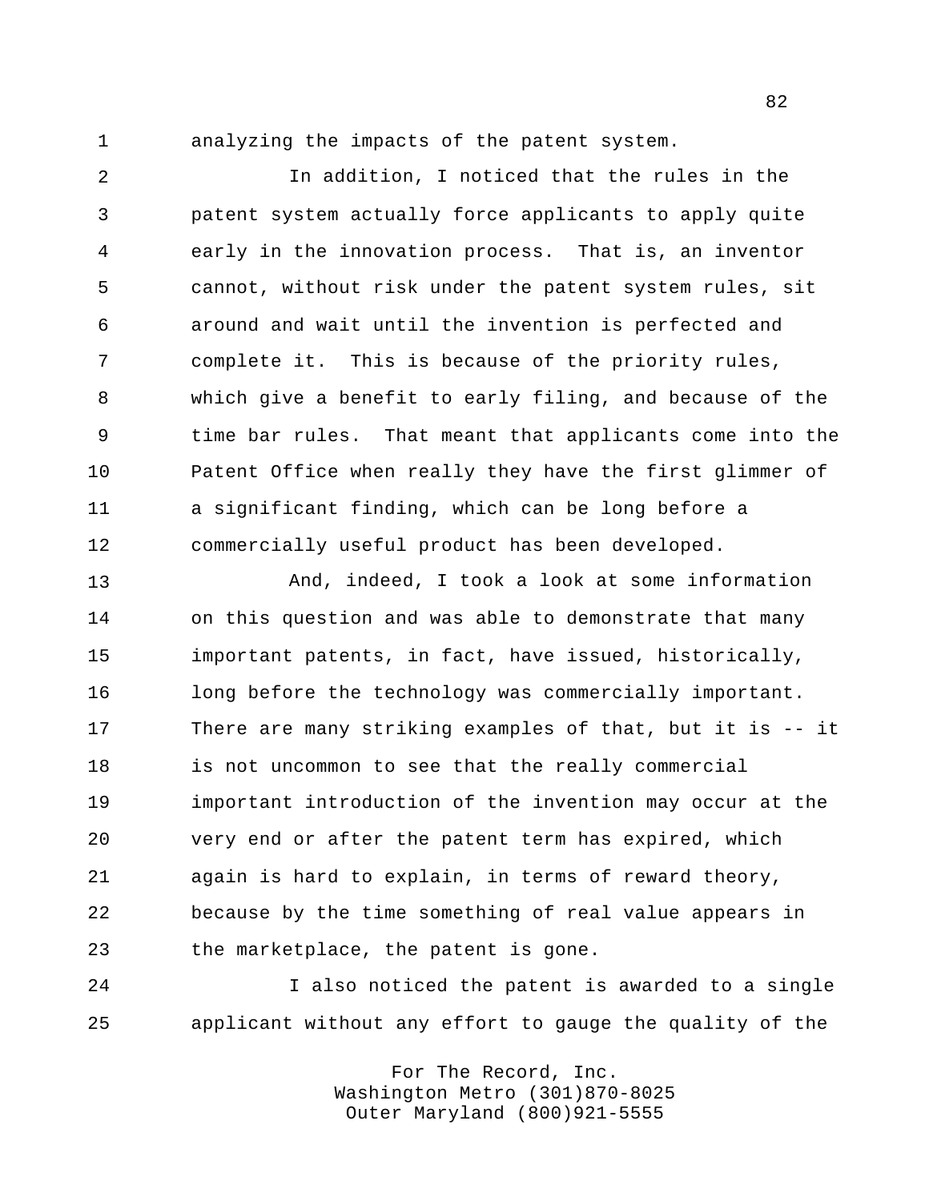analyzing the impacts of the patent system.

In addition, I noticed that the rules in the patent system actually force applicants to apply quite early in the innovation process. That is, an inventor cannot, without risk under the patent system rules, sit around and wait until the invention is perfected and complete it. This is because of the priority rules, which give a benefit to early filing, and because of the time bar rules. That meant that applicants come into the Patent Office when really they have the first glimmer of a significant finding, which can be long before a commercially useful product has been developed.

And, indeed, I took a look at some information on this question and was able to demonstrate that many important patents, in fact, have issued, historically, long before the technology was commercially important. There are many striking examples of that, but it is -- it is not uncommon to see that the really commercial important introduction of the invention may occur at the very end or after the patent term has expired, which again is hard to explain, in terms of reward theory, because by the time something of real value appears in the marketplace, the patent is gone.

I also noticed the patent is awarded to a single applicant without any effort to gauge the quality of the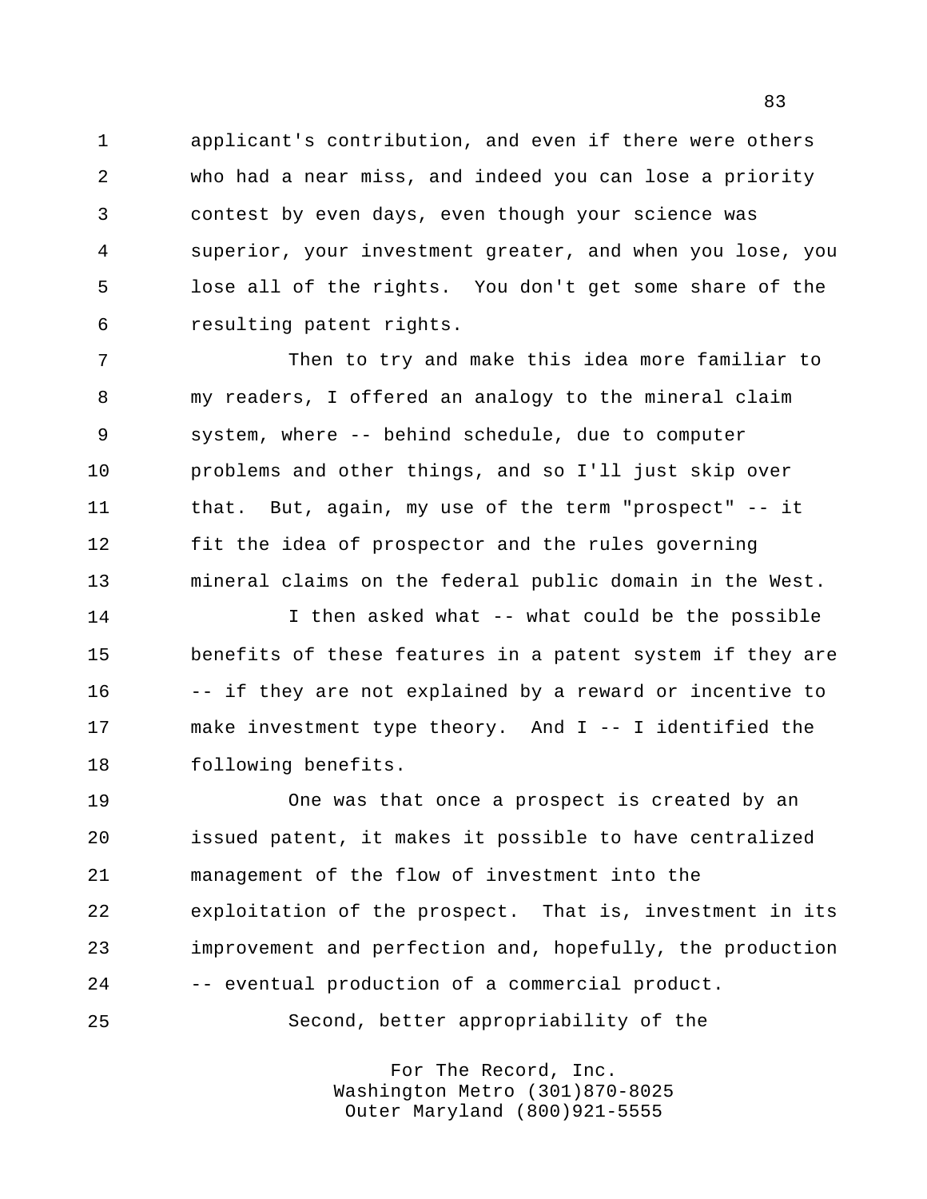applicant's contribution, and even if there were others who had a near miss, and indeed you can lose a priority contest by even days, even though your science was superior, your investment greater, and when you lose, you lose all of the rights. You don't get some share of the resulting patent rights.

Then to try and make this idea more familiar to my readers, I offered an analogy to the mineral claim system, where -- behind schedule, due to computer problems and other things, and so I'll just skip over that. But, again, my use of the term "prospect" -- it fit the idea of prospector and the rules governing mineral claims on the federal public domain in the West.

I then asked what -- what could be the possible benefits of these features in a patent system if they are -- if they are not explained by a reward or incentive to make investment type theory. And I -- I identified the following benefits.

One was that once a prospect is created by an issued patent, it makes it possible to have centralized management of the flow of investment into the exploitation of the prospect. That is, investment in its improvement and perfection and, hopefully, the production -- eventual production of a commercial product.

Second, better appropriability of the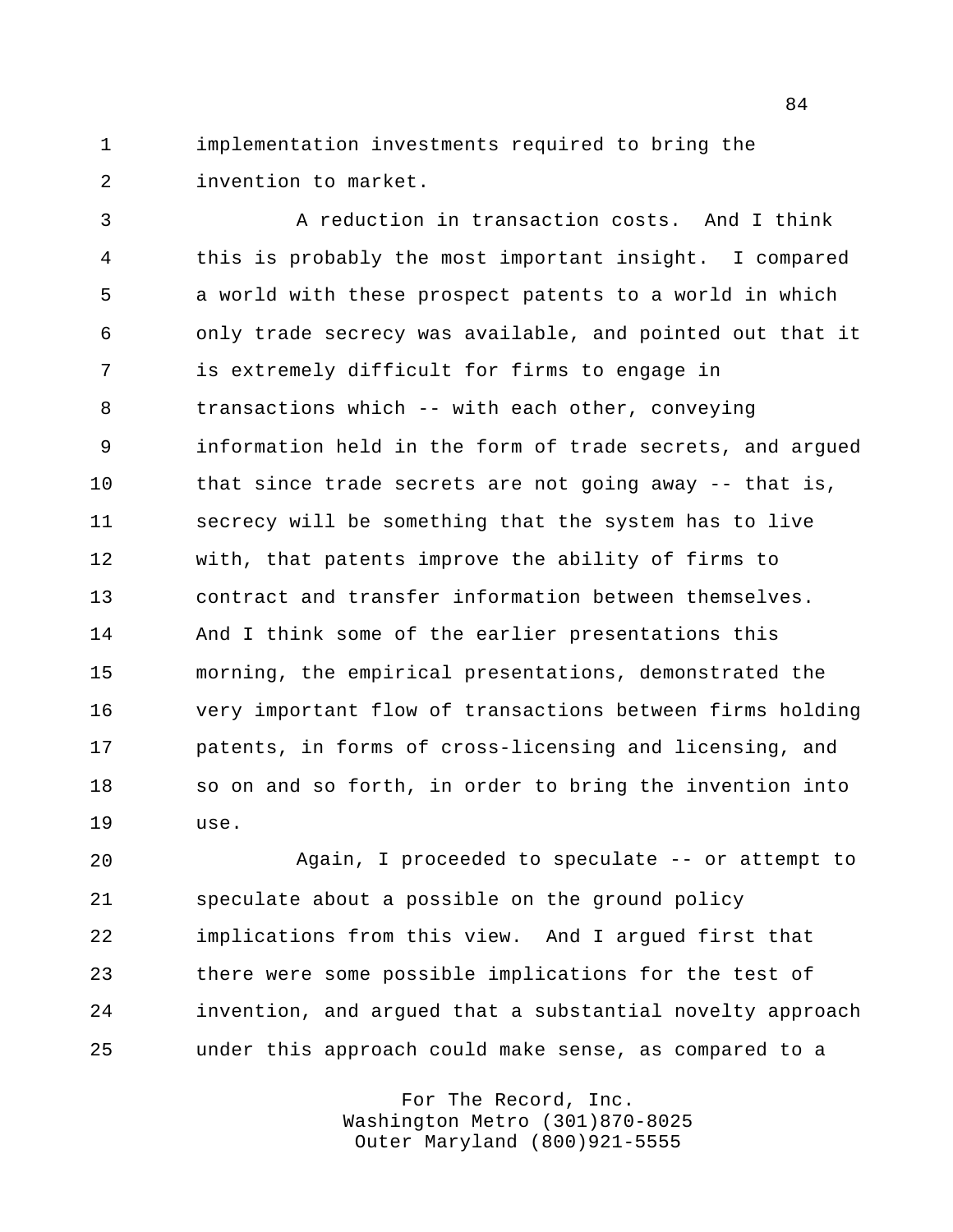implementation investments required to bring the invention to market.

A reduction in transaction costs. And I think this is probably the most important insight. I compared a world with these prospect patents to a world in which only trade secrecy was available, and pointed out that it is extremely difficult for firms to engage in transactions which -- with each other, conveying information held in the form of trade secrets, and argued that since trade secrets are not going away -- that is, secrecy will be something that the system has to live with, that patents improve the ability of firms to contract and transfer information between themselves. And I think some of the earlier presentations this morning, the empirical presentations, demonstrated the very important flow of transactions between firms holding patents, in forms of cross-licensing and licensing, and so on and so forth, in order to bring the invention into use.

Again, I proceeded to speculate -- or attempt to speculate about a possible on the ground policy implications from this view. And I argued first that there were some possible implications for the test of invention, and argued that a substantial novelty approach under this approach could make sense, as compared to a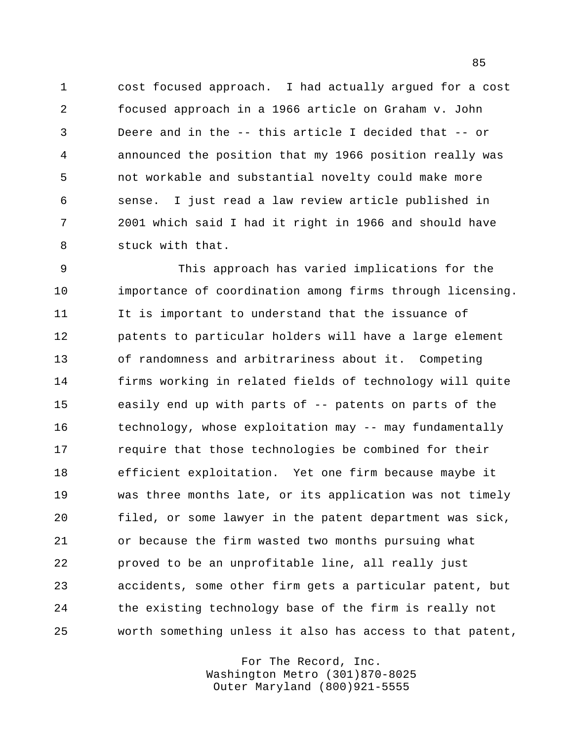cost focused approach. I had actually argued for a cost focused approach in a 1966 article on Graham v. John Deere and in the -- this article I decided that -- or announced the position that my 1966 position really was not workable and substantial novelty could make more sense. I just read a law review article published in 2001 which said I had it right in 1966 and should have stuck with that.

This approach has varied implications for the importance of coordination among firms through licensing. It is important to understand that the issuance of patents to particular holders will have a large element of randomness and arbitrariness about it. Competing firms working in related fields of technology will quite easily end up with parts of -- patents on parts of the technology, whose exploitation may -- may fundamentally require that those technologies be combined for their efficient exploitation. Yet one firm because maybe it was three months late, or its application was not timely filed, or some lawyer in the patent department was sick, or because the firm wasted two months pursuing what proved to be an unprofitable line, all really just accidents, some other firm gets a particular patent, but the existing technology base of the firm is really not worth something unless it also has access to that patent,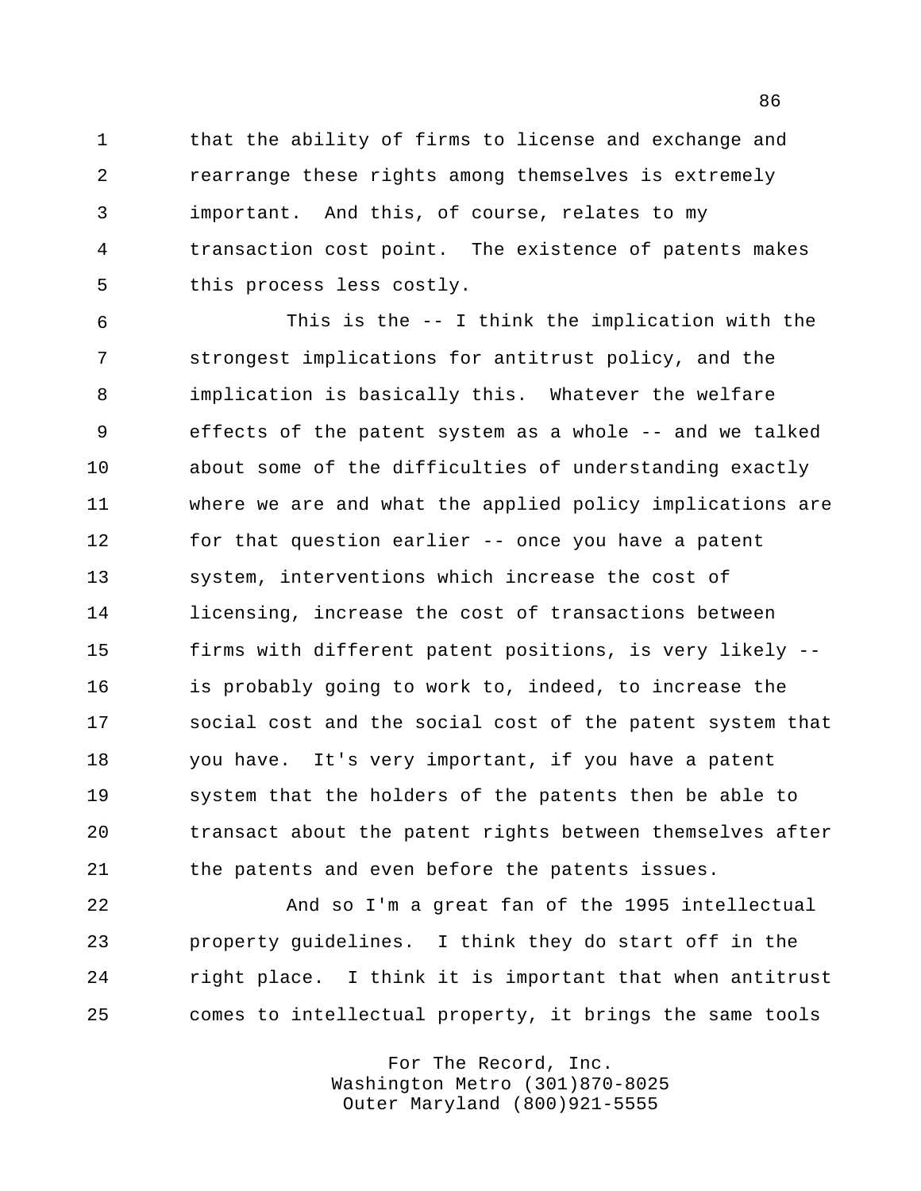that the ability of firms to license and exchange and rearrange these rights among themselves is extremely important. And this, of course, relates to my transaction cost point. The existence of patents makes this process less costly.

This is the -- I think the implication with the strongest implications for antitrust policy, and the implication is basically this. Whatever the welfare effects of the patent system as a whole -- and we talked about some of the difficulties of understanding exactly where we are and what the applied policy implications are for that question earlier -- once you have a patent system, interventions which increase the cost of licensing, increase the cost of transactions between firms with different patent positions, is very likely -- is probably going to work to, indeed, to increase the social cost and the social cost of the patent system that you have. It's very important, if you have a patent system that the holders of the patents then be able to transact about the patent rights between themselves after the patents and even before the patents issues.

And so I'm a great fan of the 1995 intellectual property guidelines. I think they do start off in the right place. I think it is important that when antitrust comes to intellectual property, it brings the same tools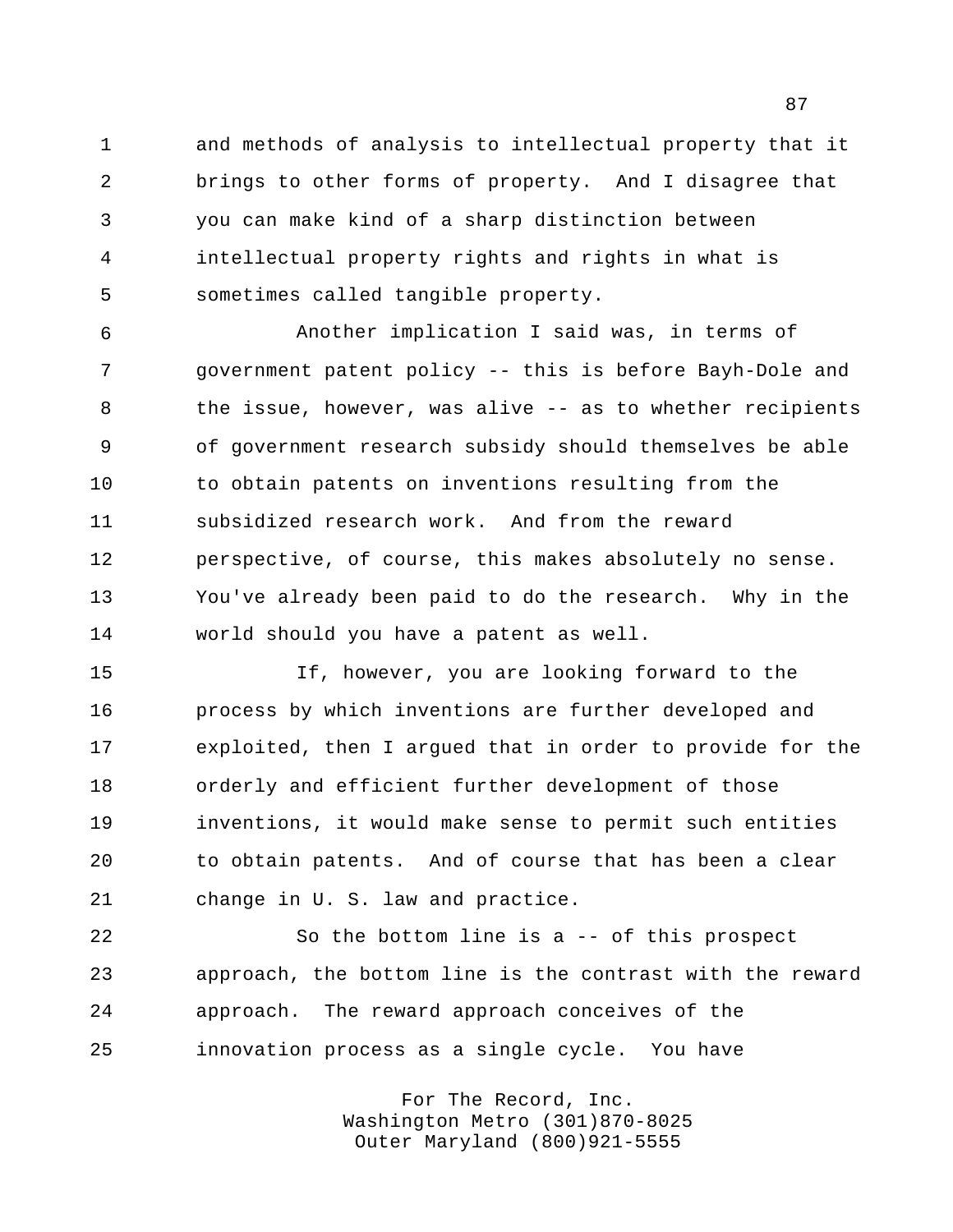and methods of analysis to intellectual property that it brings to other forms of property. And I disagree that you can make kind of a sharp distinction between intellectual property rights and rights in what is sometimes called tangible property.

Another implication I said was, in terms of government patent policy -- this is before Bayh-Dole and the issue, however, was alive -- as to whether recipients of government research subsidy should themselves be able to obtain patents on inventions resulting from the subsidized research work. And from the reward perspective, of course, this makes absolutely no sense. You've already been paid to do the research. Why in the world should you have a patent as well.

If, however, you are looking forward to the process by which inventions are further developed and exploited, then I argued that in order to provide for the orderly and efficient further development of those inventions, it would make sense to permit such entities to obtain patents. And of course that has been a clear change in U. S. law and practice.

So the bottom line is a -- of this prospect approach, the bottom line is the contrast with the reward approach. The reward approach conceives of the innovation process as a single cycle. You have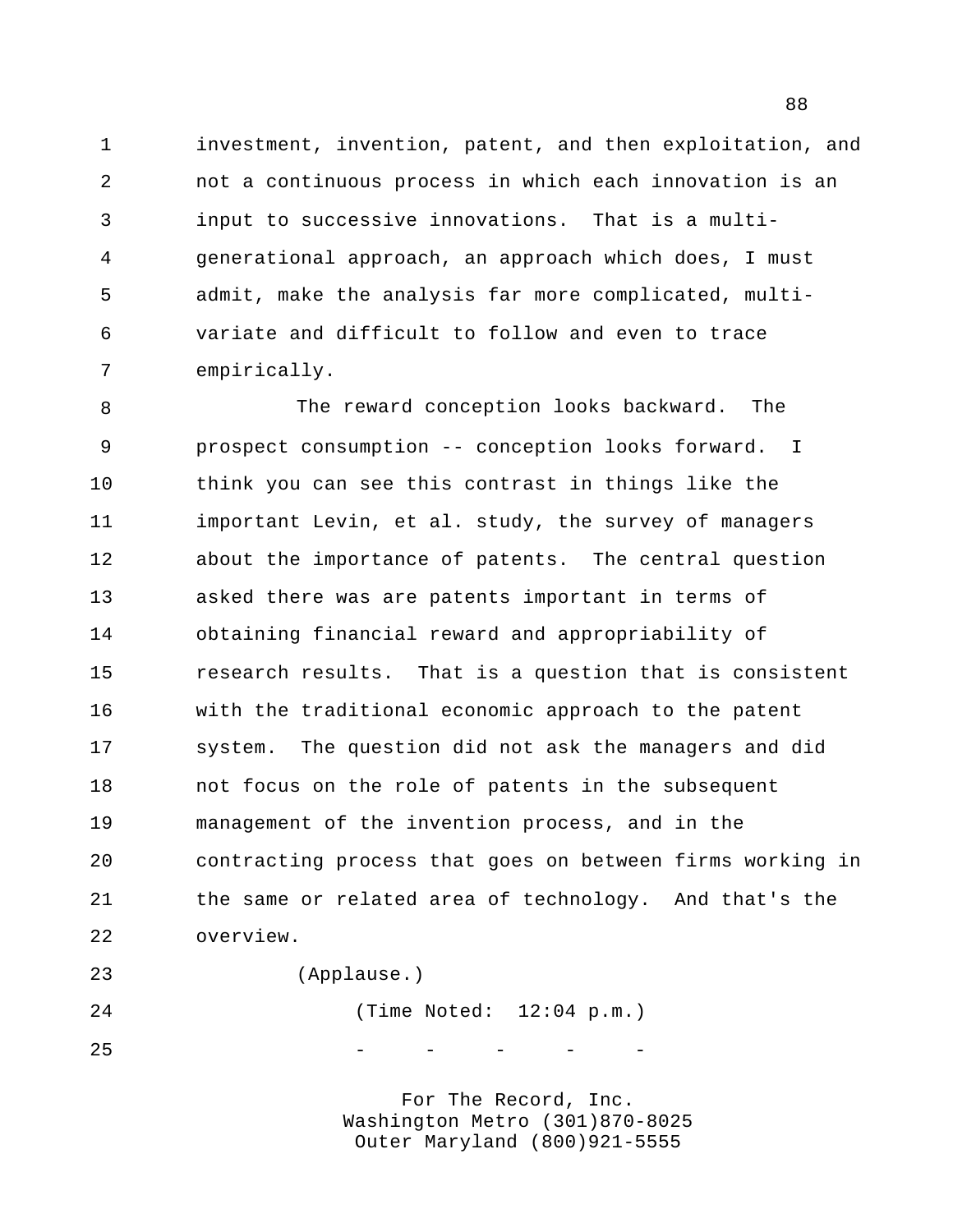investment, invention, patent, and then exploitation, and not a continuous process in which each innovation is an input to successive innovations. That is a multi-generational approach, an approach which does, I must admit, make the analysis far more complicated, multi-variate and difficult to follow and even to trace empirically.

The reward conception looks backward. The prospect consumption -- conception looks forward. I think you can see this contrast in things like the important Levin, et al. study, the survey of managers about the importance of patents. The central question asked there was are patents important in terms of obtaining financial reward and appropriability of research results. That is a question that is consistent with the traditional economic approach to the patent system. The question did not ask the managers and did not focus on the role of patents in the subsequent management of the invention process, and in the contracting process that goes on between firms working in the same or related area of technology. And that's the overview.

(Applause.)

(Time Noted: 12:04 p.m.)

\- - - - -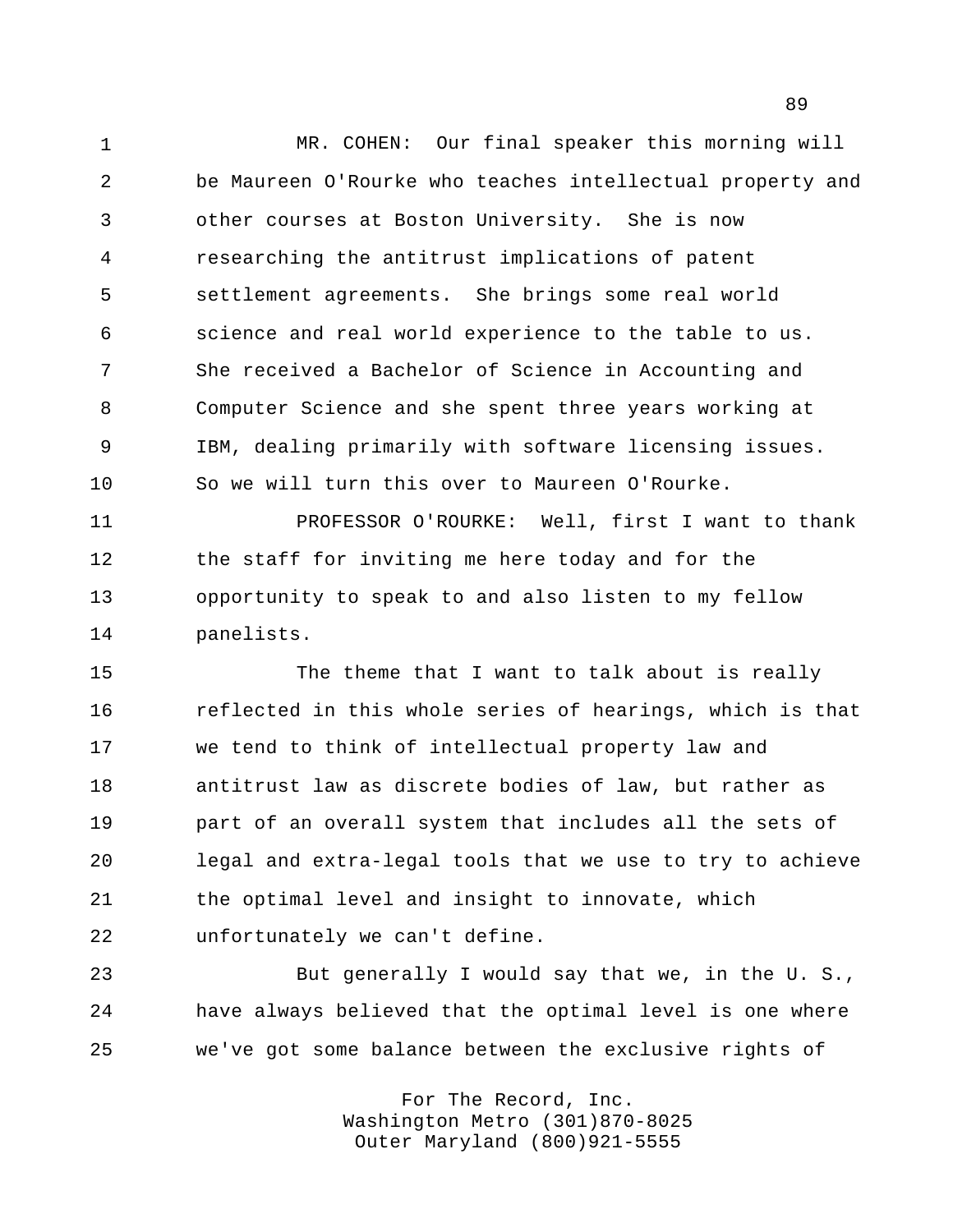MR. COHEN: Our final speaker this morning will be Maureen O'Rourke who teaches intellectual property and other courses at Boston University. She is now researching the antitrust implications of patent settlement agreements. She brings some real world science and real world experience to the table to us. She received a Bachelor of Science in Accounting and Computer Science and she spent three years working at IBM, dealing primarily with software licensing issues. So we will turn this over to Maureen O'Rourke.

PROFESSOR O'ROURKE: Well, first I want to thank the staff for inviting me here today and for the opportunity to speak to and also listen to my fellow panelists.

The theme that I want to talk about is really reflected in this whole series of hearings, which is that we tend to think of intellectual property law and antitrust law as discrete bodies of law, but rather as part of an overall system that includes all the sets of legal and extra-legal tools that we use to try to achieve the optimal level and insight to innovate, which unfortunately we can't define.

But generally I would say that we, in the U. S., have always believed that the optimal level is one where we've got some balance between the exclusive rights of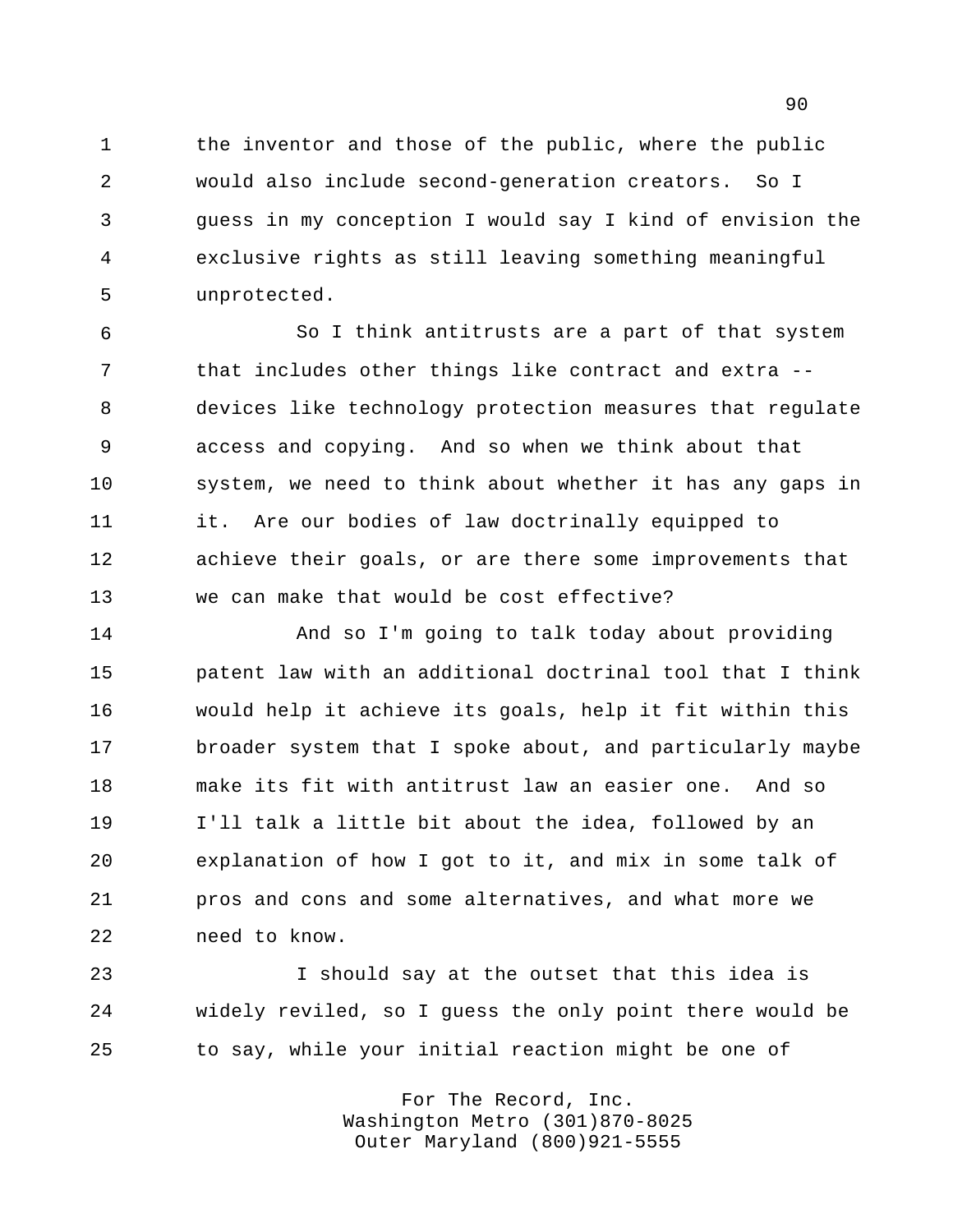the inventor and those of the public, where the public would also include second-generation creators. So I guess in my conception I would say I kind of envision the exclusive rights as still leaving something meaningful unprotected.

So I think antitrusts are a part of that system that includes other things like contract and extra -- devices like technology protection measures that regulate access and copying. And so when we think about that system, we need to think about whether it has any gaps in it. Are our bodies of law doctrinally equipped to achieve their goals, or are there some improvements that we can make that would be cost effective?

And so I'm going to talk today about providing patent law with an additional doctrinal tool that I think would help it achieve its goals, help it fit within this broader system that I spoke about, and particularly maybe make its fit with antitrust law an easier one. And so I'll talk a little bit about the idea, followed by an explanation of how I got to it, and mix in some talk of pros and cons and some alternatives, and what more we need to know.

I should say at the outset that this idea is widely reviled, so I guess the only point there would be to say, while your initial reaction might be one of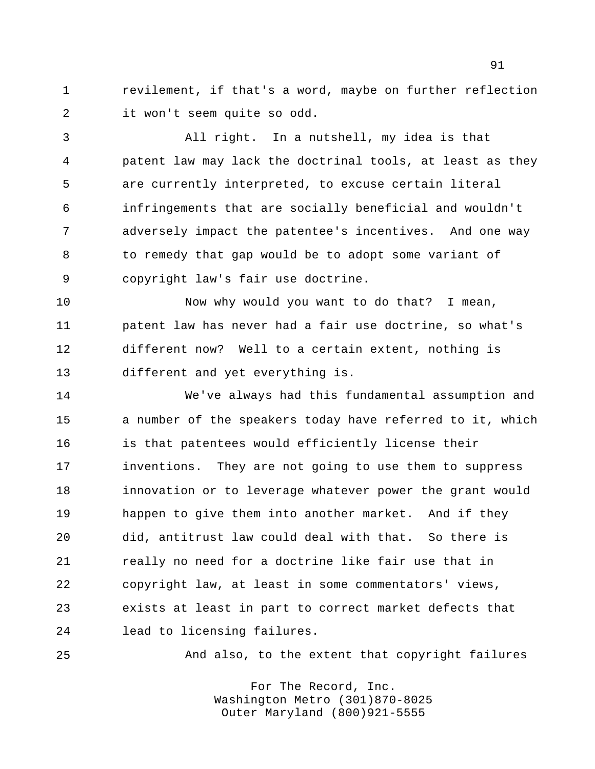revilement, if that's a word, maybe on further reflection it won't seem quite so odd.

All right. In a nutshell, my idea is that patent law may lack the doctrinal tools, at least as they are currently interpreted, to excuse certain literal infringements that are socially beneficial and wouldn't adversely impact the patentee's incentives. And one way to remedy that gap would be to adopt some variant of copyright law's fair use doctrine.

Now why would you want to do that? I mean, patent law has never had a fair use doctrine, so what's different now? Well to a certain extent, nothing is different and yet everything is.

We've always had this fundamental assumption and a number of the speakers today have referred to it, which is that patentees would efficiently license their inventions. They are not going to use them to suppress innovation or to leverage whatever power the grant would happen to give them into another market. And if they did, antitrust law could deal with that. So there is really no need for a doctrine like fair use that in copyright law, at least in some commentators' views, exists at least in part to correct market defects that lead to licensing failures.

And also, to the extent that copyright failures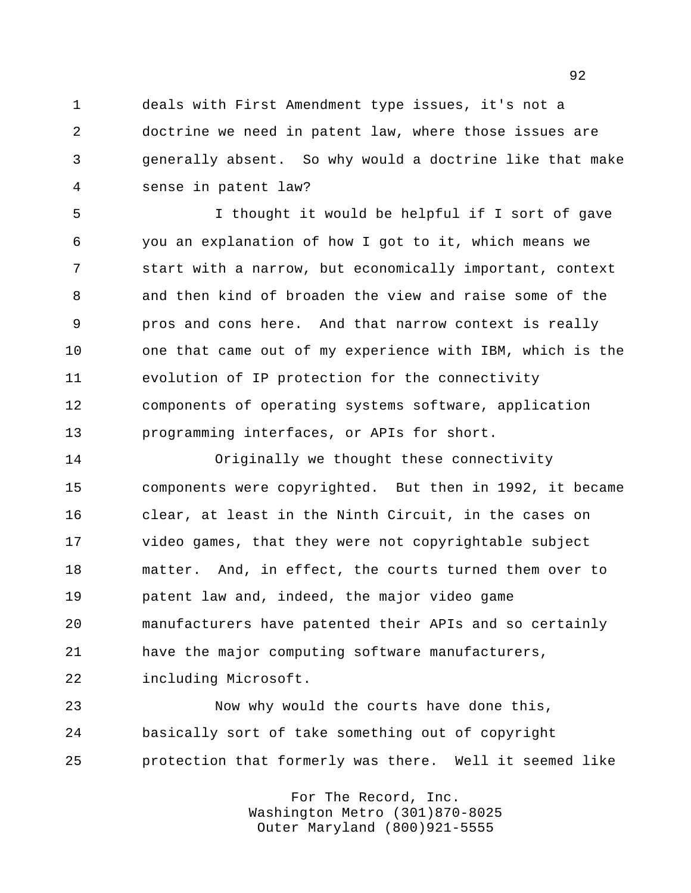deals with First Amendment type issues, it's not a doctrine we need in patent law, where those issues are generally absent. So why would a doctrine like that make sense in patent law?

I thought it would be helpful if I sort of gave you an explanation of how I got to it, which means we start with a narrow, but economically important, context and then kind of broaden the view and raise some of the pros and cons here. And that narrow context is really one that came out of my experience with IBM, which is the evolution of IP protection for the connectivity components of operating systems software, application programming interfaces, or APIs for short.

Originally we thought these connectivity components were copyrighted. But then in 1992, it became clear, at least in the Ninth Circuit, in the cases on video games, that they were not copyrightable subject matter. And, in effect, the courts turned them over to patent law and, indeed, the major video game manufacturers have patented their APIs and so certainly have the major computing software manufacturers, including Microsoft.

Now why would the courts have done this, basically sort of take something out of copyright protection that formerly was there. Well it seemed like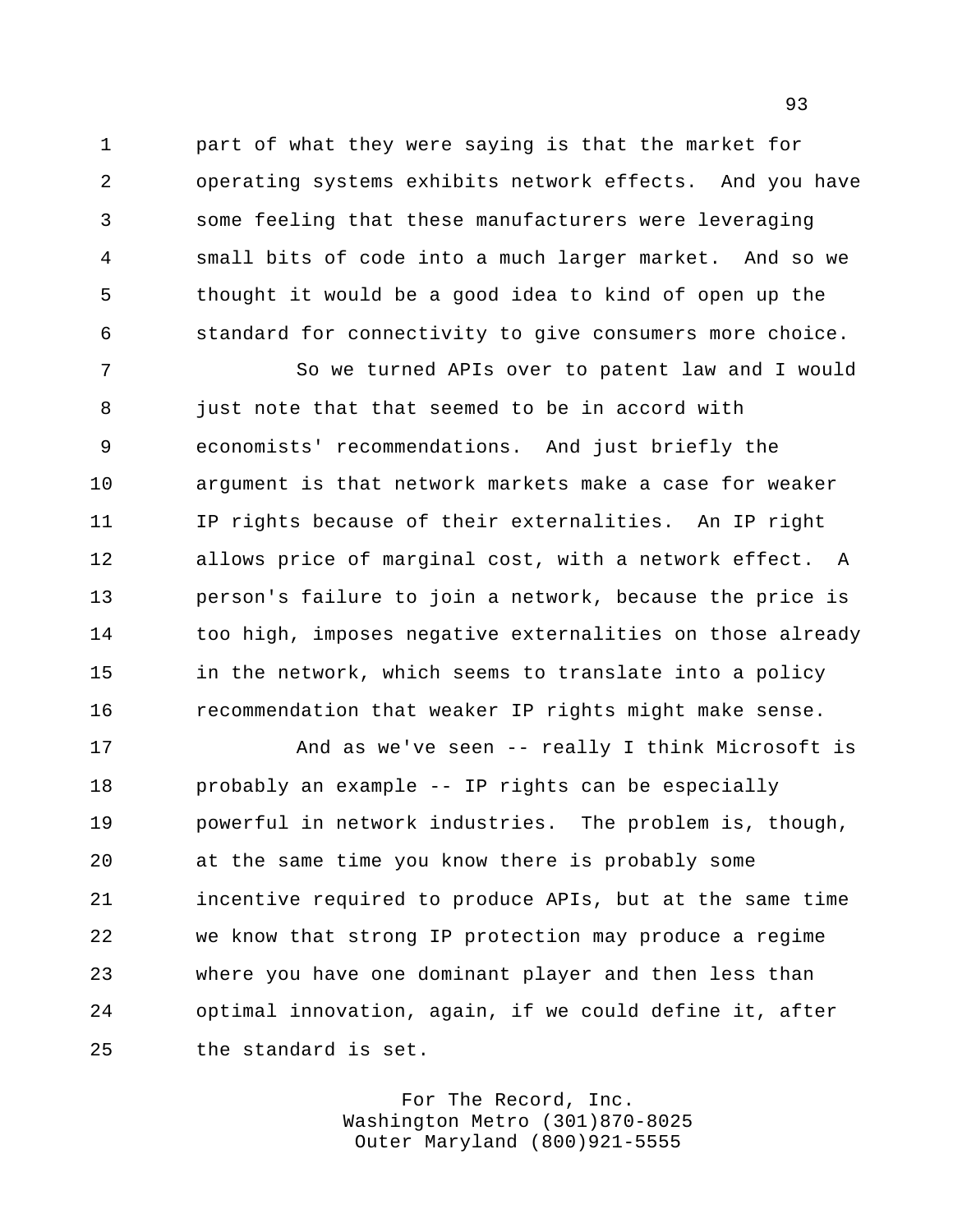part of what they were saying is that the market for operating systems exhibits network effects. And you have some feeling that these manufacturers were leveraging small bits of code into a much larger market. And so we thought it would be a good idea to kind of open up the standard for connectivity to give consumers more choice.

So we turned APIs over to patent law and I would just note that that seemed to be in accord with economists' recommendations. And just briefly the argument is that network markets make a case for weaker IP rights because of their externalities. An IP right allows price of marginal cost, with a network effect. A person's failure to join a network, because the price is too high, imposes negative externalities on those already in the network, which seems to translate into a policy recommendation that weaker IP rights might make sense.

And as we've seen -- really I think Microsoft is probably an example -- IP rights can be especially powerful in network industries. The problem is, though, at the same time you know there is probably some incentive required to produce APIs, but at the same time we know that strong IP protection may produce a regime where you have one dominant player and then less than optimal innovation, again, if we could define it, after the standard is set.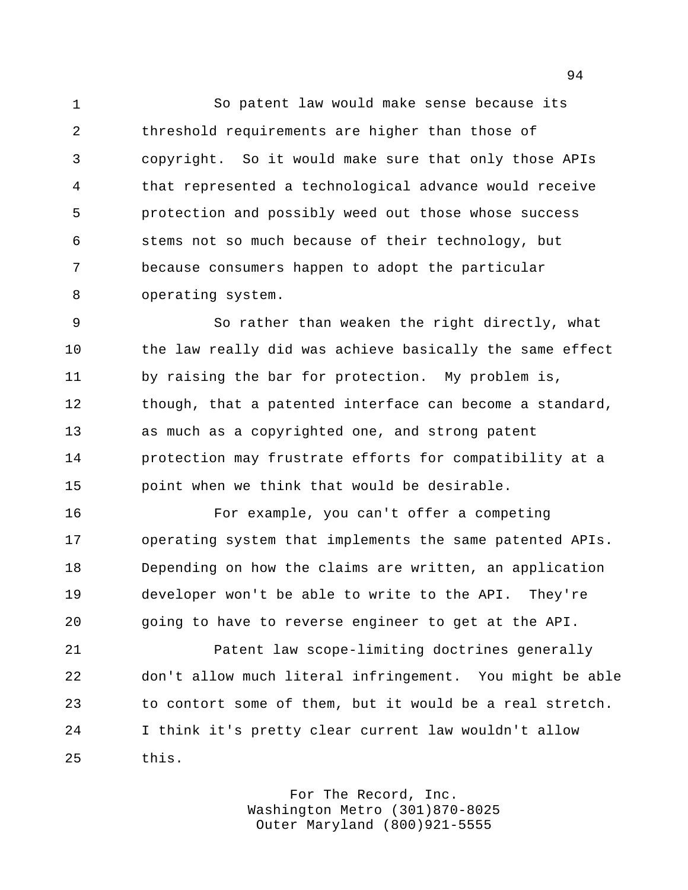So patent law would make sense because its threshold requirements are higher than those of copyright. So it would make sure that only those APIs that represented a technological advance would receive protection and possibly weed out those whose success stems not so much because of their technology, but because consumers happen to adopt the particular operating system.

So rather than weaken the right directly, what the law really did was achieve basically the same effect by raising the bar for protection. My problem is, though, that a patented interface can become a standard, as much as a copyrighted one, and strong patent protection may frustrate efforts for compatibility at a point when we think that would be desirable.

For example, you can't offer a competing operating system that implements the same patented APIs. Depending on how the claims are written, an application developer won't be able to write to the API. They're going to have to reverse engineer to get at the API.

Patent law scope-limiting doctrines generally don't allow much literal infringement. You might be able to contort some of them, but it would be a real stretch. I think it's pretty clear current law wouldn't allow this.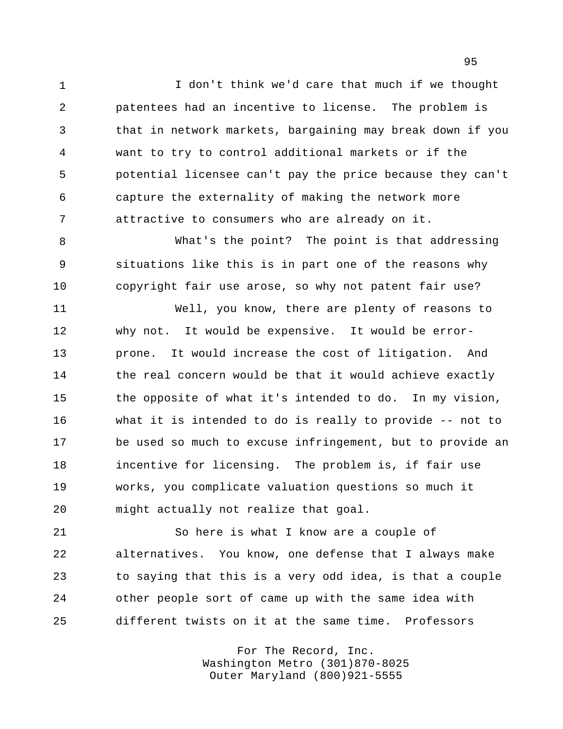I don't think we'd care that much if we thought patentees had an incentive to license. The problem is that in network markets, bargaining may break down if you want to try to control additional markets or if the potential licensee can't pay the price because they can't capture the externality of making the network more attractive to consumers who are already on it.

What's the point? The point is that addressing situations like this is in part one of the reasons why copyright fair use arose, so why not patent fair use?

Well, you know, there are plenty of reasons to why not. It would be expensive. It would be error-prone. It would increase the cost of litigation. And the real concern would be that it would achieve exactly the opposite of what it's intended to do. In my vision, what it is intended to do is really to provide -- not to be used so much to excuse infringement, but to provide an incentive for licensing. The problem is, if fair use works, you complicate valuation questions so much it might actually not realize that goal.

So here is what I know are a couple of alternatives. You know, one defense that I always make to saying that this is a very odd idea, is that a couple other people sort of came up with the same idea with different twists on it at the same time. Professors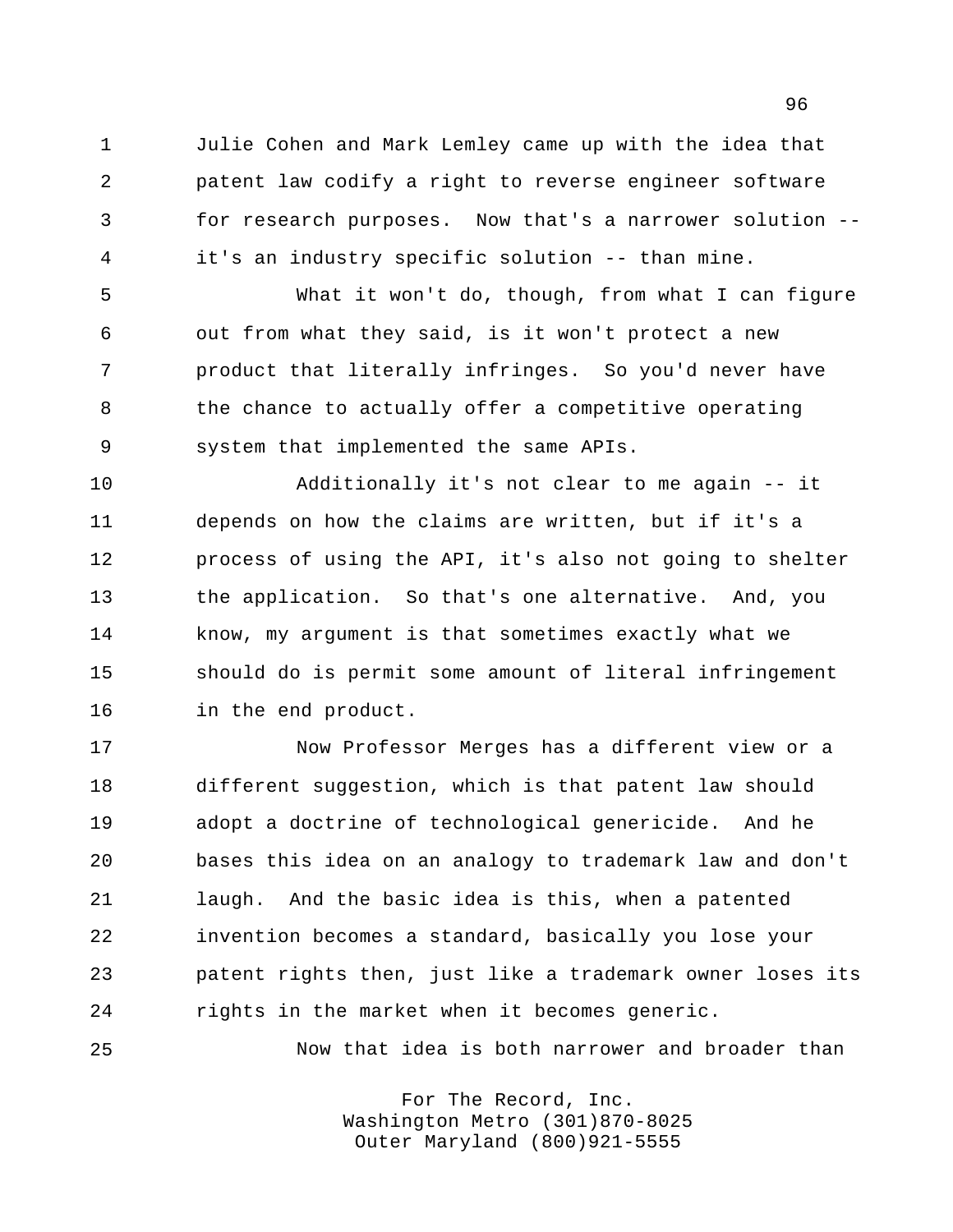Julie Cohen and Mark Lemley came up with the idea that patent law codify a right to reverse engineer software for research purposes. Now that's a narrower solution -- it's an industry specific solution -- than mine.

What it won't do, though, from what I can figure out from what they said, is it won't protect a new product that literally infringes. So you'd never have the chance to actually offer a competitive operating system that implemented the same APIs.

Additionally it's not clear to me again -- it depends on how the claims are written, but if it's a process of using the API, it's also not going to shelter the application. So that's one alternative. And, you know, my argument is that sometimes exactly what we should do is permit some amount of literal infringement in the end product.

Now Professor Merges has a different view or a different suggestion, which is that patent law should adopt a doctrine of technological genericide. And he bases this idea on an analogy to trademark law and don't laugh. And the basic idea is this, when a patented invention becomes a standard, basically you lose your patent rights then, just like a trademark owner loses its rights in the market when it becomes generic.

Now that idea is both narrower and broader than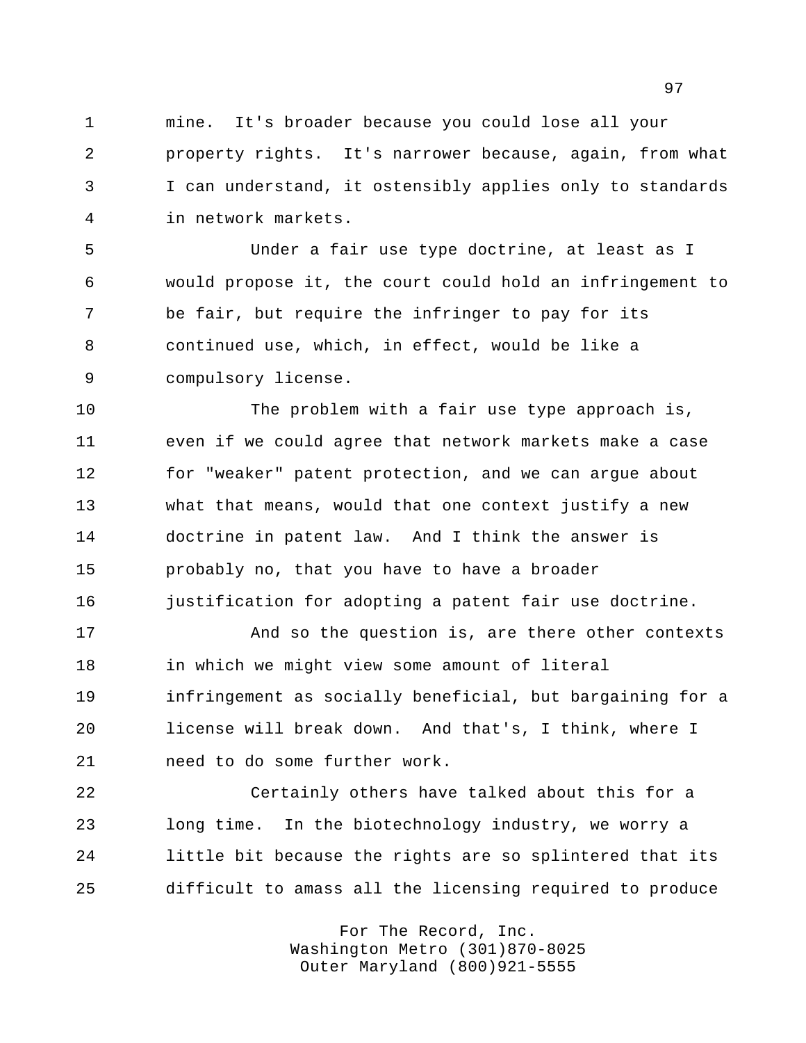mine. It's broader because you could lose all your property rights. It's narrower because, again, from what I can understand, it ostensibly applies only to standards in network markets.

Under a fair use type doctrine, at least as I would propose it, the court could hold an infringement to be fair, but require the infringer to pay for its continued use, which, in effect, would be like a compulsory license.

The problem with a fair use type approach is, even if we could agree that network markets make a case for "weaker" patent protection, and we can argue about what that means, would that one context justify a new doctrine in patent law. And I think the answer is probably no, that you have to have a broader justification for adopting a patent fair use doctrine.

And so the question is, are there other contexts in which we might view some amount of literal infringement as socially beneficial, but bargaining for a license will break down. And that's, I think, where I need to do some further work.

Certainly others have talked about this for a long time. In the biotechnology industry, we worry a little bit because the rights are so splintered that its difficult to amass all the licensing required to produce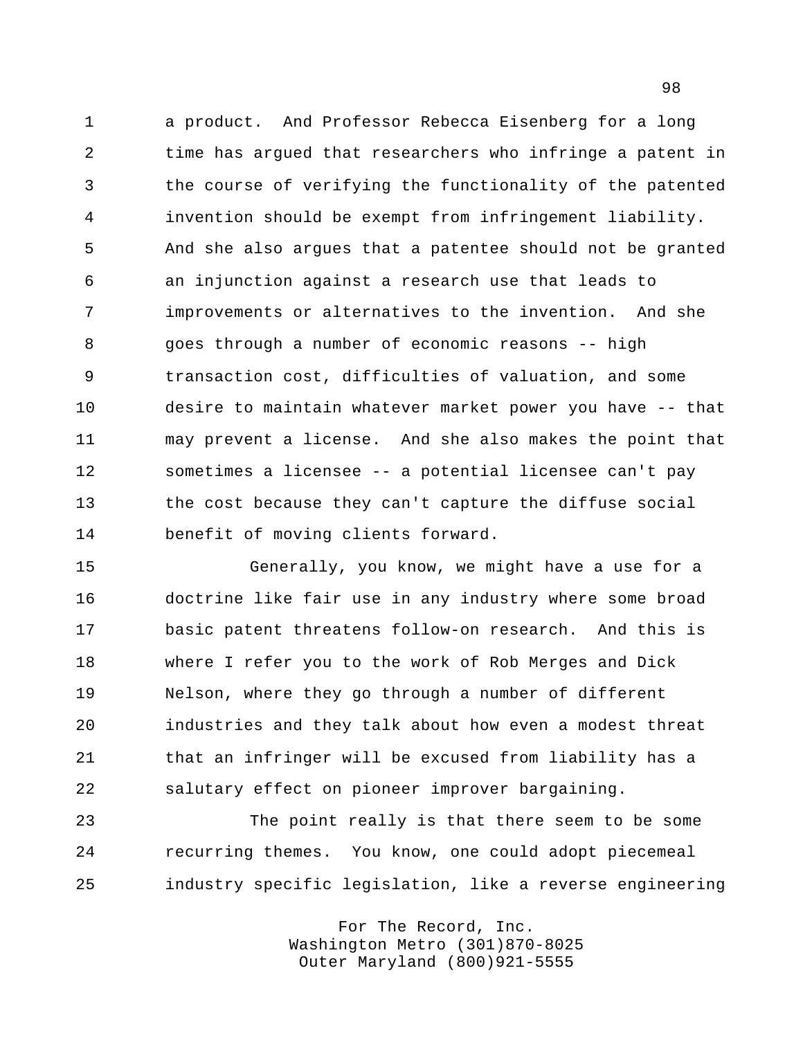a product. And Professor Rebecca Eisenberg for a long time has argued that researchers who infringe a patent in the course of verifying the functionality of the patented invention should be exempt from infringement liability. And she also argues that a patentee should not be granted an injunction against a research use that leads to improvements or alternatives to the invention. And she goes through a number of economic reasons -- high transaction cost, difficulties of valuation, and some desire to maintain whatever market power you have -- that may prevent a license. And she also makes the point that sometimes a licensee -- a potential licensee can't pay the cost because they can't capture the diffuse social benefit of moving clients forward.

Generally, you know, we might have a use for a doctrine like fair use in any industry where some broad basic patent threatens follow-on research. And this is where I refer you to the work of Rob Merges and Dick Nelson, where they go through a number of different industries and they talk about how even a modest threat that an infringer will be excused from liability has a salutary effect on pioneer improver bargaining.

The point really is that there seem to be some recurring themes. You know, one could adopt piecemeal industry specific legislation, like a reverse engineering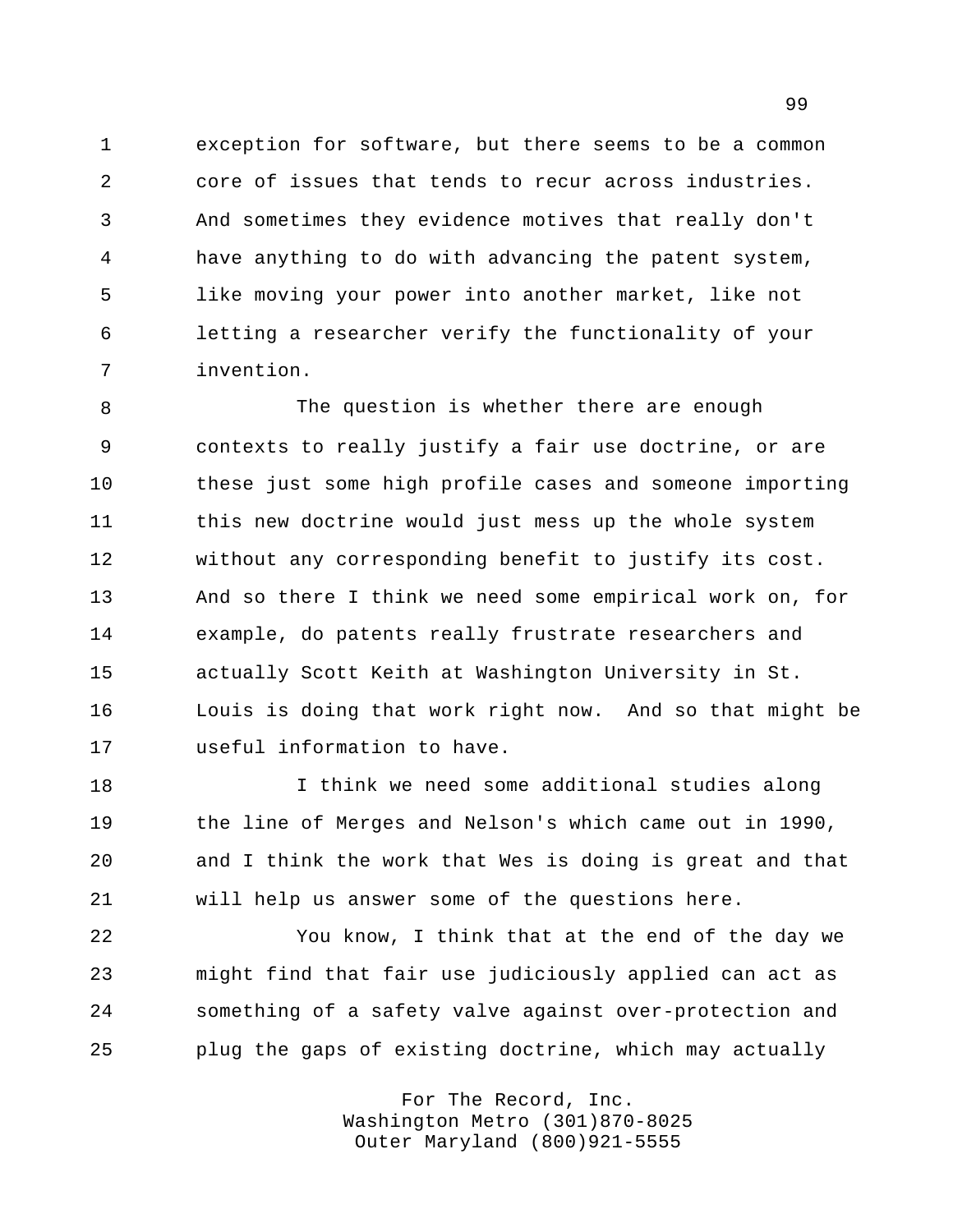exception for software, but there seems to be a common core of issues that tends to recur across industries. And sometimes they evidence motives that really don't have anything to do with advancing the patent system, like moving your power into another market, like not letting a researcher verify the functionality of your invention.

The question is whether there are enough contexts to really justify a fair use doctrine, or are these just some high profile cases and someone importing this new doctrine would just mess up the whole system without any corresponding benefit to justify its cost. And so there I think we need some empirical work on, for example, do patents really frustrate researchers and actually Scott Keith at Washington University in St. Louis is doing that work right now. And so that might be useful information to have.

I think we need some additional studies along the line of Merges and Nelson's which came out in 1990, and I think the work that Wes is doing is great and that will help us answer some of the questions here.

You know, I think that at the end of the day we might find that fair use judiciously applied can act as something of a safety valve against over-protection and plug the gaps of existing doctrine, which may actually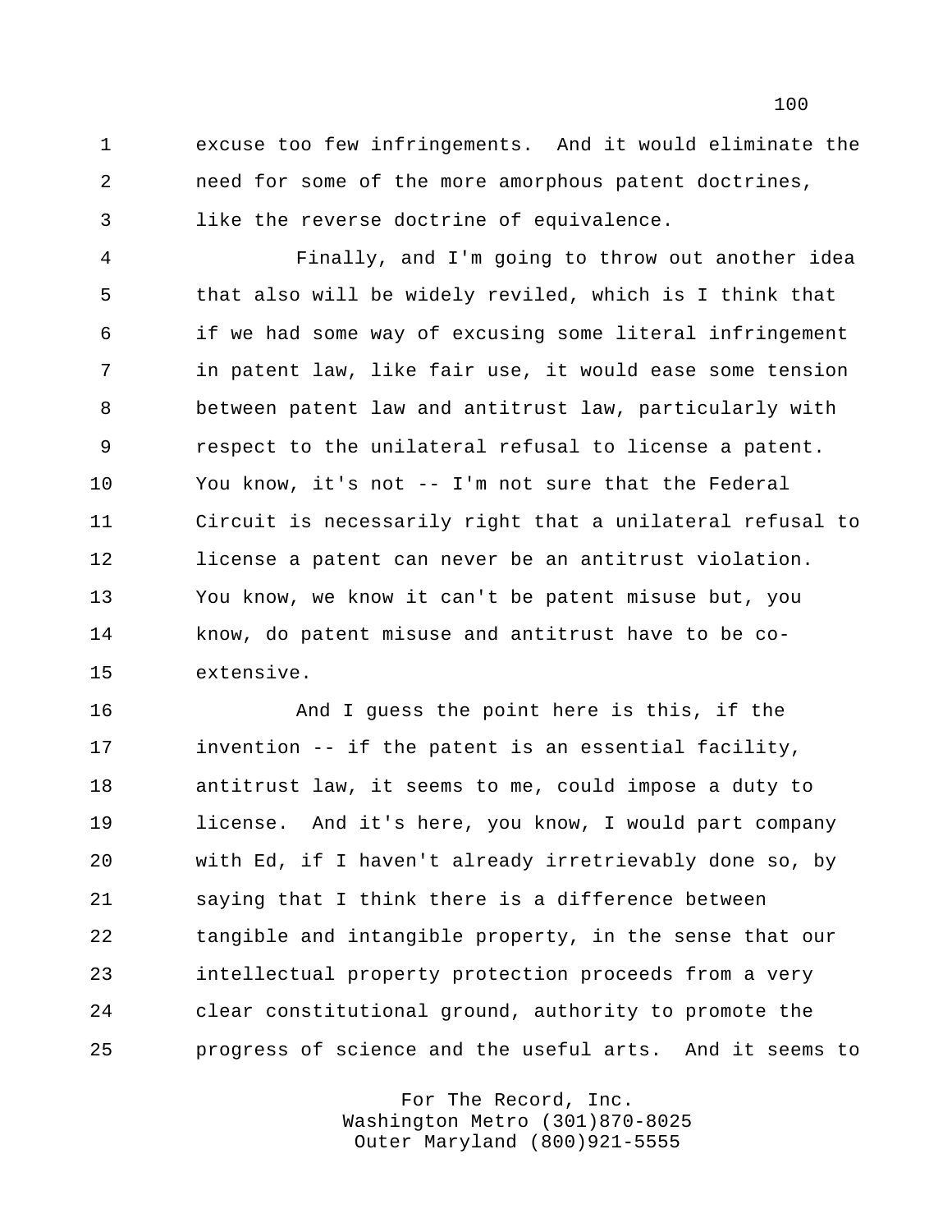excuse too few infringements. And it would eliminate the need for some of the more amorphous patent doctrines, like the reverse doctrine of equivalence.

Finally, and I'm going to throw out another idea that also will be widely reviled, which is I think that if we had some way of excusing some literal infringement in patent law, like fair use, it would ease some tension between patent law and antitrust law, particularly with respect to the unilateral refusal to license a patent. You know, it's not -- I'm not sure that the Federal Circuit is necessarily right that a unilateral refusal to license a patent can never be an antitrust violation. You know, we know it can't be patent misuse but, you know, do patent misuse and antitrust have to be co-extensive.

And I guess the point here is this, if the invention -- if the patent is an essential facility, antitrust law, it seems to me, could impose a duty to license. And it's here, you know, I would part company with Ed, if I haven't already irretrievably done so, by saying that I think there is a difference between tangible and intangible property, in the sense that our intellectual property protection proceeds from a very clear constitutional ground, authority to promote the progress of science and the useful arts. And it seems to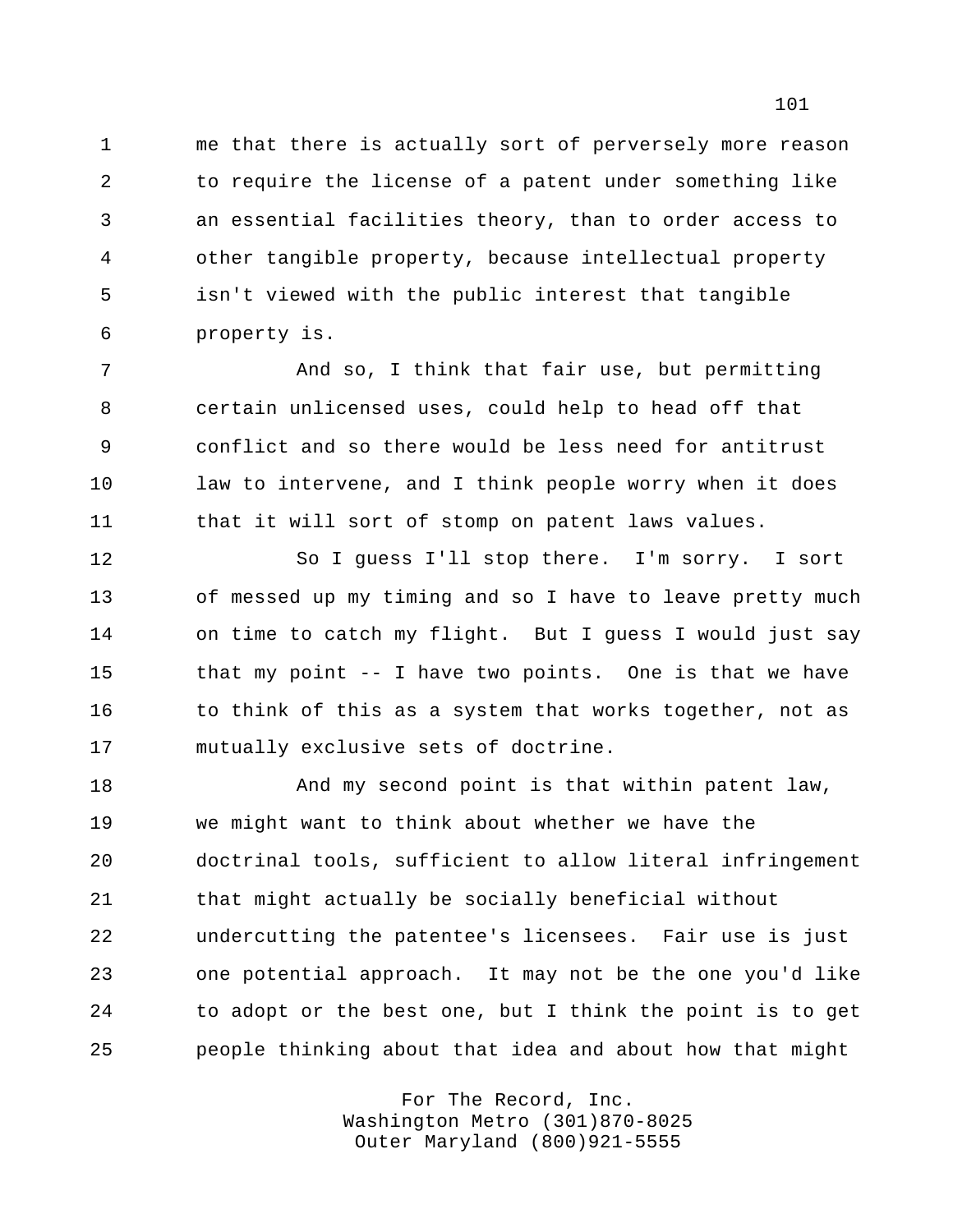me that there is actually sort of perversely more reason to require the license of a patent under something like an essential facilities theory, than to order access to other tangible property, because intellectual property isn't viewed with the public interest that tangible property is.

And so, I think that fair use, but permitting certain unlicensed uses, could help to head off that conflict and so there would be less need for antitrust law to intervene, and I think people worry when it does that it will sort of stomp on patent laws values.

So I guess I'll stop there. I'm sorry. I sort of messed up my timing and so I have to leave pretty much on time to catch my flight. But I guess I would just say that my point -- I have two points. One is that we have to think of this as a system that works together, not as mutually exclusive sets of doctrine.

And my second point is that within patent law, we might want to think about whether we have the doctrinal tools, sufficient to allow literal infringement that might actually be socially beneficial without undercutting the patentee's licensees. Fair use is just one potential approach. It may not be the one you'd like to adopt or the best one, but I think the point is to get people thinking about that idea and about how that might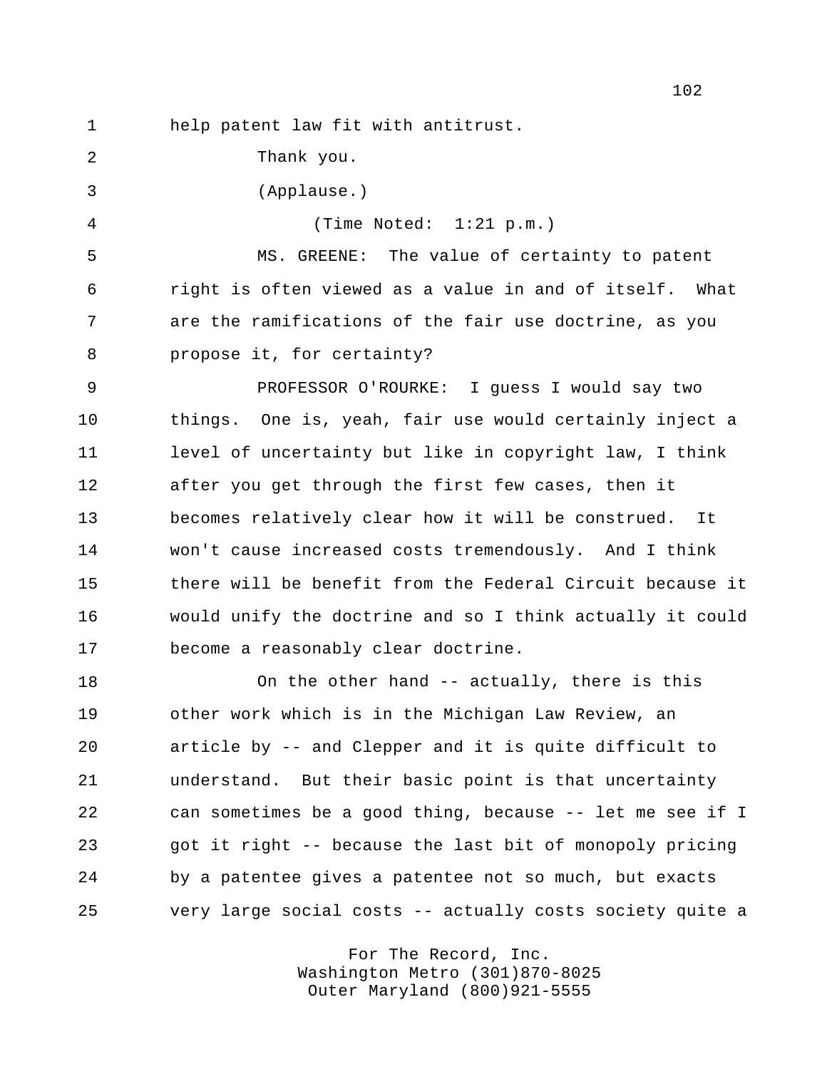help patent law fit with antitrust.

Thank you.

(Applause.)

(Time Noted: 1:21 p.m.)

MS. GREENE: The value of certainty to patent right is often viewed as a value in and of itself. What are the ramifications of the fair use doctrine, as you propose it, for certainty?

PROFESSOR O'ROURKE: I guess I would say two things. One is, yeah, fair use would certainly inject a level of uncertainty but like in copyright law, I think after you get through the first few cases, then it becomes relatively clear how it will be construed. It won't cause increased costs tremendously. And I think there will be benefit from the Federal Circuit because it would unify the doctrine and so I think actually it could become a reasonably clear doctrine.

On the other hand -- actually, there is this other work which is in the Michigan Law Review, an article by -- and Clepper and it is quite difficult to understand. But their basic point is that uncertainty can sometimes be a good thing, because -- let me see if I got it right -- because the last bit of monopoly pricing by a patentee gives a patentee not so much, but exacts very large social costs -- actually costs society quite a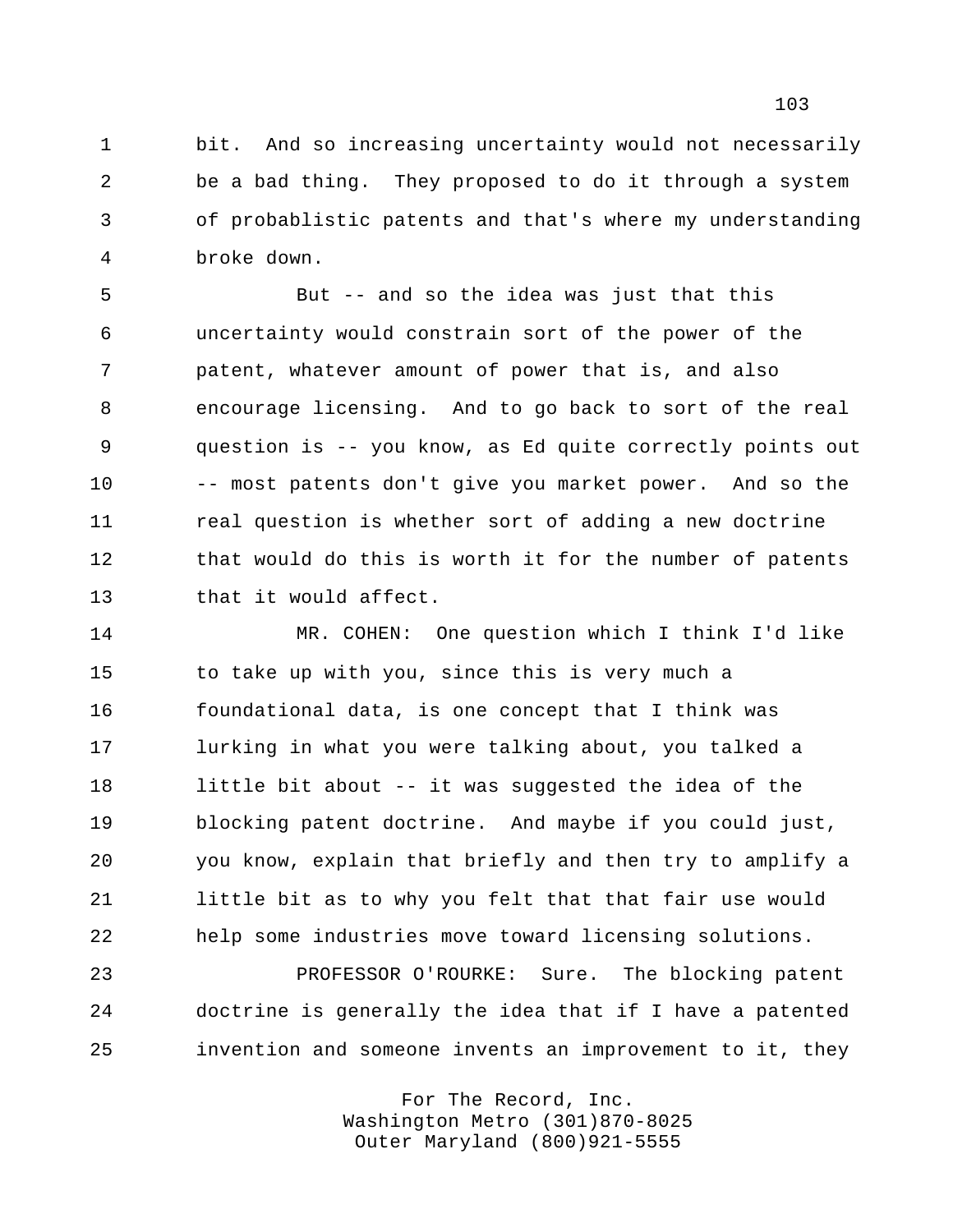bit. And so increasing uncertainty would not necessarily be a bad thing. They proposed to do it through a system of probablistic patents and that's where my understanding broke down.

But -- and so the idea was just that this uncertainty would constrain sort of the power of the patent, whatever amount of power that is, and also encourage licensing. And to go back to sort of the real question is -- you know, as Ed quite correctly points out -- most patents don't give you market power. And so the real question is whether sort of adding a new doctrine that would do this is worth it for the number of patents that it would affect.

MR. COHEN: One question which I think I'd like to take up with you, since this is very much a foundational data, is one concept that I think was lurking in what you were talking about, you talked a little bit about -- it was suggested the idea of the blocking patent doctrine. And maybe if you could just, you know, explain that briefly and then try to amplify a little bit as to why you felt that that fair use would help some industries move toward licensing solutions.

PROFESSOR O'ROURKE: Sure. The blocking patent doctrine is generally the idea that if I have a patented invention and someone invents an improvement to it, they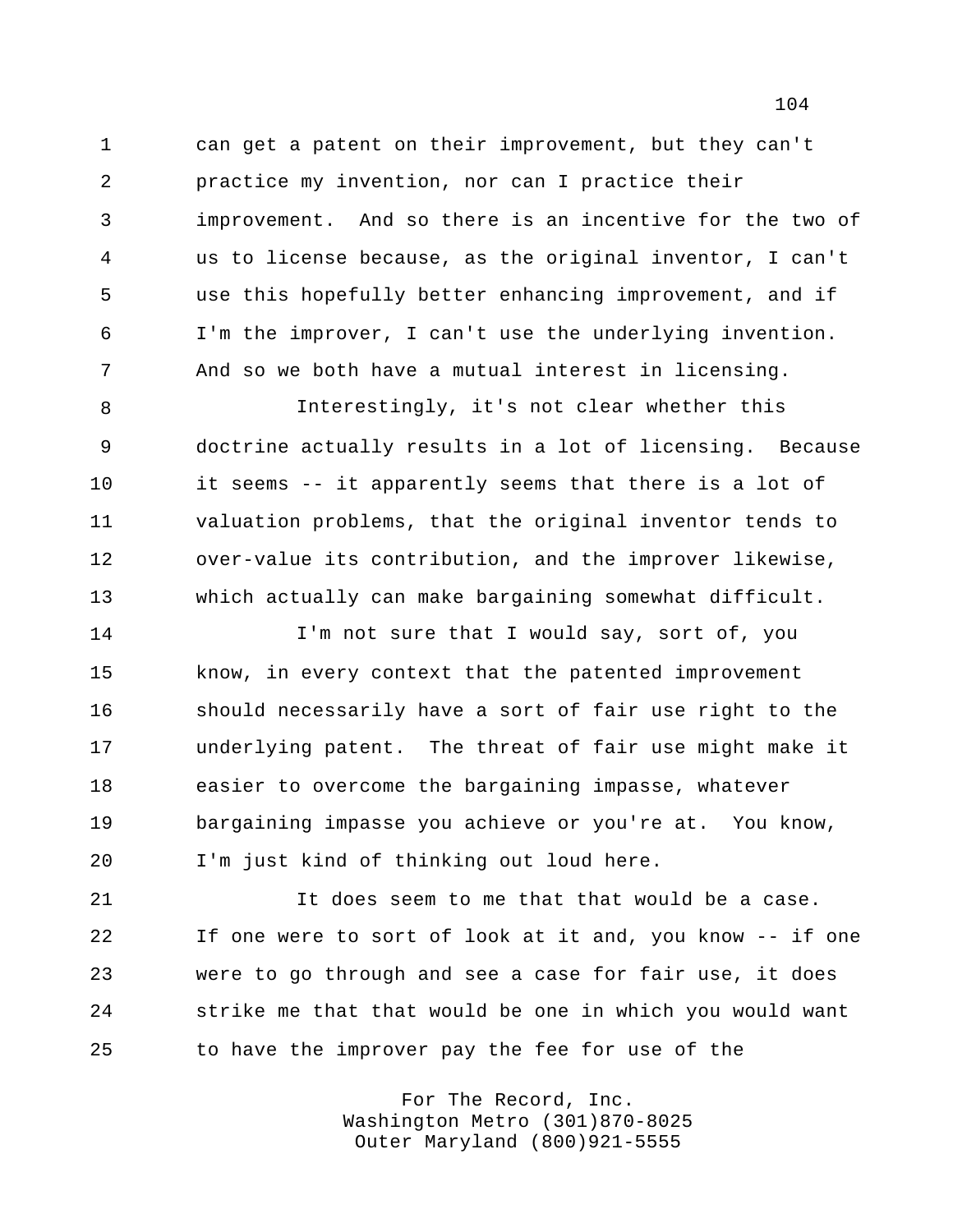can get a patent on their improvement, but they can't practice my invention, nor can I practice their improvement. And so there is an incentive for the two of us to license because, as the original inventor, I can't use this hopefully better enhancing improvement, and if I'm the improver, I can't use the underlying invention. And so we both have a mutual interest in licensing.

Interestingly, it's not clear whether this doctrine actually results in a lot of licensing. Because it seems -- it apparently seems that there is a lot of valuation problems, that the original inventor tends to over-value its contribution, and the improver likewise, which actually can make bargaining somewhat difficult.

I'm not sure that I would say, sort of, you know, in every context that the patented improvement should necessarily have a sort of fair use right to the underlying patent. The threat of fair use might make it easier to overcome the bargaining impasse, whatever bargaining impasse you achieve or you're at. You know, I'm just kind of thinking out loud here.

It does seem to me that that would be a case. If one were to sort of look at it and, you know -- if one were to go through and see a case for fair use, it does strike me that that would be one in which you would want to have the improver pay the fee for use of the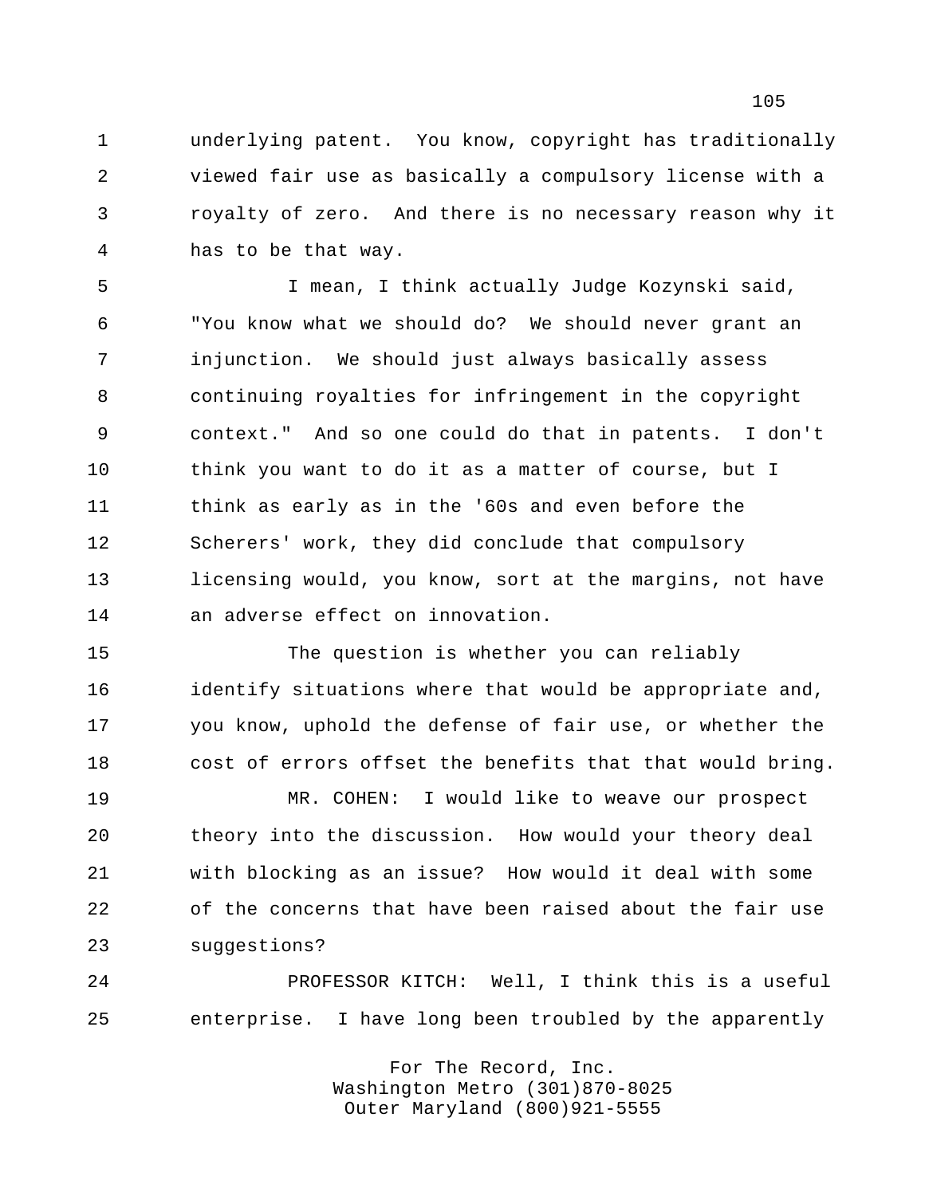underlying patent. You know, copyright has traditionally viewed fair use as basically a compulsory license with a royalty of zero. And there is no necessary reason why it has to be that way.

I mean, I think actually Judge Kozynski said, "You know what we should do? We should never grant an injunction. We should just always basically assess continuing royalties for infringement in the copyright context." And so one could do that in patents. I don't think you want to do it as a matter of course, but I think as early as in the '60s and even before the Scherers' work, they did conclude that compulsory licensing would, you know, sort at the margins, not have an adverse effect on innovation.

The question is whether you can reliably identify situations where that would be appropriate and, you know, uphold the defense of fair use, or whether the cost of errors offset the benefits that that would bring.

MR. COHEN: I would like to weave our prospect theory into the discussion. How would your theory deal with blocking as an issue? How would it deal with some of the concerns that have been raised about the fair use suggestions?

PROFESSOR KITCH: Well, I think this is a useful enterprise. I have long been troubled by the apparently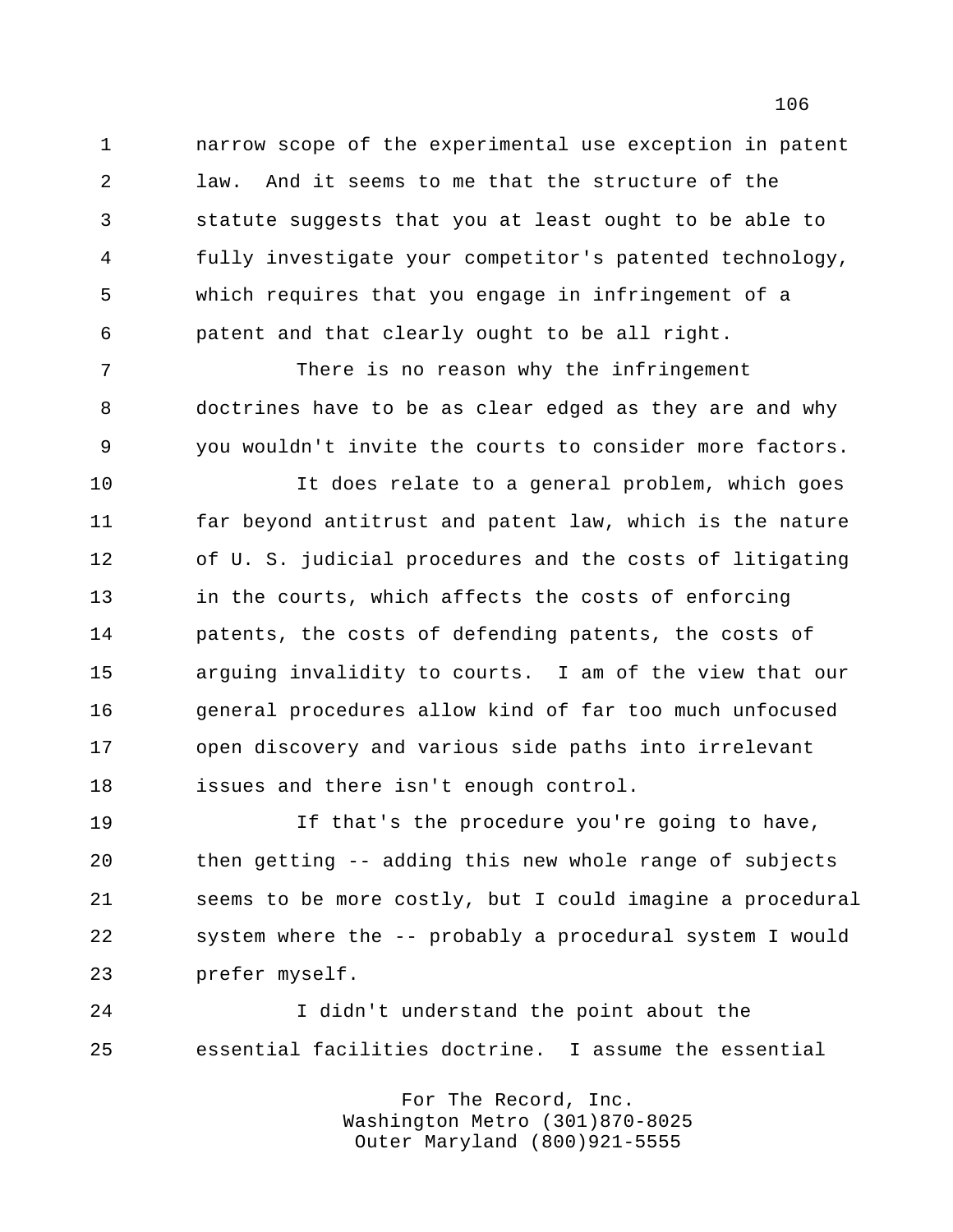narrow scope of the experimental use exception in patent law. And it seems to me that the structure of the statute suggests that you at least ought to be able to fully investigate your competitor's patented technology, which requires that you engage in infringement of a patent and that clearly ought to be all right.

There is no reason why the infringement doctrines have to be as clear edged as they are and why you wouldn't invite the courts to consider more factors.

It does relate to a general problem, which goes far beyond antitrust and patent law, which is the nature of U. S. judicial procedures and the costs of litigating in the courts, which affects the costs of enforcing patents, the costs of defending patents, the costs of arguing invalidity to courts. I am of the view that our general procedures allow kind of far too much unfocused open discovery and various side paths into irrelevant issues and there isn't enough control.

If that's the procedure you're going to have, then getting -- adding this new whole range of subjects seems to be more costly, but I could imagine a procedural system where the -- probably a procedural system I would prefer myself.

I didn't understand the point about the essential facilities doctrine. I assume the essential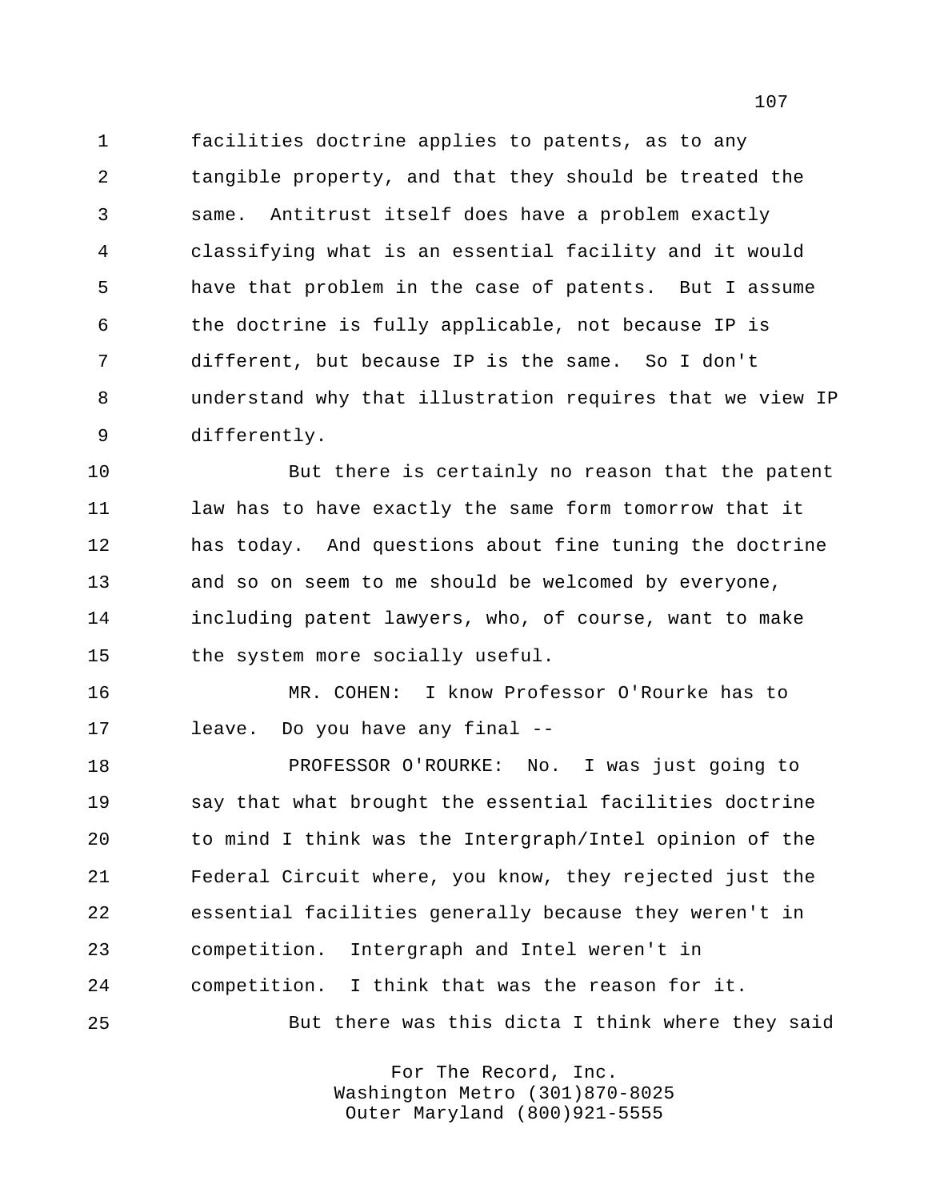facilities doctrine applies to patents, as to any tangible property, and that they should be treated the same. Antitrust itself does have a problem exactly classifying what is an essential facility and it would have that problem in the case of patents. But I assume the doctrine is fully applicable, not because IP is different, but because IP is the same. So I don't understand why that illustration requires that we view IP differently.

But there is certainly no reason that the patent law has to have exactly the same form tomorrow that it has today. And questions about fine tuning the doctrine and so on seem to me should be welcomed by everyone, including patent lawyers, who, of course, want to make the system more socially useful.

MR. COHEN: I know Professor O'Rourke has to leave. Do you have any final --

PROFESSOR O'ROURKE: No. I was just going to say that what brought the essential facilities doctrine to mind I think was the Intergraph/Intel opinion of the Federal Circuit where, you know, they rejected just the essential facilities generally because they weren't in competition. Intergraph and Intel weren't in competition. I think that was the reason for it.

But there was this dicta I think where they said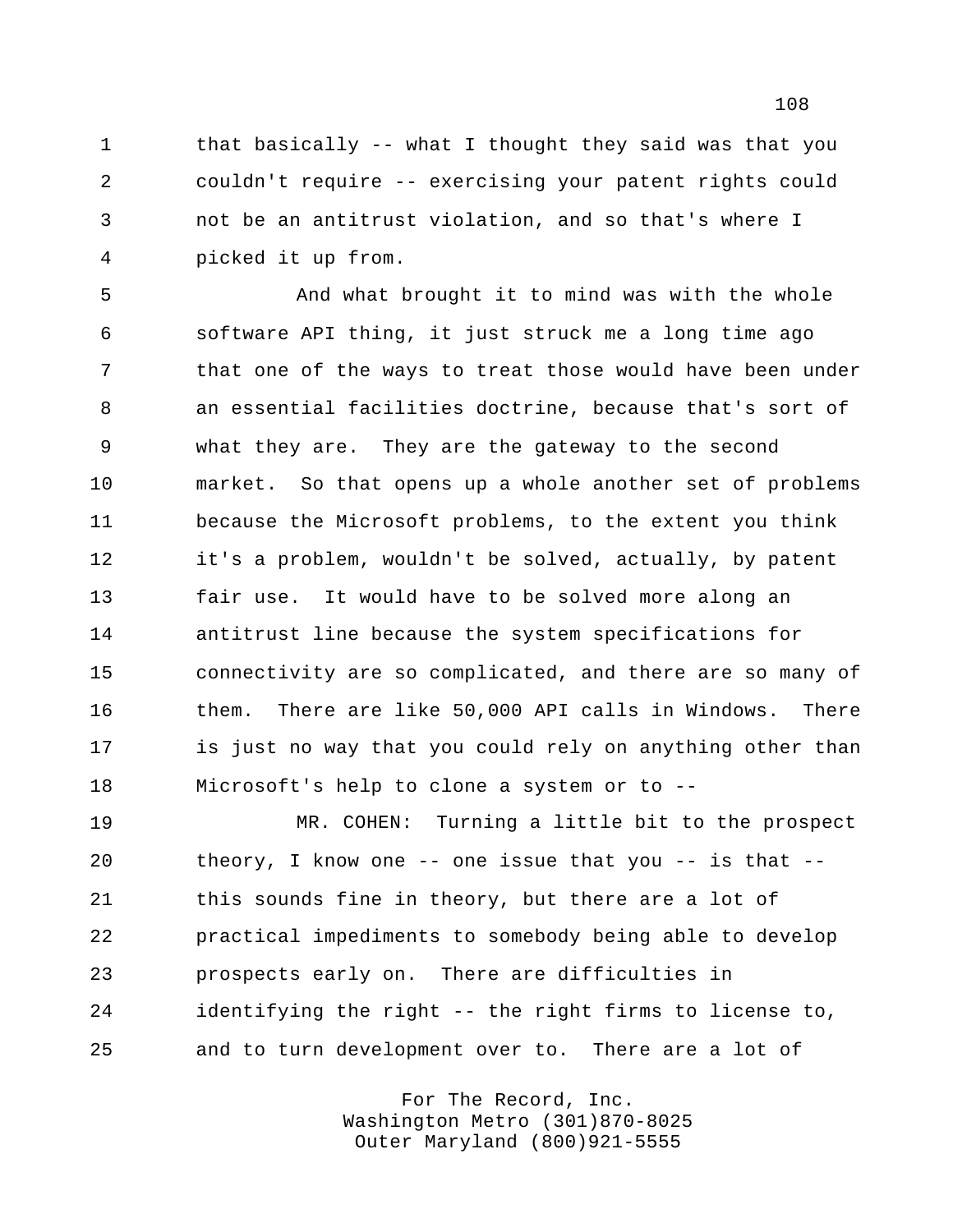that basically -- what I thought they said was that you couldn't require -- exercising your patent rights could not be an antitrust violation, and so that's where I picked it up from.

And what brought it to mind was with the whole software API thing, it just struck me a long time ago that one of the ways to treat those would have been under an essential facilities doctrine, because that's sort of what they are. They are the gateway to the second market. So that opens up a whole another set of problems because the Microsoft problems, to the extent you think it's a problem, wouldn't be solved, actually, by patent fair use. It would have to be solved more along an antitrust line because the system specifications for connectivity are so complicated, and there are so many of them. There are like 50,000 API calls in Windows. There is just no way that you could rely on anything other than Microsoft's help to clone a system or to --

MR. COHEN: Turning a little bit to the prospect theory, I know one -- one issue that you -- is that -- this sounds fine in theory, but there are a lot of practical impediments to somebody being able to develop prospects early on. There are difficulties in identifying the right -- the right firms to license to, and to turn development over to. There are a lot of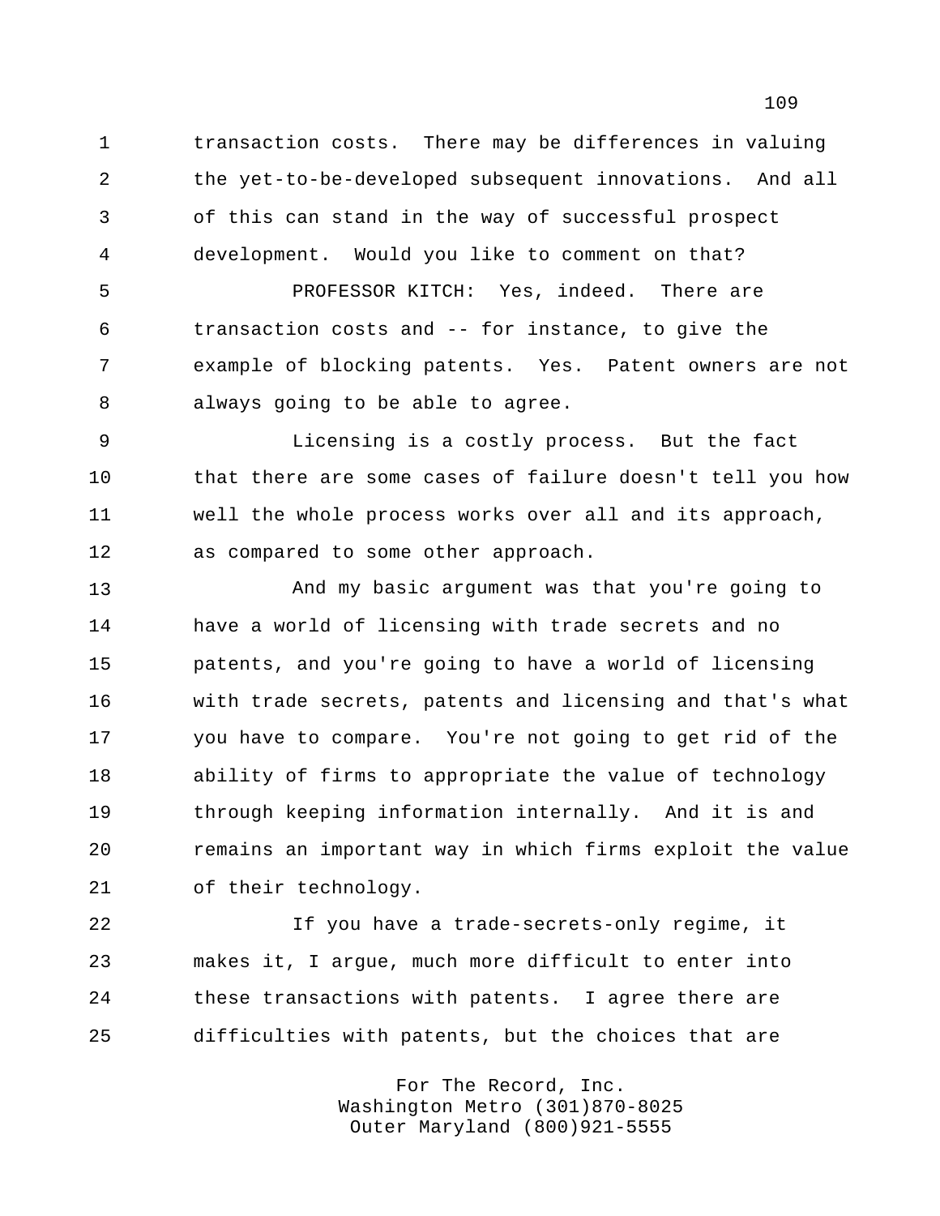transaction costs. There may be differences in valuing the yet-to-be-developed subsequent innovations. And all of this can stand in the way of successful prospect development. Would you like to comment on that?

PROFESSOR KITCH: Yes, indeed. There are transaction costs and -- for instance, to give the example of blocking patents. Yes. Patent owners are not always going to be able to agree.

Licensing is a costly process. But the fact that there are some cases of failure doesn't tell you how well the whole process works over all and its approach, as compared to some other approach.

And my basic argument was that you're going to have a world of licensing with trade secrets and no patents, and you're going to have a world of licensing with trade secrets, patents and licensing and that's what you have to compare. You're not going to get rid of the ability of firms to appropriate the value of technology through keeping information internally. And it is and remains an important way in which firms exploit the value of their technology.

If you have a trade-secrets-only regime, it makes it, I argue, much more difficult to enter into these transactions with patents. I agree there are difficulties with patents, but the choices that are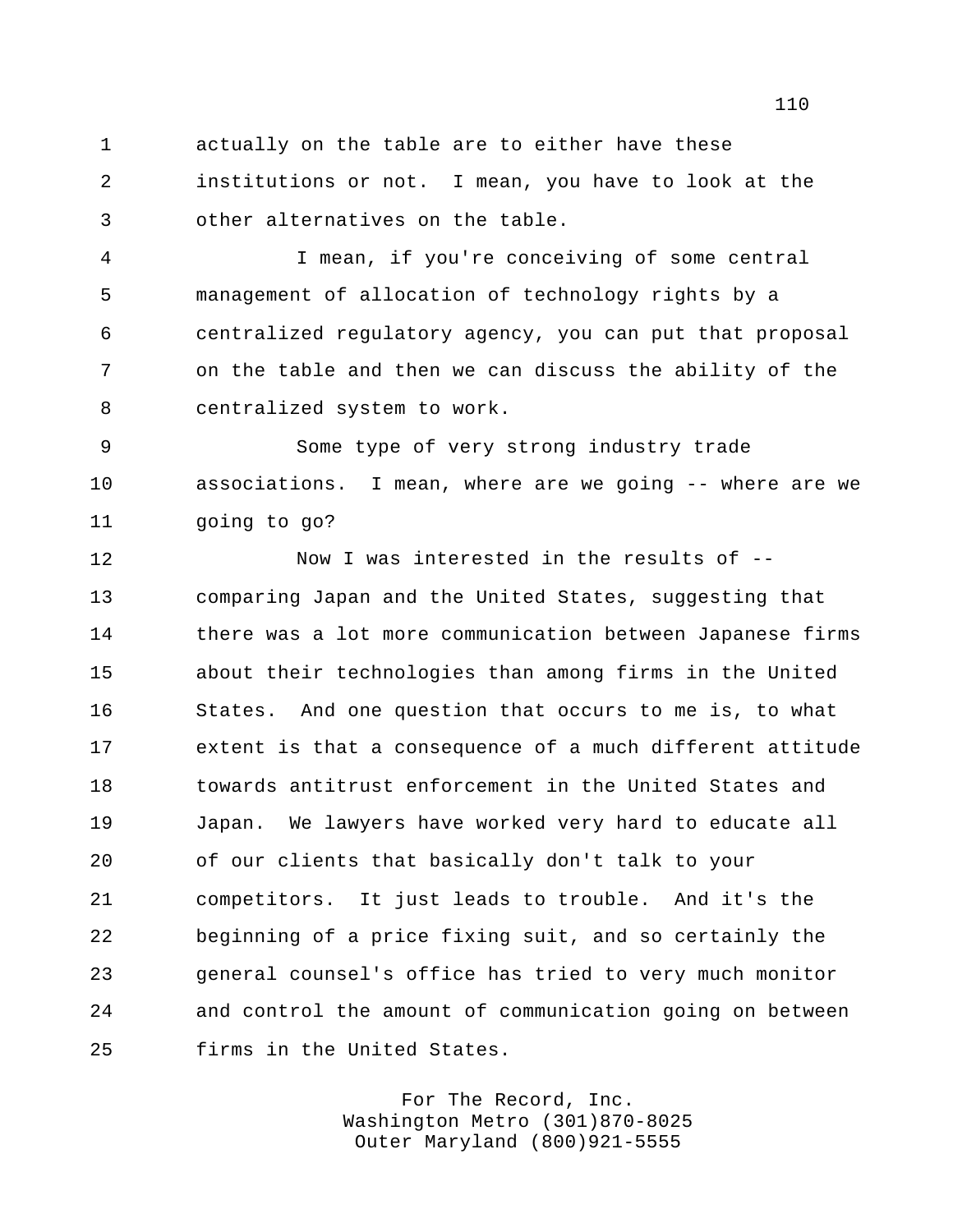actually on the table are to either have these institutions or not. I mean, you have to look at the other alternatives on the table.

I mean, if you're conceiving of some central management of allocation of technology rights by a centralized regulatory agency, you can put that proposal on the table and then we can discuss the ability of the centralized system to work.

Some type of very strong industry trade associations. I mean, where are we going -- where are we going to go?

Now I was interested in the results of -- comparing Japan and the United States, suggesting that there was a lot more communication between Japanese firms about their technologies than among firms in the United States. And one question that occurs to me is, to what extent is that a consequence of a much different attitude towards antitrust enforcement in the United States and Japan. We lawyers have worked very hard to educate all of our clients that basically don't talk to your competitors. It just leads to trouble. And it's the beginning of a price fixing suit, and so certainly the general counsel's office has tried to very much monitor and control the amount of communication going on between firms in the United States.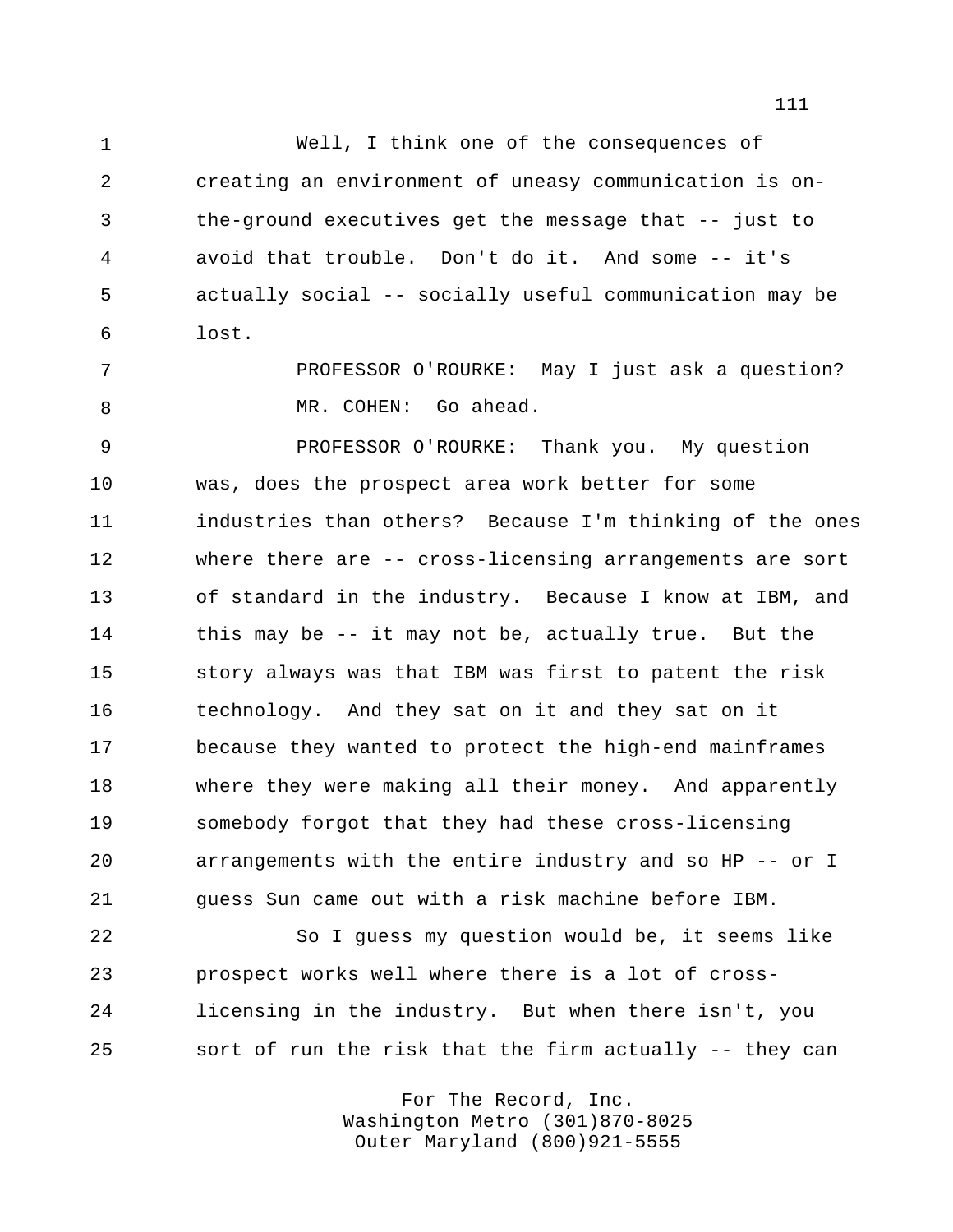Well, I think one of the consequences of creating an environment of uneasy communication is on-the-ground executives get the message that -- just to avoid that trouble. Don't do it. And some -- it's actually social -- socially useful communication may be lost.

PROFESSOR O'ROURKE: May I just ask a question?

MR. COHEN: Go ahead.

PROFESSOR O'ROURKE: Thank you. My question was, does the prospect area work better for some industries than others? Because I'm thinking of the ones where there are -- cross-licensing arrangements are sort of standard in the industry. Because I know at IBM, and this may be -- it may not be, actually true. But the story always was that IBM was first to patent the risk technology. And they sat on it and they sat on it because they wanted to protect the high-end mainframes where they were making all their money. And apparently somebody forgot that they had these cross-licensing arrangements with the entire industry and so HP -- or I guess Sun came out with a risk machine before IBM.

So I guess my question would be, it seems like prospect works well where there is a lot of cross-licensing in the industry. But when there isn't, you sort of run the risk that the firm actually -- they can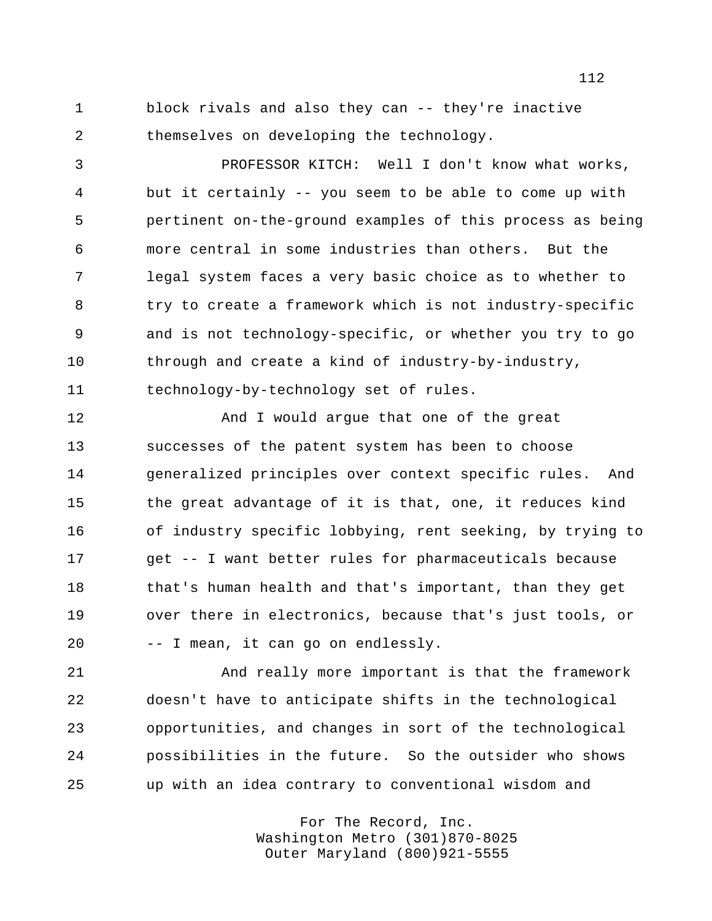block rivals and also they can -- they're inactive themselves on developing the technology.

PROFESSOR KITCH: Well I don't know what works, but it certainly -- you seem to be able to come up with pertinent on-the-ground examples of this process as being more central in some industries than others. But the legal system faces a very basic choice as to whether to try to create a framework which is not industry-specific and is not technology-specific, or whether you try to go through and create a kind of industry-by-industry, technology-by-technology set of rules.

And I would argue that one of the great successes of the patent system has been to choose generalized principles over context specific rules. And the great advantage of it is that, one, it reduces kind of industry specific lobbying, rent seeking, by trying to get -- I want better rules for pharmaceuticals because that's human health and that's important, than they get over there in electronics, because that's just tools, or -- I mean, it can go on endlessly.

And really more important is that the framework doesn't have to anticipate shifts in the technological opportunities, and changes in sort of the technological possibilities in the future. So the outsider who shows up with an idea contrary to conventional wisdom and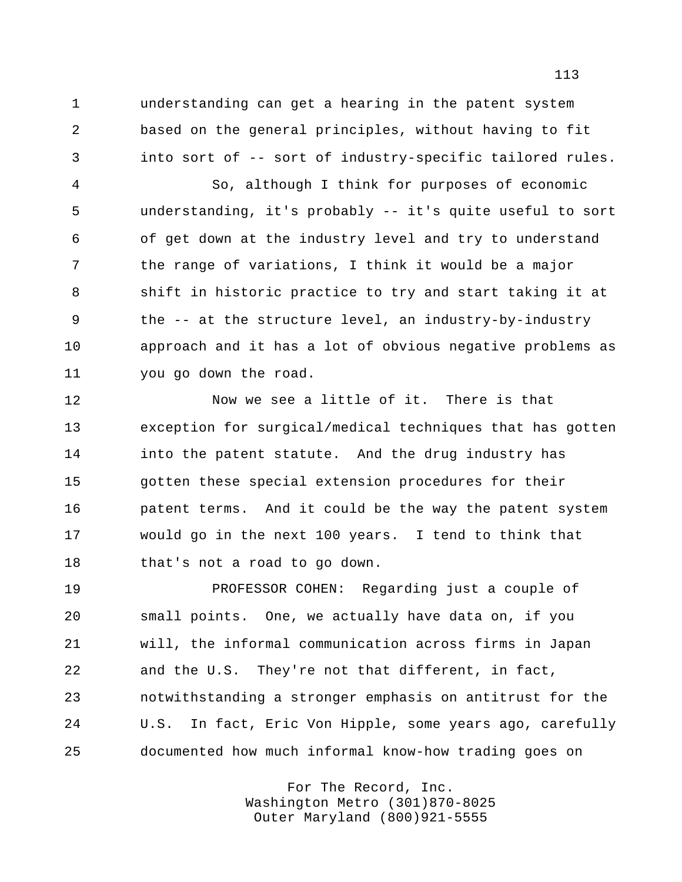understanding can get a hearing in the patent system based on the general principles, without having to fit into sort of -- sort of industry-specific tailored rules.

So, although I think for purposes of economic understanding, it's probably -- it's quite useful to sort of get down at the industry level and try to understand the range of variations, I think it would be a major shift in historic practice to try and start taking it at the -- at the structure level, an industry-by-industry approach and it has a lot of obvious negative problems as you go down the road.

Now we see a little of it. There is that exception for surgical/medical techniques that has gotten into the patent statute. And the drug industry has gotten these special extension procedures for their patent terms. And it could be the way the patent system would go in the next 100 years. I tend to think that that's not a road to go down.

PROFESSOR COHEN: Regarding just a couple of small points. One, we actually have data on, if you will, the informal communication across firms in Japan and the U.S. They're not that different, in fact, notwithstanding a stronger emphasis on antitrust for the U.S. In fact, Eric Von Hipple, some years ago, carefully documented how much informal know-how trading goes on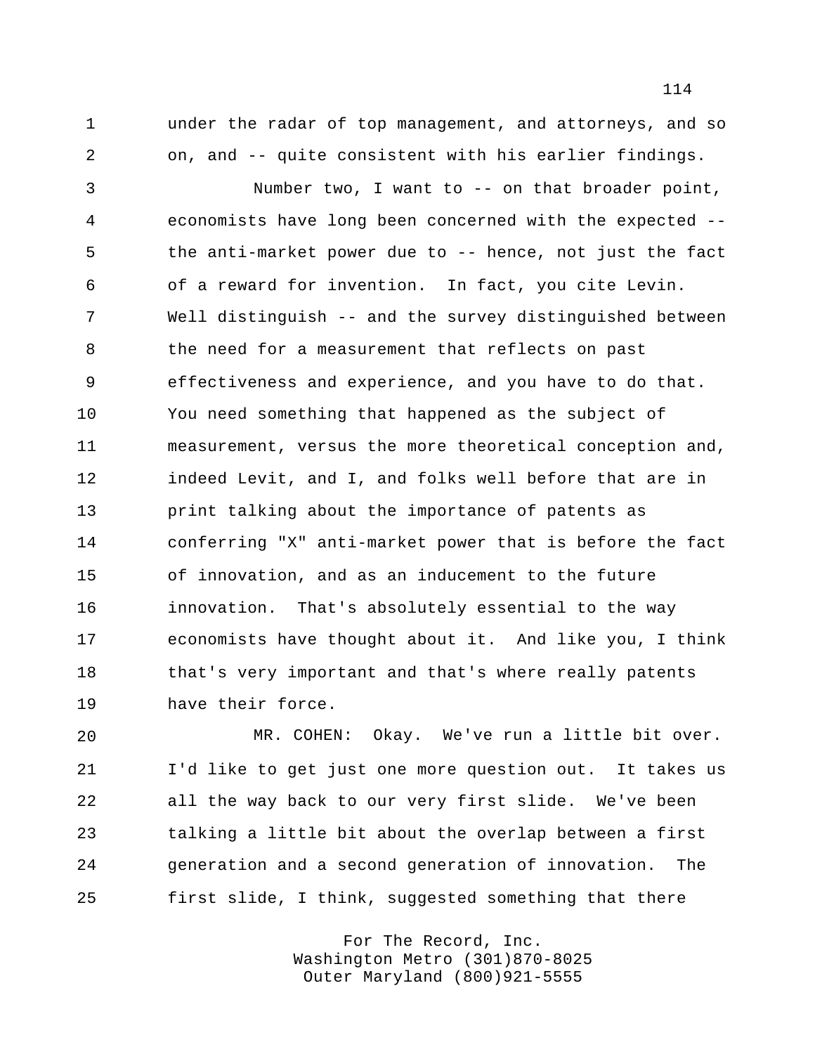under the radar of top management, and attorneys, and so on, and -- quite consistent with his earlier findings.

Number two, I want to -- on that broader point, economists have long been concerned with the expected -- the anti-market power due to -- hence, not just the fact of a reward for invention. In fact, you cite Levin. Well distinguish -- and the survey distinguished between the need for a measurement that reflects on past effectiveness and experience, and you have to do that. You need something that happened as the subject of measurement, versus the more theoretical conception and, indeed Levit, and I, and folks well before that are in print talking about the importance of patents as conferring "X" anti-market power that is before the fact of innovation, and as an inducement to the future innovation. That's absolutely essential to the way economists have thought about it. And like you, I think that's very important and that's where really patents have their force.

MR. COHEN: Okay. We've run a little bit over. I'd like to get just one more question out. It takes us all the way back to our very first slide. We've been talking a little bit about the overlap between a first generation and a second generation of innovation. The first slide, I think, suggested something that there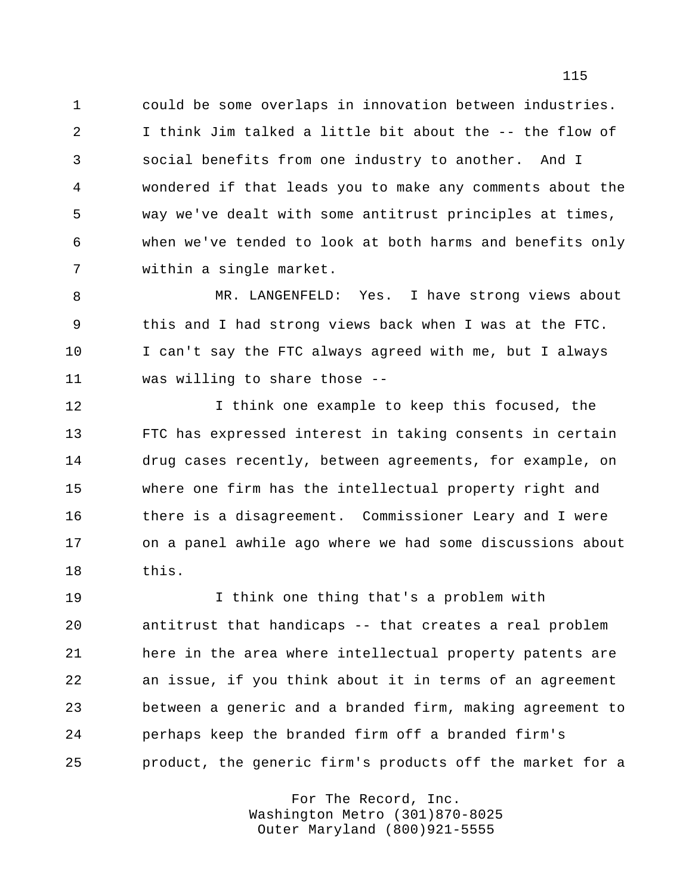could be some overlaps in innovation between industries. I think Jim talked a little bit about the -- the flow of social benefits from one industry to another. And I wondered if that leads you to make any comments about the way we've dealt with some antitrust principles at times, when we've tended to look at both harms and benefits only within a single market.

MR. LANGENFELD: Yes. I have strong views about this and I had strong views back when I was at the FTC. I can't say the FTC always agreed with me, but I always was willing to share those --

I think one example to keep this focused, the FTC has expressed interest in taking consents in certain drug cases recently, between agreements, for example, on where one firm has the intellectual property right and there is a disagreement. Commissioner Leary and I were on a panel awhile ago where we had some discussions about this.

I think one thing that's a problem with antitrust that handicaps -- that creates a real problem here in the area where intellectual property patents are an issue, if you think about it in terms of an agreement between a generic and a branded firm, making agreement to perhaps keep the branded firm off a branded firm's product, the generic firm's products off the market for a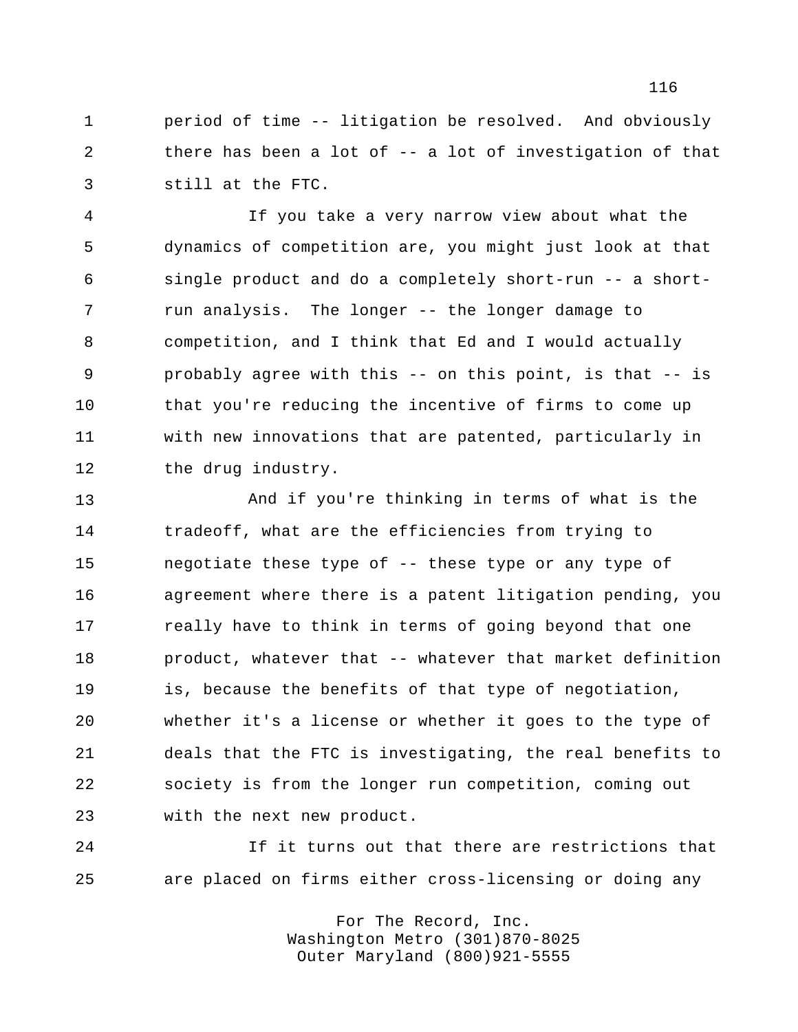period of time -- litigation be resolved. And obviously there has been a lot of -- a lot of investigation of that still at the FTC.

If you take a very narrow view about what the dynamics of competition are, you might just look at that single product and do a completely short-run -- a short-run analysis. The longer -- the longer damage to competition, and I think that Ed and I would actually probably agree with this -- on this point, is that -- is that you're reducing the incentive of firms to come up with new innovations that are patented, particularly in the drug industry.

And if you're thinking in terms of what is the tradeoff, what are the efficiencies from trying to negotiate these type of -- these type or any type of agreement where there is a patent litigation pending, you really have to think in terms of going beyond that one product, whatever that -- whatever that market definition is, because the benefits of that type of negotiation, whether it's a license or whether it goes to the type of deals that the FTC is investigating, the real benefits to society is from the longer run competition, coming out with the next new product.

If it turns out that there are restrictions that are placed on firms either cross-licensing or doing any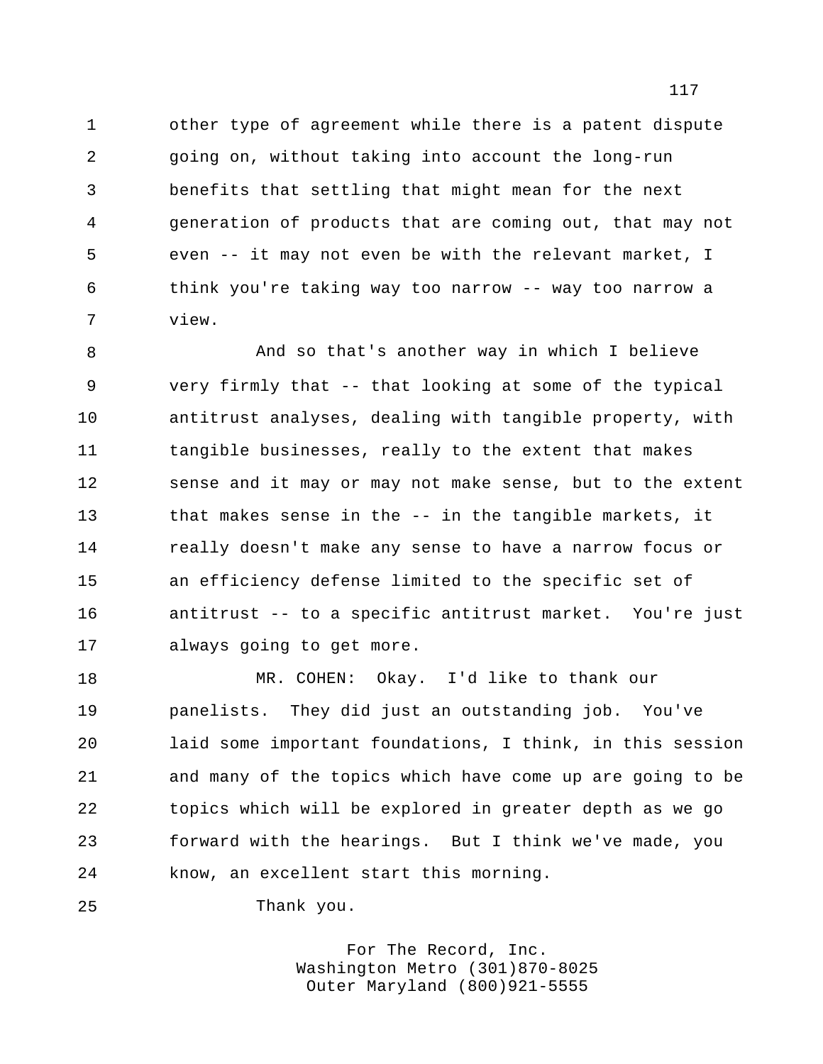other type of agreement while there is a patent dispute going on, without taking into account the long-run benefits that settling that might mean for the next generation of products that are coming out, that may not even -- it may not even be with the relevant market, I think you're taking way too narrow -- way too narrow a view.

And so that's another way in which I believe very firmly that -- that looking at some of the typical antitrust analyses, dealing with tangible property, with tangible businesses, really to the extent that makes sense and it may or may not make sense, but to the extent that makes sense in the -- in the tangible markets, it really doesn't make any sense to have a narrow focus or an efficiency defense limited to the specific set of antitrust -- to a specific antitrust market. You're just always going to get more.

MR. COHEN: Okay. I'd like to thank our panelists. They did just an outstanding job. You've laid some important foundations, I think, in this session and many of the topics which have come up are going to be topics which will be explored in greater depth as we go forward with the hearings. But I think we've made, you know, an excellent start this morning.

Thank you.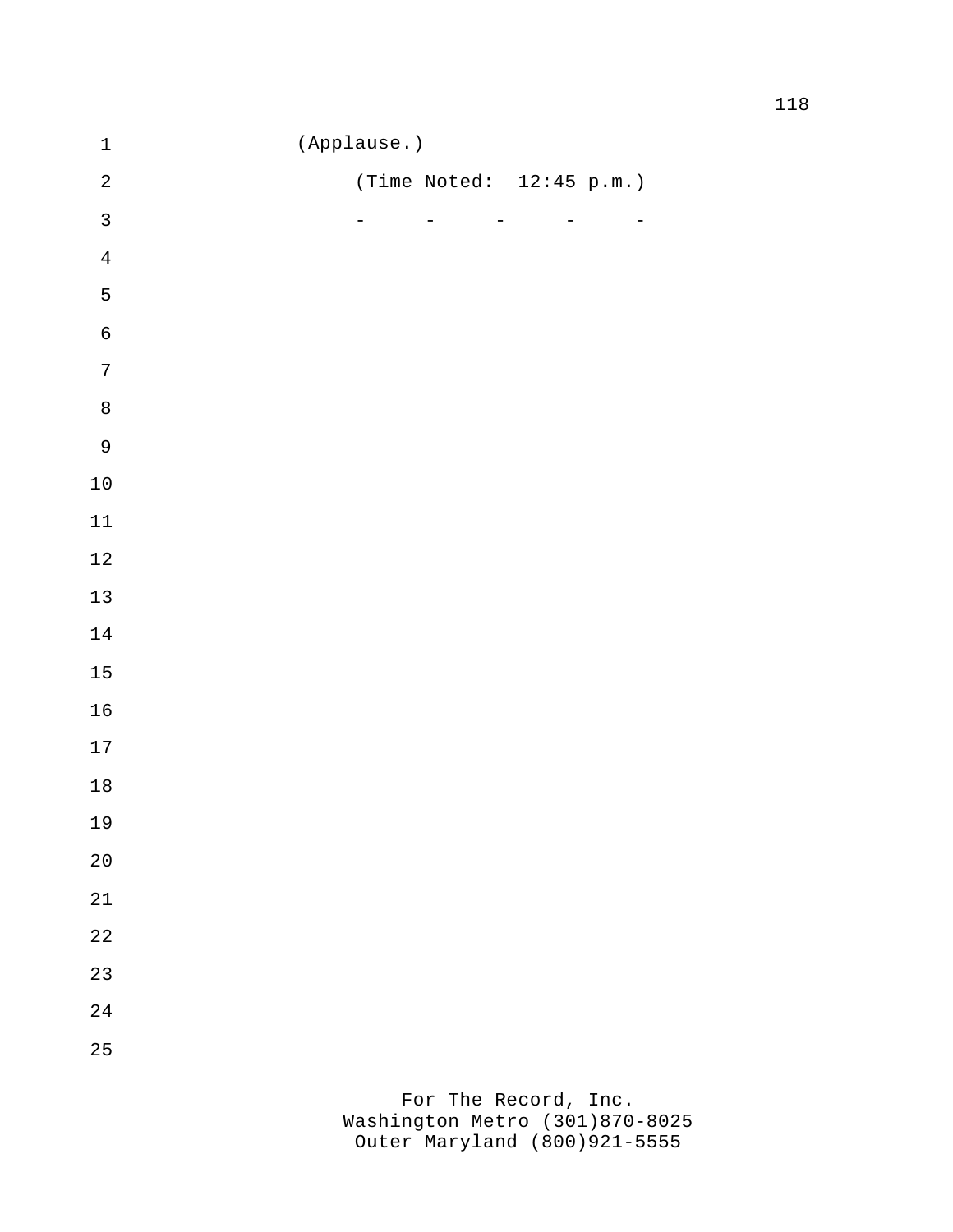(Applause.)

(Time Noted: 12:45 p.m.)

- - - - -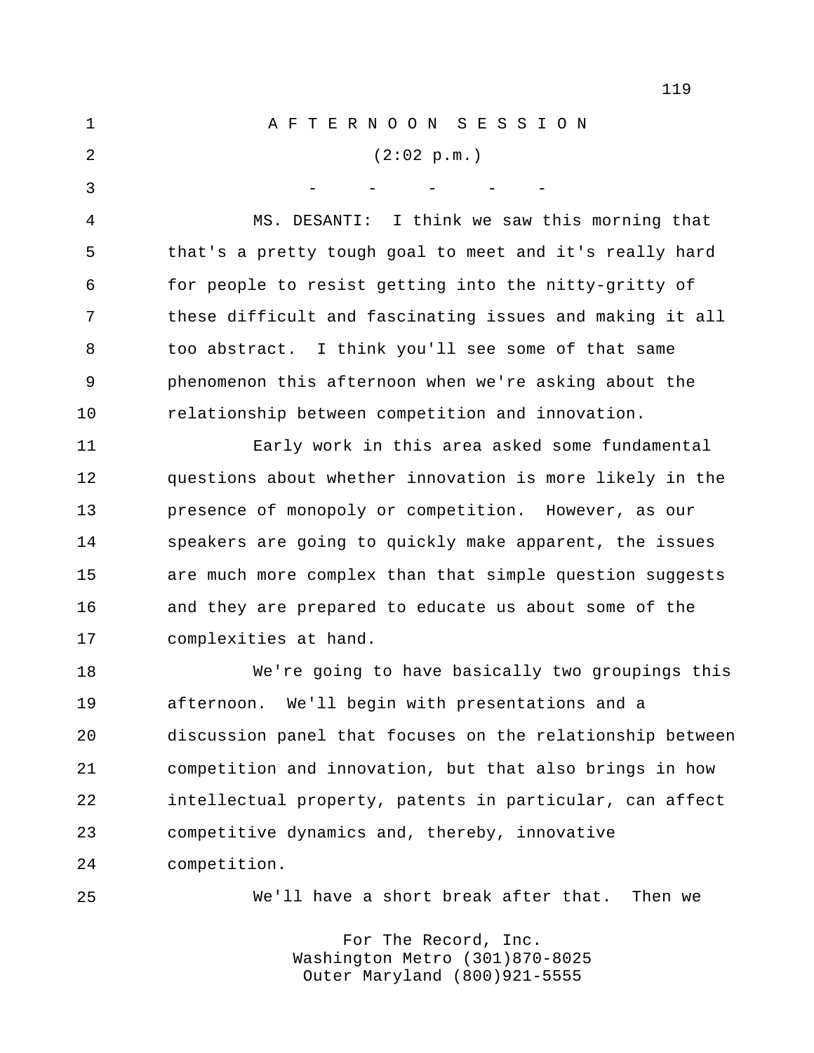A F T E R N O O N   S E S S I O N

(2:02 p.m.)

\-   -   -   -   -

MS. DESANTI: I think we saw this morning that that's a pretty tough goal to meet and it's really hard for people to resist getting into the nitty-gritty of these difficult and fascinating issues and making it all too abstract. I think you'll see some of that same phenomenon this afternoon when we're asking about the relationship between competition and innovation.

Early work in this area asked some fundamental questions about whether innovation is more likely in the presence of monopoly or competition. However, as our speakers are going to quickly make apparent, the issues are much more complex than that simple question suggests and they are prepared to educate us about some of the complexities at hand.

We're going to have basically two groupings this afternoon. We'll begin with presentations and a discussion panel that focuses on the relationship between competition and innovation, but that also brings in how intellectual property, patents in particular, can affect competitive dynamics and, thereby, innovative competition.

We'll have a short break after that. Then we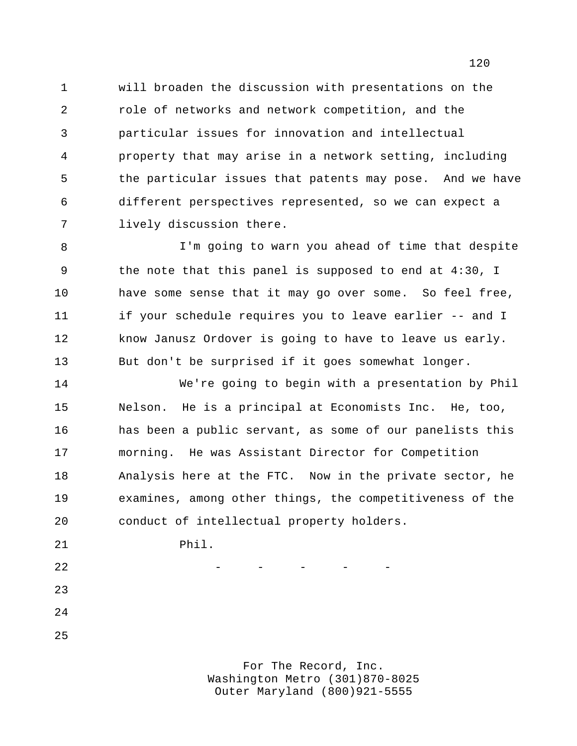will broaden the discussion with presentations on the role of networks and network competition, and the particular issues for innovation and intellectual property that may arise in a network setting, including the particular issues that patents may pose. And we have different perspectives represented, so we can expect a lively discussion there.

I'm going to warn you ahead of time that despite the note that this panel is supposed to end at 4:30, I have some sense that it may go over some. So feel free, if your schedule requires you to leave earlier -- and I know Janusz Ordover is going to have to leave us early. But don't be surprised if it goes somewhat longer.

We're going to begin with a presentation by Phil Nelson. He is a principal at Economists Inc. He, too, has been a public servant, as some of our panelists this morning. He was Assistant Director for Competition Analysis here at the FTC. Now in the private sector, he examines, among other things, the competitiveness of the conduct of intellectual property holders.

Phil.

\- - - - -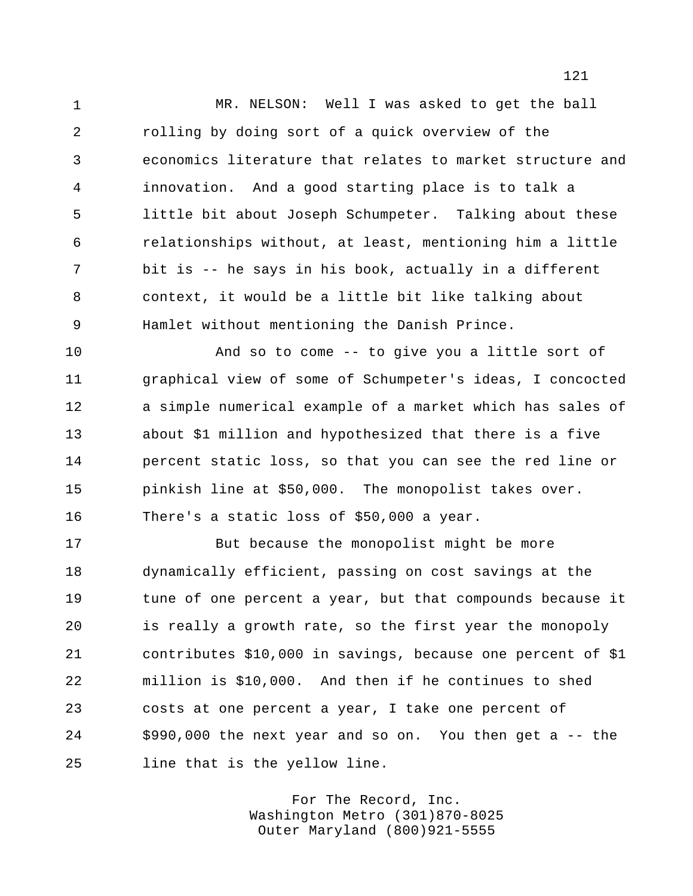MR. NELSON: Well I was asked to get the ball rolling by doing sort of a quick overview of the economics literature that relates to market structure and innovation. And a good starting place is to talk a little bit about Joseph Schumpeter. Talking about these relationships without, at least, mentioning him a little bit is -- he says in his book, actually in a different context, it would be a little bit like talking about Hamlet without mentioning the Danish Prince.

And so to come -- to give you a little sort of graphical view of some of Schumpeter's ideas, I concocted a simple numerical example of a market which has sales of about $1 million and hypothesized that there is a five percent static loss, so that you can see the red line or pinkish line at $50,000. The monopolist takes over. There's a static loss of $50,000 a year.

But because the monopolist might be more dynamically efficient, passing on cost savings at the tune of one percent a year, but that compounds because it is really a growth rate, so the first year the monopoly contributes $10,000 in savings, because one percent of $1 million is $10,000. And then if he continues to shed costs at one percent a year, I take one percent of $990,000 the next year and so on. You then get a -- the line that is the yellow line.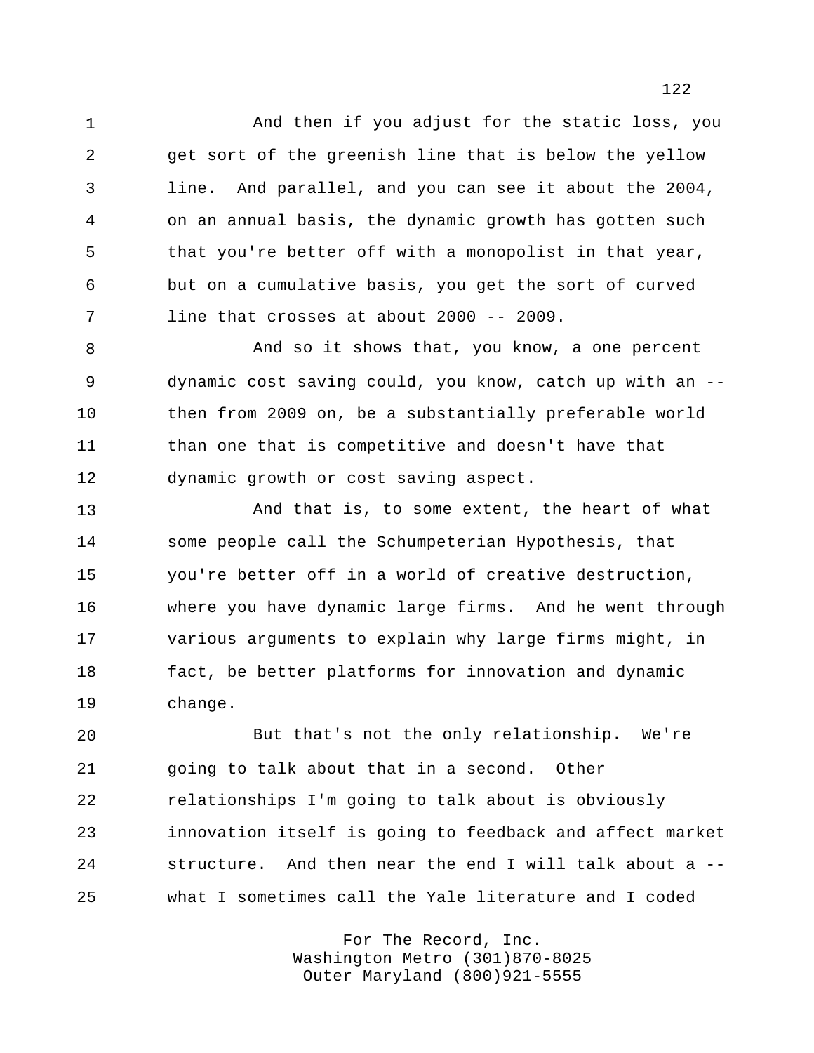And then if you adjust for the static loss, you get sort of the greenish line that is below the yellow line. And parallel, and you can see it about the 2004, on an annual basis, the dynamic growth has gotten such that you're better off with a monopolist in that year, but on a cumulative basis, you get the sort of curved line that crosses at about 2000 -- 2009.

And so it shows that, you know, a one percent dynamic cost saving could, you know, catch up with an -- then from 2009 on, be a substantially preferable world than one that is competitive and doesn't have that dynamic growth or cost saving aspect.

And that is, to some extent, the heart of what some people call the Schumpeterian Hypothesis, that you're better off in a world of creative destruction, where you have dynamic large firms. And he went through various arguments to explain why large firms might, in fact, be better platforms for innovation and dynamic change.

But that's not the only relationship. We're going to talk about that in a second. Other relationships I'm going to talk about is obviously innovation itself is going to feedback and affect market structure. And then near the end I will talk about a -- what I sometimes call the Yale literature and I coded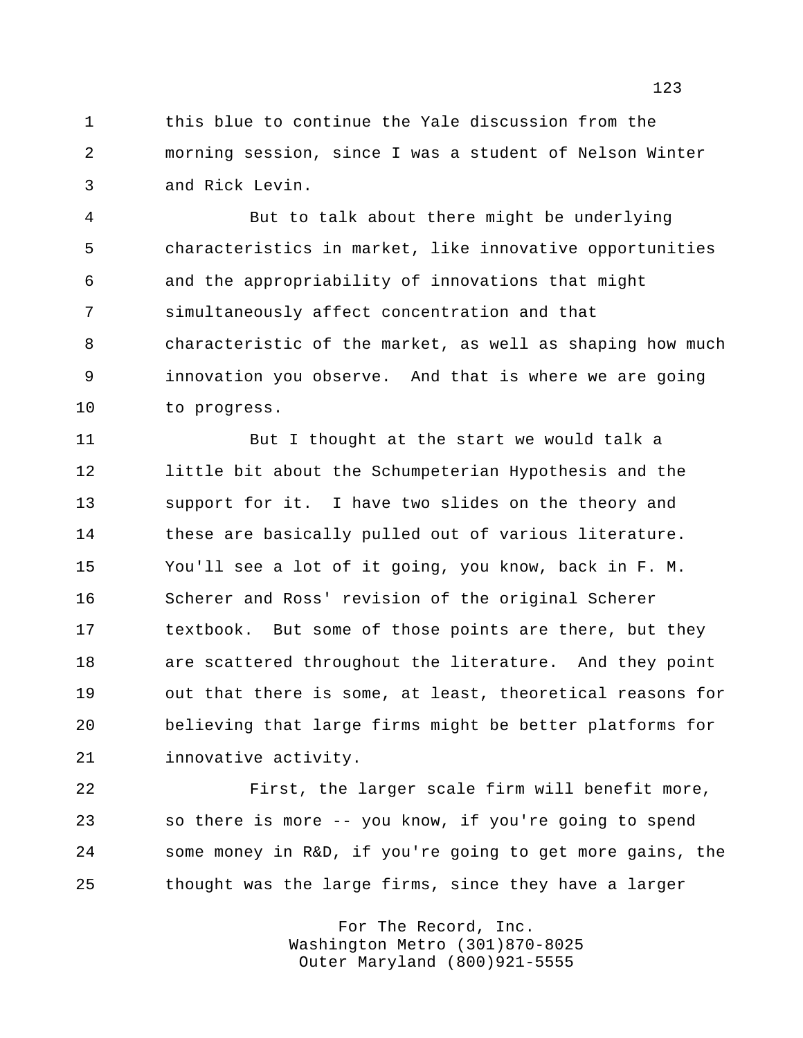this blue to continue the Yale discussion from the morning session, since I was a student of Nelson Winter and Rick Levin.

But to talk about there might be underlying characteristics in market, like innovative opportunities and the appropriability of innovations that might simultaneously affect concentration and that characteristic of the market, as well as shaping how much innovation you observe. And that is where we are going to progress.

But I thought at the start we would talk a little bit about the Schumpeterian Hypothesis and the support for it. I have two slides on the theory and these are basically pulled out of various literature. You'll see a lot of it going, you know, back in F. M. Scherer and Ross' revision of the original Scherer textbook. But some of those points are there, but they are scattered throughout the literature. And they point out that there is some, at least, theoretical reasons for believing that large firms might be better platforms for innovative activity.

First, the larger scale firm will benefit more, so there is more -- you know, if you're going to spend some money in R&D, if you're going to get more gains, the thought was the large firms, since they have a larger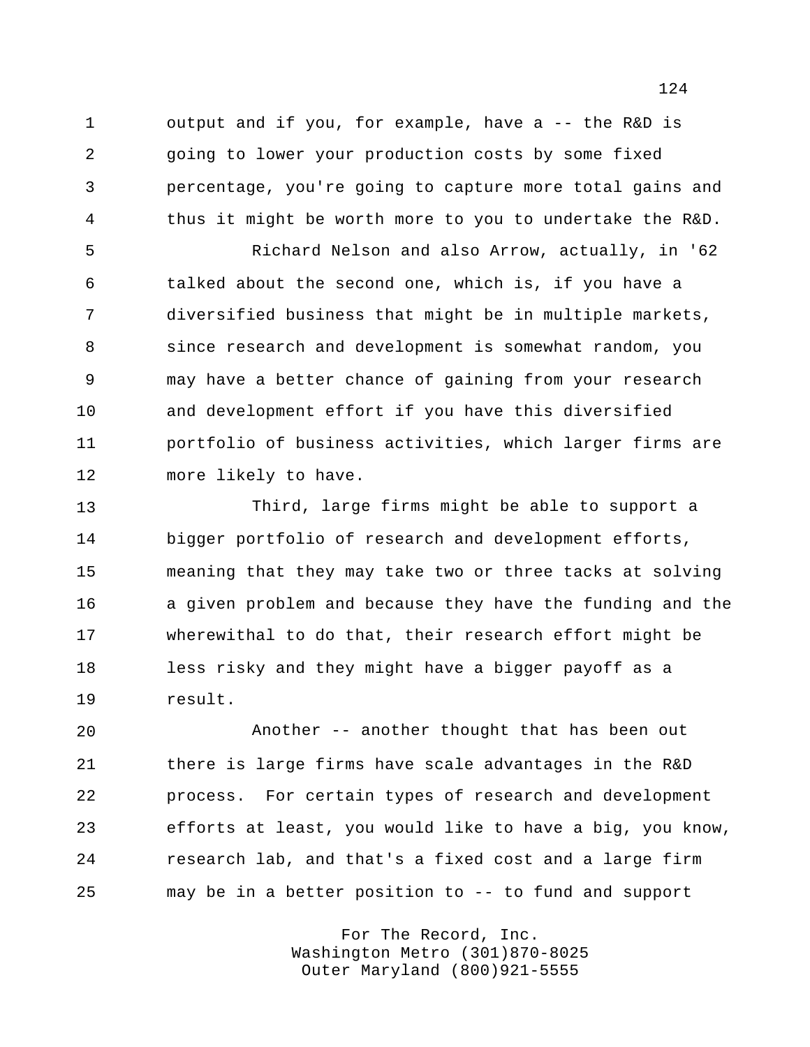output and if you, for example, have a -- the R&D is going to lower your production costs by some fixed percentage, you're going to capture more total gains and thus it might be worth more to you to undertake the R&D.

Richard Nelson and also Arrow, actually, in '62 talked about the second one, which is, if you have a diversified business that might be in multiple markets, since research and development is somewhat random, you may have a better chance of gaining from your research and development effort if you have this diversified portfolio of business activities, which larger firms are more likely to have.

Third, large firms might be able to support a bigger portfolio of research and development efforts, meaning that they may take two or three tacks at solving a given problem and because they have the funding and the wherewithal to do that, their research effort might be less risky and they might have a bigger payoff as a result.

Another -- another thought that has been out there is large firms have scale advantages in the R&D process. For certain types of research and development efforts at least, you would like to have a big, you know, research lab, and that's a fixed cost and a large firm may be in a better position to -- to fund and support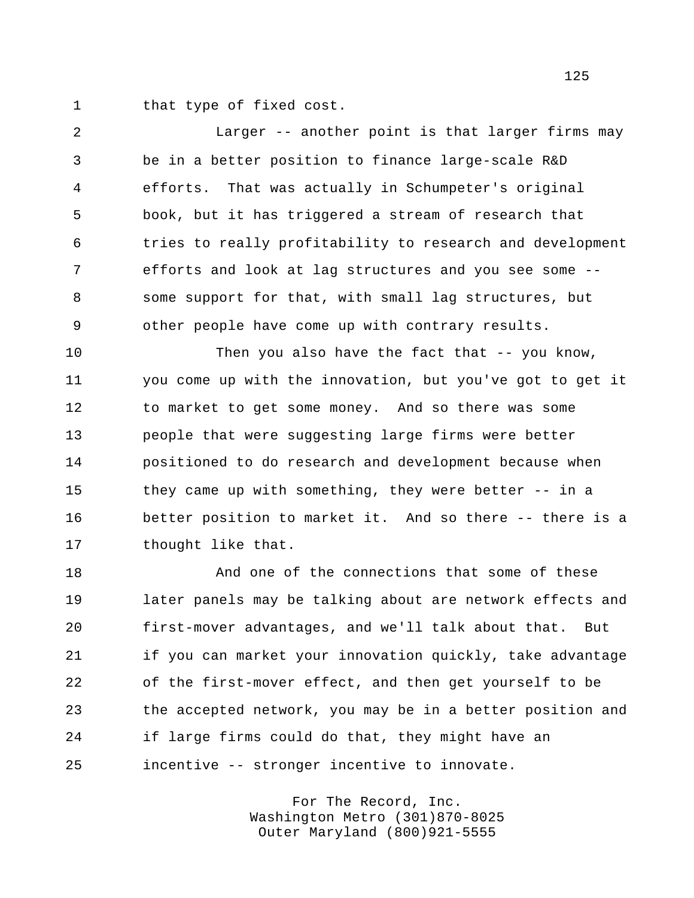that type of fixed cost.

Larger -- another point is that larger firms may be in a better position to finance large-scale R&D efforts. That was actually in Schumpeter's original book, but it has triggered a stream of research that tries to really profitability to research and development efforts and look at lag structures and you see some -- some support for that, with small lag structures, but other people have come up with contrary results.

Then you also have the fact that -- you know, you come up with the innovation, but you've got to get it to market to get some money. And so there was some people that were suggesting large firms were better positioned to do research and development because when they came up with something, they were better -- in a better position to market it. And so there -- there is a thought like that.

And one of the connections that some of these later panels may be talking about are network effects and first-mover advantages, and we'll talk about that. But if you can market your innovation quickly, take advantage of the first-mover effect, and then get yourself to be the accepted network, you may be in a better position and if large firms could do that, they might have an incentive -- stronger incentive to innovate.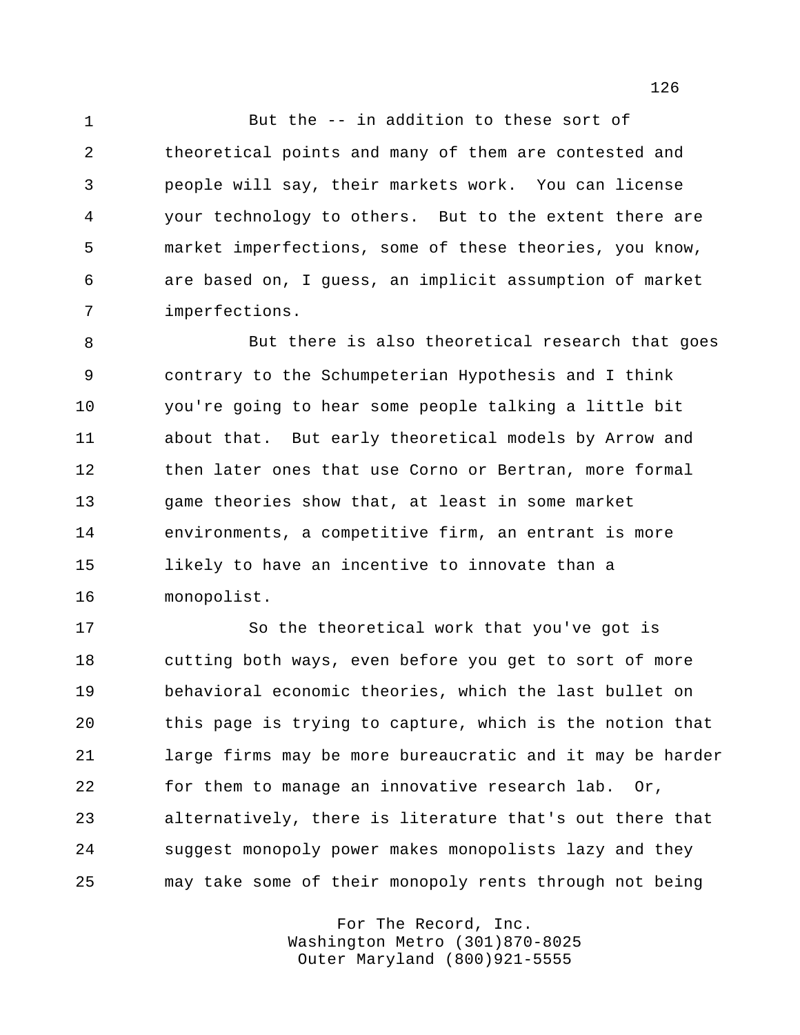But the -- in addition to these sort of theoretical points and many of them are contested and people will say, their markets work. You can license your technology to others. But to the extent there are market imperfections, some of these theories, you know, are based on, I guess, an implicit assumption of market imperfections.

But there is also theoretical research that goes contrary to the Schumpeterian Hypothesis and I think you're going to hear some people talking a little bit about that. But early theoretical models by Arrow and then later ones that use Corno or Bertran, more formal game theories show that, at least in some market environments, a competitive firm, an entrant is more likely to have an incentive to innovate than a monopolist.

So the theoretical work that you've got is cutting both ways, even before you get to sort of more behavioral economic theories, which the last bullet on this page is trying to capture, which is the notion that large firms may be more bureaucratic and it may be harder for them to manage an innovative research lab. Or, alternatively, there is literature that's out there that suggest monopoly power makes monopolists lazy and they may take some of their monopoly rents through not being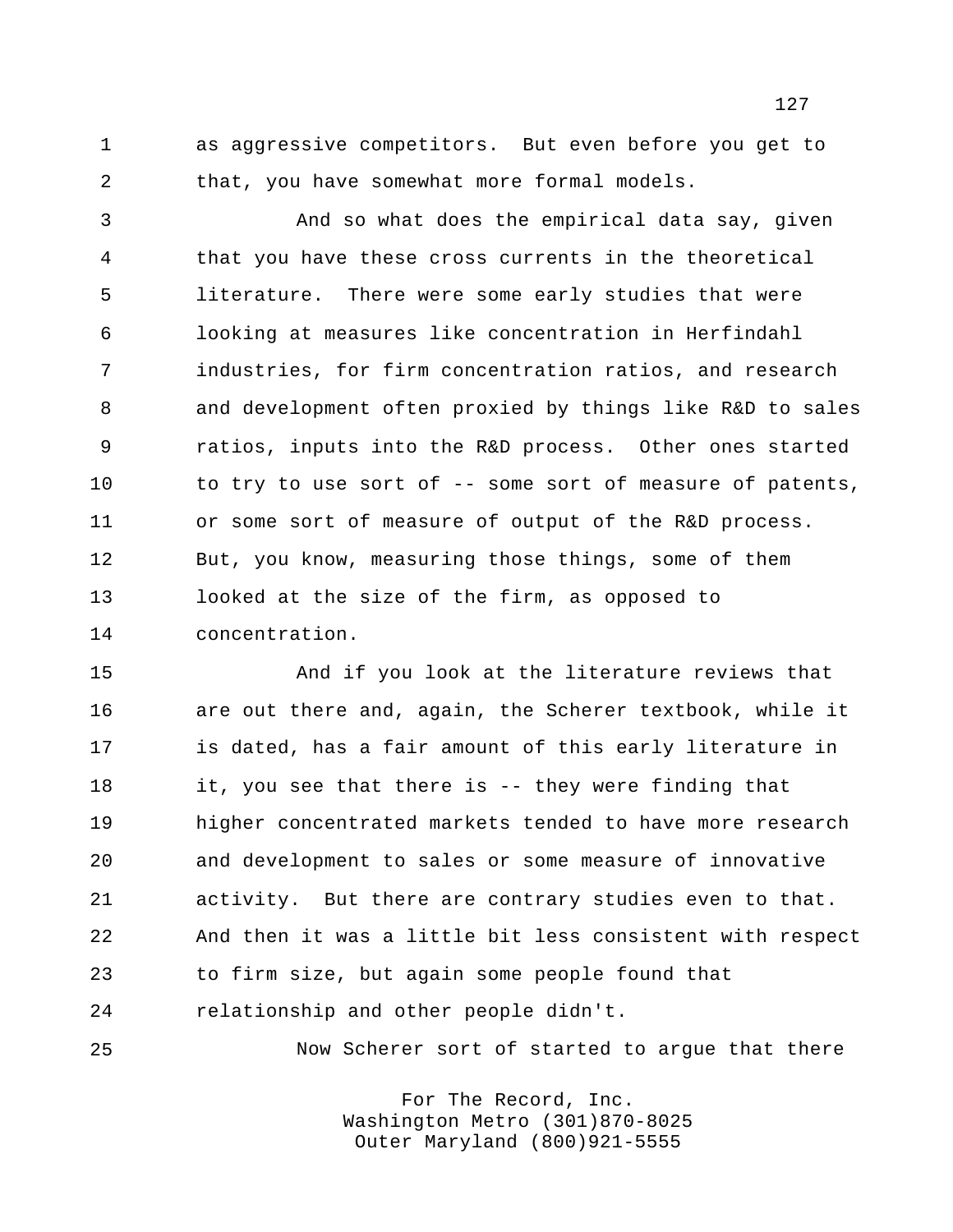as aggressive competitors. But even before you get to that, you have somewhat more formal models.

And so what does the empirical data say, given that you have these cross currents in the theoretical literature. There were some early studies that were looking at measures like concentration in Herfindahl industries, for firm concentration ratios, and research and development often proxied by things like R&D to sales ratios, inputs into the R&D process. Other ones started to try to use sort of -- some sort of measure of patents, or some sort of measure of output of the R&D process. But, you know, measuring those things, some of them looked at the size of the firm, as opposed to concentration.

And if you look at the literature reviews that are out there and, again, the Scherer textbook, while it is dated, has a fair amount of this early literature in it, you see that there is -- they were finding that higher concentrated markets tended to have more research and development to sales or some measure of innovative activity. But there are contrary studies even to that. And then it was a little bit less consistent with respect to firm size, but again some people found that relationship and other people didn't.

Now Scherer sort of started to argue that there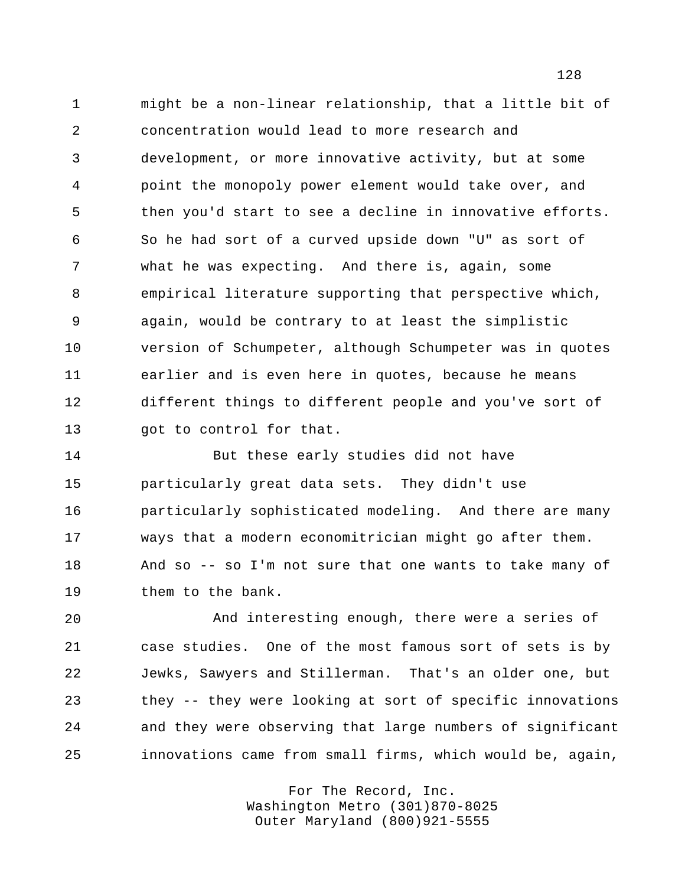might be a non-linear relationship, that a little bit of concentration would lead to more research and development, or more innovative activity, but at some point the monopoly power element would take over, and then you'd start to see a decline in innovative efforts. So he had sort of a curved upside down "U" as sort of what he was expecting. And there is, again, some empirical literature supporting that perspective which, again, would be contrary to at least the simplistic version of Schumpeter, although Schumpeter was in quotes earlier and is even here in quotes, because he means different things to different people and you've sort of got to control for that.

But these early studies did not have particularly great data sets. They didn't use particularly sophisticated modeling. And there are many ways that a modern economitrician might go after them. And so -- so I'm not sure that one wants to take many of them to the bank.

And interesting enough, there were a series of case studies. One of the most famous sort of sets is by Jewks, Sawyers and Stillerman. That's an older one, but they -- they were looking at sort of specific innovations and they were observing that large numbers of significant innovations came from small firms, which would be, again,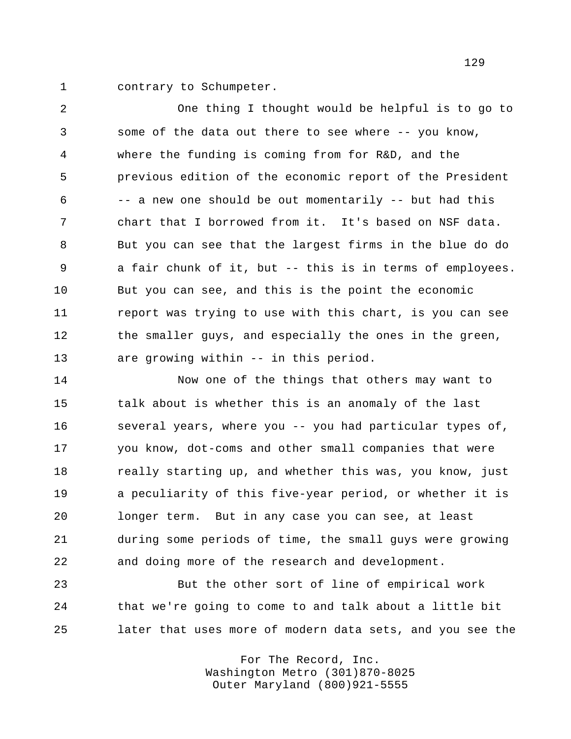contrary to Schumpeter.

One thing I thought would be helpful is to go to some of the data out there to see where -- you know, where the funding is coming from for R&D, and the previous edition of the economic report of the President -- a new one should be out momentarily -- but had this chart that I borrowed from it. It's based on NSF data. But you can see that the largest firms in the blue do do a fair chunk of it, but -- this is in terms of employees. But you can see, and this is the point the economic report was trying to use with this chart, is you can see the smaller guys, and especially the ones in the green, are growing within -- in this period.

Now one of the things that others may want to talk about is whether this is an anomaly of the last several years, where you -- you had particular types of, you know, dot-coms and other small companies that were really starting up, and whether this was, you know, just a peculiarity of this five-year period, or whether it is longer term. But in any case you can see, at least during some periods of time, the small guys were growing and doing more of the research and development.

But the other sort of line of empirical work that we're going to come to and talk about a little bit later that uses more of modern data sets, and you see the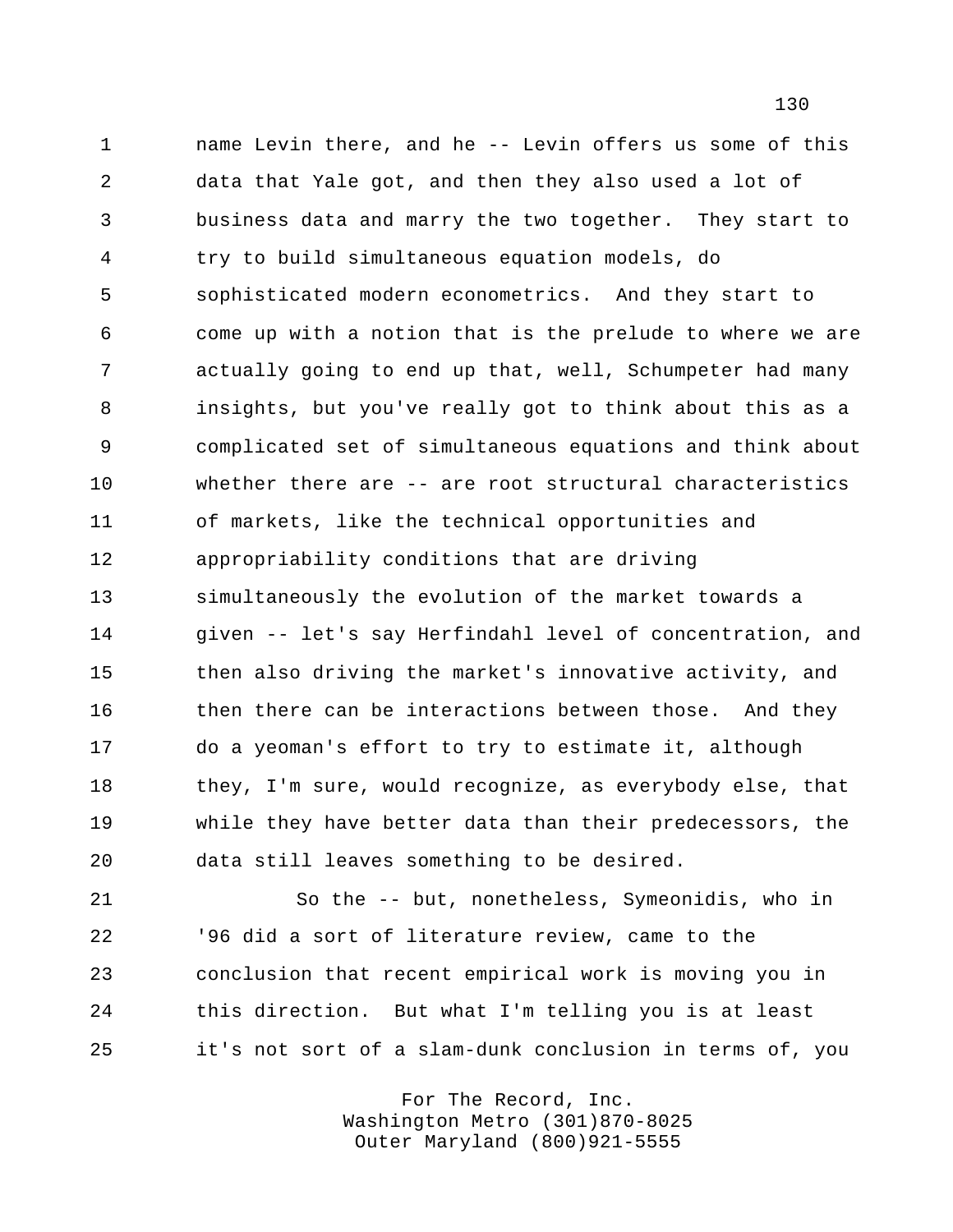name Levin there, and he -- Levin offers us some of this data that Yale got, and then they also used a lot of business data and marry the two together. They start to try to build simultaneous equation models, do sophisticated modern econometrics. And they start to come up with a notion that is the prelude to where we are actually going to end up that, well, Schumpeter had many insights, but you've really got to think about this as a complicated set of simultaneous equations and think about whether there are -- are root structural characteristics of markets, like the technical opportunities and appropriability conditions that are driving simultaneously the evolution of the market towards a given -- let's say Herfindahl level of concentration, and then also driving the market's innovative activity, and then there can be interactions between those. And they do a yeoman's effort to try to estimate it, although they, I'm sure, would recognize, as everybody else, that while they have better data than their predecessors, the data still leaves something to be desired.

So the -- but, nonetheless, Symeonidis, who in '96 did a sort of literature review, came to the conclusion that recent empirical work is moving you in this direction. But what I'm telling you is at least it's not sort of a slam-dunk conclusion in terms of, you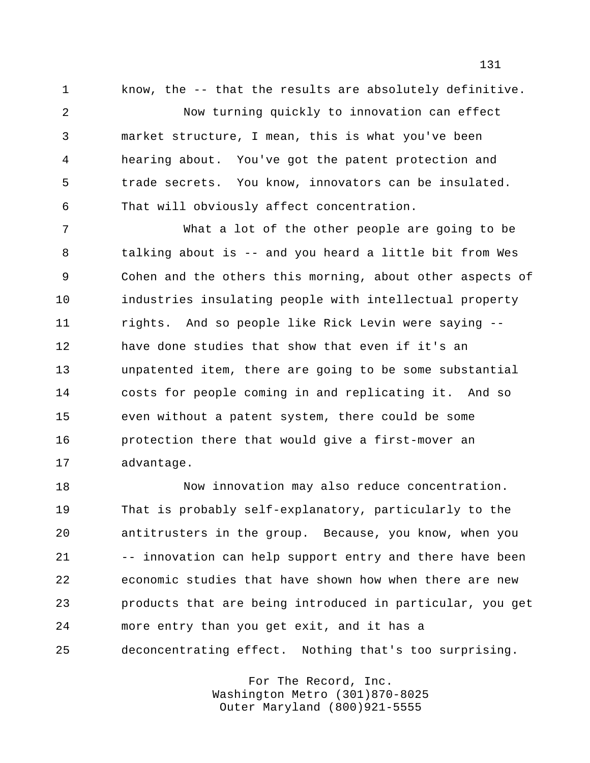know, the -- that the results are absolutely definitive.

Now turning quickly to innovation can effect market structure, I mean, this is what you've been hearing about. You've got the patent protection and trade secrets. You know, innovators can be insulated. That will obviously affect concentration.

What a lot of the other people are going to be talking about is -- and you heard a little bit from Wes Cohen and the others this morning, about other aspects of industries insulating people with intellectual property rights. And so people like Rick Levin were saying -- have done studies that show that even if it's an unpatented item, there are going to be some substantial costs for people coming in and replicating it. And so even without a patent system, there could be some protection there that would give a first-mover an advantage.

Now innovation may also reduce concentration. That is probably self-explanatory, particularly to the antitrusters in the group. Because, you know, when you -- innovation can help support entry and there have been economic studies that have shown how when there are new products that are being introduced in particular, you get more entry than you get exit, and it has a deconcentrating effect. Nothing that's too surprising.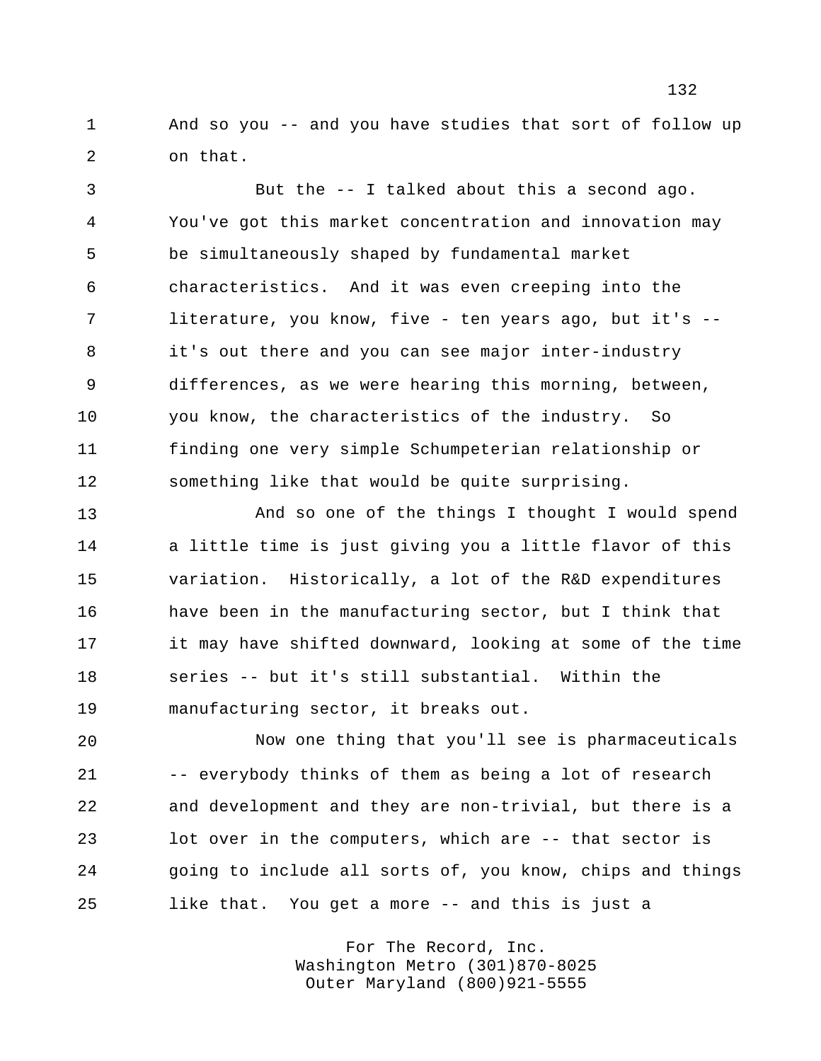And so you -- and you have studies that sort of follow up on that.

But the -- I talked about this a second ago. You've got this market concentration and innovation may be simultaneously shaped by fundamental market characteristics. And it was even creeping into the literature, you know, five - ten years ago, but it's -- it's out there and you can see major inter-industry differences, as we were hearing this morning, between, you know, the characteristics of the industry. So finding one very simple Schumpeterian relationship or something like that would be quite surprising.

And so one of the things I thought I would spend a little time is just giving you a little flavor of this variation. Historically, a lot of the R&D expenditures have been in the manufacturing sector, but I think that it may have shifted downward, looking at some of the time series -- but it's still substantial. Within the manufacturing sector, it breaks out.

Now one thing that you'll see is pharmaceuticals -- everybody thinks of them as being a lot of research and development and they are non-trivial, but there is a lot over in the computers, which are -- that sector is going to include all sorts of, you know, chips and things like that. You get a more -- and this is just a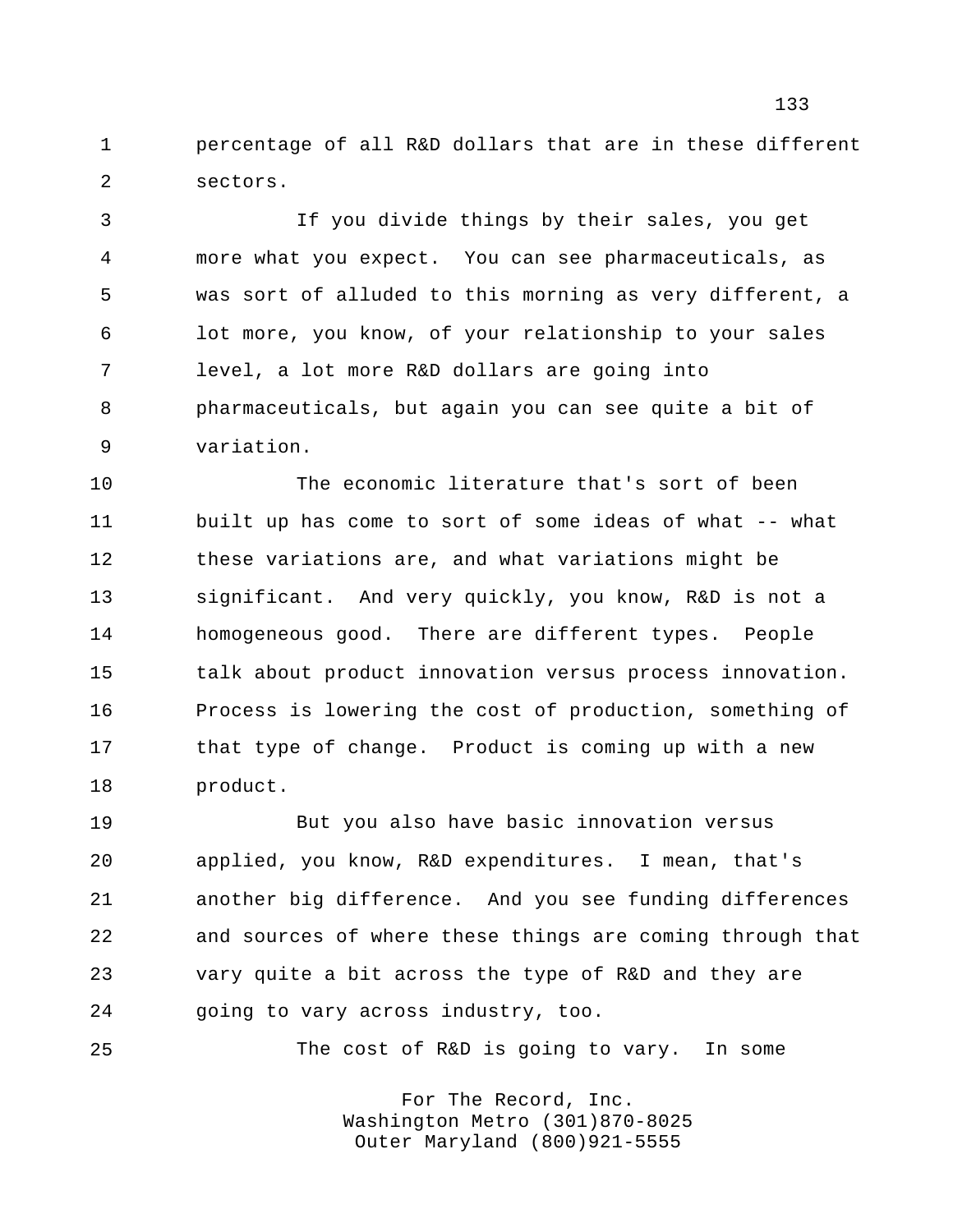percentage of all R&D dollars that are in these different sectors.

If you divide things by their sales, you get more what you expect. You can see pharmaceuticals, as was sort of alluded to this morning as very different, a lot more, you know, of your relationship to your sales level, a lot more R&D dollars are going into pharmaceuticals, but again you can see quite a bit of variation.

The economic literature that's sort of been built up has come to sort of some ideas of what -- what these variations are, and what variations might be significant. And very quickly, you know, R&D is not a homogeneous good. There are different types. People talk about product innovation versus process innovation. Process is lowering the cost of production, something of that type of change. Product is coming up with a new product.

But you also have basic innovation versus applied, you know, R&D expenditures. I mean, that's another big difference. And you see funding differences and sources of where these things are coming through that vary quite a bit across the type of R&D and they are going to vary across industry, too.

The cost of R&D is going to vary. In some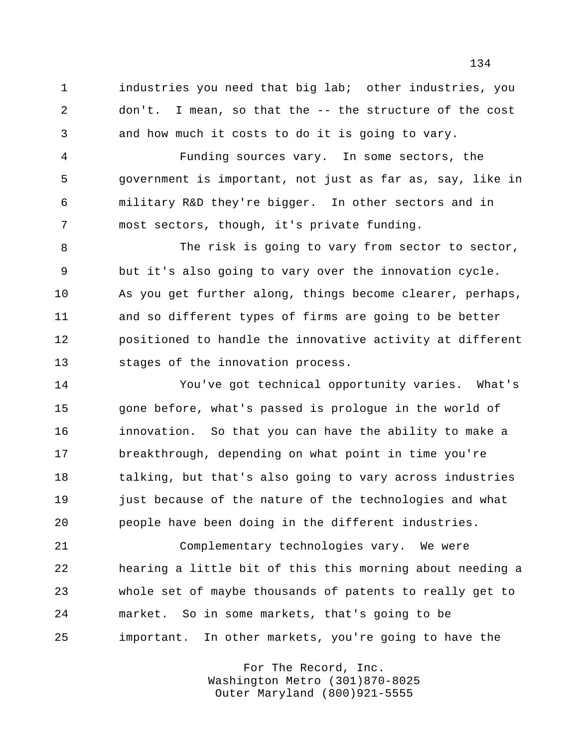industries you need that big lab; other industries, you don't. I mean, so that the -- the structure of the cost and how much it costs to do it is going to vary.

Funding sources vary. In some sectors, the government is important, not just as far as, say, like in military R&D they're bigger. In other sectors and in most sectors, though, it's private funding.

The risk is going to vary from sector to sector, but it's also going to vary over the innovation cycle. As you get further along, things become clearer, perhaps, and so different types of firms are going to be better positioned to handle the innovative activity at different stages of the innovation process.

You've got technical opportunity varies. What's gone before, what's passed is prologue in the world of innovation. So that you can have the ability to make a breakthrough, depending on what point in time you're talking, but that's also going to vary across industries just because of the nature of the technologies and what people have been doing in the different industries.

Complementary technologies vary. We were hearing a little bit of this this morning about needing a whole set of maybe thousands of patents to really get to market. So in some markets, that's going to be important. In other markets, you're going to have the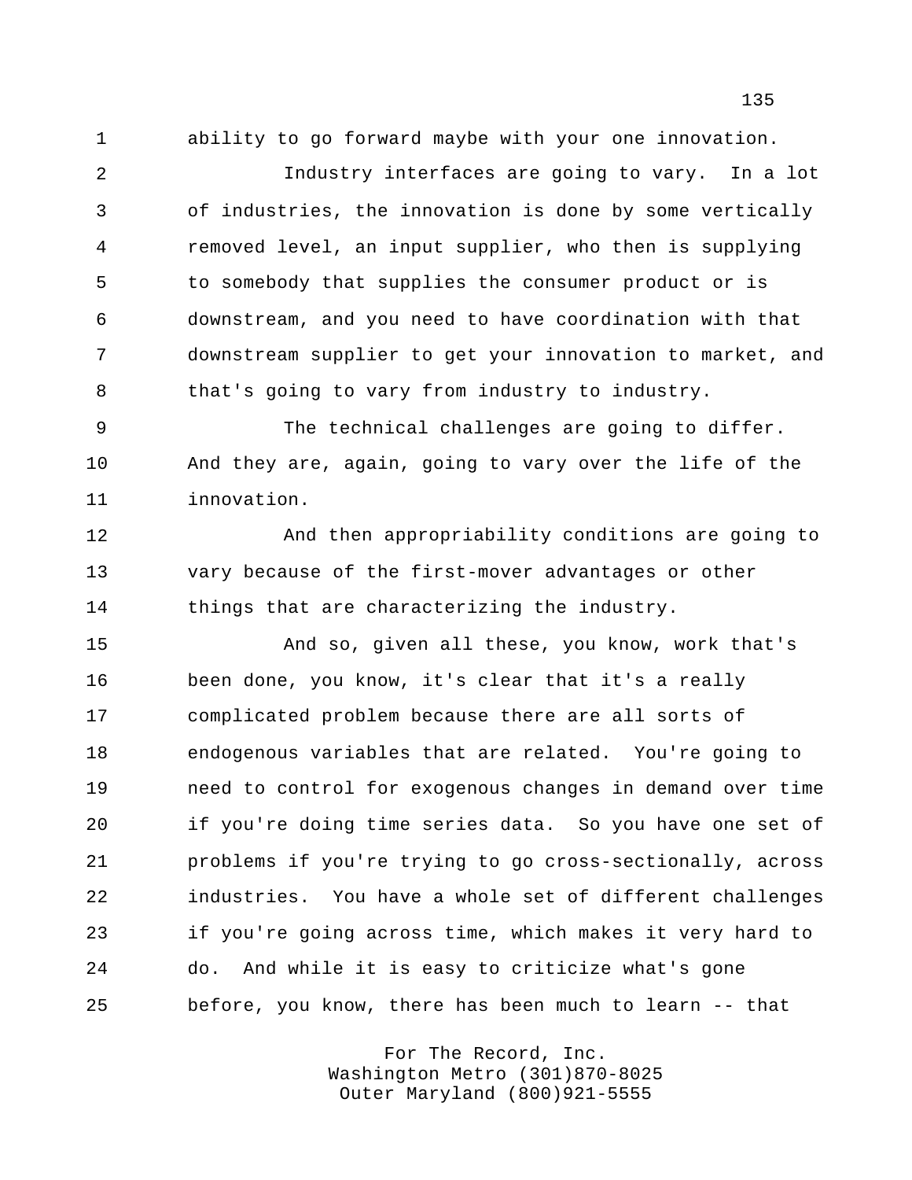ability to go forward maybe with your one innovation.

Industry interfaces are going to vary. In a lot of industries, the innovation is done by some vertically removed level, an input supplier, who then is supplying to somebody that supplies the consumer product or is downstream, and you need to have coordination with that downstream supplier to get your innovation to market, and that's going to vary from industry to industry.

The technical challenges are going to differ. And they are, again, going to vary over the life of the innovation.

And then appropriability conditions are going to vary because of the first-mover advantages or other things that are characterizing the industry.

And so, given all these, you know, work that's been done, you know, it's clear that it's a really complicated problem because there are all sorts of endogenous variables that are related. You're going to need to control for exogenous changes in demand over time if you're doing time series data. So you have one set of problems if you're trying to go cross-sectionally, across industries. You have a whole set of different challenges if you're going across time, which makes it very hard to do. And while it is easy to criticize what's gone before, you know, there has been much to learn -- that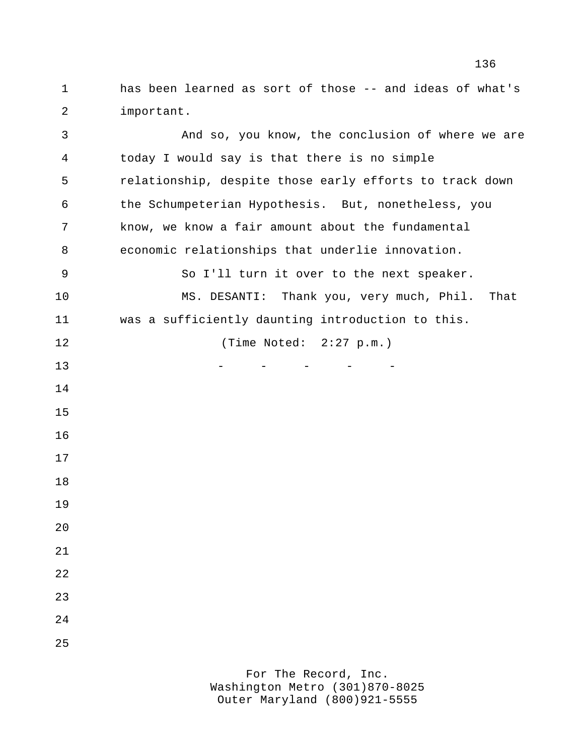has been learned as sort of those -- and ideas of what's important.

And so, you know, the conclusion of where we are today I would say is that there is no simple relationship, despite those early efforts to track down the Schumpeterian Hypothesis. But, nonetheless, you know, we know a fair amount about the fundamental economic relationships that underlie innovation.

So I'll turn it over to the next speaker.

MS. DESANTI: Thank you, very much, Phil. That was a sufficiently daunting introduction to this.

(Time Noted: 2:27 p.m.)

\- - - - -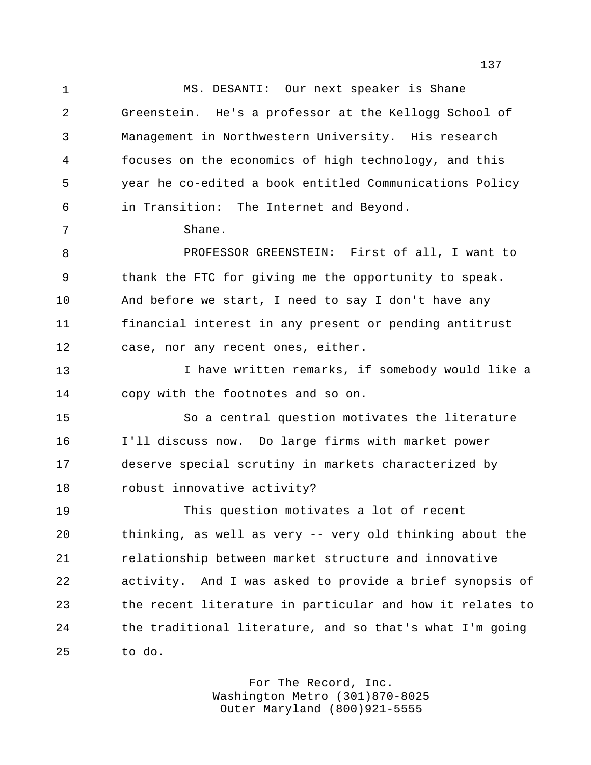MS. DESANTI: Our next speaker is Shane Greenstein. He's a professor at the Kellogg School of Management in Northwestern University. His research focuses on the economics of high technology, and this year he co-edited a book entitled Communications Policy in Transition: The Internet and Beyond.

Shane.

PROFESSOR GREENSTEIN: First of all, I want to thank the FTC for giving me the opportunity to speak. And before we start, I need to say I don't have any financial interest in any present or pending antitrust case, nor any recent ones, either.

I have written remarks, if somebody would like a copy with the footnotes and so on.

So a central question motivates the literature I'll discuss now. Do large firms with market power deserve special scrutiny in markets characterized by robust innovative activity?

This question motivates a lot of recent thinking, as well as very -- very old thinking about the relationship between market structure and innovative activity. And I was asked to provide a brief synopsis of the recent literature in particular and how it relates to the traditional literature, and so that's what I'm going to do.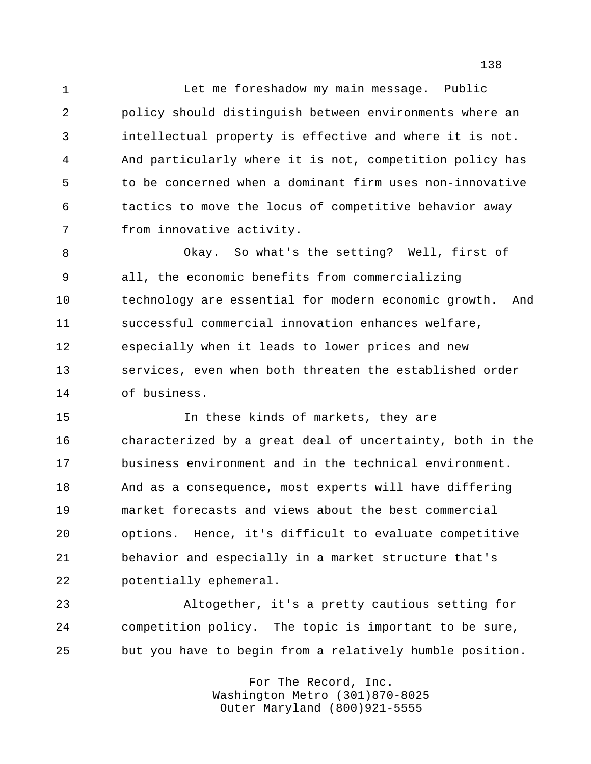Let me foreshadow my main message. Public policy should distinguish between environments where an intellectual property is effective and where it is not. And particularly where it is not, competition policy has to be concerned when a dominant firm uses non-innovative tactics to move the locus of competitive behavior away from innovative activity.

Okay. So what's the setting? Well, first of all, the economic benefits from commercializing technology are essential for modern economic growth. And successful commercial innovation enhances welfare, especially when it leads to lower prices and new services, even when both threaten the established order of business.

In these kinds of markets, they are characterized by a great deal of uncertainty, both in the business environment and in the technical environment. And as a consequence, most experts will have differing market forecasts and views about the best commercial options. Hence, it's difficult to evaluate competitive behavior and especially in a market structure that's potentially ephemeral.

Altogether, it's a pretty cautious setting for competition policy. The topic is important to be sure, but you have to begin from a relatively humble position.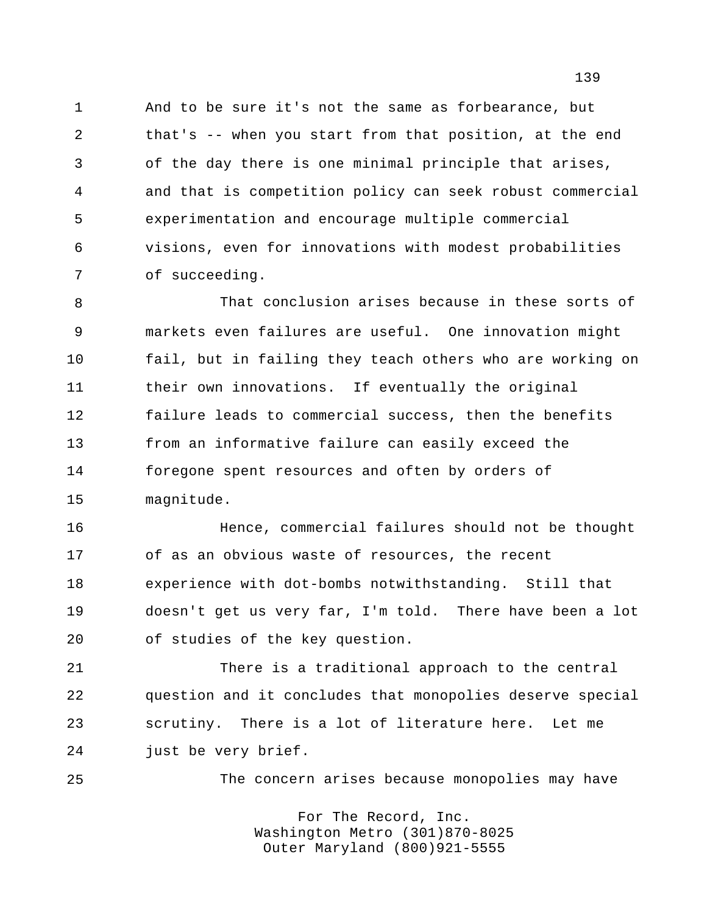And to be sure it's not the same as forbearance, but that's -- when you start from that position, at the end of the day there is one minimal principle that arises, and that is competition policy can seek robust commercial experimentation and encourage multiple commercial visions, even for innovations with modest probabilities of succeeding.

That conclusion arises because in these sorts of markets even failures are useful. One innovation might fail, but in failing they teach others who are working on their own innovations. If eventually the original failure leads to commercial success, then the benefits from an informative failure can easily exceed the foregone spent resources and often by orders of magnitude.

Hence, commercial failures should not be thought of as an obvious waste of resources, the recent experience with dot-bombs notwithstanding. Still that doesn't get us very far, I'm told. There have been a lot of studies of the key question.

There is a traditional approach to the central question and it concludes that monopolies deserve special scrutiny. There is a lot of literature here. Let me just be very brief.

The concern arises because monopolies may have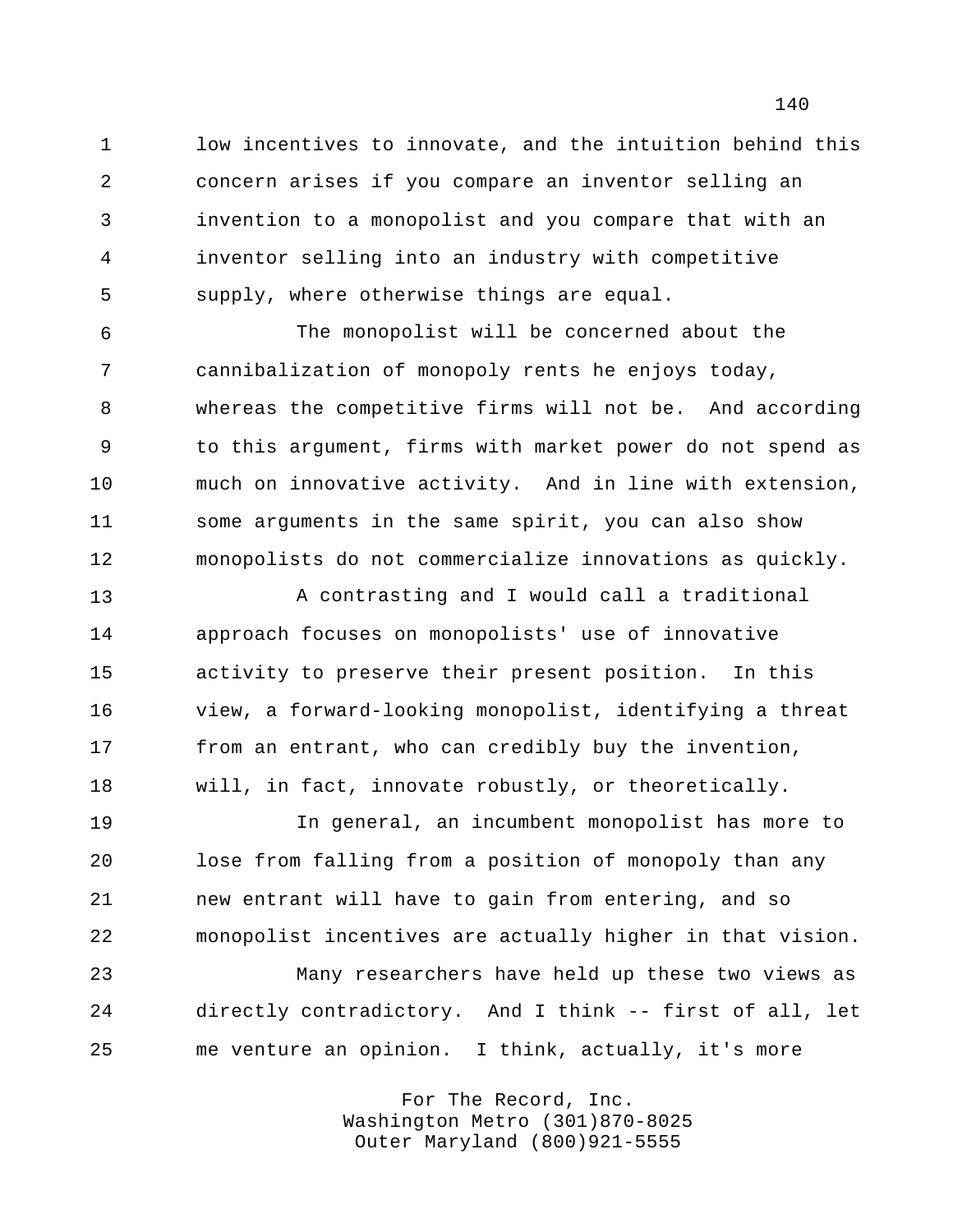low incentives to innovate, and the intuition behind this concern arises if you compare an inventor selling an invention to a monopolist and you compare that with an inventor selling into an industry with competitive supply, where otherwise things are equal.

The monopolist will be concerned about the cannibalization of monopoly rents he enjoys today, whereas the competitive firms will not be. And according to this argument, firms with market power do not spend as much on innovative activity. And in line with extension, some arguments in the same spirit, you can also show monopolists do not commercialize innovations as quickly.

A contrasting and I would call a traditional approach focuses on monopolists' use of innovative activity to preserve their present position. In this view, a forward-looking monopolist, identifying a threat from an entrant, who can credibly buy the invention, will, in fact, innovate robustly, or theoretically.

In general, an incumbent monopolist has more to lose from falling from a position of monopoly than any new entrant will have to gain from entering, and so monopolist incentives are actually higher in that vision.

Many researchers have held up these two views as directly contradictory. And I think -- first of all, let me venture an opinion. I think, actually, it's more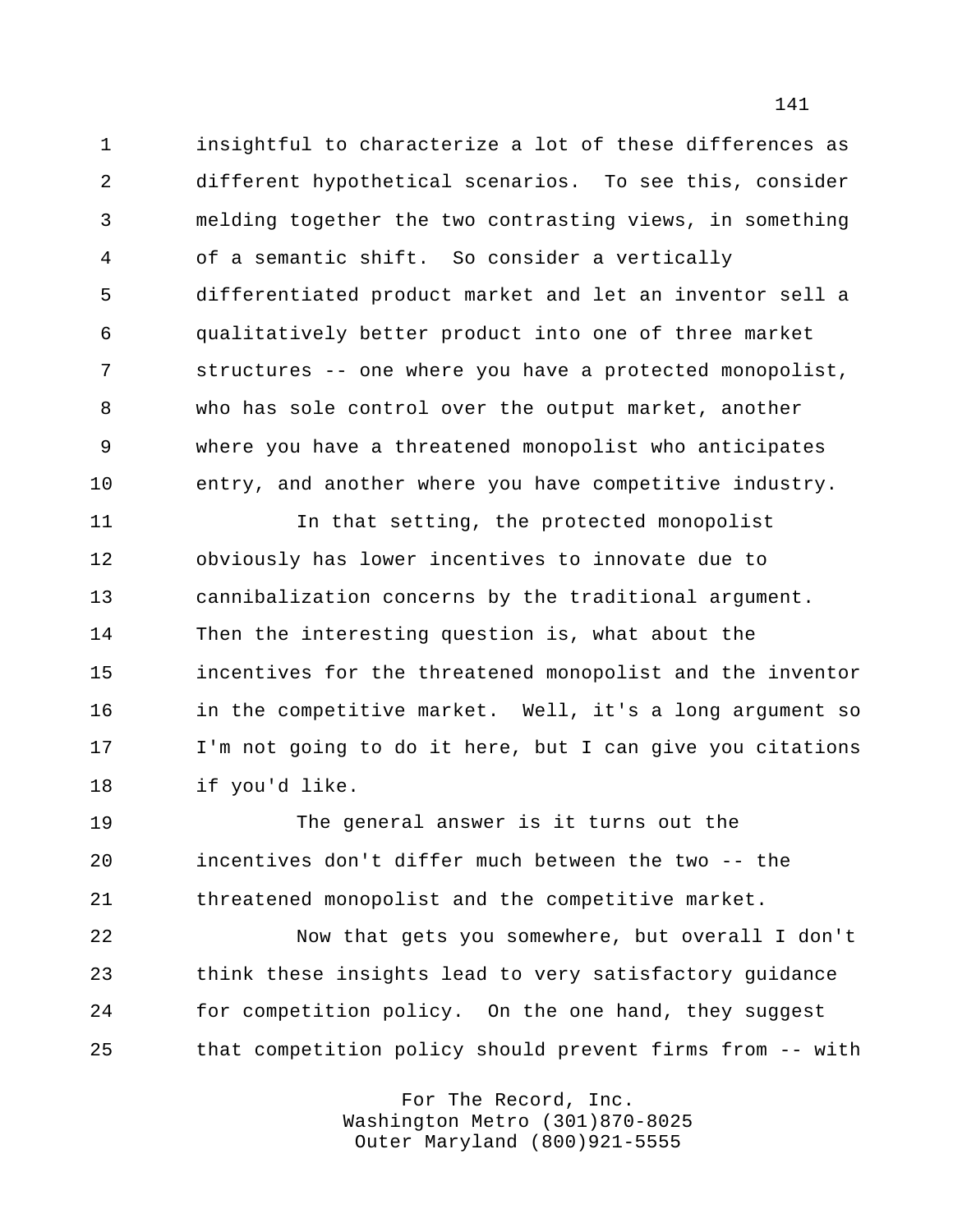insightful to characterize a lot of these differences as different hypothetical scenarios. To see this, consider melding together the two contrasting views, in something of a semantic shift. So consider a vertically differentiated product market and let an inventor sell a qualitatively better product into one of three market structures -- one where you have a protected monopolist, who has sole control over the output market, another where you have a threatened monopolist who anticipates entry, and another where you have competitive industry.

In that setting, the protected monopolist obviously has lower incentives to innovate due to cannibalization concerns by the traditional argument. Then the interesting question is, what about the incentives for the threatened monopolist and the inventor in the competitive market. Well, it's a long argument so I'm not going to do it here, but I can give you citations if you'd like.

The general answer is it turns out the incentives don't differ much between the two -- the threatened monopolist and the competitive market.

Now that gets you somewhere, but overall I don't think these insights lead to very satisfactory guidance for competition policy. On the one hand, they suggest that competition policy should prevent firms from -- with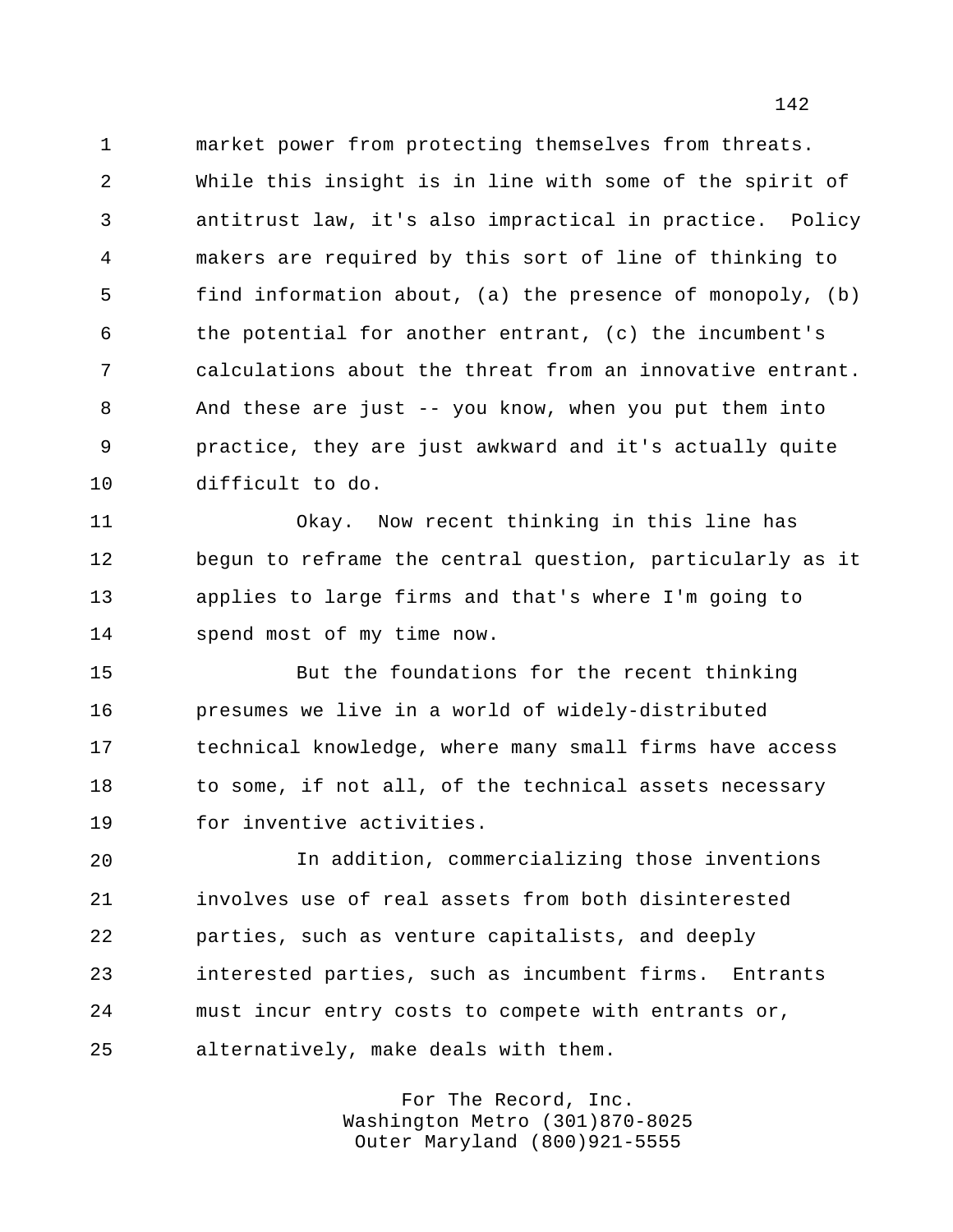market power from protecting themselves from threats. While this insight is in line with some of the spirit of antitrust law, it's also impractical in practice. Policy makers are required by this sort of line of thinking to find information about, (a) the presence of monopoly, (b) the potential for another entrant, (c) the incumbent's calculations about the threat from an innovative entrant. And these are just -- you know, when you put them into practice, they are just awkward and it's actually quite difficult to do.

Okay. Now recent thinking in this line has begun to reframe the central question, particularly as it applies to large firms and that's where I'm going to spend most of my time now.

But the foundations for the recent thinking presumes we live in a world of widely-distributed technical knowledge, where many small firms have access to some, if not all, of the technical assets necessary for inventive activities.

In addition, commercializing those inventions involves use of real assets from both disinterested parties, such as venture capitalists, and deeply interested parties, such as incumbent firms. Entrants must incur entry costs to compete with entrants or, alternatively, make deals with them.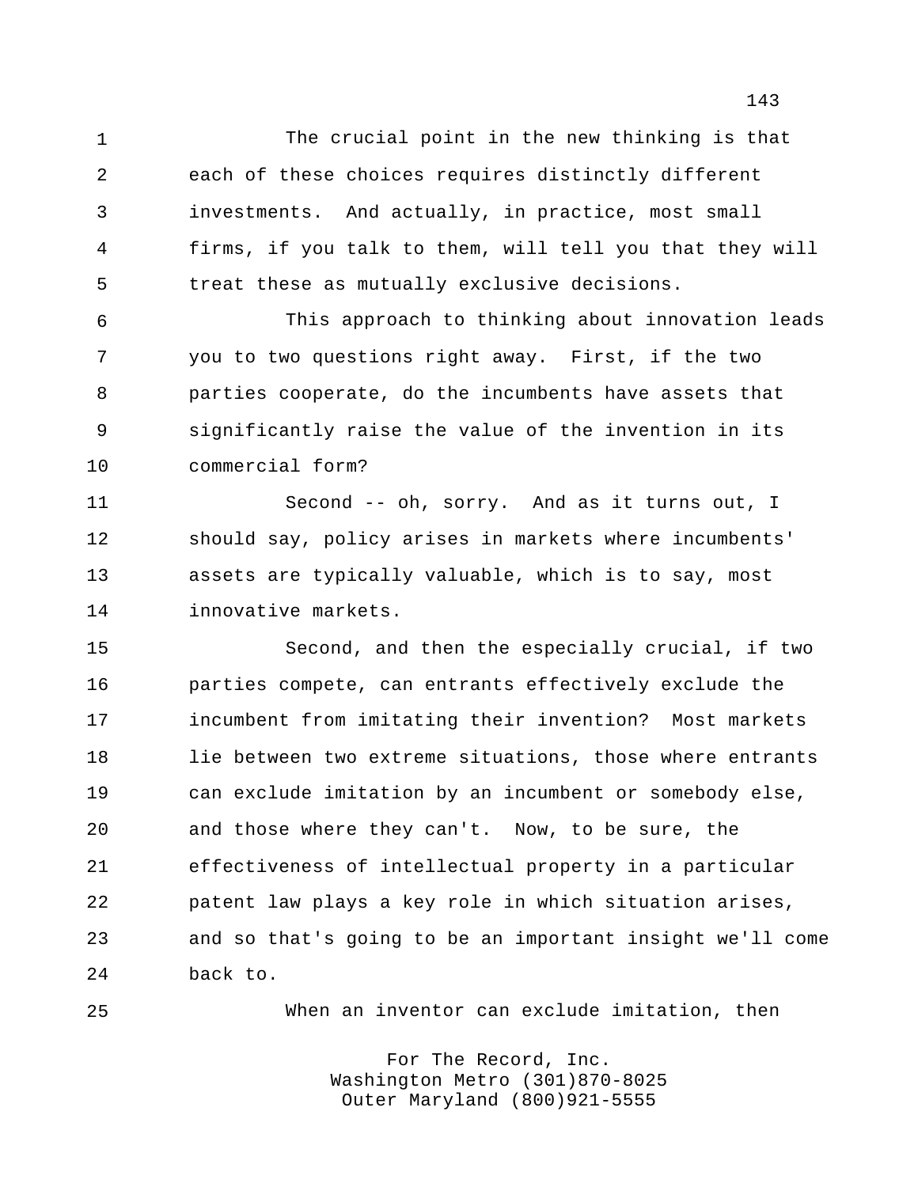The crucial point in the new thinking is that each of these choices requires distinctly different investments. And actually, in practice, most small firms, if you talk to them, will tell you that they will treat these as mutually exclusive decisions.

This approach to thinking about innovation leads you to two questions right away. First, if the two parties cooperate, do the incumbents have assets that significantly raise the value of the invention in its commercial form?

Second -- oh, sorry. And as it turns out, I should say, policy arises in markets where incumbents' assets are typically valuable, which is to say, most innovative markets.

Second, and then the especially crucial, if two parties compete, can entrants effectively exclude the incumbent from imitating their invention? Most markets lie between two extreme situations, those where entrants can exclude imitation by an incumbent or somebody else, and those where they can't. Now, to be sure, the effectiveness of intellectual property in a particular patent law plays a key role in which situation arises, and so that's going to be an important insight we'll come back to.

When an inventor can exclude imitation, then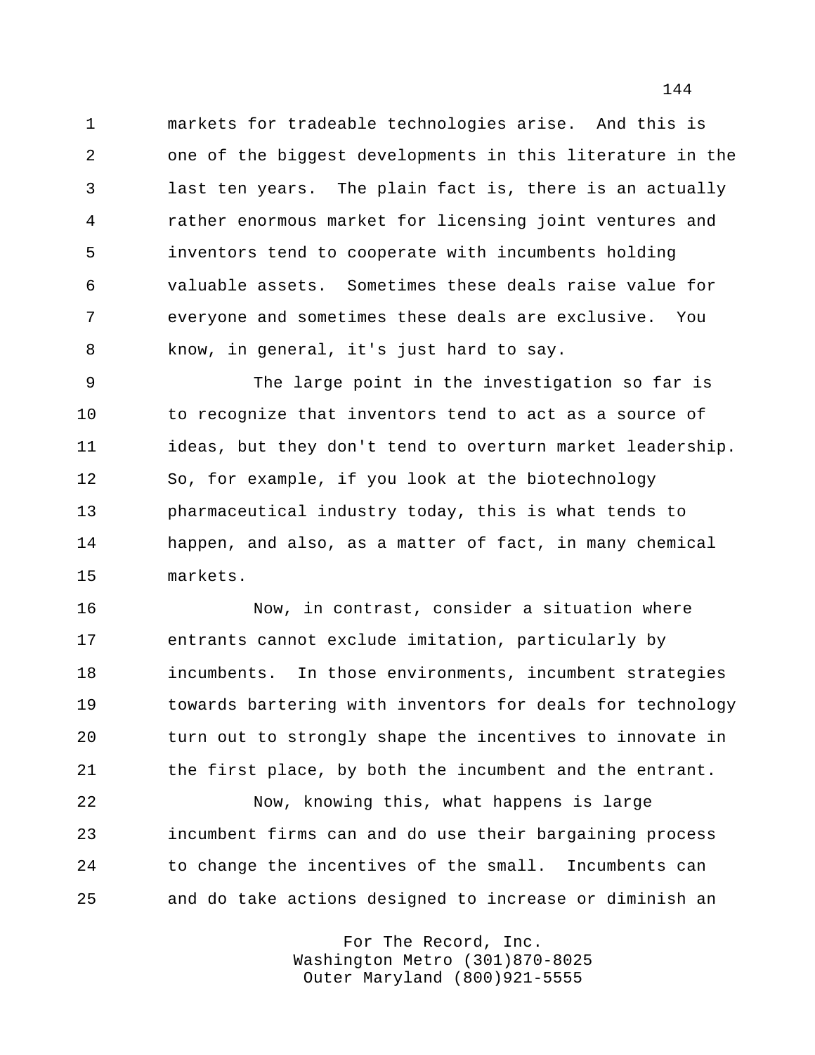markets for tradeable technologies arise. And this is one of the biggest developments in this literature in the last ten years. The plain fact is, there is an actually rather enormous market for licensing joint ventures and inventors tend to cooperate with incumbents holding valuable assets. Sometimes these deals raise value for everyone and sometimes these deals are exclusive. You know, in general, it's just hard to say.

The large point in the investigation so far is to recognize that inventors tend to act as a source of ideas, but they don't tend to overturn market leadership. So, for example, if you look at the biotechnology pharmaceutical industry today, this is what tends to happen, and also, as a matter of fact, in many chemical markets.

Now, in contrast, consider a situation where entrants cannot exclude imitation, particularly by incumbents. In those environments, incumbent strategies towards bartering with inventors for deals for technology turn out to strongly shape the incentives to innovate in the first place, by both the incumbent and the entrant.

Now, knowing this, what happens is large incumbent firms can and do use their bargaining process to change the incentives of the small. Incumbents can and do take actions designed to increase or diminish an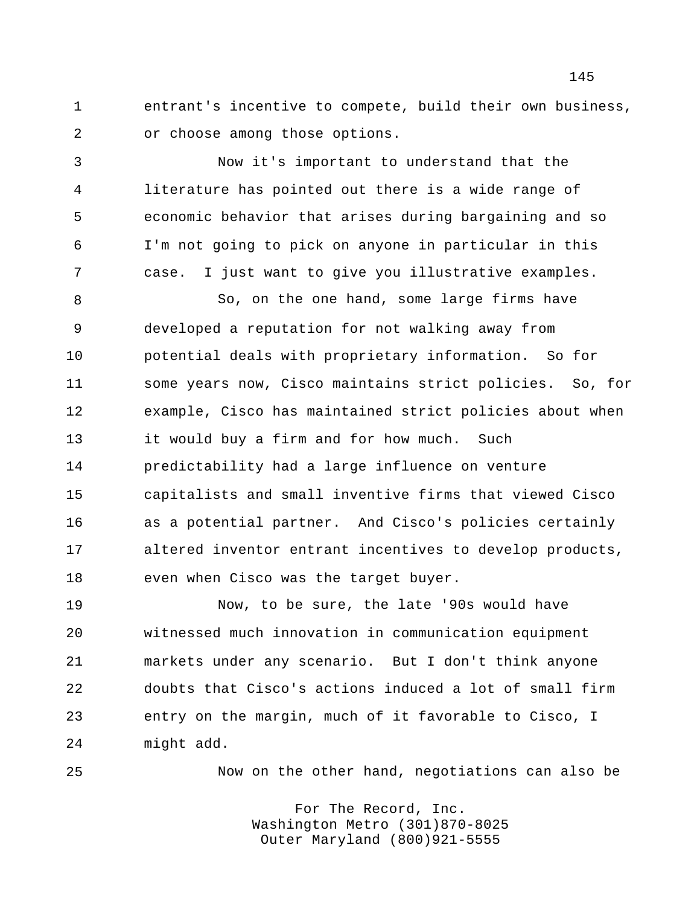entrant's incentive to compete, build their own business, or choose among those options.

Now it's important to understand that the literature has pointed out there is a wide range of economic behavior that arises during bargaining and so I'm not going to pick on anyone in particular in this case. I just want to give you illustrative examples.

So, on the one hand, some large firms have developed a reputation for not walking away from potential deals with proprietary information. So for some years now, Cisco maintains strict policies. So, for example, Cisco has maintained strict policies about when it would buy a firm and for how much. Such predictability had a large influence on venture capitalists and small inventive firms that viewed Cisco as a potential partner. And Cisco's policies certainly altered inventor entrant incentives to develop products, even when Cisco was the target buyer.

Now, to be sure, the late '90s would have witnessed much innovation in communication equipment markets under any scenario. But I don't think anyone doubts that Cisco's actions induced a lot of small firm entry on the margin, much of it favorable to Cisco, I might add.

Now on the other hand, negotiations can also be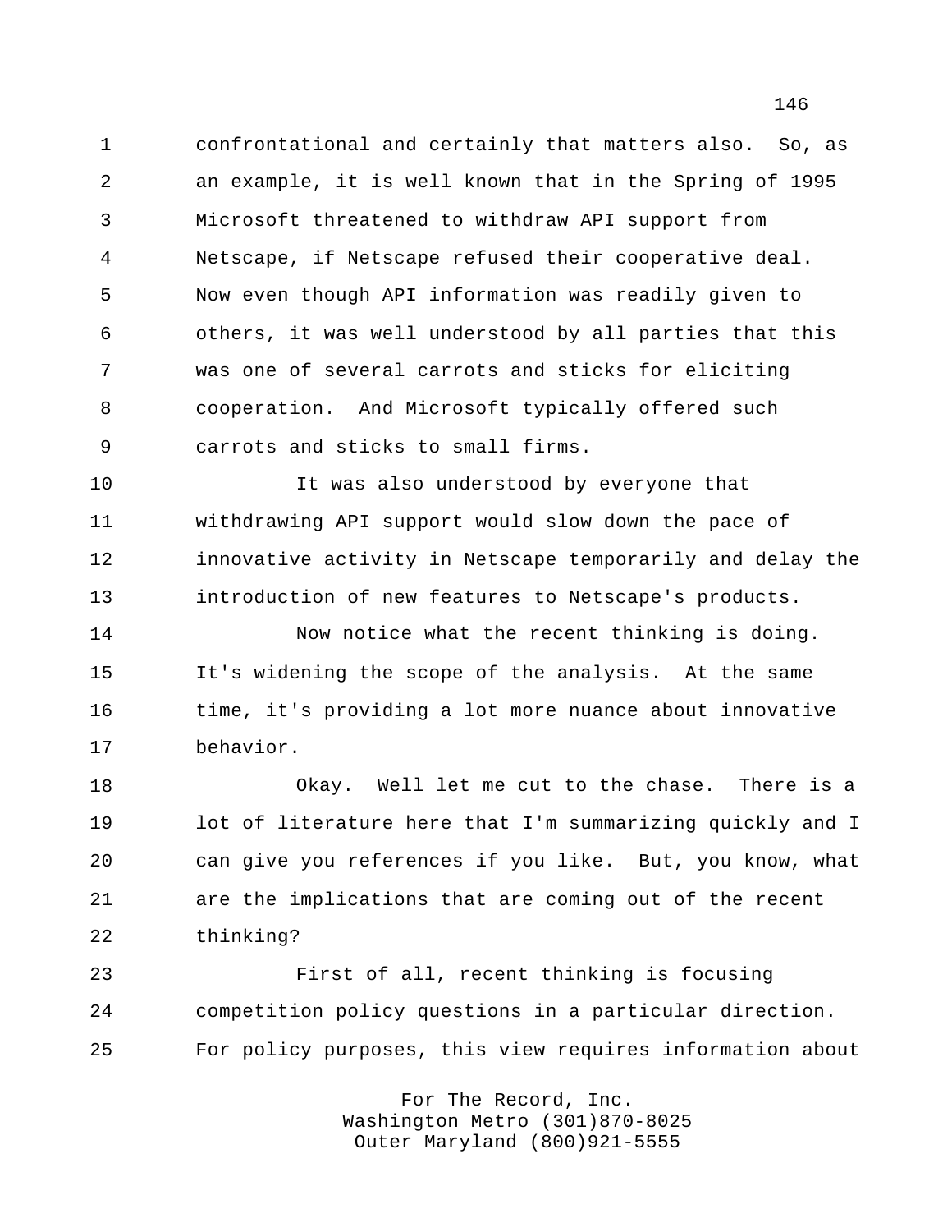confrontational and certainly that matters also. So, as an example, it is well known that in the Spring of 1995 Microsoft threatened to withdraw API support from Netscape, if Netscape refused their cooperative deal. Now even though API information was readily given to others, it was well understood by all parties that this was one of several carrots and sticks for eliciting cooperation. And Microsoft typically offered such carrots and sticks to small firms.

It was also understood by everyone that withdrawing API support would slow down the pace of innovative activity in Netscape temporarily and delay the introduction of new features to Netscape's products.

Now notice what the recent thinking is doing. It's widening the scope of the analysis. At the same time, it's providing a lot more nuance about innovative behavior.

Okay. Well let me cut to the chase. There is a lot of literature here that I'm summarizing quickly and I can give you references if you like. But, you know, what are the implications that are coming out of the recent thinking?

First of all, recent thinking is focusing competition policy questions in a particular direction. For policy purposes, this view requires information about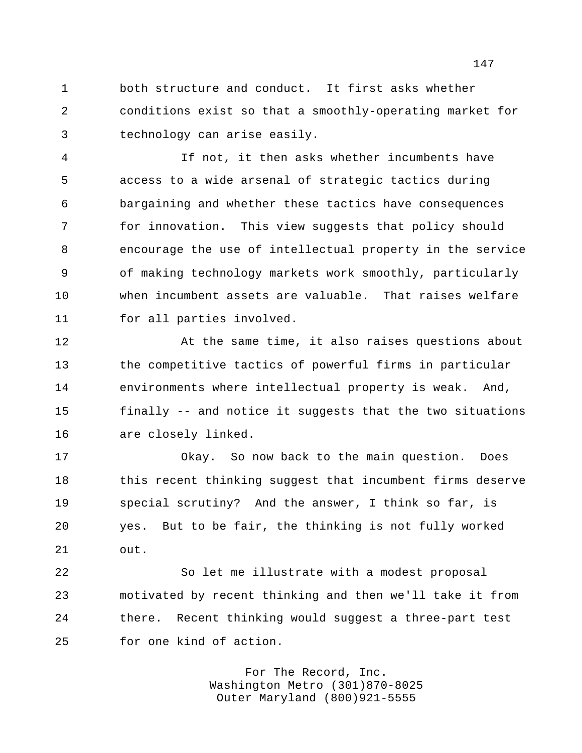both structure and conduct. It first asks whether conditions exist so that a smoothly-operating market for technology can arise easily.

If not, it then asks whether incumbents have access to a wide arsenal of strategic tactics during bargaining and whether these tactics have consequences for innovation. This view suggests that policy should encourage the use of intellectual property in the service of making technology markets work smoothly, particularly when incumbent assets are valuable. That raises welfare for all parties involved.

At the same time, it also raises questions about the competitive tactics of powerful firms in particular environments where intellectual property is weak. And, finally -- and notice it suggests that the two situations are closely linked.

Okay. So now back to the main question. Does this recent thinking suggest that incumbent firms deserve special scrutiny? And the answer, I think so far, is yes. But to be fair, the thinking is not fully worked out.

So let me illustrate with a modest proposal motivated by recent thinking and then we'll take it from there. Recent thinking would suggest a three-part test for one kind of action.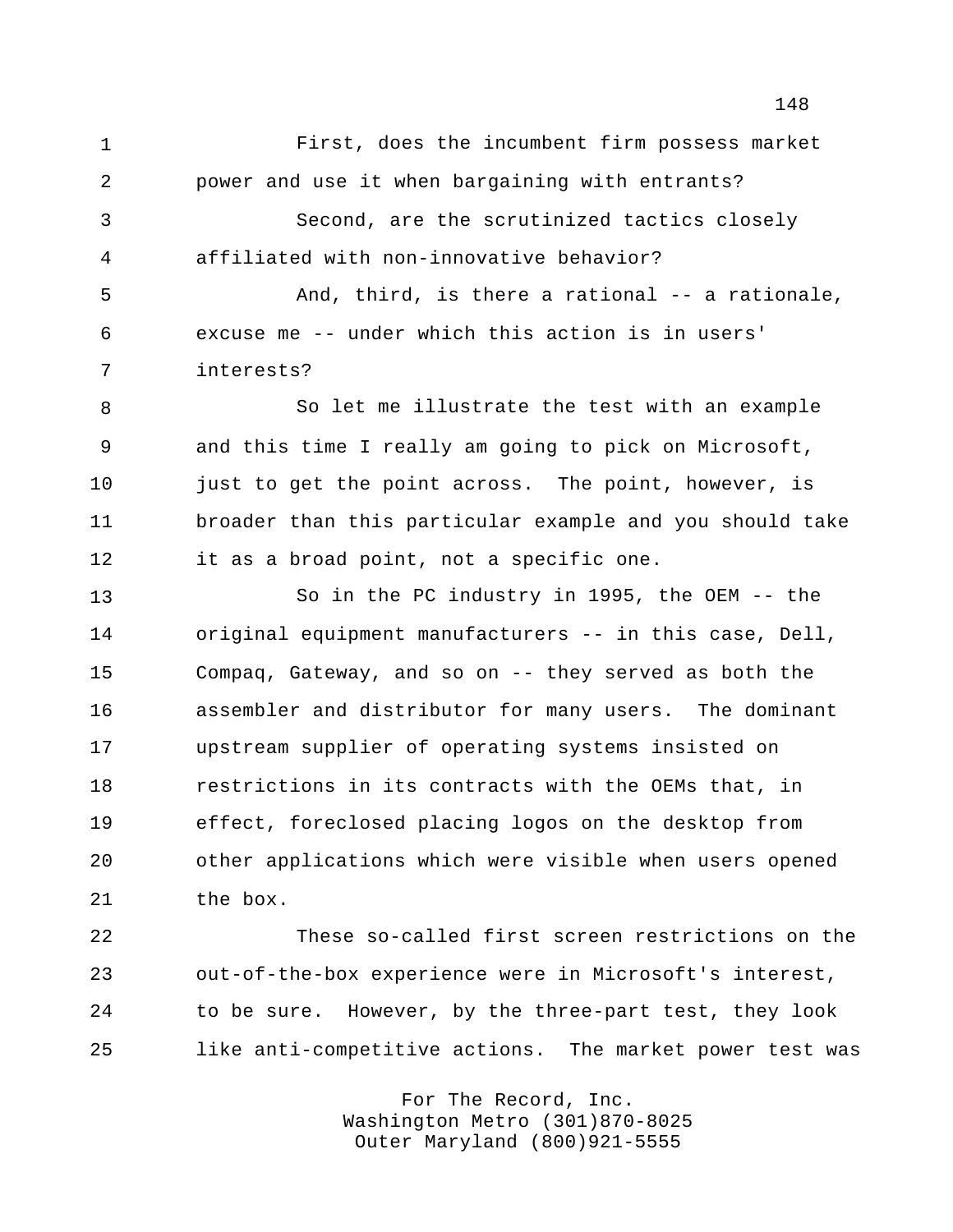First, does the incumbent firm possess market power and use it when bargaining with entrants?

Second, are the scrutinized tactics closely affiliated with non-innovative behavior?

And, third, is there a rational -- a rationale, excuse me -- under which this action is in users' interests?

So let me illustrate the test with an example and this time I really am going to pick on Microsoft, just to get the point across. The point, however, is broader than this particular example and you should take it as a broad point, not a specific one.

So in the PC industry in 1995, the OEM -- the original equipment manufacturers -- in this case, Dell, Compaq, Gateway, and so on -- they served as both the assembler and distributor for many users. The dominant upstream supplier of operating systems insisted on restrictions in its contracts with the OEMs that, in effect, foreclosed placing logos on the desktop from other applications which were visible when users opened the box.

These so-called first screen restrictions on the out-of-the-box experience were in Microsoft's interest, to be sure. However, by the three-part test, they look like anti-competitive actions. The market power test was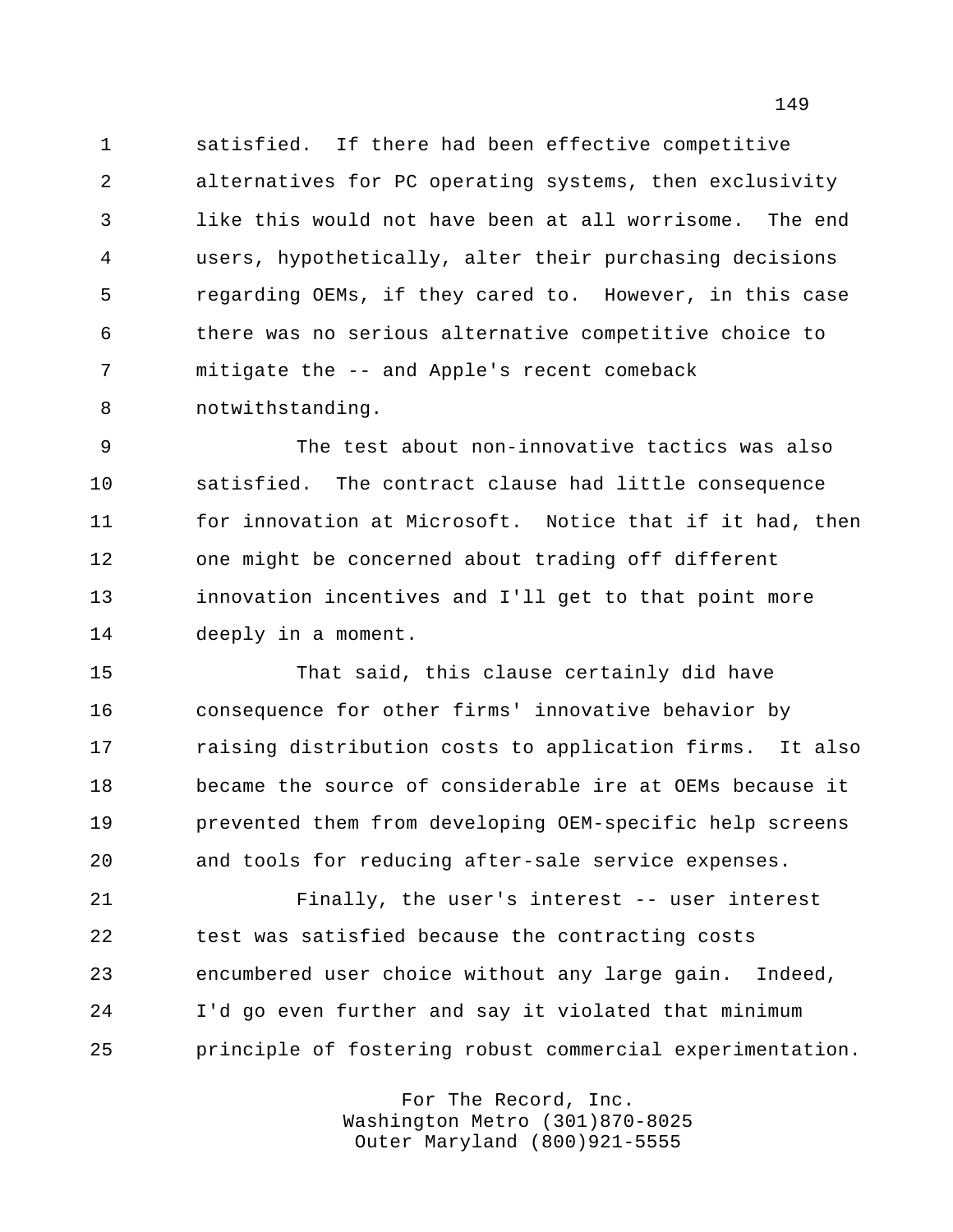satisfied. If there had been effective competitive alternatives for PC operating systems, then exclusivity like this would not have been at all worrisome. The end users, hypothetically, alter their purchasing decisions regarding OEMs, if they cared to. However, in this case there was no serious alternative competitive choice to mitigate the -- and Apple's recent comeback notwithstanding.

The test about non-innovative tactics was also satisfied. The contract clause had little consequence for innovation at Microsoft. Notice that if it had, then one might be concerned about trading off different innovation incentives and I'll get to that point more deeply in a moment.

That said, this clause certainly did have consequence for other firms' innovative behavior by raising distribution costs to application firms. It also became the source of considerable ire at OEMs because it prevented them from developing OEM-specific help screens and tools for reducing after-sale service expenses.

Finally, the user's interest -- user interest test was satisfied because the contracting costs encumbered user choice without any large gain. Indeed, I'd go even further and say it violated that minimum principle of fostering robust commercial experimentation.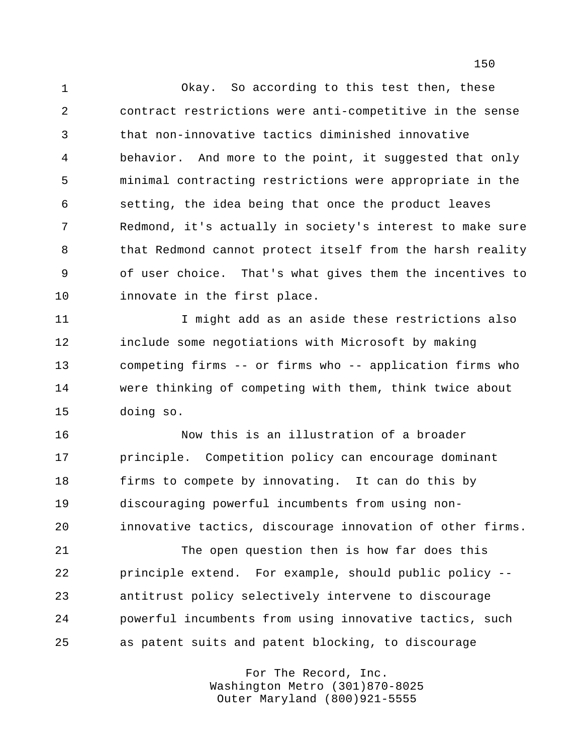Okay. So according to this test then, these contract restrictions were anti-competitive in the sense that non-innovative tactics diminished innovative behavior. And more to the point, it suggested that only minimal contracting restrictions were appropriate in the setting, the idea being that once the product leaves Redmond, it's actually in society's interest to make sure that Redmond cannot protect itself from the harsh reality of user choice. That's what gives them the incentives to innovate in the first place.

I might add as an aside these restrictions also include some negotiations with Microsoft by making competing firms -- or firms who -- application firms who were thinking of competing with them, think twice about doing so.

Now this is an illustration of a broader principle. Competition policy can encourage dominant firms to compete by innovating. It can do this by discouraging powerful incumbents from using non-innovative tactics, discourage innovation of other firms.

The open question then is how far does this principle extend. For example, should public policy -- antitrust policy selectively intervene to discourage powerful incumbents from using innovative tactics, such as patent suits and patent blocking, to discourage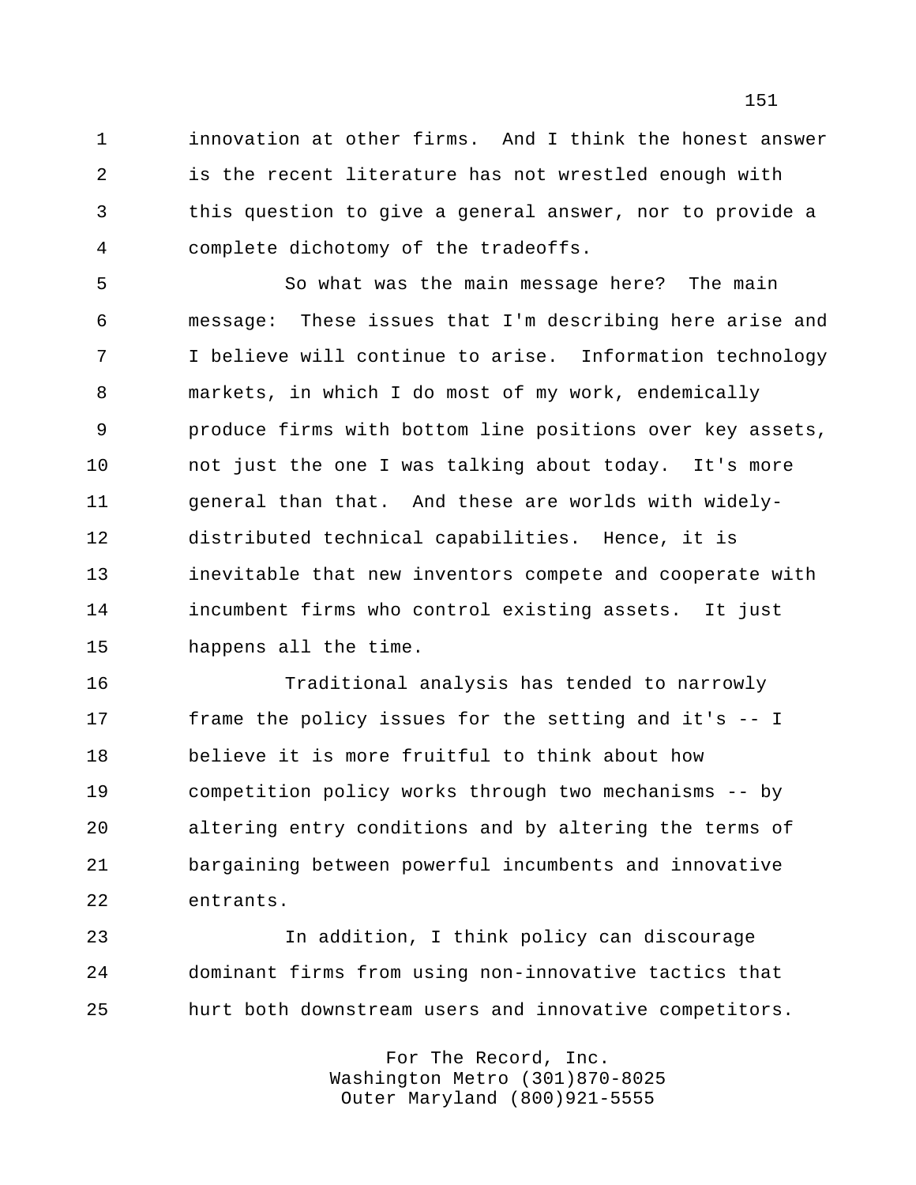innovation at other firms. And I think the honest answer is the recent literature has not wrestled enough with this question to give a general answer, nor to provide a complete dichotomy of the tradeoffs.

So what was the main message here? The main message: These issues that I'm describing here arise and I believe will continue to arise. Information technology markets, in which I do most of my work, endemically produce firms with bottom line positions over key assets, not just the one I was talking about today. It's more general than that. And these are worlds with widely-distributed technical capabilities. Hence, it is inevitable that new inventors compete and cooperate with incumbent firms who control existing assets. It just happens all the time.

Traditional analysis has tended to narrowly frame the policy issues for the setting and it's -- I believe it is more fruitful to think about how competition policy works through two mechanisms -- by altering entry conditions and by altering the terms of bargaining between powerful incumbents and innovative entrants.

In addition, I think policy can discourage dominant firms from using non-innovative tactics that hurt both downstream users and innovative competitors.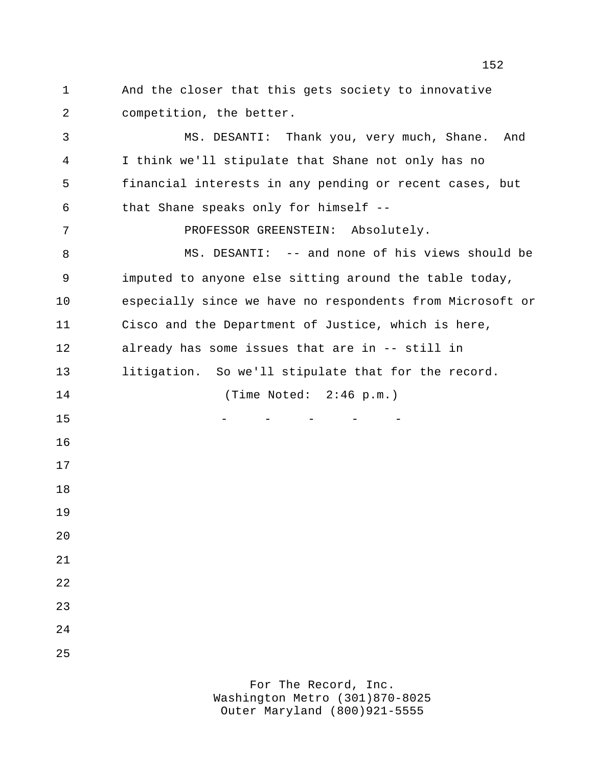And the closer that this gets society to innovative competition, the better.

MS. DESANTI: Thank you, very much, Shane. And I think we'll stipulate that Shane not only has no financial interests in any pending or recent cases, but that Shane speaks only for himself --

PROFESSOR GREENSTEIN: Absolutely.

MS. DESANTI: -- and none of his views should be imputed to anyone else sitting around the table today, especially since we have no respondents from Microsoft or Cisco and the Department of Justice, which is here, already has some issues that are in -- still in litigation. So we'll stipulate that for the record.

(Time Noted: 2:46 p.m.)

\- - - - -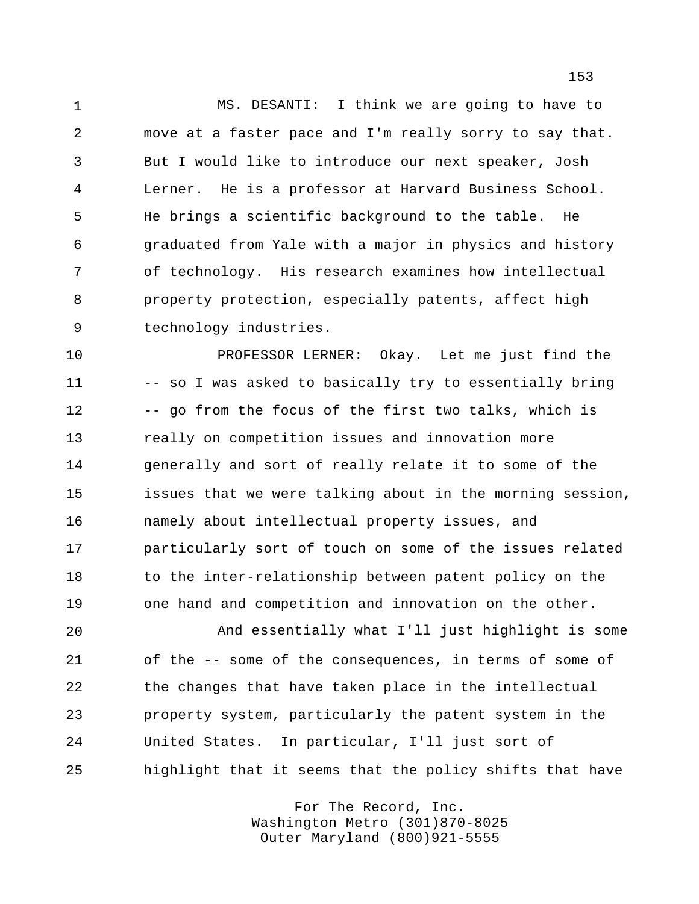MS. DESANTI: I think we are going to have to move at a faster pace and I'm really sorry to say that. But I would like to introduce our next speaker, Josh Lerner. He is a professor at Harvard Business School. He brings a scientific background to the table. He graduated from Yale with a major in physics and history of technology. His research examines how intellectual property protection, especially patents, affect high technology industries.

PROFESSOR LERNER: Okay. Let me just find the -- so I was asked to basically try to essentially bring -- go from the focus of the first two talks, which is really on competition issues and innovation more generally and sort of really relate it to some of the issues that we were talking about in the morning session, namely about intellectual property issues, and particularly sort of touch on some of the issues related to the inter-relationship between patent policy on the one hand and competition and innovation on the other.

And essentially what I'll just highlight is some of the -- some of the consequences, in terms of some of the changes that have taken place in the intellectual property system, particularly the patent system in the United States. In particular, I'll just sort of highlight that it seems that the policy shifts that have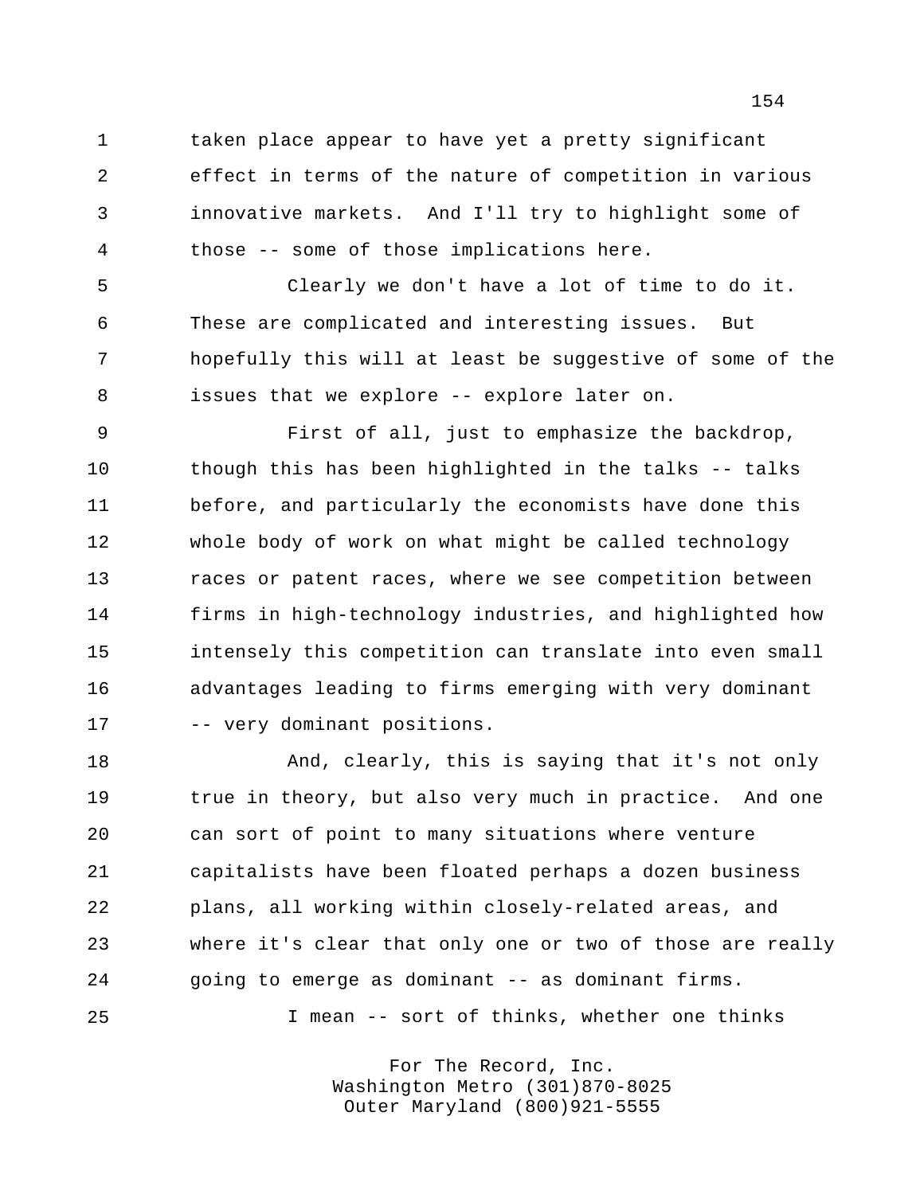taken place appear to have yet a pretty significant effect in terms of the nature of competition in various innovative markets. And I'll try to highlight some of those -- some of those implications here.

Clearly we don't have a lot of time to do it. These are complicated and interesting issues. But hopefully this will at least be suggestive of some of the issues that we explore -- explore later on.

First of all, just to emphasize the backdrop, though this has been highlighted in the talks -- talks before, and particularly the economists have done this whole body of work on what might be called technology races or patent races, where we see competition between firms in high-technology industries, and highlighted how intensely this competition can translate into even small advantages leading to firms emerging with very dominant -- very dominant positions.

And, clearly, this is saying that it's not only true in theory, but also very much in practice. And one can sort of point to many situations where venture capitalists have been floated perhaps a dozen business plans, all working within closely-related areas, and where it's clear that only one or two of those are really going to emerge as dominant -- as dominant firms.

I mean -- sort of thinks, whether one thinks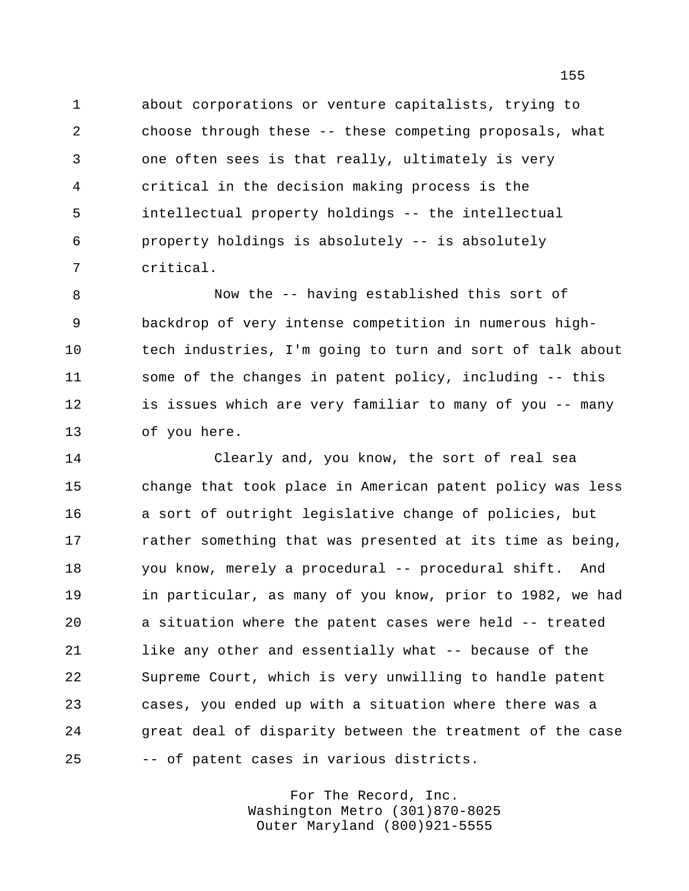about corporations or venture capitalists, trying to choose through these -- these competing proposals, what one often sees is that really, ultimately is very critical in the decision making process is the intellectual property holdings -- the intellectual property holdings is absolutely -- is absolutely critical.

Now the -- having established this sort of backdrop of very intense competition in numerous high-tech industries, I'm going to turn and sort of talk about some of the changes in patent policy, including -- this is issues which are very familiar to many of you -- many of you here.

Clearly and, you know, the sort of real sea change that took place in American patent policy was less a sort of outright legislative change of policies, but rather something that was presented at its time as being, you know, merely a procedural -- procedural shift. And in particular, as many of you know, prior to 1982, we had a situation where the patent cases were held -- treated like any other and essentially what -- because of the Supreme Court, which is very unwilling to handle patent cases, you ended up with a situation where there was a great deal of disparity between the treatment of the case -- of patent cases in various districts.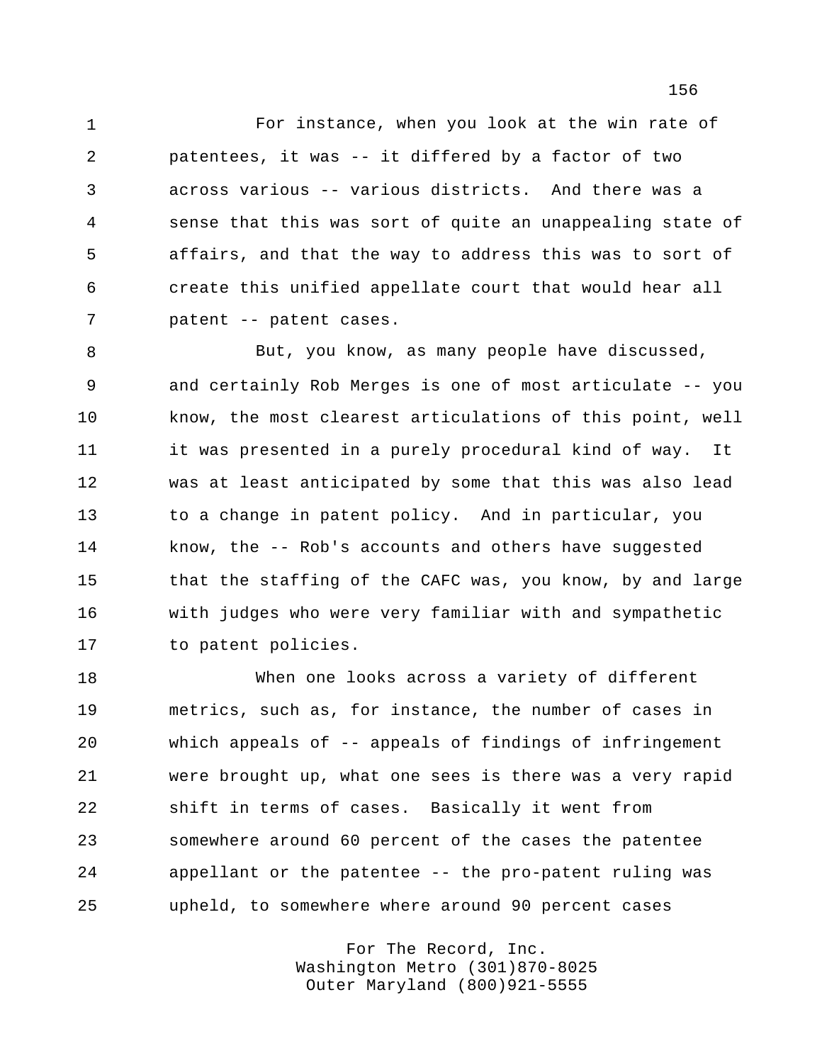For instance, when you look at the win rate of patentees, it was -- it differed by a factor of two across various -- various districts. And there was a sense that this was sort of quite an unappealing state of affairs, and that the way to address this was to sort of create this unified appellate court that would hear all patent -- patent cases.

But, you know, as many people have discussed, and certainly Rob Merges is one of most articulate -- you know, the most clearest articulations of this point, well it was presented in a purely procedural kind of way. It was at least anticipated by some that this was also lead to a change in patent policy. And in particular, you know, the -- Rob's accounts and others have suggested that the staffing of the CAFC was, you know, by and large with judges who were very familiar with and sympathetic to patent policies.

When one looks across a variety of different metrics, such as, for instance, the number of cases in which appeals of -- appeals of findings of infringement were brought up, what one sees is there was a very rapid shift in terms of cases. Basically it went from somewhere around 60 percent of the cases the patentee appellant or the patentee -- the pro-patent ruling was upheld, to somewhere where around 90 percent cases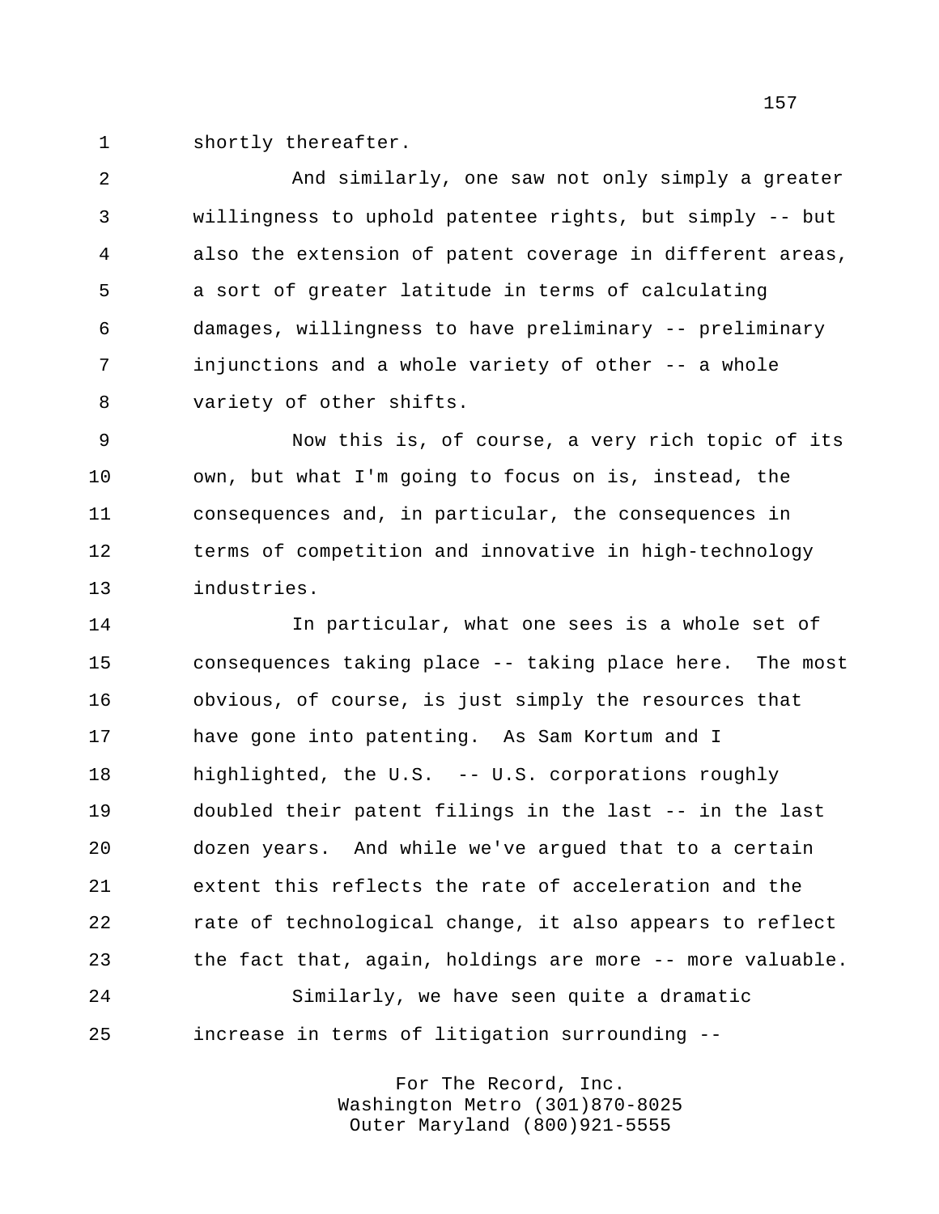shortly thereafter.

And similarly, one saw not only simply a greater willingness to uphold patentee rights, but simply -- but also the extension of patent coverage in different areas, a sort of greater latitude in terms of calculating damages, willingness to have preliminary -- preliminary injunctions and a whole variety of other -- a whole variety of other shifts.

Now this is, of course, a very rich topic of its own, but what I'm going to focus on is, instead, the consequences and, in particular, the consequences in terms of competition and innovative in high-technology industries.

In particular, what one sees is a whole set of consequences taking place -- taking place here. The most obvious, of course, is just simply the resources that have gone into patenting. As Sam Kortum and I highlighted, the U.S. -- U.S. corporations roughly doubled their patent filings in the last -- in the last dozen years. And while we've argued that to a certain extent this reflects the rate of acceleration and the rate of technological change, it also appears to reflect the fact that, again, holdings are more -- more valuable.

Similarly, we have seen quite a dramatic increase in terms of litigation surrounding --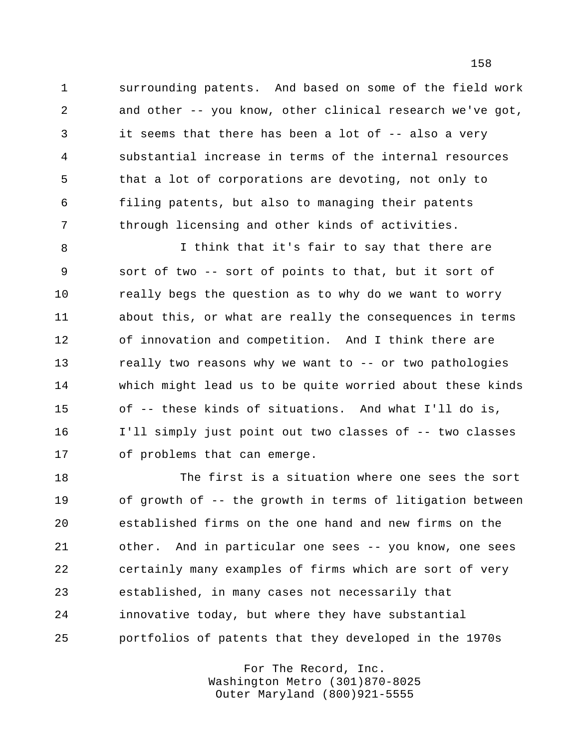surrounding patents. And based on some of the field work and other -- you know, other clinical research we've got, it seems that there has been a lot of -- also a very substantial increase in terms of the internal resources that a lot of corporations are devoting, not only to filing patents, but also to managing their patents through licensing and other kinds of activities.

I think that it's fair to say that there are sort of two -- sort of points to that, but it sort of really begs the question as to why do we want to worry about this, or what are really the consequences in terms of innovation and competition. And I think there are really two reasons why we want to -- or two pathologies which might lead us to be quite worried about these kinds of -- these kinds of situations. And what I'll do is, I'll simply just point out two classes of -- two classes of problems that can emerge.

The first is a situation where one sees the sort of growth of -- the growth in terms of litigation between established firms on the one hand and new firms on the other. And in particular one sees -- you know, one sees certainly many examples of firms which are sort of very established, in many cases not necessarily that innovative today, but where they have substantial portfolios of patents that they developed in the 1970s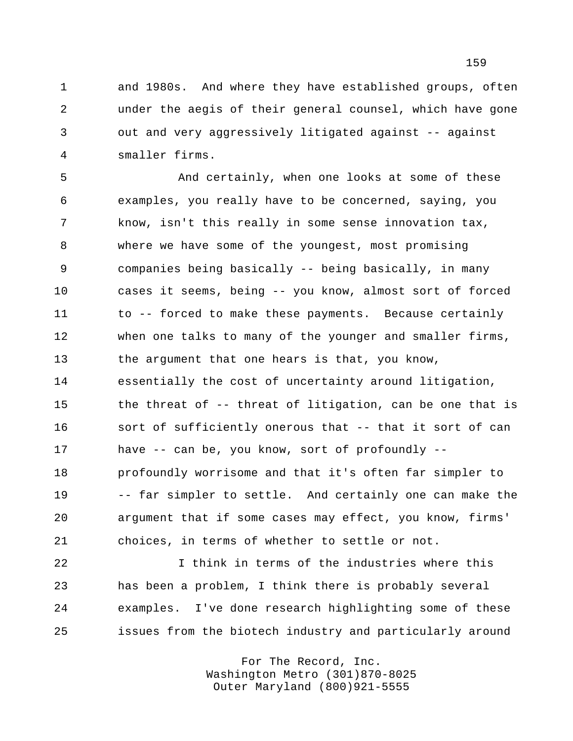and 1980s. And where they have established groups, often under the aegis of their general counsel, which have gone out and very aggressively litigated against -- against smaller firms.

And certainly, when one looks at some of these examples, you really have to be concerned, saying, you know, isn't this really in some sense innovation tax, where we have some of the youngest, most promising companies being basically -- being basically, in many cases it seems, being -- you know, almost sort of forced to -- forced to make these payments. Because certainly when one talks to many of the younger and smaller firms, the argument that one hears is that, you know, essentially the cost of uncertainty around litigation, the threat of -- threat of litigation, can be one that is sort of sufficiently onerous that -- that it sort of can have -- can be, you know, sort of profoundly -- profoundly worrisome and that it's often far simpler to -- far simpler to settle. And certainly one can make the argument that if some cases may effect, you know, firms' choices, in terms of whether to settle or not.

I think in terms of the industries where this has been a problem, I think there is probably several examples. I've done research highlighting some of these issues from the biotech industry and particularly around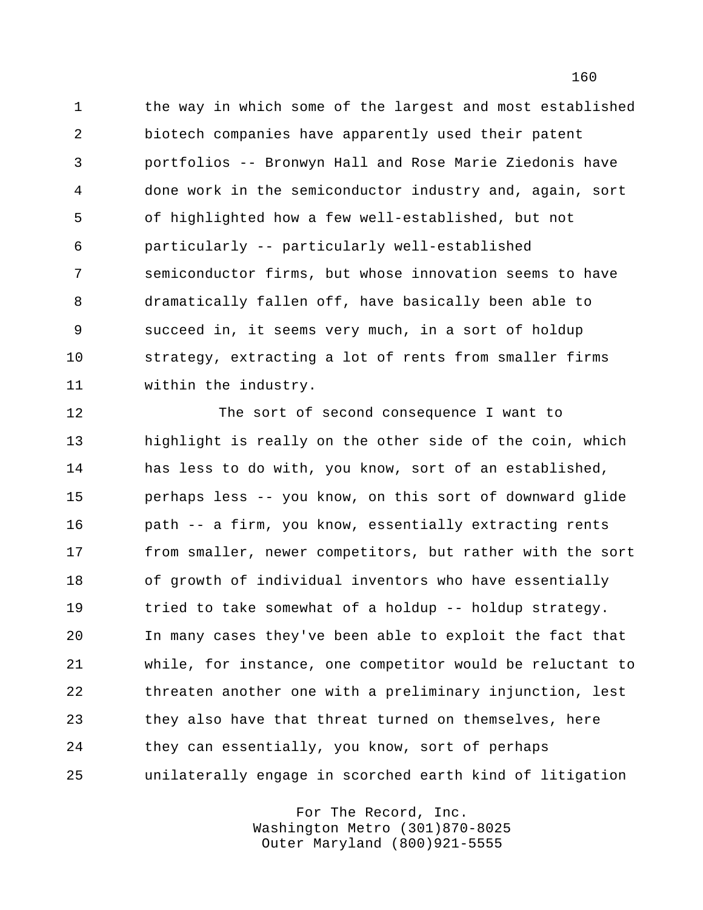the way in which some of the largest and most established biotech companies have apparently used their patent portfolios -- Bronwyn Hall and Rose Marie Ziedonis have done work in the semiconductor industry and, again, sort of highlighted how a few well-established, but not particularly -- particularly well-established semiconductor firms, but whose innovation seems to have dramatically fallen off, have basically been able to succeed in, it seems very much, in a sort of holdup strategy, extracting a lot of rents from smaller firms within the industry.

The sort of second consequence I want to highlight is really on the other side of the coin, which has less to do with, you know, sort of an established, perhaps less -- you know, on this sort of downward glide path -- a firm, you know, essentially extracting rents from smaller, newer competitors, but rather with the sort of growth of individual inventors who have essentially tried to take somewhat of a holdup -- holdup strategy. In many cases they've been able to exploit the fact that while, for instance, one competitor would be reluctant to threaten another one with a preliminary injunction, lest they also have that threat turned on themselves, here they can essentially, you know, sort of perhaps unilaterally engage in scorched earth kind of litigation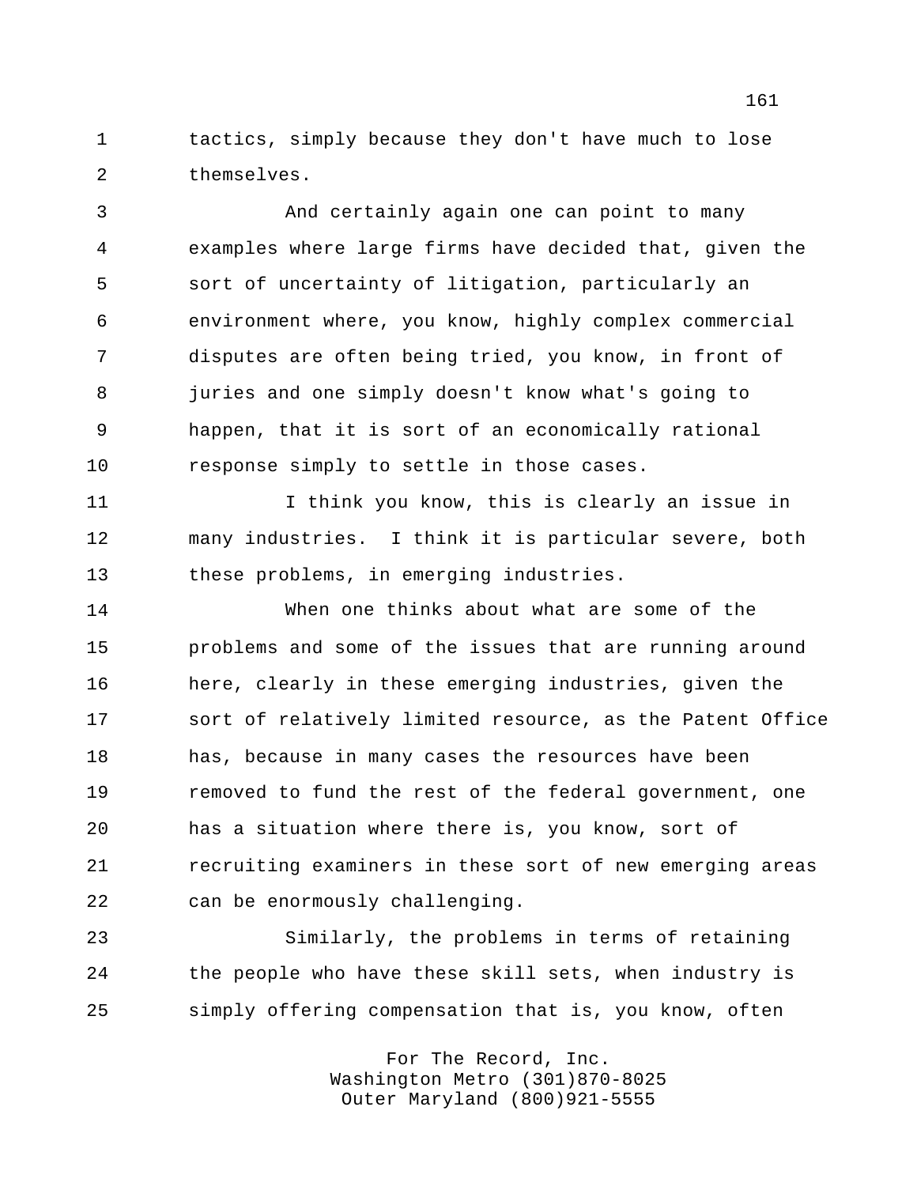tactics, simply because they don't have much to lose themselves.

And certainly again one can point to many examples where large firms have decided that, given the sort of uncertainty of litigation, particularly an environment where, you know, highly complex commercial disputes are often being tried, you know, in front of juries and one simply doesn't know what's going to happen, that it is sort of an economically rational response simply to settle in those cases.

I think you know, this is clearly an issue in many industries. I think it is particular severe, both these problems, in emerging industries.

When one thinks about what are some of the problems and some of the issues that are running around here, clearly in these emerging industries, given the sort of relatively limited resource, as the Patent Office has, because in many cases the resources have been removed to fund the rest of the federal government, one has a situation where there is, you know, sort of recruiting examiners in these sort of new emerging areas can be enormously challenging.

Similarly, the problems in terms of retaining the people who have these skill sets, when industry is simply offering compensation that is, you know, often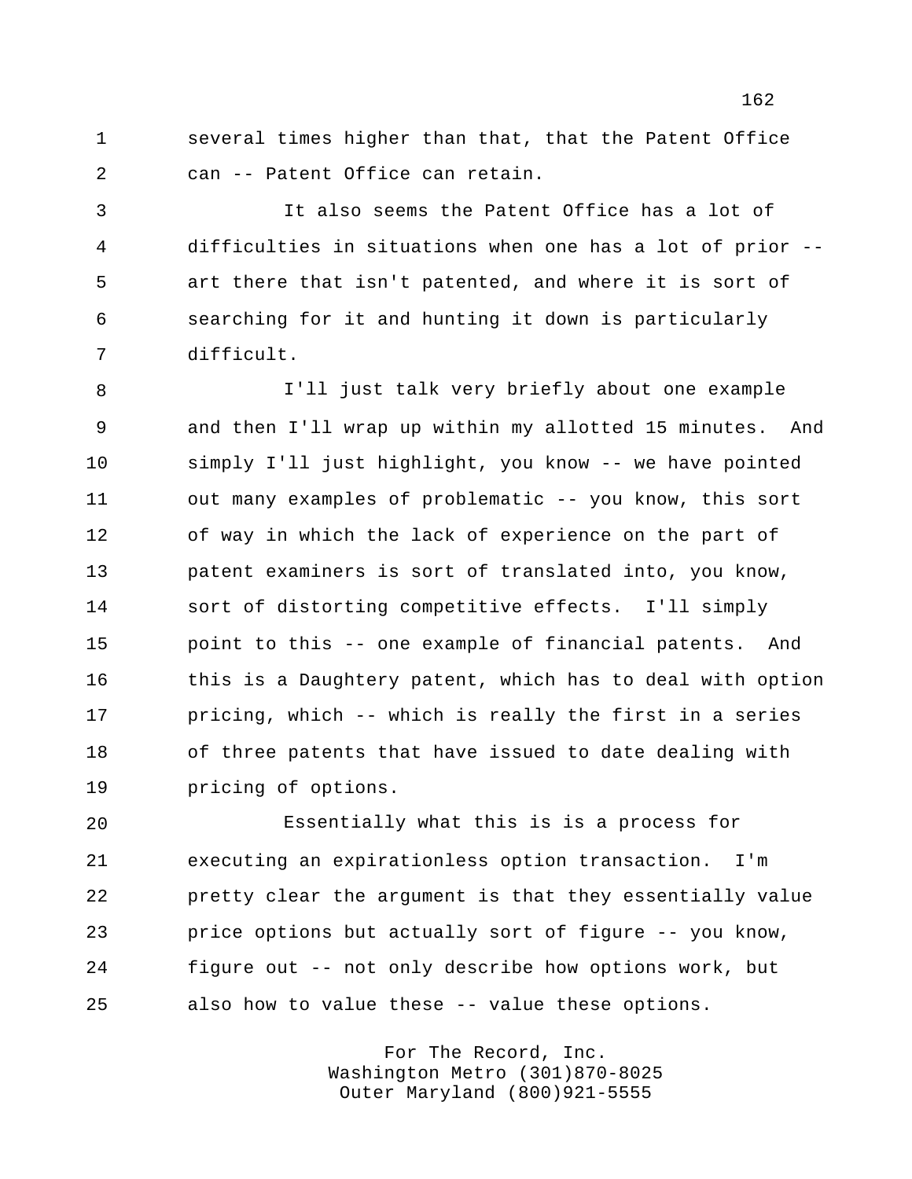several times higher than that, that the Patent Office can -- Patent Office can retain.

It also seems the Patent Office has a lot of difficulties in situations when one has a lot of prior -- art there that isn't patented, and where it is sort of searching for it and hunting it down is particularly difficult.

I'll just talk very briefly about one example and then I'll wrap up within my allotted 15 minutes. And simply I'll just highlight, you know -- we have pointed out many examples of problematic -- you know, this sort of way in which the lack of experience on the part of patent examiners is sort of translated into, you know, sort of distorting competitive effects. I'll simply point to this -- one example of financial patents. And this is a Daughtery patent, which has to deal with option pricing, which -- which is really the first in a series of three patents that have issued to date dealing with pricing of options.

Essentially what this is is a process for executing an expirationless option transaction. I'm pretty clear the argument is that they essentially value price options but actually sort of figure -- you know, figure out -- not only describe how options work, but also how to value these -- value these options.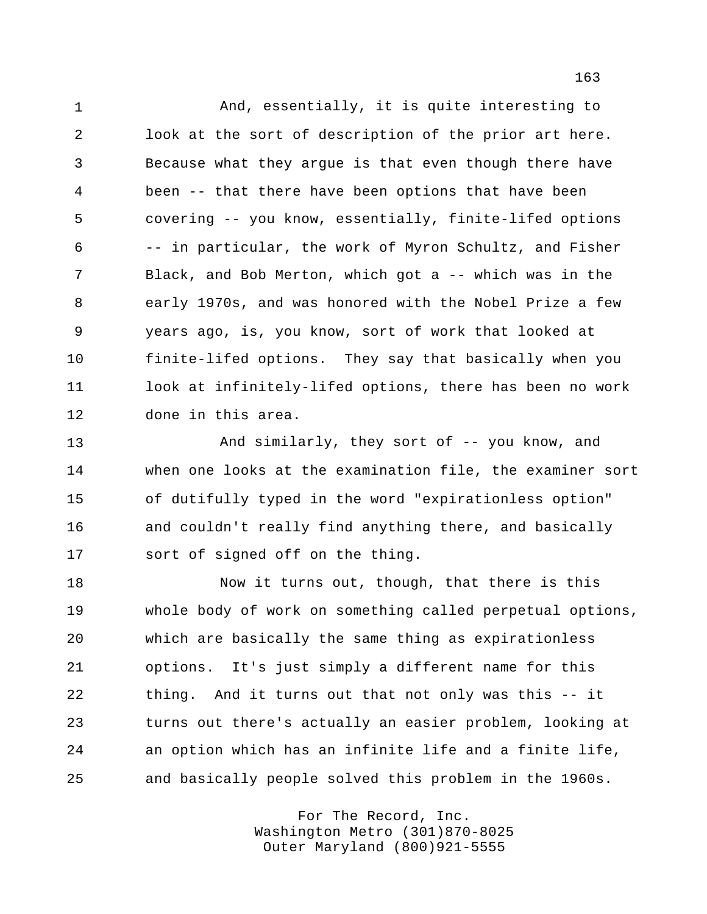And, essentially, it is quite interesting to look at the sort of description of the prior art here. Because what they argue is that even though there have been -- that there have been options that have been covering -- you know, essentially, finite-lifed options -- in particular, the work of Myron Schultz, and Fisher Black, and Bob Merton, which got a -- which was in the early 1970s, and was honored with the Nobel Prize a few years ago, is, you know, sort of work that looked at finite-lifed options. They say that basically when you look at infinitely-lifed options, there has been no work done in this area.

And similarly, they sort of -- you know, and when one looks at the examination file, the examiner sort of dutifully typed in the word "expirationless option" and couldn't really find anything there, and basically sort of signed off on the thing.

Now it turns out, though, that there is this whole body of work on something called perpetual options, which are basically the same thing as expirationless options. It's just simply a different name for this thing. And it turns out that not only was this -- it turns out there's actually an easier problem, looking at an option which has an infinite life and a finite life, and basically people solved this problem in the 1960s.

For The Record, Inc.
Washington Metro (301)870-8025
Outer Maryland (800)921-5555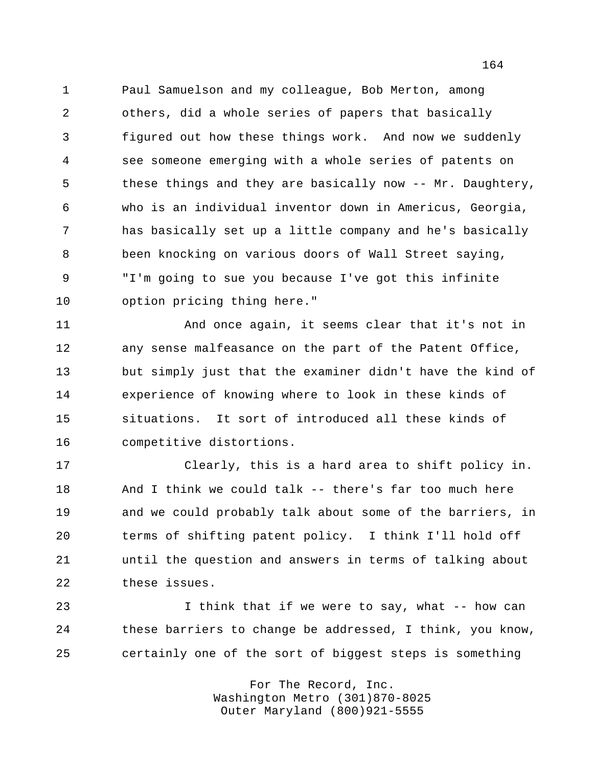Paul Samuelson and my colleague, Bob Merton, among others, did a whole series of papers that basically figured out how these things work. And now we suddenly see someone emerging with a whole series of patents on these things and they are basically now -- Mr. Daughtery, who is an individual inventor down in Americus, Georgia, has basically set up a little company and he's basically been knocking on various doors of Wall Street saying, "I'm going to sue you because I've got this infinite option pricing thing here."

And once again, it seems clear that it's not in any sense malfeasance on the part of the Patent Office, but simply just that the examiner didn't have the kind of experience of knowing where to look in these kinds of situations. It sort of introduced all these kinds of competitive distortions.

Clearly, this is a hard area to shift policy in. And I think we could talk -- there's far too much here and we could probably talk about some of the barriers, in terms of shifting patent policy. I think I'll hold off until the question and answers in terms of talking about these issues.

I think that if we were to say, what -- how can these barriers to change be addressed, I think, you know, certainly one of the sort of biggest steps is something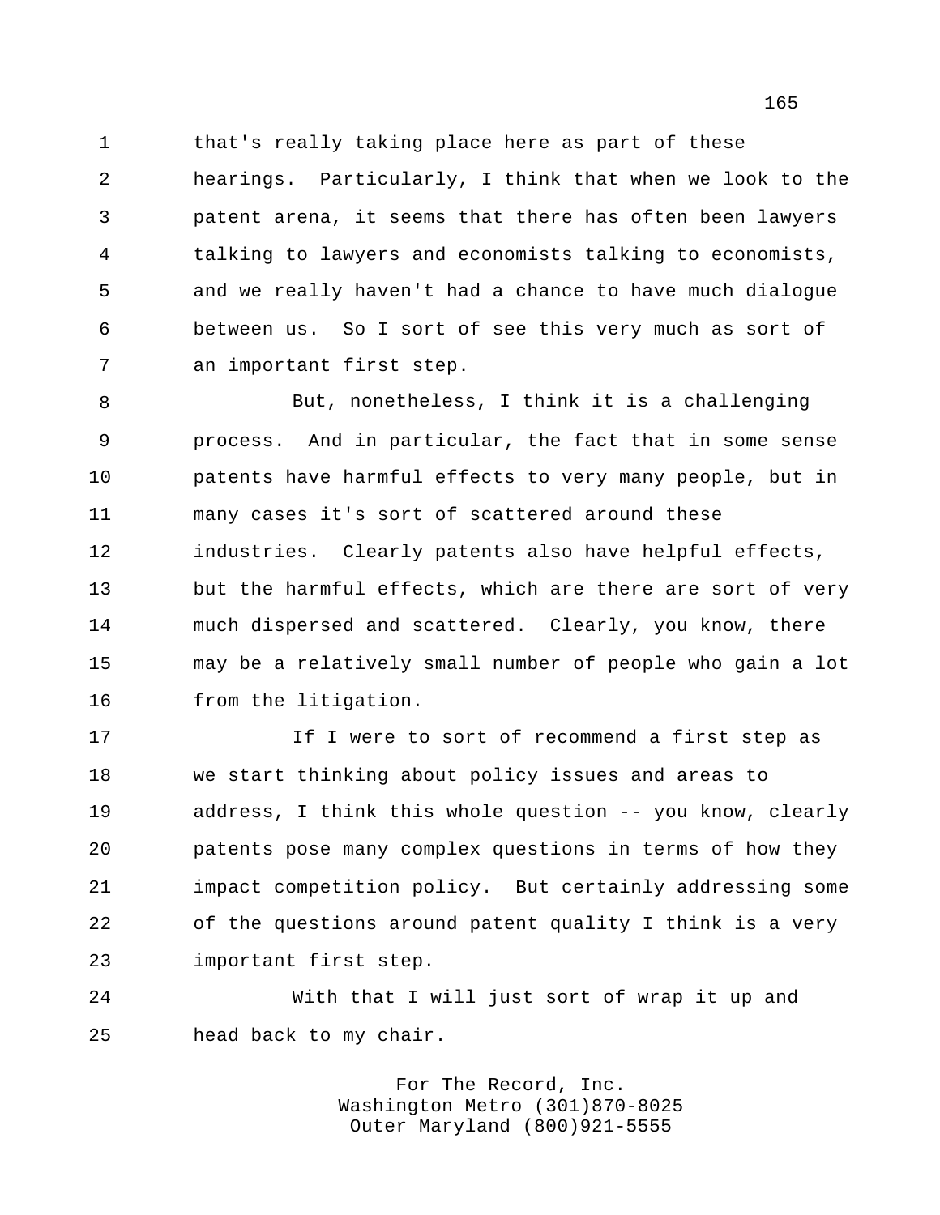that's really taking place here as part of these hearings. Particularly, I think that when we look to the patent arena, it seems that there has often been lawyers talking to lawyers and economists talking to economists, and we really haven't had a chance to have much dialogue between us. So I sort of see this very much as sort of an important first step.

But, nonetheless, I think it is a challenging process. And in particular, the fact that in some sense patents have harmful effects to very many people, but in many cases it's sort of scattered around these industries. Clearly patents also have helpful effects, but the harmful effects, which are there are sort of very much dispersed and scattered. Clearly, you know, there may be a relatively small number of people who gain a lot from the litigation.

If I were to sort of recommend a first step as we start thinking about policy issues and areas to address, I think this whole question -- you know, clearly patents pose many complex questions in terms of how they impact competition policy. But certainly addressing some of the questions around patent quality I think is a very important first step.

With that I will just sort of wrap it up and head back to my chair.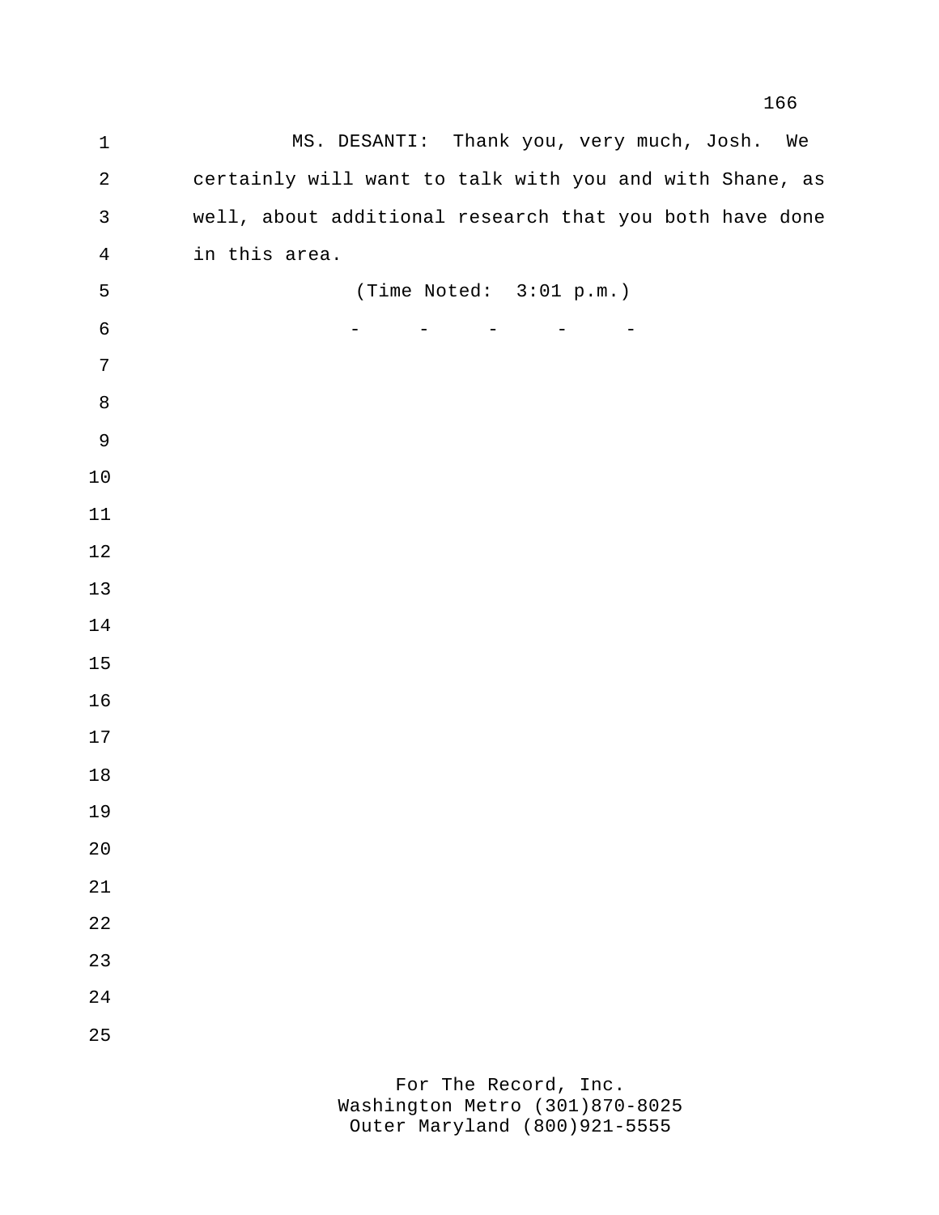MS. DESANTI: Thank you, very much, Josh. We certainly will want to talk with you and with Shane, as well, about additional research that you both have done in this area.

(Time Noted: 3:01 p.m.)

- - - - -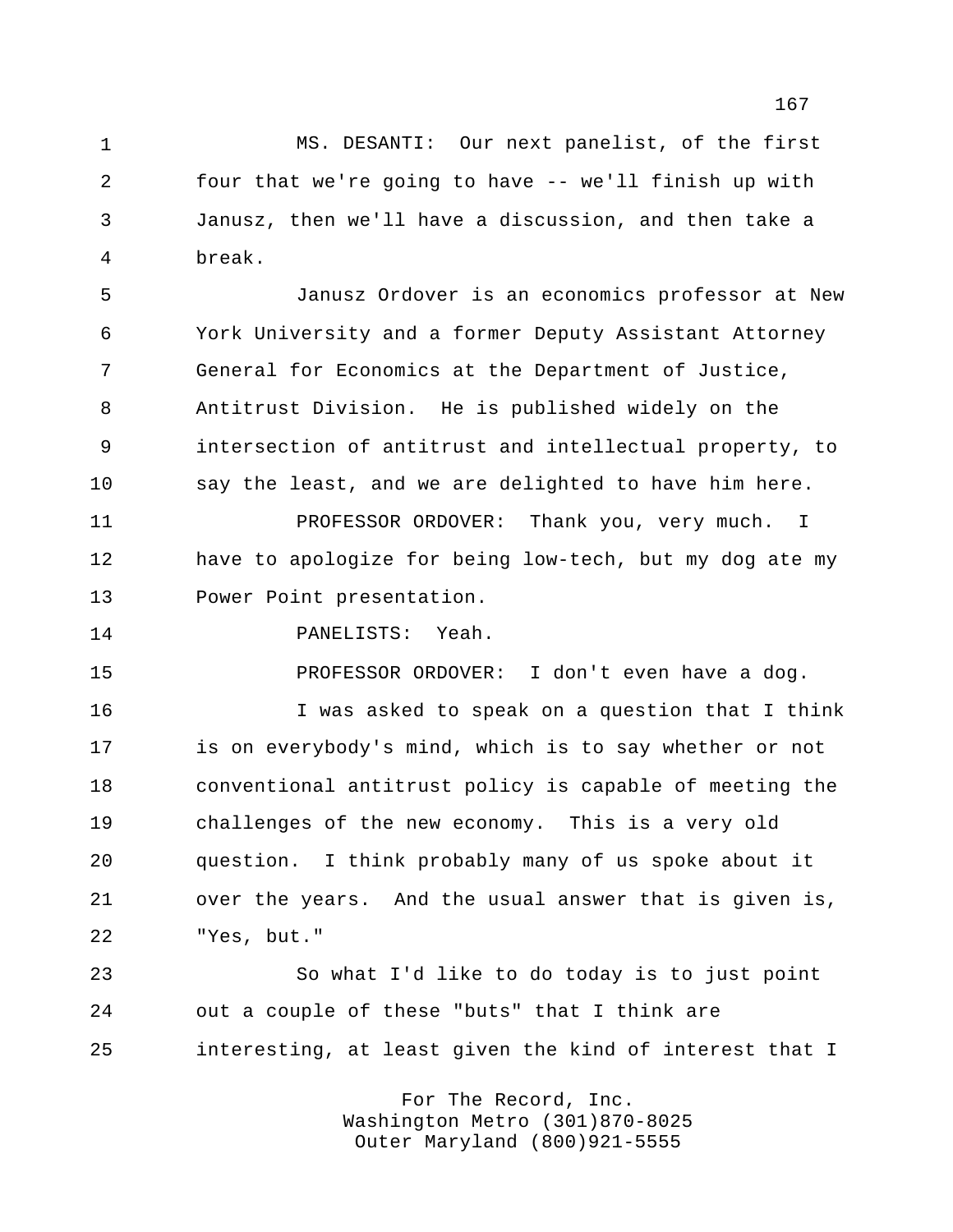MS. DESANTI: Our next panelist, of the first four that we're going to have -- we'll finish up with Janusz, then we'll have a discussion, and then take a break.

Janusz Ordover is an economics professor at New York University and a former Deputy Assistant Attorney General for Economics at the Department of Justice, Antitrust Division. He is published widely on the intersection of antitrust and intellectual property, to say the least, and we are delighted to have him here.

PROFESSOR ORDOVER: Thank you, very much. I have to apologize for being low-tech, but my dog ate my Power Point presentation.

PANELISTS: Yeah.

PROFESSOR ORDOVER: I don't even have a dog.

I was asked to speak on a question that I think is on everybody's mind, which is to say whether or not conventional antitrust policy is capable of meeting the challenges of the new economy. This is a very old question. I think probably many of us spoke about it over the years. And the usual answer that is given is, "Yes, but."

So what I'd like to do today is to just point out a couple of these "buts" that I think are interesting, at least given the kind of interest that I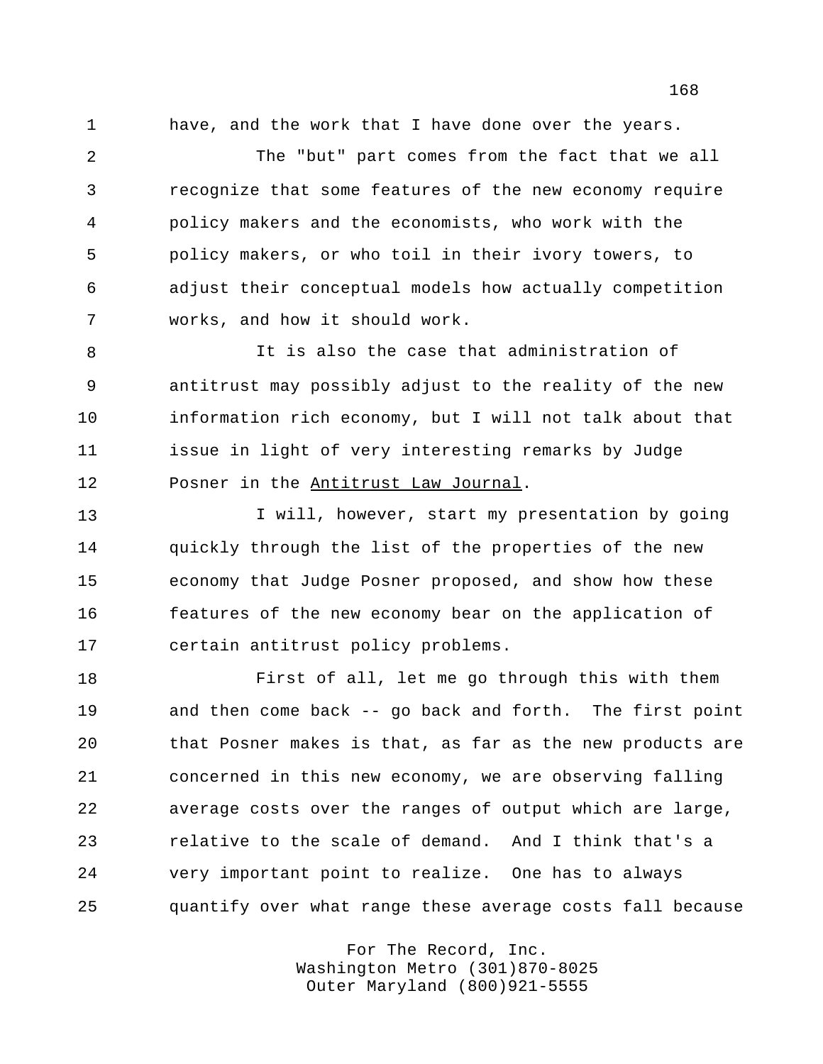have, and the work that I have done over the years.

The "but" part comes from the fact that we all recognize that some features of the new economy require policy makers and the economists, who work with the policy makers, or who toil in their ivory towers, to adjust their conceptual models how actually competition works, and how it should work.

It is also the case that administration of antitrust may possibly adjust to the reality of the new information rich economy, but I will not talk about that issue in light of very interesting remarks by Judge Posner in the Antitrust Law Journal.

I will, however, start my presentation by going quickly through the list of the properties of the new economy that Judge Posner proposed, and show how these features of the new economy bear on the application of certain antitrust policy problems.

First of all, let me go through this with them and then come back -- go back and forth. The first point that Posner makes is that, as far as the new products are concerned in this new economy, we are observing falling average costs over the ranges of output which are large, relative to the scale of demand. And I think that's a very important point to realize. One has to always quantify over what range these average costs fall because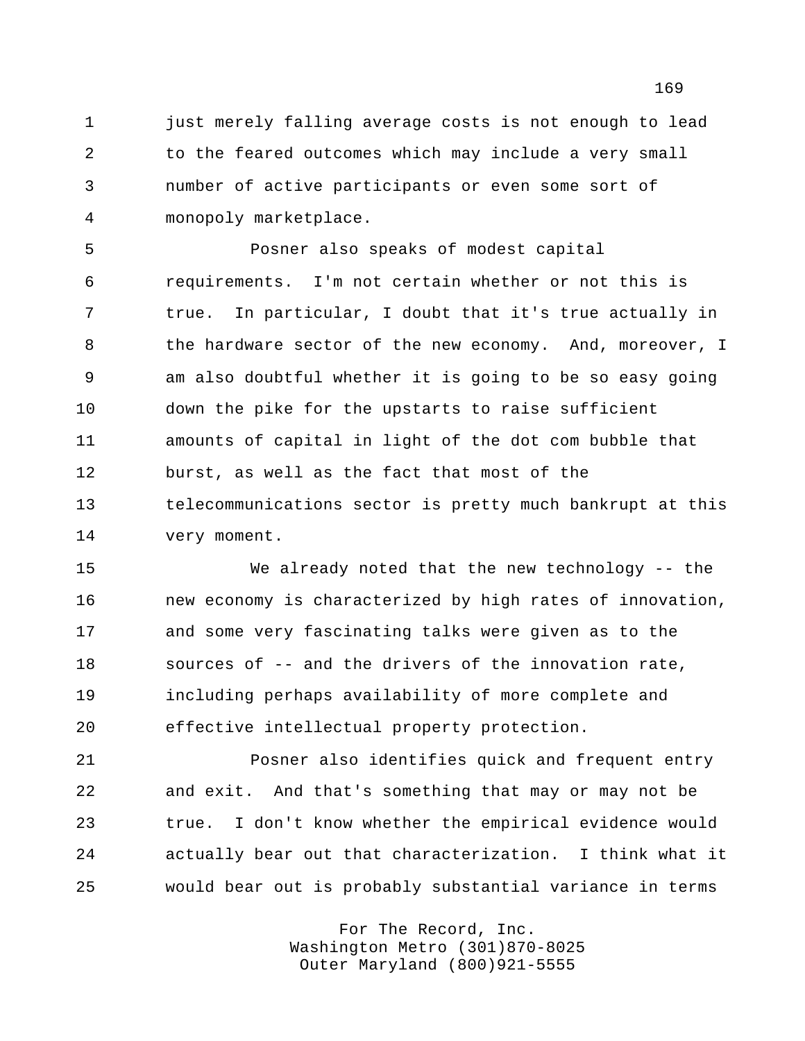just merely falling average costs is not enough to lead to the feared outcomes which may include a very small number of active participants or even some sort of monopoly marketplace.

Posner also speaks of modest capital requirements. I'm not certain whether or not this is true. In particular, I doubt that it's true actually in the hardware sector of the new economy. And, moreover, I am also doubtful whether it is going to be so easy going down the pike for the upstarts to raise sufficient amounts of capital in light of the dot com bubble that burst, as well as the fact that most of the telecommunications sector is pretty much bankrupt at this very moment.

We already noted that the new technology -- the new economy is characterized by high rates of innovation, and some very fascinating talks were given as to the sources of -- and the drivers of the innovation rate, including perhaps availability of more complete and effective intellectual property protection.

Posner also identifies quick and frequent entry and exit. And that's something that may or may not be true. I don't know whether the empirical evidence would actually bear out that characterization. I think what it would bear out is probably substantial variance in terms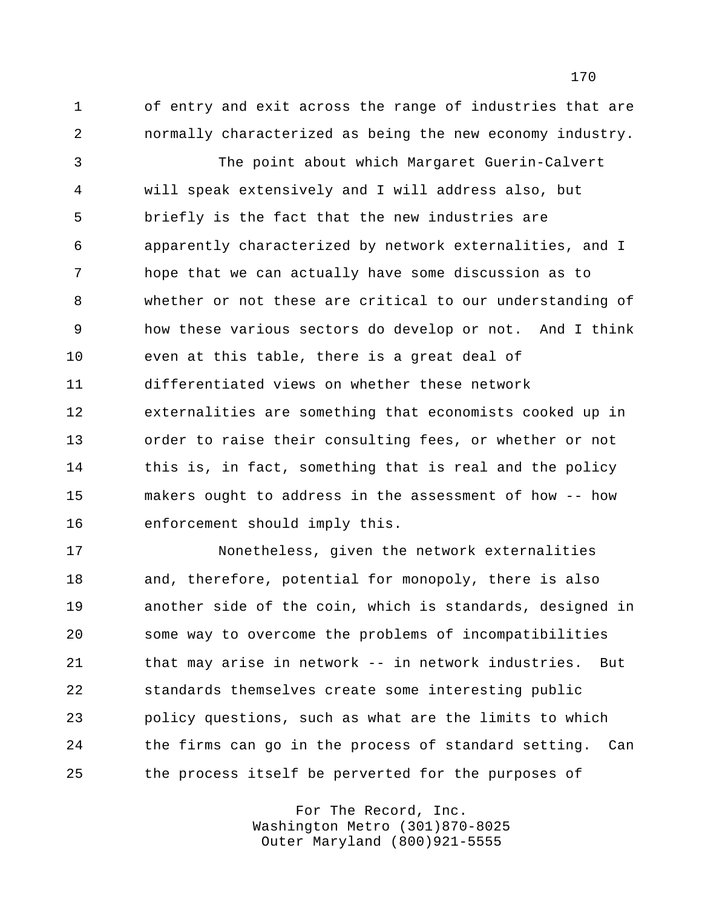of entry and exit across the range of industries that are normally characterized as being the new economy industry.

The point about which Margaret Guerin-Calvert will speak extensively and I will address also, but briefly is the fact that the new industries are apparently characterized by network externalities, and I hope that we can actually have some discussion as to whether or not these are critical to our understanding of how these various sectors do develop or not. And I think even at this table, there is a great deal of differentiated views on whether these network externalities are something that economists cooked up in order to raise their consulting fees, or whether or not this is, in fact, something that is real and the policy makers ought to address in the assessment of how -- how enforcement should imply this.

Nonetheless, given the network externalities and, therefore, potential for monopoly, there is also another side of the coin, which is standards, designed in some way to overcome the problems of incompatibilities that may arise in network -- in network industries. But standards themselves create some interesting public policy questions, such as what are the limits to which the firms can go in the process of standard setting. Can the process itself be perverted for the purposes of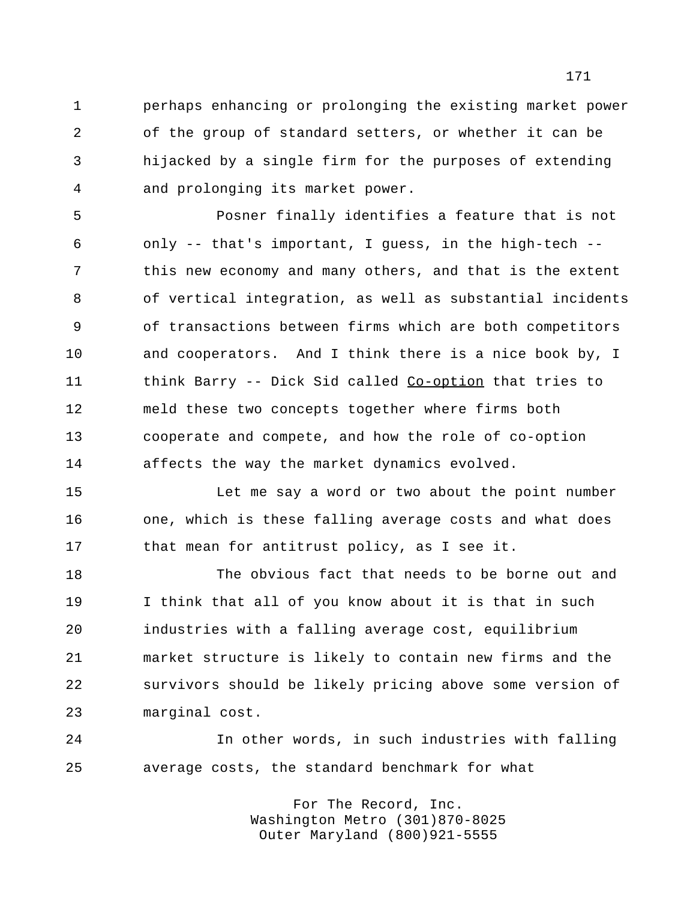perhaps enhancing or prolonging the existing market power of the group of standard setters, or whether it can be hijacked by a single firm for the purposes of extending and prolonging its market power.

Posner finally identifies a feature that is not only -- that's important, I guess, in the high-tech -- this new economy and many others, and that is the extent of vertical integration, as well as substantial incidents of transactions between firms which are both competitors and cooperators. And I think there is a nice book by, I think Barry -- Dick Sid called Co-option that tries to meld these two concepts together where firms both cooperate and compete, and how the role of co-option affects the way the market dynamics evolved.

Let me say a word or two about the point number one, which is these falling average costs and what does that mean for antitrust policy, as I see it.

The obvious fact that needs to be borne out and I think that all of you know about it is that in such industries with a falling average cost, equilibrium market structure is likely to contain new firms and the survivors should be likely pricing above some version of marginal cost.

In other words, in such industries with falling average costs, the standard benchmark for what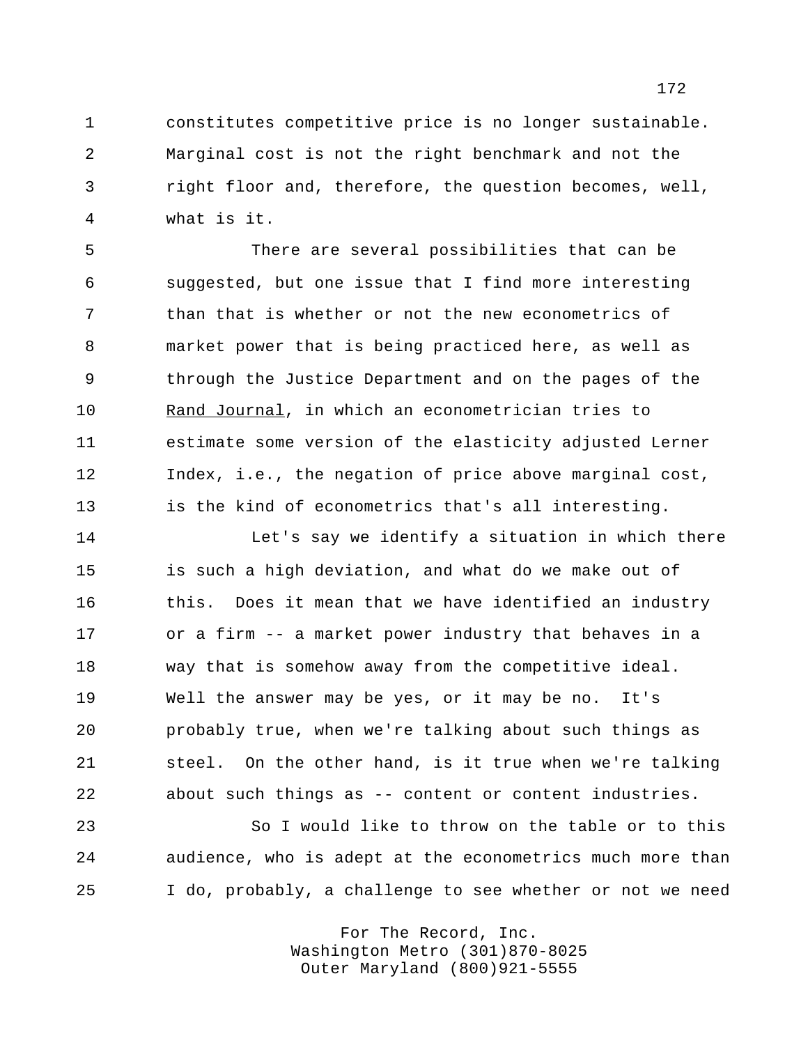constitutes competitive price is no longer sustainable. Marginal cost is not the right benchmark and not the right floor and, therefore, the question becomes, well, what is it.

There are several possibilities that can be suggested, but one issue that I find more interesting than that is whether or not the new econometrics of market power that is being practiced here, as well as through the Justice Department and on the pages of the Rand Journal, in which an econometrician tries to estimate some version of the elasticity adjusted Lerner Index, i.e., the negation of price above marginal cost, is the kind of econometrics that's all interesting.

Let's say we identify a situation in which there is such a high deviation, and what do we make out of this. Does it mean that we have identified an industry or a firm -- a market power industry that behaves in a way that is somehow away from the competitive ideal. Well the answer may be yes, or it may be no. It's probably true, when we're talking about such things as steel. On the other hand, is it true when we're talking about such things as -- content or content industries.

So I would like to throw on the table or to this audience, who is adept at the econometrics much more than I do, probably, a challenge to see whether or not we need

For The Record, Inc.
Washington Metro (301)870-8025
Outer Maryland (800)921-5555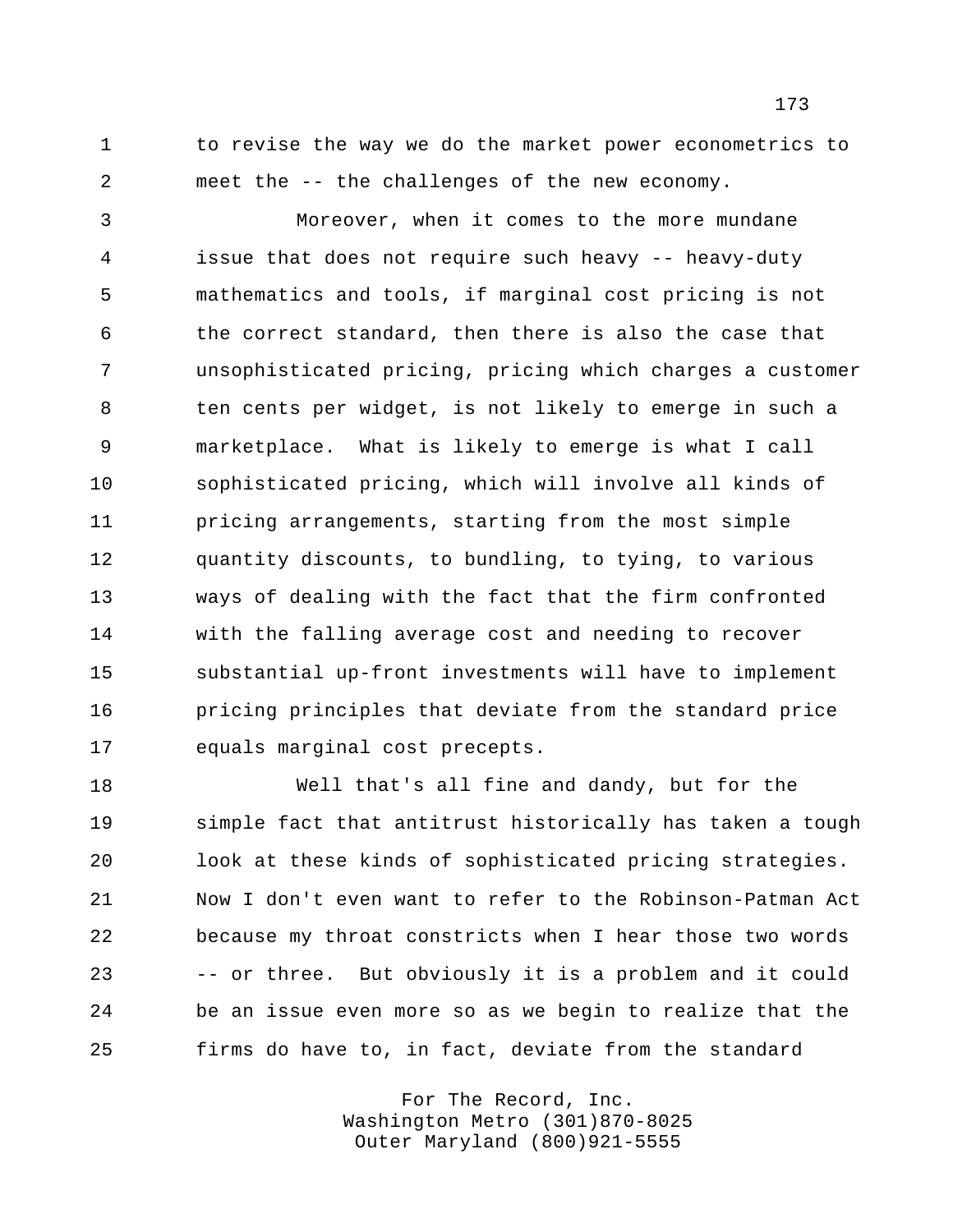to revise the way we do the market power econometrics to meet the -- the challenges of the new economy.

Moreover, when it comes to the more mundane issue that does not require such heavy -- heavy-duty mathematics and tools, if marginal cost pricing is not the correct standard, then there is also the case that unsophisticated pricing, pricing which charges a customer ten cents per widget, is not likely to emerge in such a marketplace. What is likely to emerge is what I call sophisticated pricing, which will involve all kinds of pricing arrangements, starting from the most simple quantity discounts, to bundling, to tying, to various ways of dealing with the fact that the firm confronted with the falling average cost and needing to recover substantial up-front investments will have to implement pricing principles that deviate from the standard price equals marginal cost precepts.

Well that's all fine and dandy, but for the simple fact that antitrust historically has taken a tough look at these kinds of sophisticated pricing strategies. Now I don't even want to refer to the Robinson-Patman Act because my throat constricts when I hear those two words -- or three. But obviously it is a problem and it could be an issue even more so as we begin to realize that the firms do have to, in fact, deviate from the standard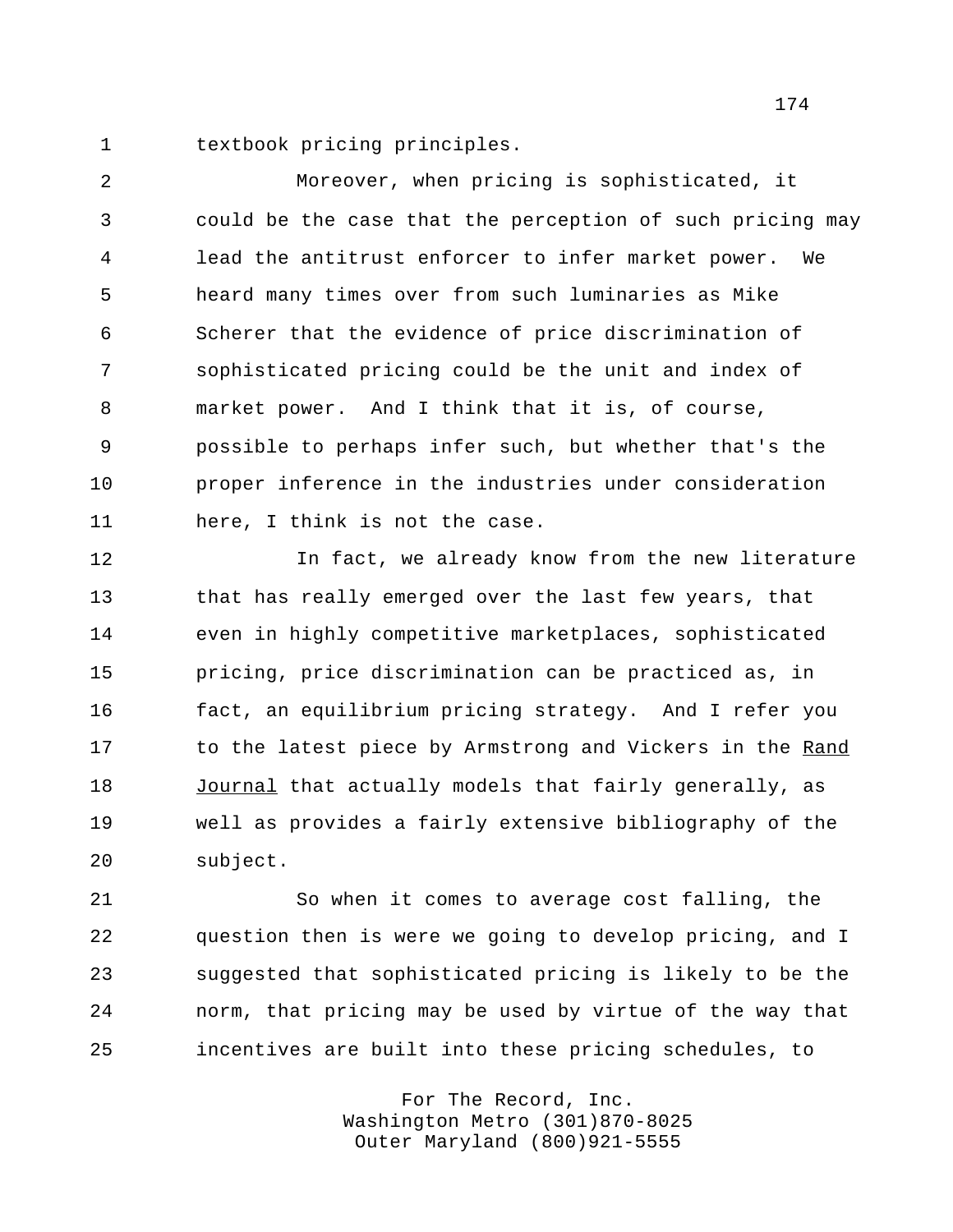textbook pricing principles.

Moreover, when pricing is sophisticated, it could be the case that the perception of such pricing may lead the antitrust enforcer to infer market power. We heard many times over from such luminaries as Mike Scherer that the evidence of price discrimination of sophisticated pricing could be the unit and index of market power. And I think that it is, of course, possible to perhaps infer such, but whether that's the proper inference in the industries under consideration here, I think is not the case.

In fact, we already know from the new literature that has really emerged over the last few years, that even in highly competitive marketplaces, sophisticated pricing, price discrimination can be practiced as, in fact, an equilibrium pricing strategy. And I refer you to the latest piece by Armstrong and Vickers in the Rand Journal that actually models that fairly generally, as well as provides a fairly extensive bibliography of the subject.

So when it comes to average cost falling, the question then is were we going to develop pricing, and I suggested that sophisticated pricing is likely to be the norm, that pricing may be used by virtue of the way that incentives are built into these pricing schedules, to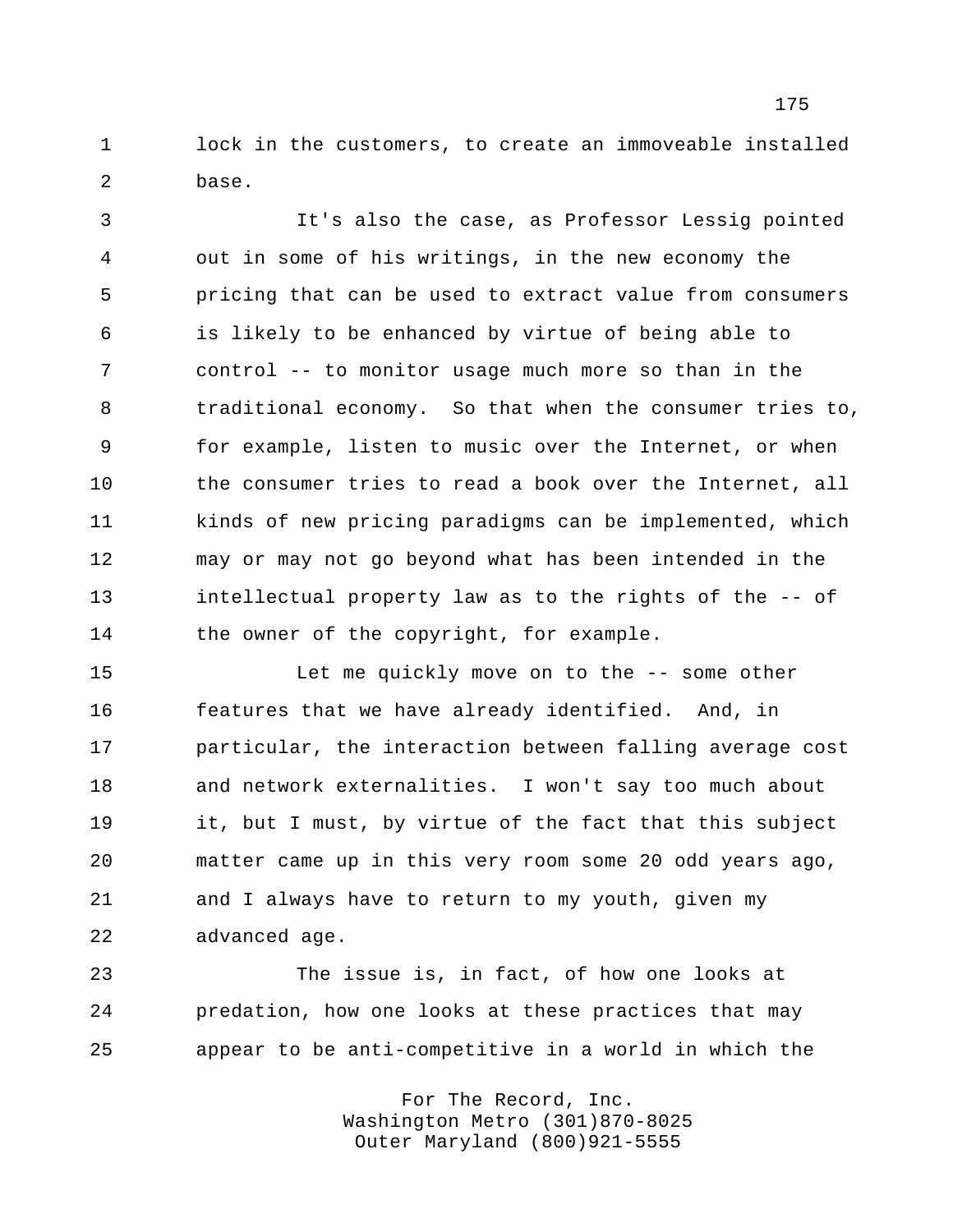lock in the customers, to create an immoveable installed base.

It's also the case, as Professor Lessig pointed out in some of his writings, in the new economy the pricing that can be used to extract value from consumers is likely to be enhanced by virtue of being able to control -- to monitor usage much more so than in the traditional economy. So that when the consumer tries to, for example, listen to music over the Internet, or when the consumer tries to read a book over the Internet, all kinds of new pricing paradigms can be implemented, which may or may not go beyond what has been intended in the intellectual property law as to the rights of the -- of the owner of the copyright, for example.

Let me quickly move on to the -- some other features that we have already identified. And, in particular, the interaction between falling average cost and network externalities. I won't say too much about it, but I must, by virtue of the fact that this subject matter came up in this very room some 20 odd years ago, and I always have to return to my youth, given my advanced age.

The issue is, in fact, of how one looks at predation, how one looks at these practices that may appear to be anti-competitive in a world in which the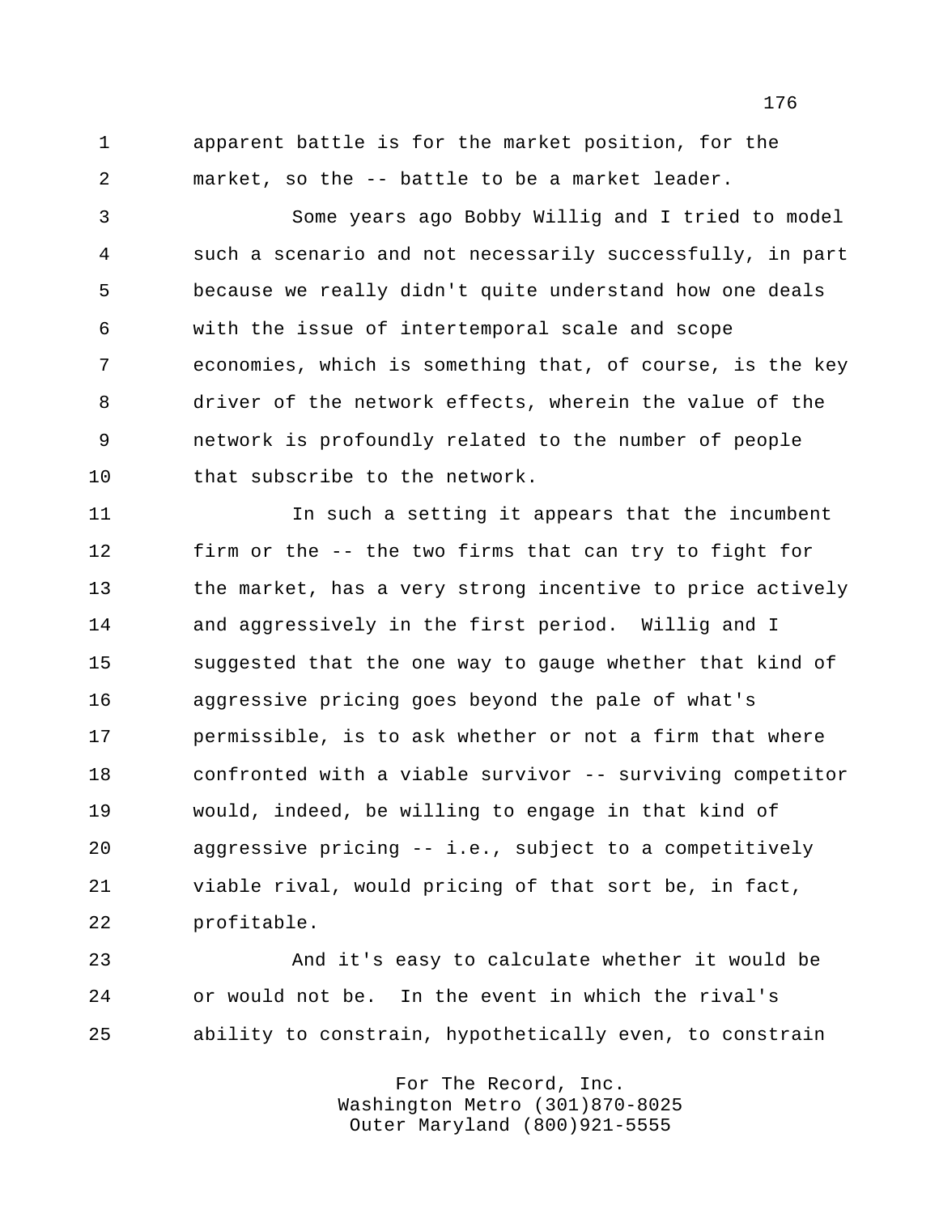apparent battle is for the market position, for the market, so the -- battle to be a market leader.

Some years ago Bobby Willig and I tried to model such a scenario and not necessarily successfully, in part because we really didn't quite understand how one deals with the issue of intertemporal scale and scope economies, which is something that, of course, is the key driver of the network effects, wherein the value of the network is profoundly related to the number of people that subscribe to the network.

In such a setting it appears that the incumbent firm or the -- the two firms that can try to fight for the market, has a very strong incentive to price actively and aggressively in the first period. Willig and I suggested that the one way to gauge whether that kind of aggressive pricing goes beyond the pale of what's permissible, is to ask whether or not a firm that where confronted with a viable survivor -- surviving competitor would, indeed, be willing to engage in that kind of aggressive pricing -- i.e., subject to a competitively viable rival, would pricing of that sort be, in fact, profitable.

And it's easy to calculate whether it would be or would not be. In the event in which the rival's ability to constrain, hypothetically even, to constrain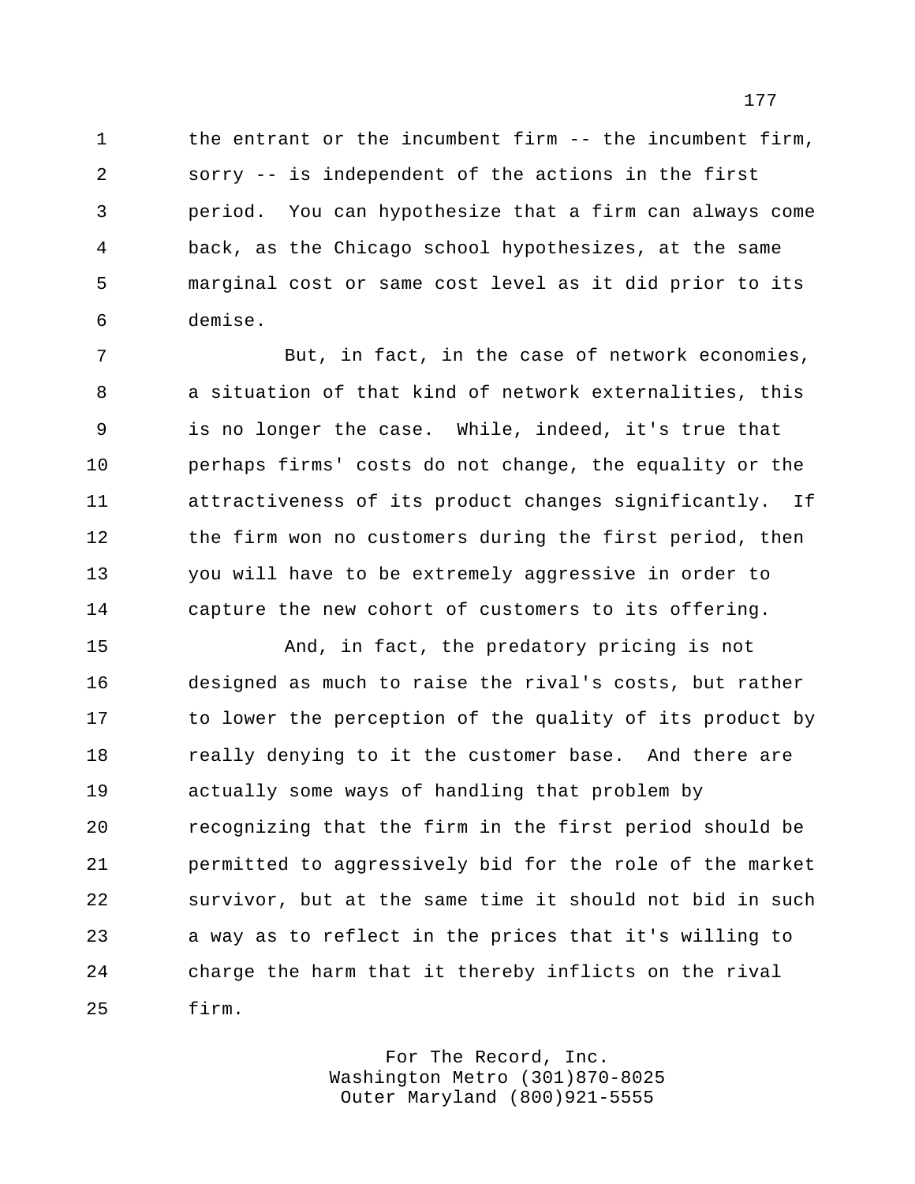the entrant or the incumbent firm -- the incumbent firm, sorry -- is independent of the actions in the first period. You can hypothesize that a firm can always come back, as the Chicago school hypothesizes, at the same marginal cost or same cost level as it did prior to its demise.

But, in fact, in the case of network economies, a situation of that kind of network externalities, this is no longer the case. While, indeed, it's true that perhaps firms' costs do not change, the equality or the attractiveness of its product changes significantly. If the firm won no customers during the first period, then you will have to be extremely aggressive in order to capture the new cohort of customers to its offering.

And, in fact, the predatory pricing is not designed as much to raise the rival's costs, but rather to lower the perception of the quality of its product by really denying to it the customer base. And there are actually some ways of handling that problem by recognizing that the firm in the first period should be permitted to aggressively bid for the role of the market survivor, but at the same time it should not bid in such a way as to reflect in the prices that it's willing to charge the harm that it thereby inflicts on the rival firm.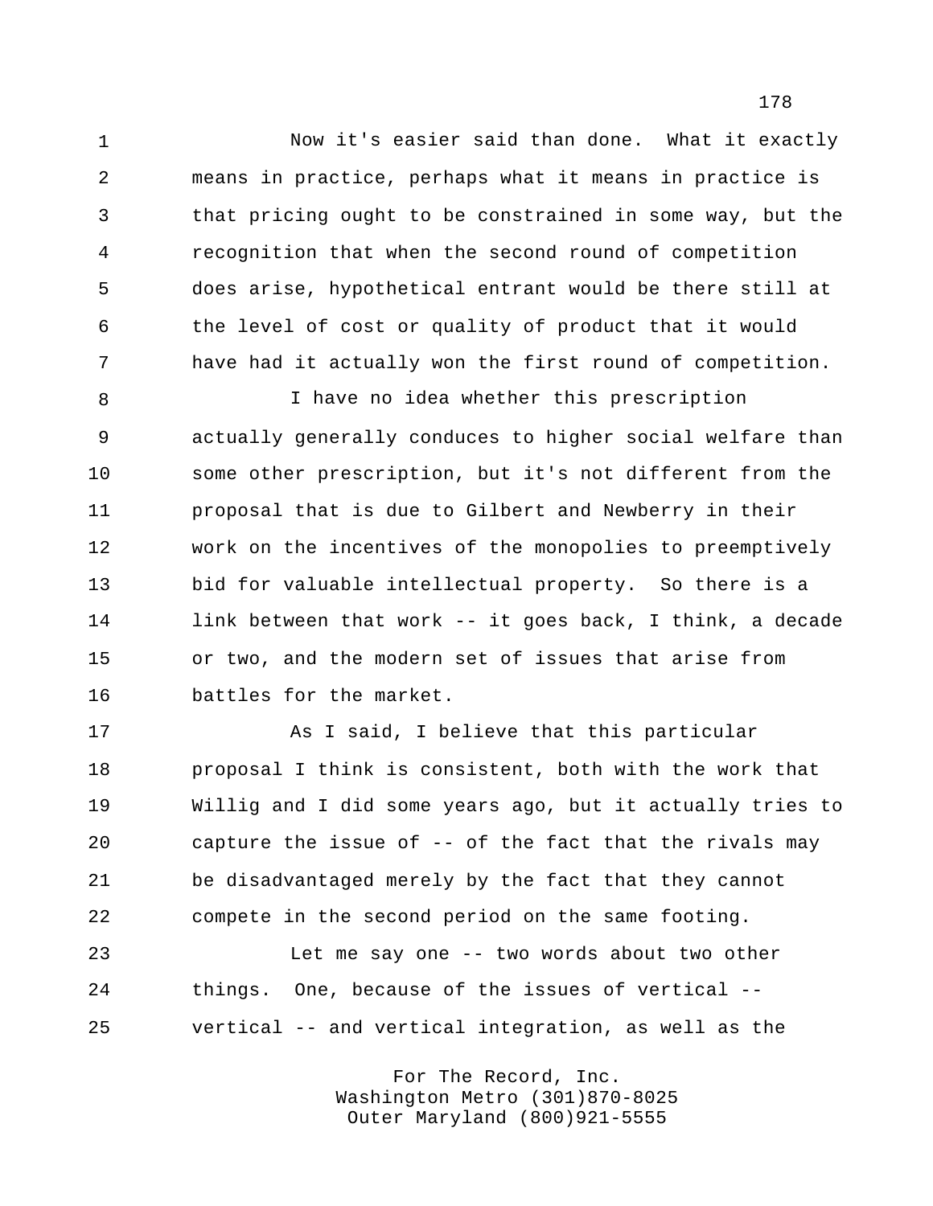Now it's easier said than done. What it exactly means in practice, perhaps what it means in practice is that pricing ought to be constrained in some way, but the recognition that when the second round of competition does arise, hypothetical entrant would be there still at the level of cost or quality of product that it would have had it actually won the first round of competition.

I have no idea whether this prescription actually generally conduces to higher social welfare than some other prescription, but it's not different from the proposal that is due to Gilbert and Newberry in their work on the incentives of the monopolies to preemptively bid for valuable intellectual property. So there is a link between that work -- it goes back, I think, a decade or two, and the modern set of issues that arise from battles for the market.

As I said, I believe that this particular proposal I think is consistent, both with the work that Willig and I did some years ago, but it actually tries to capture the issue of -- of the fact that the rivals may be disadvantaged merely by the fact that they cannot compete in the second period on the same footing.

Let me say one -- two words about two other things. One, because of the issues of vertical -- vertical -- and vertical integration, as well as the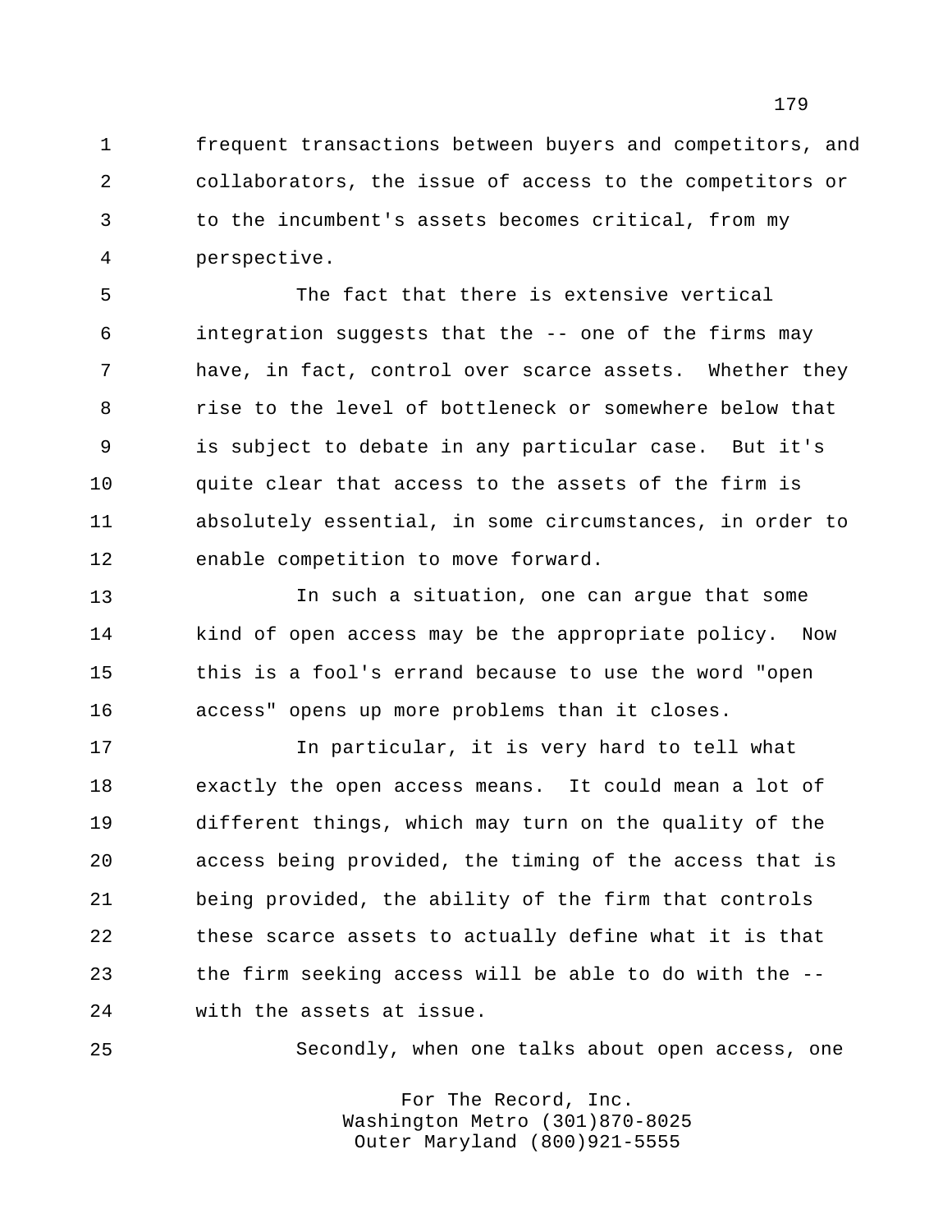frequent transactions between buyers and competitors, and collaborators, the issue of access to the competitors or to the incumbent's assets becomes critical, from my perspective.

The fact that there is extensive vertical integration suggests that the -- one of the firms may have, in fact, control over scarce assets. Whether they rise to the level of bottleneck or somewhere below that is subject to debate in any particular case. But it's quite clear that access to the assets of the firm is absolutely essential, in some circumstances, in order to enable competition to move forward.

In such a situation, one can argue that some kind of open access may be the appropriate policy. Now this is a fool's errand because to use the word "open access" opens up more problems than it closes.

In particular, it is very hard to tell what exactly the open access means. It could mean a lot of different things, which may turn on the quality of the access being provided, the timing of the access that is being provided, the ability of the firm that controls these scarce assets to actually define what it is that the firm seeking access will be able to do with the -- with the assets at issue.

Secondly, when one talks about open access, one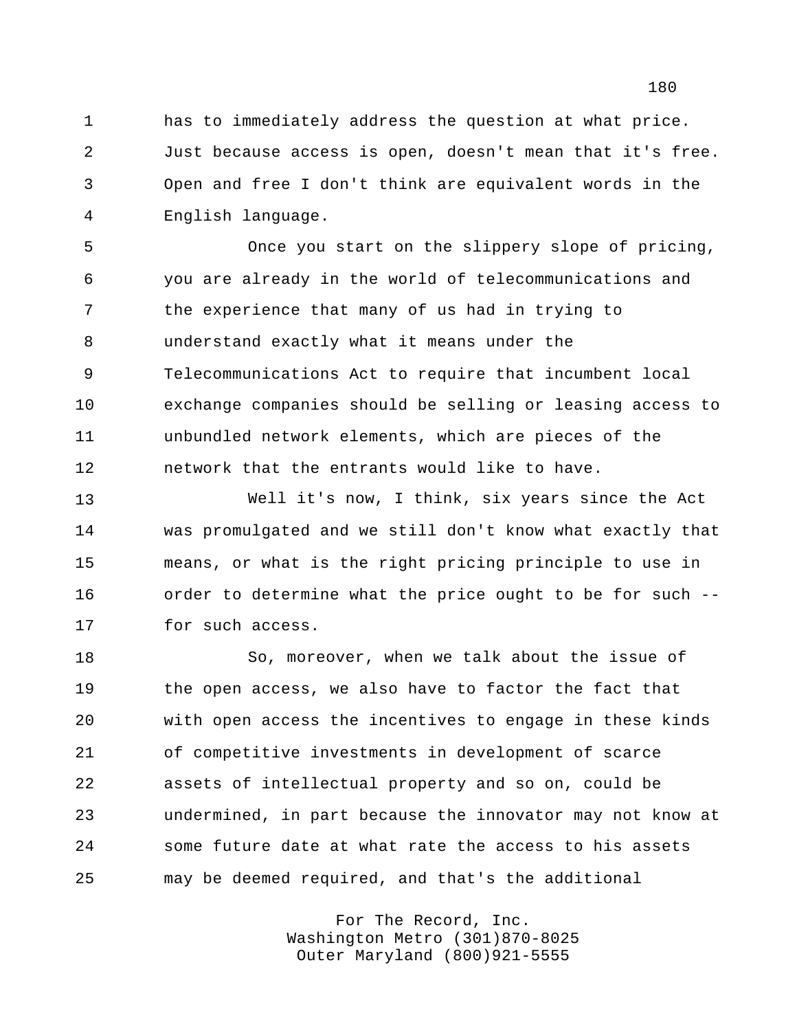has to immediately address the question at what price. Just because access is open, doesn't mean that it's free. Open and free I don't think are equivalent words in the English language.

Once you start on the slippery slope of pricing, you are already in the world of telecommunications and the experience that many of us had in trying to understand exactly what it means under the Telecommunications Act to require that incumbent local exchange companies should be selling or leasing access to unbundled network elements, which are pieces of the network that the entrants would like to have.

Well it's now, I think, six years since the Act was promulgated and we still don't know what exactly that means, or what is the right pricing principle to use in order to determine what the price ought to be for such -- for such access.

So, moreover, when we talk about the issue of the open access, we also have to factor the fact that with open access the incentives to engage in these kinds of competitive investments in development of scarce assets of intellectual property and so on, could be undermined, in part because the innovator may not know at some future date at what rate the access to his assets may be deemed required, and that's the additional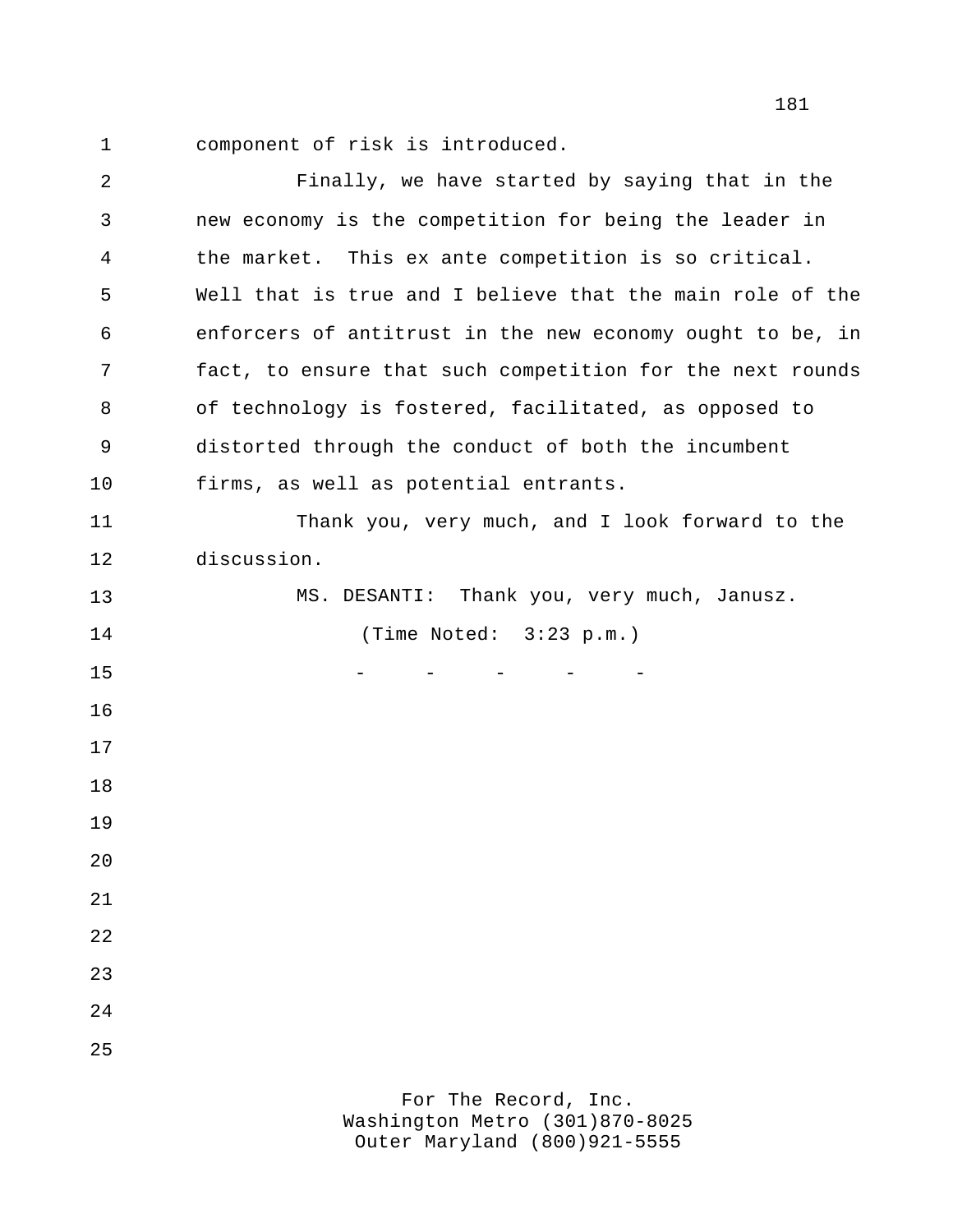component of risk is introduced.

Finally, we have started by saying that in the new economy is the competition for being the leader in the market. This ex ante competition is so critical. Well that is true and I believe that the main role of the enforcers of antitrust in the new economy ought to be, in fact, to ensure that such competition for the next rounds of technology is fostered, facilitated, as opposed to distorted through the conduct of both the incumbent firms, as well as potential entrants.

Thank you, very much, and I look forward to the discussion.

MS. DESANTI: Thank you, very much, Janusz.

(Time Noted: 3:23 p.m.)

\- - - - -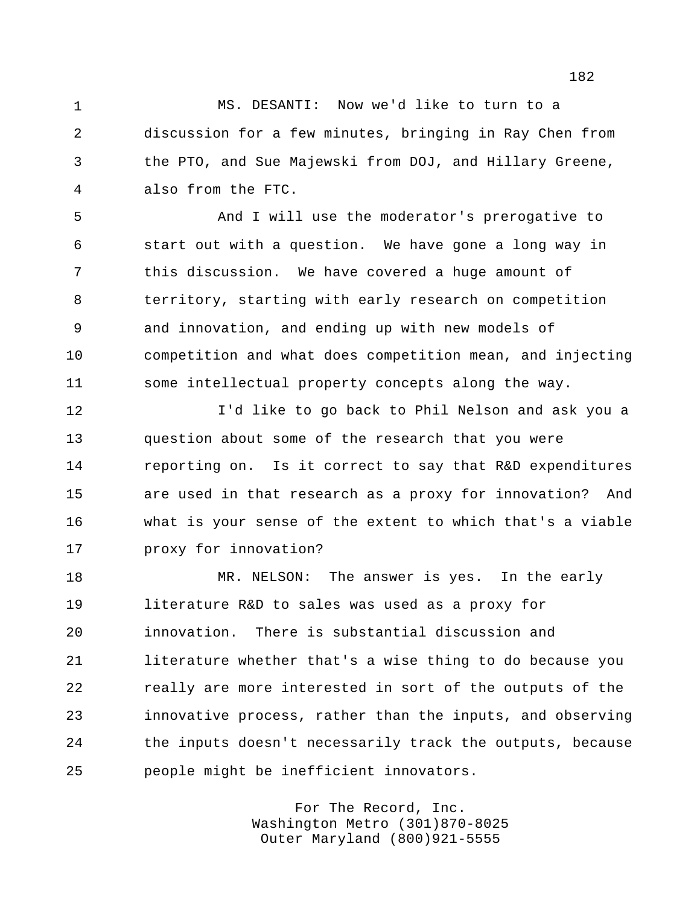MS. DESANTI: Now we'd like to turn to a discussion for a few minutes, bringing in Ray Chen from the PTO, and Sue Majewski from DOJ, and Hillary Greene, also from the FTC.

And I will use the moderator's prerogative to start out with a question. We have gone a long way in this discussion. We have covered a huge amount of territory, starting with early research on competition and innovation, and ending up with new models of competition and what does competition mean, and injecting some intellectual property concepts along the way.

I'd like to go back to Phil Nelson and ask you a question about some of the research that you were reporting on. Is it correct to say that R&D expenditures are used in that research as a proxy for innovation? And what is your sense of the extent to which that's a viable proxy for innovation?

MR. NELSON: The answer is yes. In the early literature R&D to sales was used as a proxy for innovation. There is substantial discussion and literature whether that's a wise thing to do because you really are more interested in sort of the outputs of the innovative process, rather than the inputs, and observing the inputs doesn't necessarily track the outputs, because people might be inefficient innovators.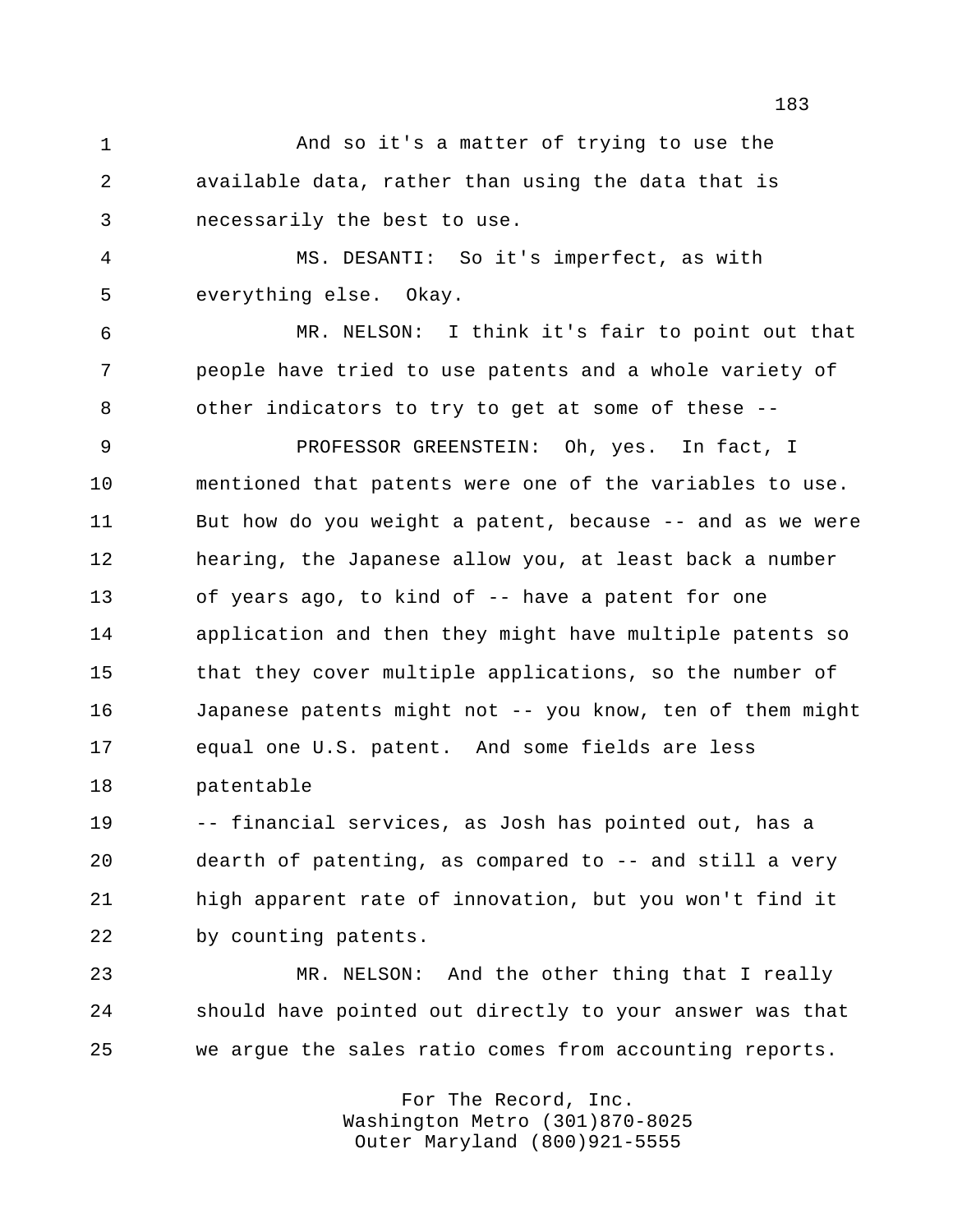And so it's a matter of trying to use the available data, rather than using the data that is necessarily the best to use.

MS. DESANTI: So it's imperfect, as with everything else. Okay.

MR. NELSON: I think it's fair to point out that people have tried to use patents and a whole variety of other indicators to try to get at some of these --

PROFESSOR GREENSTEIN: Oh, yes. In fact, I mentioned that patents were one of the variables to use. But how do you weight a patent, because -- and as we were hearing, the Japanese allow you, at least back a number of years ago, to kind of -- have a patent for one application and then they might have multiple patents so that they cover multiple applications, so the number of Japanese patents might not -- you know, ten of them might equal one U.S. patent. And some fields are less patentable -- financial services, as Josh has pointed out, has a dearth of patenting, as compared to -- and still a very high apparent rate of innovation, but you won't find it by counting patents.

MR. NELSON: And the other thing that I really should have pointed out directly to your answer was that we argue the sales ratio comes from accounting reports.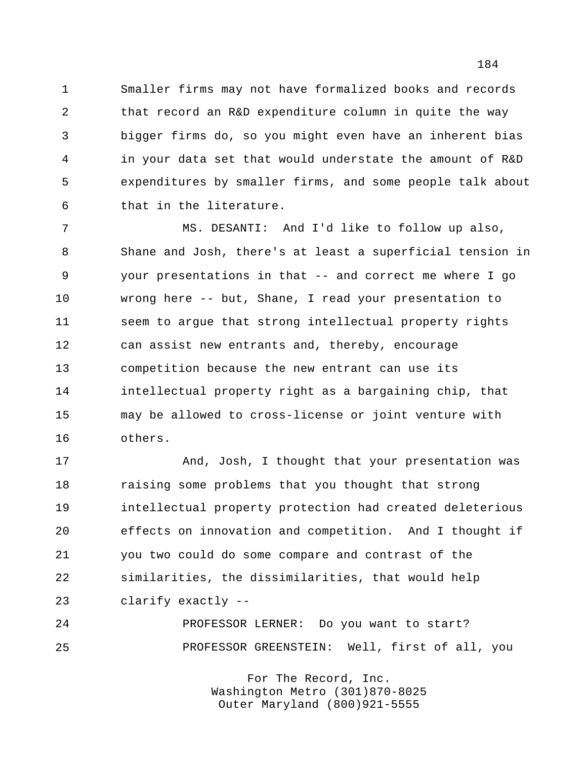Smaller firms may not have formalized books and records that record an R&D expenditure column in quite the way bigger firms do, so you might even have an inherent bias in your data set that would understate the amount of R&D expenditures by smaller firms, and some people talk about that in the literature.

MS. DESANTI: And I'd like to follow up also, Shane and Josh, there's at least a superficial tension in your presentations in that -- and correct me where I go wrong here -- but, Shane, I read your presentation to seem to argue that strong intellectual property rights can assist new entrants and, thereby, encourage competition because the new entrant can use its intellectual property right as a bargaining chip, that may be allowed to cross-license or joint venture with others.

And, Josh, I thought that your presentation was raising some problems that you thought that strong intellectual property protection had created deleterious effects on innovation and competition. And I thought if you two could do some compare and contrast of the similarities, the dissimilarities, that would help clarify exactly --

PROFESSOR LERNER: Do you want to start?

PROFESSOR GREENSTEIN: Well, first of all, you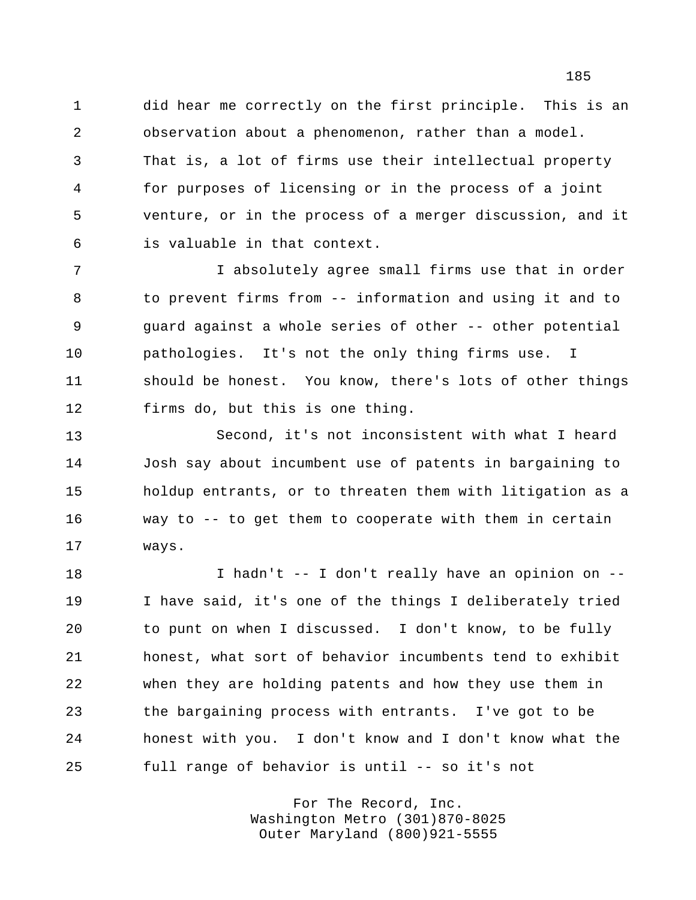did hear me correctly on the first principle. This is an observation about a phenomenon, rather than a model. That is, a lot of firms use their intellectual property for purposes of licensing or in the process of a joint venture, or in the process of a merger discussion, and it is valuable in that context.

I absolutely agree small firms use that in order to prevent firms from -- information and using it and to guard against a whole series of other -- other potential pathologies. It's not the only thing firms use. I should be honest. You know, there's lots of other things firms do, but this is one thing.

Second, it's not inconsistent with what I heard Josh say about incumbent use of patents in bargaining to holdup entrants, or to threaten them with litigation as a way to -- to get them to cooperate with them in certain ways.

I hadn't -- I don't really have an opinion on -- I have said, it's one of the things I deliberately tried to punt on when I discussed. I don't know, to be fully honest, what sort of behavior incumbents tend to exhibit when they are holding patents and how they use them in the bargaining process with entrants. I've got to be honest with you. I don't know and I don't know what the full range of behavior is until -- so it's not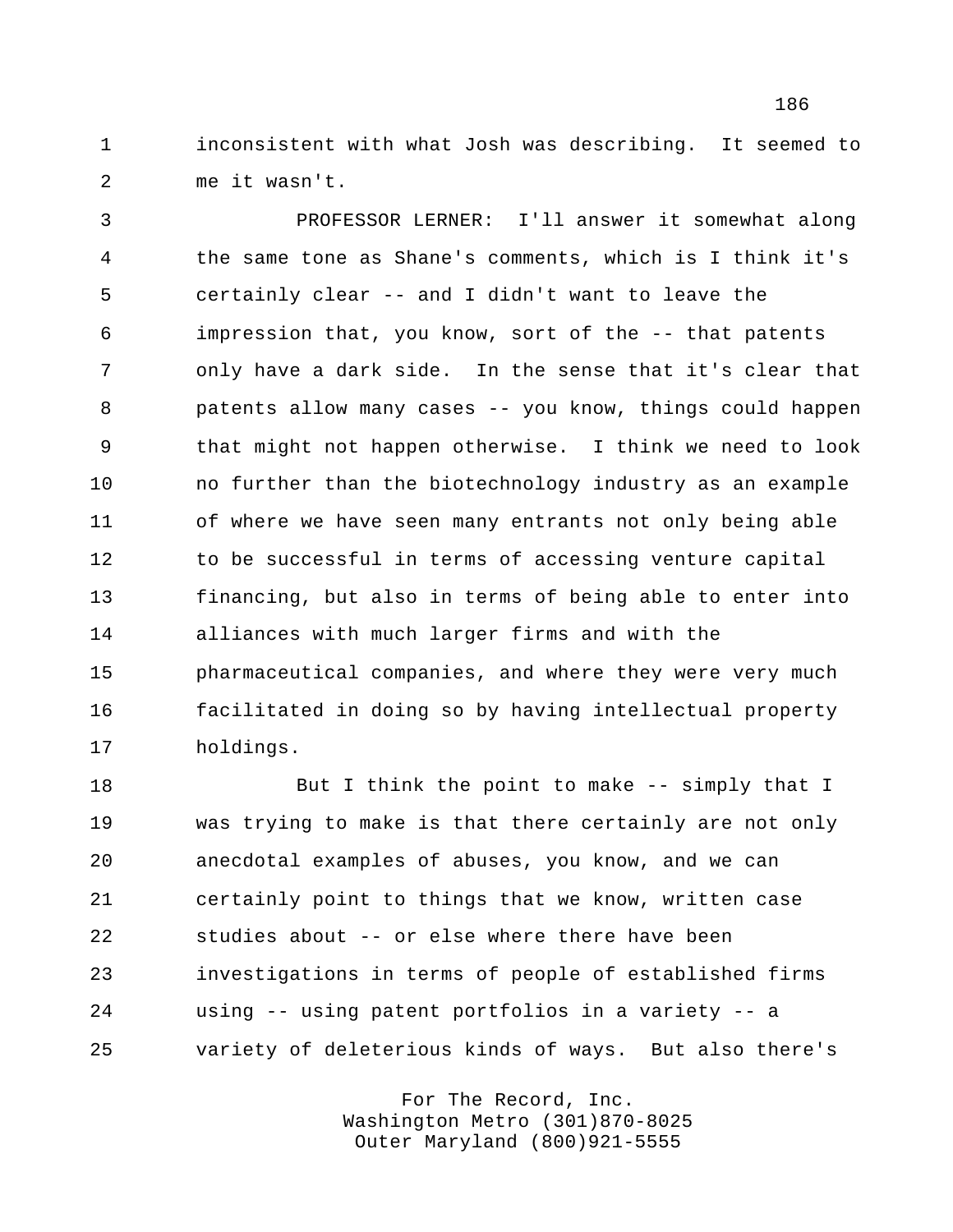inconsistent with what Josh was describing. It seemed to me it wasn't.

PROFESSOR LERNER: I'll answer it somewhat along the same tone as Shane's comments, which is I think it's certainly clear -- and I didn't want to leave the impression that, you know, sort of the -- that patents only have a dark side. In the sense that it's clear that patents allow many cases -- you know, things could happen that might not happen otherwise. I think we need to look no further than the biotechnology industry as an example of where we have seen many entrants not only being able to be successful in terms of accessing venture capital financing, but also in terms of being able to enter into alliances with much larger firms and with the pharmaceutical companies, and where they were very much facilitated in doing so by having intellectual property holdings.

But I think the point to make -- simply that I was trying to make is that there certainly are not only anecdotal examples of abuses, you know, and we can certainly point to things that we know, written case studies about -- or else where there have been investigations in terms of people of established firms using -- using patent portfolios in a variety -- a variety of deleterious kinds of ways. But also there's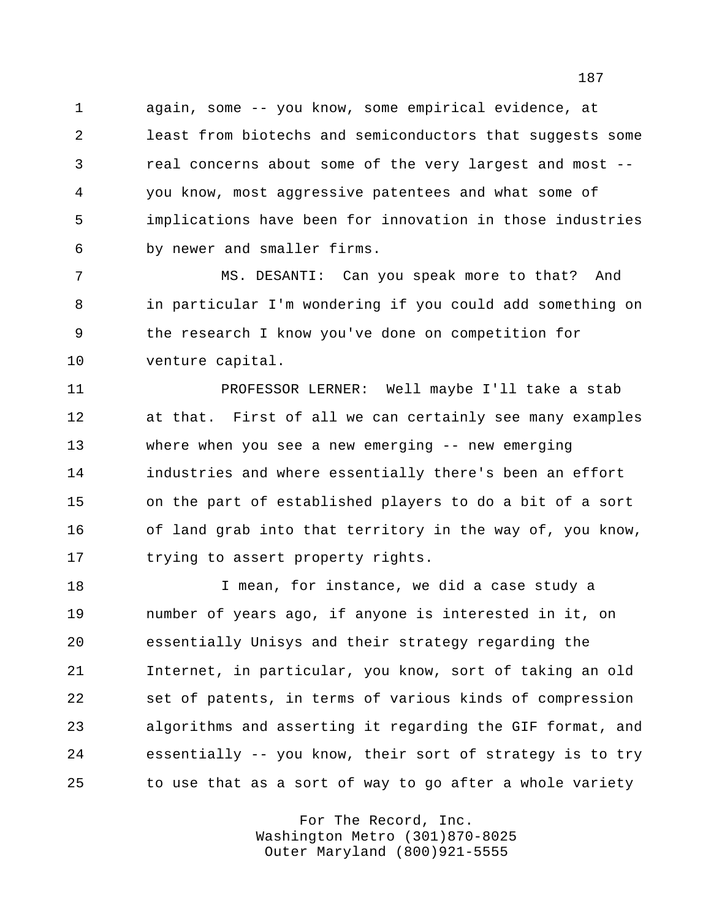again, some -- you know, some empirical evidence, at least from biotechs and semiconductors that suggests some real concerns about some of the very largest and most -- you know, most aggressive patentees and what some of implications have been for innovation in those industries by newer and smaller firms.

MS. DESANTI: Can you speak more to that? And in particular I'm wondering if you could add something on the research I know you've done on competition for venture capital.

PROFESSOR LERNER: Well maybe I'll take a stab at that. First of all we can certainly see many examples where when you see a new emerging -- new emerging industries and where essentially there's been an effort on the part of established players to do a bit of a sort of land grab into that territory in the way of, you know, trying to assert property rights.

I mean, for instance, we did a case study a number of years ago, if anyone is interested in it, on essentially Unisys and their strategy regarding the Internet, in particular, you know, sort of taking an old set of patents, in terms of various kinds of compression algorithms and asserting it regarding the GIF format, and essentially -- you know, their sort of strategy is to try to use that as a sort of way to go after a whole variety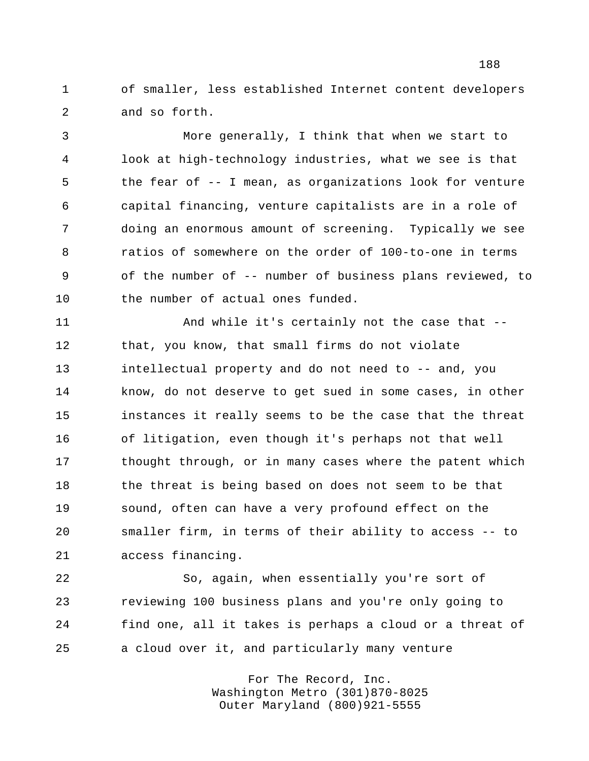of smaller, less established Internet content developers and so forth.

More generally, I think that when we start to look at high-technology industries, what we see is that the fear of -- I mean, as organizations look for venture capital financing, venture capitalists are in a role of doing an enormous amount of screening. Typically we see ratios of somewhere on the order of 100-to-one in terms of the number of -- number of business plans reviewed, to the number of actual ones funded.

And while it's certainly not the case that -- that, you know, that small firms do not violate intellectual property and do not need to -- and, you know, do not deserve to get sued in some cases, in other instances it really seems to be the case that the threat of litigation, even though it's perhaps not that well thought through, or in many cases where the patent which the threat is being based on does not seem to be that sound, often can have a very profound effect on the smaller firm, in terms of their ability to access -- to access financing.

So, again, when essentially you're sort of reviewing 100 business plans and you're only going to find one, all it takes is perhaps a cloud or a threat of a cloud over it, and particularly many venture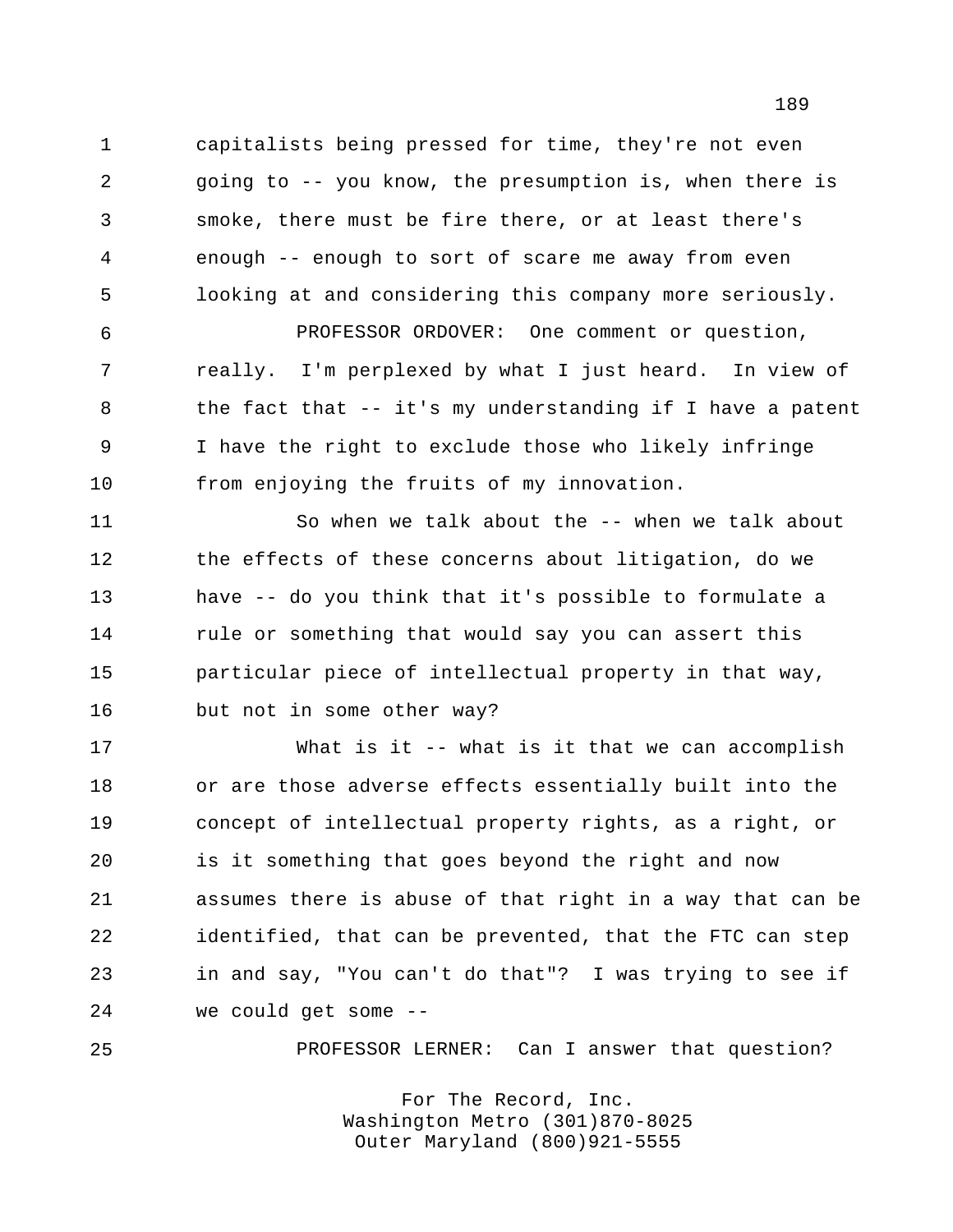capitalists being pressed for time, they're not even going to -- you know, the presumption is, when there is smoke, there must be fire there, or at least there's enough -- enough to sort of scare me away from even looking at and considering this company more seriously.

PROFESSOR ORDOVER: One comment or question, really. I'm perplexed by what I just heard. In view of the fact that -- it's my understanding if I have a patent I have the right to exclude those who likely infringe from enjoying the fruits of my innovation.

So when we talk about the -- when we talk about the effects of these concerns about litigation, do we have -- do you think that it's possible to formulate a rule or something that would say you can assert this particular piece of intellectual property in that way, but not in some other way?

What is it -- what is it that we can accomplish or are those adverse effects essentially built into the concept of intellectual property rights, as a right, or is it something that goes beyond the right and now assumes there is abuse of that right in a way that can be identified, that can be prevented, that the FTC can step in and say, "You can't do that"? I was trying to see if we could get some --

PROFESSOR LERNER: Can I answer that question?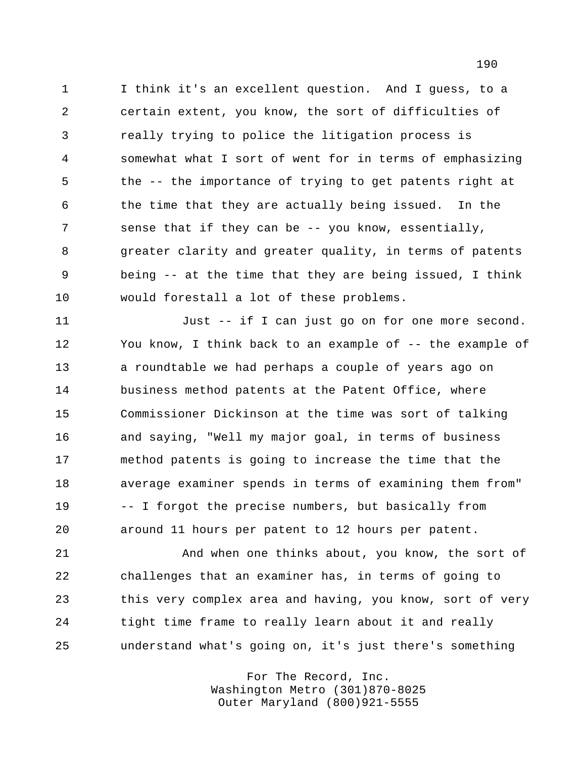I think it's an excellent question. And I guess, to a certain extent, you know, the sort of difficulties of really trying to police the litigation process is somewhat what I sort of went for in terms of emphasizing the -- the importance of trying to get patents right at the time that they are actually being issued. In the sense that if they can be -- you know, essentially, greater clarity and greater quality, in terms of patents being -- at the time that they are being issued, I think would forestall a lot of these problems.

Just -- if I can just go on for one more second. You know, I think back to an example of -- the example of a roundtable we had perhaps a couple of years ago on business method patents at the Patent Office, where Commissioner Dickinson at the time was sort of talking and saying, "Well my major goal, in terms of business method patents is going to increase the time that the average examiner spends in terms of examining them from" -- I forgot the precise numbers, but basically from around 11 hours per patent to 12 hours per patent.

And when one thinks about, you know, the sort of challenges that an examiner has, in terms of going to this very complex area and having, you know, sort of very tight time frame to really learn about it and really understand what's going on, it's just there's something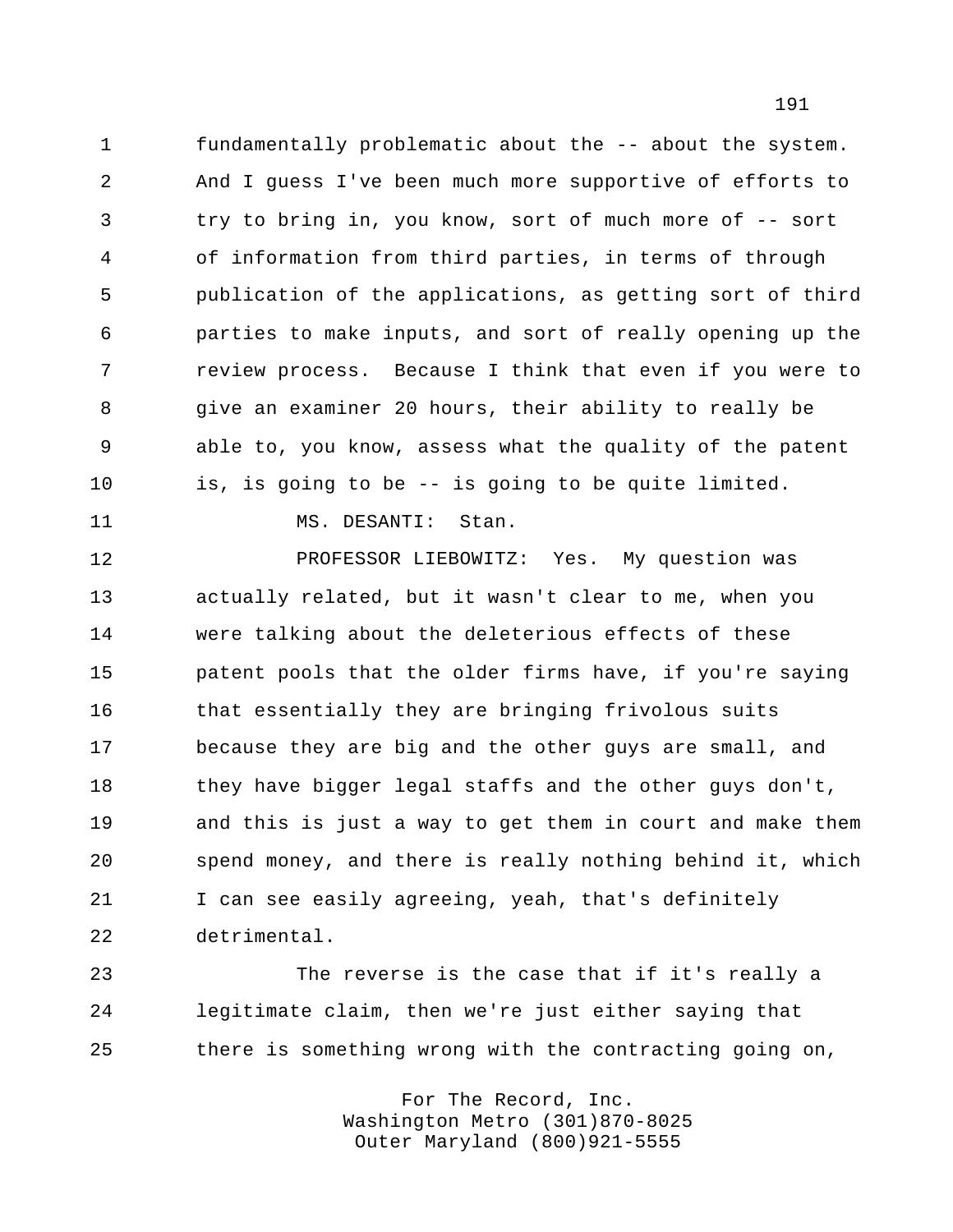fundamentally problematic about the -- about the system. And I guess I've been much more supportive of efforts to try to bring in, you know, sort of much more of -- sort of information from third parties, in terms of through publication of the applications, as getting sort of third parties to make inputs, and sort of really opening up the review process. Because I think that even if you were to give an examiner 20 hours, their ability to really be able to, you know, assess what the quality of the patent is, is going to be -- is going to be quite limited.

MS. DESANTI: Stan.

PROFESSOR LIEBOWITZ: Yes. My question was actually related, but it wasn't clear to me, when you were talking about the deleterious effects of these patent pools that the older firms have, if you're saying that essentially they are bringing frivolous suits because they are big and the other guys are small, and they have bigger legal staffs and the other guys don't, and this is just a way to get them in court and make them spend money, and there is really nothing behind it, which I can see easily agreeing, yeah, that's definitely detrimental.

The reverse is the case that if it's really a legitimate claim, then we're just either saying that there is something wrong with the contracting going on,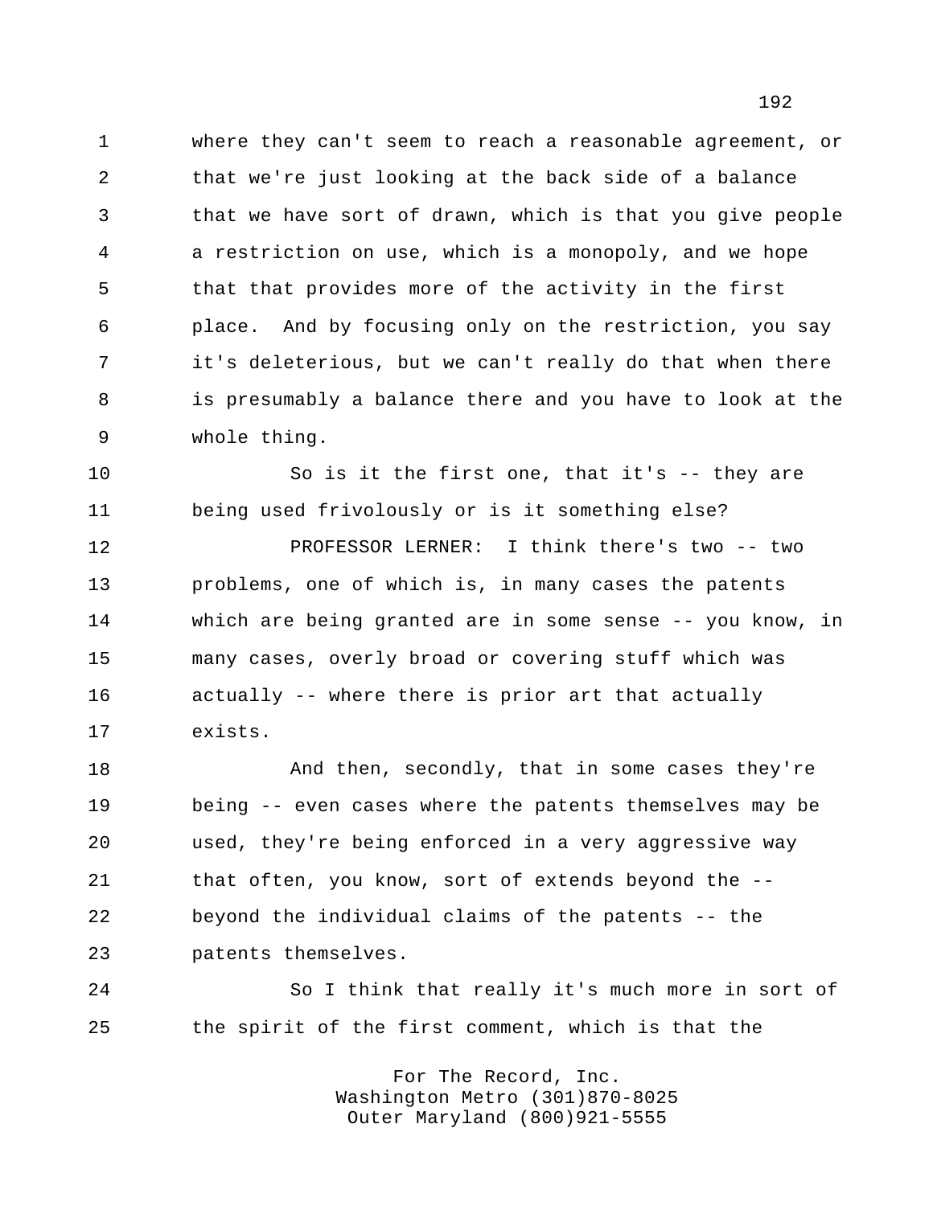where they can't seem to reach a reasonable agreement, or that we're just looking at the back side of a balance that we have sort of drawn, which is that you give people a restriction on use, which is a monopoly, and we hope that that provides more of the activity in the first place. And by focusing only on the restriction, you say it's deleterious, but we can't really do that when there is presumably a balance there and you have to look at the whole thing.

So is it the first one, that it's -- they are being used frivolously or is it something else?

PROFESSOR LERNER: I think there's two -- two problems, one of which is, in many cases the patents which are being granted are in some sense -- you know, in many cases, overly broad or covering stuff which was actually -- where there is prior art that actually exists.

And then, secondly, that in some cases they're being -- even cases where the patents themselves may be used, they're being enforced in a very aggressive way that often, you know, sort of extends beyond the -- beyond the individual claims of the patents -- the patents themselves.

So I think that really it's much more in sort of the spirit of the first comment, which is that the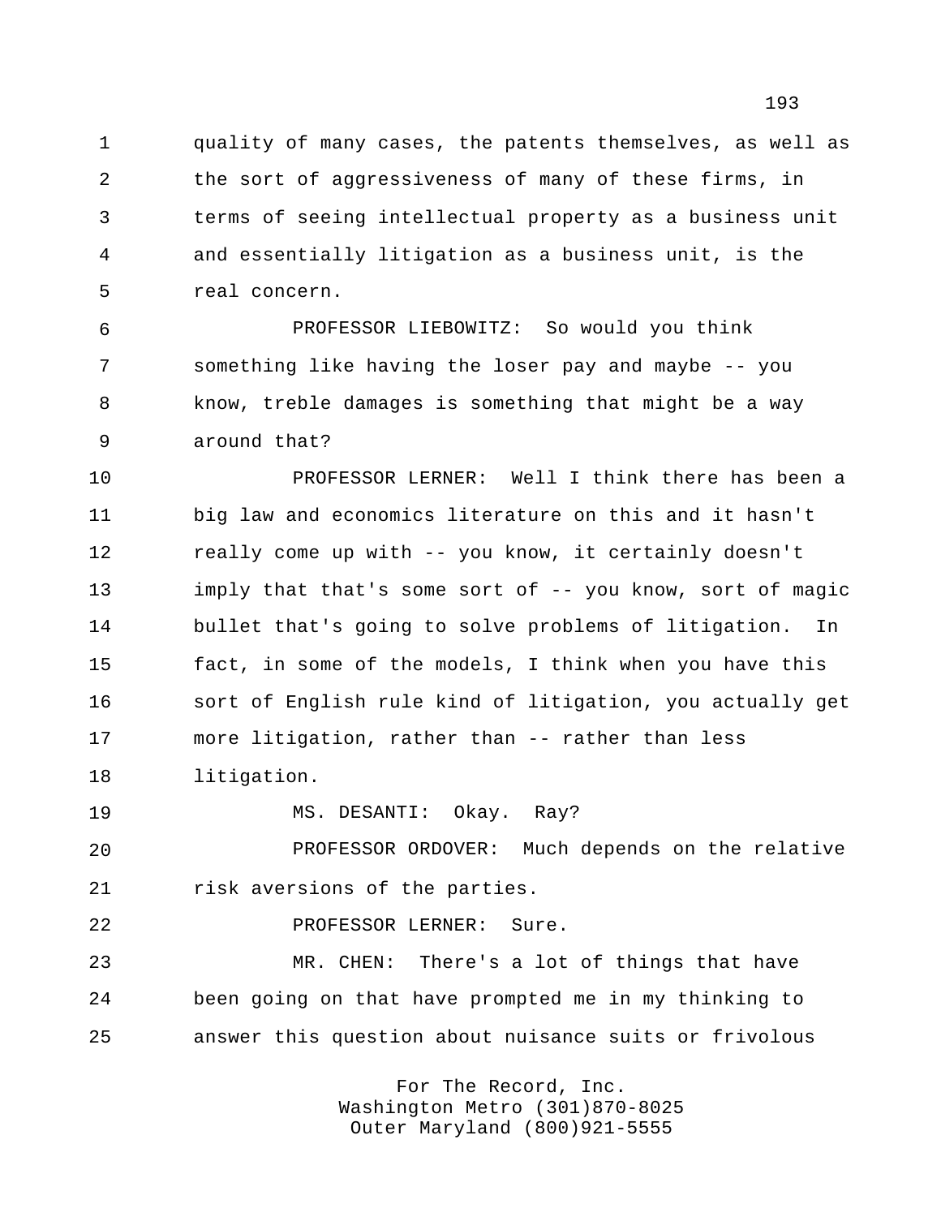quality of many cases, the patents themselves, as well as the sort of aggressiveness of many of these firms, in terms of seeing intellectual property as a business unit and essentially litigation as a business unit, is the real concern.

PROFESSOR LIEBOWITZ: So would you think something like having the loser pay and maybe -- you know, treble damages is something that might be a way around that?

PROFESSOR LERNER: Well I think there has been a big law and economics literature on this and it hasn't really come up with -- you know, it certainly doesn't imply that that's some sort of -- you know, sort of magic bullet that's going to solve problems of litigation. In fact, in some of the models, I think when you have this sort of English rule kind of litigation, you actually get more litigation, rather than -- rather than less litigation.

MS. DESANTI: Okay. Ray?

PROFESSOR ORDOVER: Much depends on the relative risk aversions of the parties.

PROFESSOR LERNER: Sure.

MR. CHEN: There's a lot of things that have been going on that have prompted me in my thinking to answer this question about nuisance suits or frivolous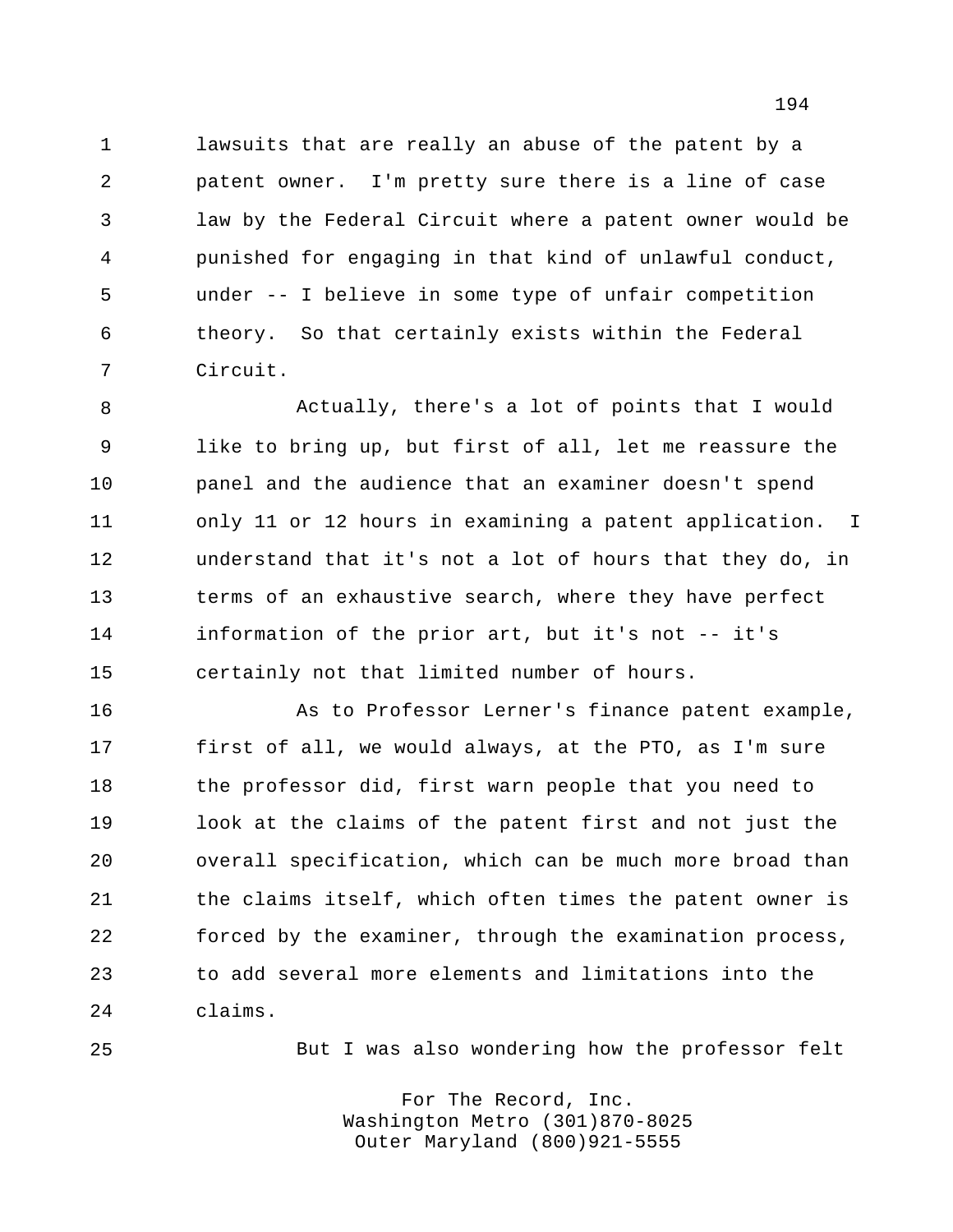lawsuits that are really an abuse of the patent by a patent owner. I'm pretty sure there is a line of case law by the Federal Circuit where a patent owner would be punished for engaging in that kind of unlawful conduct, under -- I believe in some type of unfair competition theory. So that certainly exists within the Federal Circuit.

Actually, there's a lot of points that I would like to bring up, but first of all, let me reassure the panel and the audience that an examiner doesn't spend only 11 or 12 hours in examining a patent application. I understand that it's not a lot of hours that they do, in terms of an exhaustive search, where they have perfect information of the prior art, but it's not -- it's certainly not that limited number of hours.

As to Professor Lerner's finance patent example, first of all, we would always, at the PTO, as I'm sure the professor did, first warn people that you need to look at the claims of the patent first and not just the overall specification, which can be much more broad than the claims itself, which often times the patent owner is forced by the examiner, through the examination process, to add several more elements and limitations into the claims.

But I was also wondering how the professor felt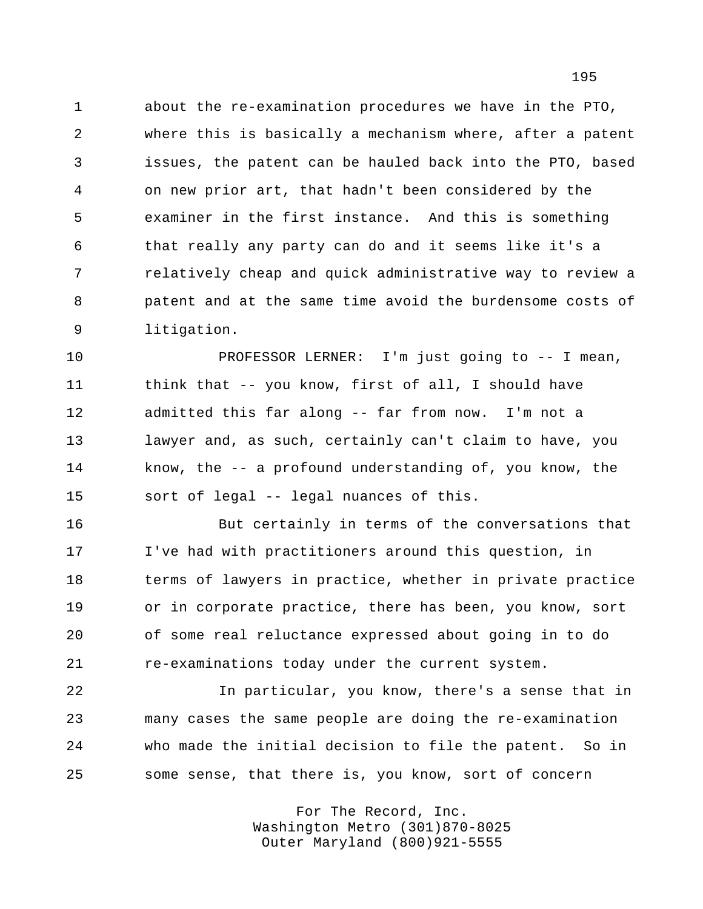about the re-examination procedures we have in the PTO, where this is basically a mechanism where, after a patent issues, the patent can be hauled back into the PTO, based on new prior art, that hadn't been considered by the examiner in the first instance. And this is something that really any party can do and it seems like it's a relatively cheap and quick administrative way to review a patent and at the same time avoid the burdensome costs of litigation.

PROFESSOR LERNER: I'm just going to -- I mean, think that -- you know, first of all, I should have admitted this far along -- far from now. I'm not a lawyer and, as such, certainly can't claim to have, you know, the -- a profound understanding of, you know, the sort of legal -- legal nuances of this.

But certainly in terms of the conversations that I've had with practitioners around this question, in terms of lawyers in practice, whether in private practice or in corporate practice, there has been, you know, sort of some real reluctance expressed about going in to do re-examinations today under the current system.

In particular, you know, there's a sense that in many cases the same people are doing the re-examination who made the initial decision to file the patent. So in some sense, that there is, you know, sort of concern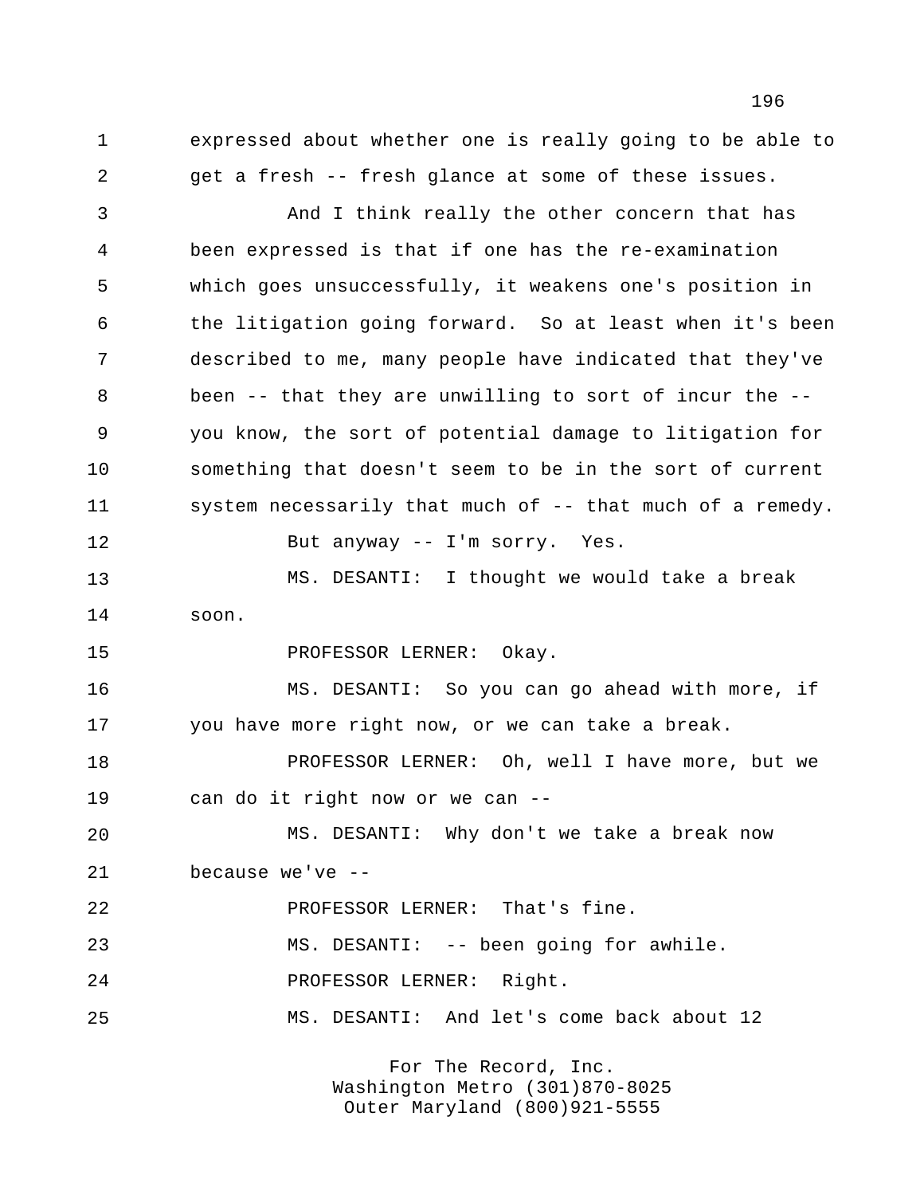expressed about whether one is really going to be able to get a fresh -- fresh glance at some of these issues.

And I think really the other concern that has been expressed is that if one has the re-examination which goes unsuccessfully, it weakens one's position in the litigation going forward. So at least when it's been described to me, many people have indicated that they've been -- that they are unwilling to sort of incur the -- you know, the sort of potential damage to litigation for something that doesn't seem to be in the sort of current system necessarily that much of -- that much of a remedy.

But anyway -- I'm sorry. Yes.

MS. DESANTI: I thought we would take a break soon.

PROFESSOR LERNER: Okay.

MS. DESANTI: So you can go ahead with more, if you have more right now, or we can take a break.

PROFESSOR LERNER: Oh, well I have more, but we can do it right now or we can --

MS. DESANTI: Why don't we take a break now because we've --

PROFESSOR LERNER: That's fine.

MS. DESANTI: -- been going for awhile.

PROFESSOR LERNER: Right.

MS. DESANTI: And let's come back about 12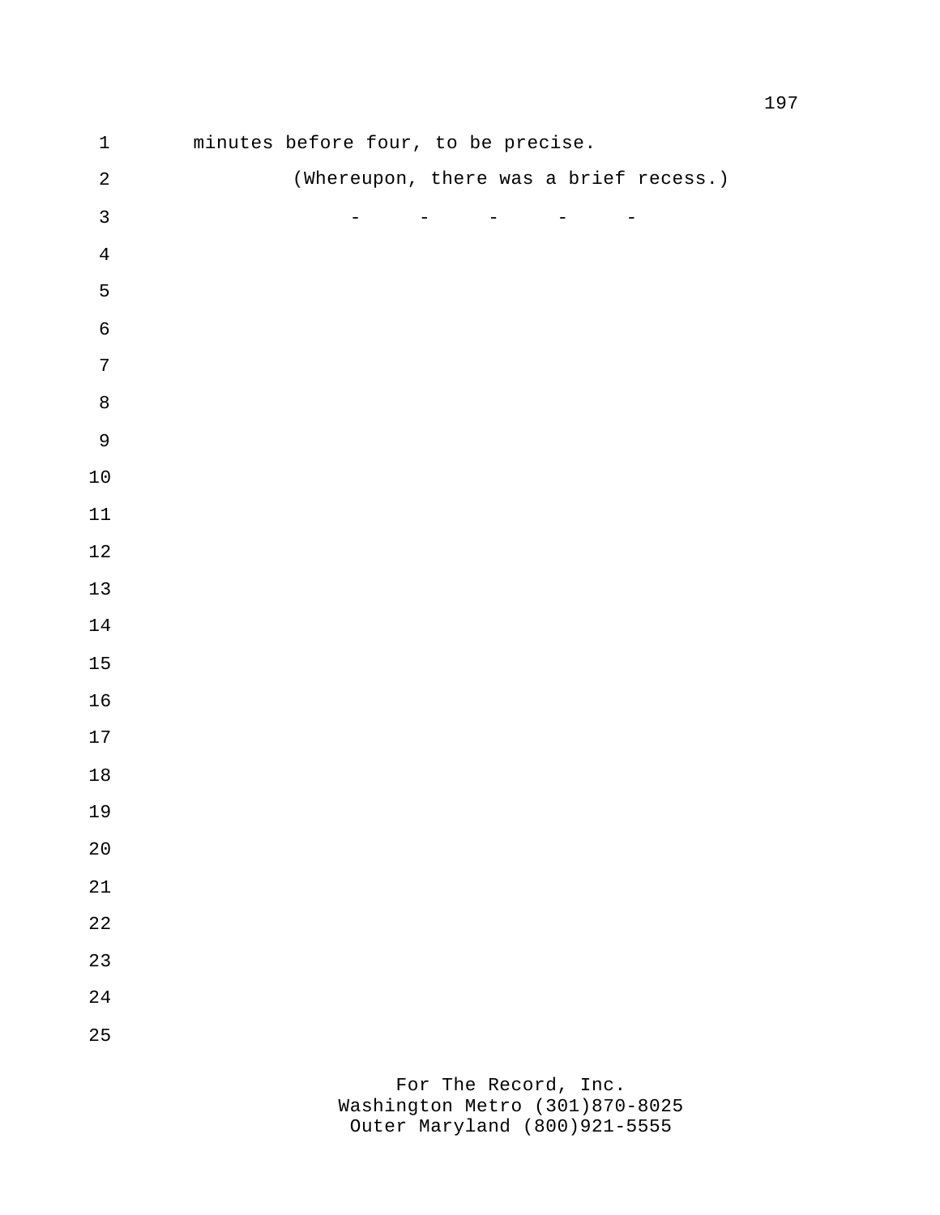minutes before four, to be precise.

(Whereupon, there was a brief recess.)

- - - - -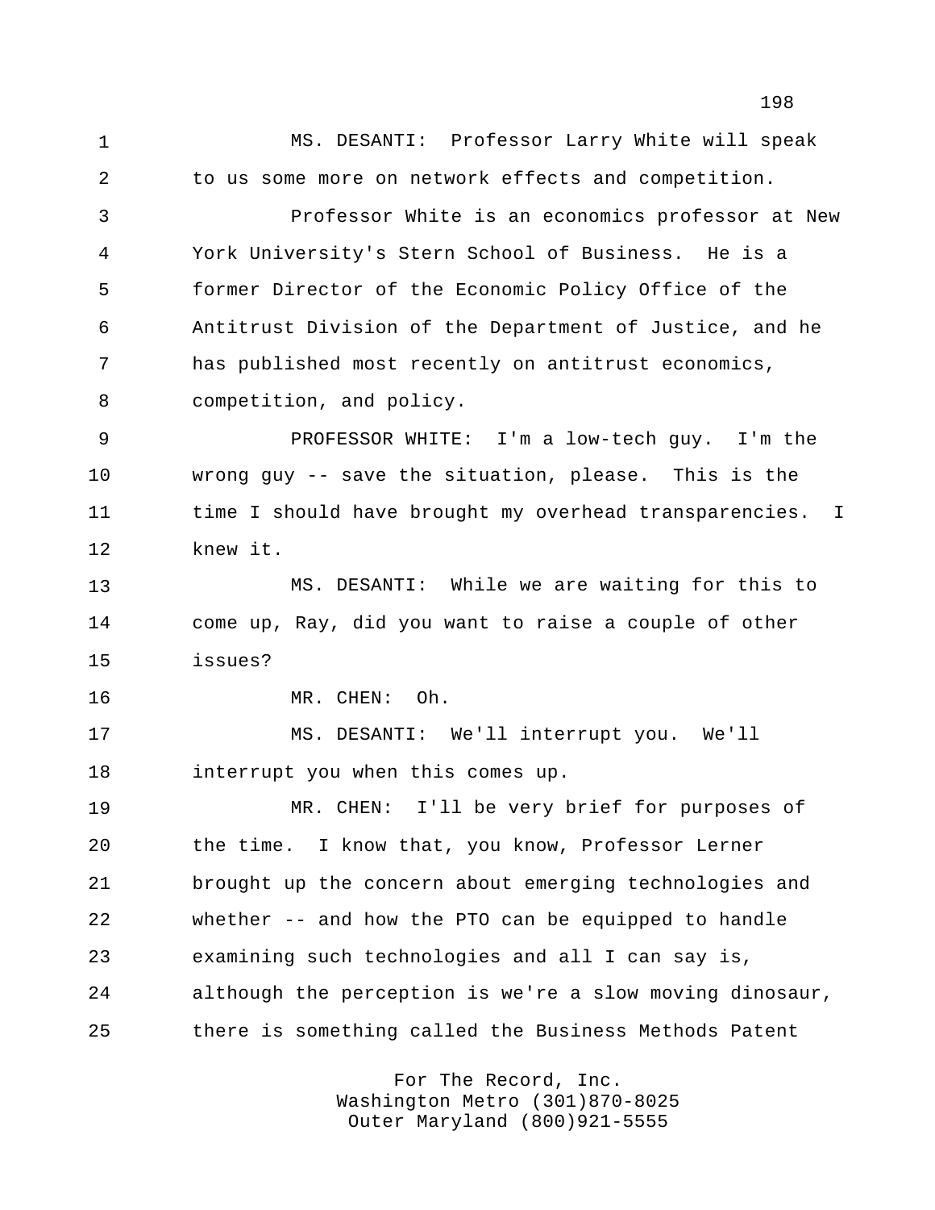MS. DESANTI: Professor Larry White will speak to us some more on network effects and competition.

Professor White is an economics professor at New York University's Stern School of Business. He is a former Director of the Economic Policy Office of the Antitrust Division of the Department of Justice, and he has published most recently on antitrust economics, competition, and policy.

PROFESSOR WHITE: I'm a low-tech guy. I'm the wrong guy -- save the situation, please. This is the time I should have brought my overhead transparencies. I knew it.

MS. DESANTI: While we are waiting for this to come up, Ray, did you want to raise a couple of other issues?

MR. CHEN: Oh.

MS. DESANTI: We'll interrupt you. We'll interrupt you when this comes up.

MR. CHEN: I'll be very brief for purposes of the time. I know that, you know, Professor Lerner brought up the concern about emerging technologies and whether -- and how the PTO can be equipped to handle examining such technologies and all I can say is, although the perception is we're a slow moving dinosaur, there is something called the Business Methods Patent

For The Record, Inc.
Washington Metro (301)870-8025
Outer Maryland (800)921-5555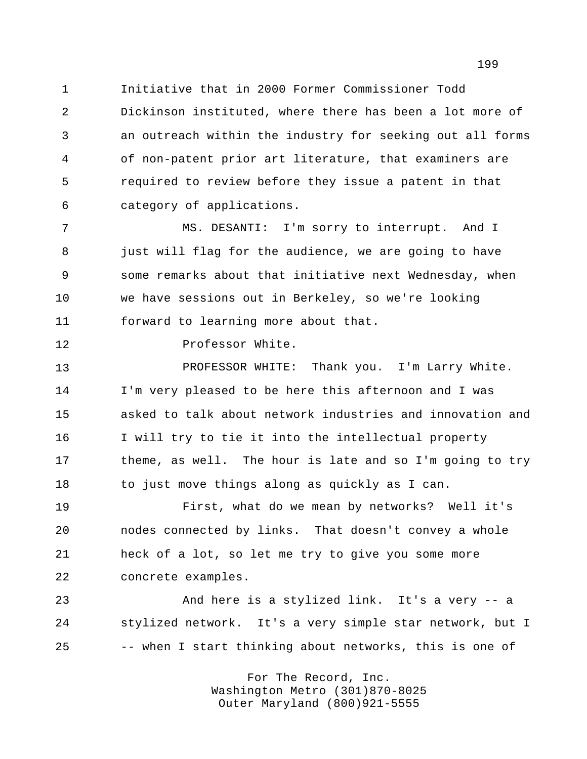Initiative that in 2000 Former Commissioner Todd Dickinson instituted, where there has been a lot more of an outreach within the industry for seeking out all forms of non-patent prior art literature, that examiners are required to review before they issue a patent in that category of applications.

MS. DESANTI: I'm sorry to interrupt. And I just will flag for the audience, we are going to have some remarks about that initiative next Wednesday, when we have sessions out in Berkeley, so we're looking forward to learning more about that.

Professor White.

PROFESSOR WHITE: Thank you. I'm Larry White. I'm very pleased to be here this afternoon and I was asked to talk about network industries and innovation and I will try to tie it into the intellectual property theme, as well. The hour is late and so I'm going to try to just move things along as quickly as I can.

First, what do we mean by networks? Well it's nodes connected by links. That doesn't convey a whole heck of a lot, so let me try to give you some more concrete examples.

And here is a stylized link. It's a very -- a stylized network. It's a very simple star network, but I -- when I start thinking about networks, this is one of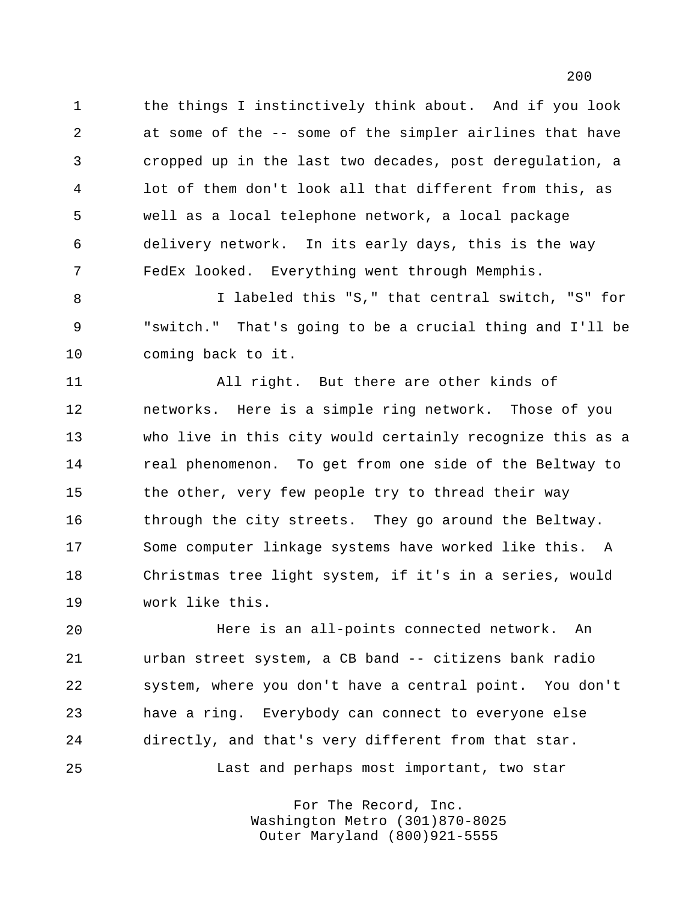the things I instinctively think about. And if you look at some of the -- some of the simpler airlines that have cropped up in the last two decades, post deregulation, a lot of them don't look all that different from this, as well as a local telephone network, a local package delivery network. In its early days, this is the way FedEx looked. Everything went through Memphis.

I labeled this "S," that central switch, "S" for "switch." That's going to be a crucial thing and I'll be coming back to it.

All right. But there are other kinds of networks. Here is a simple ring network. Those of you who live in this city would certainly recognize this as a real phenomenon. To get from one side of the Beltway to the other, very few people try to thread their way through the city streets. They go around the Beltway. Some computer linkage systems have worked like this. A Christmas tree light system, if it's in a series, would work like this.

Here is an all-points connected network. An urban street system, a CB band -- citizens bank radio system, where you don't have a central point. You don't have a ring. Everybody can connect to everyone else directly, and that's very different from that star.

Last and perhaps most important, two star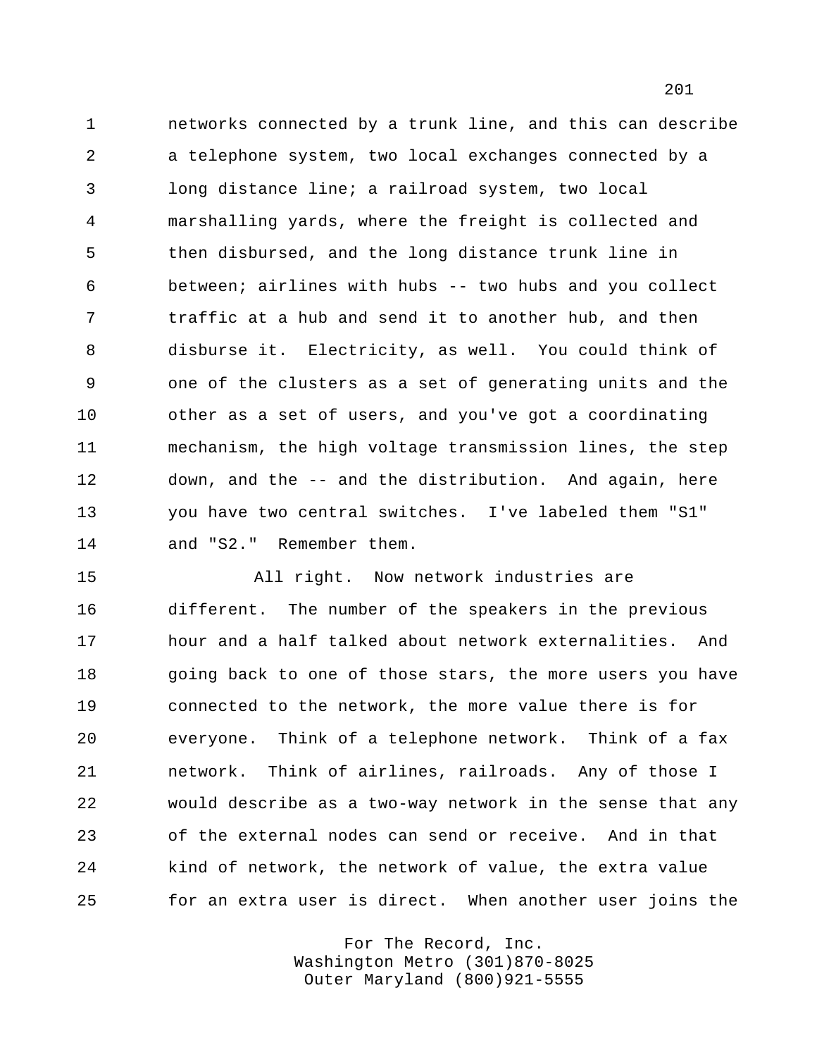networks connected by a trunk line, and this can describe a telephone system, two local exchanges connected by a long distance line; a railroad system, two local marshalling yards, where the freight is collected and then disbursed, and the long distance trunk line in between; airlines with hubs -- two hubs and you collect traffic at a hub and send it to another hub, and then disburse it. Electricity, as well. You could think of one of the clusters as a set of generating units and the other as a set of users, and you've got a coordinating mechanism, the high voltage transmission lines, the step down, and the -- and the distribution. And again, here you have two central switches. I've labeled them "S1" and "S2." Remember them.

All right. Now network industries are different. The number of the speakers in the previous hour and a half talked about network externalities. And going back to one of those stars, the more users you have connected to the network, the more value there is for everyone. Think of a telephone network. Think of a fax network. Think of airlines, railroads. Any of those I would describe as a two-way network in the sense that any of the external nodes can send or receive. And in that kind of network, the network of value, the extra value for an extra user is direct. When another user joins the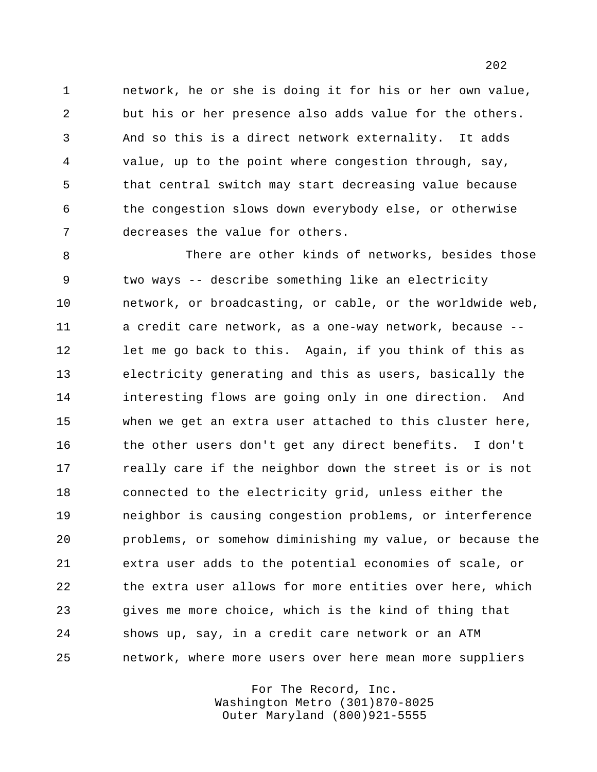network, he or she is doing it for his or her own value, but his or her presence also adds value for the others. And so this is a direct network externality. It adds value, up to the point where congestion through, say, that central switch may start decreasing value because the congestion slows down everybody else, or otherwise decreases the value for others.

There are other kinds of networks, besides those two ways -- describe something like an electricity network, or broadcasting, or cable, or the worldwide web, a credit care network, as a one-way network, because -- let me go back to this. Again, if you think of this as electricity generating and this as users, basically the interesting flows are going only in one direction. And when we get an extra user attached to this cluster here, the other users don't get any direct benefits. I don't really care if the neighbor down the street is or is not connected to the electricity grid, unless either the neighbor is causing congestion problems, or interference problems, or somehow diminishing my value, or because the extra user adds to the potential economies of scale, or the extra user allows for more entities over here, which gives me more choice, which is the kind of thing that shows up, say, in a credit care network or an ATM network, where more users over here mean more suppliers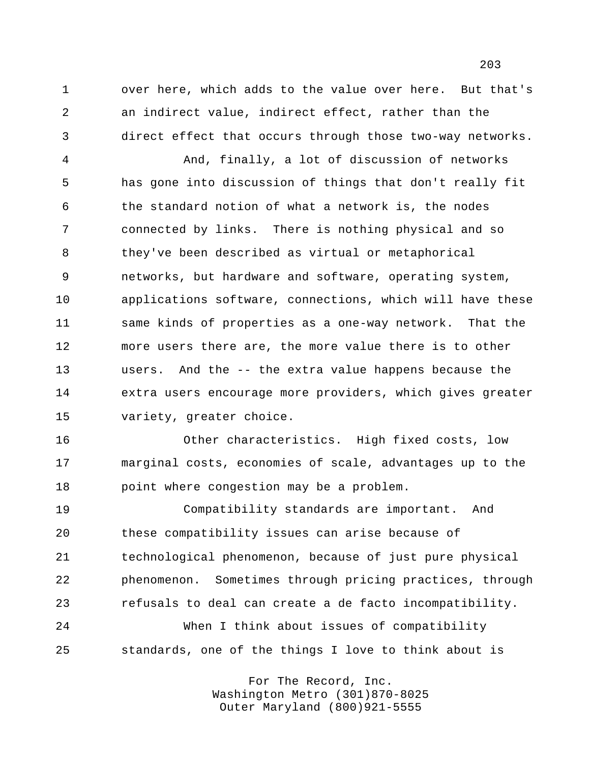over here, which adds to the value over here. But that's an indirect value, indirect effect, rather than the direct effect that occurs through those two-way networks.

And, finally, a lot of discussion of networks has gone into discussion of things that don't really fit the standard notion of what a network is, the nodes connected by links. There is nothing physical and so they've been described as virtual or metaphorical networks, but hardware and software, operating system, applications software, connections, which will have these same kinds of properties as a one-way network. That the more users there are, the more value there is to other users. And the -- the extra value happens because the extra users encourage more providers, which gives greater variety, greater choice.

Other characteristics. High fixed costs, low marginal costs, economies of scale, advantages up to the point where congestion may be a problem.

Compatibility standards are important. And these compatibility issues can arise because of technological phenomenon, because of just pure physical phenomenon. Sometimes through pricing practices, through refusals to deal can create a de facto incompatibility.

When I think about issues of compatibility standards, one of the things I love to think about is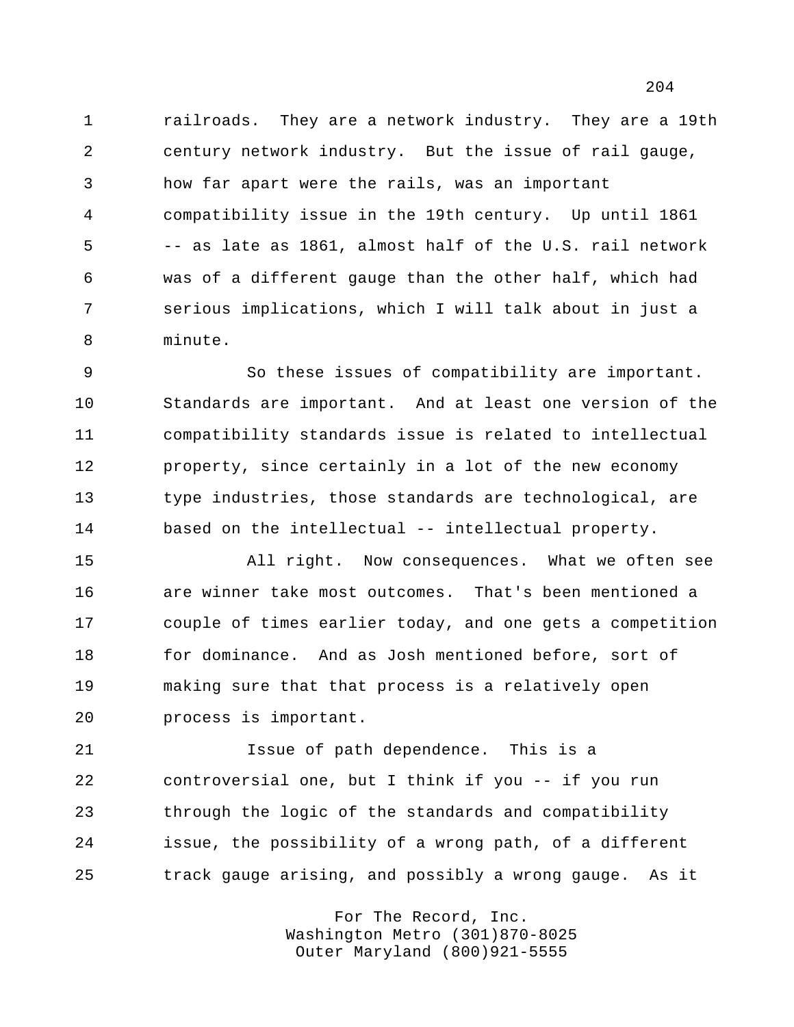railroads. They are a network industry. They are a 19th century network industry. But the issue of rail gauge, how far apart were the rails, was an important compatibility issue in the 19th century. Up until 1861 -- as late as 1861, almost half of the U.S. rail network was of a different gauge than the other half, which had serious implications, which I will talk about in just a minute.

So these issues of compatibility are important. Standards are important. And at least one version of the compatibility standards issue is related to intellectual property, since certainly in a lot of the new economy type industries, those standards are technological, are based on the intellectual -- intellectual property.

All right. Now consequences. What we often see are winner take most outcomes. That's been mentioned a couple of times earlier today, and one gets a competition for dominance. And as Josh mentioned before, sort of making sure that that process is a relatively open process is important.

Issue of path dependence. This is a controversial one, but I think if you -- if you run through the logic of the standards and compatibility issue, the possibility of a wrong path, of a different track gauge arising, and possibly a wrong gauge. As it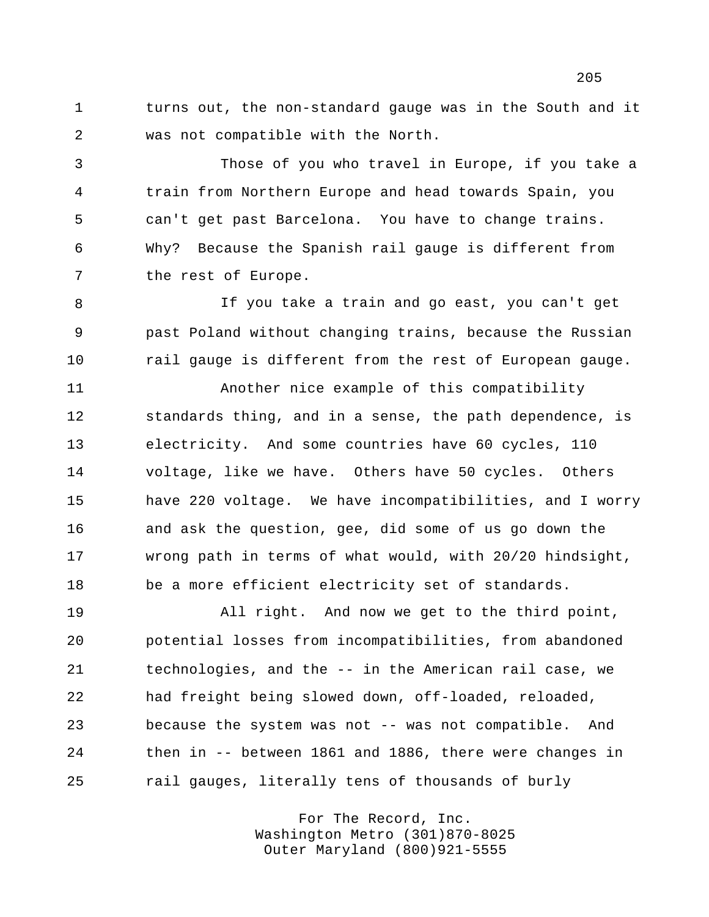turns out, the non-standard gauge was in the South and it was not compatible with the North.

Those of you who travel in Europe, if you take a train from Northern Europe and head towards Spain, you can't get past Barcelona. You have to change trains. Why? Because the Spanish rail gauge is different from the rest of Europe.

If you take a train and go east, you can't get past Poland without changing trains, because the Russian rail gauge is different from the rest of European gauge.

Another nice example of this compatibility standards thing, and in a sense, the path dependence, is electricity. And some countries have 60 cycles, 110 voltage, like we have. Others have 50 cycles. Others have 220 voltage. We have incompatibilities, and I worry and ask the question, gee, did some of us go down the wrong path in terms of what would, with 20/20 hindsight, be a more efficient electricity set of standards.

All right. And now we get to the third point, potential losses from incompatibilities, from abandoned technologies, and the -- in the American rail case, we had freight being slowed down, off-loaded, reloaded, because the system was not -- was not compatible. And then in -- between 1861 and 1886, there were changes in rail gauges, literally tens of thousands of burly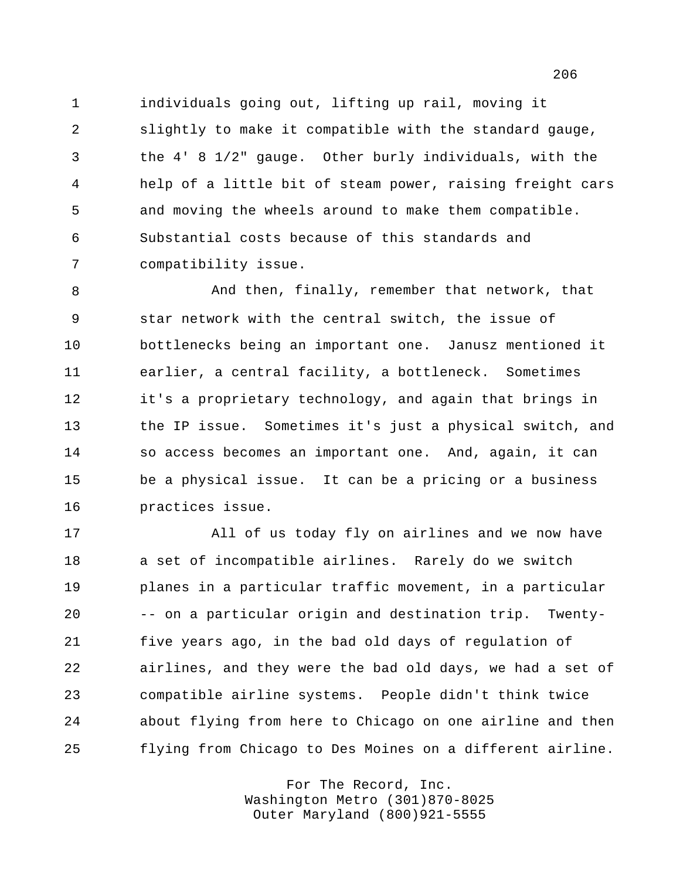individuals going out, lifting up rail, moving it slightly to make it compatible with the standard gauge, the 4' 8 1/2" gauge. Other burly individuals, with the help of a little bit of steam power, raising freight cars and moving the wheels around to make them compatible. Substantial costs because of this standards and compatibility issue.

And then, finally, remember that network, that star network with the central switch, the issue of bottlenecks being an important one. Janusz mentioned it earlier, a central facility, a bottleneck. Sometimes it's a proprietary technology, and again that brings in the IP issue. Sometimes it's just a physical switch, and so access becomes an important one. And, again, it can be a physical issue. It can be a pricing or a business practices issue.

All of us today fly on airlines and we now have a set of incompatible airlines. Rarely do we switch planes in a particular traffic movement, in a particular -- on a particular origin and destination trip. Twenty-five years ago, in the bad old days of regulation of airlines, and they were the bad old days, we had a set of compatible airline systems. People didn't think twice about flying from here to Chicago on one airline and then flying from Chicago to Des Moines on a different airline.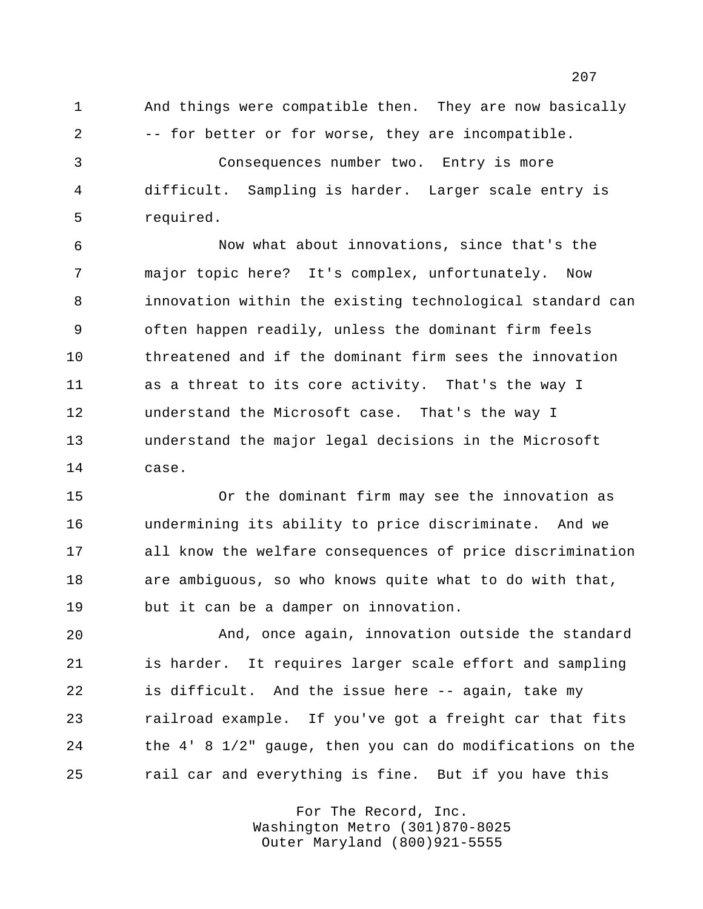And things were compatible then. They are now basically -- for better or for worse, they are incompatible.

Consequences number two. Entry is more difficult. Sampling is harder. Larger scale entry is required.

Now what about innovations, since that's the major topic here? It's complex, unfortunately. Now innovation within the existing technological standard can often happen readily, unless the dominant firm feels threatened and if the dominant firm sees the innovation as a threat to its core activity. That's the way I understand the Microsoft case. That's the way I understand the major legal decisions in the Microsoft case.

Or the dominant firm may see the innovation as undermining its ability to price discriminate. And we all know the welfare consequences of price discrimination are ambiguous, so who knows quite what to do with that, but it can be a damper on innovation.

And, once again, innovation outside the standard is harder. It requires larger scale effort and sampling is difficult. And the issue here -- again, take my railroad example. If you've got a freight car that fits the 4' 8 1/2" gauge, then you can do modifications on the rail car and everything is fine. But if you have this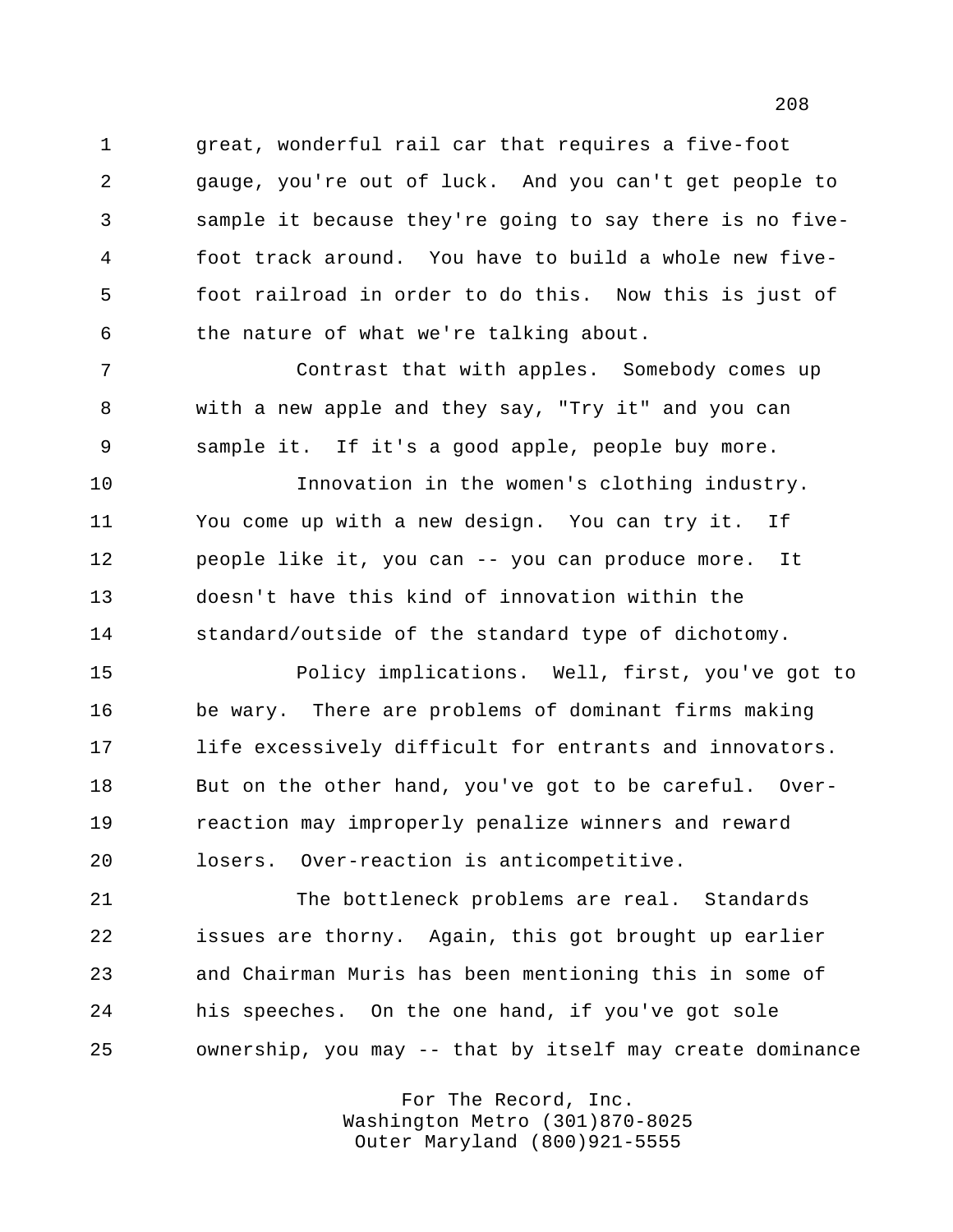great, wonderful rail car that requires a five-foot gauge, you're out of luck. And you can't get people to sample it because they're going to say there is no five-foot track around. You have to build a whole new five-foot railroad in order to do this. Now this is just of the nature of what we're talking about.

Contrast that with apples. Somebody comes up with a new apple and they say, "Try it" and you can sample it. If it's a good apple, people buy more.

Innovation in the women's clothing industry. You come up with a new design. You can try it. If people like it, you can -- you can produce more. It doesn't have this kind of innovation within the standard/outside of the standard type of dichotomy.

Policy implications. Well, first, you've got to be wary. There are problems of dominant firms making life excessively difficult for entrants and innovators. But on the other hand, you've got to be careful. Over-reaction may improperly penalize winners and reward losers. Over-reaction is anticompetitive.

The bottleneck problems are real. Standards issues are thorny. Again, this got brought up earlier and Chairman Muris has been mentioning this in some of his speeches. On the one hand, if you've got sole ownership, you may -- that by itself may create dominance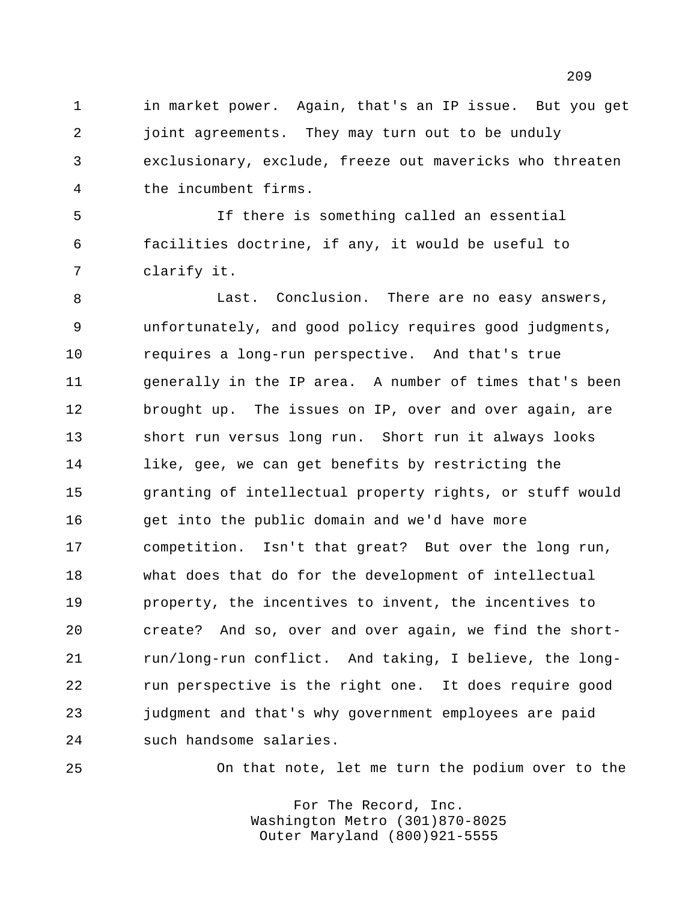in market power. Again, that's an IP issue. But you get joint agreements. They may turn out to be unduly exclusionary, exclude, freeze out mavericks who threaten the incumbent firms.

If there is something called an essential facilities doctrine, if any, it would be useful to clarify it.

Last. Conclusion. There are no easy answers, unfortunately, and good policy requires good judgments, requires a long-run perspective. And that's true generally in the IP area. A number of times that's been brought up. The issues on IP, over and over again, are short run versus long run. Short run it always looks like, gee, we can get benefits by restricting the granting of intellectual property rights, or stuff would get into the public domain and we'd have more competition. Isn't that great? But over the long run, what does that do for the development of intellectual property, the incentives to invent, the incentives to create? And so, over and over again, we find the short-run/long-run conflict. And taking, I believe, the long-run perspective is the right one. It does require good judgment and that's why government employees are paid such handsome salaries.

On that note, let me turn the podium over to the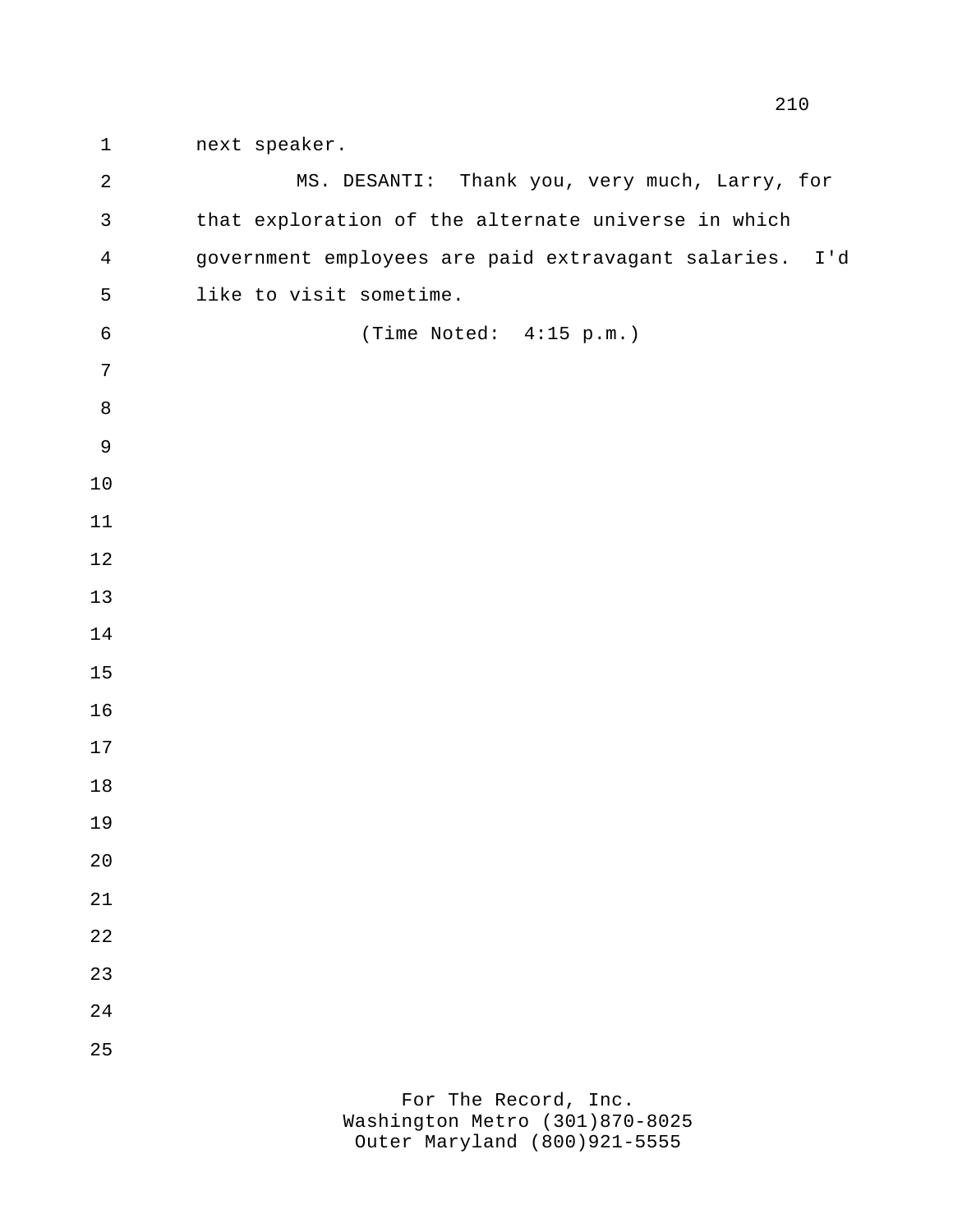next speaker.

MS. DESANTI: Thank you, very much, Larry, for that exploration of the alternate universe in which government employees are paid extravagant salaries. I'd like to visit sometime.

(Time Noted: 4:15 p.m.)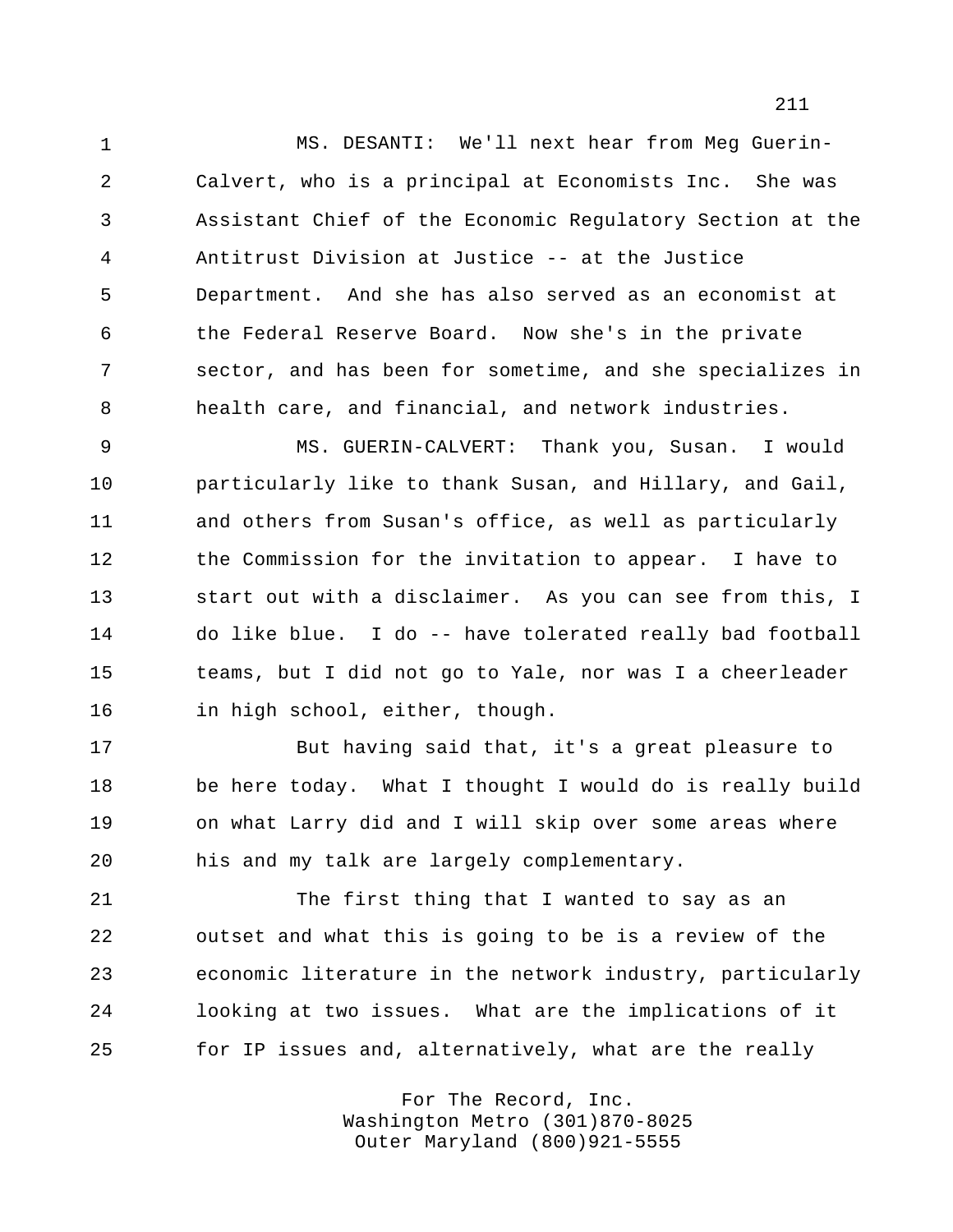MS. DESANTI: We'll next hear from Meg Guerin-Calvert, who is a principal at Economists Inc. She was Assistant Chief of the Economic Regulatory Section at the Antitrust Division at Justice -- at the Justice Department. And she has also served as an economist at the Federal Reserve Board. Now she's in the private sector, and has been for sometime, and she specializes in health care, and financial, and network industries.

MS. GUERIN-CALVERT: Thank you, Susan. I would particularly like to thank Susan, and Hillary, and Gail, and others from Susan's office, as well as particularly the Commission for the invitation to appear. I have to start out with a disclaimer. As you can see from this, I do like blue. I do -- have tolerated really bad football teams, but I did not go to Yale, nor was I a cheerleader in high school, either, though.

But having said that, it's a great pleasure to be here today. What I thought I would do is really build on what Larry did and I will skip over some areas where his and my talk are largely complementary.

The first thing that I wanted to say as an outset and what this is going to be is a review of the economic literature in the network industry, particularly looking at two issues. What are the implications of it for IP issues and, alternatively, what are the really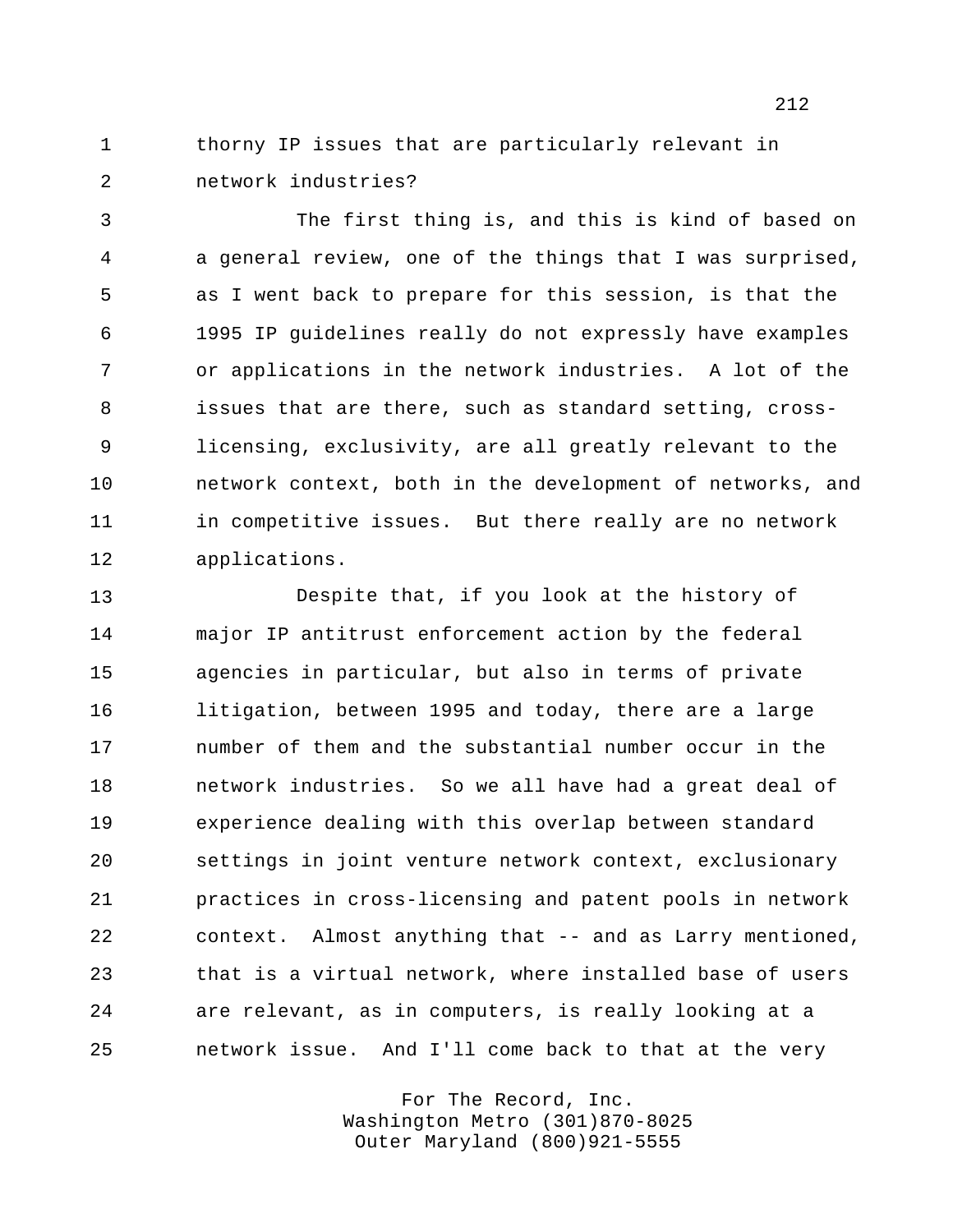thorny IP issues that are particularly relevant in network industries?

The first thing is, and this is kind of based on a general review, one of the things that I was surprised, as I went back to prepare for this session, is that the 1995 IP guidelines really do not expressly have examples or applications in the network industries. A lot of the issues that are there, such as standard setting, cross-licensing, exclusivity, are all greatly relevant to the network context, both in the development of networks, and in competitive issues. But there really are no network applications.

Despite that, if you look at the history of major IP antitrust enforcement action by the federal agencies in particular, but also in terms of private litigation, between 1995 and today, there are a large number of them and the substantial number occur in the network industries. So we all have had a great deal of experience dealing with this overlap between standard settings in joint venture network context, exclusionary practices in cross-licensing and patent pools in network context. Almost anything that -- and as Larry mentioned, that is a virtual network, where installed base of users are relevant, as in computers, is really looking at a network issue. And I'll come back to that at the very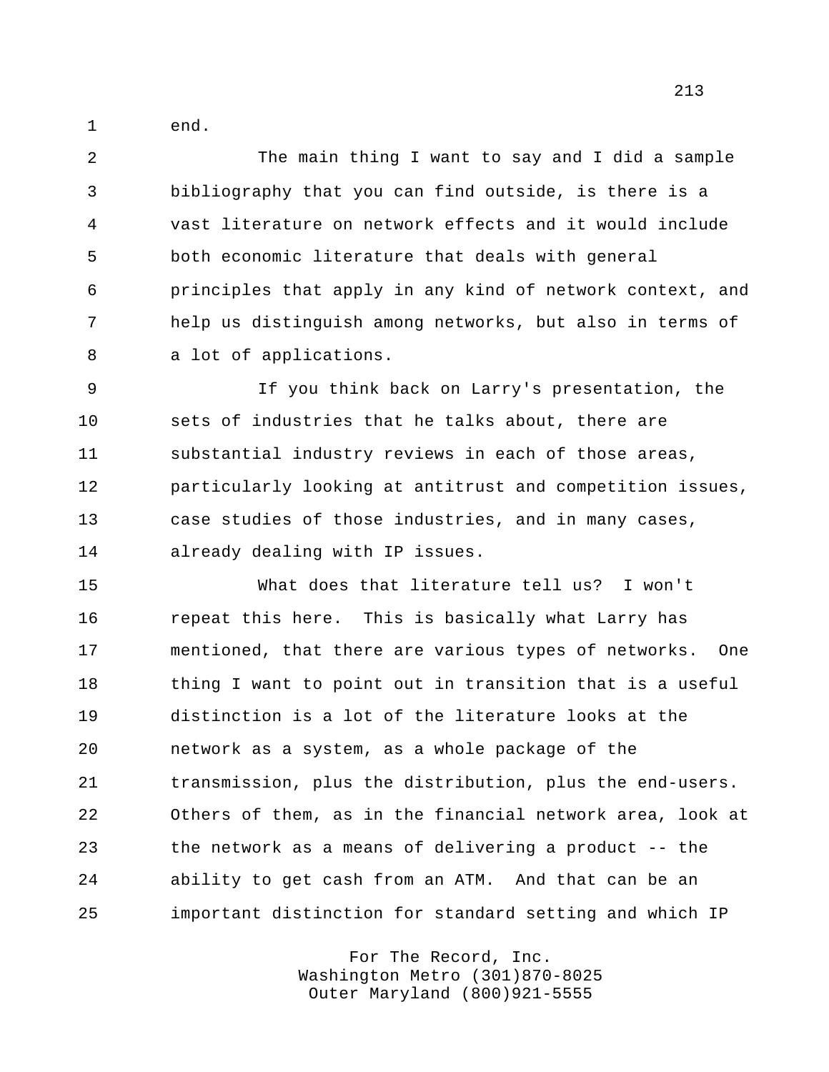end.

The main thing I want to say and I did a sample bibliography that you can find outside, is there is a vast literature on network effects and it would include both economic literature that deals with general principles that apply in any kind of network context, and help us distinguish among networks, but also in terms of a lot of applications.

If you think back on Larry's presentation, the sets of industries that he talks about, there are substantial industry reviews in each of those areas, particularly looking at antitrust and competition issues, case studies of those industries, and in many cases, already dealing with IP issues.

What does that literature tell us? I won't repeat this here. This is basically what Larry has mentioned, that there are various types of networks. One thing I want to point out in transition that is a useful distinction is a lot of the literature looks at the network as a system, as a whole package of the transmission, plus the distribution, plus the end-users. Others of them, as in the financial network area, look at the network as a means of delivering a product -- the ability to get cash from an ATM. And that can be an important distinction for standard setting and which IP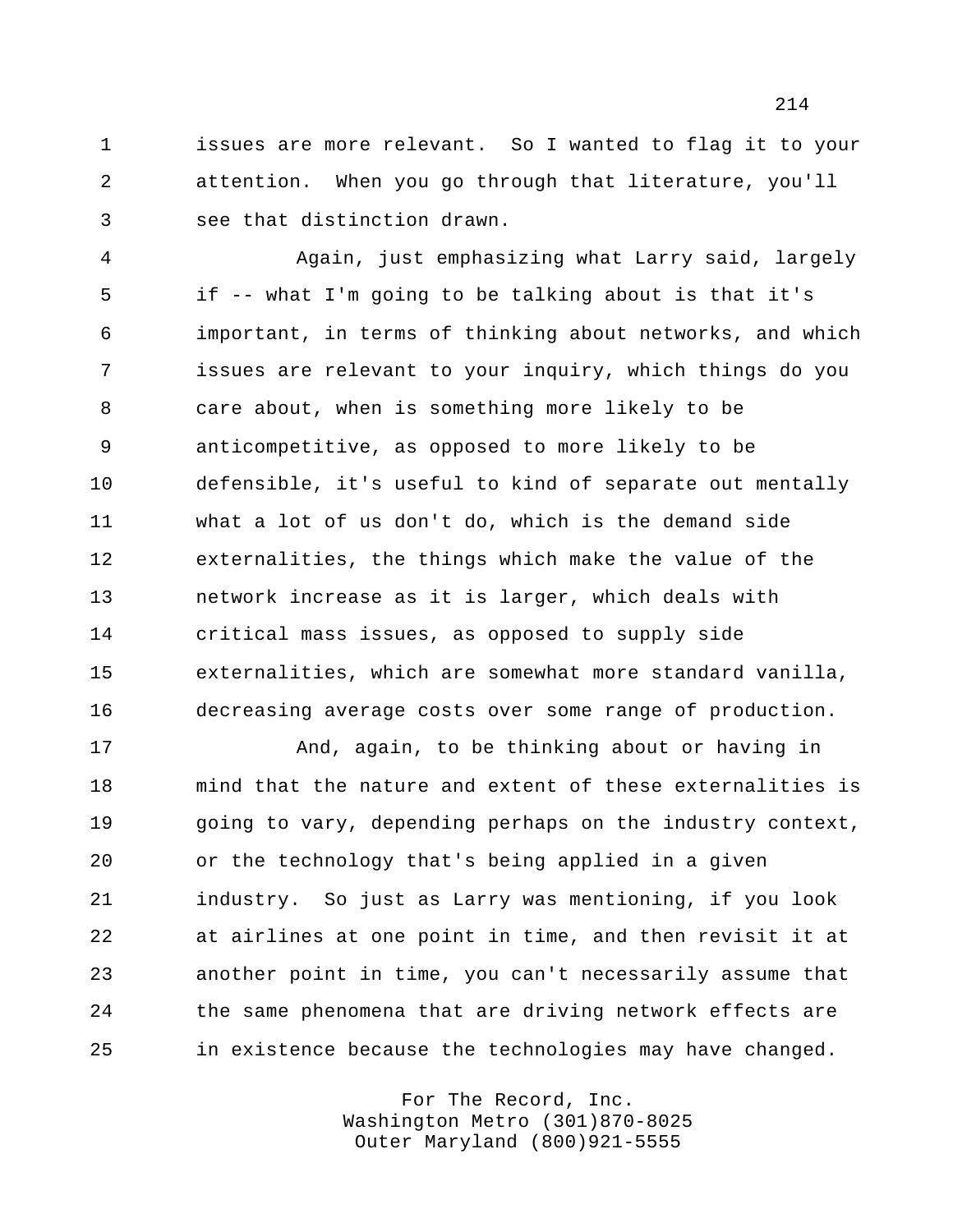issues are more relevant. So I wanted to flag it to your attention. When you go through that literature, you'll see that distinction drawn.

Again, just emphasizing what Larry said, largely if -- what I'm going to be talking about is that it's important, in terms of thinking about networks, and which issues are relevant to your inquiry, which things do you care about, when is something more likely to be anticompetitive, as opposed to more likely to be defensible, it's useful to kind of separate out mentally what a lot of us don't do, which is the demand side externalities, the things which make the value of the network increase as it is larger, which deals with critical mass issues, as opposed to supply side externalities, which are somewhat more standard vanilla, decreasing average costs over some range of production.

And, again, to be thinking about or having in mind that the nature and extent of these externalities is going to vary, depending perhaps on the industry context, or the technology that's being applied in a given industry. So just as Larry was mentioning, if you look at airlines at one point in time, and then revisit it at another point in time, you can't necessarily assume that the same phenomena that are driving network effects are in existence because the technologies may have changed.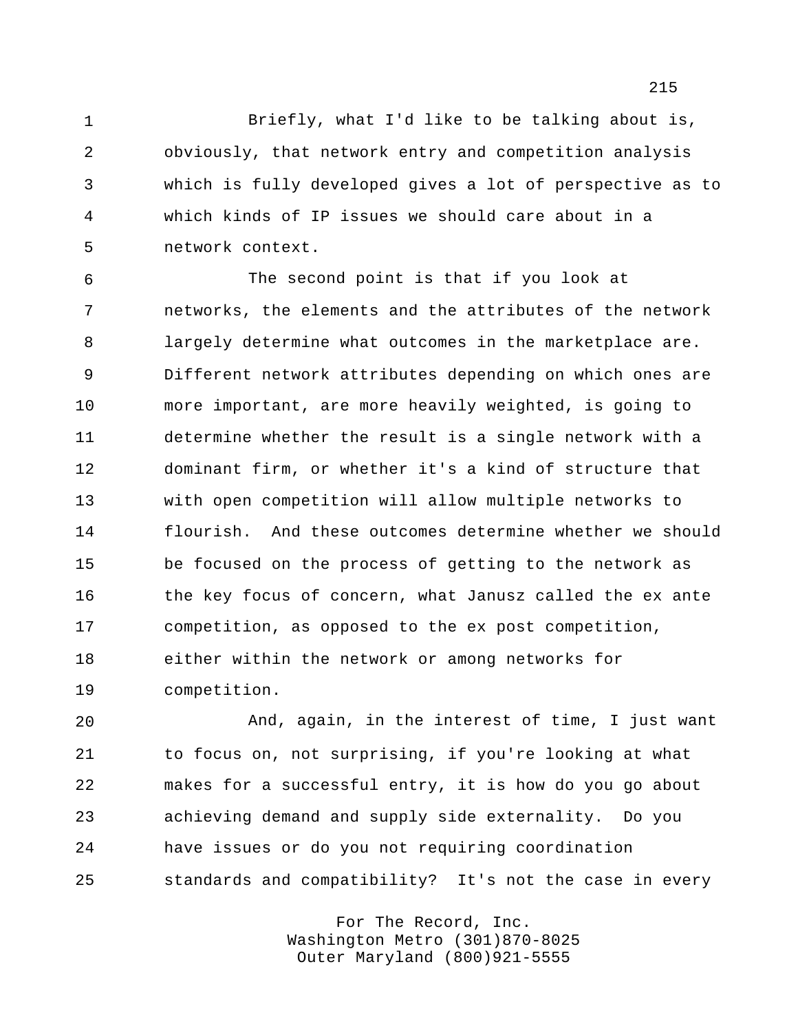Briefly, what I'd like to be talking about is, obviously, that network entry and competition analysis which is fully developed gives a lot of perspective as to which kinds of IP issues we should care about in a network context.

The second point is that if you look at networks, the elements and the attributes of the network largely determine what outcomes in the marketplace are. Different network attributes depending on which ones are more important, are more heavily weighted, is going to determine whether the result is a single network with a dominant firm, or whether it's a kind of structure that with open competition will allow multiple networks to flourish. And these outcomes determine whether we should be focused on the process of getting to the network as the key focus of concern, what Janusz called the ex ante competition, as opposed to the ex post competition, either within the network or among networks for competition.

And, again, in the interest of time, I just want to focus on, not surprising, if you're looking at what makes for a successful entry, it is how do you go about achieving demand and supply side externality. Do you have issues or do you not requiring coordination standards and compatibility? It's not the case in every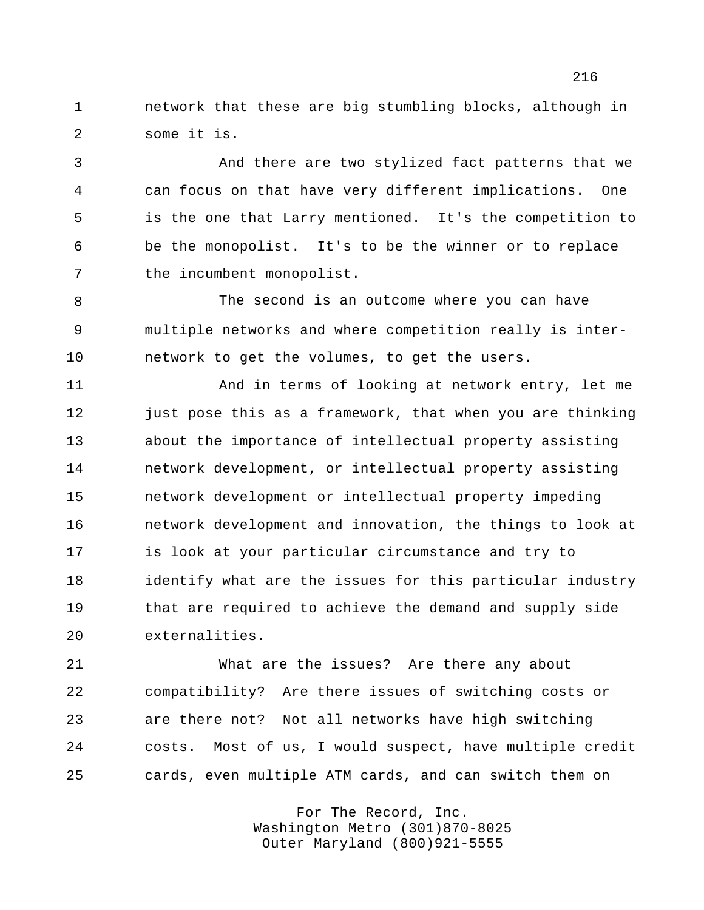network that these are big stumbling blocks, although in some it is.

And there are two stylized fact patterns that we can focus on that have very different implications. One is the one that Larry mentioned. It's the competition to be the monopolist. It's to be the winner or to replace the incumbent monopolist.

The second is an outcome where you can have multiple networks and where competition really is inter-network to get the volumes, to get the users.

And in terms of looking at network entry, let me just pose this as a framework, that when you are thinking about the importance of intellectual property assisting network development, or intellectual property assisting network development or intellectual property impeding network development and innovation, the things to look at is look at your particular circumstance and try to identify what are the issues for this particular industry that are required to achieve the demand and supply side externalities.

What are the issues? Are there any about compatibility? Are there issues of switching costs or are there not? Not all networks have high switching costs. Most of us, I would suspect, have multiple credit cards, even multiple ATM cards, and can switch them on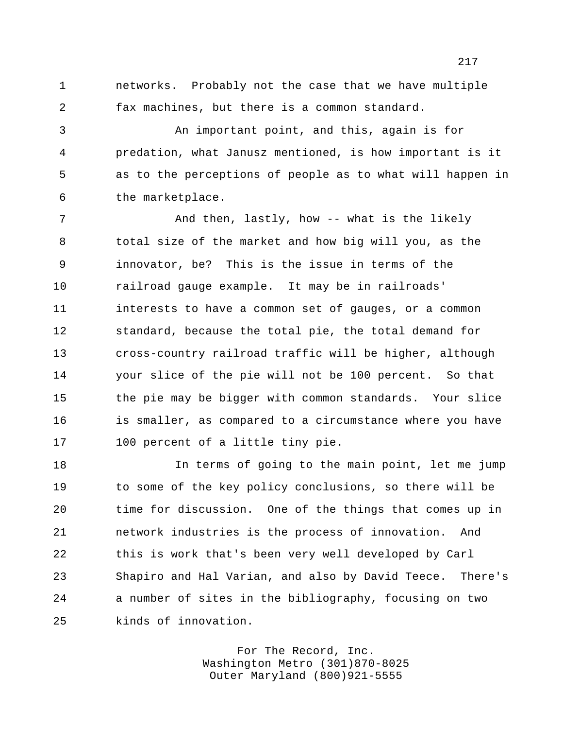networks. Probably not the case that we have multiple fax machines, but there is a common standard.

An important point, and this, again is for predation, what Janusz mentioned, is how important is it as to the perceptions of people as to what will happen in the marketplace.

And then, lastly, how -- what is the likely total size of the market and how big will you, as the innovator, be? This is the issue in terms of the railroad gauge example. It may be in railroads' interests to have a common set of gauges, or a common standard, because the total pie, the total demand for cross-country railroad traffic will be higher, although your slice of the pie will not be 100 percent. So that the pie may be bigger with common standards. Your slice is smaller, as compared to a circumstance where you have 100 percent of a little tiny pie.

In terms of going to the main point, let me jump to some of the key policy conclusions, so there will be time for discussion. One of the things that comes up in network industries is the process of innovation. And this is work that's been very well developed by Carl Shapiro and Hal Varian, and also by David Teece. There's a number of sites in the bibliography, focusing on two kinds of innovation.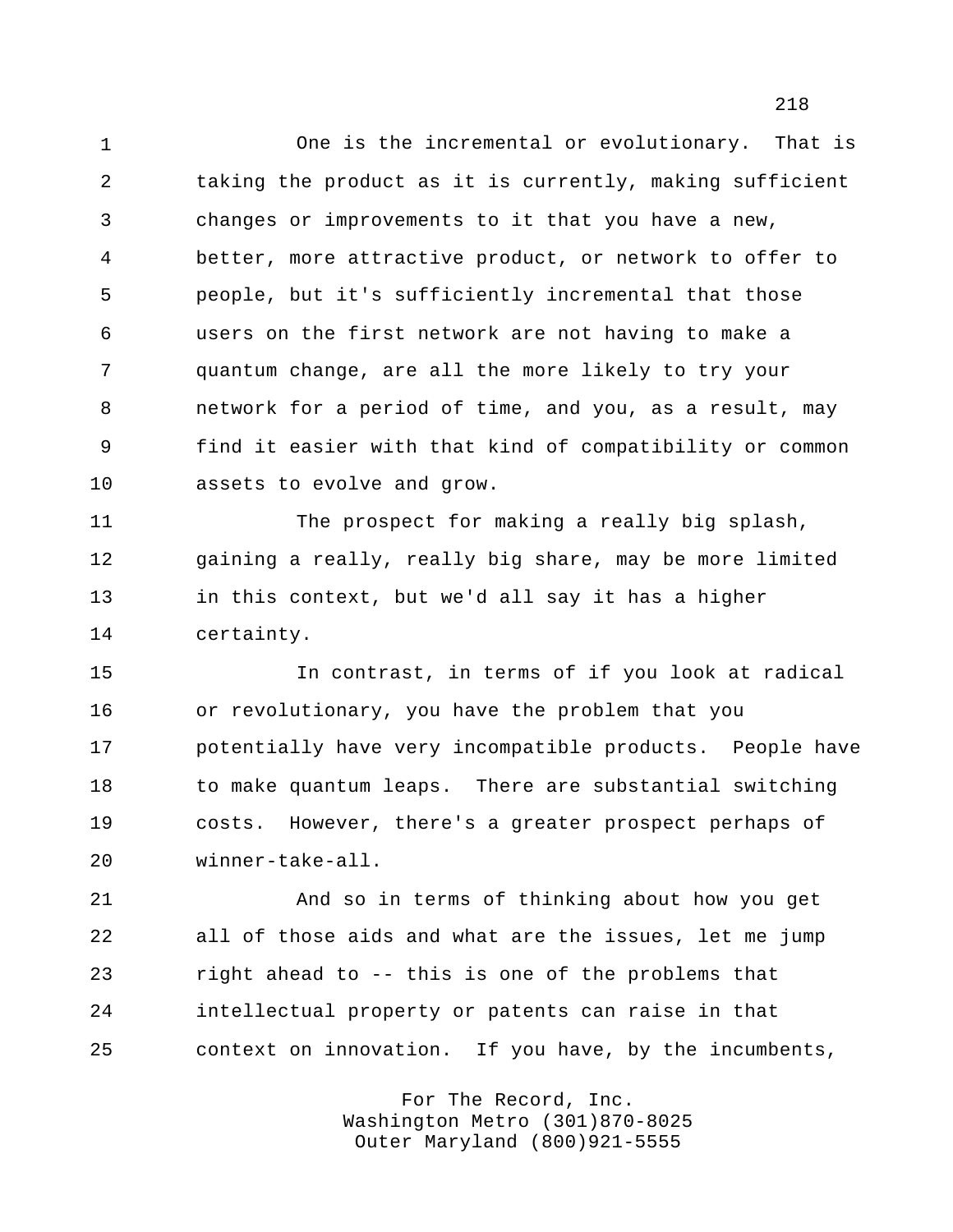One is the incremental or evolutionary. That is taking the product as it is currently, making sufficient changes or improvements to it that you have a new, better, more attractive product, or network to offer to people, but it's sufficiently incremental that those users on the first network are not having to make a quantum change, are all the more likely to try your network for a period of time, and you, as a result, may find it easier with that kind of compatibility or common assets to evolve and grow.

The prospect for making a really big splash, gaining a really, really big share, may be more limited in this context, but we'd all say it has a higher certainty.

In contrast, in terms of if you look at radical or revolutionary, you have the problem that you potentially have very incompatible products. People have to make quantum leaps. There are substantial switching costs. However, there's a greater prospect perhaps of winner-take-all.

And so in terms of thinking about how you get all of those aids and what are the issues, let me jump right ahead to -- this is one of the problems that intellectual property or patents can raise in that context on innovation. If you have, by the incumbents,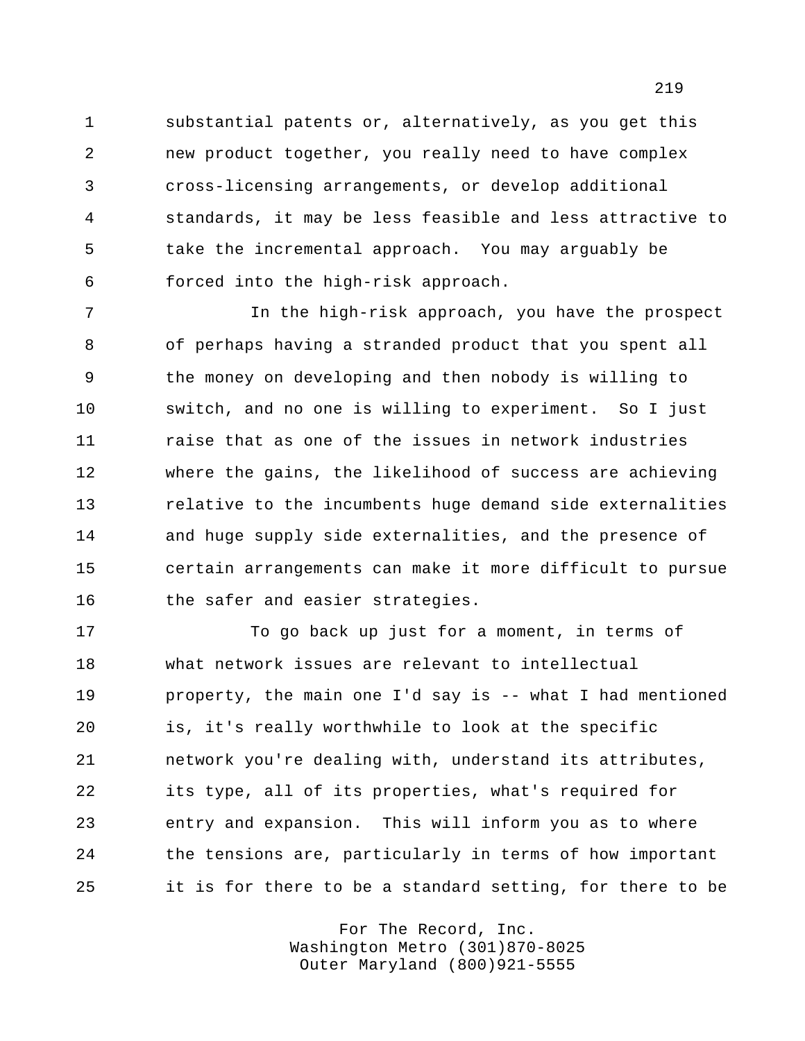substantial patents or, alternatively, as you get this new product together, you really need to have complex cross-licensing arrangements, or develop additional standards, it may be less feasible and less attractive to take the incremental approach. You may arguably be forced into the high-risk approach.

In the high-risk approach, you have the prospect of perhaps having a stranded product that you spent all the money on developing and then nobody is willing to switch, and no one is willing to experiment. So I just raise that as one of the issues in network industries where the gains, the likelihood of success are achieving relative to the incumbents huge demand side externalities and huge supply side externalities, and the presence of certain arrangements can make it more difficult to pursue the safer and easier strategies.

To go back up just for a moment, in terms of what network issues are relevant to intellectual property, the main one I'd say is -- what I had mentioned is, it's really worthwhile to look at the specific network you're dealing with, understand its attributes, its type, all of its properties, what's required for entry and expansion. This will inform you as to where the tensions are, particularly in terms of how important it is for there to be a standard setting, for there to be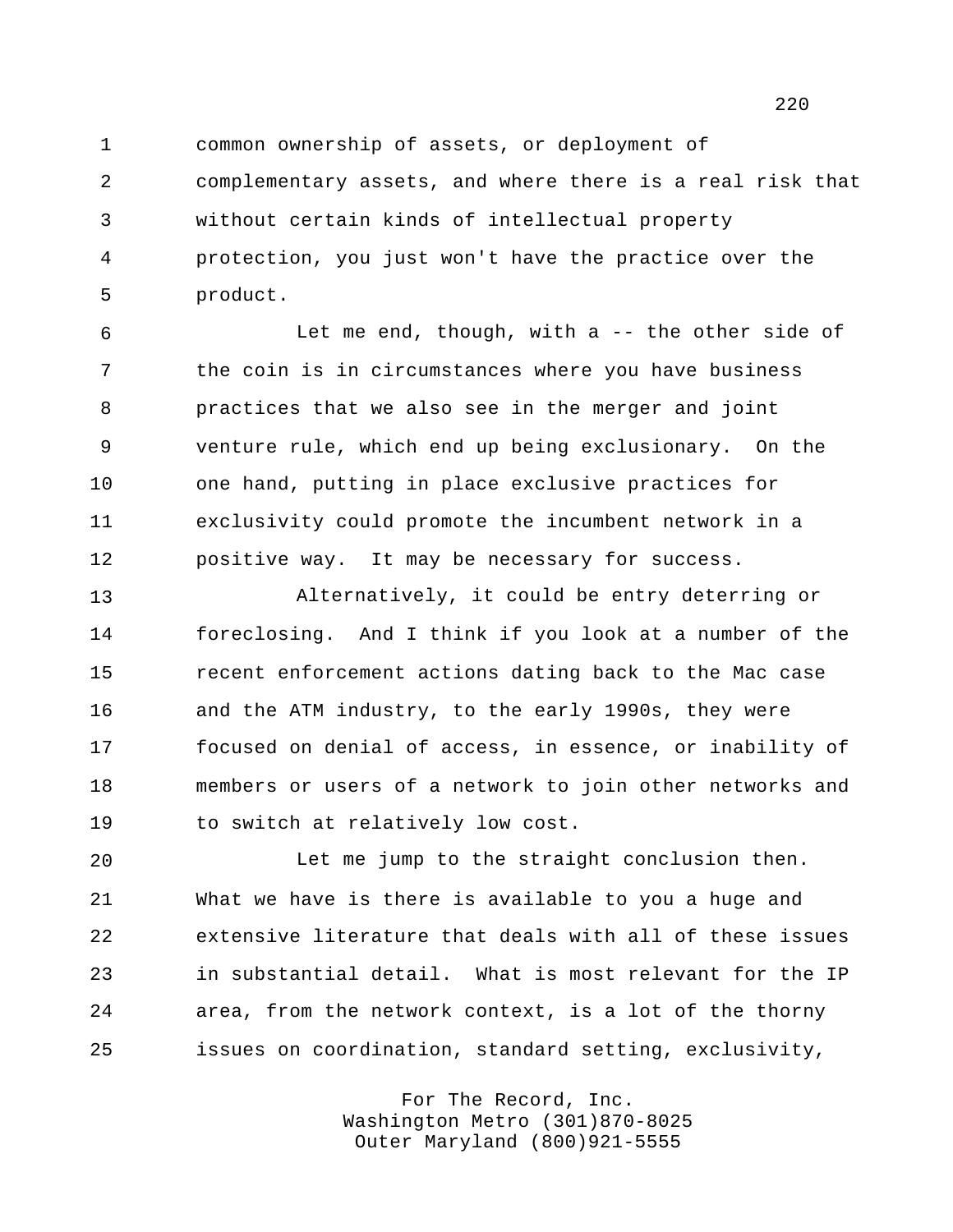common ownership of assets, or deployment of complementary assets, and where there is a real risk that without certain kinds of intellectual property protection, you just won't have the practice over the product.

Let me end, though, with a -- the other side of the coin is in circumstances where you have business practices that we also see in the merger and joint venture rule, which end up being exclusionary. On the one hand, putting in place exclusive practices for exclusivity could promote the incumbent network in a positive way. It may be necessary for success.

Alternatively, it could be entry deterring or foreclosing. And I think if you look at a number of the recent enforcement actions dating back to the Mac case and the ATM industry, to the early 1990s, they were focused on denial of access, in essence, or inability of members or users of a network to join other networks and to switch at relatively low cost.

Let me jump to the straight conclusion then. What we have is there is available to you a huge and extensive literature that deals with all of these issues in substantial detail. What is most relevant for the IP area, from the network context, is a lot of the thorny issues on coordination, standard setting, exclusivity,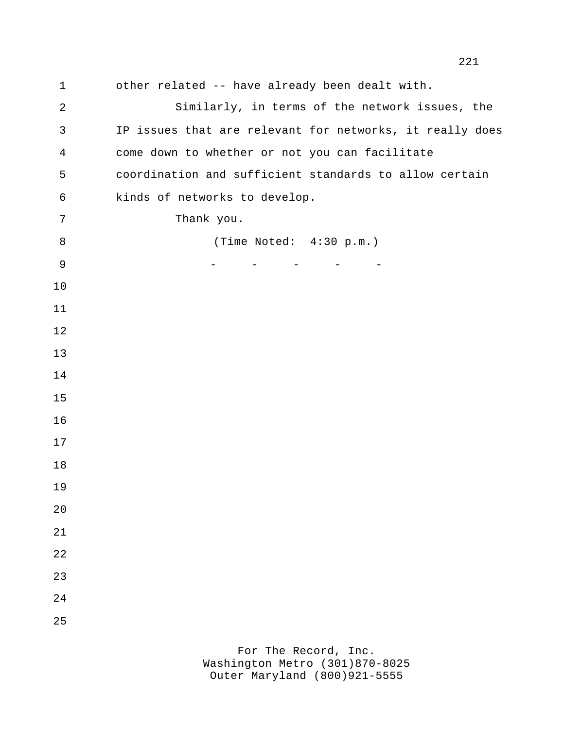other related -- have already been dealt with.

Similarly, in terms of the network issues, the IP issues that are relevant for networks, it really does come down to whether or not you can facilitate coordination and sufficient standards to allow certain kinds of networks to develop.

Thank you.

(Time Noted: 4:30 p.m.)

\- - - - -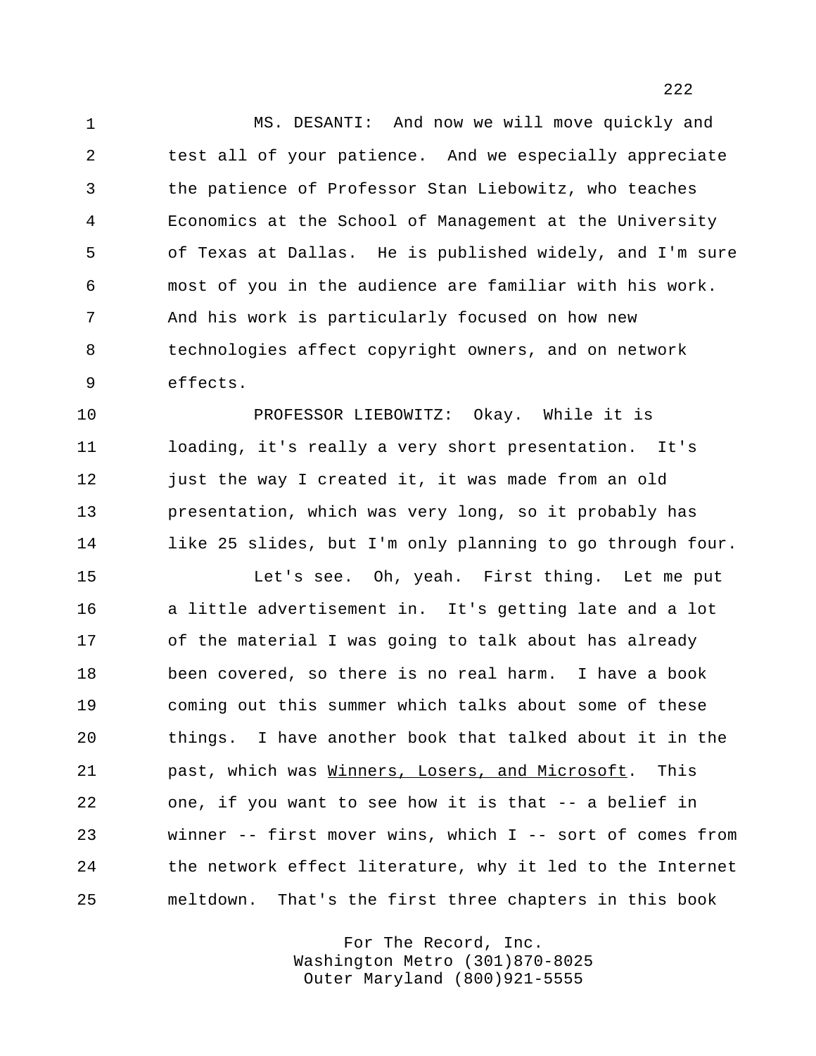MS. DESANTI: And now we will move quickly and test all of your patience. And we especially appreciate the patience of Professor Stan Liebowitz, who teaches Economics at the School of Management at the University of Texas at Dallas. He is published widely, and I'm sure most of you in the audience are familiar with his work. And his work is particularly focused on how new technologies affect copyright owners, and on network effects.

PROFESSOR LIEBOWITZ: Okay. While it is loading, it's really a very short presentation. It's just the way I created it, it was made from an old presentation, which was very long, so it probably has like 25 slides, but I'm only planning to go through four.

Let's see. Oh, yeah. First thing. Let me put a little advertisement in. It's getting late and a lot of the material I was going to talk about has already been covered, so there is no real harm. I have a book coming out this summer which talks about some of these things. I have another book that talked about it in the past, which was <u>Winners, Losers, and Microsoft</u>. This one, if you want to see how it is that -- a belief in winner -- first mover wins, which I -- sort of comes from the network effect literature, why it led to the Internet meltdown. That's the first three chapters in this book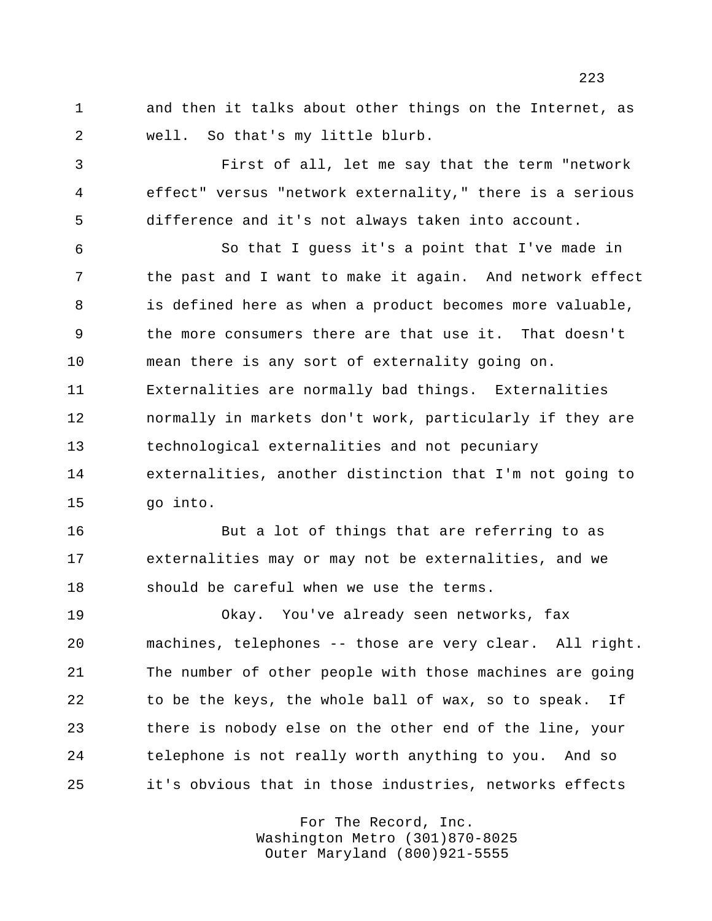and then it talks about other things on the Internet, as well. So that's my little blurb.

First of all, let me say that the term "network effect" versus "network externality," there is a serious difference and it's not always taken into account.

So that I guess it's a point that I've made in the past and I want to make it again. And network effect is defined here as when a product becomes more valuable, the more consumers there are that use it. That doesn't mean there is any sort of externality going on. Externalities are normally bad things. Externalities normally in markets don't work, particularly if they are technological externalities and not pecuniary externalities, another distinction that I'm not going to go into.

But a lot of things that are referring to as externalities may or may not be externalities, and we should be careful when we use the terms.

Okay. You've already seen networks, fax machines, telephones -- those are very clear. All right. The number of other people with those machines are going to be the keys, the whole ball of wax, so to speak. If there is nobody else on the other end of the line, your telephone is not really worth anything to you. And so it's obvious that in those industries, networks effects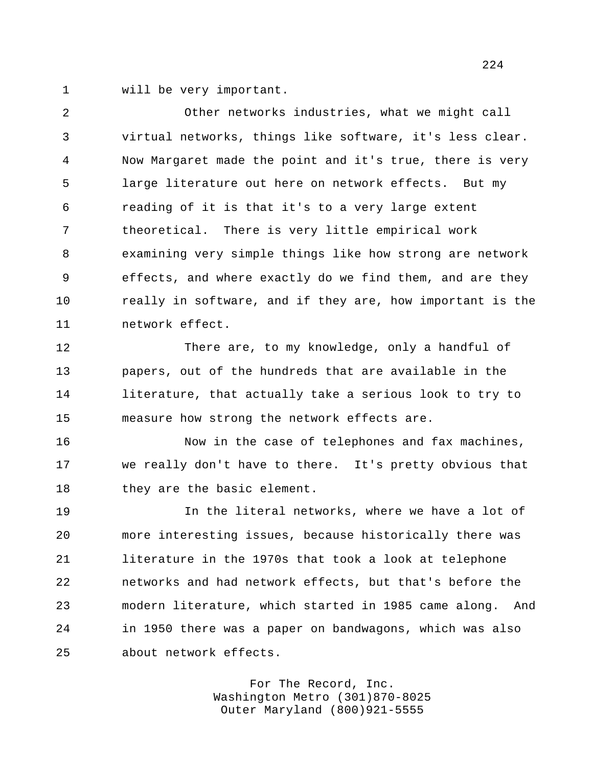will be very important.

Other networks industries, what we might call virtual networks, things like software, it's less clear. Now Margaret made the point and it's true, there is very large literature out here on network effects. But my reading of it is that it's to a very large extent theoretical. There is very little empirical work examining very simple things like how strong are network effects, and where exactly do we find them, and are they really in software, and if they are, how important is the network effect.

There are, to my knowledge, only a handful of papers, out of the hundreds that are available in the literature, that actually take a serious look to try to measure how strong the network effects are.

Now in the case of telephones and fax machines, we really don't have to there. It's pretty obvious that they are the basic element.

In the literal networks, where we have a lot of more interesting issues, because historically there was literature in the 1970s that took a look at telephone networks and had network effects, but that's before the modern literature, which started in 1985 came along. And in 1950 there was a paper on bandwagons, which was also about network effects.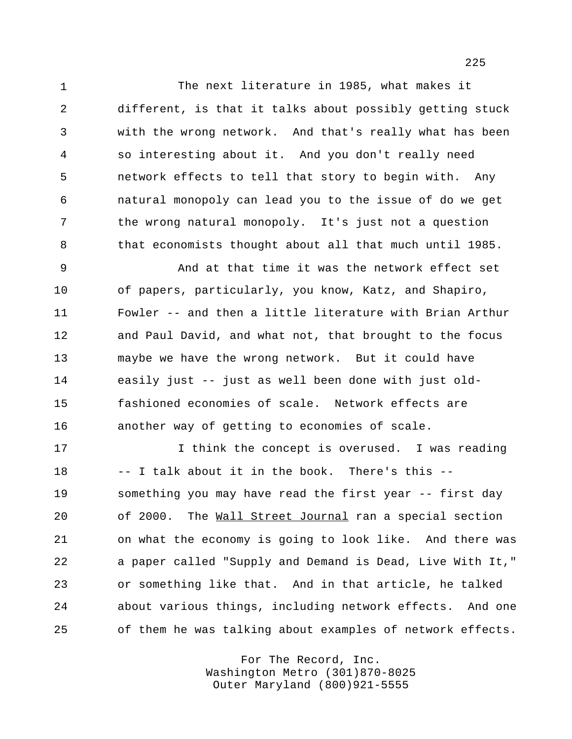The next literature in 1985, what makes it different, is that it talks about possibly getting stuck with the wrong network. And that's really what has been so interesting about it. And you don't really need network effects to tell that story to begin with. Any natural monopoly can lead you to the issue of do we get the wrong natural monopoly. It's just not a question that economists thought about all that much until 1985.

And at that time it was the network effect set of papers, particularly, you know, Katz, and Shapiro, Fowler -- and then a little literature with Brian Arthur and Paul David, and what not, that brought to the focus maybe we have the wrong network. But it could have easily just -- just as well been done with just old-fashioned economies of scale. Network effects are another way of getting to economies of scale.

I think the concept is overused. I was reading -- I talk about it in the book. There's this -- something you may have read the first year -- first day of 2000. The Wall Street Journal ran a special section on what the economy is going to look like. And there was a paper called "Supply and Demand is Dead, Live With It," or something like that. And in that article, he talked about various things, including network effects. And one of them he was talking about examples of network effects.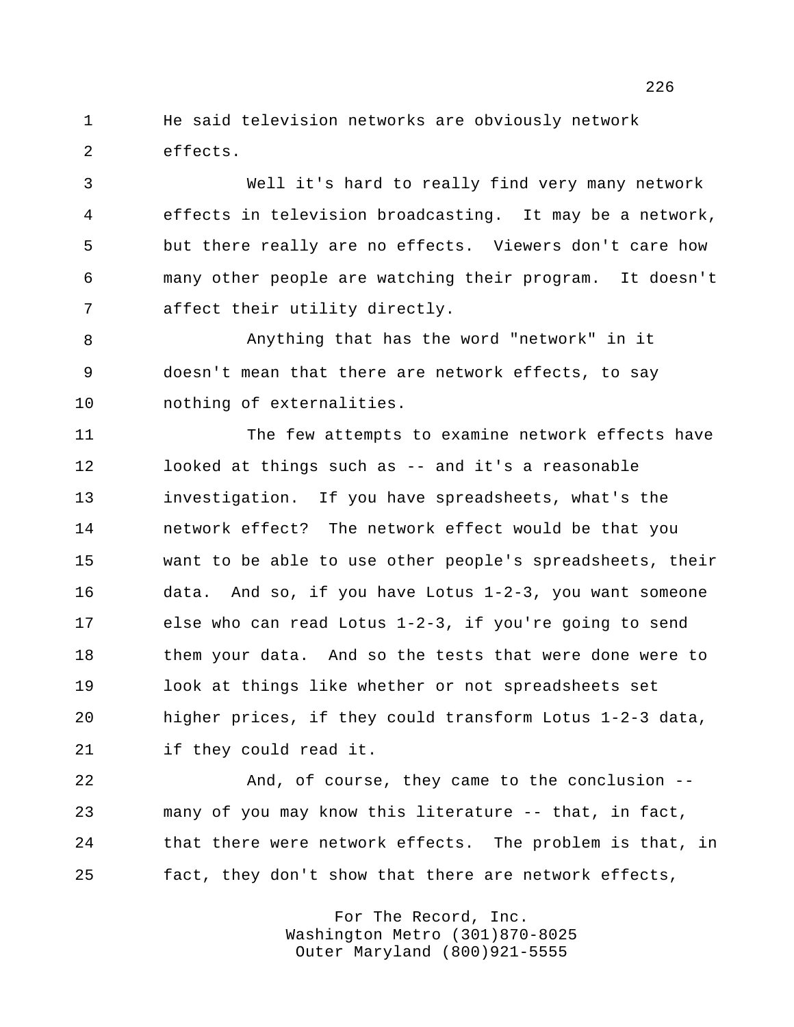He said television networks are obviously network effects.

Well it's hard to really find very many network effects in television broadcasting. It may be a network, but there really are no effects. Viewers don't care how many other people are watching their program. It doesn't affect their utility directly.

Anything that has the word "network" in it doesn't mean that there are network effects, to say nothing of externalities.

The few attempts to examine network effects have looked at things such as -- and it's a reasonable investigation. If you have spreadsheets, what's the network effect? The network effect would be that you want to be able to use other people's spreadsheets, their data. And so, if you have Lotus 1-2-3, you want someone else who can read Lotus 1-2-3, if you're going to send them your data. And so the tests that were done were to look at things like whether or not spreadsheets set higher prices, if they could transform Lotus 1-2-3 data, if they could read it.

And, of course, they came to the conclusion -- many of you may know this literature -- that, in fact, that there were network effects. The problem is that, in fact, they don't show that there are network effects,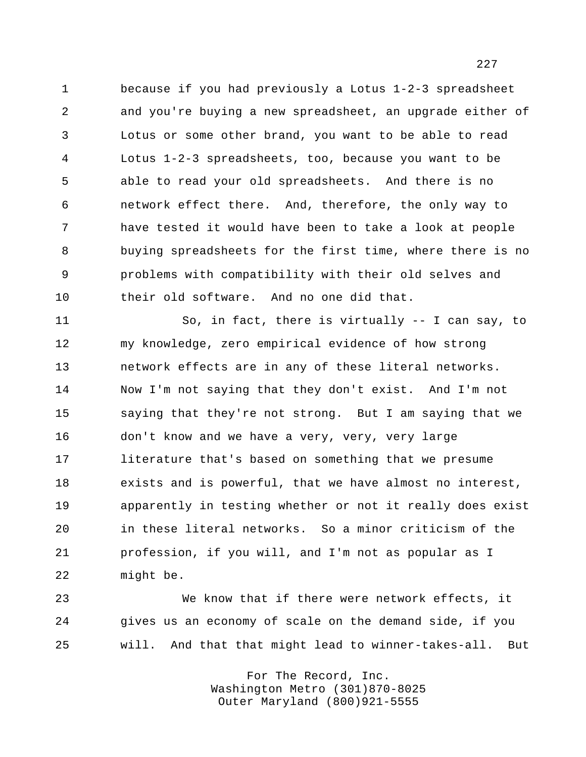because if you had previously a Lotus 1-2-3 spreadsheet and you're buying a new spreadsheet, an upgrade either of Lotus or some other brand, you want to be able to read Lotus 1-2-3 spreadsheets, too, because you want to be able to read your old spreadsheets. And there is no network effect there. And, therefore, the only way to have tested it would have been to take a look at people buying spreadsheets for the first time, where there is no problems with compatibility with their old selves and their old software. And no one did that.

So, in fact, there is virtually -- I can say, to my knowledge, zero empirical evidence of how strong network effects are in any of these literal networks. Now I'm not saying that they don't exist. And I'm not saying that they're not strong. But I am saying that we don't know and we have a very, very, very large literature that's based on something that we presume exists and is powerful, that we have almost no interest, apparently in testing whether or not it really does exist in these literal networks. So a minor criticism of the profession, if you will, and I'm not as popular as I might be.

We know that if there were network effects, it gives us an economy of scale on the demand side, if you will. And that that might lead to winner-takes-all. But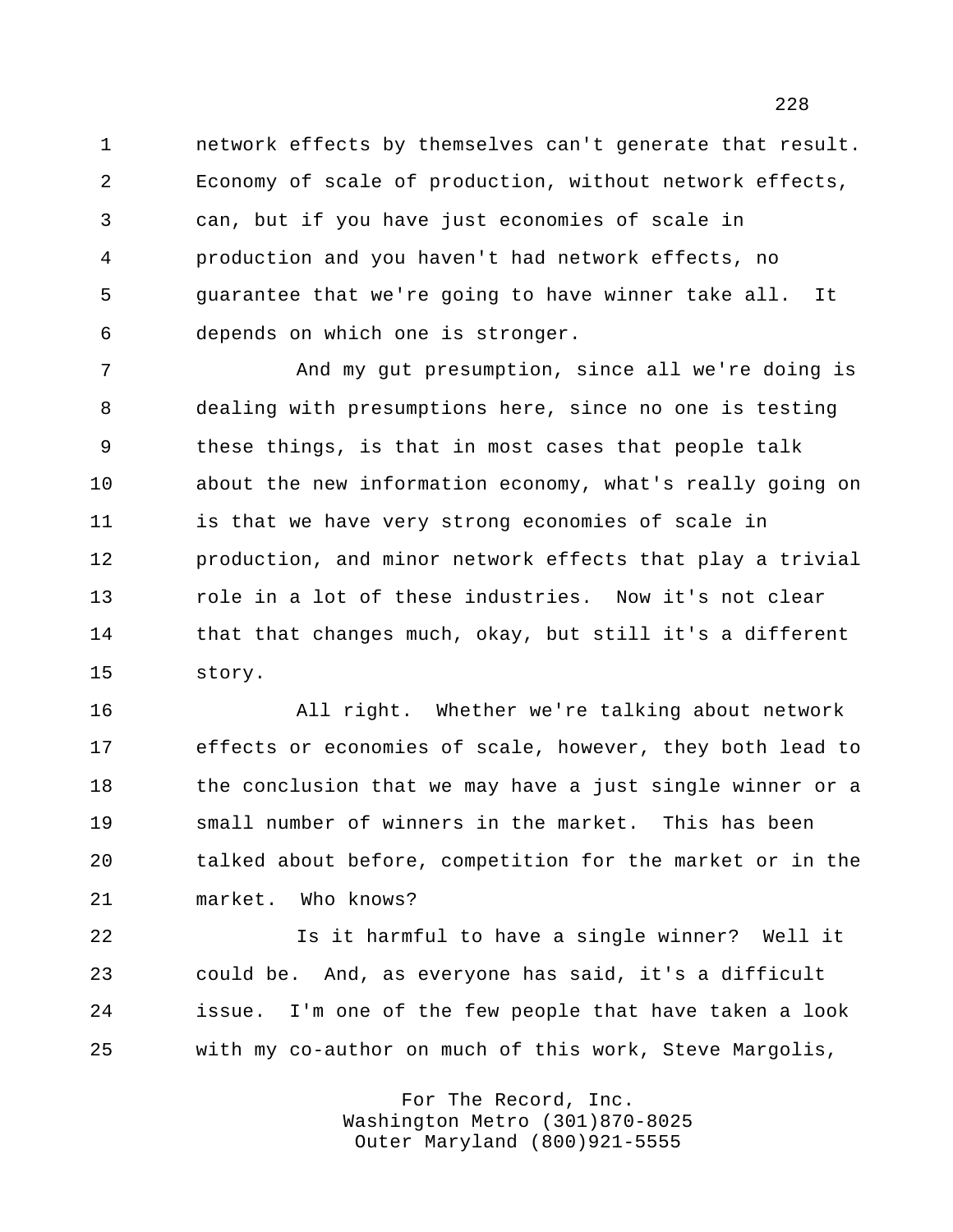network effects by themselves can't generate that result. Economy of scale of production, without network effects, can, but if you have just economies of scale in production and you haven't had network effects, no guarantee that we're going to have winner take all. It depends on which one is stronger.

And my gut presumption, since all we're doing is dealing with presumptions here, since no one is testing these things, is that in most cases that people talk about the new information economy, what's really going on is that we have very strong economies of scale in production, and minor network effects that play a trivial role in a lot of these industries. Now it's not clear that that changes much, okay, but still it's a different story.

All right. Whether we're talking about network effects or economies of scale, however, they both lead to the conclusion that we may have a just single winner or a small number of winners in the market. This has been talked about before, competition for the market or in the market. Who knows?

Is it harmful to have a single winner? Well it could be. And, as everyone has said, it's a difficult issue. I'm one of the few people that have taken a look with my co-author on much of this work, Steve Margolis,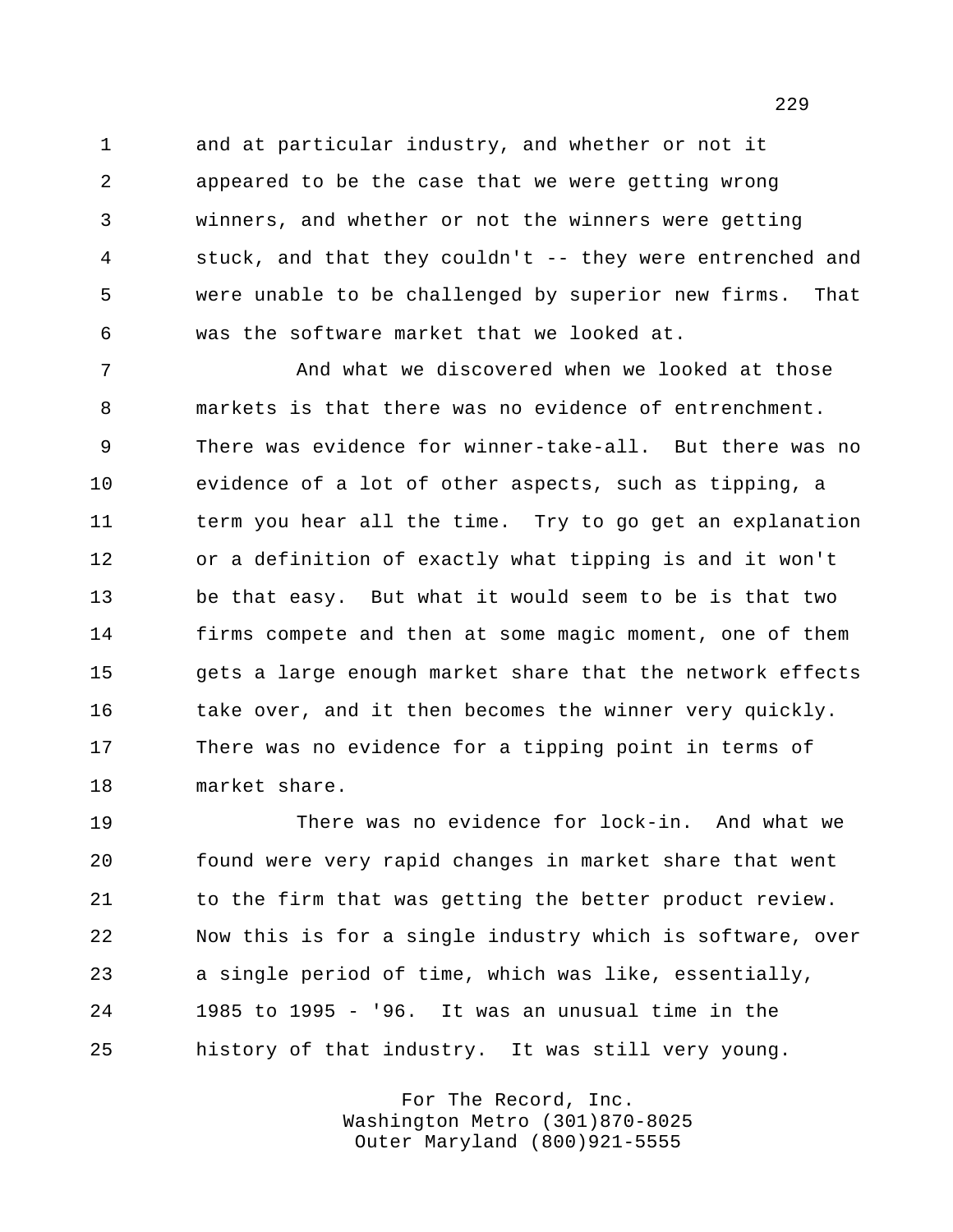and at particular industry, and whether or not it appeared to be the case that we were getting wrong winners, and whether or not the winners were getting stuck, and that they couldn't -- they were entrenched and were unable to be challenged by superior new firms. That was the software market that we looked at.

And what we discovered when we looked at those markets is that there was no evidence of entrenchment. There was evidence for winner-take-all. But there was no evidence of a lot of other aspects, such as tipping, a term you hear all the time. Try to go get an explanation or a definition of exactly what tipping is and it won't be that easy. But what it would seem to be is that two firms compete and then at some magic moment, one of them gets a large enough market share that the network effects take over, and it then becomes the winner very quickly. There was no evidence for a tipping point in terms of market share.

There was no evidence for lock-in. And what we found were very rapid changes in market share that went to the firm that was getting the better product review. Now this is for a single industry which is software, over a single period of time, which was like, essentially, 1985 to 1995 - '96. It was an unusual time in the history of that industry. It was still very young.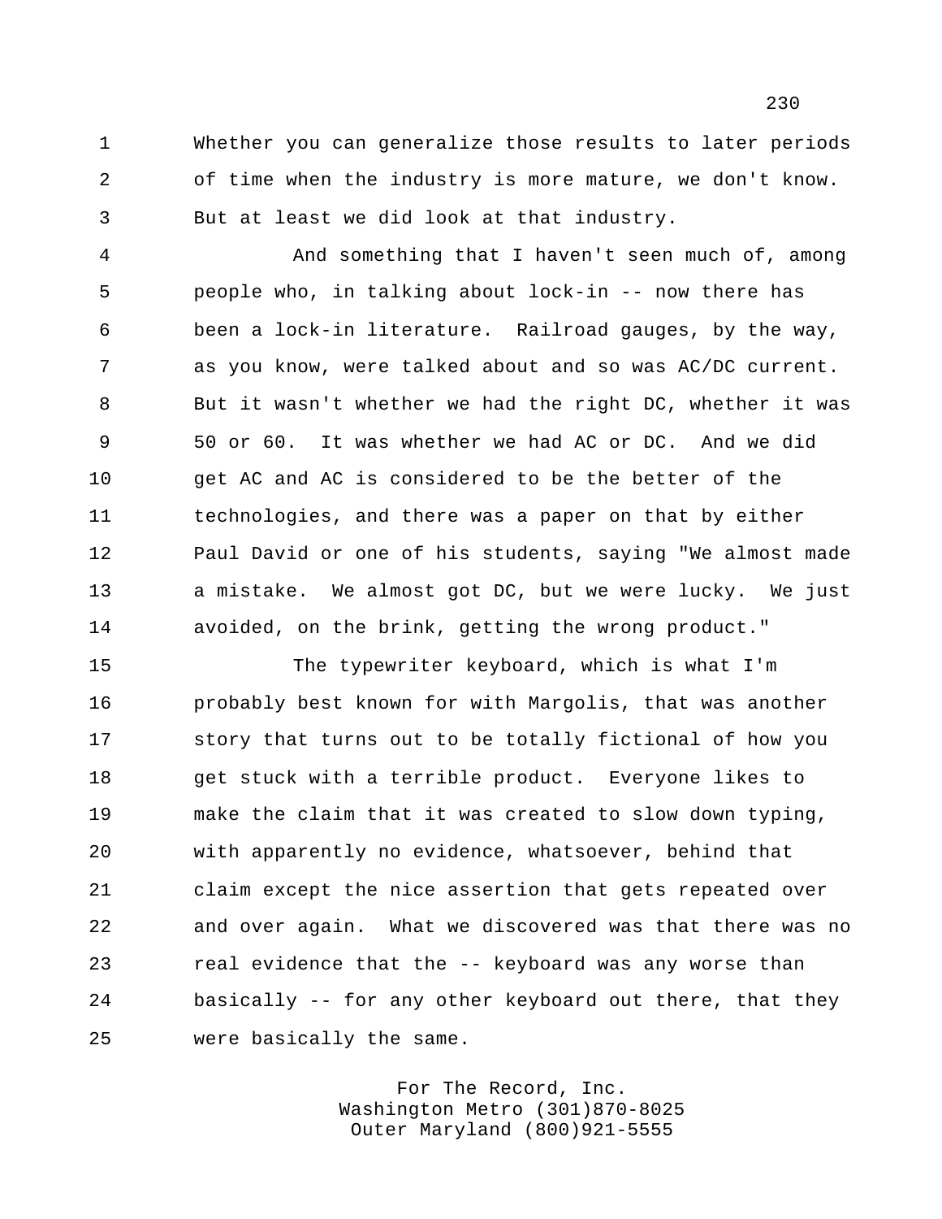Whether you can generalize those results to later periods of time when the industry is more mature, we don't know. But at least we did look at that industry.

And something that I haven't seen much of, among people who, in talking about lock-in -- now there has been a lock-in literature. Railroad gauges, by the way, as you know, were talked about and so was AC/DC current. But it wasn't whether we had the right DC, whether it was 50 or 60. It was whether we had AC or DC. And we did get AC and AC is considered to be the better of the technologies, and there was a paper on that by either Paul David or one of his students, saying "We almost made a mistake. We almost got DC, but we were lucky. We just avoided, on the brink, getting the wrong product."

The typewriter keyboard, which is what I'm probably best known for with Margolis, that was another story that turns out to be totally fictional of how you get stuck with a terrible product. Everyone likes to make the claim that it was created to slow down typing, with apparently no evidence, whatsoever, behind that claim except the nice assertion that gets repeated over and over again. What we discovered was that there was no real evidence that the -- keyboard was any worse than basically -- for any other keyboard out there, that they were basically the same.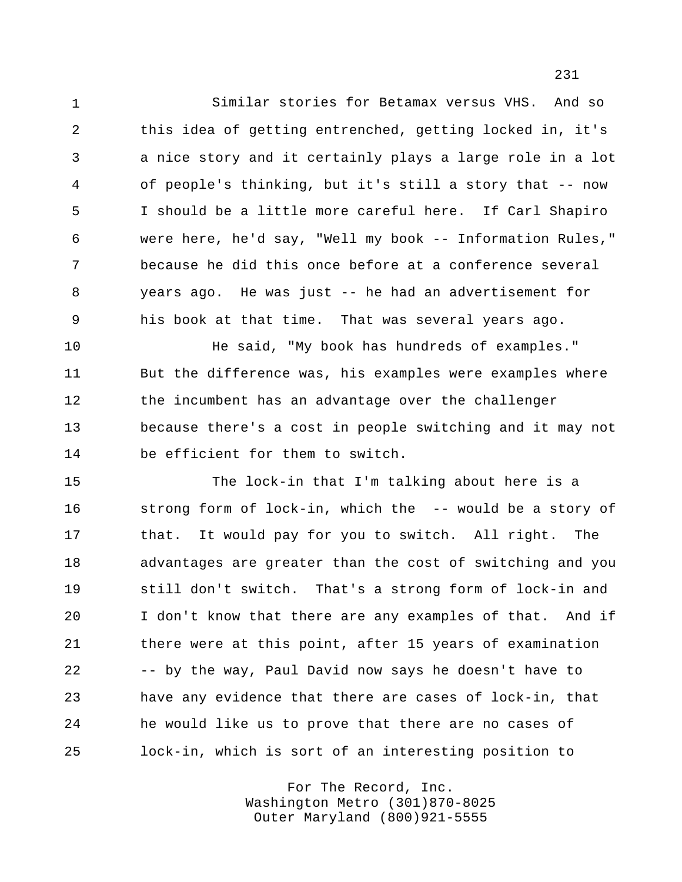Similar stories for Betamax versus VHS. And so this idea of getting entrenched, getting locked in, it's a nice story and it certainly plays a large role in a lot of people's thinking, but it's still a story that -- now I should be a little more careful here. If Carl Shapiro were here, he'd say, "Well my book -- Information Rules," because he did this once before at a conference several years ago. He was just -- he had an advertisement for his book at that time. That was several years ago.

He said, "My book has hundreds of examples." But the difference was, his examples were examples where the incumbent has an advantage over the challenger because there's a cost in people switching and it may not be efficient for them to switch.

The lock-in that I'm talking about here is a strong form of lock-in, which the -- would be a story of that. It would pay for you to switch. All right. The advantages are greater than the cost of switching and you still don't switch. That's a strong form of lock-in and I don't know that there are any examples of that. And if there were at this point, after 15 years of examination -- by the way, Paul David now says he doesn't have to have any evidence that there are cases of lock-in, that he would like us to prove that there are no cases of lock-in, which is sort of an interesting position to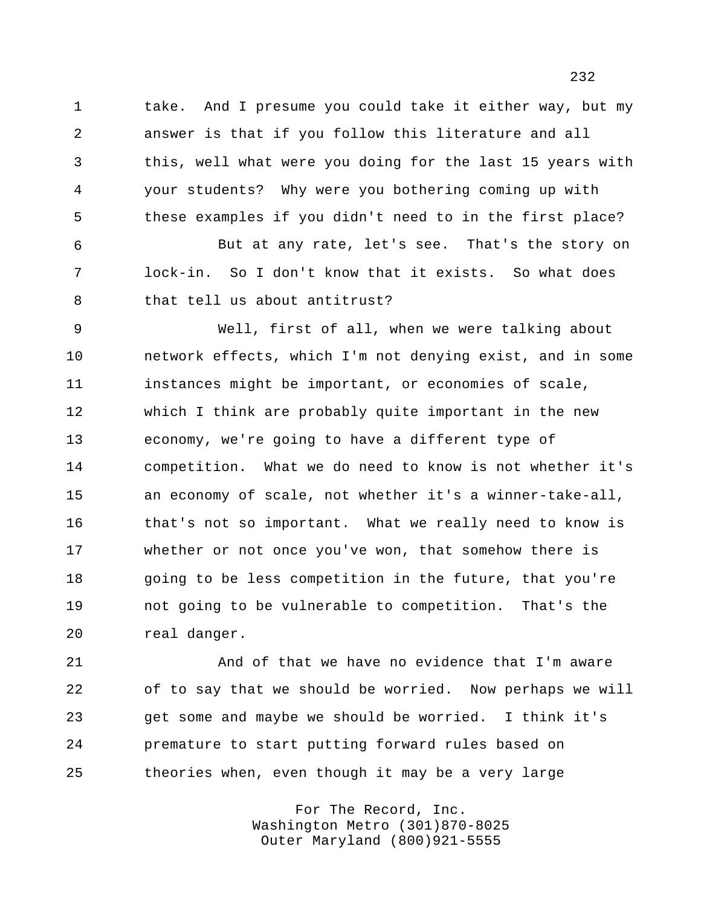take. And I presume you could take it either way, but my answer is that if you follow this literature and all this, well what were you doing for the last 15 years with your students? Why were you bothering coming up with these examples if you didn't need to in the first place?

But at any rate, let's see. That's the story on lock-in. So I don't know that it exists. So what does that tell us about antitrust?

Well, first of all, when we were talking about network effects, which I'm not denying exist, and in some instances might be important, or economies of scale, which I think are probably quite important in the new economy, we're going to have a different type of competition. What we do need to know is not whether it's an economy of scale, not whether it's a winner-take-all, that's not so important. What we really need to know is whether or not once you've won, that somehow there is going to be less competition in the future, that you're not going to be vulnerable to competition. That's the real danger.

And of that we have no evidence that I'm aware of to say that we should be worried. Now perhaps we will get some and maybe we should be worried. I think it's premature to start putting forward rules based on theories when, even though it may be a very large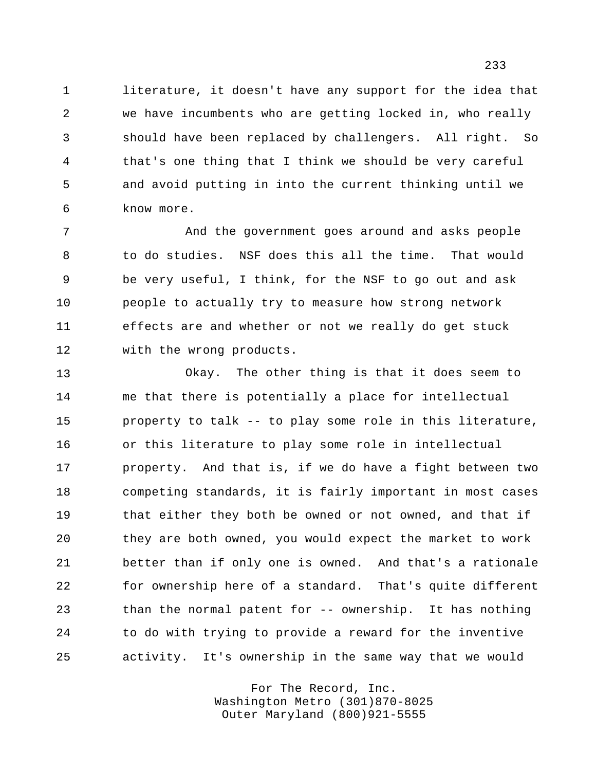literature, it doesn't have any support for the idea that we have incumbents who are getting locked in, who really should have been replaced by challengers. All right. So that's one thing that I think we should be very careful and avoid putting in into the current thinking until we know more.

And the government goes around and asks people to do studies. NSF does this all the time. That would be very useful, I think, for the NSF to go out and ask people to actually try to measure how strong network effects are and whether or not we really do get stuck with the wrong products.

Okay. The other thing is that it does seem to me that there is potentially a place for intellectual property to talk -- to play some role in this literature, or this literature to play some role in intellectual property. And that is, if we do have a fight between two competing standards, it is fairly important in most cases that either they both be owned or not owned, and that if they are both owned, you would expect the market to work better than if only one is owned. And that's a rationale for ownership here of a standard. That's quite different than the normal patent for -- ownership. It has nothing to do with trying to provide a reward for the inventive activity. It's ownership in the same way that we would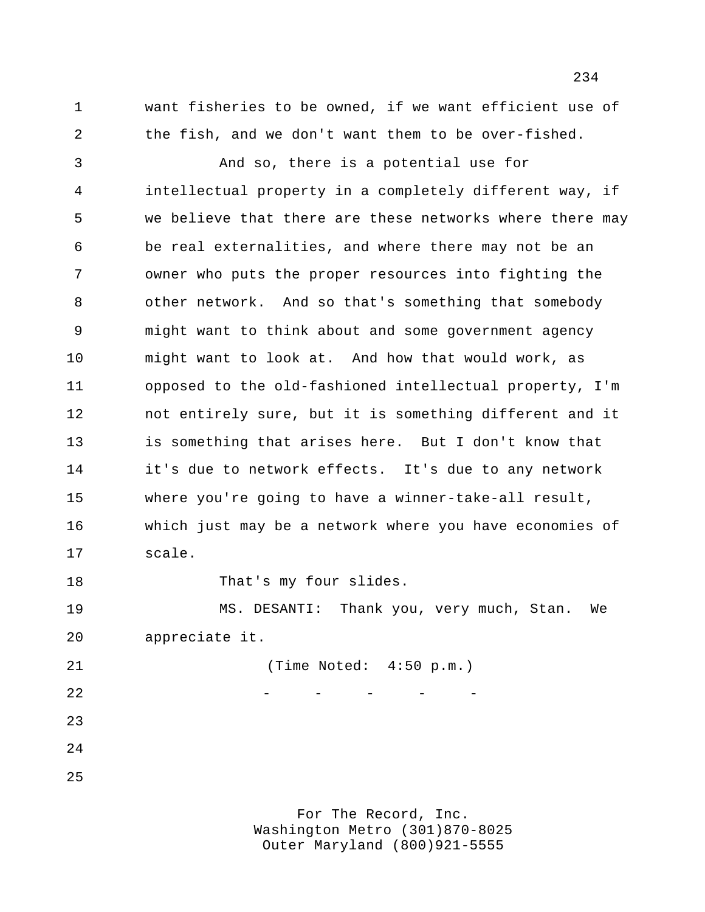want fisheries to be owned, if we want efficient use of the fish, and we don't want them to be over-fished.

And so, there is a potential use for intellectual property in a completely different way, if we believe that there are these networks where there may be real externalities, and where there may not be an owner who puts the proper resources into fighting the other network. And so that's something that somebody might want to think about and some government agency might want to look at. And how that would work, as opposed to the old-fashioned intellectual property, I'm not entirely sure, but it is something different and it is something that arises here. But I don't know that it's due to network effects. It's due to any network where you're going to have a winner-take-all result, which just may be a network where you have economies of scale.

That's my four slides.

MS. DESANTI: Thank you, very much, Stan. We appreciate it.

(Time Noted: 4:50 p.m.)

- - - - -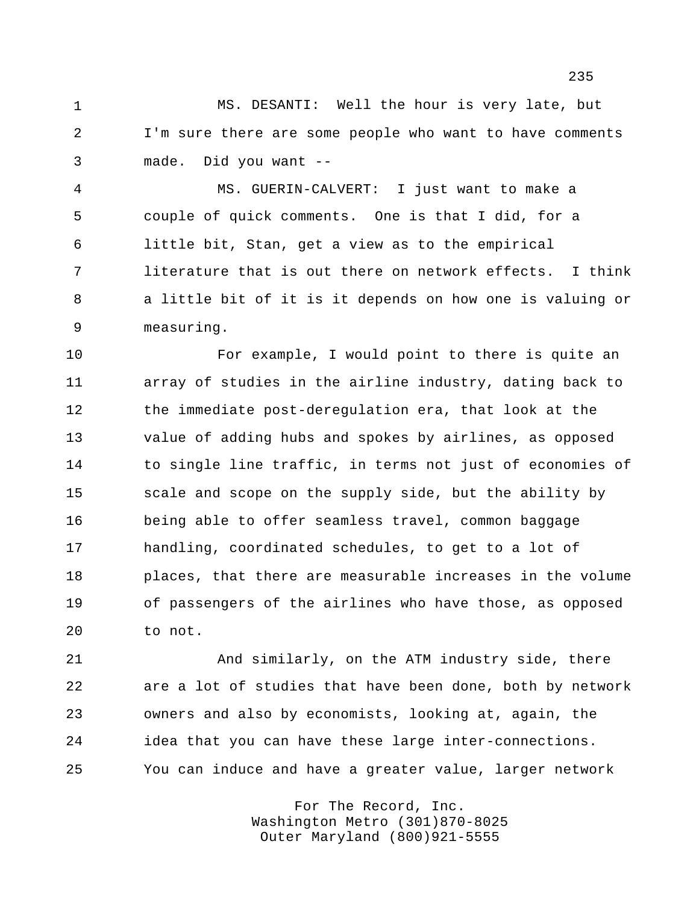MS. DESANTI: Well the hour is very late, but I'm sure there are some people who want to have comments made. Did you want --

MS. GUERIN-CALVERT: I just want to make a couple of quick comments. One is that I did, for a little bit, Stan, get a view as to the empirical literature that is out there on network effects. I think a little bit of it is it depends on how one is valuing or measuring.

For example, I would point to there is quite an array of studies in the airline industry, dating back to the immediate post-deregulation era, that look at the value of adding hubs and spokes by airlines, as opposed to single line traffic, in terms not just of economies of scale and scope on the supply side, but the ability by being able to offer seamless travel, common baggage handling, coordinated schedules, to get to a lot of places, that there are measurable increases in the volume of passengers of the airlines who have those, as opposed to not.

And similarly, on the ATM industry side, there are a lot of studies that have been done, both by network owners and also by economists, looking at, again, the idea that you can have these large inter-connections. You can induce and have a greater value, larger network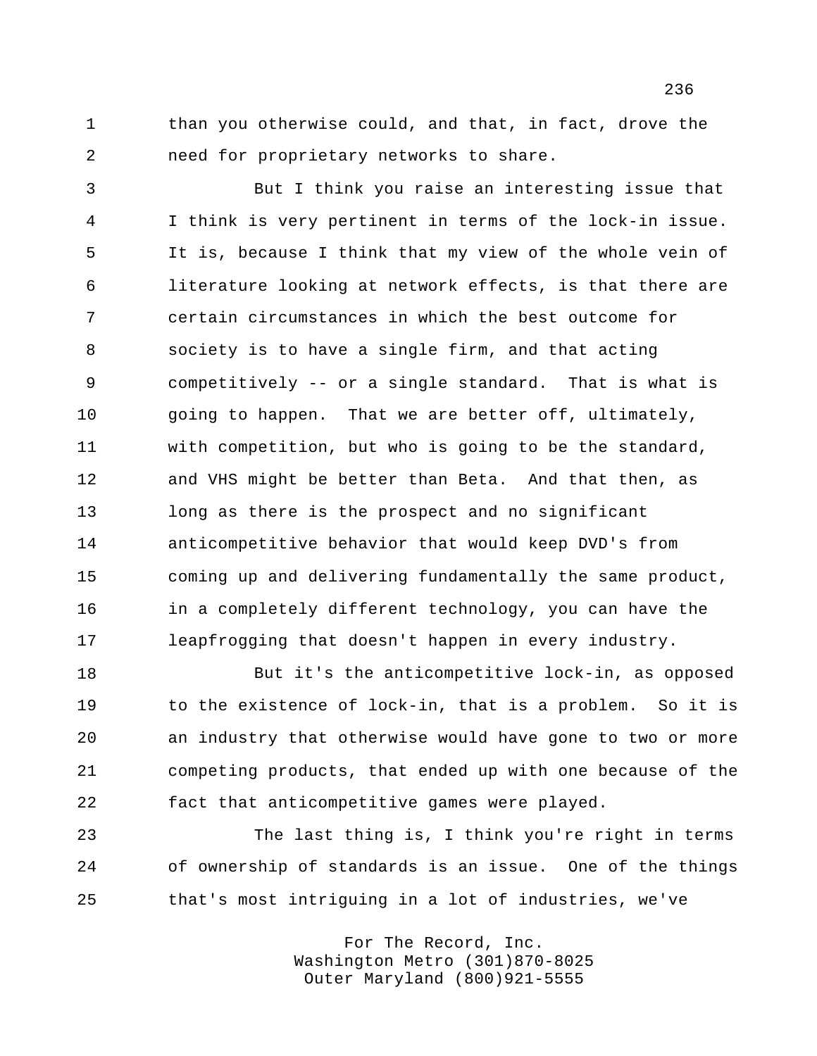than you otherwise could, and that, in fact, drove the need for proprietary networks to share.

But I think you raise an interesting issue that I think is very pertinent in terms of the lock-in issue. It is, because I think that my view of the whole vein of literature looking at network effects, is that there are certain circumstances in which the best outcome for society is to have a single firm, and that acting competitively -- or a single standard. That is what is going to happen. That we are better off, ultimately, with competition, but who is going to be the standard, and VHS might be better than Beta. And that then, as long as there is the prospect and no significant anticompetitive behavior that would keep DVD's from coming up and delivering fundamentally the same product, in a completely different technology, you can have the leapfrogging that doesn't happen in every industry.

But it's the anticompetitive lock-in, as opposed to the existence of lock-in, that is a problem. So it is an industry that otherwise would have gone to two or more competing products, that ended up with one because of the fact that anticompetitive games were played.

The last thing is, I think you're right in terms of ownership of standards is an issue. One of the things that's most intriguing in a lot of industries, we've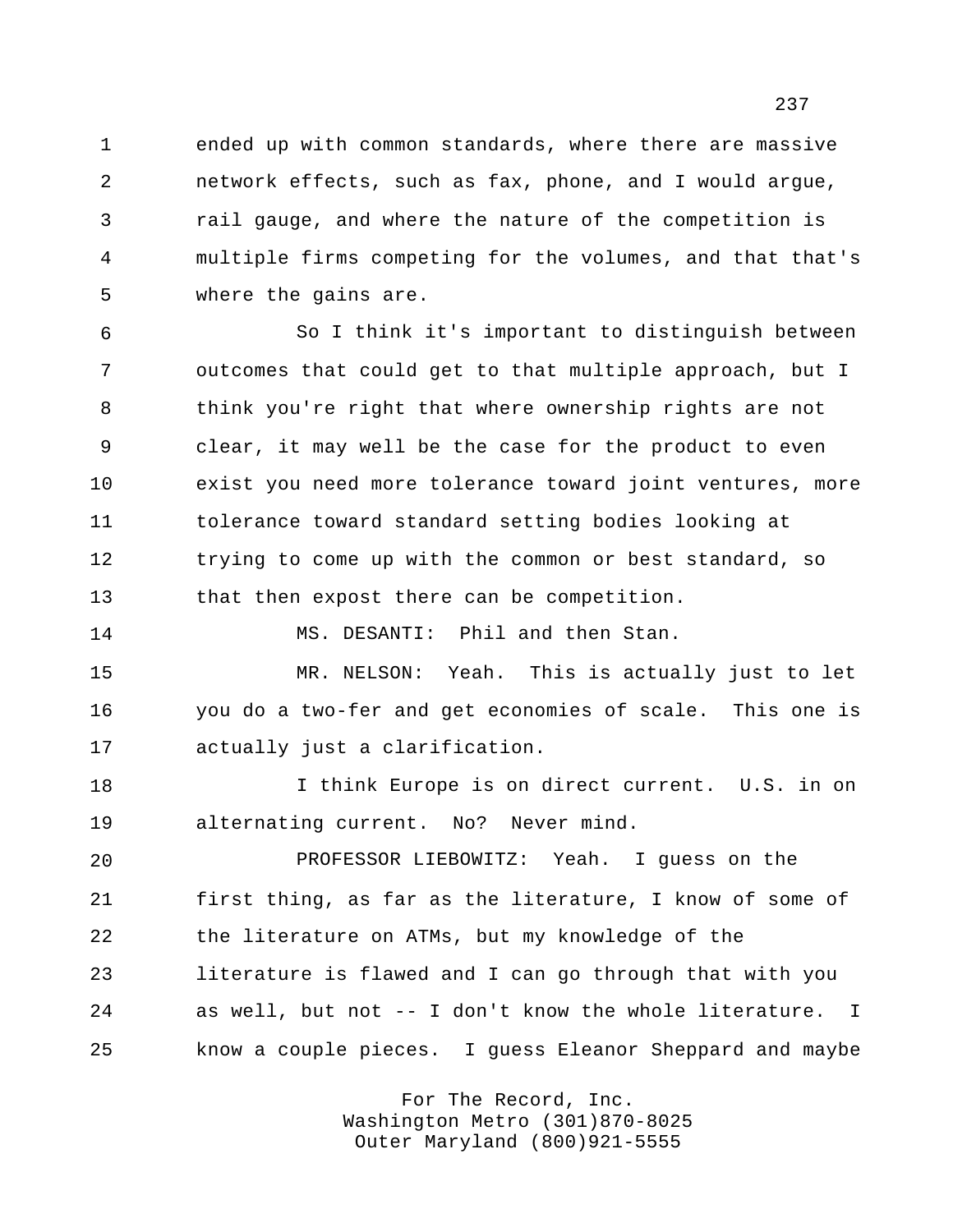ended up with common standards, where there are massive network effects, such as fax, phone, and I would argue, rail gauge, and where the nature of the competition is multiple firms competing for the volumes, and that that's where the gains are.

So I think it's important to distinguish between outcomes that could get to that multiple approach, but I think you're right that where ownership rights are not clear, it may well be the case for the product to even exist you need more tolerance toward joint ventures, more tolerance toward standard setting bodies looking at trying to come up with the common or best standard, so that then expost there can be competition.

MS. DESANTI: Phil and then Stan.

MR. NELSON: Yeah. This is actually just to let you do a two-fer and get economies of scale. This one is actually just a clarification.

I think Europe is on direct current. U.S. in on alternating current. No? Never mind.

PROFESSOR LIEBOWITZ: Yeah. I guess on the first thing, as far as the literature, I know of some of the literature on ATMs, but my knowledge of the literature is flawed and I can go through that with you as well, but not -- I don't know the whole literature. I know a couple pieces. I guess Eleanor Sheppard and maybe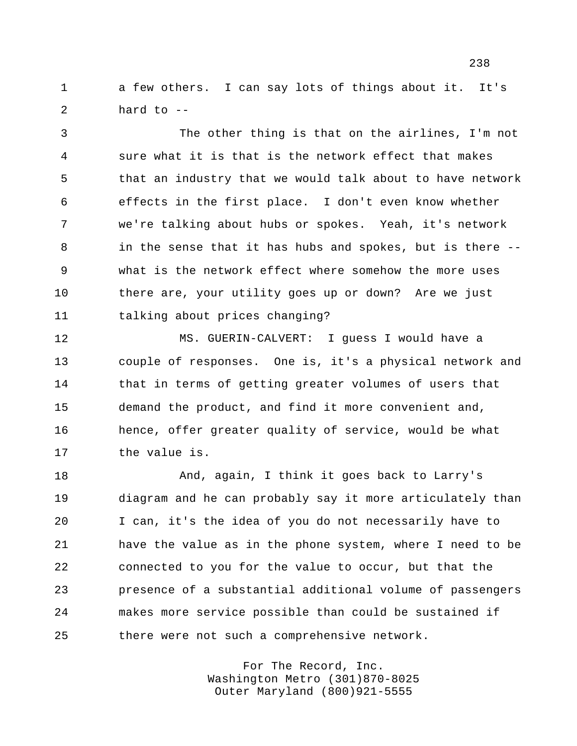a few others. I can say lots of things about it. It's hard to --

The other thing is that on the airlines, I'm not sure what it is that is the network effect that makes that an industry that we would talk about to have network effects in the first place. I don't even know whether we're talking about hubs or spokes. Yeah, it's network in the sense that it has hubs and spokes, but is there -- what is the network effect where somehow the more uses there are, your utility goes up or down? Are we just talking about prices changing?

MS. GUERIN-CALVERT: I guess I would have a couple of responses. One is, it's a physical network and that in terms of getting greater volumes of users that demand the product, and find it more convenient and, hence, offer greater quality of service, would be what the value is.

And, again, I think it goes back to Larry's diagram and he can probably say it more articulately than I can, it's the idea of you do not necessarily have to have the value as in the phone system, where I need to be connected to you for the value to occur, but that the presence of a substantial additional volume of passengers makes more service possible than could be sustained if there were not such a comprehensive network.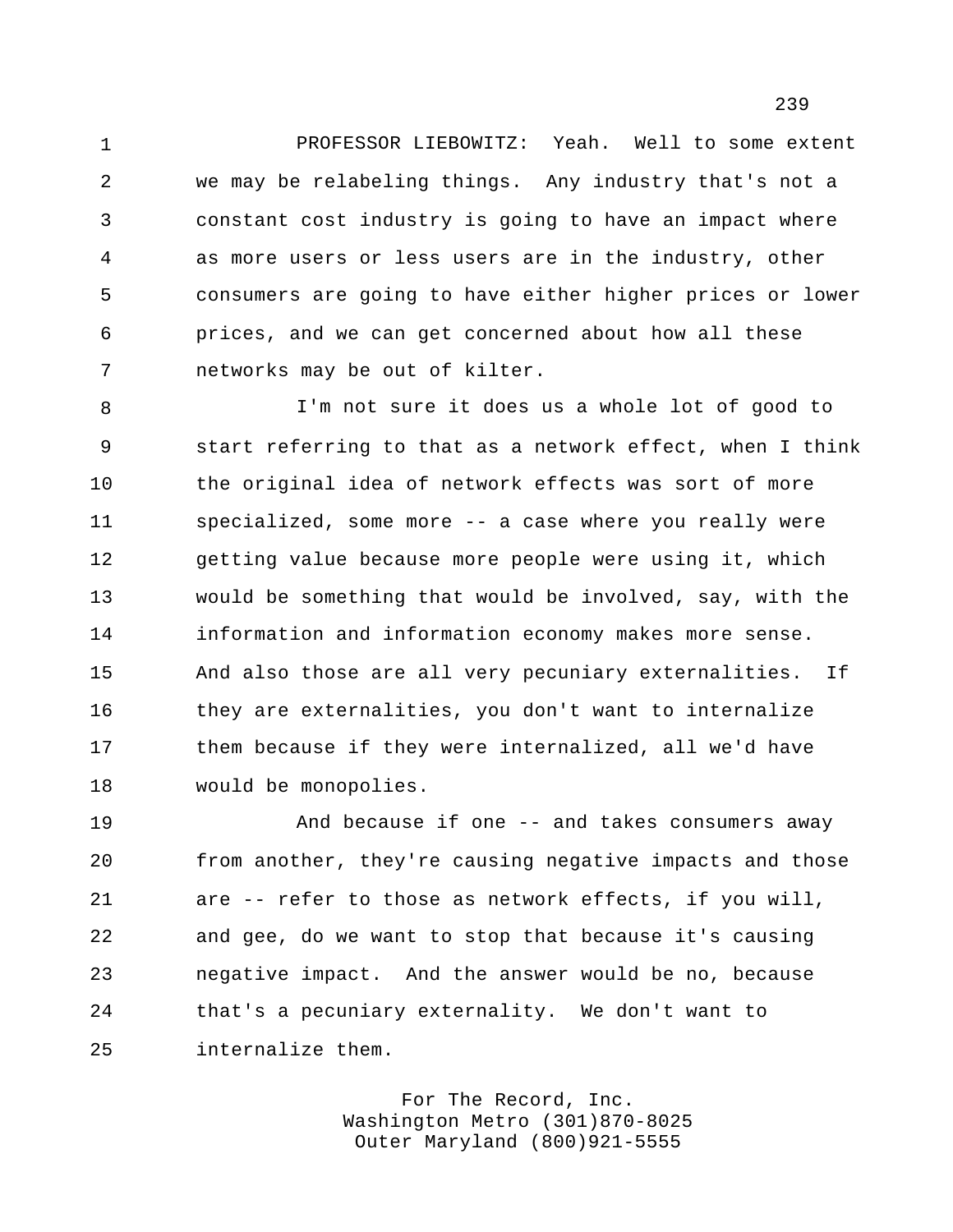PROFESSOR LIEBOWITZ: Yeah. Well to some extent we may be relabeling things. Any industry that's not a constant cost industry is going to have an impact where as more users or less users are in the industry, other consumers are going to have either higher prices or lower prices, and we can get concerned about how all these networks may be out of kilter.

I'm not sure it does us a whole lot of good to start referring to that as a network effect, when I think the original idea of network effects was sort of more specialized, some more -- a case where you really were getting value because more people were using it, which would be something that would be involved, say, with the information and information economy makes more sense. And also those are all very pecuniary externalities. If they are externalities, you don't want to internalize them because if they were internalized, all we'd have would be monopolies.

And because if one -- and takes consumers away from another, they're causing negative impacts and those are -- refer to those as network effects, if you will, and gee, do we want to stop that because it's causing negative impact. And the answer would be no, because that's a pecuniary externality. We don't want to internalize them.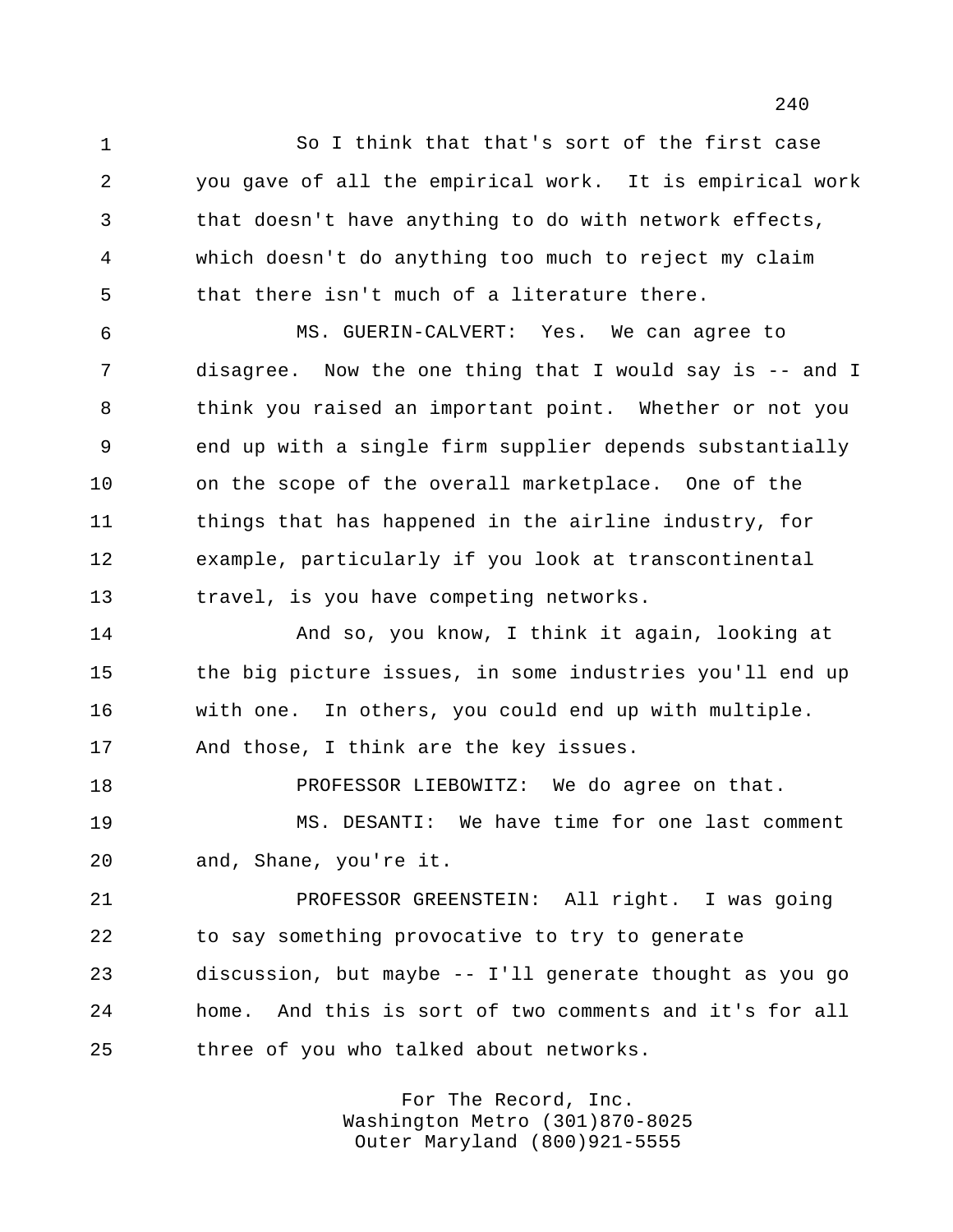So I think that that's sort of the first case you gave of all the empirical work. It is empirical work that doesn't have anything to do with network effects, which doesn't do anything too much to reject my claim that there isn't much of a literature there.

MS. GUERIN-CALVERT: Yes. We can agree to disagree. Now the one thing that I would say is -- and I think you raised an important point. Whether or not you end up with a single firm supplier depends substantially on the scope of the overall marketplace. One of the things that has happened in the airline industry, for example, particularly if you look at transcontinental travel, is you have competing networks.

And so, you know, I think it again, looking at the big picture issues, in some industries you'll end up with one. In others, you could end up with multiple. And those, I think are the key issues.

PROFESSOR LIEBOWITZ: We do agree on that.

MS. DESANTI: We have time for one last comment and, Shane, you're it.

PROFESSOR GREENSTEIN: All right. I was going to say something provocative to try to generate discussion, but maybe -- I'll generate thought as you go home. And this is sort of two comments and it's for all three of you who talked about networks.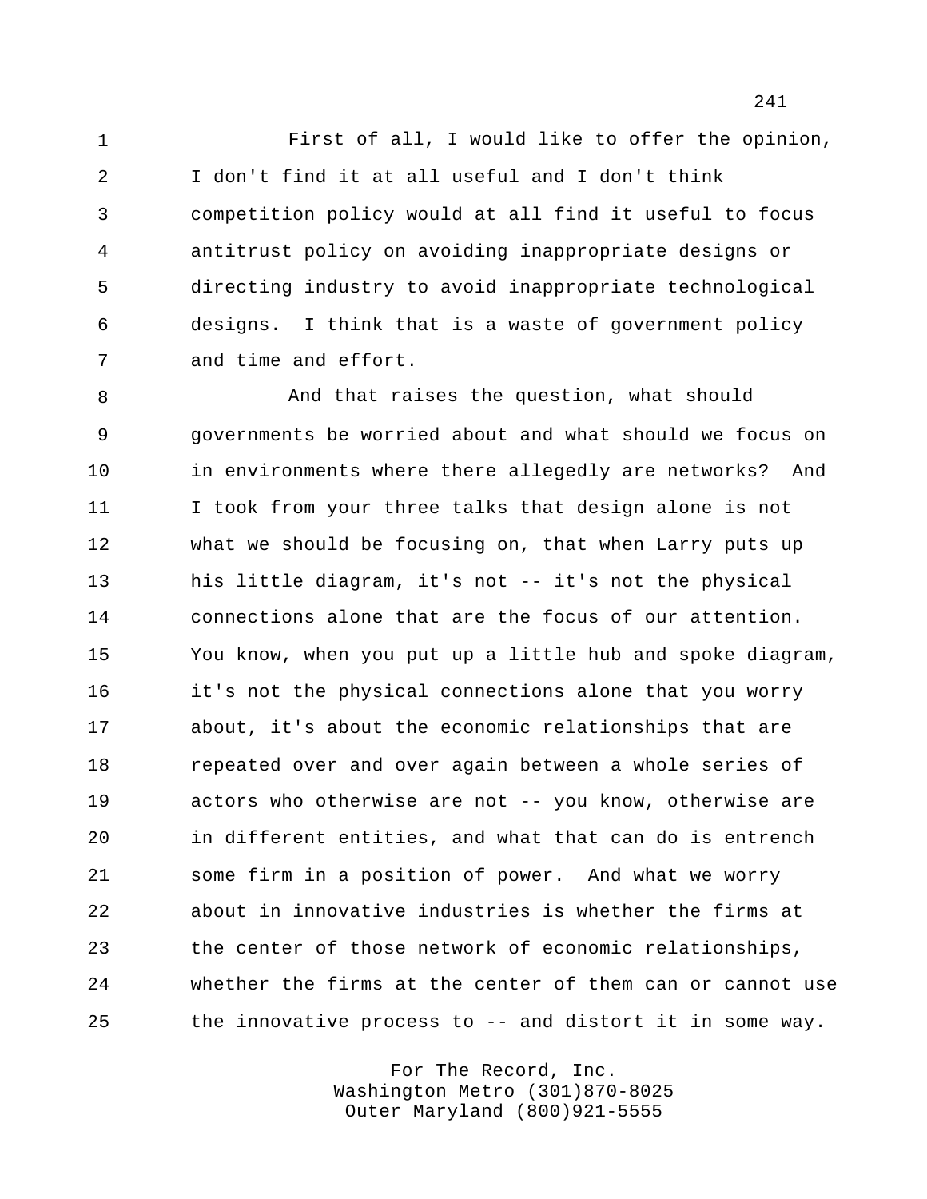First of all, I would like to offer the opinion, I don't find it at all useful and I don't think competition policy would at all find it useful to focus antitrust policy on avoiding inappropriate designs or directing industry to avoid inappropriate technological designs. I think that is a waste of government policy and time and effort.

And that raises the question, what should governments be worried about and what should we focus on in environments where there allegedly are networks? And I took from your three talks that design alone is not what we should be focusing on, that when Larry puts up his little diagram, it's not -- it's not the physical connections alone that are the focus of our attention. You know, when you put up a little hub and spoke diagram, it's not the physical connections alone that you worry about, it's about the economic relationships that are repeated over and over again between a whole series of actors who otherwise are not -- you know, otherwise are in different entities, and what that can do is entrench some firm in a position of power. And what we worry about in innovative industries is whether the firms at the center of those network of economic relationships, whether the firms at the center of them can or cannot use the innovative process to -- and distort it in some way.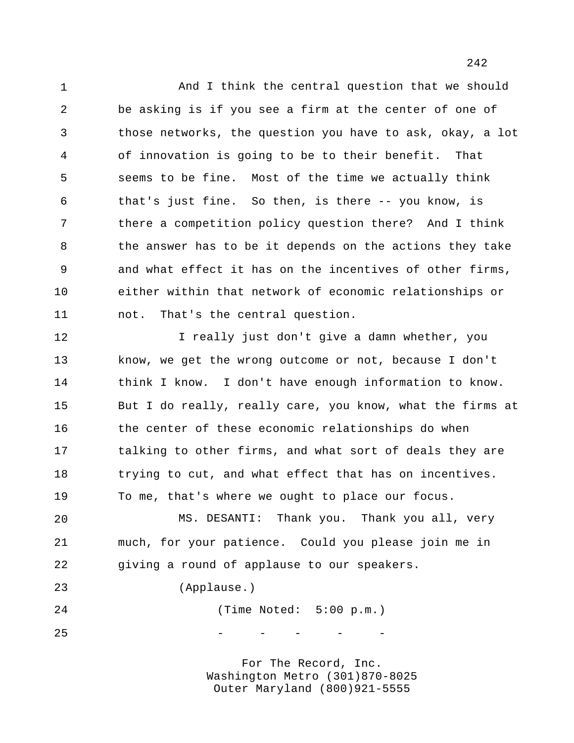And I think the central question that we should be asking is if you see a firm at the center of one of those networks, the question you have to ask, okay, a lot of innovation is going to be to their benefit. That seems to be fine. Most of the time we actually think that's just fine. So then, is there -- you know, is there a competition policy question there? And I think the answer has to be it depends on the actions they take and what effect it has on the incentives of other firms, either within that network of economic relationships or not. That's the central question.

I really just don't give a damn whether, you know, we get the wrong outcome or not, because I don't think I know. I don't have enough information to know. But I do really, really care, you know, what the firms at the center of these economic relationships do when talking to other firms, and what sort of deals they are trying to cut, and what effect that has on incentives. To me, that's where we ought to place our focus.

MS. DESANTI: Thank you. Thank you all, very much, for your patience. Could you please join me in giving a round of applause to our speakers.

(Applause.)

(Time Noted: 5:00 p.m.)

\- - - - -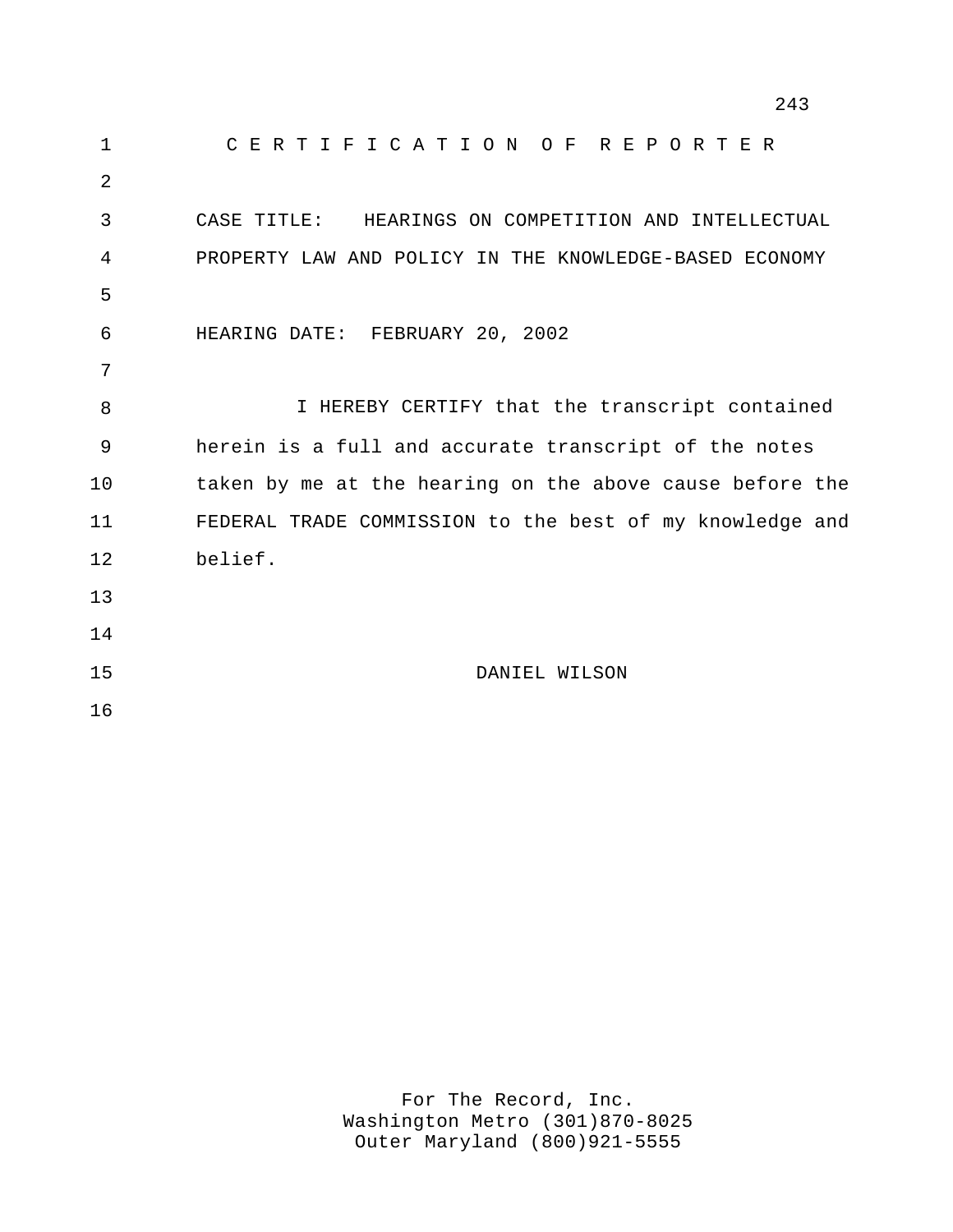# C E R T I F I C A T I O N  O F  R E P O R T E R

CASE TITLE: HEARINGS ON COMPETITION AND INTELLECTUAL PROPERTY LAW AND POLICY IN THE KNOWLEDGE-BASED ECONOMY

HEARING DATE: FEBRUARY 20, 2002

I HEREBY CERTIFY that the transcript contained herein is a full and accurate transcript of the notes taken by me at the hearing on the above cause before the FEDERAL TRADE COMMISSION to the best of my knowledge and belief.

DANIEL WILSON

For The Record, Inc.
Washington Metro (301)870-8025
Outer Maryland (800)921-5555